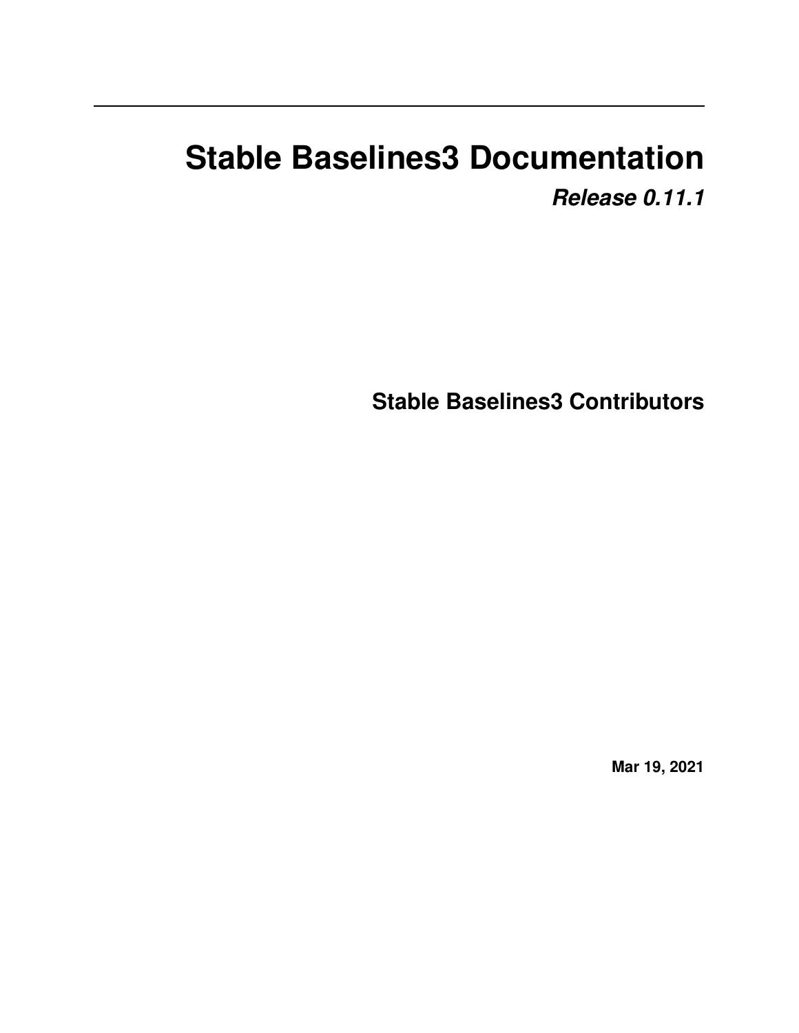# Stable Baselines3 Documentation

***Release 0.11.1***

**Stable Baselines3 Contributors**

**Mar 19, 2021**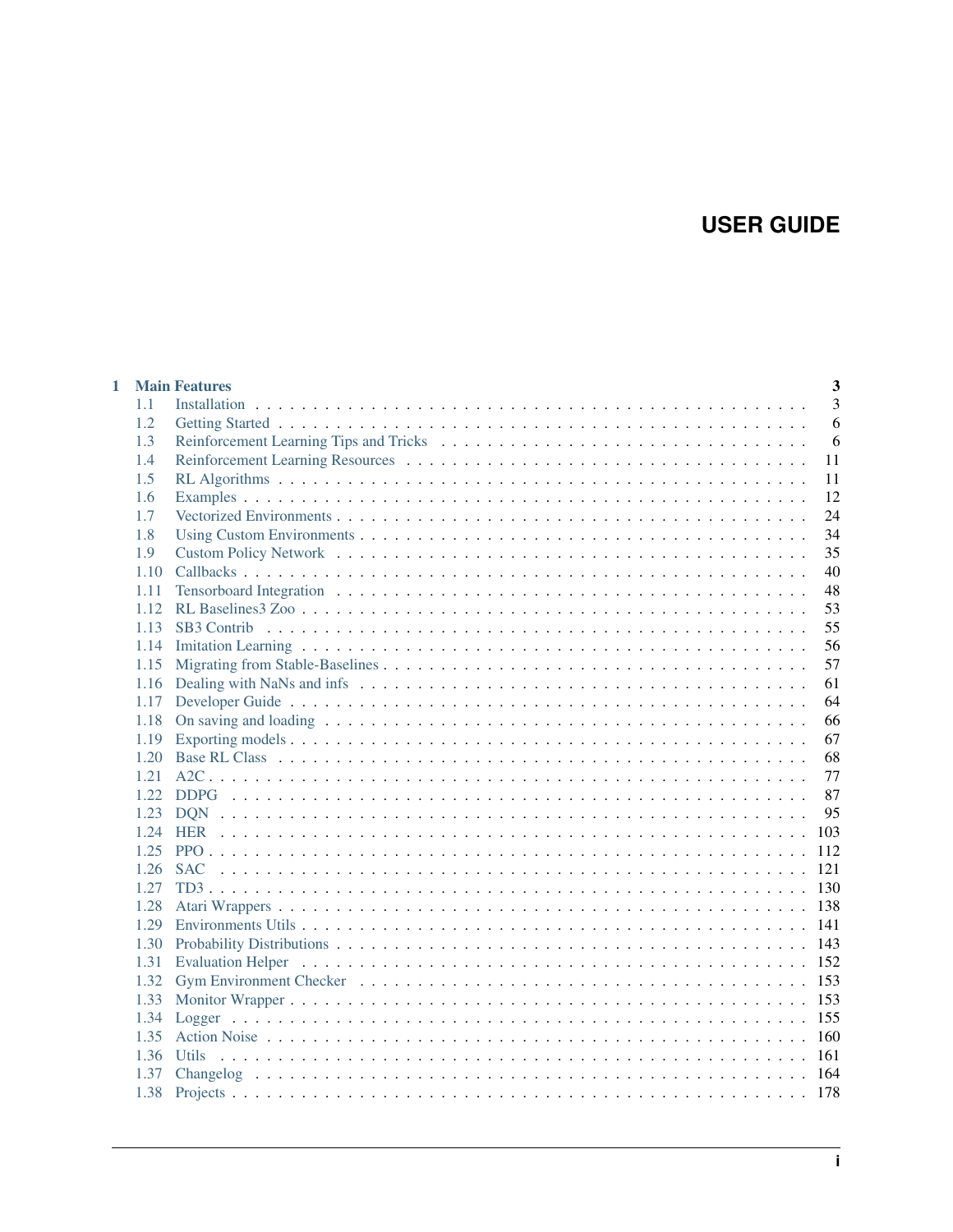# USER GUIDE

| | | |
|---|---|---|
| **1** | **Main Features** | **3** |
| 1.1 | Installation | 3 |
| 1.2 | Getting Started | 6 |
| 1.3 | Reinforcement Learning Tips and Tricks | 6 |
| 1.4 | Reinforcement Learning Resources | 11 |
| 1.5 | RL Algorithms | 11 |
| 1.6 | Examples | 12 |
| 1.7 | Vectorized Environments | 24 |
| 1.8 | Using Custom Environments | 34 |
| 1.9 | Custom Policy Network | 35 |
| 1.10 | Callbacks | 40 |
| 1.11 | Tensorboard Integration | 48 |
| 1.12 | RL Baselines3 Zoo | 53 |
| 1.13 | SB3 Contrib | 55 |
| 1.14 | Imitation Learning | 56 |
| 1.15 | Migrating from Stable-Baselines | 57 |
| 1.16 | Dealing with NaNs and infs | 61 |
| 1.17 | Developer Guide | 64 |
| 1.18 | On saving and loading | 66 |
| 1.19 | Exporting models | 67 |
| 1.20 | Base RL Class | 68 |
| 1.21 | A2C | 77 |
| 1.22 | DDPG | 87 |
| 1.23 | DQN | 95 |
| 1.24 | HER | 103 |
| 1.25 | PPO | 112 |
| 1.26 | SAC | 121 |
| 1.27 | TD3 | 130 |
| 1.28 | Atari Wrappers | 138 |
| 1.29 | Environments Utils | 141 |
| 1.30 | Probability Distributions | 143 |
| 1.31 | Evaluation Helper | 152 |
| 1.32 | Gym Environment Checker | 153 |
| 1.33 | Monitor Wrapper | 153 |
| 1.34 | Logger | 155 |
| 1.35 | Action Noise | 160 |
| 1.36 | Utils | 161 |
| 1.37 | Changelog | 164 |
| 1.38 | Projects | 178 |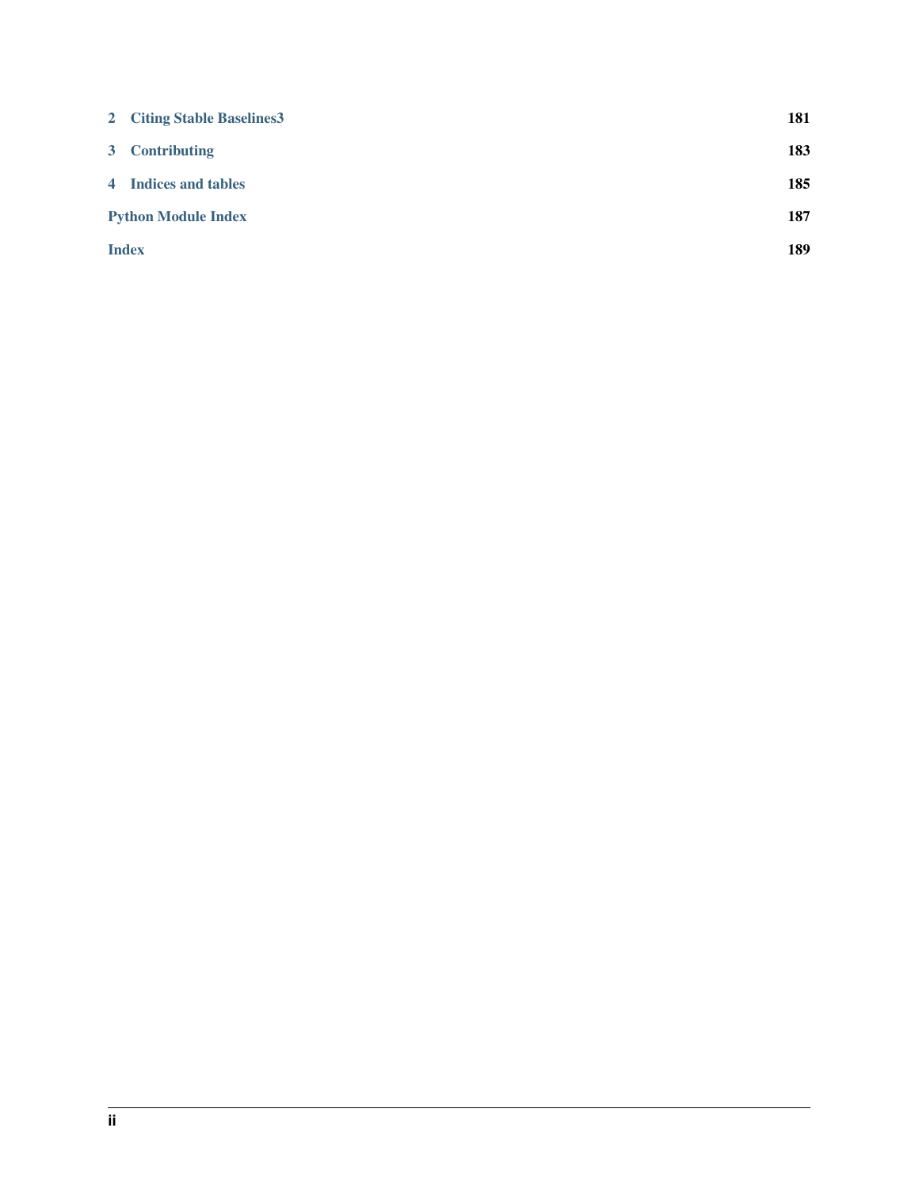| | |
|---|---|
| 2 Citing Stable Baselines3 | 181 |
| 3 Contributing | 183 |
| 4 Indices and tables | 185 |
| Python Module Index | 187 |
| Index | 189 |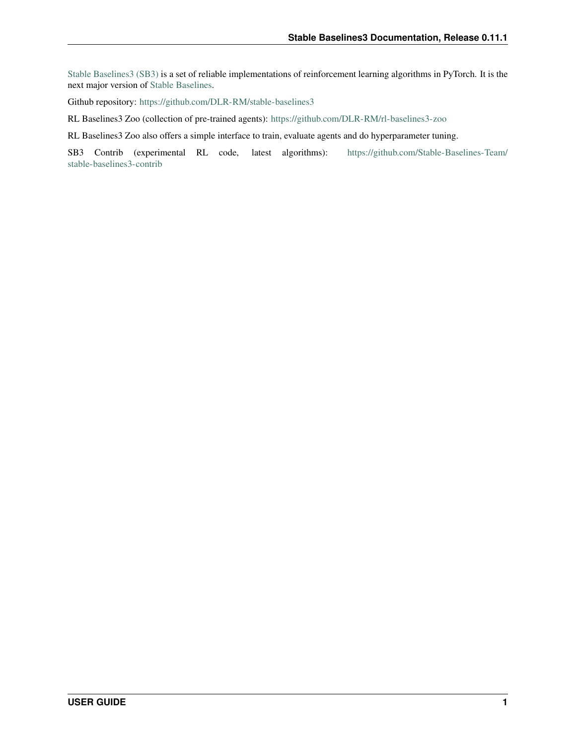Stable Baselines3 (SB3) is a set of reliable implementations of reinforcement learning algorithms in PyTorch. It is the next major version of Stable Baselines.

Github repository: https://github.com/DLR-RM/stable-baselines3

RL Baselines3 Zoo (collection of pre-trained agents): https://github.com/DLR-RM/rl-baselines3-zoo

RL Baselines3 Zoo also offers a simple interface to train, evaluate agents and do hyperparameter tuning.

SB3 Contrib (experimental RL code, latest algorithms): https://github.com/Stable-Baselines-Team/stable-baselines3-contrib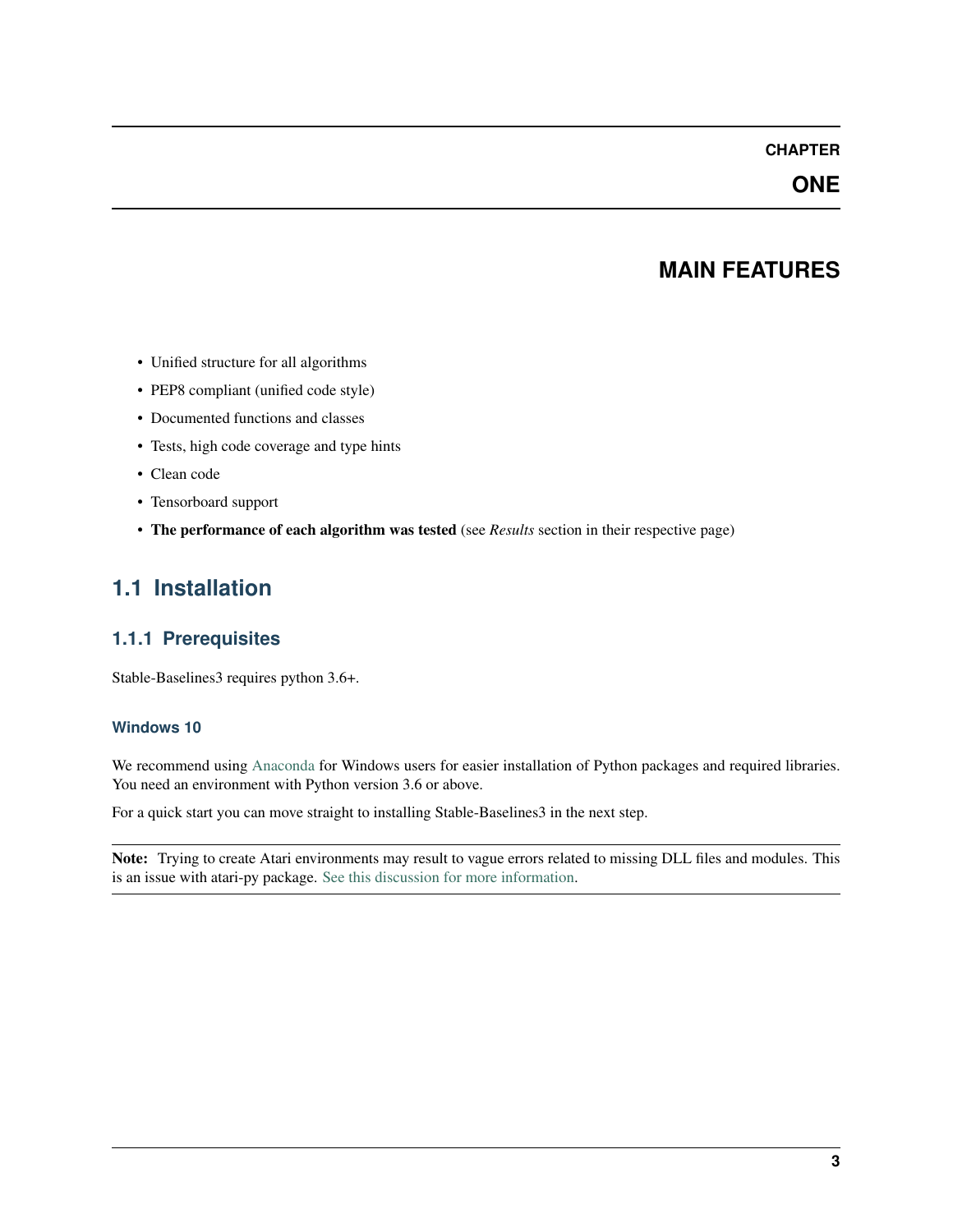# CHAPTER ONE

# MAIN FEATURES

- Unified structure for all algorithms
- PEP8 compliant (unified code style)
- Documented functions and classes
- Tests, high code coverage and type hints
- Clean code
- Tensorboard support
- **The performance of each algorithm was tested** (see *Results* section in their respective page)

## 1.1 Installation

### 1.1.1 Prerequisites

Stable-Baselines3 requires python 3.6+.

#### Windows 10

We recommend using Anaconda for Windows users for easier installation of Python packages and required libraries. You need an environment with Python version 3.6 or above.

For a quick start you can move straight to installing Stable-Baselines3 in the next step.

**Note:** Trying to create Atari environments may result to vague errors related to missing DLL files and modules. This is an issue with atari-py package. See this discussion for more information.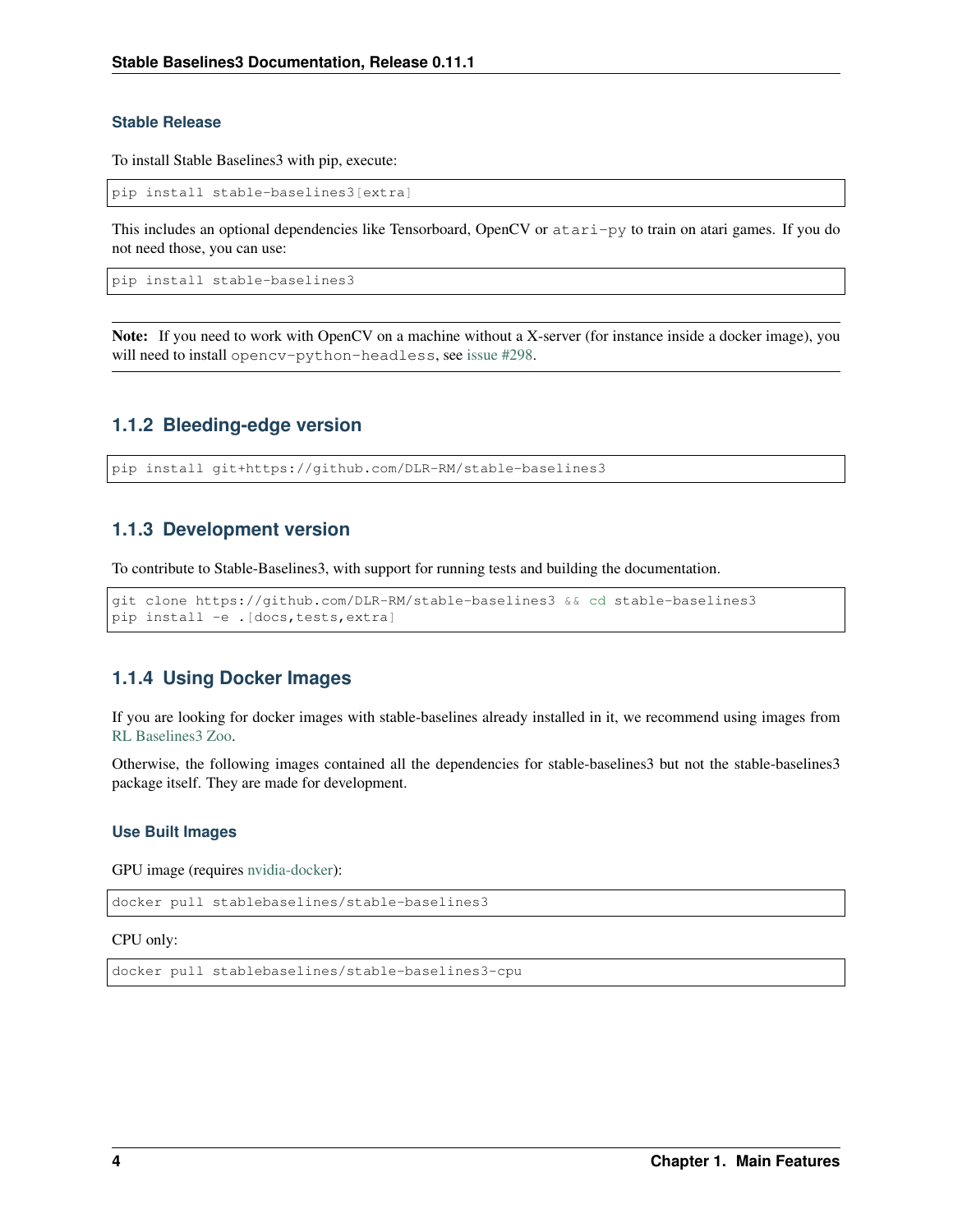### Stable Release

To install Stable Baselines3 with pip, execute:

```
pip install stable-baselines3[extra]
```

This includes an optional dependencies like Tensorboard, OpenCV or `atari-py` to train on atari games. If you do not need those, you can use:

```
pip install stable-baselines3
```

**Note:** If you need to work with OpenCV on a machine without a X-server (for instance inside a docker image), you will need to install `opencv-python-headless`, see issue #298.

## 1.1.2 Bleeding-edge version

```
pip install git+https://github.com/DLR-RM/stable-baselines3
```

## 1.1.3 Development version

To contribute to Stable-Baselines3, with support for running tests and building the documentation.

```
git clone https://github.com/DLR-RM/stable-baselines3 && cd stable-baselines3
pip install -e .[docs,tests,extra]
```

## 1.1.4 Using Docker Images

If you are looking for docker images with stable-baselines already installed in it, we recommend using images from RL Baselines3 Zoo.

Otherwise, the following images contained all the dependencies for stable-baselines3 but not the stable-baselines3 package itself. They are made for development.

### Use Built Images

GPU image (requires nvidia-docker):

```
docker pull stablebaselines/stable-baselines3
```

CPU only:

```
docker pull stablebaselines/stable-baselines3-cpu
```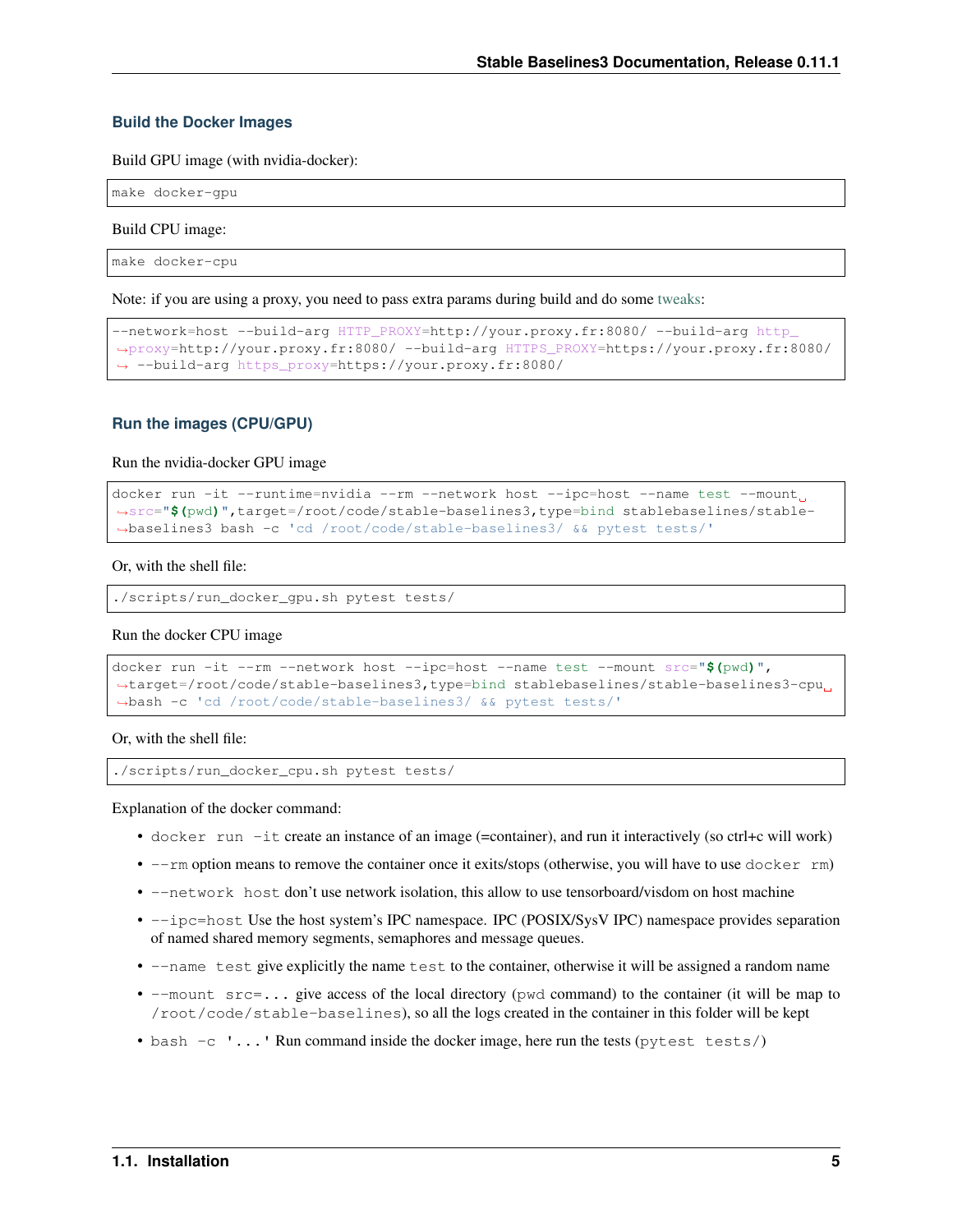### Build the Docker Images

Build GPU image (with nvidia-docker):

```
make docker-gpu
```

Build CPU image:

```
make docker-cpu
```

Note: if you are using a proxy, you need to pass extra params during build and do some tweaks:

```
--network=host --build-arg HTTP_PROXY=http://your.proxy.fr:8080/ --build-arg http_proxy=http://your.proxy.fr:8080/ --build-arg HTTPS_PROXY=https://your.proxy.fr:8080/ --build-arg https_proxy=https://your.proxy.fr:8080/
```

### Run the images (CPU/GPU)

Run the nvidia-docker GPU image

```
docker run -it --runtime=nvidia --rm --network host --ipc=host --name test --mount src="$(pwd)",target=/root/code/stable-baselines3,type=bind stablebaselines/stable-baselines3 bash -c 'cd /root/code/stable-baselines3/ && pytest tests/'
```

Or, with the shell file:

```
./scripts/run_docker_gpu.sh pytest tests/
```

Run the docker CPU image

```
docker run -it --rm --network host --ipc=host --name test --mount src="$(pwd)",target=/root/code/stable-baselines3,type=bind stablebaselines/stable-baselines3-cpu bash -c 'cd /root/code/stable-baselines3/ && pytest tests/'
```

Or, with the shell file:

```
./scripts/run_docker_cpu.sh pytest tests/
```

Explanation of the docker command:

- `docker run -it` create an instance of an image (=container), and run it interactively (so ctrl+c will work)
- `--rm` option means to remove the container once it exits/stops (otherwise, you will have to use `docker rm`)
- `--network host` don't use network isolation, this allow to use tensorboard/visdom on host machine
- `--ipc=host` Use the host system's IPC namespace. IPC (POSIX/SysV IPC) namespace provides separation of named shared memory segments, semaphores and message queues.
- `--name test` give explicitly the name `test` to the container, otherwise it will be assigned a random name
- `--mount src=...` give access of the local directory (`pwd` command) to the container (it will be map to `/root/code/stable-baselines`), so all the logs created in the container in this folder will be kept
- `bash -c '...'` Run command inside the docker image, here run the tests (`pytest tests/`)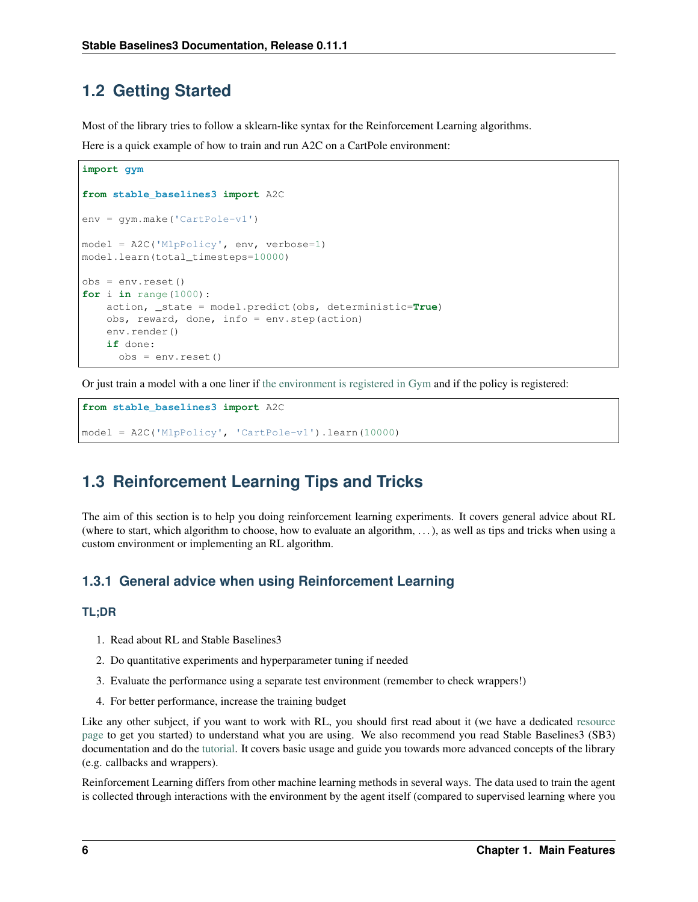## 1.2 Getting Started

Most of the library tries to follow a sklearn-like syntax for the Reinforcement Learning algorithms.

Here is a quick example of how to train and run A2C on a CartPole environment:

```
import gym

from stable_baselines3 import A2C

env = gym.make('CartPole-v1')

model = A2C('MlpPolicy', env, verbose=1)
model.learn(total_timesteps=10000)

obs = env.reset()
for i in range(1000):
    action, _state = model.predict(obs, deterministic=True)
    obs, reward, done, info = env.step(action)
    env.render()
    if done:
      obs = env.reset()
```

Or just train a model with a one liner if the environment is registered in Gym and if the policy is registered:

```
from stable_baselines3 import A2C

model = A2C('MlpPolicy', 'CartPole-v1').learn(10000)
```

## 1.3 Reinforcement Learning Tips and Tricks

The aim of this section is to help you doing reinforcement learning experiments. It covers general advice about RL (where to start, which algorithm to choose, how to evaluate an algorithm, . . . ), as well as tips and tricks when using a custom environment or implementing an RL algorithm.

### 1.3.1 General advice when using Reinforcement Learning

#### TL;DR

1. Read about RL and Stable Baselines3
2. Do quantitative experiments and hyperparameter tuning if needed
3. Evaluate the performance using a separate test environment (remember to check wrappers!)
4. For better performance, increase the training budget

Like any other subject, if you want to work with RL, you should first read about it (we have a dedicated resource page to get you started) to understand what you are using. We also recommend you read Stable Baselines3 (SB3) documentation and do the tutorial. It covers basic usage and guide you towards more advanced concepts of the library (e.g. callbacks and wrappers).

Reinforcement Learning differs from other machine learning methods in several ways. The data used to train the agent is collected through interactions with the environment by the agent itself (compared to supervised learning where you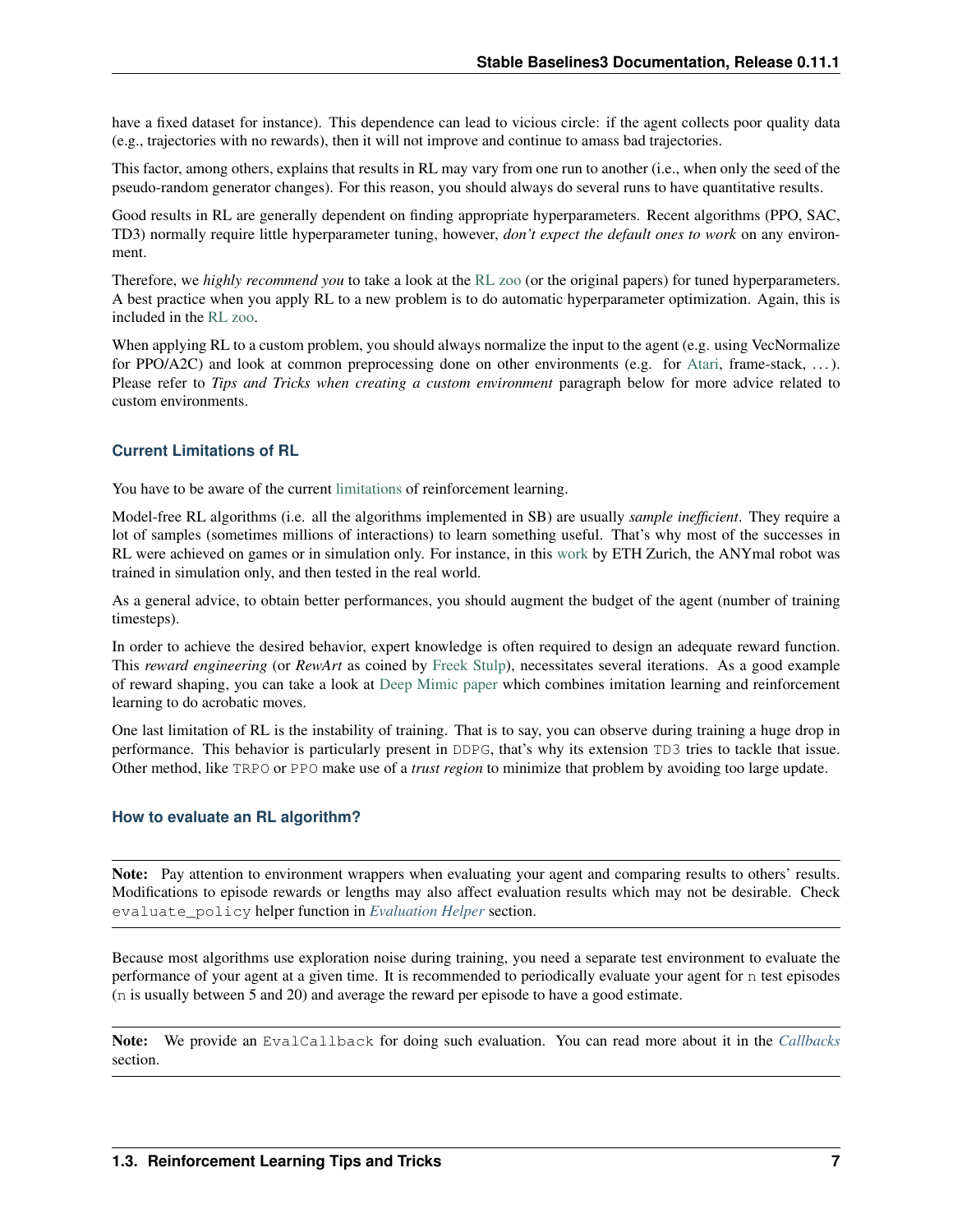have a fixed dataset for instance). This dependence can lead to vicious circle: if the agent collects poor quality data (e.g., trajectories with no rewards), then it will not improve and continue to amass bad trajectories.

This factor, among others, explains that results in RL may vary from one run to another (i.e., when only the seed of the pseudo-random generator changes). For this reason, you should always do several runs to have quantitative results.

Good results in RL are generally dependent on finding appropriate hyperparameters. Recent algorithms (PPO, SAC, TD3) normally require little hyperparameter tuning, however, *don't expect the default ones to work* on any environment.

Therefore, we *highly recommend you* to take a look at the RL zoo (or the original papers) for tuned hyperparameters. A best practice when you apply RL to a new problem is to do automatic hyperparameter optimization. Again, this is included in the RL zoo.

When applying RL to a custom problem, you should always normalize the input to the agent (e.g. using VecNormalize for PPO/A2C) and look at common preprocessing done on other environments (e.g. for Atari, frame-stack, …). Please refer to *Tips and Tricks when creating a custom environment* paragraph below for more advice related to custom environments.

### Current Limitations of RL

You have to be aware of the current limitations of reinforcement learning.

Model-free RL algorithms (i.e. all the algorithms implemented in SB) are usually *sample inefficient*. They require a lot of samples (sometimes millions of interactions) to learn something useful. That's why most of the successes in RL were achieved on games or in simulation only. For instance, in this work by ETH Zurich, the ANYmal robot was trained in simulation only, and then tested in the real world.

As a general advice, to obtain better performances, you should augment the budget of the agent (number of training timesteps).

In order to achieve the desired behavior, expert knowledge is often required to design an adequate reward function. This *reward engineering* (or *RewArt* as coined by Freek Stulp), necessitates several iterations. As a good example of reward shaping, you can take a look at Deep Mimic paper which combines imitation learning and reinforcement learning to do acrobatic moves.

One last limitation of RL is the instability of training. That is to say, you can observe during training a huge drop in performance. This behavior is particularly present in `DDPG`, that's why its extension `TD3` tries to tackle that issue. Other method, like `TRPO` or `PPO` make use of a *trust region* to minimize that problem by avoiding too large update.

### How to evaluate an RL algorithm?

**Note:** Pay attention to environment wrappers when evaluating your agent and comparing results to others' results. Modifications to episode rewards or lengths may also affect evaluation results which may not be desirable. Check `evaluate_policy` helper function in *Evaluation Helper* section.

Because most algorithms use exploration noise during training, you need a separate test environment to evaluate the performance of your agent at a given time. It is recommended to periodically evaluate your agent for `n` test episodes (`n` is usually between 5 and 20) and average the reward per episode to have a good estimate.

**Note:** We provide an `EvalCallback` for doing such evaluation. You can read more about it in the *Callbacks* section.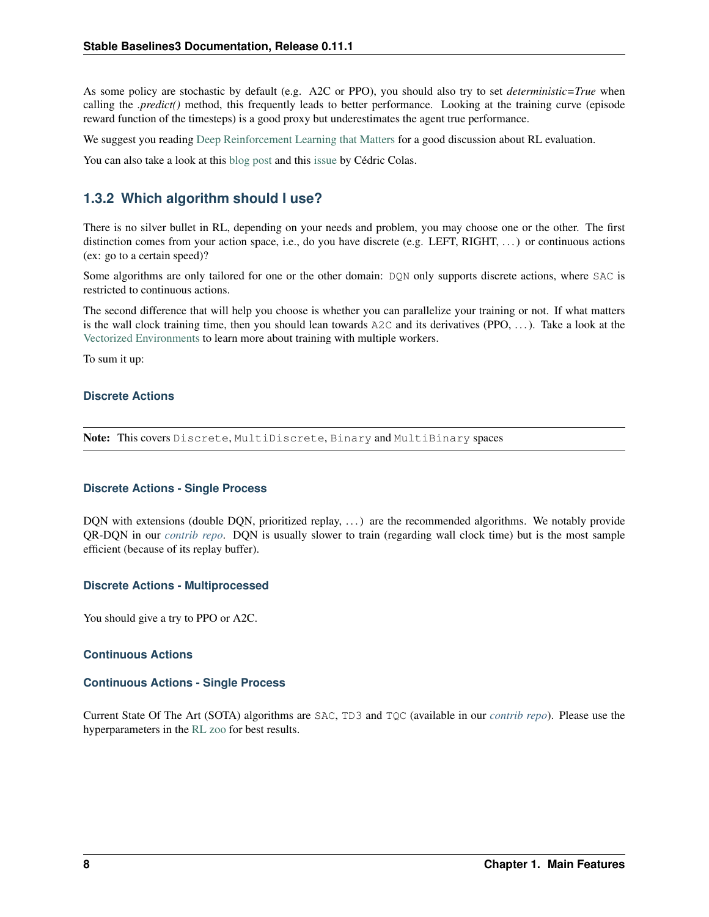As some policy are stochastic by default (e.g. A2C or PPO), you should also try to set *deterministic=True* when calling the *.predict()* method, this frequently leads to better performance. Looking at the training curve (episode reward function of the timesteps) is a good proxy but underestimates the agent true performance.

We suggest you reading Deep Reinforcement Learning that Matters for a good discussion about RL evaluation.

You can also take a look at this blog post and this issue by Cédric Colas.

### 1.3.2 Which algorithm should I use?

There is no silver bullet in RL, depending on your needs and problem, you may choose one or the other. The first distinction comes from your action space, i.e., do you have discrete (e.g. LEFT, RIGHT, . . . ) or continuous actions (ex: go to a certain speed)?

Some algorithms are only tailored for one or the other domain: `DQN` only supports discrete actions, where `SAC` is restricted to continuous actions.

The second difference that will help you choose is whether you can parallelize your training or not. If what matters is the wall clock training time, then you should lean towards `A2C` and its derivatives (PPO, . . . ). Take a look at the Vectorized Environments to learn more about training with multiple workers.

To sum it up:

#### Discrete Actions

**Note:** This covers `Discrete`, `MultiDiscrete`, `Binary` and `MultiBinary` spaces

#### Discrete Actions - Single Process

DQN with extensions (double DQN, prioritized replay, . . . ) are the recommended algorithms. We notably provide QR-DQN in our *contrib repo*. DQN is usually slower to train (regarding wall clock time) but is the most sample efficient (because of its replay buffer).

#### Discrete Actions - Multiprocessed

You should give a try to PPO or A2C.

#### Continuous Actions

#### Continuous Actions - Single Process

Current State Of The Art (SOTA) algorithms are `SAC`, `TD3` and `TQC` (available in our *contrib repo*). Please use the hyperparameters in the RL zoo for best results.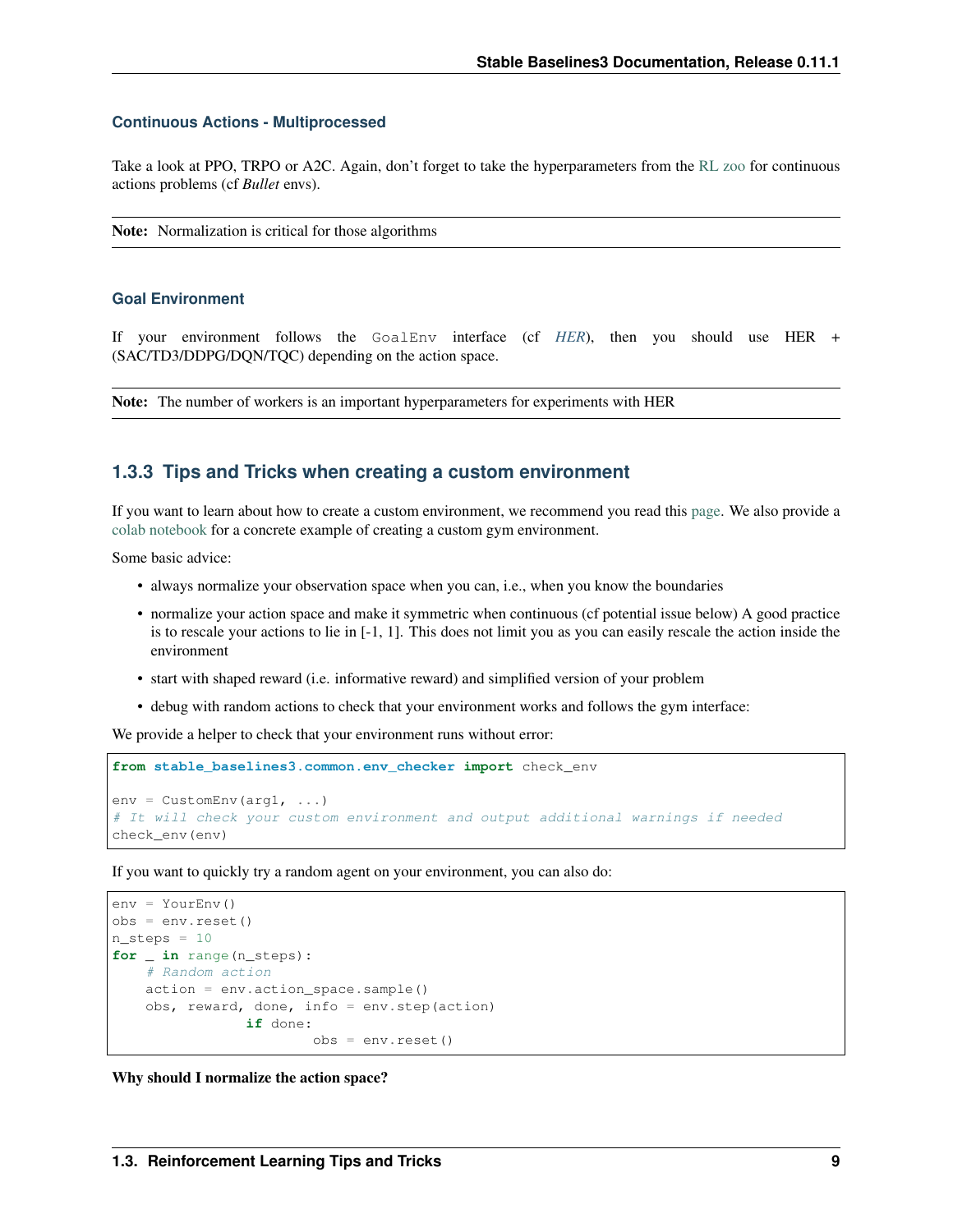#### Continuous Actions - Multiprocessed

Take a look at PPO, TRPO or A2C. Again, don't forget to take the hyperparameters from the RL zoo for continuous actions problems (cf *Bullet* envs).

**Note:** Normalization is critical for those algorithms

#### Goal Environment

If your environment follows the `GoalEnv` interface (cf *HER*), then you should use HER + (SAC/TD3/DDPG/DQN/TQC) depending on the action space.

**Note:** The number of workers is an important hyperparameters for experiments with HER

### 1.3.3 Tips and Tricks when creating a custom environment

If you want to learn about how to create a custom environment, we recommend you read this page. We also provide a colab notebook for a concrete example of creating a custom gym environment.

Some basic advice:

- always normalize your observation space when you can, i.e., when you know the boundaries
- normalize your action space and make it symmetric when continuous (cf potential issue below) A good practice is to rescale your actions to lie in [-1, 1]. This does not limit you as you can easily rescale the action inside the environment
- start with shaped reward (i.e. informative reward) and simplified version of your problem
- debug with random actions to check that your environment works and follows the gym interface:

We provide a helper to check that your environment runs without error:

```python
from stable_baselines3.common.env_checker import check_env

env = CustomEnv(arg1, ...)
# It will check your custom environment and output additional warnings if needed
check_env(env)
```

If you want to quickly try a random agent on your environment, you can also do:

```python
env = YourEnv()
obs = env.reset()
n_steps = 10
for _ in range(n_steps):
    # Random action
    action = env.action_space.sample()
    obs, reward, done, info = env.step(action)
            if done:
                    obs = env.reset()
```

**Why should I normalize the action space?**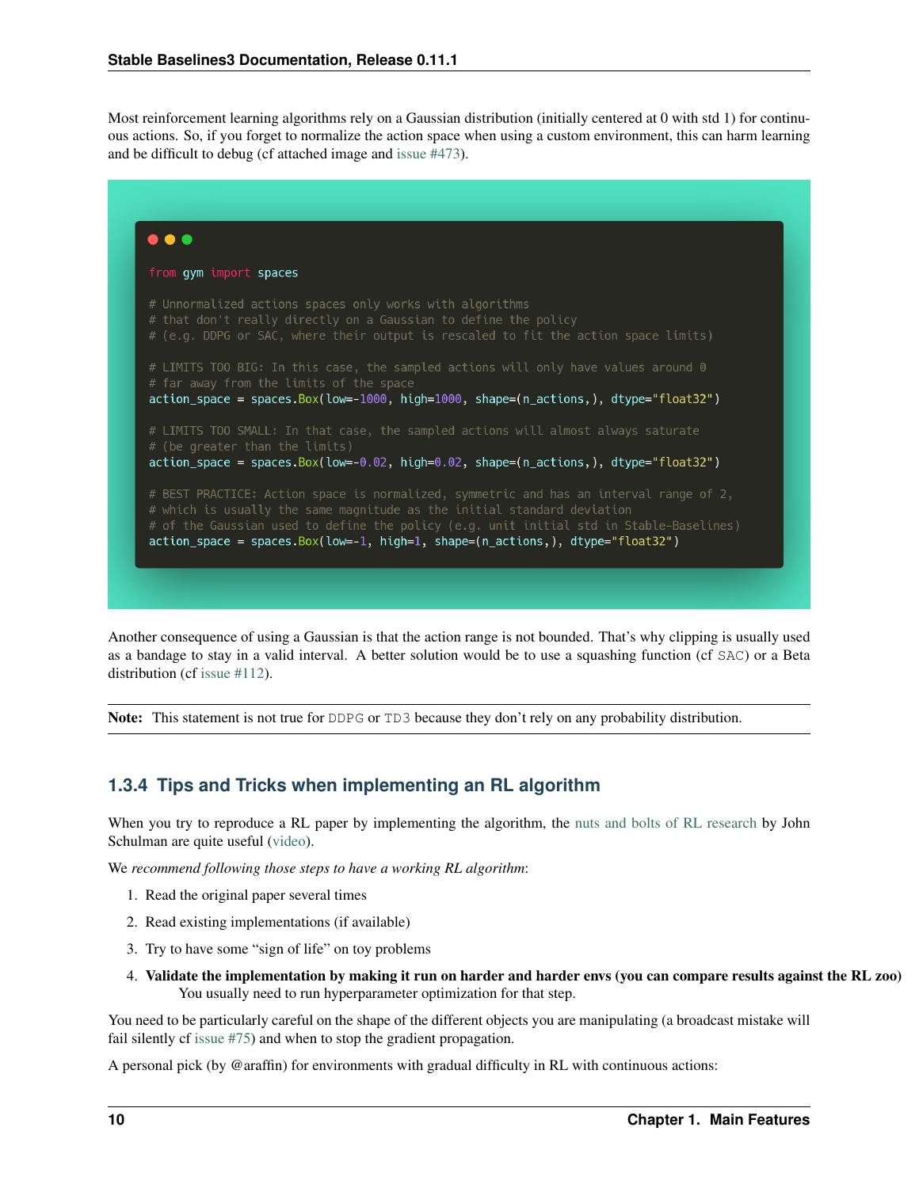Most reinforcement learning algorithms rely on a Gaussian distribution (initially centered at 0 with std 1) for continuous actions. So, if you forget to normalize the action space when using a custom environment, this can harm learning and be difficult to debug (cf attached image and issue #473).

```python
from gym import spaces

# Unnormalized actions spaces only works with algorithms
# that don't really directly on a Gaussian to define the policy
# (e.g. DDPG or SAC, where their output is rescaled to fit the action space limits)

# LIMITS TOO BIG: In this case, the sampled actions will only have values around 0
# far away from the limits of the space
action_space = spaces.Box(low=-1000, high=1000, shape=(n_actions,), dtype="float32")

# LIMITS TOO SMALL: In that case, the sampled actions will almost always saturate
# (be greater than the limits)
action_space = spaces.Box(low=-0.02, high=0.02, shape=(n_actions,), dtype="float32")

# BEST PRACTICE: Action space is normalized, symmetric and has an interval range of 2,
# which is usually the same magnitude as the initial standard deviation
# of the Gaussian used to define the policy (e.g. unit initial std in Stable-Baselines)
action_space = spaces.Box(low=-1, high=1, shape=(n_actions,), dtype="float32")
```

Another consequence of using a Gaussian is that the action range is not bounded. That's why clipping is usually used as a bandage to stay in a valid interval. A better solution would be to use a squashing function (cf SAC) or a Beta distribution (cf issue #112).

**Note:** This statement is not true for DDPG or TD3 because they don't rely on any probability distribution.

### 1.3.4 Tips and Tricks when implementing an RL algorithm

When you try to reproduce a RL paper by implementing the algorithm, the nuts and bolts of RL research by John Schulman are quite useful (video).

We *recommend following those steps to have a working RL algorithm*:

1. Read the original paper several times
2. Read existing implementations (if available)
3. Try to have some "sign of life" on toy problems
4. **Validate the implementation by making it run on harder and harder envs (you can compare results against the RL zoo)** You usually need to run hyperparameter optimization for that step.

You need to be particularly careful on the shape of the different objects you are manipulating (a broadcast mistake will fail silently cf issue #75) and when to stop the gradient propagation.

A personal pick (by @araffin) for environments with gradual difficulty in RL with continuous actions: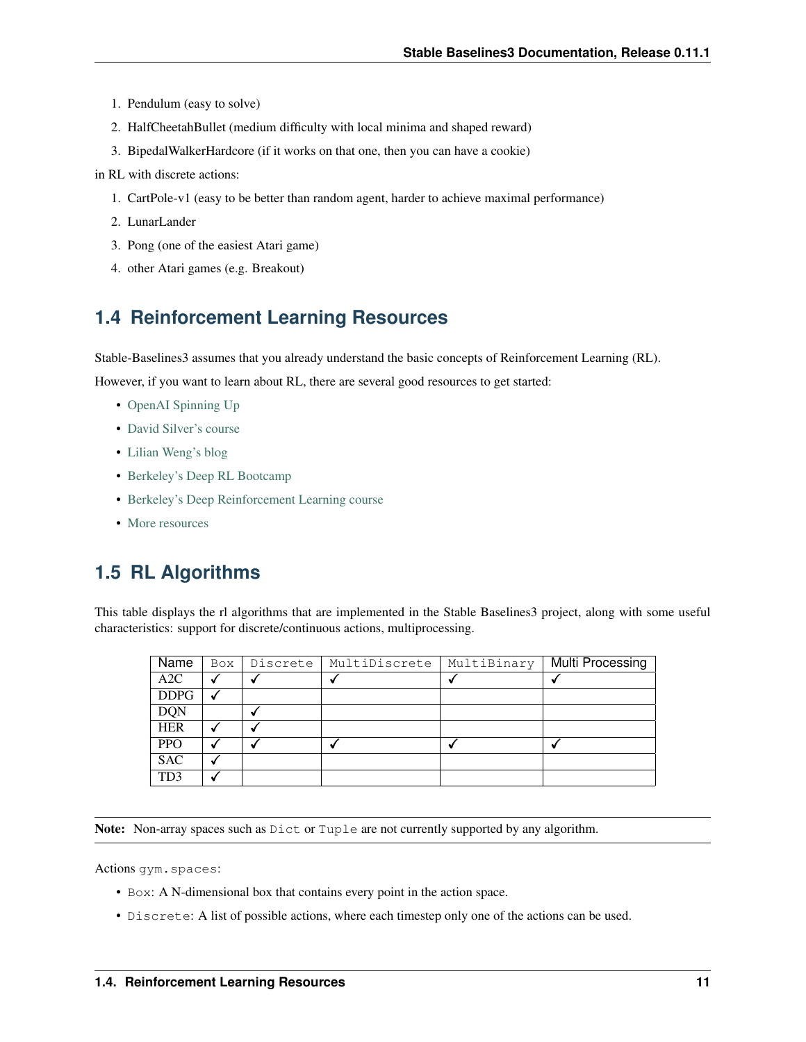1. Pendulum (easy to solve)
2. HalfCheetahBullet (medium difficulty with local minima and shaped reward)
3. BipedalWalkerHardcore (if it works on that one, then you can have a cookie)

in RL with discrete actions:

1. CartPole-v1 (easy to be better than random agent, harder to achieve maximal performance)
2. LunarLander
3. Pong (one of the easiest Atari game)
4. other Atari games (e.g. Breakout)

## 1.4 Reinforcement Learning Resources

Stable-Baselines3 assumes that you already understand the basic concepts of Reinforcement Learning (RL).

However, if you want to learn about RL, there are several good resources to get started:

- OpenAI Spinning Up
- David Silver's course
- Lilian Weng's blog
- Berkeley's Deep RL Bootcamp
- Berkeley's Deep Reinforcement Learning course
- More resources

## 1.5 RL Algorithms

This table displays the rl algorithms that are implemented in the Stable Baselines3 project, along with some useful characteristics: support for discrete/continuous actions, multiprocessing.

| Name | `Box` | `Discrete` | `MultiDiscrete` | `MultiBinary` | Multi Processing |
|---|---|---|---|---|---|
| A2C | ✓ | ✓ | ✓ | ✓ | ✓ |
| DDPG | ✓ | | | | |
| DQN | | ✓ | | | |
| HER | ✓ | ✓ | | | |
| PPO | ✓ | ✓ | ✓ | ✓ | ✓ |
| SAC | ✓ | | | | |
| TD3 | ✓ | | | | |

**Note:** Non-array spaces such as `Dict` or `Tuple` are not currently supported by any algorithm.

Actions `gym.spaces`:

- `Box`: A N-dimensional box that contains every point in the action space.
- `Discrete`: A list of possible actions, where each timestep only one of the actions can be used.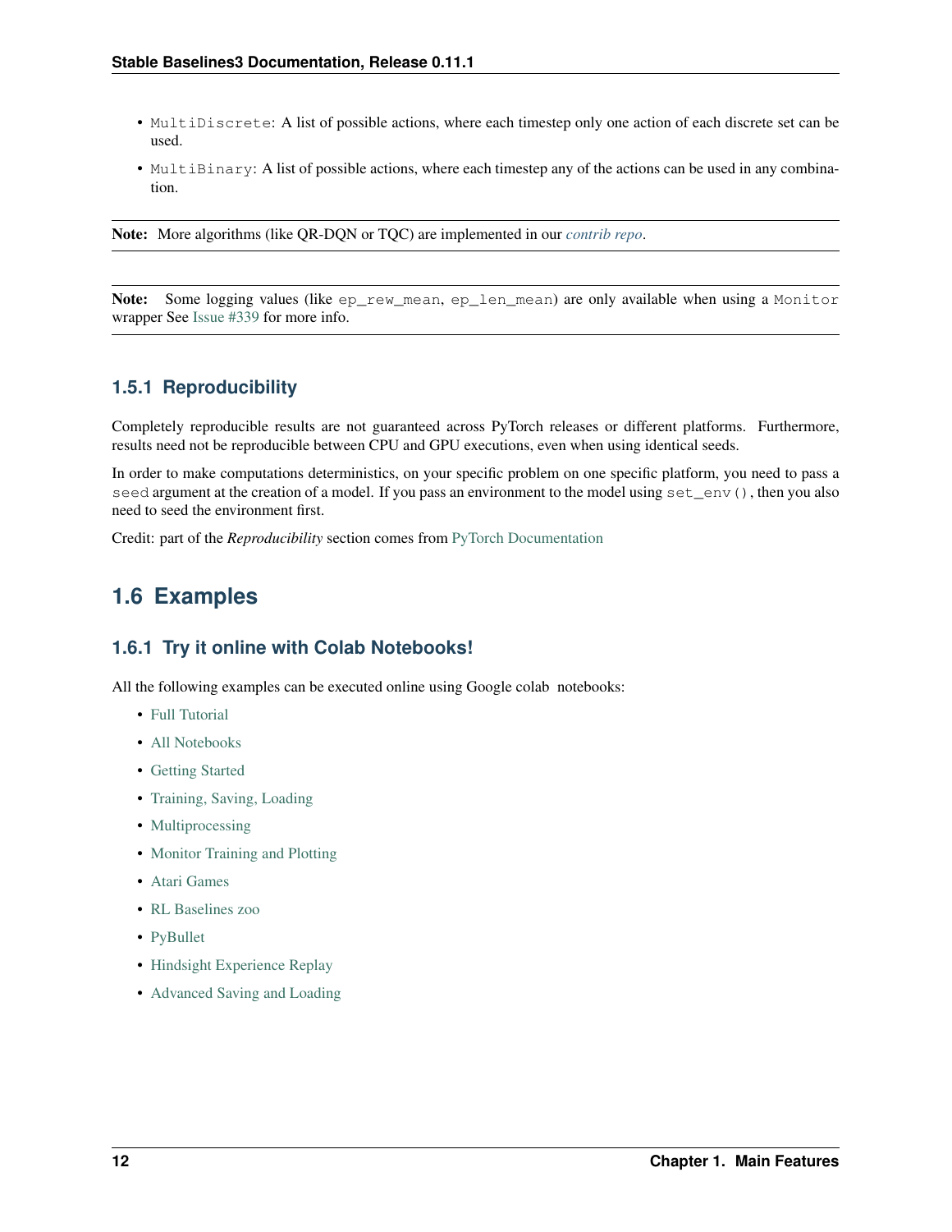- `MultiDiscrete`: A list of possible actions, where each timestep only one action of each discrete set can be used.
- `MultiBinary`: A list of possible actions, where each timestep any of the actions can be used in any combination.

**Note:** More algorithms (like QR-DQN or TQC) are implemented in our *contrib repo*.

**Note:** Some logging values (like `ep_rew_mean`, `ep_len_mean`) are only available when using a `Monitor` wrapper See Issue #339 for more info.

### 1.5.1 Reproducibility

Completely reproducible results are not guaranteed across PyTorch releases or different platforms. Furthermore, results need not be reproducible between CPU and GPU executions, even when using identical seeds.

In order to make computations deterministics, on your specific problem on one specific platform, you need to pass a `seed` argument at the creation of a model. If you pass an environment to the model using `set_env()`, then you also need to seed the environment first.

Credit: part of the *Reproducibility* section comes from PyTorch Documentation

## 1.6 Examples

### 1.6.1 Try it online with Colab Notebooks!

All the following examples can be executed online using Google colab notebooks:

- Full Tutorial
- All Notebooks
- Getting Started
- Training, Saving, Loading
- Multiprocessing
- Monitor Training and Plotting
- Atari Games
- RL Baselines zoo
- PyBullet
- Hindsight Experience Replay
- Advanced Saving and Loading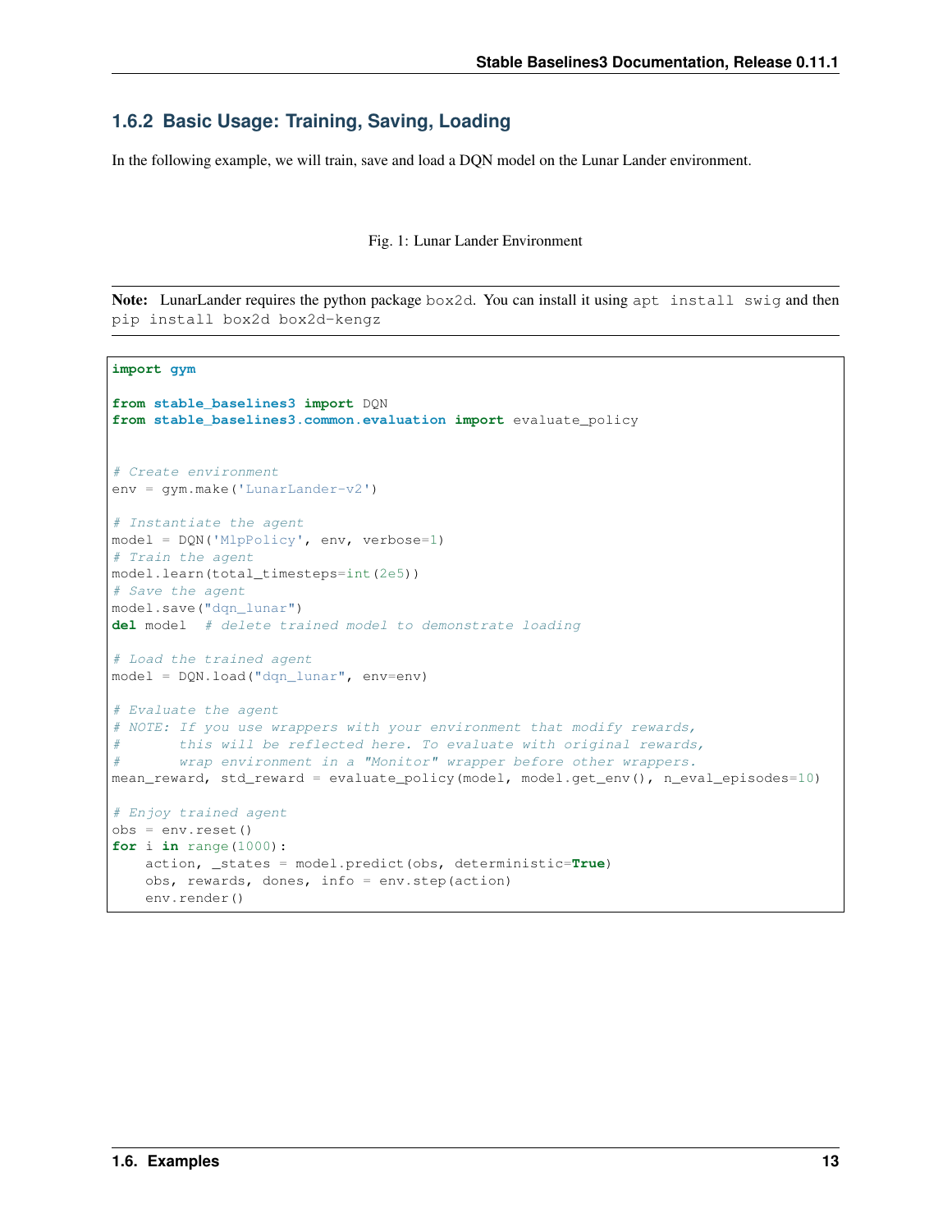### 1.6.2 Basic Usage: Training, Saving, Loading

In the following example, we will train, save and load a DQN model on the Lunar Lander environment.

Fig. 1: Lunar Lander Environment

---

**Note:** LunarLander requires the python package `box2d`. You can install it using `apt install swig` and then `pip install box2d box2d-kengz`

---

```python
import gym

from stable_baselines3 import DQN
from stable_baselines3.common.evaluation import evaluate_policy


# Create environment
env = gym.make('LunarLander-v2')

# Instantiate the agent
model = DQN('MlpPolicy', env, verbose=1)
# Train the agent
model.learn(total_timesteps=int(2e5))
# Save the agent
model.save("dqn_lunar")
del model  # delete trained model to demonstrate loading

# Load the trained agent
model = DQN.load("dqn_lunar", env=env)

# Evaluate the agent
# NOTE: If you use wrappers with your environment that modify rewards,
#       this will be reflected here. To evaluate with original rewards,
#       wrap environment in a "Monitor" wrapper before other wrappers.
mean_reward, std_reward = evaluate_policy(model, model.get_env(), n_eval_episodes=10)

# Enjoy trained agent
obs = env.reset()
for i in range(1000):
    action, _states = model.predict(obs, deterministic=True)
    obs, rewards, dones, info = env.step(action)
    env.render()
```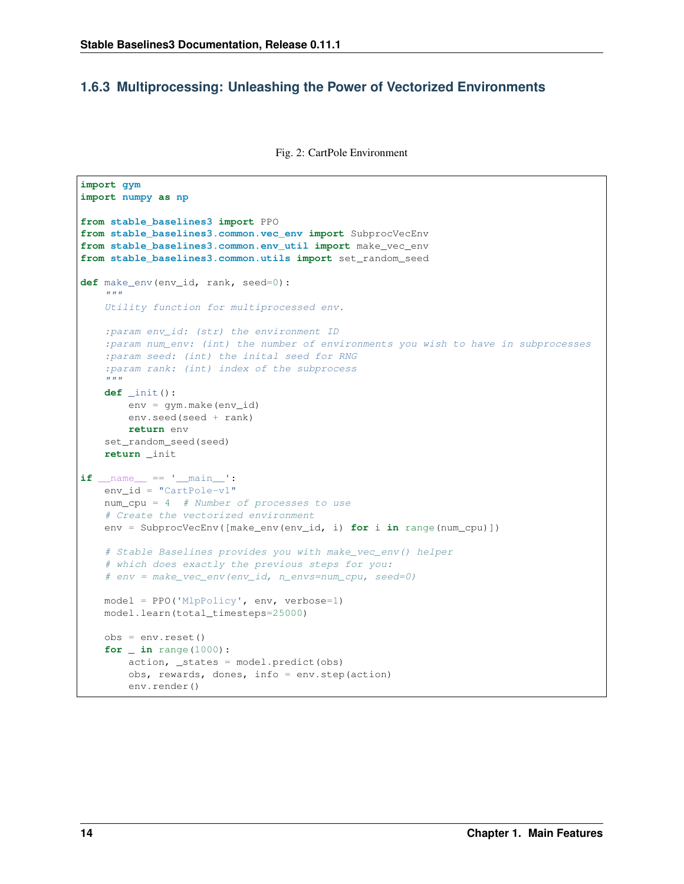### 1.6.3 Multiprocessing: Unleashing the Power of Vectorized Environments

Fig. 2: CartPole Environment

```python
import gym
import numpy as np

from stable_baselines3 import PPO
from stable_baselines3.common.vec_env import SubprocVecEnv
from stable_baselines3.common.env_util import make_vec_env
from stable_baselines3.common.utils import set_random_seed

def make_env(env_id, rank, seed=0):
    """
    Utility function for multiprocessed env.

    :param env_id: (str) the environment ID
    :param num_env: (int) the number of environments you wish to have in subprocesses
    :param seed: (int) the inital seed for RNG
    :param rank: (int) index of the subprocess
    """
    def _init():
        env = gym.make(env_id)
        env.seed(seed + rank)
        return env
    set_random_seed(seed)
    return _init

if __name__ == '__main__':
    env_id = "CartPole-v1"
    num_cpu = 4  # Number of processes to use
    # Create the vectorized environment
    env = SubprocVecEnv([make_env(env_id, i) for i in range(num_cpu)])

    # Stable Baselines provides you with make_vec_env() helper
    # which does exactly the previous steps for you:
    # env = make_vec_env(env_id, n_envs=num_cpu, seed=0)

    model = PPO('MlpPolicy', env, verbose=1)
    model.learn(total_timesteps=25000)

    obs = env.reset()
    for _ in range(1000):
        action, _states = model.predict(obs)
        obs, rewards, dones, info = env.step(action)
        env.render()
```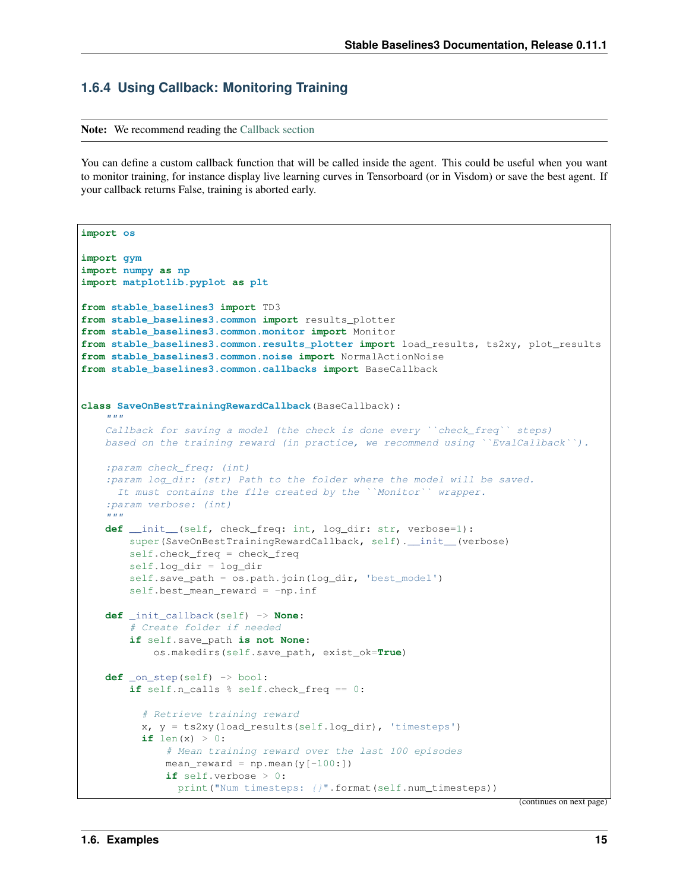### 1.6.4 Using Callback: Monitoring Training

**Note:** We recommend reading the Callback section

You can define a custom callback function that will be called inside the agent. This could be useful when you want to monitor training, for instance display live learning curves in Tensorboard (or in Visdom) or save the best agent. If your callback returns False, training is aborted early.

```python
import os

import gym
import numpy as np
import matplotlib.pyplot as plt

from stable_baselines3 import TD3
from stable_baselines3.common import results_plotter
from stable_baselines3.common.monitor import Monitor
from stable_baselines3.common.results_plotter import load_results, ts2xy, plot_results
from stable_baselines3.common.noise import NormalActionNoise
from stable_baselines3.common.callbacks import BaseCallback


class SaveOnBestTrainingRewardCallback(BaseCallback):
    """
    Callback for saving a model (the check is done every ``check_freq`` steps)
    based on the training reward (in practice, we recommend using ``EvalCallback``).

    :param check_freq: (int)
    :param log_dir: (str) Path to the folder where the model will be saved.
      It must contains the file created by the ``Monitor`` wrapper.
    :param verbose: (int)
    """
    def __init__(self, check_freq: int, log_dir: str, verbose=1):
        super(SaveOnBestTrainingRewardCallback, self).__init__(verbose)
        self.check_freq = check_freq
        self.log_dir = log_dir
        self.save_path = os.path.join(log_dir, 'best_model')
        self.best_mean_reward = -np.inf

    def _init_callback(self) -> None:
        # Create folder if needed
        if self.save_path is not None:
            os.makedirs(self.save_path, exist_ok=True)

    def _on_step(self) -> bool:
        if self.n_calls % self.check_freq == 0:

          # Retrieve training reward
          x, y = ts2xy(load_results(self.log_dir), 'timesteps')
          if len(x) > 0:
              # Mean training reward over the last 100 episodes
              mean_reward = np.mean(y[-100:])
              if self.verbose > 0:
                print("Num timesteps: {}".format(self.num_timesteps))
```

(continues on next page)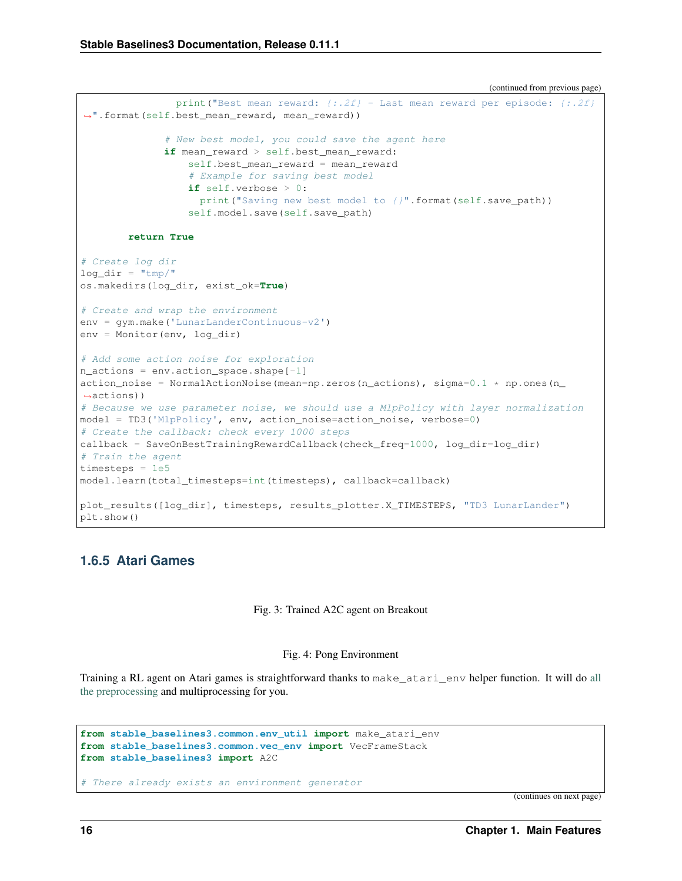```python
                print("Best mean reward: {:.2f} - Last mean reward per episode: {:.2f}".format(self.best_mean_reward, mean_reward))

              # New best model, you could save the agent here
              if mean_reward > self.best_mean_reward:
                  self.best_mean_reward = mean_reward
                  # Example for saving best model
                  if self.verbose > 0:
                    print("Saving new best model to {}".format(self.save_path))
                  self.model.save(self.save_path)

        return True

# Create log dir
log_dir = "tmp/"
os.makedirs(log_dir, exist_ok=True)

# Create and wrap the environment
env = gym.make('LunarLanderContinuous-v2')
env = Monitor(env, log_dir)

# Add some action noise for exploration
n_actions = env.action_space.shape[-1]
action_noise = NormalActionNoise(mean=np.zeros(n_actions), sigma=0.1 * np.ones(n_actions))
# Because we use parameter noise, we should use a MlpPolicy with layer normalization
model = TD3('MlpPolicy', env, action_noise=action_noise, verbose=0)
# Create the callback: check every 1000 steps
callback = SaveOnBestTrainingRewardCallback(check_freq=1000, log_dir=log_dir)
# Train the agent
timesteps = 1e5
model.learn(total_timesteps=int(timesteps), callback=callback)

plot_results([log_dir], timesteps, results_plotter.X_TIMESTEPS, "TD3 LunarLander")
plt.show()
```

### 1.6.5 Atari Games

Fig. 3: Trained A2C agent on Breakout

Fig. 4: Pong Environment

Training a RL agent on Atari games is straightforward thanks to `make_atari_env` helper function. It will do all the preprocessing and multiprocessing for you.

```python
from stable_baselines3.common.env_util import make_atari_env
from stable_baselines3.common.vec_env import VecFrameStack
from stable_baselines3 import A2C

# There already exists an environment generator
```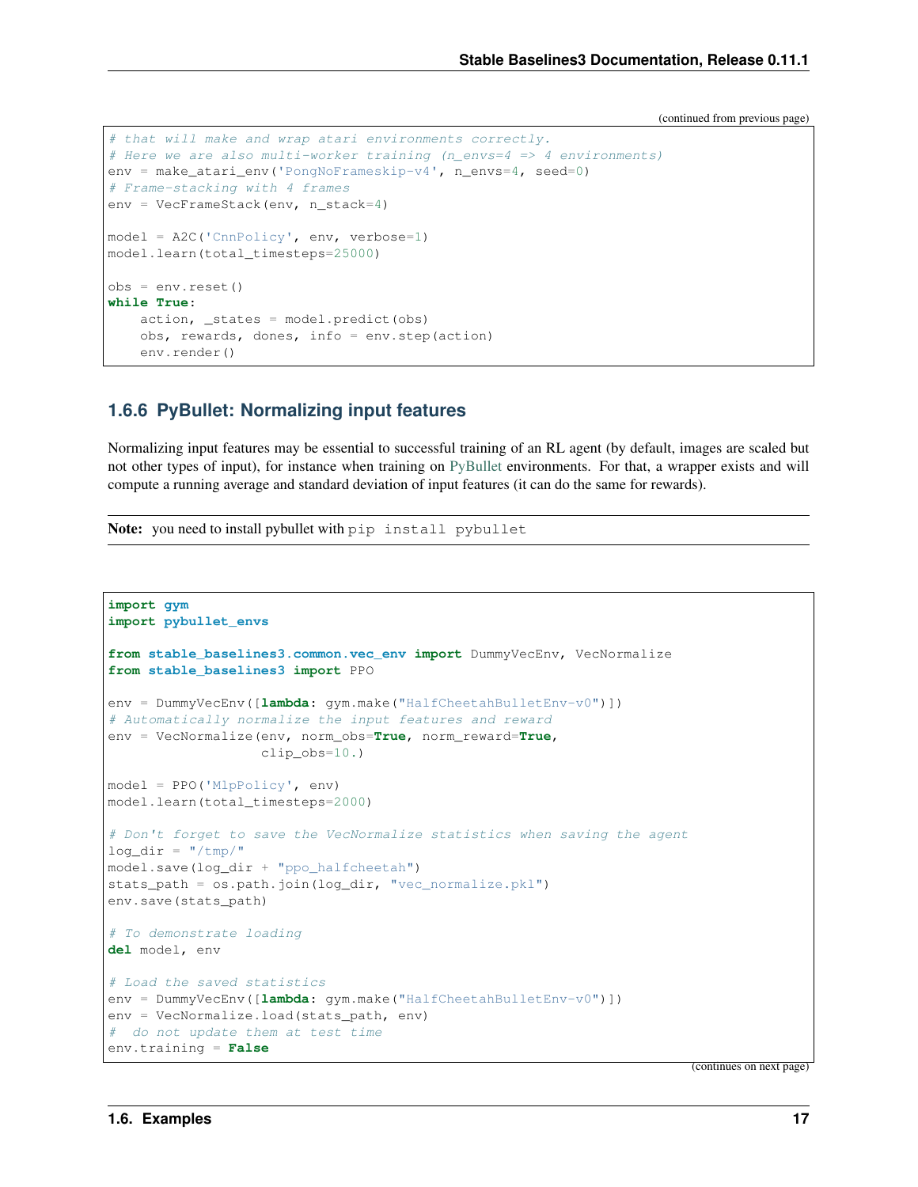(continued from previous page)

```
# that will make and wrap atari environments correctly.
# Here we are also multi-worker training (n_envs=4 => 4 environments)
env = make_atari_env('PongNoFrameskip-v4', n_envs=4, seed=0)
# Frame-stacking with 4 frames
env = VecFrameStack(env, n_stack=4)

model = A2C('CnnPolicy', env, verbose=1)
model.learn(total_timesteps=25000)

obs = env.reset()
while True:
    action, _states = model.predict(obs)
    obs, rewards, dones, info = env.step(action)
    env.render()
```

### 1.6.6 PyBullet: Normalizing input features

Normalizing input features may be essential to successful training of an RL agent (by default, images are scaled but not other types of input), for instance when training on PyBullet environments. For that, a wrapper exists and will compute a running average and standard deviation of input features (it can do the same for rewards).

**Note:** you need to install pybullet with `pip install pybullet`

```
import gym
import pybullet_envs

from stable_baselines3.common.vec_env import DummyVecEnv, VecNormalize
from stable_baselines3 import PPO

env = DummyVecEnv([lambda: gym.make("HalfCheetahBulletEnv-v0")])
# Automatically normalize the input features and reward
env = VecNormalize(env, norm_obs=True, norm_reward=True,
                   clip_obs=10.)

model = PPO('MlpPolicy', env)
model.learn(total_timesteps=2000)

# Don't forget to save the VecNormalize statistics when saving the agent
log_dir = "/tmp/"
model.save(log_dir + "ppo_halfcheetah")
stats_path = os.path.join(log_dir, "vec_normalize.pkl")
env.save(stats_path)

# To demonstrate loading
del model, env

# Load the saved statistics
env = DummyVecEnv([lambda: gym.make("HalfCheetahBulletEnv-v0")])
env = VecNormalize.load(stats_path, env)
#  do not update them at test time
env.training = False
```

(continues on next page)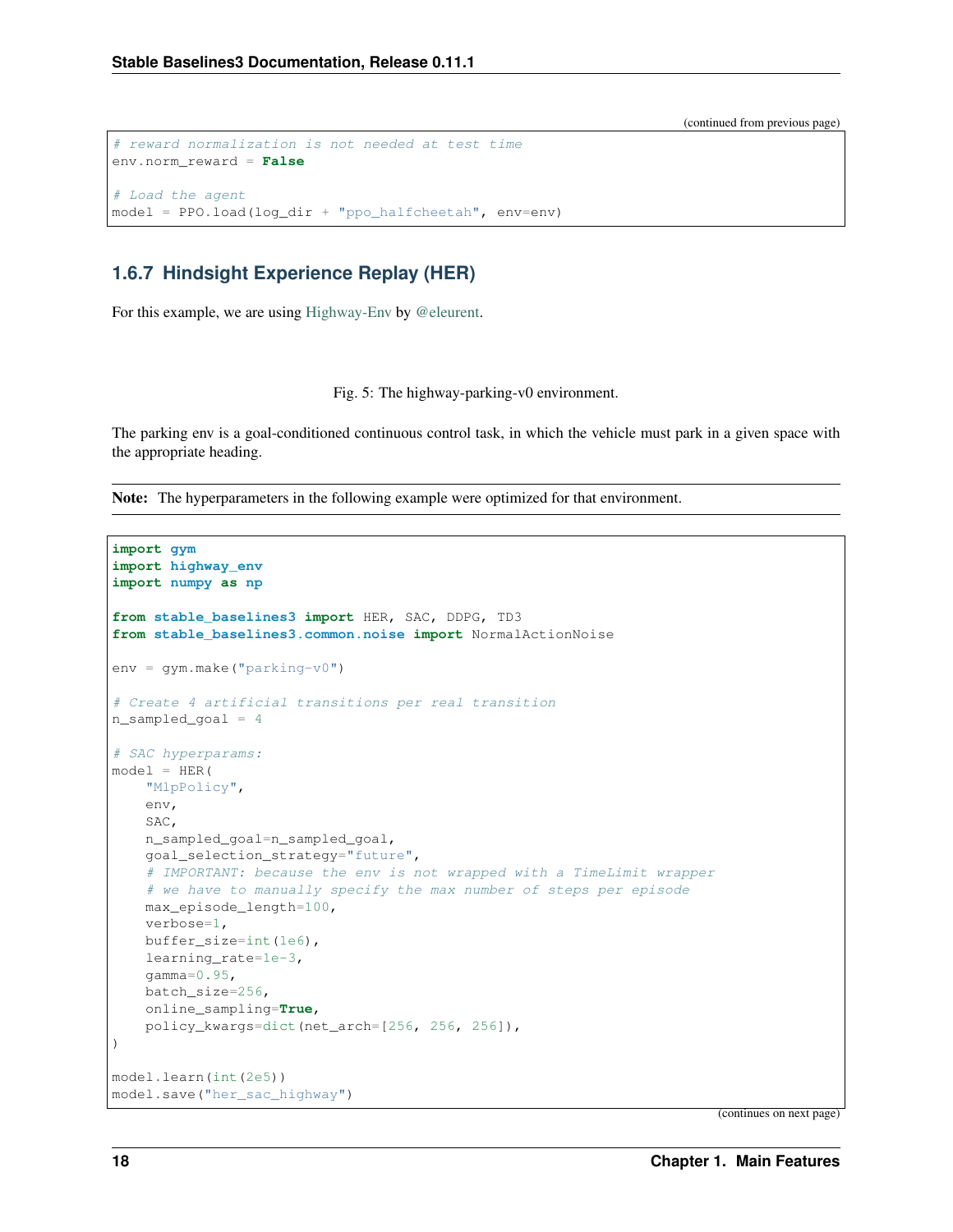(continued from previous page)

```
# reward normalization is not needed at test time
env.norm_reward = False

# Load the agent
model = PPO.load(log_dir + "ppo_halfcheetah", env=env)
```

### 1.6.7 Hindsight Experience Replay (HER)

For this example, we are using Highway-Env by @eleurent.

Fig. 5: The highway-parking-v0 environment.

The parking env is a goal-conditioned continuous control task, in which the vehicle must park in a given space with the appropriate heading.

**Note:** The hyperparameters in the following example were optimized for that environment.

```
import gym
import highway_env
import numpy as np

from stable_baselines3 import HER, SAC, DDPG, TD3
from stable_baselines3.common.noise import NormalActionNoise

env = gym.make("parking-v0")

# Create 4 artificial transitions per real transition
n_sampled_goal = 4

# SAC hyperparams:
model = HER(
    "MlpPolicy",
    env,
    SAC,
    n_sampled_goal=n_sampled_goal,
    goal_selection_strategy="future",
    # IMPORTANT: because the env is not wrapped with a TimeLimit wrapper
    # we have to manually specify the max number of steps per episode
    max_episode_length=100,
    verbose=1,
    buffer_size=int(1e6),
    learning_rate=1e-3,
    gamma=0.95,
    batch_size=256,
    online_sampling=True,
    policy_kwargs=dict(net_arch=[256, 256, 256]),
)

model.learn(int(2e5))
model.save("her_sac_highway")
```

(continues on next page)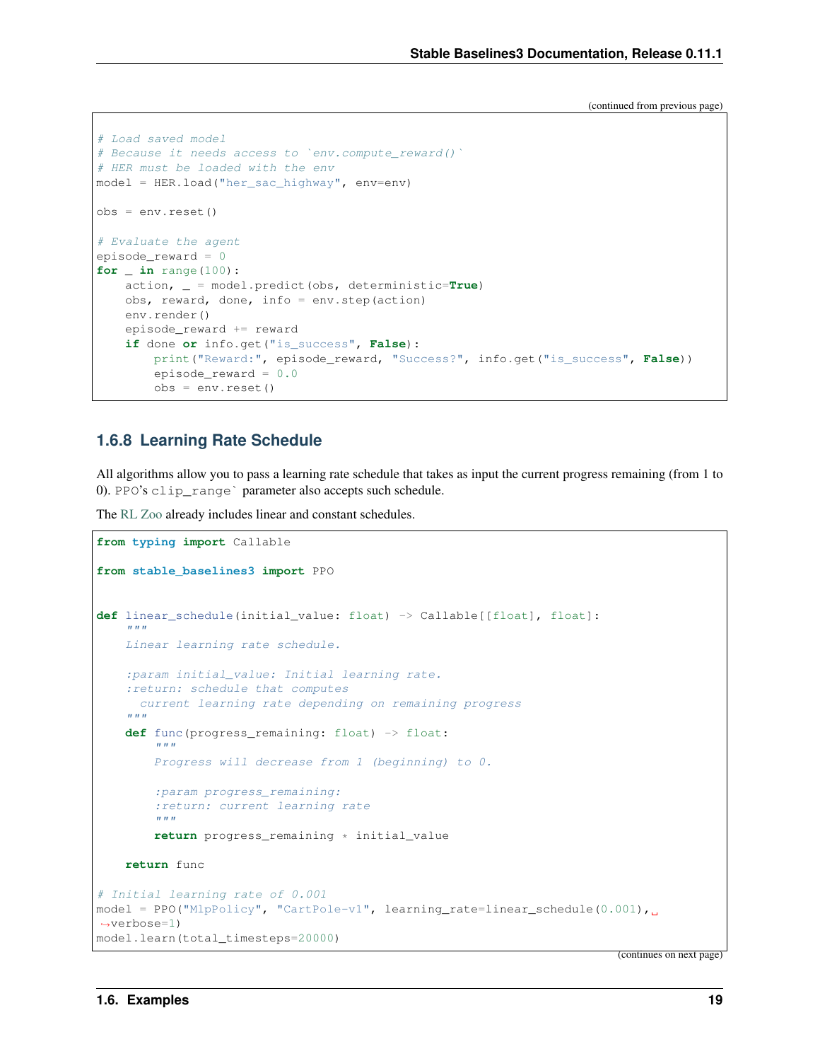(continued from previous page)

```python
# Load saved model
# Because it needs access to `env.compute_reward()`
# HER must be loaded with the env
model = HER.load("her_sac_highway", env=env)

obs = env.reset()

# Evaluate the agent
episode_reward = 0
for _ in range(100):
    action, _ = model.predict(obs, deterministic=True)
    obs, reward, done, info = env.step(action)
    env.render()
    episode_reward += reward
    if done or info.get("is_success", False):
        print("Reward:", episode_reward, "Success?", info.get("is_success", False))
        episode_reward = 0.0
        obs = env.reset()
```

### 1.6.8 Learning Rate Schedule

All algorithms allow you to pass a learning rate schedule that takes as input the current progress remaining (from 1 to 0). PPO's clip_range` parameter also accepts such schedule.

The RL Zoo already includes linear and constant schedules.

```python
from typing import Callable

from stable_baselines3 import PPO


def linear_schedule(initial_value: float) -> Callable[[float], float]:
    """
    Linear learning rate schedule.

    :param initial_value: Initial learning rate.
    :return: schedule that computes
      current learning rate depending on remaining progress
    """
    def func(progress_remaining: float) -> float:
        """
        Progress will decrease from 1 (beginning) to 0.

        :param progress_remaining:
        :return: current learning rate
        """
        return progress_remaining * initial_value

    return func

# Initial learning rate of 0.001
model = PPO("MlpPolicy", "CartPole-v1", learning_rate=linear_schedule(0.001),
 verbose=1)
model.learn(total_timesteps=20000)
```

(continues on next page)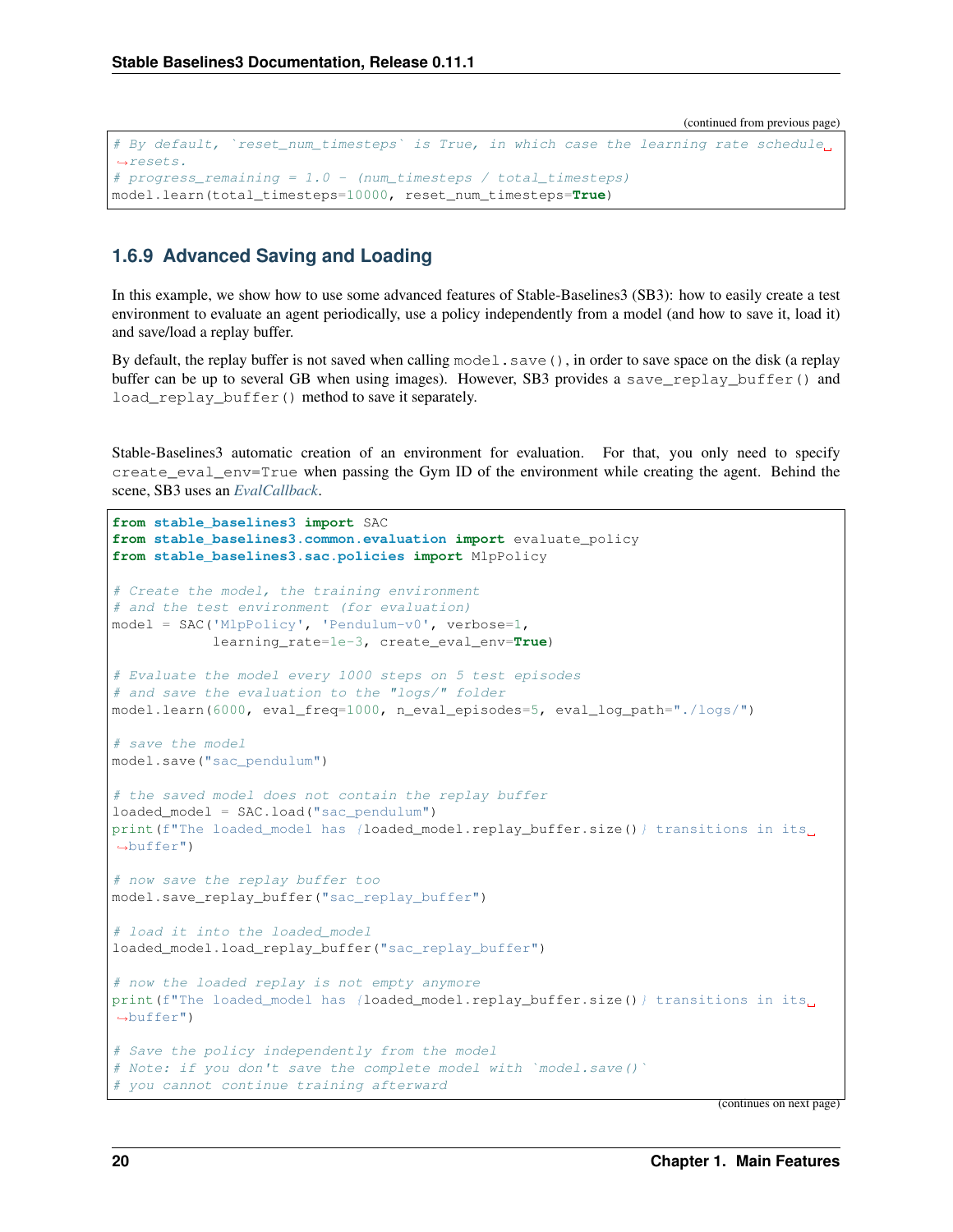```python
# By default, `reset_num_timesteps` is True, in which case the learning rate schedule resets.
# progress_remaining = 1.0 - (num_timesteps / total_timesteps)
model.learn(total_timesteps=10000, reset_num_timesteps=True)
```

### 1.6.9 Advanced Saving and Loading

In this example, we show how to use some advanced features of Stable-Baselines3 (SB3): how to easily create a test environment to evaluate an agent periodically, use a policy independently from a model (and how to save it, load it) and save/load a replay buffer.

By default, the replay buffer is not saved when calling `model.save()`, in order to save space on the disk (a replay buffer can be up to several GB when using images). However, SB3 provides a `save_replay_buffer()` and `load_replay_buffer()` method to save it separately.

Stable-Baselines3 automatic creation of an environment for evaluation. For that, you only need to specify `create_eval_env=True` when passing the Gym ID of the environment while creating the agent. Behind the scene, SB3 uses an *EvalCallback*.

```python
from stable_baselines3 import SAC
from stable_baselines3.common.evaluation import evaluate_policy
from stable_baselines3.sac.policies import MlpPolicy

# Create the model, the training environment
# and the test environment (for evaluation)
model = SAC('MlpPolicy', 'Pendulum-v0', verbose=1,
            learning_rate=1e-3, create_eval_env=True)

# Evaluate the model every 1000 steps on 5 test episodes
# and save the evaluation to the "logs/" folder
model.learn(6000, eval_freq=1000, n_eval_episodes=5, eval_log_path="./logs/")

# save the model
model.save("sac_pendulum")

# the saved model does not contain the replay buffer
loaded_model = SAC.load("sac_pendulum")
print(f"The loaded_model has {loaded_model.replay_buffer.size()} transitions in its buffer")

# now save the replay buffer too
model.save_replay_buffer("sac_replay_buffer")

# load it into the loaded_model
loaded_model.load_replay_buffer("sac_replay_buffer")

# now the loaded replay is not empty anymore
print(f"The loaded_model has {loaded_model.replay_buffer.size()} transitions in its buffer")

# Save the policy independently from the model
# Note: if you don't save the complete model with `model.save()`
# you cannot continue training afterward
```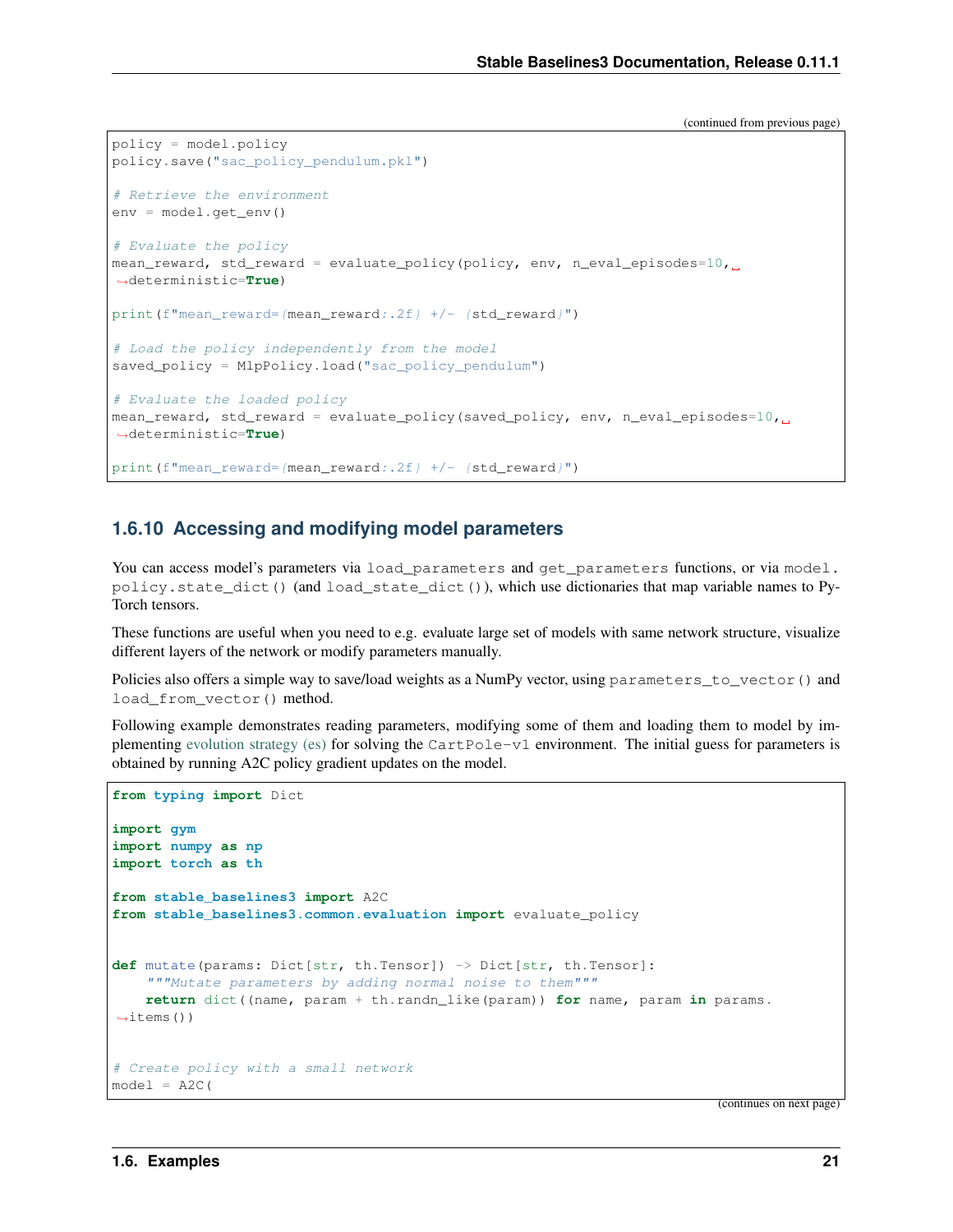(continued from previous page)

```python
policy = model.policy
policy.save("sac_policy_pendulum.pkl")

# Retrieve the environment
env = model.get_env()

# Evaluate the policy
mean_reward, std_reward = evaluate_policy(policy, env, n_eval_episodes=10, deterministic=True)

print(f"mean_reward={mean_reward:.2f} +/- {std_reward}")

# Load the policy independently from the model
saved_policy = MlpPolicy.load("sac_policy_pendulum")

# Evaluate the loaded policy
mean_reward, std_reward = evaluate_policy(saved_policy, env, n_eval_episodes=10, deterministic=True)

print(f"mean_reward={mean_reward:.2f} +/- {std_reward}")
```

### 1.6.10 Accessing and modifying model parameters

You can access model's parameters via `load_parameters` and `get_parameters` functions, or via `model.policy.state_dict()` (and `load_state_dict()`), which use dictionaries that map variable names to PyTorch tensors.

These functions are useful when you need to e.g. evaluate large set of models with same network structure, visualize different layers of the network or modify parameters manually.

Policies also offers a simple way to save/load weights as a NumPy vector, using `parameters_to_vector()` and `load_from_vector()` method.

Following example demonstrates reading parameters, modifying some of them and loading them to model by implementing evolution strategy (es) for solving the `CartPole-v1` environment. The initial guess for parameters is obtained by running A2C policy gradient updates on the model.

```python
from typing import Dict

import gym
import numpy as np
import torch as th

from stable_baselines3 import A2C
from stable_baselines3.common.evaluation import evaluate_policy


def mutate(params: Dict[str, th.Tensor]) -> Dict[str, th.Tensor]:
    """Mutate parameters by adding normal noise to them"""
    return dict((name, param + th.randn_like(param)) for name, param in params.items())


# Create policy with a small network
model = A2C(
```

(continues on next page)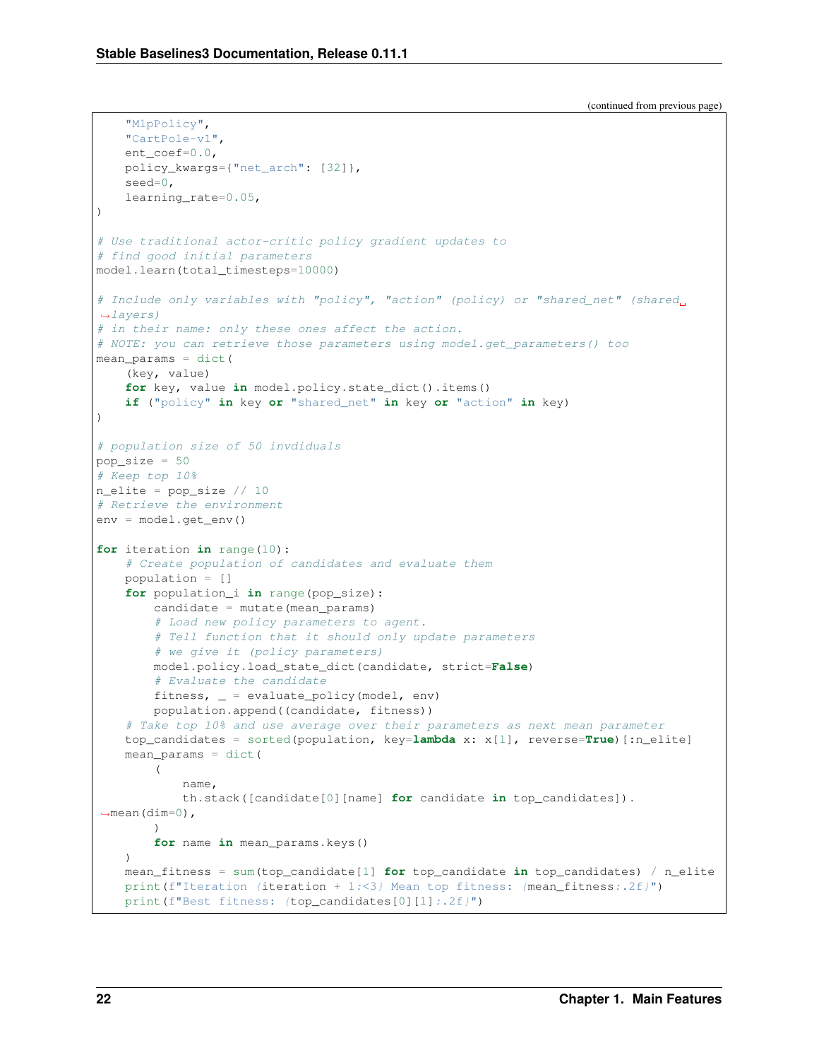(continued from previous page)

```python
    "MlpPolicy",
    "CartPole-v1",
    ent_coef=0.0,
    policy_kwargs={"net_arch": [32]},
    seed=0,
    learning_rate=0.05,
)

# Use traditional actor-critic policy gradient updates to
# find good initial parameters
model.learn(total_timesteps=10000)

# Include only variables with "policy", "action" (policy) or "shared_net" (shared layers)
# in their name: only these ones affect the action.
# NOTE: you can retrieve those parameters using model.get_parameters() too
mean_params = dict(
    (key, value)
    for key, value in model.policy.state_dict().items()
    if ("policy" in key or "shared_net" in key or "action" in key)
)

# population size of 50 invdiduals
pop_size = 50
# Keep top 10%
n_elite = pop_size // 10
# Retrieve the environment
env = model.get_env()

for iteration in range(10):
    # Create population of candidates and evaluate them
    population = []
    for population_i in range(pop_size):
        candidate = mutate(mean_params)
        # Load new policy parameters to agent.
        # Tell function that it should only update parameters
        # we give it (policy parameters)
        model.policy.load_state_dict(candidate, strict=False)
        # Evaluate the candidate
        fitness, _ = evaluate_policy(model, env)
        population.append((candidate, fitness))
    # Take top 10% and use average over their parameters as next mean parameter
    top_candidates = sorted(population, key=lambda x: x[1], reverse=True)[:n_elite]
    mean_params = dict(
        (
            name,
            th.stack([candidate[0][name] for candidate in top_candidates]).mean(dim=0),
        )
        for name in mean_params.keys()
    )
    mean_fitness = sum(top_candidate[1] for top_candidate in top_candidates) / n_elite
    print(f"Iteration {iteration + 1:<3} Mean top fitness: {mean_fitness:.2f}")
    print(f"Best fitness: {top_candidates[0][1]:.2f}")
```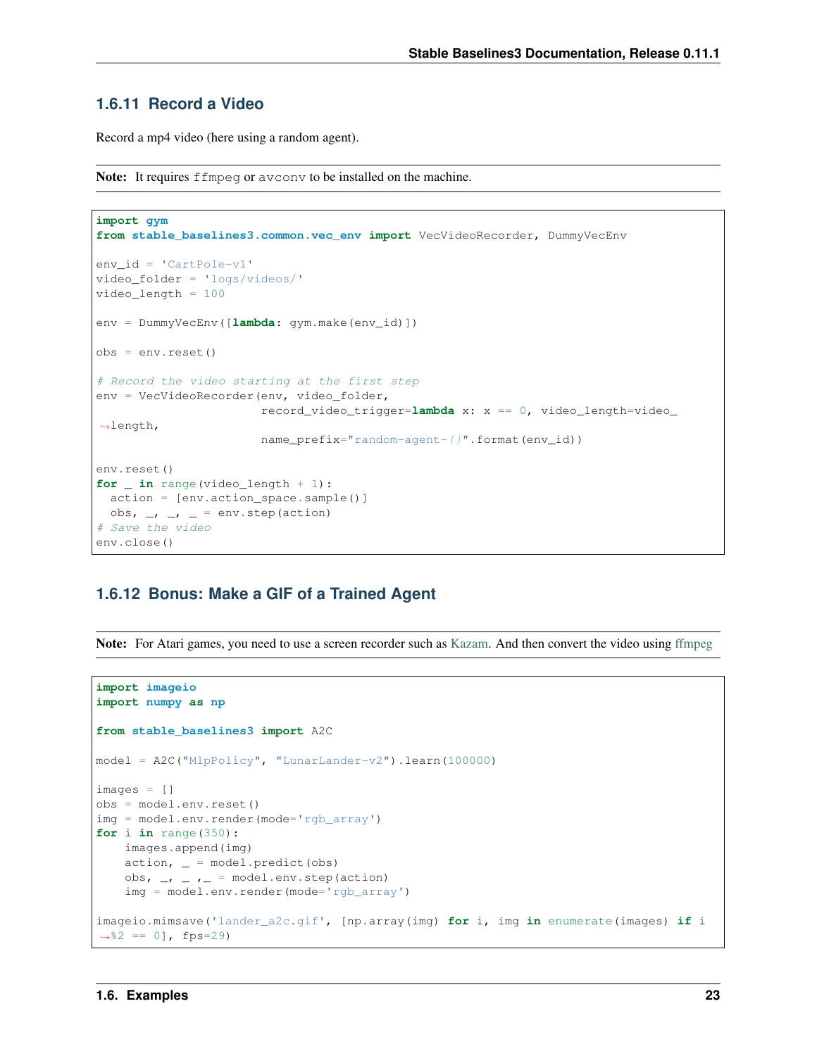### 1.6.11 Record a Video

Record a mp4 video (here using a random agent).

**Note:** It requires `ffmpeg` or `avconv` to be installed on the machine.

```python
import gym
from stable_baselines3.common.vec_env import VecVideoRecorder, DummyVecEnv

env_id = 'CartPole-v1'
video_folder = 'logs/videos/'
video_length = 100

env = DummyVecEnv([lambda: gym.make(env_id)])

obs = env.reset()

# Record the video starting at the first step
env = VecVideoRecorder(env, video_folder,
                       record_video_trigger=lambda x: x == 0, video_length=video_length,
                       name_prefix="random-agent-{}".format(env_id))

env.reset()
for _ in range(video_length + 1):
  action = [env.action_space.sample()]
  obs, _, _, _ = env.step(action)
# Save the video
env.close()
```

### 1.6.12 Bonus: Make a GIF of a Trained Agent

**Note:** For Atari games, you need to use a screen recorder such as Kazam. And then convert the video using ffmpeg

```python
import imageio
import numpy as np

from stable_baselines3 import A2C

model = A2C("MlpPolicy", "LunarLander-v2").learn(100000)

images = []
obs = model.env.reset()
img = model.env.render(mode='rgb_array')
for i in range(350):
    images.append(img)
    action, _ = model.predict(obs)
    obs, _, _ ,_ = model.env.step(action)
    img = model.env.render(mode='rgb_array')

imageio.mimsave('lander_a2c.gif', [np.array(img) for i, img in enumerate(images) if i%2 == 0], fps=29)
```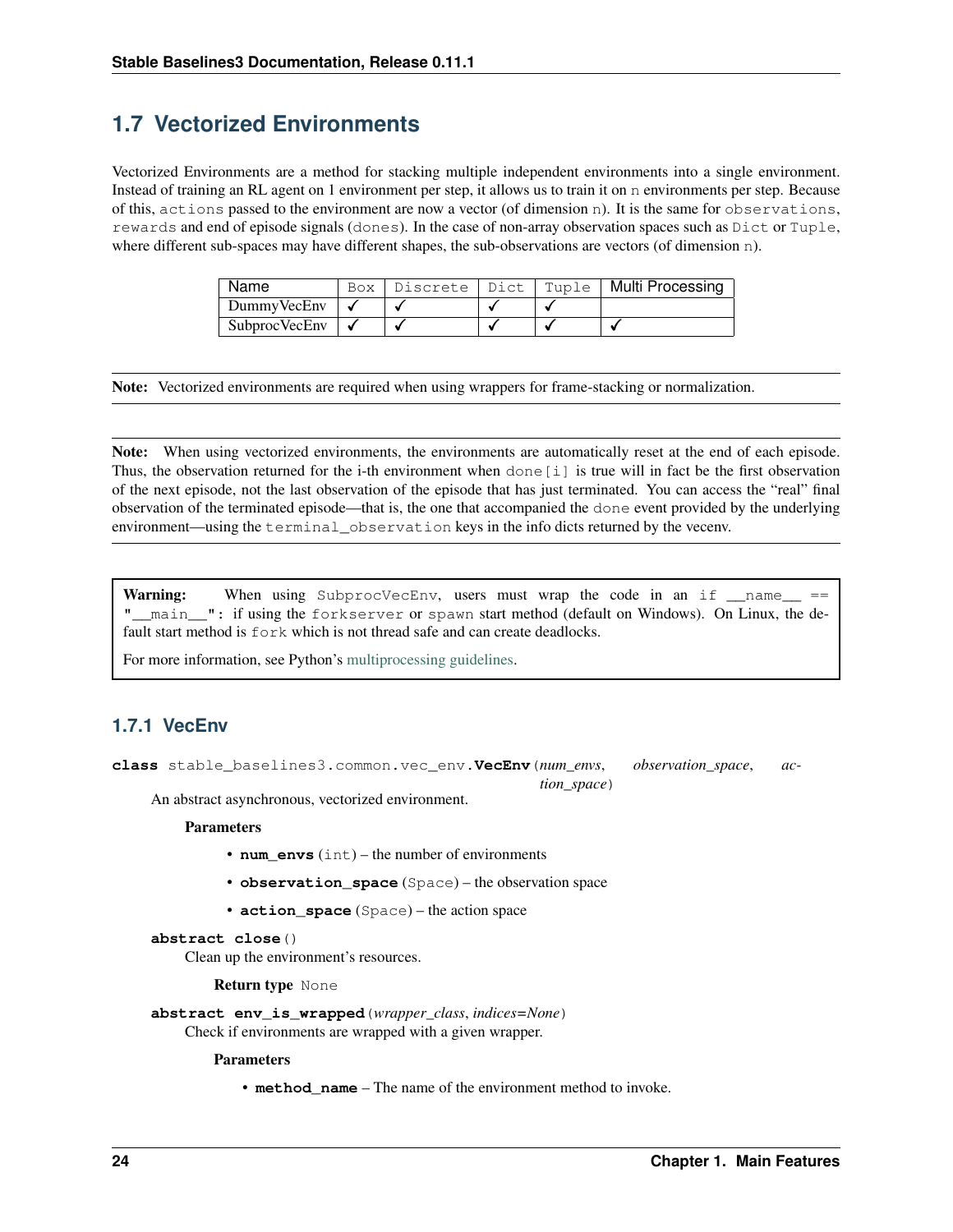## 1.7 Vectorized Environments

Vectorized Environments are a method for stacking multiple independent environments into a single environment. Instead of training an RL agent on 1 environment per step, it allows us to train it on `n` environments per step. Because of this, `actions` passed to the environment are now a vector (of dimension `n`). It is the same for `observations`, `rewards` and end of episode signals (`dones`). In the case of non-array observation spaces such as `Dict` or `Tuple`, where different sub-spaces may have different shapes, the sub-observations are vectors (of dimension `n`).

| Name | `Box` | `Discrete` | `Dict` | `Tuple` | Multi Processing |
|---|---|---|---|---|---|
| DummyVecEnv | ✓ | ✓ | ✓ | ✓ | |
| SubprocVecEnv | ✓ | ✓ | ✓ | ✓ | ✓ |

**Note:** Vectorized environments are required when using wrappers for frame-stacking or normalization.

**Note:** When using vectorized environments, the environments are automatically reset at the end of each episode. Thus, the observation returned for the i-th environment when `done[i]` is true will in fact be the first observation of the next episode, not the last observation of the episode that has just terminated. You can access the "real" final observation of the terminated episode—that is, the one that accompanied the `done` event provided by the underlying environment—using the `terminal_observation` keys in the info dicts returned by the vecenv.

**Warning:** When using `SubprocVecEnv`, users must wrap the code in an `if __name__ == "__main__":` if using the `forkserver` or `spawn` start method (default on Windows). On Linux, the default start method is `fork` which is not thread safe and can create deadlocks.

For more information, see Python's multiprocessing guidelines.

### 1.7.1 VecEnv

**class** `stable_baselines3.common.vec_env.`**`VecEnv`**(*num_envs*, *observation_space*, *action_space*)

An abstract asynchronous, vectorized environment.

**Parameters**

- **`num_envs`** (`int`) – the number of environments
- **`observation_space`** (`Space`) – the observation space
- **`action_space`** (`Space`) – the action space

**abstract close**()

Clean up the environment's resources.

**Return type** `None`

**abstract env_is_wrapped**(*wrapper_class*, *indices=None*)

Check if environments are wrapped with a given wrapper.

**Parameters**

- **`method_name`** – The name of the environment method to invoke.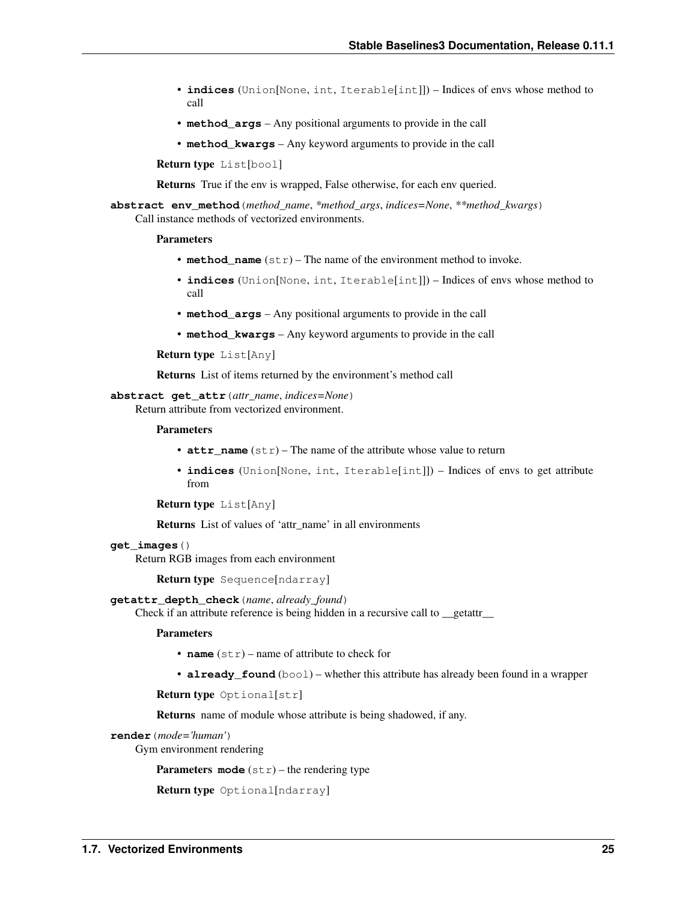- **indices** (Union[None, int, Iterable[int]]) – Indices of envs whose method to call
- **method_args** – Any positional arguments to provide in the call
- **method_kwargs** – Any keyword arguments to provide in the call

**Return type** List[bool]

**Returns** True if the env is wrapped, False otherwise, for each env queried.

**abstract env_method**(*method_name*, **method_args*, *indices=None*, ***method_kwargs*)
Call instance methods of vectorized environments.

**Parameters**

- **method_name** (str) – The name of the environment method to invoke.
- **indices** (Union[None, int, Iterable[int]]) – Indices of envs whose method to call
- **method_args** – Any positional arguments to provide in the call
- **method_kwargs** – Any keyword arguments to provide in the call

**Return type** List[Any]

**Returns** List of items returned by the environment's method call

**abstract get_attr**(*attr_name*, *indices=None*)
Return attribute from vectorized environment.

**Parameters**

- **attr_name** (str) – The name of the attribute whose value to return
- **indices** (Union[None, int, Iterable[int]]) – Indices of envs to get attribute from

**Return type** List[Any]

**Returns** List of values of 'attr_name' in all environments

**get_images**()
Return RGB images from each environment

**Return type** Sequence[ndarray]

**getattr_depth_check**(*name*, *already_found*)
Check if an attribute reference is being hidden in a recursive call to __getattr__

**Parameters**

- **name** (str) – name of attribute to check for
- **already_found** (bool) – whether this attribute has already been found in a wrapper

**Return type** Optional[str]

**Returns** name of module whose attribute is being shadowed, if any.

**render**(*mode='human'*)
Gym environment rendering

**Parameters** **mode** (str) – the rendering type

**Return type** Optional[ndarray]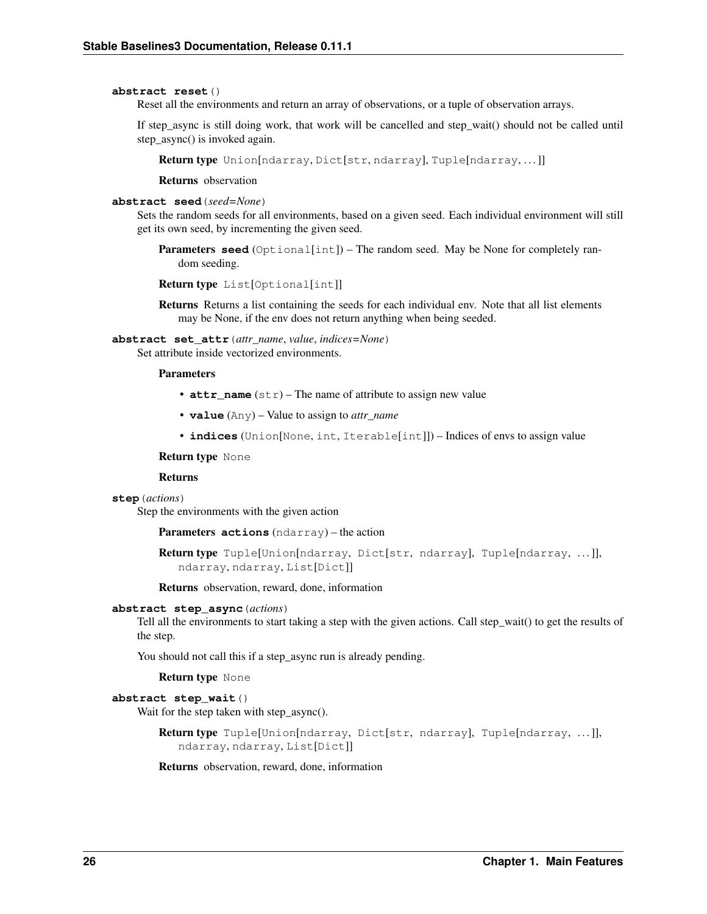**abstract reset**()

Reset all the environments and return an array of observations, or a tuple of observation arrays.

If step_async is still doing work, that work will be cancelled and step_wait() should not be called until step_async() is invoked again.

**Return type** `Union[ndarray, Dict[str, ndarray], Tuple[ndarray, ...]]`

**Returns** observation

**abstract seed**(*seed=None*)

Sets the random seeds for all environments, based on a given seed. Each individual environment will still get its own seed, by incrementing the given seed.

**Parameters** **seed** (`Optional[int]`) – The random seed. May be None for completely random seeding.

**Return type** `List[Optional[int]]`

**Returns** Returns a list containing the seeds for each individual env. Note that all list elements may be None, if the env does not return anything when being seeded.

**abstract set_attr**(*attr_name*, *value*, *indices=None*)

Set attribute inside vectorized environments.

**Parameters**

- **attr_name** (`str`) – The name of attribute to assign new value
- **value** (`Any`) – Value to assign to *attr_name*
- **indices** (`Union[None, int, Iterable[int]]`) – Indices of envs to assign value

**Return type** `None`

**Returns**

**step**(*actions*)

Step the environments with the given action

**Parameters** **actions** (`ndarray`) – the action

**Return type** `Tuple[Union[ndarray, Dict[str, ndarray], Tuple[ndarray, ...]], ndarray, ndarray, List[Dict]]`

**Returns** observation, reward, done, information

**abstract step_async**(*actions*)

Tell all the environments to start taking a step with the given actions. Call step_wait() to get the results of the step.

You should not call this if a step_async run is already pending.

**Return type** `None`

**abstract step_wait**()

Wait for the step taken with step_async().

**Return type** `Tuple[Union[ndarray, Dict[str, ndarray], Tuple[ndarray, ...]], ndarray, ndarray, List[Dict]]`

**Returns** observation, reward, done, information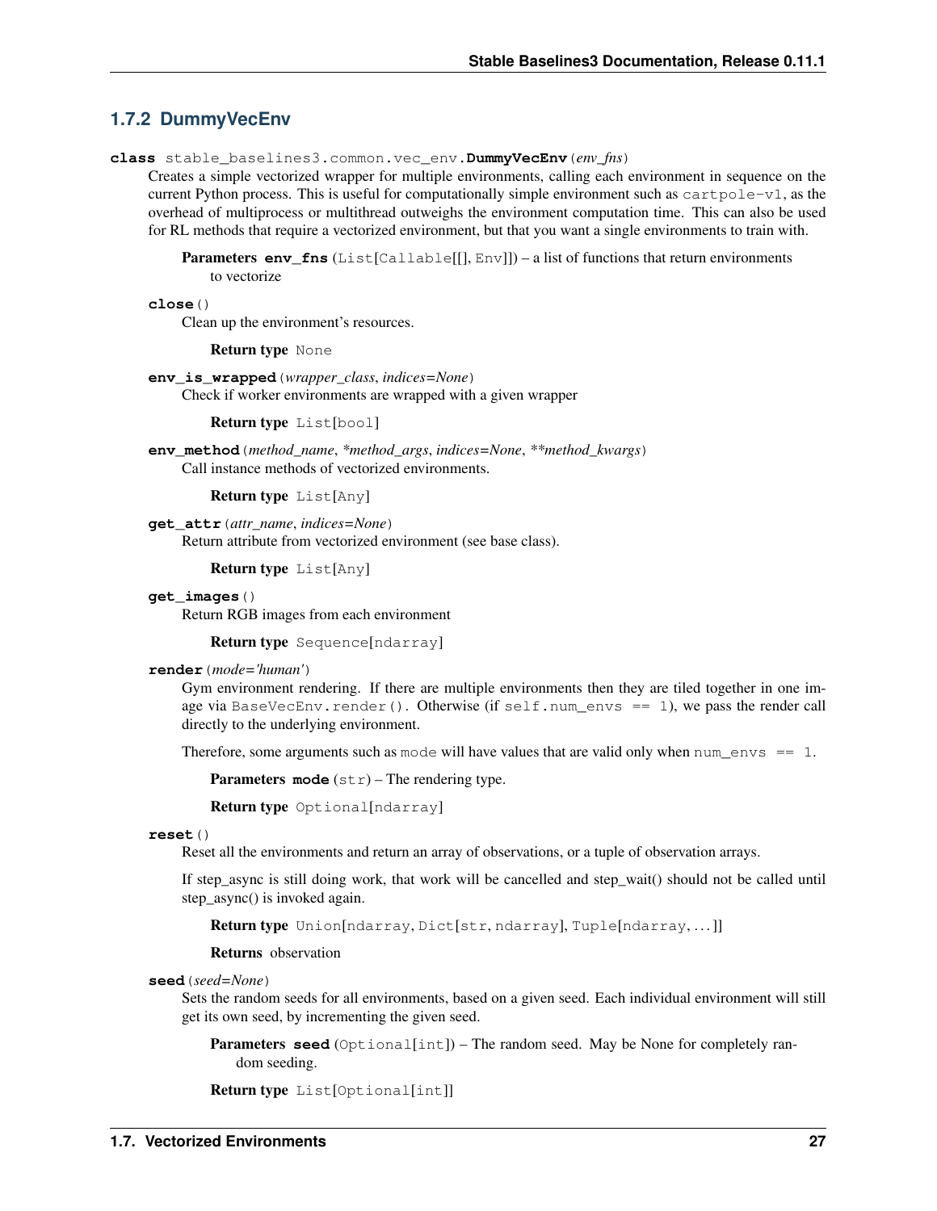### 1.7.2 DummyVecEnv

**class** stable_baselines3.common.vec_env.**DummyVecEnv**(*env_fns*)

Creates a simple vectorized wrapper for multiple environments, calling each environment in sequence on the current Python process. This is useful for computationally simple environment such as `cartpole-v1`, as the overhead of multiprocess or multithread outweighs the environment computation time. This can also be used for RL methods that require a vectorized environment, but that you want a single environments to train with.

**Parameters** **env_fns** (`List[Callable[[], Env]]`) – a list of functions that return environments to vectorize

**close**()

Clean up the environment's resources.

**Return type** `None`

**env_is_wrapped**(*wrapper_class*, *indices=None*)

Check if worker environments are wrapped with a given wrapper

**Return type** `List[bool]`

**env_method**(*method_name*, *\*method_args*, *indices=None*, *\*\*method_kwargs*)

Call instance methods of vectorized environments.

**Return type** `List[Any]`

**get_attr**(*attr_name*, *indices=None*)

Return attribute from vectorized environment (see base class).

**Return type** `List[Any]`

**get_images**()

Return RGB images from each environment

**Return type** `Sequence[ndarray]`

**render**(*mode='human'*)

Gym environment rendering. If there are multiple environments then they are tiled together in one image via `BaseVecEnv.render()`. Otherwise (if `self.num_envs == 1`), we pass the render call directly to the underlying environment.

Therefore, some arguments such as `mode` will have values that are valid only when `num_envs == 1`.

**Parameters** **mode** (`str`) – The rendering type.

**Return type** `Optional[ndarray]`

**reset**()

Reset all the environments and return an array of observations, or a tuple of observation arrays.

If step_async is still doing work, that work will be cancelled and step_wait() should not be called until step_async() is invoked again.

**Return type** `Union[ndarray, Dict[str, ndarray], Tuple[ndarray, ...]]`

**Returns** observation

**seed**(*seed=None*)

Sets the random seeds for all environments, based on a given seed. Each individual environment will still get its own seed, by incrementing the given seed.

**Parameters** **seed** (`Optional[int]`) – The random seed. May be None for completely random seeding.

**Return type** `List[Optional[int]]`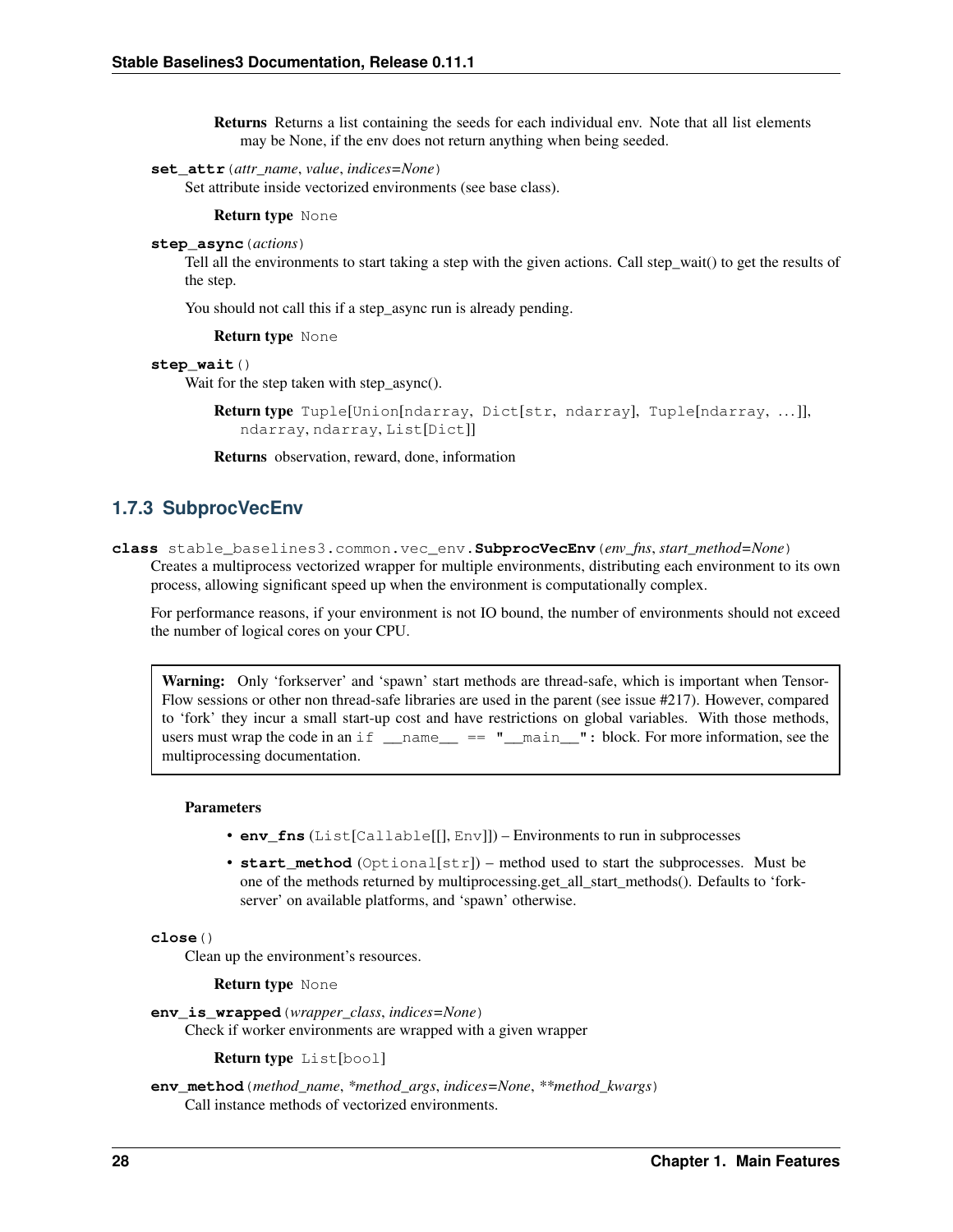**Returns** Returns a list containing the seeds for each individual env. Note that all list elements may be None, if the env does not return anything when being seeded.

**set_attr**(*attr_name*, *value*, *indices=None*)
Set attribute inside vectorized environments (see base class).

**Return type** None

**step_async**(*actions*)
Tell all the environments to start taking a step with the given actions. Call step_wait() to get the results of the step.

You should not call this if a step_async run is already pending.

**Return type** None

**step_wait**()
Wait for the step taken with step_async().

**Return type** Tuple[Union[ndarray, Dict[str, ndarray], Tuple[ndarray, ...]], ndarray, ndarray, List[Dict]]

**Returns** observation, reward, done, information

### 1.7.3 SubprocVecEnv

**class** stable_baselines3.common.vec_env.**SubprocVecEnv**(*env_fns*, *start_method=None*)
Creates a multiprocess vectorized wrapper for multiple environments, distributing each environment to its own process, allowing significant speed up when the environment is computationally complex.

For performance reasons, if your environment is not IO bound, the number of environments should not exceed the number of logical cores on your CPU.

> **Warning:** Only 'forkserver' and 'spawn' start methods are thread-safe, which is important when TensorFlow sessions or other non thread-safe libraries are used in the parent (see issue #217). However, compared to 'fork' they incur a small start-up cost and have restrictions on global variables. With those methods, users must wrap the code in an `if __name__ == "__main__":` block. For more information, see the multiprocessing documentation.

**Parameters**

- **env_fns** (List[Callable[[], Env]]) – Environments to run in subprocesses
- **start_method** (Optional[str]) – method used to start the subprocesses. Must be one of the methods returned by multiprocessing.get_all_start_methods(). Defaults to 'forkserver' on available platforms, and 'spawn' otherwise.

**close**()
Clean up the environment's resources.

**Return type** None

**env_is_wrapped**(*wrapper_class*, *indices=None*)
Check if worker environments are wrapped with a given wrapper

**Return type** List[bool]

**env_method**(*method_name*, **method_args*, *indices=None*, ***method_kwargs*)
Call instance methods of vectorized environments.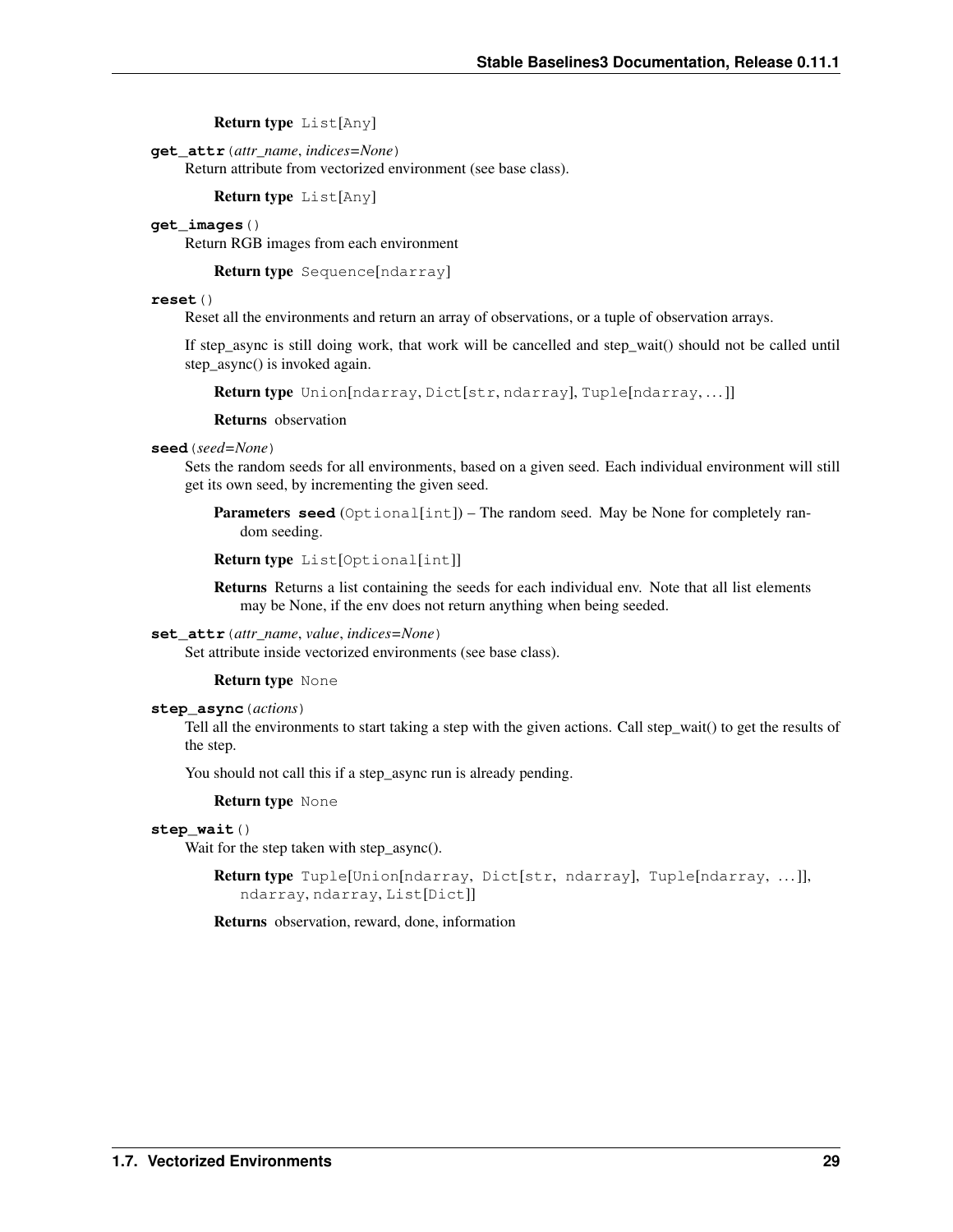**Return type** `List[Any]`

**get_attr**(*attr_name*, *indices=None*)

Return attribute from vectorized environment (see base class).

**Return type** `List[Any]`

**get_images**()

Return RGB images from each environment

**Return type** `Sequence[ndarray]`

**reset**()

Reset all the environments and return an array of observations, or a tuple of observation arrays.

If step_async is still doing work, that work will be cancelled and step_wait() should not be called until step_async() is invoked again.

**Return type** `Union[ndarray, Dict[str, ndarray], Tuple[ndarray, ...]]`

**Returns** observation

**seed**(*seed=None*)

Sets the random seeds for all environments, based on a given seed. Each individual environment will still get its own seed, by incrementing the given seed.

**Parameters** **seed** (`Optional[int]`) – The random seed. May be None for completely random seeding.

**Return type** `List[Optional[int]]`

**Returns** Returns a list containing the seeds for each individual env. Note that all list elements may be None, if the env does not return anything when being seeded.

**set_attr**(*attr_name*, *value*, *indices=None*)

Set attribute inside vectorized environments (see base class).

**Return type** `None`

**step_async**(*actions*)

Tell all the environments to start taking a step with the given actions. Call step_wait() to get the results of the step.

You should not call this if a step_async run is already pending.

**Return type** `None`

**step_wait**()

Wait for the step taken with step_async().

**Return type** `Tuple[Union[ndarray, Dict[str, ndarray], Tuple[ndarray, ...]], ndarray, ndarray, List[Dict]]`

**Returns** observation, reward, done, information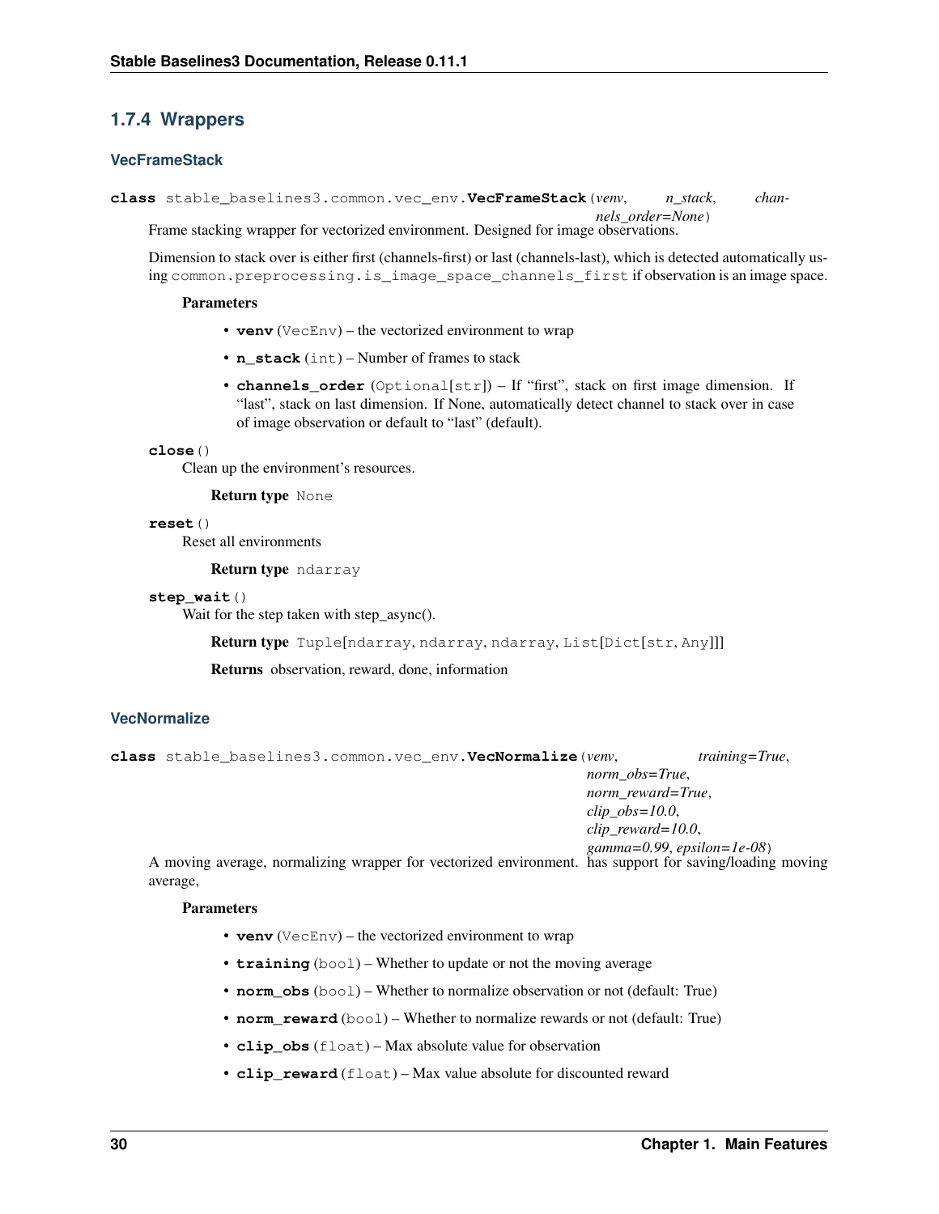### 1.7.4 Wrappers

#### VecFrameStack

**class** stable_baselines3.common.vec_env.**VecFrameStack**(*venv*, *n_stack*, *channels_order=None*)

Frame stacking wrapper for vectorized environment. Designed for image observations.

Dimension to stack over is either first (channels-first) or last (channels-last), which is detected automatically using `common.preprocessing.is_image_space_channels_first` if observation is an image space.

**Parameters**

- **venv** (`VecEnv`) – the vectorized environment to wrap
- **n_stack** (`int`) – Number of frames to stack
- **channels_order** (`Optional[str]`) – If "first", stack on first image dimension. If "last", stack on last dimension. If None, automatically detect channel to stack over in case of image observation or default to "last" (default).

**close**()

Clean up the environment's resources.

**Return type** `None`

**reset**()

Reset all environments

**Return type** `ndarray`

**step_wait**()

Wait for the step taken with step_async().

**Return type** `Tuple[ndarray, ndarray, ndarray, List[Dict[str, Any]]]`

**Returns** observation, reward, done, information

#### VecNormalize

**class** stable_baselines3.common.vec_env.**VecNormalize**(*venv*, *training=True*, *norm_obs=True*, *norm_reward=True*, *clip_obs=10.0*, *clip_reward=10.0*, *gamma=0.99*, *epsilon=1e-08*)

A moving average, normalizing wrapper for vectorized environment. has support for saving/loading moving average,

**Parameters**

- **venv** (`VecEnv`) – the vectorized environment to wrap
- **training** (`bool`) – Whether to update or not the moving average
- **norm_obs** (`bool`) – Whether to normalize observation or not (default: True)
- **norm_reward** (`bool`) – Whether to normalize rewards or not (default: True)
- **clip_obs** (`float`) – Max absolute value for observation
- **clip_reward** (`float`) – Max value absolute for discounted reward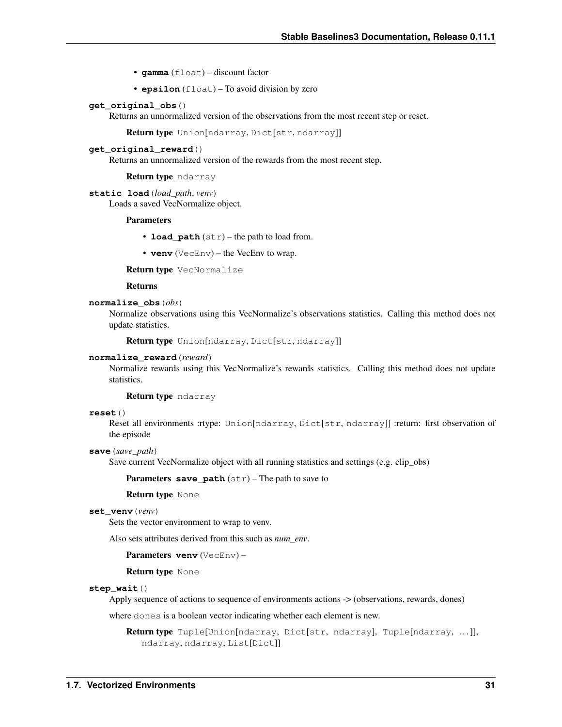- **gamma** (`float`) – discount factor
- **epsilon** (`float`) – To avoid division by zero

**get_original_obs**()

Returns an unnormalized version of the observations from the most recent step or reset.

**Return type** `Union[ndarray, Dict[str, ndarray]]`

**get_original_reward**()

Returns an unnormalized version of the rewards from the most recent step.

**Return type** `ndarray`

**static load**(*load_path*, *venv*)

Loads a saved VecNormalize object.

**Parameters**

- **load_path** (`str`) – the path to load from.
- **venv** (`VecEnv`) – the VecEnv to wrap.

**Return type** `VecNormalize`

**Returns**

**normalize_obs**(*obs*)

Normalize observations using this VecNormalize's observations statistics. Calling this method does not update statistics.

**Return type** `Union[ndarray, Dict[str, ndarray]]`

**normalize_reward**(*reward*)

Normalize rewards using this VecNormalize's rewards statistics. Calling this method does not update statistics.

**Return type** `ndarray`

**reset**()

Reset all environments :rtype: `Union[ndarray, Dict[str, ndarray]]` :return: first observation of the episode

**save**(*save_path*)

Save current VecNormalize object with all running statistics and settings (e.g. clip_obs)

**Parameters** **save_path** (`str`) – The path to save to

**Return type** `None`

**set_venv**(*venv*)

Sets the vector environment to wrap to venv.

Also sets attributes derived from this such as *num_env*.

**Parameters** **venv** (`VecEnv`) –

**Return type** `None`

**step_wait**()

Apply sequence of actions to sequence of environments actions -> (observations, rewards, dones)

where `dones` is a boolean vector indicating whether each element is new.

**Return type** `Tuple[Union[ndarray, Dict[str, ndarray], Tuple[ndarray, …]], ndarray, ndarray, List[Dict]]`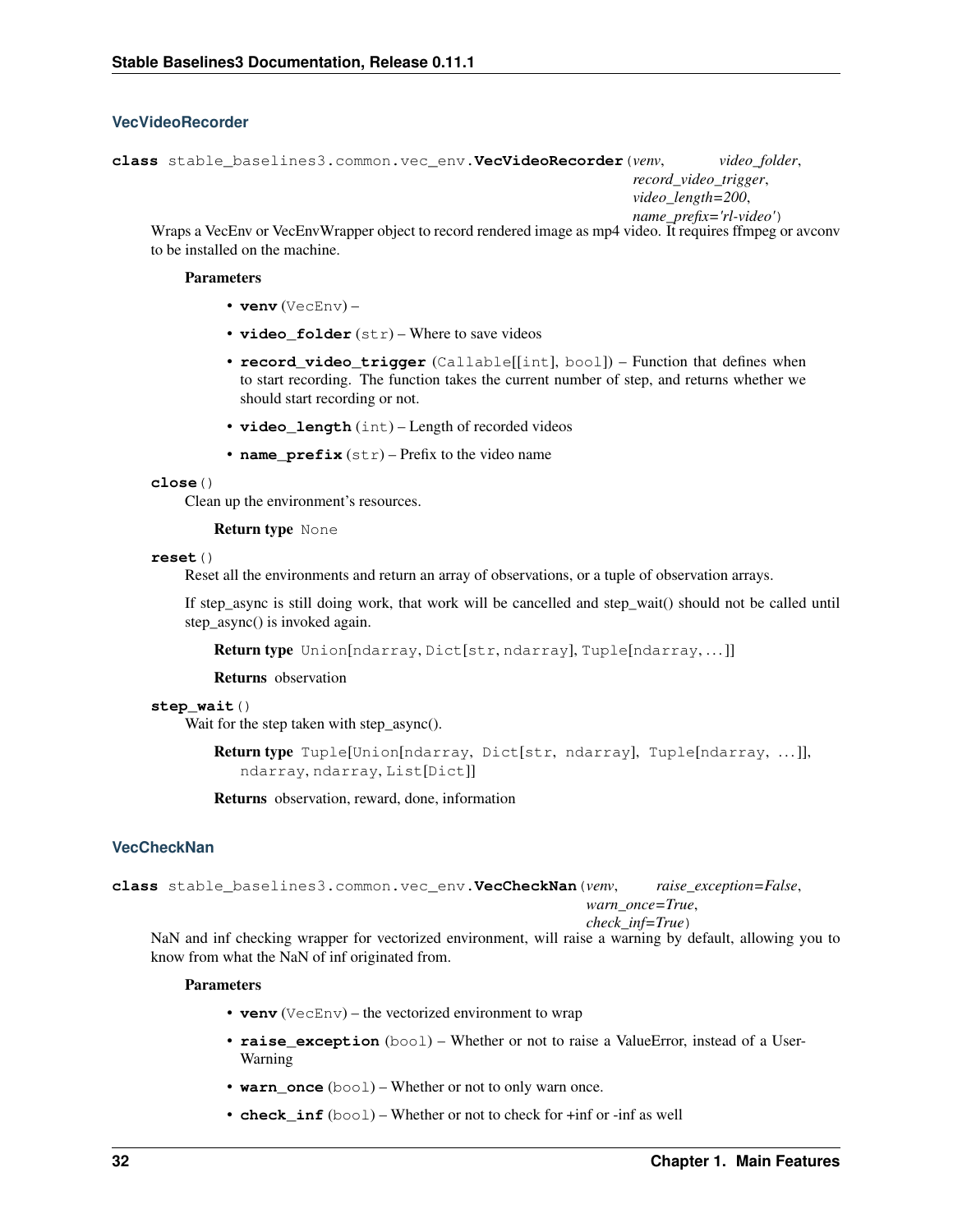### VecVideoRecorder

**class** stable_baselines3.common.vec_env.**VecVideoRecorder**(*venv*, *video_folder*, *record_video_trigger*, *video_length=200*, *name_prefix='rl-video'*)

Wraps a VecEnv or VecEnvWrapper object to record rendered image as mp4 video. It requires ffmpeg or avconv to be installed on the machine.

**Parameters**

- **venv** (VecEnv) –
- **video_folder** (str) – Where to save videos
- **record_video_trigger** (Callable[[int], bool]) – Function that defines when to start recording. The function takes the current number of step, and returns whether we should start recording or not.
- **video_length** (int) – Length of recorded videos
- **name_prefix** (str) – Prefix to the video name

**close**()

Clean up the environment's resources.

**Return type** None

**reset**()

Reset all the environments and return an array of observations, or a tuple of observation arrays.

If step_async is still doing work, that work will be cancelled and step_wait() should not be called until step_async() is invoked again.

**Return type** Union[ndarray, Dict[str, ndarray], Tuple[ndarray, ...]]

**Returns** observation

**step_wait**()

Wait for the step taken with step_async().

**Return type** Tuple[Union[ndarray, Dict[str, ndarray], Tuple[ndarray, ...]], ndarray, ndarray, List[Dict]]

**Returns** observation, reward, done, information

### VecCheckNan

**class** stable_baselines3.common.vec_env.**VecCheckNan**(*venv*, *raise_exception=False*, *warn_once=True*, *check_inf=True*)

NaN and inf checking wrapper for vectorized environment, will raise a warning by default, allowing you to know from what the NaN of inf originated from.

**Parameters**

- **venv** (VecEnv) – the vectorized environment to wrap
- **raise_exception** (bool) – Whether or not to raise a ValueError, instead of a UserWarning
- **warn_once** (bool) – Whether or not to only warn once.
- **check_inf** (bool) – Whether or not to check for +inf or -inf as well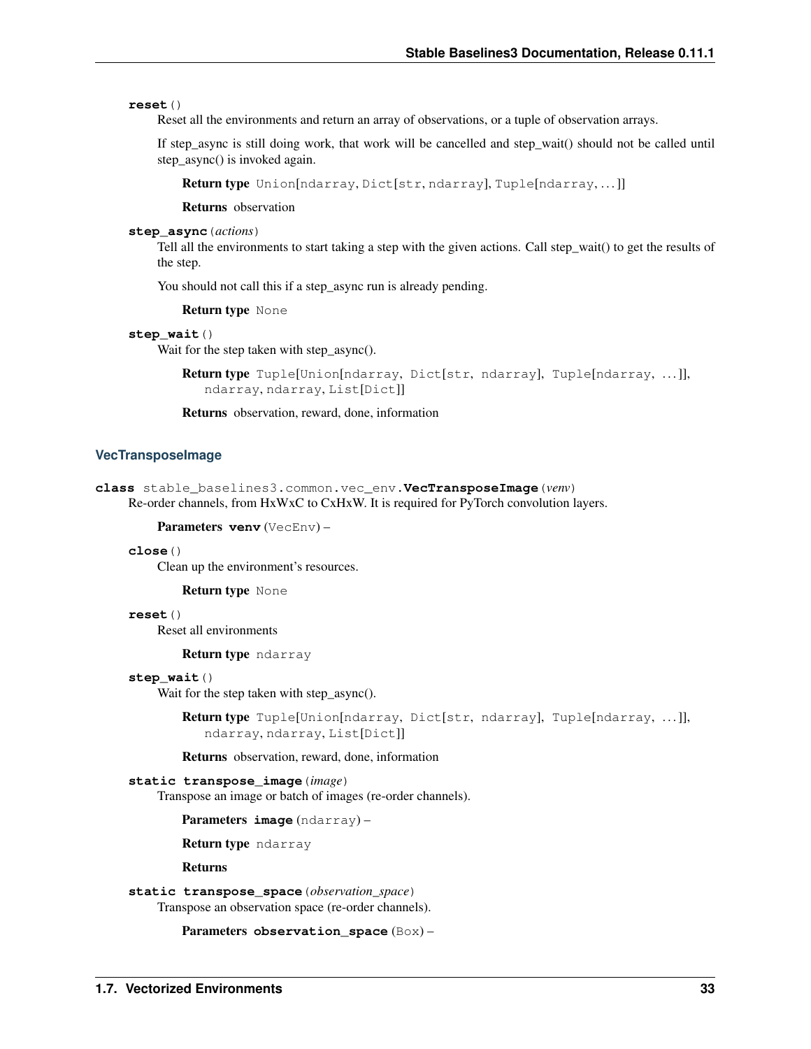**reset**()

Reset all the environments and return an array of observations, or a tuple of observation arrays.

If step_async is still doing work, that work will be cancelled and step_wait() should not be called until step_async() is invoked again.

**Return type** `Union[ndarray, Dict[str, ndarray], Tuple[ndarray, ...]]`

**Returns** observation

**step_async**(*actions*)

Tell all the environments to start taking a step with the given actions. Call step_wait() to get the results of the step.

You should not call this if a step_async run is already pending.

**Return type** `None`

**step_wait**()

Wait for the step taken with step_async().

**Return type** `Tuple[Union[ndarray, Dict[str, ndarray], Tuple[ndarray, ...]], ndarray, ndarray, List[Dict]]`

**Returns** observation, reward, done, information

### VecTransposeImage

**class** stable_baselines3.common.vec_env.**VecTransposeImage**(*venv*)

Re-order channels, from HxWxC to CxHxW. It is required for PyTorch convolution layers.

**Parameters** **venv** (`VecEnv`) –

**close**()

Clean up the environment's resources.

**Return type** `None`

**reset**()

Reset all environments

**Return type** `ndarray`

**step_wait**()

Wait for the step taken with step_async().

**Return type** `Tuple[Union[ndarray, Dict[str, ndarray], Tuple[ndarray, ...]], ndarray, ndarray, List[Dict]]`

**Returns** observation, reward, done, information

**static transpose_image**(*image*)

Transpose an image or batch of images (re-order channels).

**Parameters** **image** (`ndarray`) –

**Return type** `ndarray`

**Returns**

**static transpose_space**(*observation_space*)

Transpose an observation space (re-order channels).

**Parameters** **observation_space** (`Box`) –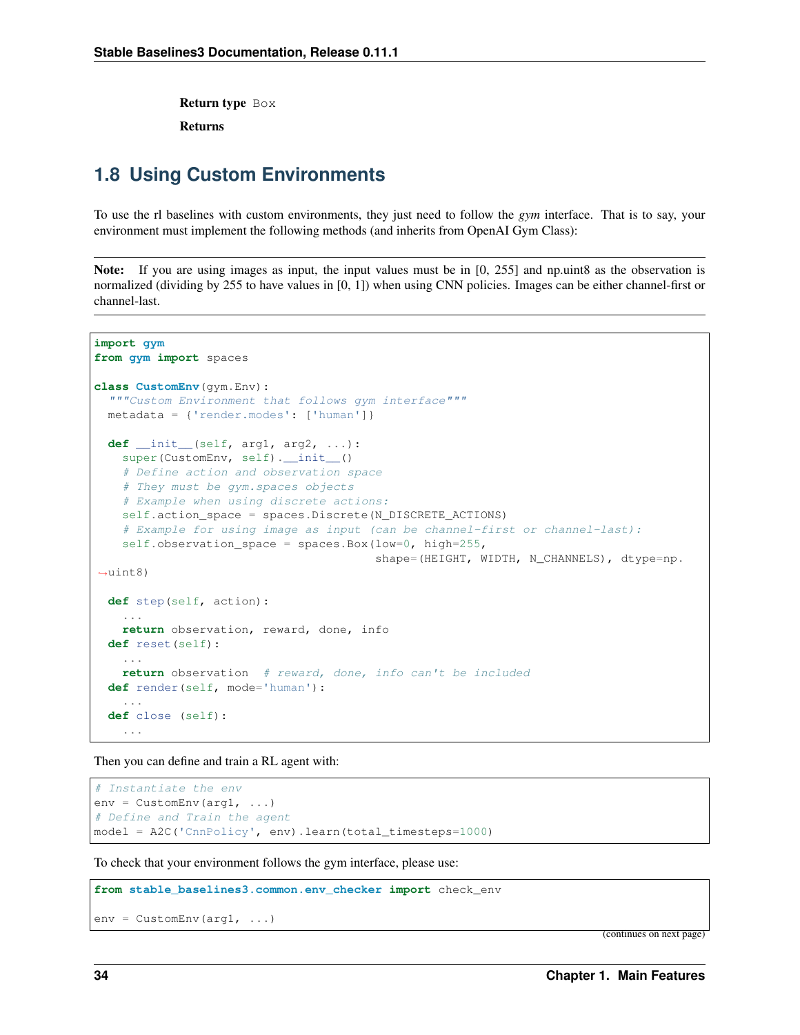**Return type** Box

**Returns**

## 1.8 Using Custom Environments

To use the rl baselines with custom environments, they just need to follow the *gym* interface. That is to say, your environment must implement the following methods (and inherits from OpenAI Gym Class):

**Note:** If you are using images as input, the input values must be in [0, 255] and np.uint8 as the observation is normalized (dividing by 255 to have values in [0, 1]) when using CNN policies. Images can be either channel-first or channel-last.

```
import gym
from gym import spaces

class CustomEnv(gym.Env):
  """Custom Environment that follows gym interface"""
  metadata = {'render.modes': ['human']}

  def __init__(self, arg1, arg2, ...):
    super(CustomEnv, self).__init__()
    # Define action and observation space
    # They must be gym.spaces objects
    # Example when using discrete actions:
    self.action_space = spaces.Discrete(N_DISCRETE_ACTIONS)
    # Example for using image as input (can be channel-first or channel-last):
    self.observation_space = spaces.Box(low=0, high=255,
                                        shape=(HEIGHT, WIDTH, N_CHANNELS), dtype=np.
↪uint8)

  def step(self, action):
    ...
    return observation, reward, done, info
  def reset(self):
    ...
    return observation  # reward, done, info can't be included
  def render(self, mode='human'):
    ...
  def close (self):
    ...
```

Then you can define and train a RL agent with:

```
# Instantiate the env
env = CustomEnv(arg1, ...)
# Define and Train the agent
model = A2C('CnnPolicy', env).learn(total_timesteps=1000)
```

To check that your environment follows the gym interface, please use:

```
from stable_baselines3.common.env_checker import check_env

env = CustomEnv(arg1, ...)
```

(continues on next page)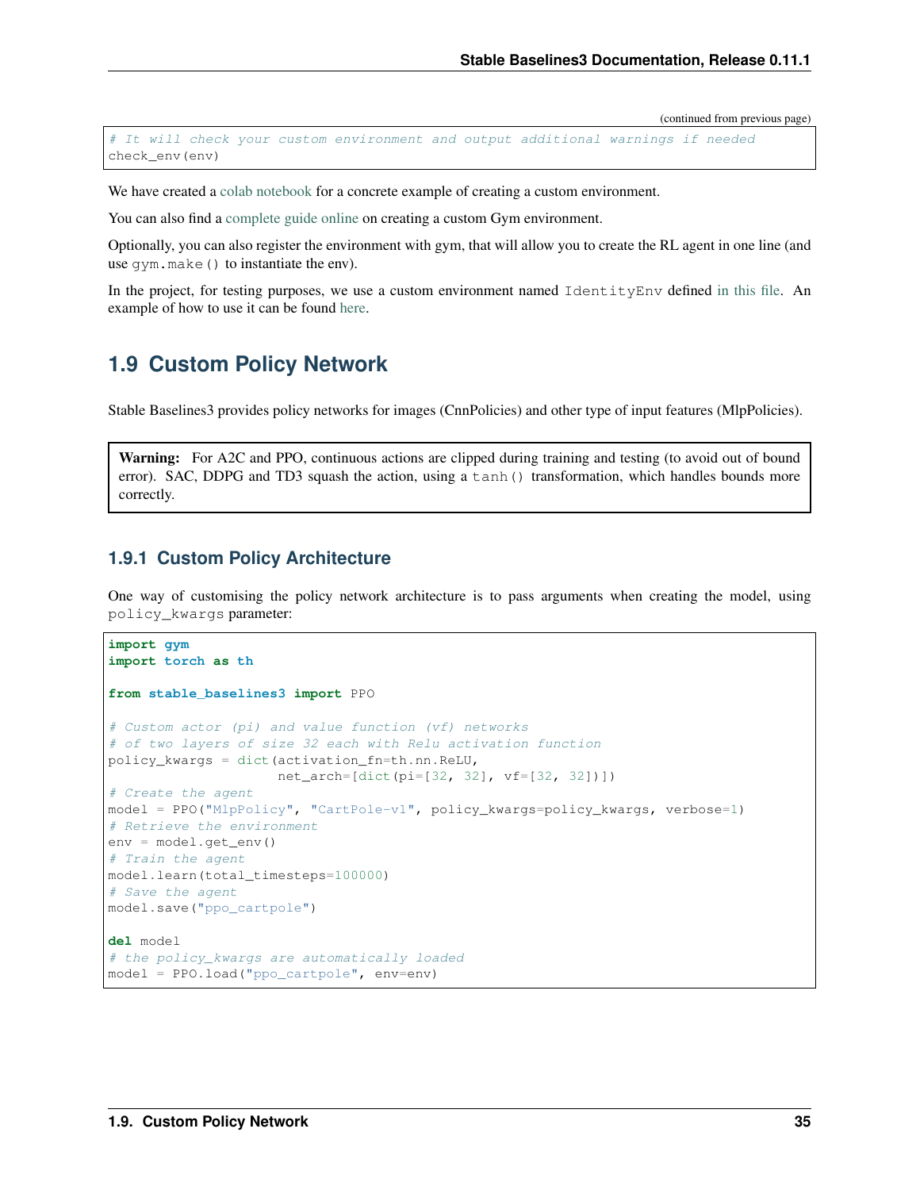(continued from previous page)

```
# It will check your custom environment and output additional warnings if needed
check_env(env)
```

We have created a colab notebook for a concrete example of creating a custom environment.

You can also find a complete guide online on creating a custom Gym environment.

Optionally, you can also register the environment with gym, that will allow you to create the RL agent in one line (and use `gym.make()` to instantiate the env).

In the project, for testing purposes, we use a custom environment named `IdentityEnv` defined in this file. An example of how to use it can be found here.

## 1.9 Custom Policy Network

Stable Baselines3 provides policy networks for images (CnnPolicies) and other type of input features (MlpPolicies).

> **Warning:** For A2C and PPO, continuous actions are clipped during training and testing (to avoid out of bound error). SAC, DDPG and TD3 squash the action, using a `tanh()` transformation, which handles bounds more correctly.

### 1.9.1 Custom Policy Architecture

One way of customising the policy network architecture is to pass arguments when creating the model, using `policy_kwargs` parameter:

```python
import gym
import torch as th

from stable_baselines3 import PPO

# Custom actor (pi) and value function (vf) networks
# of two layers of size 32 each with Relu activation function
policy_kwargs = dict(activation_fn=th.nn.ReLU,
                     net_arch=[dict(pi=[32, 32], vf=[32, 32])])
# Create the agent
model = PPO("MlpPolicy", "CartPole-v1", policy_kwargs=policy_kwargs, verbose=1)
# Retrieve the environment
env = model.get_env()
# Train the agent
model.learn(total_timesteps=100000)
# Save the agent
model.save("ppo_cartpole")

del model
# the policy_kwargs are automatically loaded
model = PPO.load("ppo_cartpole", env=env)
```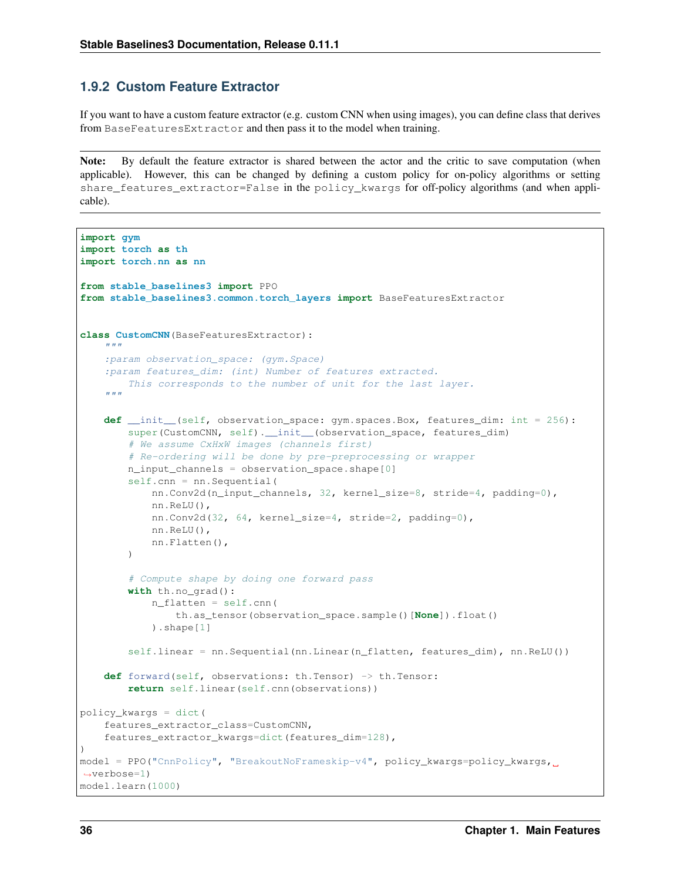### 1.9.2 Custom Feature Extractor

If you want to have a custom feature extractor (e.g. custom CNN when using images), you can define class that derives from `BaseFeaturesExtractor` and then pass it to the model when training.

**Note:** By default the feature extractor is shared between the actor and the critic to save computation (when applicable). However, this can be changed by defining a custom policy for on-policy algorithms or setting `share_features_extractor=False` in the `policy_kwargs` for off-policy algorithms (and when applicable).

```python
import gym
import torch as th
import torch.nn as nn

from stable_baselines3 import PPO
from stable_baselines3.common.torch_layers import BaseFeaturesExtractor


class CustomCNN(BaseFeaturesExtractor):
    """
    :param observation_space: (gym.Space)
    :param features_dim: (int) Number of features extracted.
        This corresponds to the number of unit for the last layer.
    """

    def __init__(self, observation_space: gym.spaces.Box, features_dim: int = 256):
        super(CustomCNN, self).__init__(observation_space, features_dim)
        # We assume CxHxW images (channels first)
        # Re-ordering will be done by pre-preprocessing or wrapper
        n_input_channels = observation_space.shape[0]
        self.cnn = nn.Sequential(
            nn.Conv2d(n_input_channels, 32, kernel_size=8, stride=4, padding=0),
            nn.ReLU(),
            nn.Conv2d(32, 64, kernel_size=4, stride=2, padding=0),
            nn.ReLU(),
            nn.Flatten(),
        )

        # Compute shape by doing one forward pass
        with th.no_grad():
            n_flatten = self.cnn(
                th.as_tensor(observation_space.sample()[None]).float()
            ).shape[1]

        self.linear = nn.Sequential(nn.Linear(n_flatten, features_dim), nn.ReLU())

    def forward(self, observations: th.Tensor) -> th.Tensor:
        return self.linear(self.cnn(observations))

policy_kwargs = dict(
    features_extractor_class=CustomCNN,
    features_extractor_kwargs=dict(features_dim=128),
)
model = PPO("CnnPolicy", "BreakoutNoFrameskip-v4", policy_kwargs=policy_kwargs, verbose=1)
model.learn(1000)
```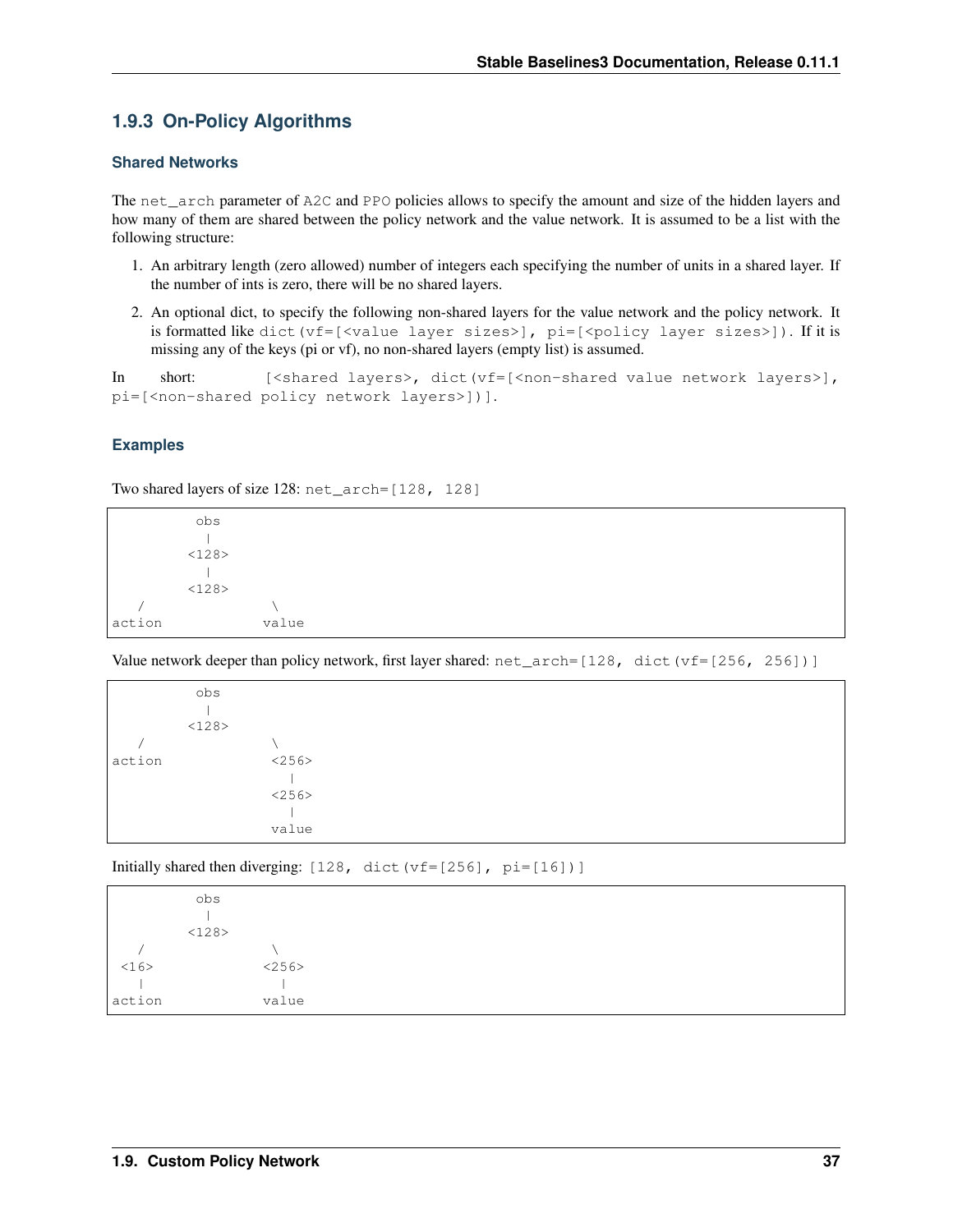### 1.9.3 On-Policy Algorithms

#### Shared Networks

The `net_arch` parameter of `A2C` and `PPO` policies allows to specify the amount and size of the hidden layers and how many of them are shared between the policy network and the value network. It is assumed to be a list with the following structure:

1. An arbitrary length (zero allowed) number of integers each specifying the number of units in a shared layer. If the number of ints is zero, there will be no shared layers.
2. An optional dict, to specify the following non-shared layers for the value network and the policy network. It is formatted like `dict(vf=[<value layer sizes>], pi=[<policy layer sizes>])`. If it is missing any of the keys (pi or vf), no non-shared layers (empty list) is assumed.

In short: `[<shared layers>, dict(vf=[<non-shared value network layers>], pi=[<non-shared policy network layers>])]`.

#### Examples

Two shared layers of size 128: `net_arch=[128, 128]`

```
          obs
           |
         <128>
           |
         <128>
   /               \
action            value
```

Value network deeper than policy network, first layer shared: `net_arch=[128, dict(vf=[256, 256])]`

```
          obs
           |
         <128>
   /               \
action             <256>
                     |
                   <256>
                     |
                   value
```

Initially shared then diverging: `[128, dict(vf=[256], pi=[16])]`

```
          obs
           |
         <128>
   /               \
 <16>             <256>
   |                |
action            value
```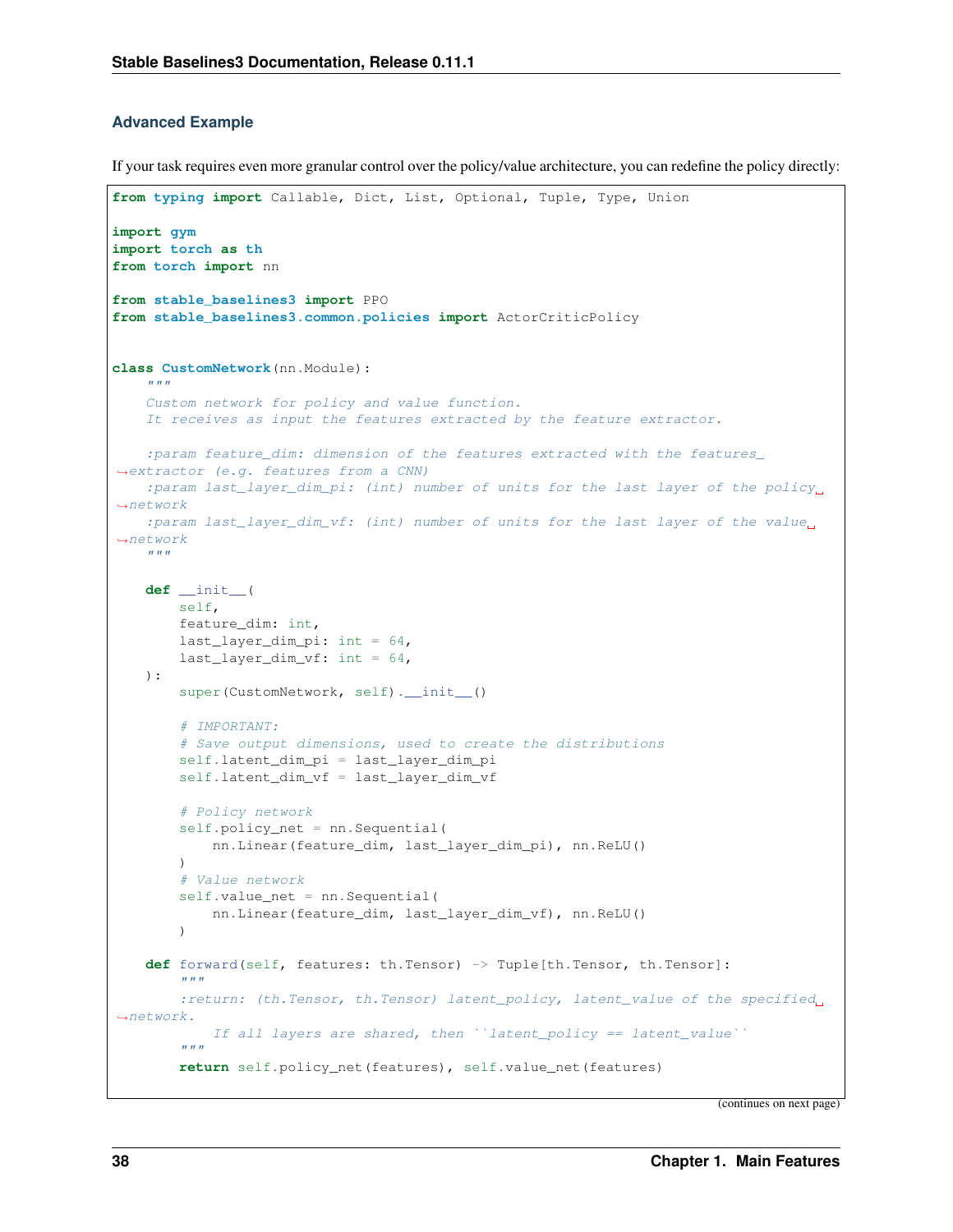### Advanced Example

If your task requires even more granular control over the policy/value architecture, you can redefine the policy directly:

```
from typing import Callable, Dict, List, Optional, Tuple, Type, Union

import gym
import torch as th
from torch import nn

from stable_baselines3 import PPO
from stable_baselines3.common.policies import ActorCriticPolicy


class CustomNetwork(nn.Module):
    """
    Custom network for policy and value function.
    It receives as input the features extracted by the feature extractor.

    :param feature_dim: dimension of the features extracted with the features_extractor (e.g. features from a CNN)
    :param last_layer_dim_pi: (int) number of units for the last layer of the policy network
    :param last_layer_dim_vf: (int) number of units for the last layer of the value network
    """

    def __init__(
        self,
        feature_dim: int,
        last_layer_dim_pi: int = 64,
        last_layer_dim_vf: int = 64,
    ):
        super(CustomNetwork, self).__init__()

        # IMPORTANT:
        # Save output dimensions, used to create the distributions
        self.latent_dim_pi = last_layer_dim_pi
        self.latent_dim_vf = last_layer_dim_vf

        # Policy network
        self.policy_net = nn.Sequential(
            nn.Linear(feature_dim, last_layer_dim_pi), nn.ReLU()
        )
        # Value network
        self.value_net = nn.Sequential(
            nn.Linear(feature_dim, last_layer_dim_vf), nn.ReLU()
        )

    def forward(self, features: th.Tensor) -> Tuple[th.Tensor, th.Tensor]:
        """
        :return: (th.Tensor, th.Tensor) latent_policy, latent_value of the specified network.
            If all layers are shared, then ``latent_policy == latent_value``
        """
        return self.policy_net(features), self.value_net(features)
```

(continues on next page)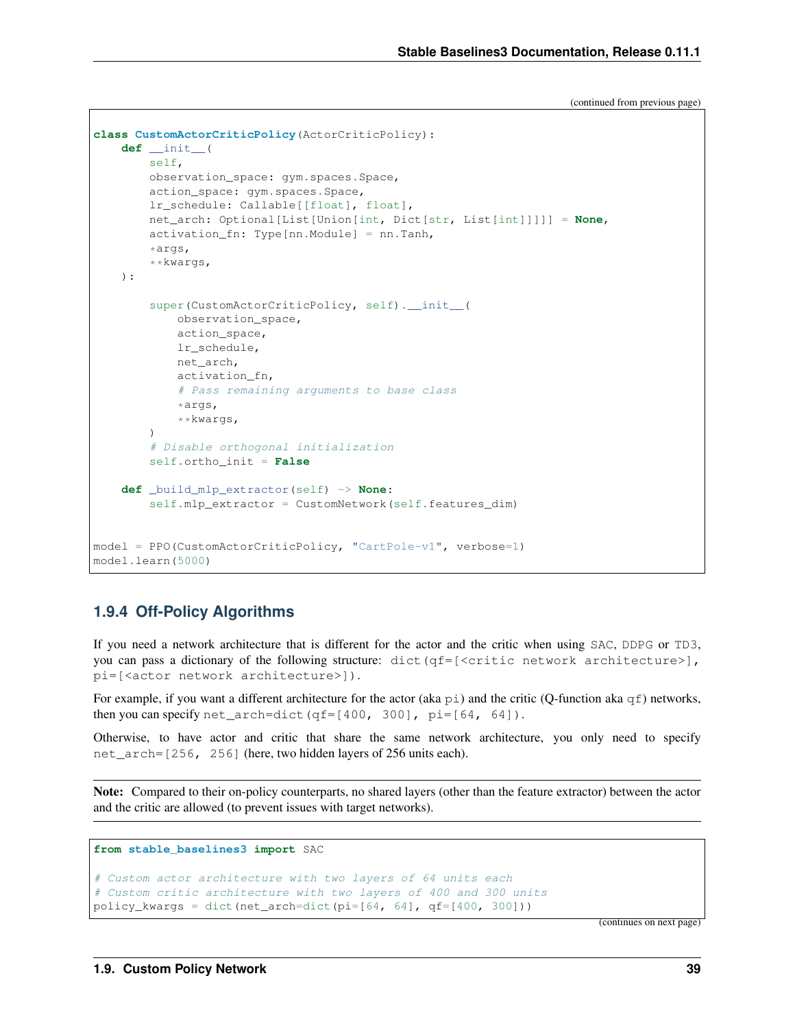(continued from previous page)

```
class CustomActorCriticPolicy(ActorCriticPolicy):
    def __init__(
        self,
        observation_space: gym.spaces.Space,
        action_space: gym.spaces.Space,
        lr_schedule: Callable[[float], float],
        net_arch: Optional[List[Union[int, Dict[str, List[int]]]]] = None,
        activation_fn: Type[nn.Module] = nn.Tanh,
        *args,
        **kwargs,
    ):

        super(CustomActorCriticPolicy, self).__init__(
            observation_space,
            action_space,
            lr_schedule,
            net_arch,
            activation_fn,
            # Pass remaining arguments to base class
            *args,
            **kwargs,
        )
        # Disable orthogonal initialization
        self.ortho_init = False

    def _build_mlp_extractor(self) -> None:
        self.mlp_extractor = CustomNetwork(self.features_dim)


model = PPO(CustomActorCriticPolicy, "CartPole-v1", verbose=1)
model.learn(5000)
```

### 1.9.4 Off-Policy Algorithms

If you need a network architecture that is different for the actor and the critic when using `SAC`, `DDPG` or `TD3`, you can pass a dictionary of the following structure: `dict(qf=[<critic network architecture>], pi=[<actor network architecture>])`.

For example, if you want a different architecture for the actor (aka `pi`) and the critic (Q-function aka `qf`) networks, then you can specify `net_arch=dict(qf=[400, 300], pi=[64, 64])`.

Otherwise, to have actor and critic that share the same network architecture, you only need to specify `net_arch=[256, 256]` (here, two hidden layers of 256 units each).

**Note:** Compared to their on-policy counterparts, no shared layers (other than the feature extractor) between the actor and the critic are allowed (to prevent issues with target networks).

```
from stable_baselines3 import SAC

# Custom actor architecture with two layers of 64 units each
# Custom critic architecture with two layers of 400 and 300 units
policy_kwargs = dict(net_arch=dict(pi=[64, 64], qf=[400, 300]))
```

(continues on next page)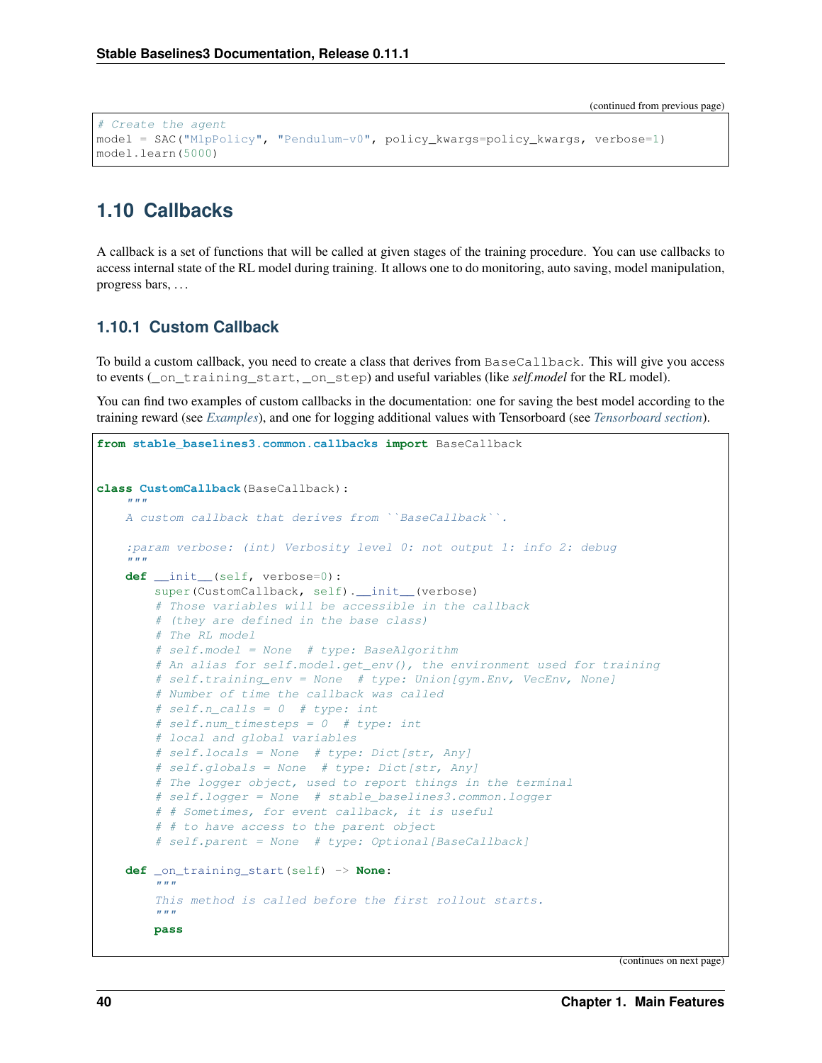(continued from previous page)

```python
# Create the agent
model = SAC("MlpPolicy", "Pendulum-v0", policy_kwargs=policy_kwargs, verbose=1)
model.learn(5000)
```

## 1.10 Callbacks

A callback is a set of functions that will be called at given stages of the training procedure. You can use callbacks to access internal state of the RL model during training. It allows one to do monitoring, auto saving, model manipulation, progress bars, . . .

### 1.10.1 Custom Callback

To build a custom callback, you need to create a class that derives from `BaseCallback`. This will give you access to events (`_on_training_start`, `_on_step`) and useful variables (like *self.model* for the RL model).

You can find two examples of custom callbacks in the documentation: one for saving the best model according to the training reward (see *Examples*), and one for logging additional values with Tensorboard (see *Tensorboard section*).

```python
from stable_baselines3.common.callbacks import BaseCallback


class CustomCallback(BaseCallback):
    """
    A custom callback that derives from ``BaseCallback``.

    :param verbose: (int) Verbosity level 0: not output 1: info 2: debug
    """
    def __init__(self, verbose=0):
        super(CustomCallback, self).__init__(verbose)
        # Those variables will be accessible in the callback
        # (they are defined in the base class)
        # The RL model
        # self.model = None  # type: BaseAlgorithm
        # An alias for self.model.get_env(), the environment used for training
        # self.training_env = None  # type: Union[gym.Env, VecEnv, None]
        # Number of time the callback was called
        # self.n_calls = 0  # type: int
        # self.num_timesteps = 0  # type: int
        # local and global variables
        # self.locals = None  # type: Dict[str, Any]
        # self.globals = None  # type: Dict[str, Any]
        # The logger object, used to report things in the terminal
        # self.logger = None  # stable_baselines3.common.logger
        # # Sometimes, for event callback, it is useful
        # # to have access to the parent object
        # self.parent = None  # type: Optional[BaseCallback]

    def _on_training_start(self) -> None:
        """
        This method is called before the first rollout starts.
        """
        pass
```

(continues on next page)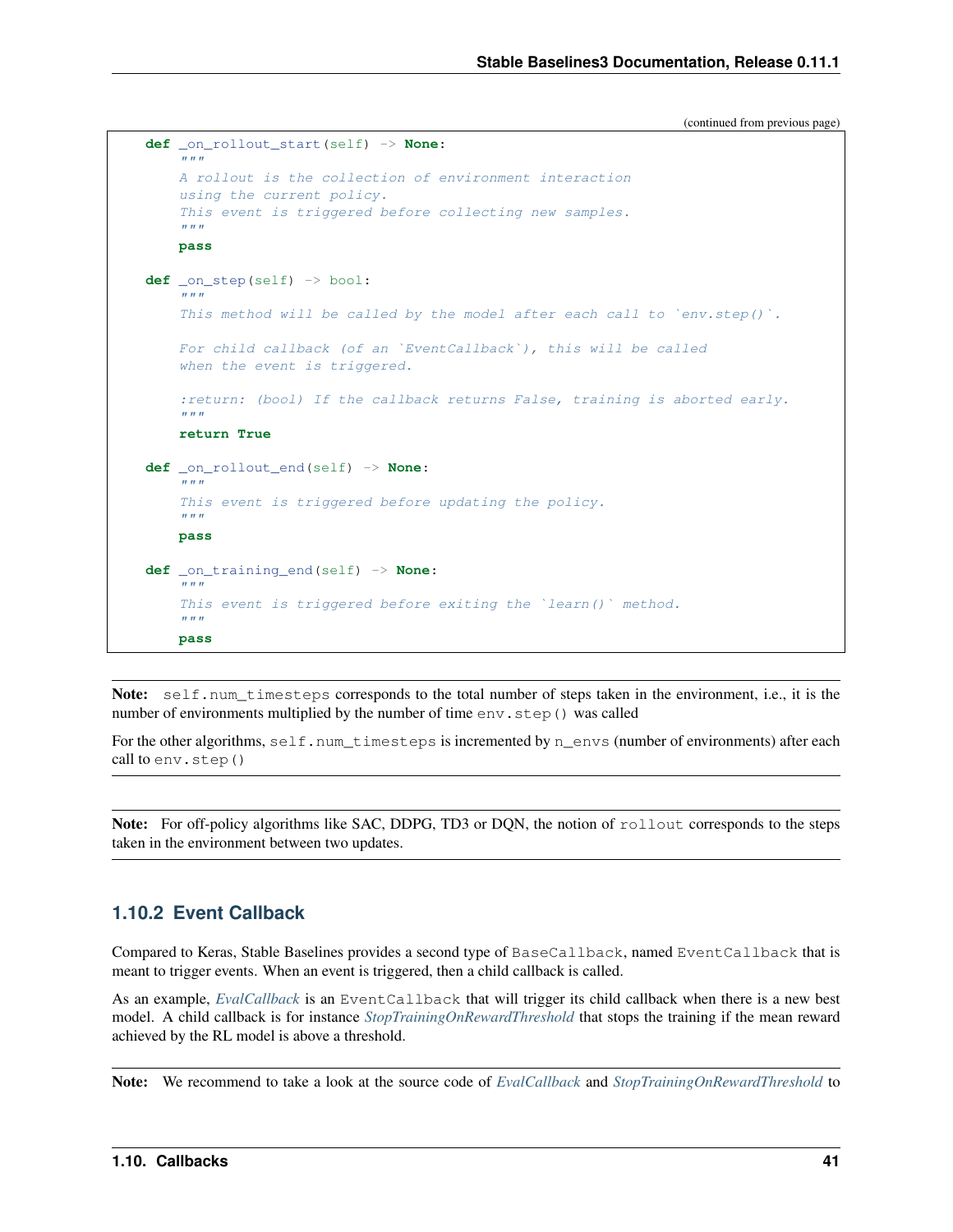(continued from previous page)

```
    def _on_rollout_start(self) -> None:
        """
        A rollout is the collection of environment interaction
        using the current policy.
        This event is triggered before collecting new samples.
        """
        pass

    def _on_step(self) -> bool:
        """
        This method will be called by the model after each call to `env.step()`.

        For child callback (of an `EventCallback`), this will be called
        when the event is triggered.

        :return: (bool) If the callback returns False, training is aborted early.
        """
        return True

    def _on_rollout_end(self) -> None:
        """
        This event is triggered before updating the policy.
        """
        pass

    def _on_training_end(self) -> None:
        """
        This event is triggered before exiting the `learn()` method.
        """
        pass
```

**Note:** `self.num_timesteps` corresponds to the total number of steps taken in the environment, i.e., it is the number of environments multiplied by the number of time `env.step()` was called

For the other algorithms, `self.num_timesteps` is incremented by `n_envs` (number of environments) after each call to `env.step()`

**Note:** For off-policy algorithms like SAC, DDPG, TD3 or DQN, the notion of `rollout` corresponds to the steps taken in the environment between two updates.

### 1.10.2 Event Callback

Compared to Keras, Stable Baselines provides a second type of `BaseCallback`, named `EventCallback` that is meant to trigger events. When an event is triggered, then a child callback is called.

As an example, *EvalCallback* is an `EventCallback` that will trigger its child callback when there is a new best model. A child callback is for instance *StopTrainingOnRewardThreshold* that stops the training if the mean reward achieved by the RL model is above a threshold.

**Note:** We recommend to take a look at the source code of *EvalCallback* and *StopTrainingOnRewardThreshold* to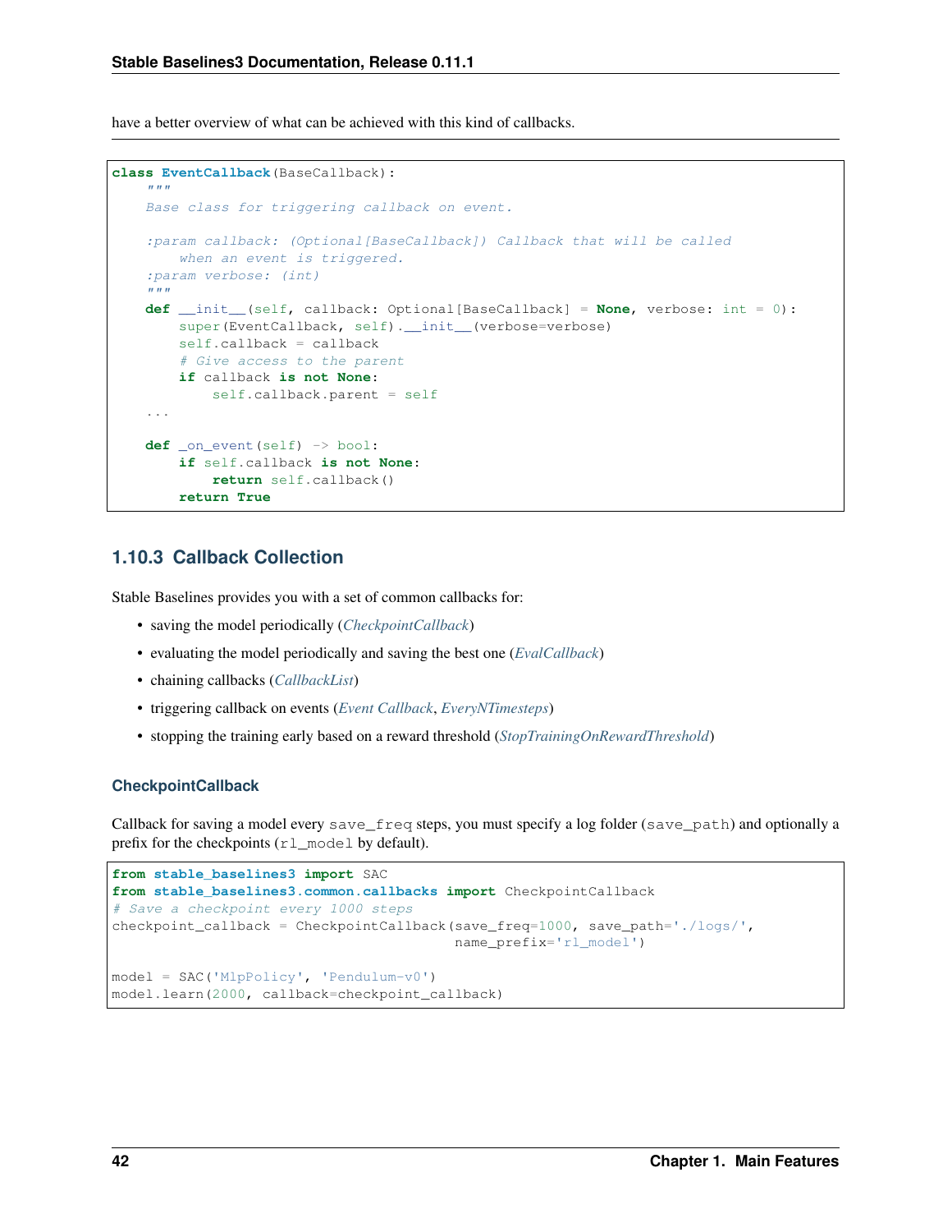have a better overview of what can be achieved with this kind of callbacks.

```python
class EventCallback(BaseCallback):
    """
    Base class for triggering callback on event.

    :param callback: (Optional[BaseCallback]) Callback that will be called
        when an event is triggered.
    :param verbose: (int)
    """
    def __init__(self, callback: Optional[BaseCallback] = None, verbose: int = 0):
        super(EventCallback, self).__init__(verbose=verbose)
        self.callback = callback
        # Give access to the parent
        if callback is not None:
            self.callback.parent = self
    ...

    def _on_event(self) -> bool:
        if self.callback is not None:
            return self.callback()
        return True
```

### 1.10.3 Callback Collection

Stable Baselines provides you with a set of common callbacks for:

- saving the model periodically (*CheckpointCallback*)
- evaluating the model periodically and saving the best one (*EvalCallback*)
- chaining callbacks (*CallbackList*)
- triggering callback on events (*Event Callback*, *EveryNTimesteps*)
- stopping the training early based on a reward threshold (*StopTrainingOnRewardThreshold*)

#### CheckpointCallback

Callback for saving a model every `save_freq` steps, you must specify a log folder (`save_path`) and optionally a prefix for the checkpoints (`rl_model` by default).

```python
from stable_baselines3 import SAC
from stable_baselines3.common.callbacks import CheckpointCallback
# Save a checkpoint every 1000 steps
checkpoint_callback = CheckpointCallback(save_freq=1000, save_path='./logs/',
                                         name_prefix='rl_model')

model = SAC('MlpPolicy', 'Pendulum-v0')
model.learn(2000, callback=checkpoint_callback)
```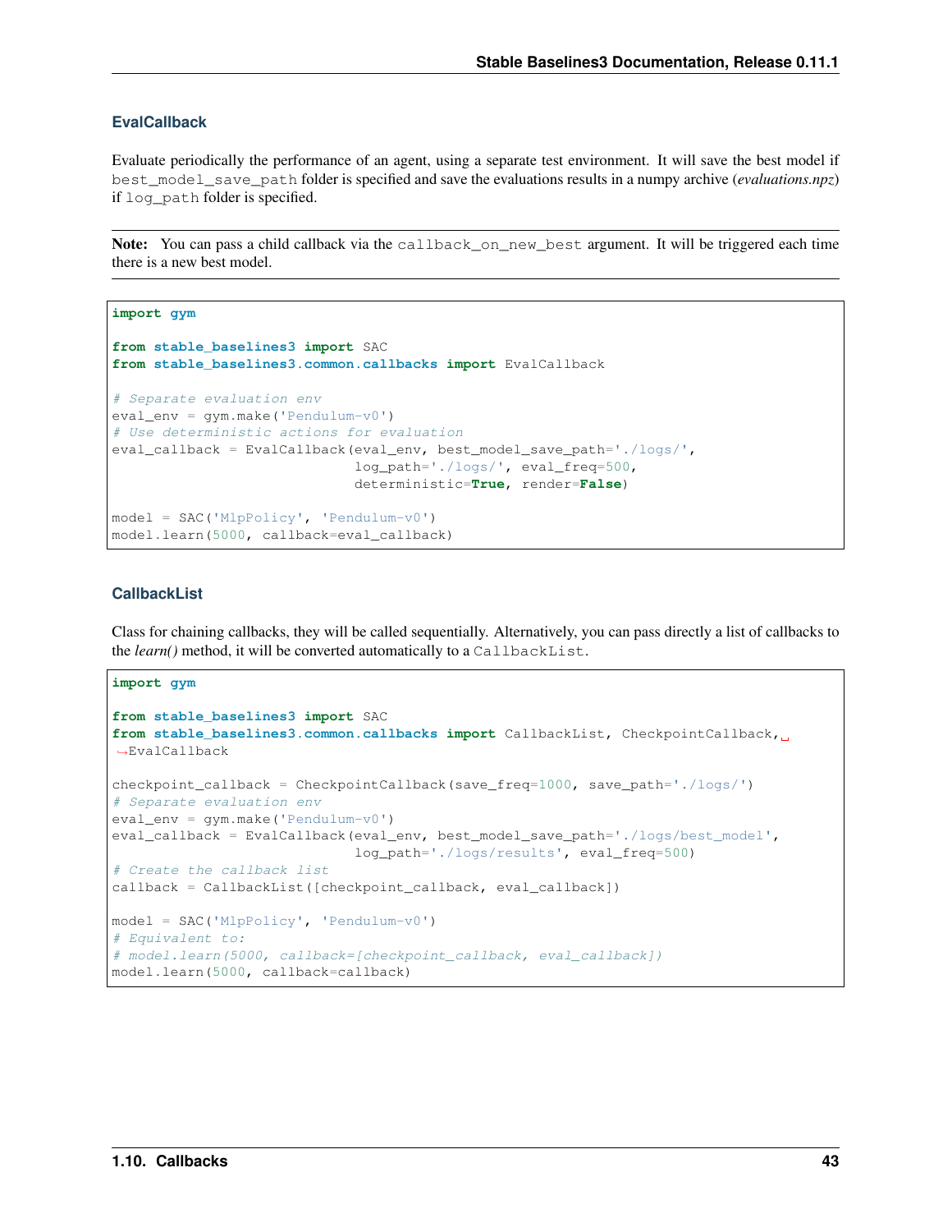### EvalCallback

Evaluate periodically the performance of an agent, using a separate test environment. It will save the best model if `best_model_save_path` folder is specified and save the evaluations results in a numpy archive (*evaluations.npz*) if `log_path` folder is specified.

**Note:** You can pass a child callback via the `callback_on_new_best` argument. It will be triggered each time there is a new best model.

```python
import gym

from stable_baselines3 import SAC
from stable_baselines3.common.callbacks import EvalCallback

# Separate evaluation env
eval_env = gym.make('Pendulum-v0')
# Use deterministic actions for evaluation
eval_callback = EvalCallback(eval_env, best_model_save_path='./logs/',
                             log_path='./logs/', eval_freq=500,
                             deterministic=True, render=False)

model = SAC('MlpPolicy', 'Pendulum-v0')
model.learn(5000, callback=eval_callback)
```

### CallbackList

Class for chaining callbacks, they will be called sequentially. Alternatively, you can pass directly a list of callbacks to the *learn()* method, it will be converted automatically to a `CallbackList`.

```python
import gym

from stable_baselines3 import SAC
from stable_baselines3.common.callbacks import CallbackList, CheckpointCallback, EvalCallback

checkpoint_callback = CheckpointCallback(save_freq=1000, save_path='./logs/')
# Separate evaluation env
eval_env = gym.make('Pendulum-v0')
eval_callback = EvalCallback(eval_env, best_model_save_path='./logs/best_model',
                             log_path='./logs/results', eval_freq=500)
# Create the callback list
callback = CallbackList([checkpoint_callback, eval_callback])

model = SAC('MlpPolicy', 'Pendulum-v0')
# Equivalent to:
# model.learn(5000, callback=[checkpoint_callback, eval_callback])
model.learn(5000, callback=callback)
```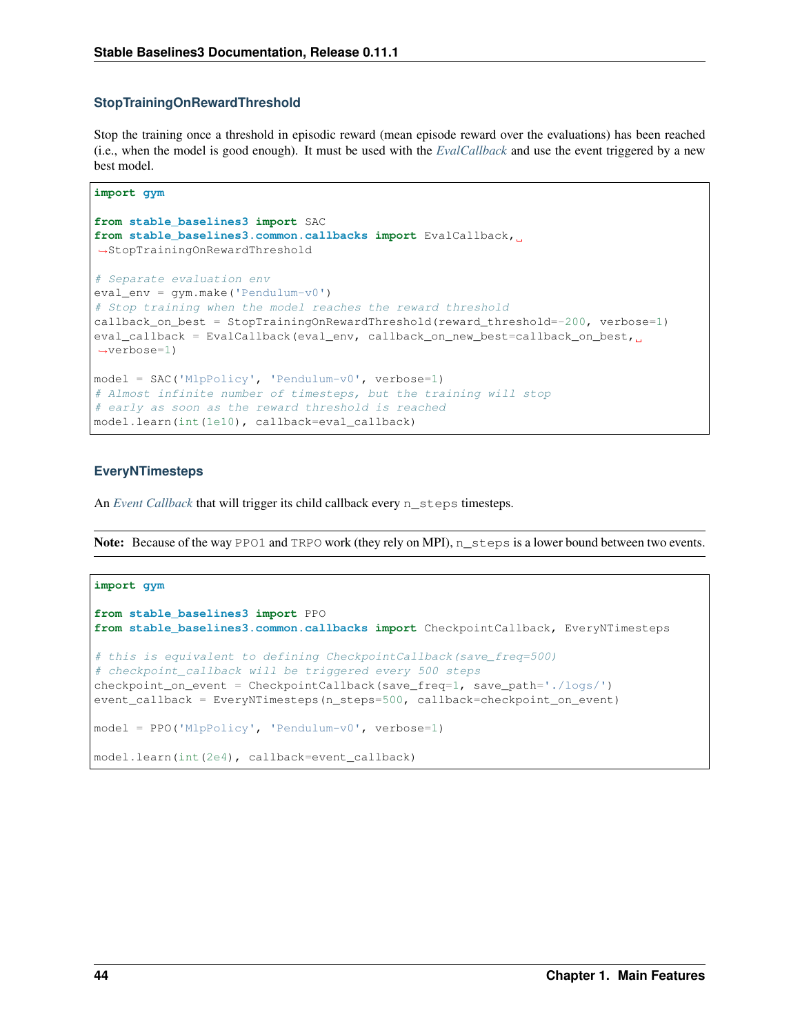### StopTrainingOnRewardThreshold

Stop the training once a threshold in episodic reward (mean episode reward over the evaluations) has been reached (i.e., when the model is good enough). It must be used with the *EvalCallback* and use the event triggered by a new best model.

```
import gym

from stable_baselines3 import SAC
from stable_baselines3.common.callbacks import EvalCallback, StopTrainingOnRewardThreshold

# Separate evaluation env
eval_env = gym.make('Pendulum-v0')
# Stop training when the model reaches the reward threshold
callback_on_best = StopTrainingOnRewardThreshold(reward_threshold=-200, verbose=1)
eval_callback = EvalCallback(eval_env, callback_on_new_best=callback_on_best, verbose=1)

model = SAC('MlpPolicy', 'Pendulum-v0', verbose=1)
# Almost infinite number of timesteps, but the training will stop
# early as soon as the reward threshold is reached
model.learn(int(1e10), callback=eval_callback)
```

### EveryNTimesteps

An *Event Callback* that will trigger its child callback every `n_steps` timesteps.

**Note:** Because of the way `PPO1` and `TRPO` work (they rely on MPI), `n_steps` is a lower bound between two events.

```
import gym

from stable_baselines3 import PPO
from stable_baselines3.common.callbacks import CheckpointCallback, EveryNTimesteps

# this is equivalent to defining CheckpointCallback(save_freq=500)
# checkpoint_callback will be triggered every 500 steps
checkpoint_on_event = CheckpointCallback(save_freq=1, save_path='./logs/')
event_callback = EveryNTimesteps(n_steps=500, callback=checkpoint_on_event)

model = PPO('MlpPolicy', 'Pendulum-v0', verbose=1)

model.learn(int(2e4), callback=event_callback)
```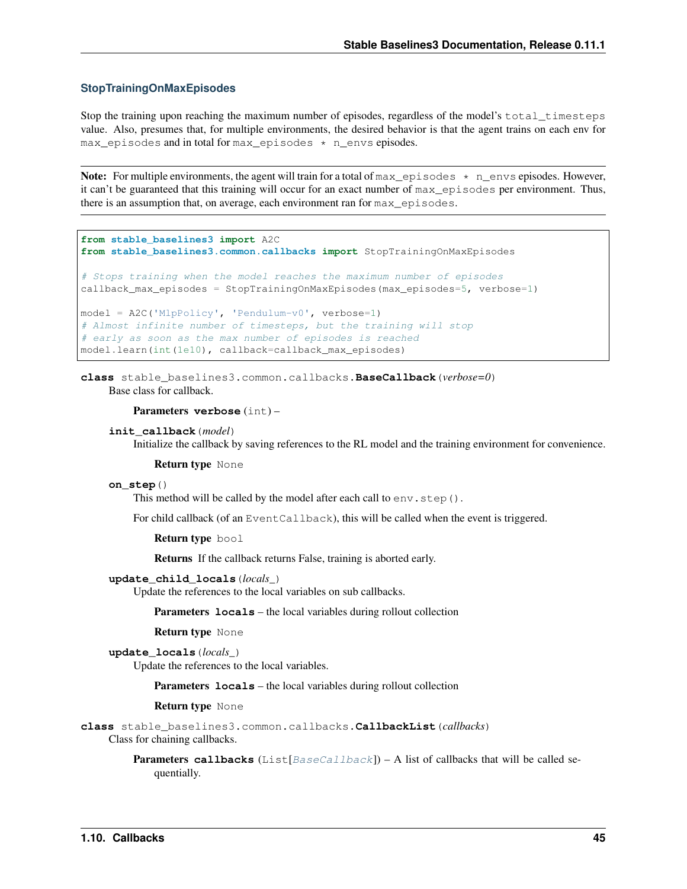### StopTrainingOnMaxEpisodes

Stop the training upon reaching the maximum number of episodes, regardless of the model's `total_timesteps` value. Also, presumes that, for multiple environments, the desired behavior is that the agent trains on each env for `max_episodes` and in total for `max_episodes * n_envs` episodes.

---

**Note:** For multiple environments, the agent will train for a total of `max_episodes * n_envs` episodes. However, it can't be guaranteed that this training will occur for an exact number of `max_episodes` per environment. Thus, there is an assumption that, on average, each environment ran for `max_episodes`.

---

```python
from stable_baselines3 import A2C
from stable_baselines3.common.callbacks import StopTrainingOnMaxEpisodes

# Stops training when the model reaches the maximum number of episodes
callback_max_episodes = StopTrainingOnMaxEpisodes(max_episodes=5, verbose=1)

model = A2C('MlpPolicy', 'Pendulum-v0', verbose=1)
# Almost infinite number of timesteps, but the training will stop
# early as soon as the max number of episodes is reached
model.learn(int(1e10), callback=callback_max_episodes)
```

**class** `stable_baselines3.common.callbacks.`**`BaseCallback`**(*verbose=0*)

Base class for callback.

**Parameters** **verbose** (`int`) –

**`init_callback`**(*model*)

Initialize the callback by saving references to the RL model and the training environment for convenience.

**Return type** `None`

**`on_step`**()

This method will be called by the model after each call to `env.step()`.

For child callback (of an `EventCallback`), this will be called when the event is triggered.

**Return type** `bool`

**Returns** If the callback returns False, training is aborted early.

**`update_child_locals`**(*locals_*)

Update the references to the local variables on sub callbacks.

**Parameters** **locals** – the local variables during rollout collection

**Return type** `None`

**`update_locals`**(*locals_*)

Update the references to the local variables.

**Parameters** **locals** – the local variables during rollout collection

**Return type** `None`

**class** `stable_baselines3.common.callbacks.`**`CallbackList`**(*callbacks*)

Class for chaining callbacks.

**Parameters** **callbacks** (`List[`*BaseCallback*`]`) – A list of callbacks that will be called sequentially.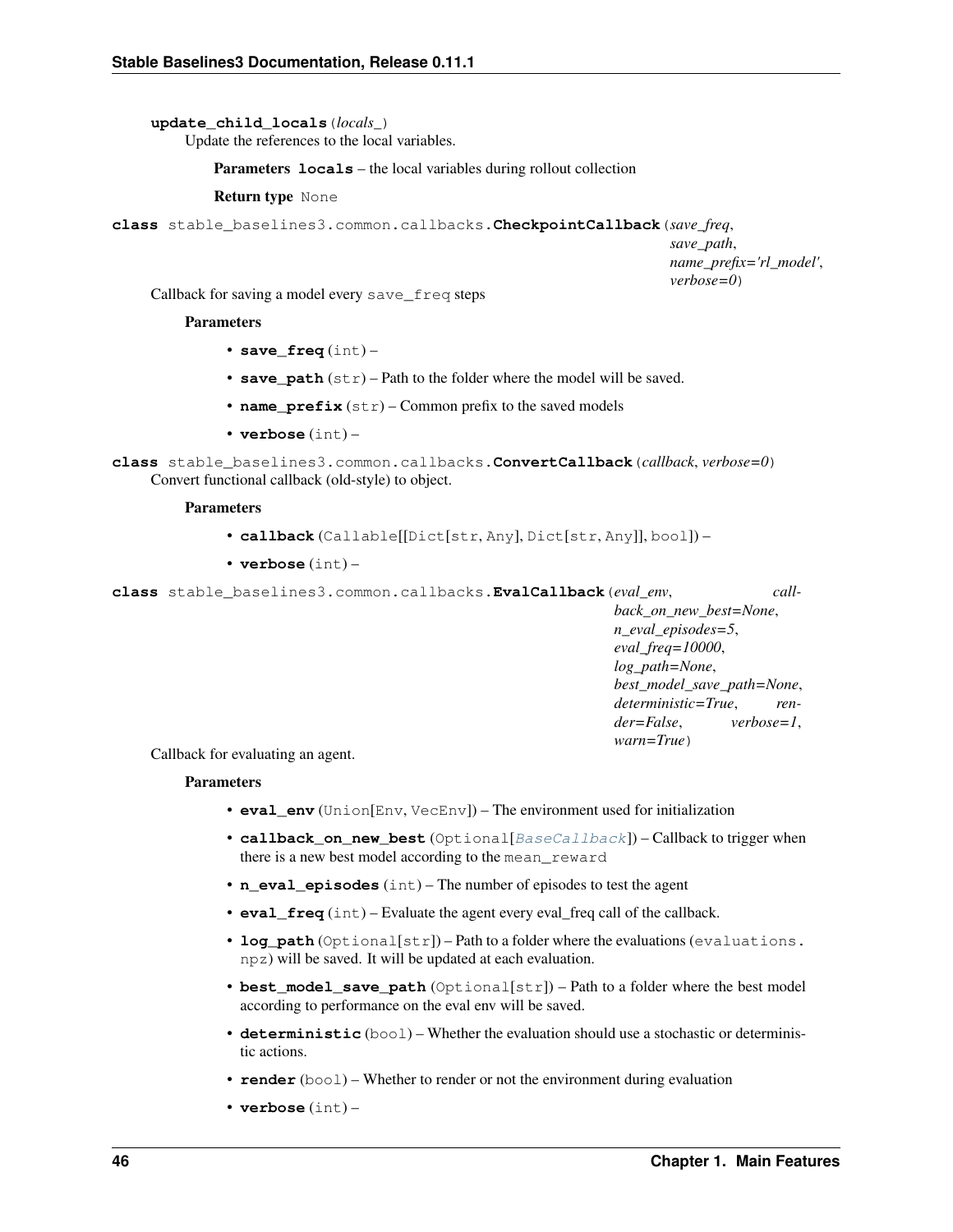**update_child_locals**(*locals_*)

Update the references to the local variables.

**Parameters** **locals** – the local variables during rollout collection

**Return type** None

**class** stable_baselines3.common.callbacks.**CheckpointCallback**(*save_freq*, *save_path*, *name_prefix='rl_model'*, *verbose=0*)

Callback for saving a model every `save_freq` steps

**Parameters**

- **save_freq** (int) –
- **save_path** (str) – Path to the folder where the model will be saved.
- **name_prefix** (str) – Common prefix to the saved models
- **verbose** (int) –

**class** stable_baselines3.common.callbacks.**ConvertCallback**(*callback*, *verbose=0*)

Convert functional callback (old-style) to object.

**Parameters**

- **callback** (Callable[[Dict[str, Any], Dict[str, Any]], bool]) –
- **verbose** (int) –

**class** stable_baselines3.common.callbacks.**EvalCallback**(*eval_env*, *callback_on_new_best=None*, *n_eval_episodes=5*, *eval_freq=10000*, *log_path=None*, *best_model_save_path=None*, *deterministic=True*, *render=False*, *verbose=1*, *warn=True*)

Callback for evaluating an agent.

**Parameters**

- **eval_env** (Union[Env, VecEnv]) – The environment used for initialization
- **callback_on_new_best** (Optional[*BaseCallback*]) – Callback to trigger when there is a new best model according to the `mean_reward`
- **n_eval_episodes** (int) – The number of episodes to test the agent
- **eval_freq** (int) – Evaluate the agent every eval_freq call of the callback.
- **log_path** (Optional[str]) – Path to a folder where the evaluations (`evaluations.npz`) will be saved. It will be updated at each evaluation.
- **best_model_save_path** (Optional[str]) – Path to a folder where the best model according to performance on the eval env will be saved.
- **deterministic** (bool) – Whether the evaluation should use a stochastic or deterministic actions.
- **render** (bool) – Whether to render or not the environment during evaluation
- **verbose** (int) –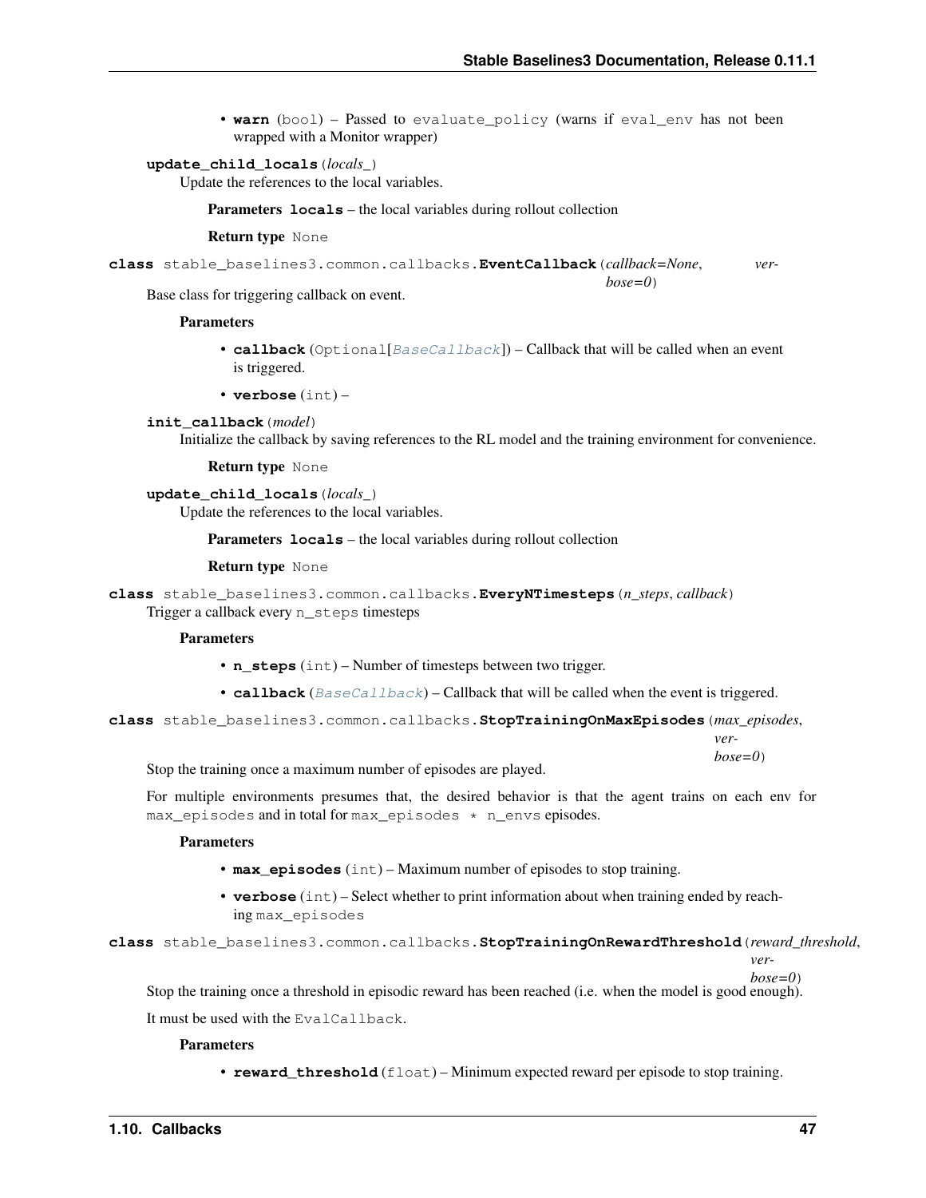- **warn** (bool) – Passed to `evaluate_policy` (warns if `eval_env` has not been wrapped with a Monitor wrapper)

**update_child_locals**(*locals_*)

Update the references to the local variables.

**Parameters** **locals** – the local variables during rollout collection

**Return type** None

**class** stable_baselines3.common.callbacks.**EventCallback**(*callback=None*, *verbose=0*)

Base class for triggering callback on event.

**Parameters**

- **callback** (Optional[*BaseCallback*]) – Callback that will be called when an event is triggered.
- **verbose** (int) –

**init_callback**(*model*)

Initialize the callback by saving references to the RL model and the training environment for convenience.

**Return type** None

**update_child_locals**(*locals_*)

Update the references to the local variables.

**Parameters** **locals** – the local variables during rollout collection

**Return type** None

**class** stable_baselines3.common.callbacks.**EveryNTimesteps**(*n_steps*, *callback*)

Trigger a callback every `n_steps` timesteps

**Parameters**

- **n_steps** (int) – Number of timesteps between two trigger.
- **callback** (*BaseCallback*) – Callback that will be called when the event is triggered.

**class** stable_baselines3.common.callbacks.**StopTrainingOnMaxEpisodes**(*max_episodes*, *verbose=0*)

Stop the training once a maximum number of episodes are played.

For multiple environments presumes that, the desired behavior is that the agent trains on each env for `max_episodes` and in total for `max_episodes * n_envs` episodes.

**Parameters**

- **max_episodes** (int) – Maximum number of episodes to stop training.
- **verbose** (int) – Select whether to print information about when training ended by reaching `max_episodes`

**class** stable_baselines3.common.callbacks.**StopTrainingOnRewardThreshold**(*reward_threshold*, *verbose=0*)

Stop the training once a threshold in episodic reward has been reached (i.e. when the model is good enough).

It must be used with the `EvalCallback`.

**Parameters**

- **reward_threshold** (float) – Minimum expected reward per episode to stop training.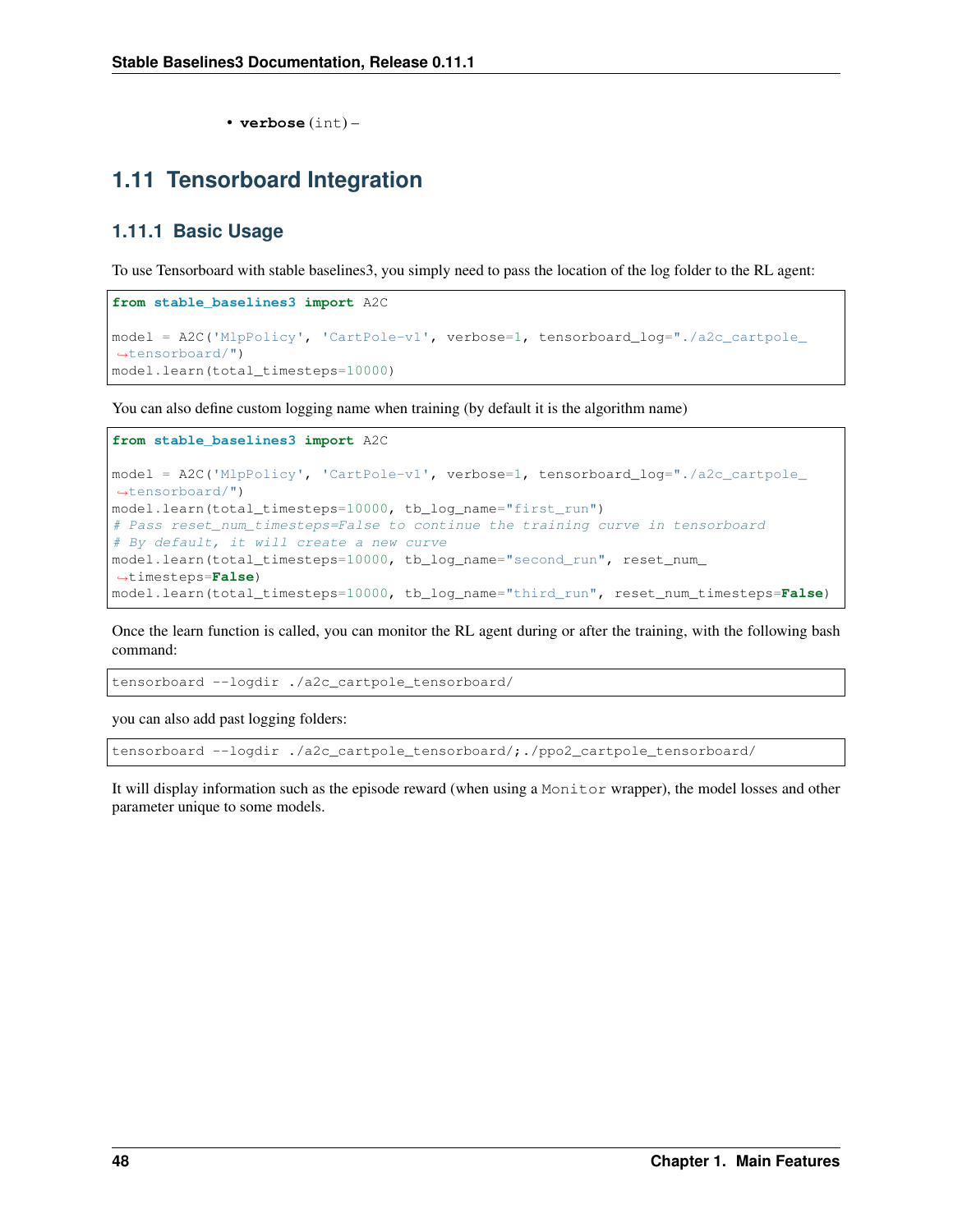- **verbose** (int) –

## 1.11 Tensorboard Integration

### 1.11.1 Basic Usage

To use Tensorboard with stable baselines3, you simply need to pass the location of the log folder to the RL agent:

```
from stable_baselines3 import A2C

model = A2C('MlpPolicy', 'CartPole-v1', verbose=1, tensorboard_log="./a2c_cartpole_tensorboard/")
model.learn(total_timesteps=10000)
```

You can also define custom logging name when training (by default it is the algorithm name)

```
from stable_baselines3 import A2C

model = A2C('MlpPolicy', 'CartPole-v1', verbose=1, tensorboard_log="./a2c_cartpole_tensorboard/")
model.learn(total_timesteps=10000, tb_log_name="first_run")
# Pass reset_num_timesteps=False to continue the training curve in tensorboard
# By default, it will create a new curve
model.learn(total_timesteps=10000, tb_log_name="second_run", reset_num_timesteps=False)
model.learn(total_timesteps=10000, tb_log_name="third_run", reset_num_timesteps=False)
```

Once the learn function is called, you can monitor the RL agent during or after the training, with the following bash command:

```
tensorboard --logdir ./a2c_cartpole_tensorboard/
```

you can also add past logging folders:

```
tensorboard --logdir ./a2c_cartpole_tensorboard/;./ppo2_cartpole_tensorboard/
```

It will display information such as the episode reward (when using a `Monitor` wrapper), the model losses and other parameter unique to some models.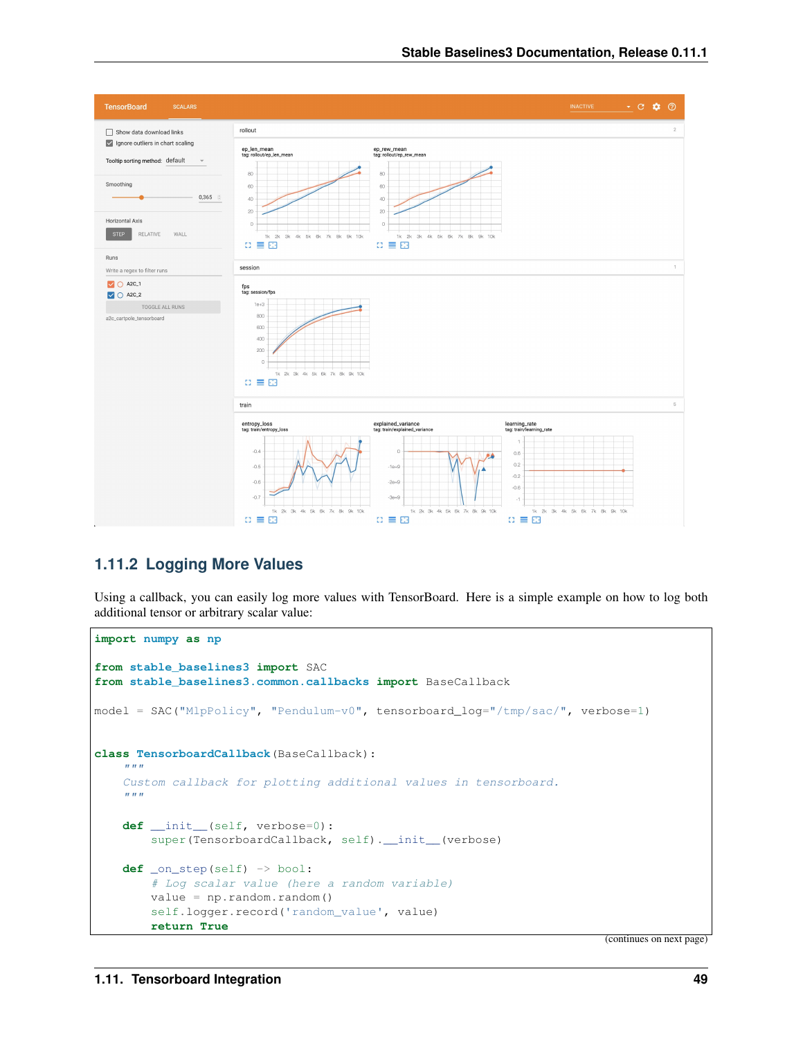## 1.11.2 Logging More Values

Using a callback, you can easily log more values with TensorBoard. Here is a simple example on how to log both additional tensor or arbitrary scalar value:

```
import numpy as np

from stable_baselines3 import SAC
from stable_baselines3.common.callbacks import BaseCallback

model = SAC("MlpPolicy", "Pendulum-v0", tensorboard_log="/tmp/sac/", verbose=1)


class TensorboardCallback(BaseCallback):
    """
    Custom callback for plotting additional values in tensorboard.
    """

    def __init__(self, verbose=0):
        super(TensorboardCallback, self).__init__(verbose)

    def _on_step(self) -> bool:
        # Log scalar value (here a random variable)
        value = np.random.random()
        self.logger.record('random_value', value)
        return True
```

(continues on next page)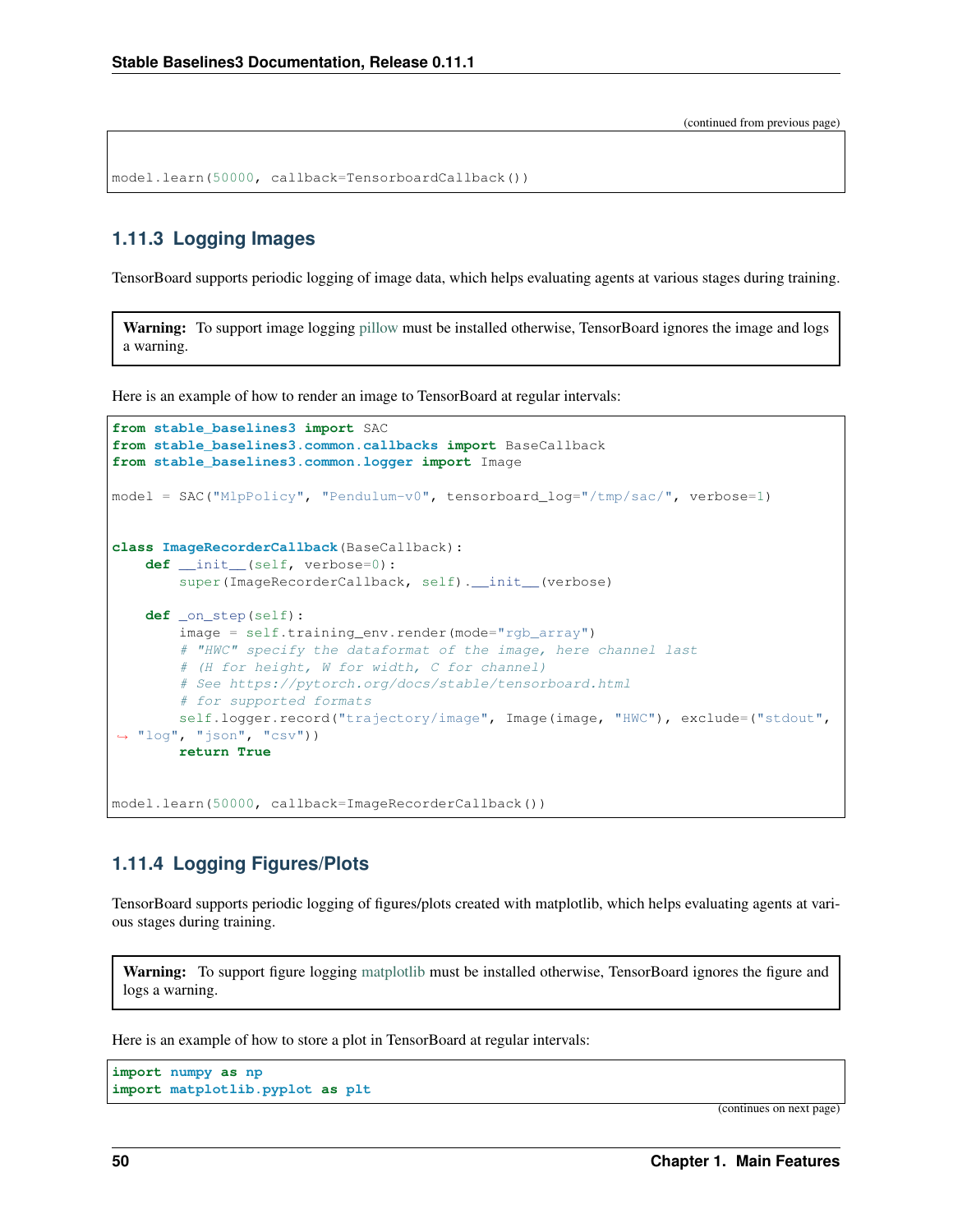(continued from previous page)

```
model.learn(50000, callback=TensorboardCallback())
```

### 1.11.3 Logging Images

TensorBoard supports periodic logging of image data, which helps evaluating agents at various stages during training.

**Warning:** To support image logging pillow must be installed otherwise, TensorBoard ignores the image and logs a warning.

Here is an example of how to render an image to TensorBoard at regular intervals:

```python
from stable_baselines3 import SAC
from stable_baselines3.common.callbacks import BaseCallback
from stable_baselines3.common.logger import Image

model = SAC("MlpPolicy", "Pendulum-v0", tensorboard_log="/tmp/sac/", verbose=1)


class ImageRecorderCallback(BaseCallback):
    def __init__(self, verbose=0):
        super(ImageRecorderCallback, self).__init__(verbose)

    def _on_step(self):
        image = self.training_env.render(mode="rgb_array")
        # "HWC" specify the dataformat of the image, here channel last
        # (H for height, W for width, C for channel)
        # See https://pytorch.org/docs/stable/tensorboard.html
        # for supported formats
        self.logger.record("trajectory/image", Image(image, "HWC"), exclude=("stdout",
 "log", "json", "csv"))
        return True


model.learn(50000, callback=ImageRecorderCallback())
```

### 1.11.4 Logging Figures/Plots

TensorBoard supports periodic logging of figures/plots created with matplotlib, which helps evaluating agents at various stages during training.

**Warning:** To support figure logging matplotlib must be installed otherwise, TensorBoard ignores the figure and logs a warning.

Here is an example of how to store a plot in TensorBoard at regular intervals:

```python
import numpy as np
import matplotlib.pyplot as plt
```

(continues on next page)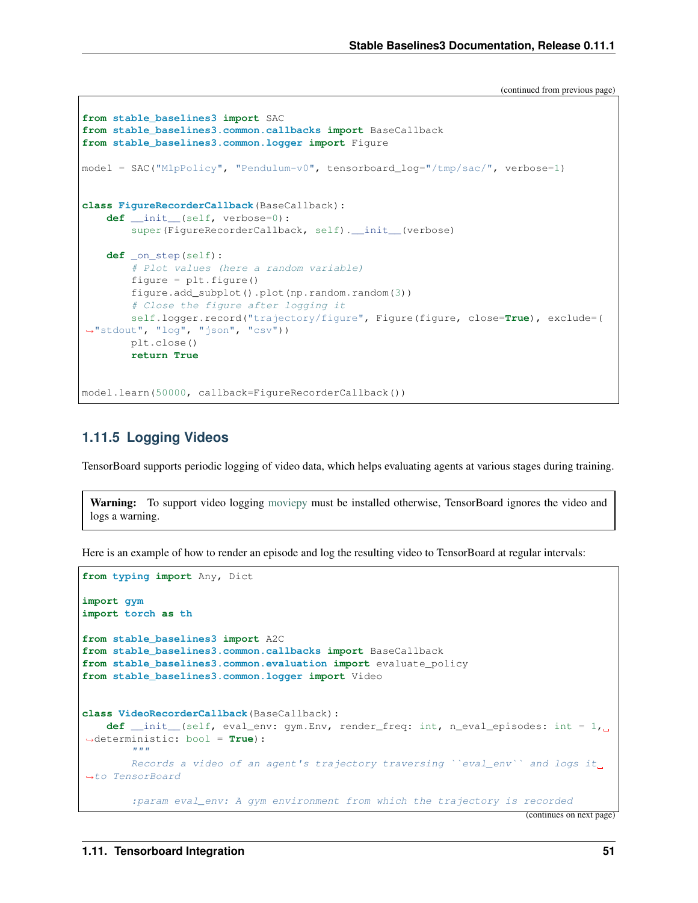(continued from previous page)

```
from stable_baselines3 import SAC
from stable_baselines3.common.callbacks import BaseCallback
from stable_baselines3.common.logger import Figure

model = SAC("MlpPolicy", "Pendulum-v0", tensorboard_log="/tmp/sac/", verbose=1)


class FigureRecorderCallback(BaseCallback):
    def __init__(self, verbose=0):
        super(FigureRecorderCallback, self).__init__(verbose)

    def _on_step(self):
        # Plot values (here a random variable)
        figure = plt.figure()
        figure.add_subplot().plot(np.random.random(3))
        # Close the figure after logging it
        self.logger.record("trajectory/figure", Figure(figure, close=True), exclude=(
↪"stdout", "log", "json", "csv"))
        plt.close()
        return True


model.learn(50000, callback=FigureRecorderCallback())
```

### 1.11.5 Logging Videos

TensorBoard supports periodic logging of video data, which helps evaluating agents at various stages during training.

**Warning:** To support video logging moviepy must be installed otherwise, TensorBoard ignores the video and logs a warning.

Here is an example of how to render an episode and log the resulting video to TensorBoard at regular intervals:

```
from typing import Any, Dict

import gym
import torch as th

from stable_baselines3 import A2C
from stable_baselines3.common.callbacks import BaseCallback
from stable_baselines3.common.evaluation import evaluate_policy
from stable_baselines3.common.logger import Video


class VideoRecorderCallback(BaseCallback):
    def __init__(self, eval_env: gym.Env, render_freq: int, n_eval_episodes: int = 1,
↪deterministic: bool = True):
        """
        Records a video of an agent's trajectory traversing ``eval_env`` and logs it
↪to TensorBoard

        :param eval_env: A gym environment from which the trajectory is recorded
```

(continues on next page)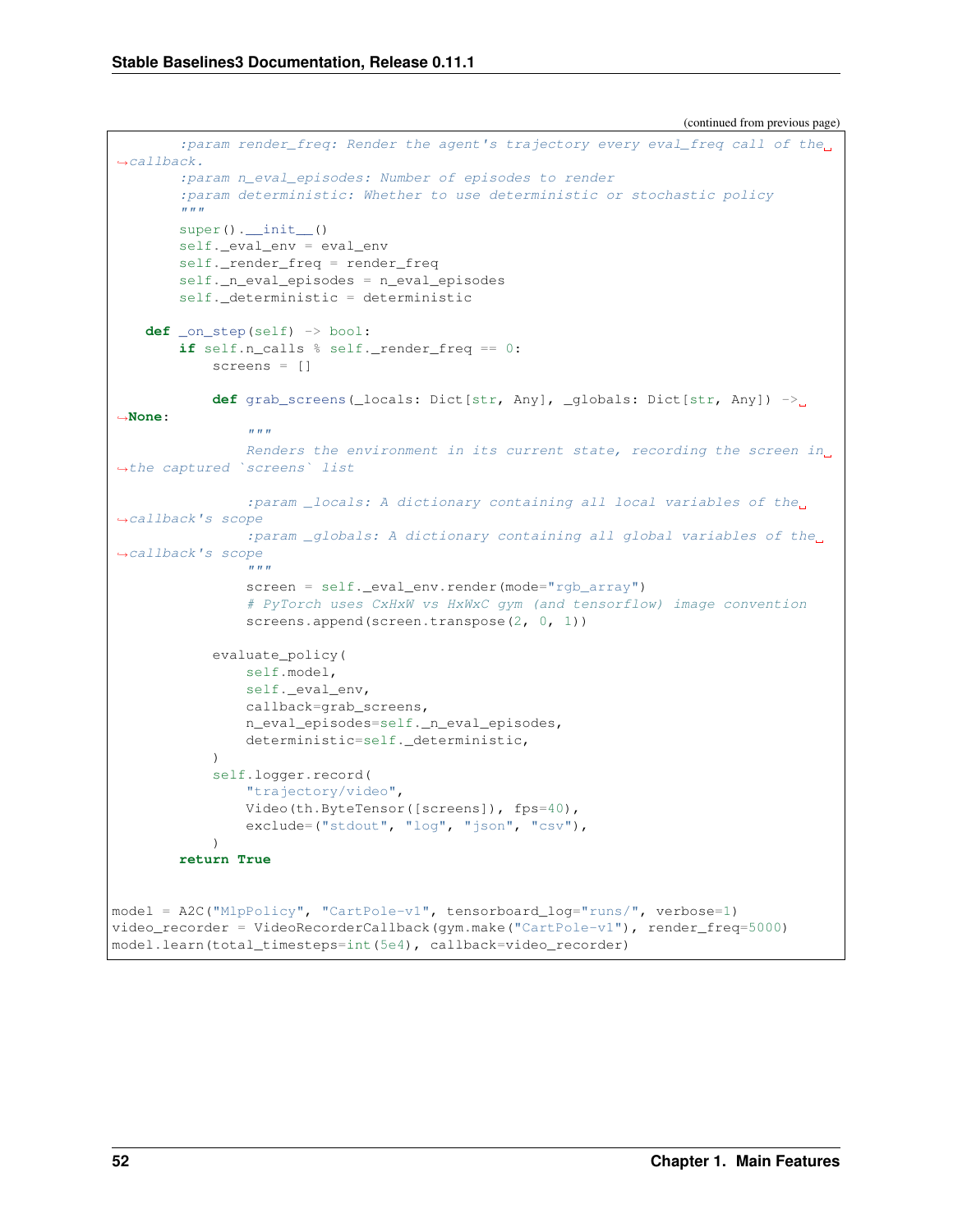(continued from previous page)

```python
        :param render_freq: Render the agent's trajectory every eval_freq call of the callback.
        :param n_eval_episodes: Number of episodes to render
        :param deterministic: Whether to use deterministic or stochastic policy
        """
        super().__init__()
        self._eval_env = eval_env
        self._render_freq = render_freq
        self._n_eval_episodes = n_eval_episodes
        self._deterministic = deterministic

    def _on_step(self) -> bool:
        if self.n_calls % self._render_freq == 0:
            screens = []

            def grab_screens(_locals: Dict[str, Any], _globals: Dict[str, Any]) -> None:
                """
                Renders the environment in its current state, recording the screen in the captured `screens` list

                :param _locals: A dictionary containing all local variables of the callback's scope
                :param _globals: A dictionary containing all global variables of the callback's scope
                """
                screen = self._eval_env.render(mode="rgb_array")
                # PyTorch uses CxHxW vs HxWxC gym (and tensorflow) image convention
                screens.append(screen.transpose(2, 0, 1))

            evaluate_policy(
                self.model,
                self._eval_env,
                callback=grab_screens,
                n_eval_episodes=self._n_eval_episodes,
                deterministic=self._deterministic,
            )
            self.logger.record(
                "trajectory/video",
                Video(th.ByteTensor([screens]), fps=40),
                exclude=("stdout", "log", "json", "csv"),
            )
        return True


model = A2C("MlpPolicy", "CartPole-v1", tensorboard_log="runs/", verbose=1)
video_recorder = VideoRecorderCallback(gym.make("CartPole-v1"), render_freq=5000)
model.learn(total_timesteps=int(5e4), callback=video_recorder)
```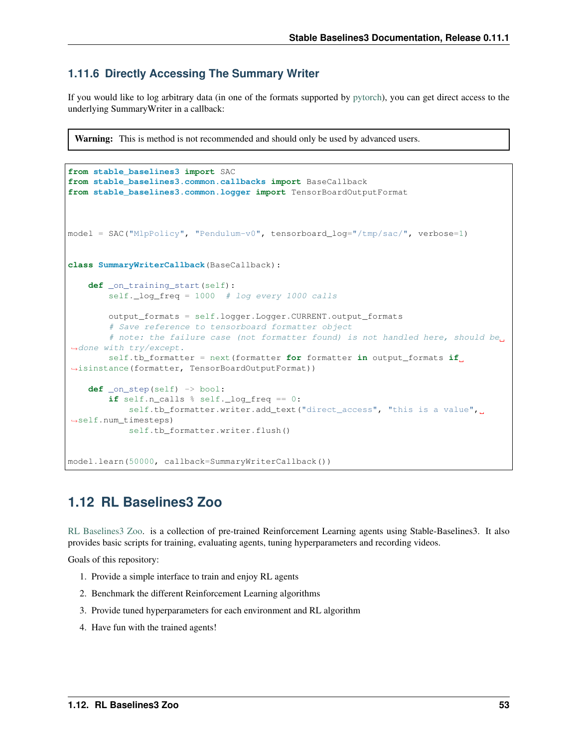### 1.11.6 Directly Accessing The Summary Writer

If you would like to log arbitrary data (in one of the formats supported by pytorch), you can get direct access to the underlying SummaryWriter in a callback:

**Warning:** This is method is not recommended and should only be used by advanced users.

```python
from stable_baselines3 import SAC
from stable_baselines3.common.callbacks import BaseCallback
from stable_baselines3.common.logger import TensorBoardOutputFormat



model = SAC("MlpPolicy", "Pendulum-v0", tensorboard_log="/tmp/sac/", verbose=1)


class SummaryWriterCallback(BaseCallback):

    def _on_training_start(self):
        self._log_freq = 1000  # log every 1000 calls

        output_formats = self.logger.Logger.CURRENT.output_formats
        # Save reference to tensorboard formatter object
        # note: the failure case (not formatter found) is not handled here, should be done with try/except.
        self.tb_formatter = next(formatter for formatter in output_formats if isinstance(formatter, TensorBoardOutputFormat))

    def _on_step(self) -> bool:
        if self.n_calls % self._log_freq == 0:
            self.tb_formatter.writer.add_text("direct_access", "this is a value", self.num_timesteps)
            self.tb_formatter.writer.flush()


model.learn(50000, callback=SummaryWriterCallback())
```

## 1.12 RL Baselines3 Zoo

RL Baselines3 Zoo. is a collection of pre-trained Reinforcement Learning agents using Stable-Baselines3. It also provides basic scripts for training, evaluating agents, tuning hyperparameters and recording videos.

Goals of this repository:

1. Provide a simple interface to train and enjoy RL agents
2. Benchmark the different Reinforcement Learning algorithms
3. Provide tuned hyperparameters for each environment and RL algorithm
4. Have fun with the trained agents!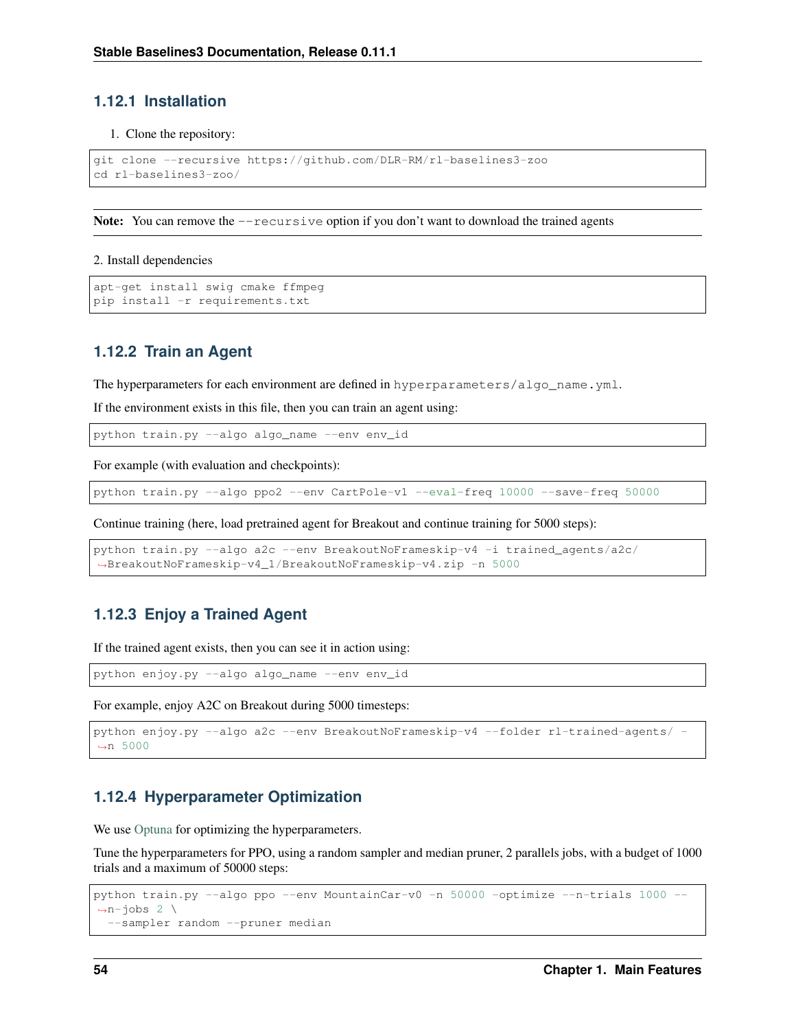### 1.12.1 Installation

1. Clone the repository:

```
git clone --recursive https://github.com/DLR-RM/rl-baselines3-zoo
cd rl-baselines3-zoo/
```

**Note:** You can remove the `--recursive` option if you don't want to download the trained agents

2. Install dependencies

```
apt-get install swig cmake ffmpeg
pip install -r requirements.txt
```

### 1.12.2 Train an Agent

The hyperparameters for each environment are defined in `hyperparameters/algo_name.yml`.

If the environment exists in this file, then you can train an agent using:

```
python train.py --algo algo_name --env env_id
```

For example (with evaluation and checkpoints):

```
python train.py --algo ppo2 --env CartPole-v1 --eval-freq 10000 --save-freq 50000
```

Continue training (here, load pretrained agent for Breakout and continue training for 5000 steps):

```
python train.py --algo a2c --env BreakoutNoFrameskip-v4 -i trained_agents/a2c/
↪BreakoutNoFrameskip-v4_1/BreakoutNoFrameskip-v4.zip -n 5000
```

### 1.12.3 Enjoy a Trained Agent

If the trained agent exists, then you can see it in action using:

```
python enjoy.py --algo algo_name --env env_id
```

For example, enjoy A2C on Breakout during 5000 timesteps:

```
python enjoy.py --algo a2c --env BreakoutNoFrameskip-v4 --folder rl-trained-agents/ -
↪n 5000
```

### 1.12.4 Hyperparameter Optimization

We use Optuna for optimizing the hyperparameters.

Tune the hyperparameters for PPO, using a random sampler and median pruner, 2 parallels jobs, with a budget of 1000 trials and a maximum of 50000 steps:

```
python train.py --algo ppo --env MountainCar-v0 -n 50000 -optimize --n-trials 1000 --
↪n-jobs 2 \
  --sampler random --pruner median
```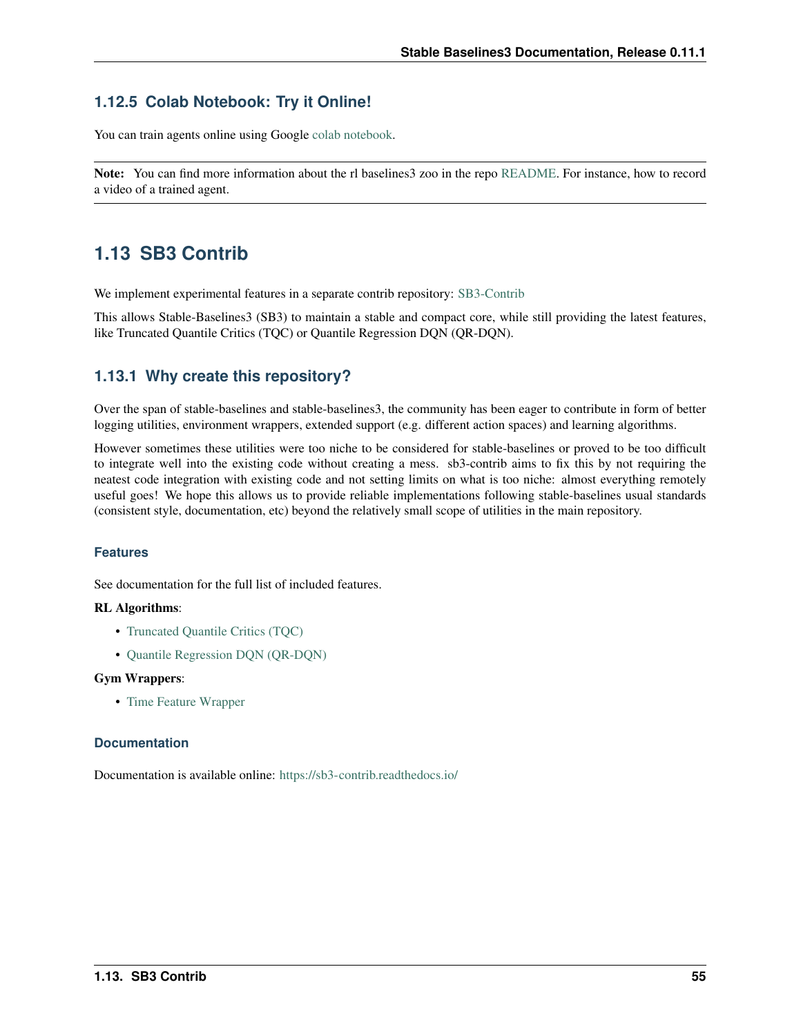### 1.12.5 Colab Notebook: Try it Online!

You can train agents online using Google colab notebook.

**Note:** You can find more information about the rl baselines3 zoo in the repo README. For instance, how to record a video of a trained agent.

## 1.13 SB3 Contrib

We implement experimental features in a separate contrib repository: SB3-Contrib

This allows Stable-Baselines3 (SB3) to maintain a stable and compact core, while still providing the latest features, like Truncated Quantile Critics (TQC) or Quantile Regression DQN (QR-DQN).

### 1.13.1 Why create this repository?

Over the span of stable-baselines and stable-baselines3, the community has been eager to contribute in form of better logging utilities, environment wrappers, extended support (e.g. different action spaces) and learning algorithms.

However sometimes these utilities were too niche to be considered for stable-baselines or proved to be too difficult to integrate well into the existing code without creating a mess. sb3-contrib aims to fix this by not requiring the neatest code integration with existing code and not setting limits on what is too niche: almost everything remotely useful goes! We hope this allows us to provide reliable implementations following stable-baselines usual standards (consistent style, documentation, etc) beyond the relatively small scope of utilities in the main repository.

#### Features

See documentation for the full list of included features.

**RL Algorithms**:

- Truncated Quantile Critics (TQC)
- Quantile Regression DQN (QR-DQN)

**Gym Wrappers**:

- Time Feature Wrapper

#### Documentation

Documentation is available online: https://sb3-contrib.readthedocs.io/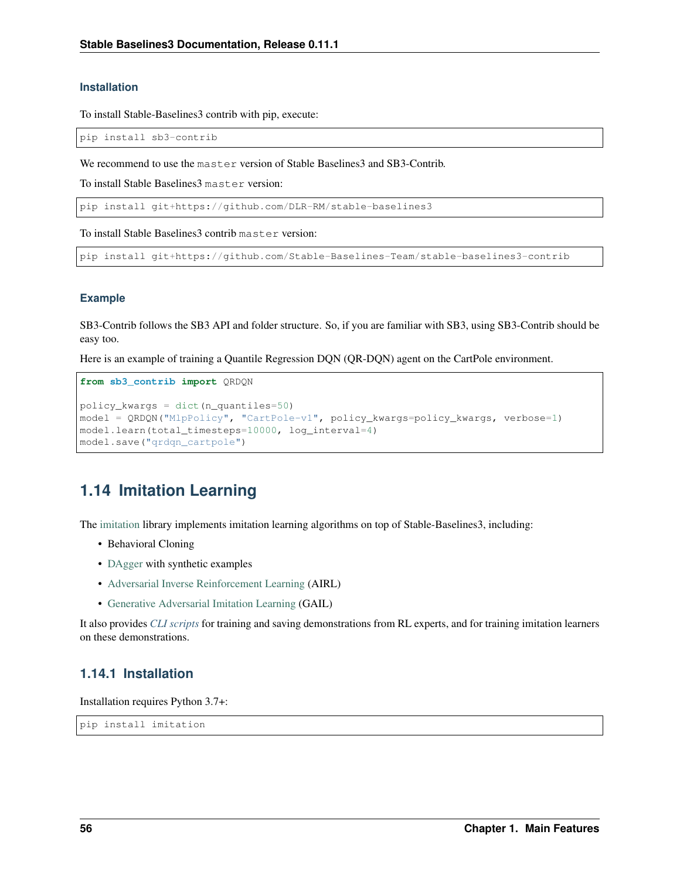### Installation

To install Stable-Baselines3 contrib with pip, execute:

```
pip install sb3-contrib
```

We recommend to use the `master` version of Stable Baselines3 and SB3-Contrib.

To install Stable Baselines3 `master` version:

```
pip install git+https://github.com/DLR-RM/stable-baselines3
```

To install Stable Baselines3 contrib `master` version:

```
pip install git+https://github.com/Stable-Baselines-Team/stable-baselines3-contrib
```

### Example

SB3-Contrib follows the SB3 API and folder structure. So, if you are familiar with SB3, using SB3-Contrib should be easy too.

Here is an example of training a Quantile Regression DQN (QR-DQN) agent on the CartPole environment.

```python
from sb3_contrib import QRDQN

policy_kwargs = dict(n_quantiles=50)
model = QRDQN("MlpPolicy", "CartPole-v1", policy_kwargs=policy_kwargs, verbose=1)
model.learn(total_timesteps=10000, log_interval=4)
model.save("qrdqn_cartpole")
```

## 1.14 Imitation Learning

The imitation library implements imitation learning algorithms on top of Stable-Baselines3, including:

- Behavioral Cloning
- DAgger with synthetic examples
- Adversarial Inverse Reinforcement Learning (AIRL)
- Generative Adversarial Imitation Learning (GAIL)

It also provides *CLI scripts* for training and saving demonstrations from RL experts, and for training imitation learners on these demonstrations.

### 1.14.1 Installation

Installation requires Python 3.7+:

```
pip install imitation
```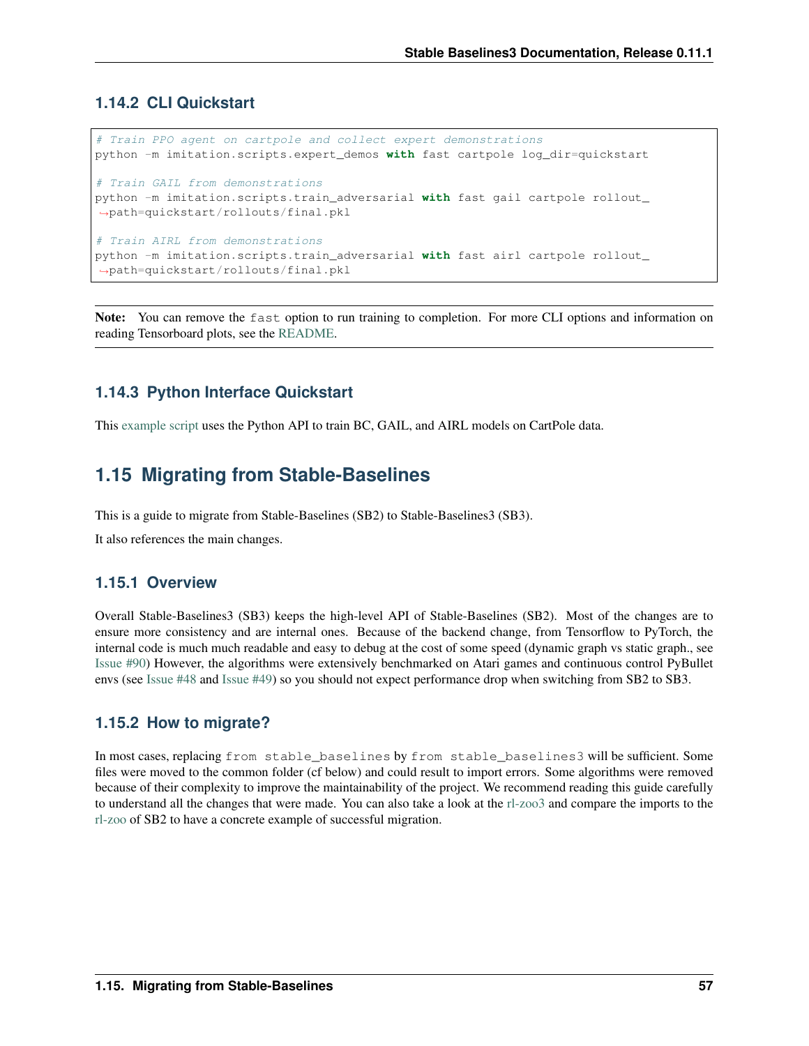### 1.14.2 CLI Quickstart

```
# Train PPO agent on cartpole and collect expert demonstrations
python -m imitation.scripts.expert_demos with fast cartpole log_dir=quickstart

# Train GAIL from demonstrations
python -m imitation.scripts.train_adversarial with fast gail cartpole rollout_
↪path=quickstart/rollouts/final.pkl

# Train AIRL from demonstrations
python -m imitation.scripts.train_adversarial with fast airl cartpole rollout_
↪path=quickstart/rollouts/final.pkl
```

**Note:** You can remove the `fast` option to run training to completion. For more CLI options and information on reading Tensorboard plots, see the README.

### 1.14.3 Python Interface Quickstart

This example script uses the Python API to train BC, GAIL, and AIRL models on CartPole data.

## 1.15 Migrating from Stable-Baselines

This is a guide to migrate from Stable-Baselines (SB2) to Stable-Baselines3 (SB3).

It also references the main changes.

### 1.15.1 Overview

Overall Stable-Baselines3 (SB3) keeps the high-level API of Stable-Baselines (SB2). Most of the changes are to ensure more consistency and are internal ones. Because of the backend change, from Tensorflow to PyTorch, the internal code is much much readable and easy to debug at the cost of some speed (dynamic graph vs static graph., see Issue #90) However, the algorithms were extensively benchmarked on Atari games and continuous control PyBullet envs (see Issue #48 and Issue #49) so you should not expect performance drop when switching from SB2 to SB3.

### 1.15.2 How to migrate?

In most cases, replacing `from stable_baselines` by `from stable_baselines3` will be sufficient. Some files were moved to the common folder (cf below) and could result to import errors. Some algorithms were removed because of their complexity to improve the maintainability of the project. We recommend reading this guide carefully to understand all the changes that were made. You can also take a look at the rl-zoo3 and compare the imports to the rl-zoo of SB2 to have a concrete example of successful migration.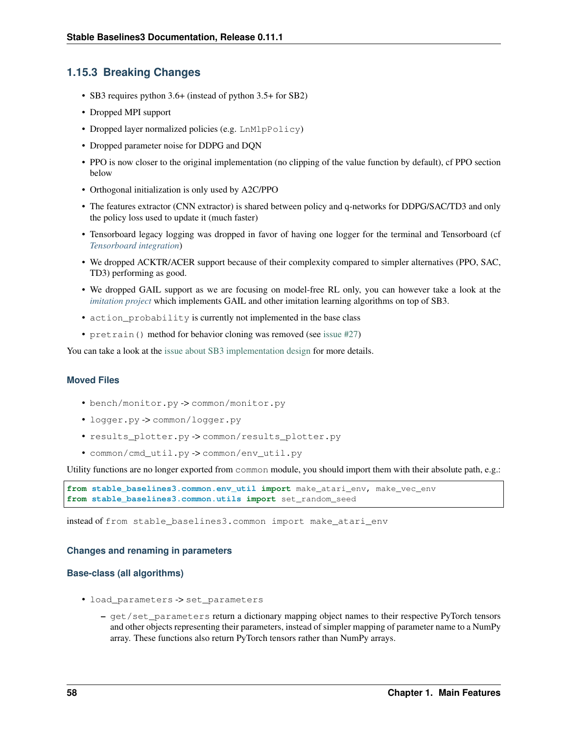### 1.15.3 Breaking Changes

- SB3 requires python 3.6+ (instead of python 3.5+ for SB2)
- Dropped MPI support
- Dropped layer normalized policies (e.g. `LnMlpPolicy`)
- Dropped parameter noise for DDPG and DQN
- PPO is now closer to the original implementation (no clipping of the value function by default), cf PPO section below
- Orthogonal initialization is only used by A2C/PPO
- The features extractor (CNN extractor) is shared between policy and q-networks for DDPG/SAC/TD3 and only the policy loss used to update it (much faster)
- Tensorboard legacy logging was dropped in favor of having one logger for the terminal and Tensorboard (cf *Tensorboard integration*)
- We dropped ACKTR/ACER support because of their complexity compared to simpler alternatives (PPO, SAC, TD3) performing as good.
- We dropped GAIL support as we are focusing on model-free RL only, you can however take a look at the *imitation project* which implements GAIL and other imitation learning algorithms on top of SB3.
- `action_probability` is currently not implemented in the base class
- `pretrain()` method for behavior cloning was removed (see issue #27)

You can take a look at the issue about SB3 implementation design for more details.

#### Moved Files

- `bench/monitor.py` -> `common/monitor.py`
- `logger.py` -> `common/logger.py`
- `results_plotter.py` -> `common/results_plotter.py`
- `common/cmd_util.py` -> `common/env_util.py`

Utility functions are no longer exported from `common` module, you should import them with their absolute path, e.g.:

```
from stable_baselines3.common.env_util import make_atari_env, make_vec_env
from stable_baselines3.common.utils import set_random_seed
```

instead of `from stable_baselines3.common import make_atari_env`

#### Changes and renaming in parameters

#### Base-class (all algorithms)

- `load_parameters` -> `set_parameters`
  - `get/set_parameters` return a dictionary mapping object names to their respective PyTorch tensors and other objects representing their parameters, instead of simpler mapping of parameter name to a NumPy array. These functions also return PyTorch tensors rather than NumPy arrays.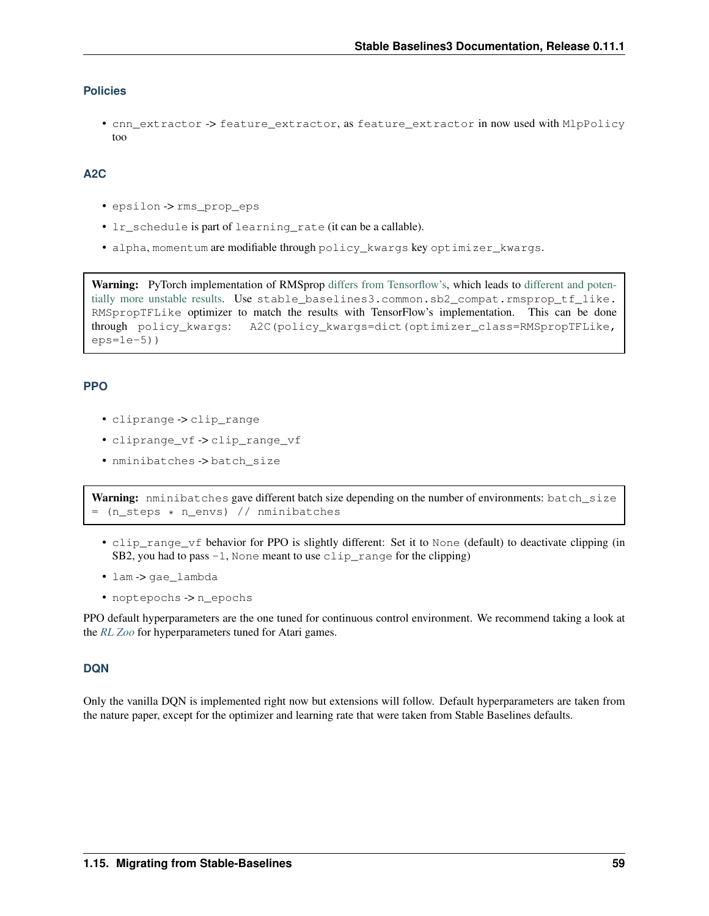### Policies

- `cnn_extractor` -> `feature_extractor`, as `feature_extractor` in now used with `MlpPolicy` too

### A2C

- `epsilon` -> `rms_prop_eps`
- `lr_schedule` is part of `learning_rate` (it can be a callable).
- `alpha`, `momentum` are modifiable through `policy_kwargs` key `optimizer_kwargs`.

> **Warning:** PyTorch implementation of RMSprop differs from Tensorflow's, which leads to different and potentially more unstable results. Use `stable_baselines3.common.sb2_compat.rmsprop_tf_like.RMSpropTFLike` optimizer to match the results with TensorFlow's implementation. This can be done through `policy_kwargs`: `A2C(policy_kwargs=dict(optimizer_class=RMSpropTFLike, eps=1e-5))`

### PPO

- `cliprange` -> `clip_range`
- `cliprange_vf` -> `clip_range_vf`
- `nminibatches` -> `batch_size`

> **Warning:** `nminibatches` gave different batch size depending on the number of environments: `batch_size = (n_steps * n_envs) // nminibatches`

- `clip_range_vf` behavior for PPO is slightly different: Set it to `None` (default) to deactivate clipping (in SB2, you had to pass `-1`, `None` meant to use `clip_range` for the clipping)
- `lam` -> `gae_lambda`
- `noptepochs` -> `n_epochs`

PPO default hyperparameters are the one tuned for continuous control environment. We recommend taking a look at the *RL Zoo* for hyperparameters tuned for Atari games.

### DQN

Only the vanilla DQN is implemented right now but extensions will follow. Default hyperparameters are taken from the nature paper, except for the optimizer and learning rate that were taken from Stable Baselines defaults.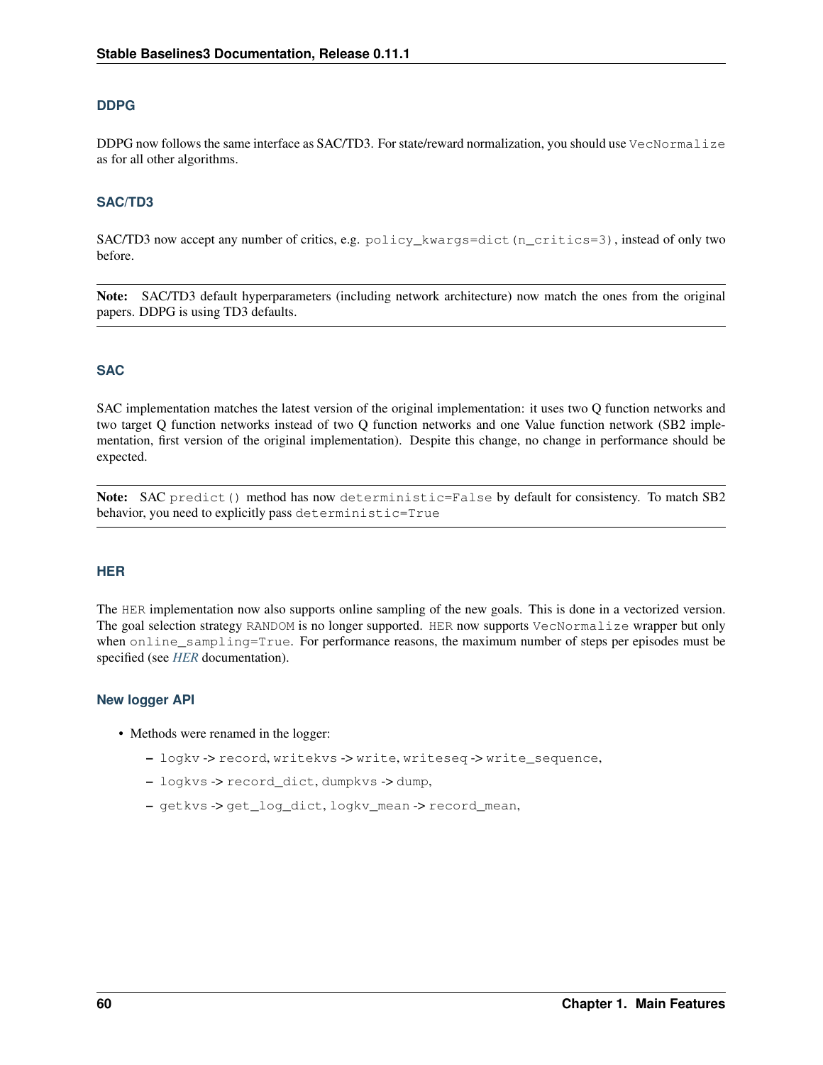#### DDPG

DDPG now follows the same interface as SAC/TD3. For state/reward normalization, you should use `VecNormalize` as for all other algorithms.

#### SAC/TD3

SAC/TD3 now accept any number of critics, e.g. `policy_kwargs=dict(n_critics=3)`, instead of only two before.

**Note:** SAC/TD3 default hyperparameters (including network architecture) now match the ones from the original papers. DDPG is using TD3 defaults.

#### SAC

SAC implementation matches the latest version of the original implementation: it uses two Q function networks and two target Q function networks instead of two Q function networks and one Value function network (SB2 implementation, first version of the original implementation). Despite this change, no change in performance should be expected.

**Note:** SAC `predict()` method has now `deterministic=False` by default for consistency. To match SB2 behavior, you need to explicitly pass `deterministic=True`

#### HER

The `HER` implementation now also supports online sampling of the new goals. This is done in a vectorized version. The goal selection strategy `RANDOM` is no longer supported. `HER` now supports `VecNormalize` wrapper but only when `online_sampling=True`. For performance reasons, the maximum number of steps per episodes must be specified (see *HER* documentation).

#### New logger API

- Methods were renamed in the logger:
  - `logkv` -> `record`, `writekvs` -> `write`, `writeseq` -> `write_sequence`,
  - `logkvs` -> `record_dict`, `dumpkvs` -> `dump`,
  - `getkvs` -> `get_log_dict`, `logkv_mean` -> `record_mean`,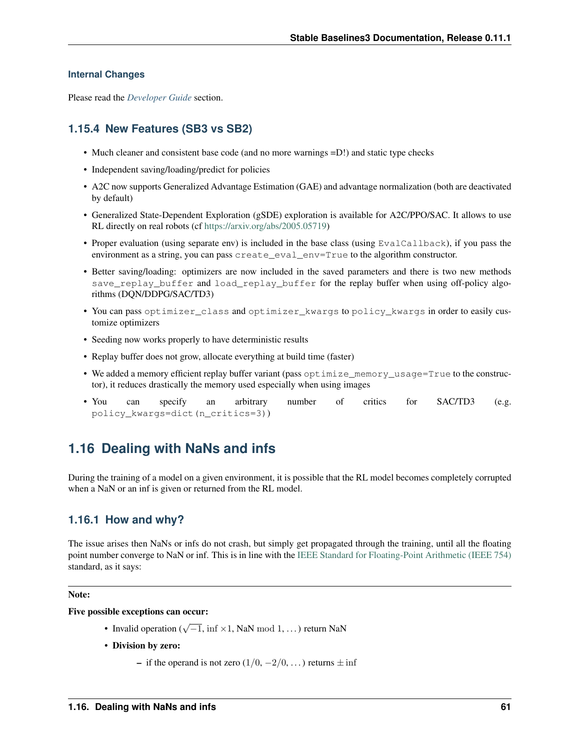### Internal Changes

Please read the *Developer Guide* section.

### 1.15.4 New Features (SB3 vs SB2)

- Much cleaner and consistent base code (and no more warnings =D!) and static type checks
- Independent saving/loading/predict for policies
- A2C now supports Generalized Advantage Estimation (GAE) and advantage normalization (both are deactivated by default)
- Generalized State-Dependent Exploration (gSDE) exploration is available for A2C/PPO/SAC. It allows to use RL directly on real robots (cf https://arxiv.org/abs/2005.05719)
- Proper evaluation (using separate env) is included in the base class (using `EvalCallback`), if you pass the environment as a string, you can pass `create_eval_env=True` to the algorithm constructor.
- Better saving/loading: optimizers are now included in the saved parameters and there is two new methods `save_replay_buffer` and `load_replay_buffer` for the replay buffer when using off-policy algorithms (DQN/DDPG/SAC/TD3)
- You can pass `optimizer_class` and `optimizer_kwargs` to `policy_kwargs` in order to easily customize optimizers
- Seeding now works properly to have deterministic results
- Replay buffer does not grow, allocate everything at build time (faster)
- We added a memory efficient replay buffer variant (pass `optimize_memory_usage=True` to the constructor), it reduces drastically the memory used especially when using images
- You can specify an arbitrary number of critics for SAC/TD3 (e.g. `policy_kwargs=dict(n_critics=3)`)

## 1.16 Dealing with NaNs and infs

During the training of a model on a given environment, it is possible that the RL model becomes completely corrupted when a NaN or an inf is given or returned from the RL model.

### 1.16.1 How and why?

The issue arises then NaNs or infs do not crash, but simply get propagated through the training, until all the floating point number converge to NaN or inf. This is in line with the IEEE Standard for Floating-Point Arithmetic (IEEE 754) standard, as it says:

**Note:**

**Five possible exceptions can occur:**

- Invalid operation ($\sqrt{-1}$, $\inf \times 1$, $\mathrm{NaN} \bmod 1$, ...) return NaN
- **Division by zero:**
  - if the operand is not zero ($1/0$, $-2/0$, ...) returns $\pm\inf$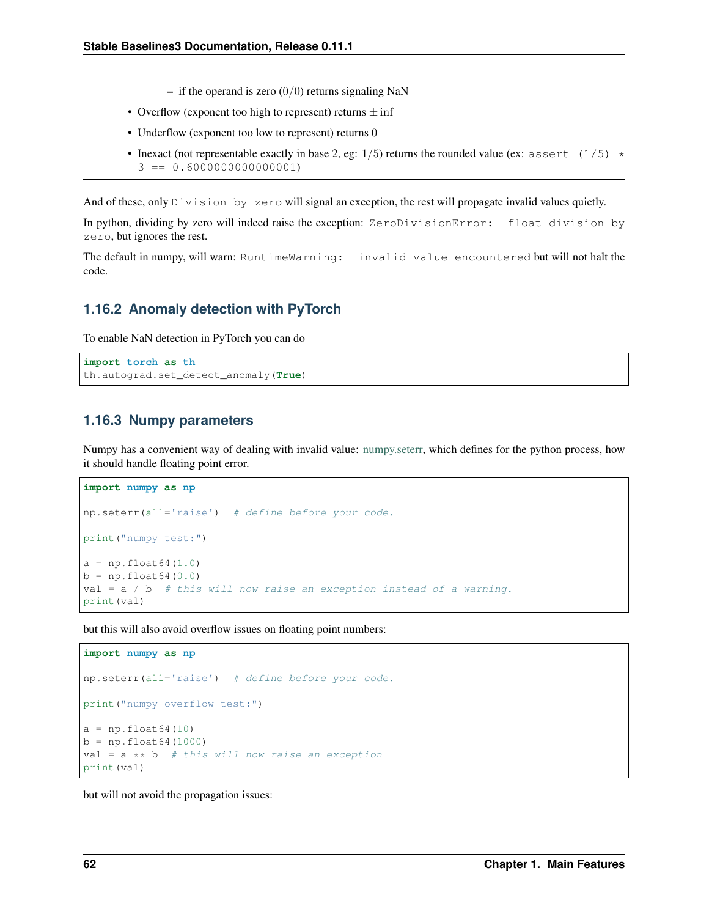- if the operand is zero $(0/0)$ returns signaling NaN
- Overflow (exponent too high to represent) returns $\pm\inf$
- Underflow (exponent too low to represent) returns 0
- Inexact (not representable exactly in base 2, eg: $1/5$) returns the rounded value (ex: `assert (1/5) * 3 == 0.6000000000000001`)

---

And of these, only `Division by zero` will signal an exception, the rest will propagate invalid values quietly.

In python, dividing by zero will indeed raise the exception: `ZeroDivisionError: float division by zero`, but ignores the rest.

The default in numpy, will warn: `RuntimeWarning: invalid value encountered` but will not halt the code.

### 1.16.2 Anomaly detection with PyTorch

To enable NaN detection in PyTorch you can do

```python
import torch as th
th.autograd.set_detect_anomaly(True)
```

### 1.16.3 Numpy parameters

Numpy has a convenient way of dealing with invalid value: numpy.seterr, which defines for the python process, how it should handle floating point error.

```python
import numpy as np

np.seterr(all='raise')  # define before your code.

print("numpy test:")

a = np.float64(1.0)
b = np.float64(0.0)
val = a / b  # this will now raise an exception instead of a warning.
print(val)
```

but this will also avoid overflow issues on floating point numbers:

```python
import numpy as np

np.seterr(all='raise')  # define before your code.

print("numpy overflow test:")

a = np.float64(10)
b = np.float64(1000)
val = a ** b  # this will now raise an exception
print(val)
```

but will not avoid the propagation issues: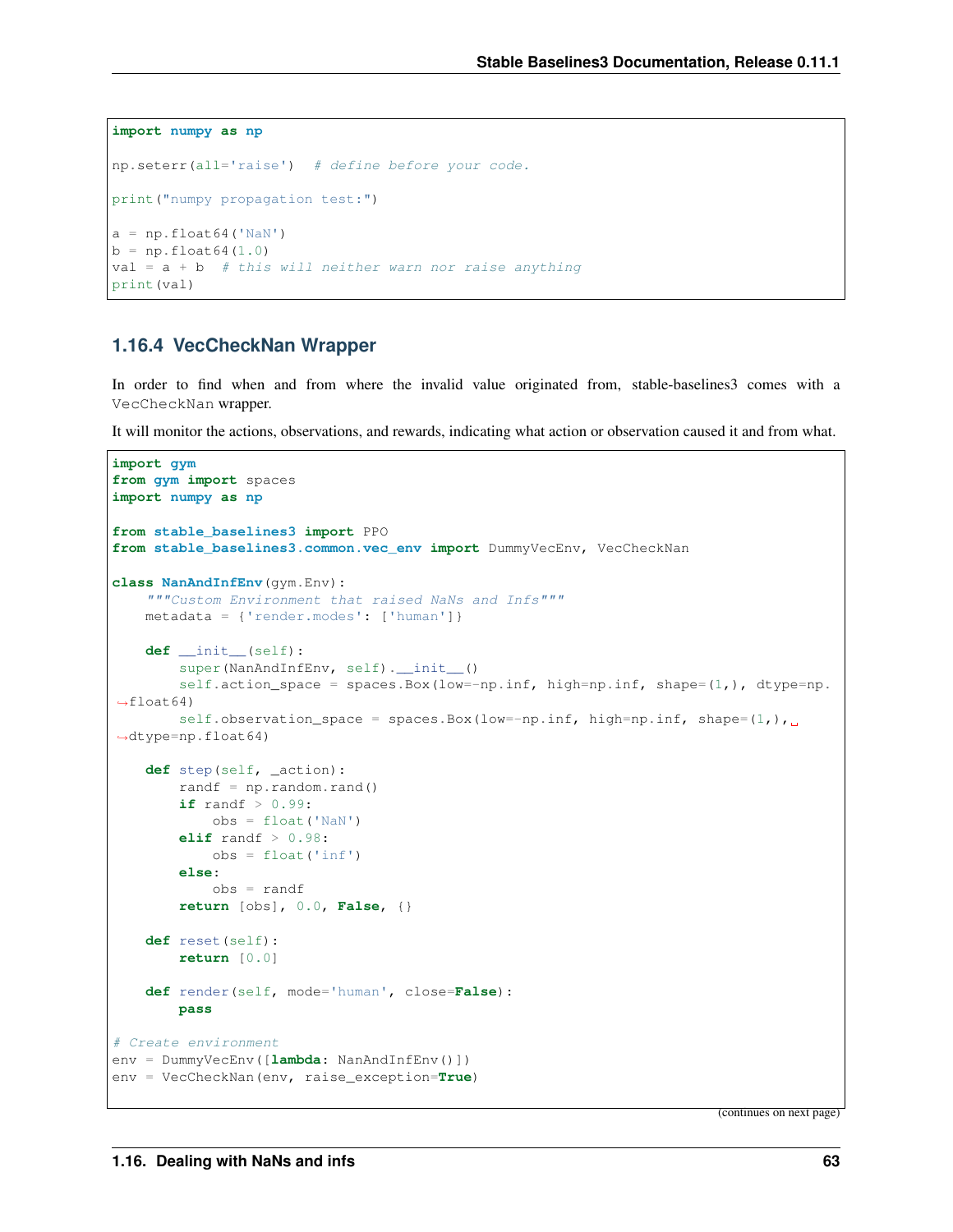```python
import numpy as np

np.seterr(all='raise')  # define before your code.

print("numpy propagation test:")

a = np.float64('NaN')
b = np.float64(1.0)
val = a + b  # this will neither warn nor raise anything
print(val)
```

### 1.16.4 VecCheckNan Wrapper

In order to find when and from where the invalid value originated from, stable-baselines3 comes with a `VecCheckNan` wrapper.

It will monitor the actions, observations, and rewards, indicating what action or observation caused it and from what.

```python
import gym
from gym import spaces
import numpy as np

from stable_baselines3 import PPO
from stable_baselines3.common.vec_env import DummyVecEnv, VecCheckNan

class NanAndInfEnv(gym.Env):
    """Custom Environment that raised NaNs and Infs"""
    metadata = {'render.modes': ['human']}

    def __init__(self):
        super(NanAndInfEnv, self).__init__()
        self.action_space = spaces.Box(low=-np.inf, high=np.inf, shape=(1,), dtype=np.float64)
        self.observation_space = spaces.Box(low=-np.inf, high=np.inf, shape=(1,), dtype=np.float64)

    def step(self, _action):
        randf = np.random.rand()
        if randf > 0.99:
            obs = float('NaN')
        elif randf > 0.98:
            obs = float('inf')
        else:
            obs = randf
        return [obs], 0.0, False, {}

    def reset(self):
        return [0.0]

    def render(self, mode='human', close=False):
        pass

# Create environment
env = DummyVecEnv([lambda: NanAndInfEnv()])
env = VecCheckNan(env, raise_exception=True)
```

(continues on next page)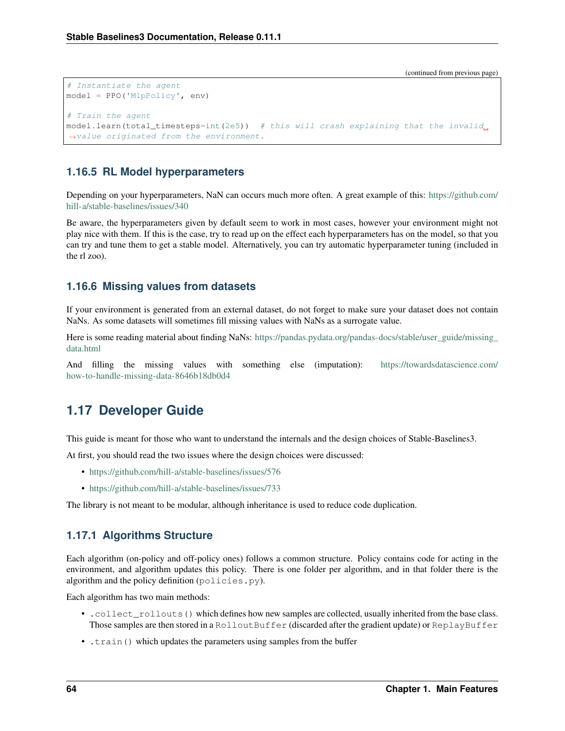(continued from previous page)

```python
# Instantiate the agent
model = PPO('MlpPolicy', env)

# Train the agent
model.learn(total_timesteps=int(2e5))  # this will crash explaining that the invalid value originated from the environment.
```

### 1.16.5 RL Model hyperparameters

Depending on your hyperparameters, NaN can occurs much more often. A great example of this: https://github.com/hill-a/stable-baselines/issues/340

Be aware, the hyperparameters given by default seem to work in most cases, however your environment might not play nice with them. If this is the case, try to read up on the effect each hyperparameters has on the model, so that you can try and tune them to get a stable model. Alternatively, you can try automatic hyperparameter tuning (included in the rl zoo).

### 1.16.6 Missing values from datasets

If your environment is generated from an external dataset, do not forget to make sure your dataset does not contain NaNs. As some datasets will sometimes fill missing values with NaNs as a surrogate value.

Here is some reading material about finding NaNs: https://pandas.pydata.org/pandas-docs/stable/user_guide/missing_data.html

And filling the missing values with something else (imputation): https://towardsdatascience.com/how-to-handle-missing-data-8646b18db0d4

## 1.17 Developer Guide

This guide is meant for those who want to understand the internals and the design choices of Stable-Baselines3.

At first, you should read the two issues where the design choices were discussed:

- https://github.com/hill-a/stable-baselines/issues/576
- https://github.com/hill-a/stable-baselines/issues/733

The library is not meant to be modular, although inheritance is used to reduce code duplication.

### 1.17.1 Algorithms Structure

Each algorithm (on-policy and off-policy ones) follows a common structure. Policy contains code for acting in the environment, and algorithm updates this policy. There is one folder per algorithm, and in that folder there is the algorithm and the policy definition (`policies.py`).

Each algorithm has two main methods:

- `.collect_rollouts()` which defines how new samples are collected, usually inherited from the base class. Those samples are then stored in a `RolloutBuffer` (discarded after the gradient update) or `ReplayBuffer`
- `.train()` which updates the parameters using samples from the buffer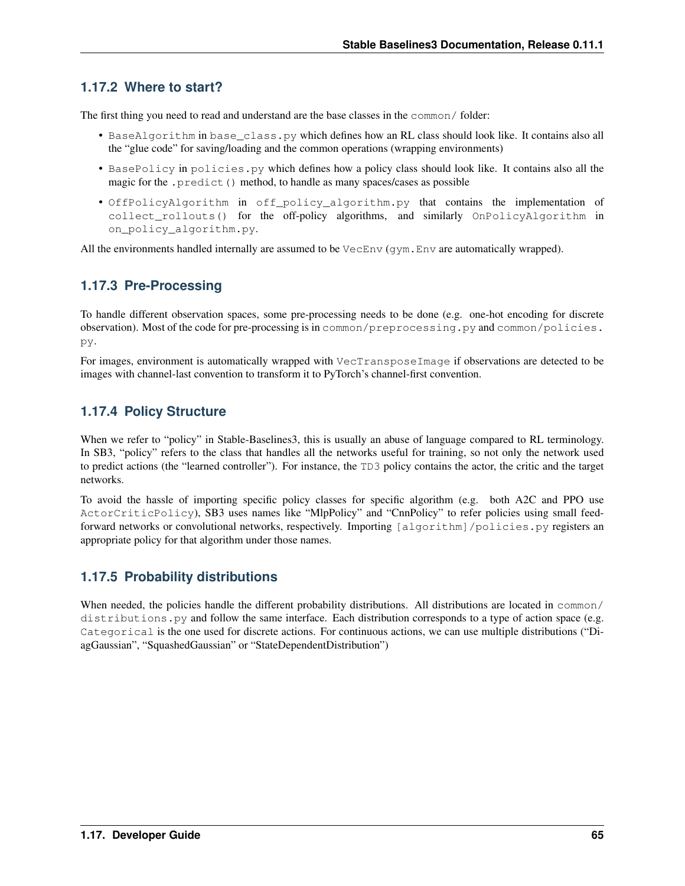### 1.17.2 Where to start?

The first thing you need to read and understand are the base classes in the `common/` folder:

- `BaseAlgorithm` in `base_class.py` which defines how an RL class should look like. It contains also all the "glue code" for saving/loading and the common operations (wrapping environments)
- `BasePolicy` in `policies.py` which defines how a policy class should look like. It contains also all the magic for the `.predict()` method, to handle as many spaces/cases as possible
- `OffPolicyAlgorithm` in `off_policy_algorithm.py` that contains the implementation of `collect_rollouts()` for the off-policy algorithms, and similarly `OnPolicyAlgorithm` in `on_policy_algorithm.py`.

All the environments handled internally are assumed to be `VecEnv` (`gym.Env` are automatically wrapped).

### 1.17.3 Pre-Processing

To handle different observation spaces, some pre-processing needs to be done (e.g. one-hot encoding for discrete observation). Most of the code for pre-processing is in `common/preprocessing.py` and `common/policies.py`.

For images, environment is automatically wrapped with `VecTransposeImage` if observations are detected to be images with channel-last convention to transform it to PyTorch's channel-first convention.

### 1.17.4 Policy Structure

When we refer to "policy" in Stable-Baselines3, this is usually an abuse of language compared to RL terminology. In SB3, "policy" refers to the class that handles all the networks useful for training, so not only the network used to predict actions (the "learned controller"). For instance, the `TD3` policy contains the actor, the critic and the target networks.

To avoid the hassle of importing specific policy classes for specific algorithm (e.g. both A2C and PPO use `ActorCriticPolicy`), SB3 uses names like "MlpPolicy" and "CnnPolicy" to refer policies using small feed-forward networks or convolutional networks, respectively. Importing `[algorithm]/policies.py` registers an appropriate policy for that algorithm under those names.

### 1.17.5 Probability distributions

When needed, the policies handle the different probability distributions. All distributions are located in `common/distributions.py` and follow the same interface. Each distribution corresponds to a type of action space (e.g. `Categorical` is the one used for discrete actions. For continuous actions, we can use multiple distributions ("DiagGaussian", "SquashedGaussian" or "StateDependentDistribution")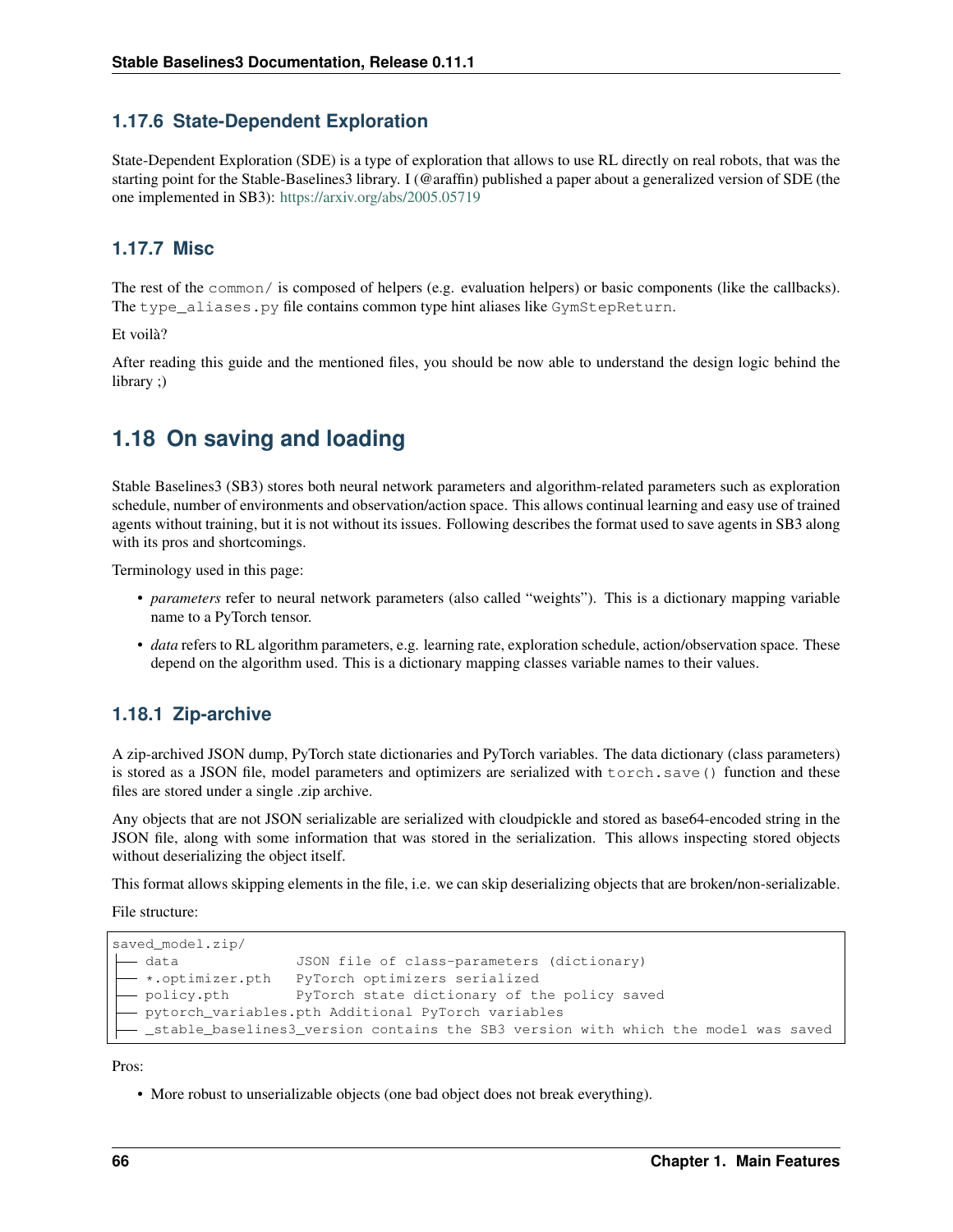### 1.17.6 State-Dependent Exploration

State-Dependent Exploration (SDE) is a type of exploration that allows to use RL directly on real robots, that was the starting point for the Stable-Baselines3 library. I (@araffin) published a paper about a generalized version of SDE (the one implemented in SB3): https://arxiv.org/abs/2005.05719

### 1.17.7 Misc

The rest of the `common/` is composed of helpers (e.g. evaluation helpers) or basic components (like the callbacks). The `type_aliases.py` file contains common type hint aliases like `GymStepReturn`.

Et voilà?

After reading this guide and the mentioned files, you should be now able to understand the design logic behind the library ;)

## 1.18 On saving and loading

Stable Baselines3 (SB3) stores both neural network parameters and algorithm-related parameters such as exploration schedule, number of environments and observation/action space. This allows continual learning and easy use of trained agents without training, but it is not without its issues. Following describes the format used to save agents in SB3 along with its pros and shortcomings.

Terminology used in this page:

- *parameters* refer to neural network parameters (also called "weights"). This is a dictionary mapping variable name to a PyTorch tensor.
- *data* refers to RL algorithm parameters, e.g. learning rate, exploration schedule, action/observation space. These depend on the algorithm used. This is a dictionary mapping classes variable names to their values.

### 1.18.1 Zip-archive

A zip-archived JSON dump, PyTorch state dictionaries and PyTorch variables. The data dictionary (class parameters) is stored as a JSON file, model parameters and optimizers are serialized with `torch.save()` function and these files are stored under a single .zip archive.

Any objects that are not JSON serializable are serialized with cloudpickle and stored as base64-encoded string in the JSON file, along with some information that was stored in the serialization. This allows inspecting stored objects without deserializing the object itself.

This format allows skipping elements in the file, i.e. we can skip deserializing objects that are broken/non-serializable.

File structure:

```
saved_model.zip/
├── data              JSON file of class-parameters (dictionary)
├── *.optimizer.pth   PyTorch optimizers serialized
├── policy.pth        PyTorch state dictionary of the policy saved
├── pytorch_variables.pth Additional PyTorch variables
├── _stable_baselines3_version contains the SB3 version with which the model was saved
```

Pros:

- More robust to unserializable objects (one bad object does not break everything).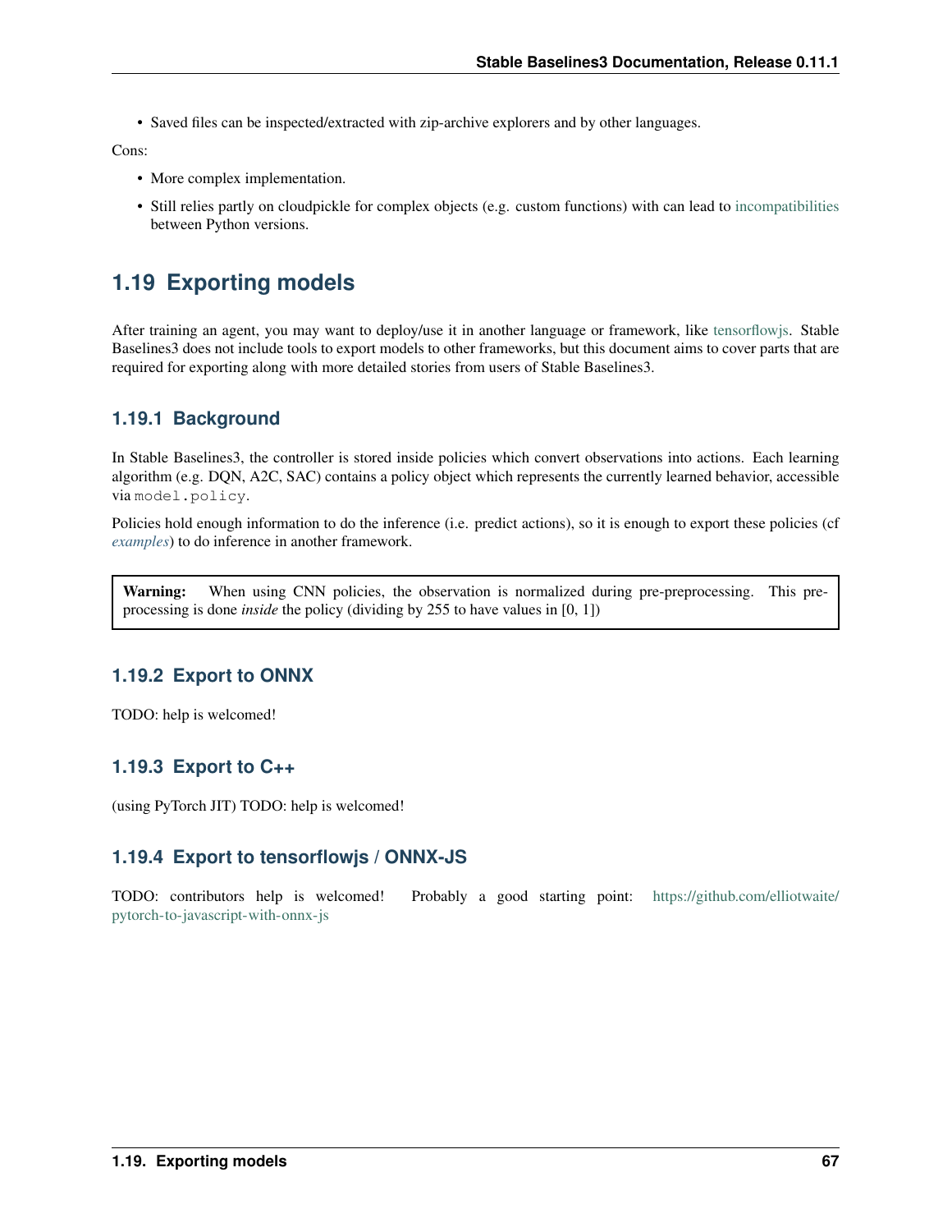- Saved files can be inspected/extracted with zip-archive explorers and by other languages.

Cons:

- More complex implementation.
- Still relies partly on cloudpickle for complex objects (e.g. custom functions) with can lead to incompatibilities between Python versions.

## 1.19 Exporting models

After training an agent, you may want to deploy/use it in another language or framework, like tensorflowjs. Stable Baselines3 does not include tools to export models to other frameworks, but this document aims to cover parts that are required for exporting along with more detailed stories from users of Stable Baselines3.

### 1.19.1 Background

In Stable Baselines3, the controller is stored inside policies which convert observations into actions. Each learning algorithm (e.g. DQN, A2C, SAC) contains a policy object which represents the currently learned behavior, accessible via `model.policy`.

Policies hold enough information to do the inference (i.e. predict actions), so it is enough to export these policies (cf *examples*) to do inference in another framework.

> **Warning:** When using CNN policies, the observation is normalized during pre-preprocessing. This pre-processing is done *inside* the policy (dividing by 255 to have values in [0, 1])

### 1.19.2 Export to ONNX

TODO: help is welcomed!

### 1.19.3 Export to C++

(using PyTorch JIT) TODO: help is welcomed!

### 1.19.4 Export to tensorflowjs / ONNX-JS

TODO: contributors help is welcomed! Probably a good starting point: https://github.com/elliotwaite/pytorch-to-javascript-with-onnx-js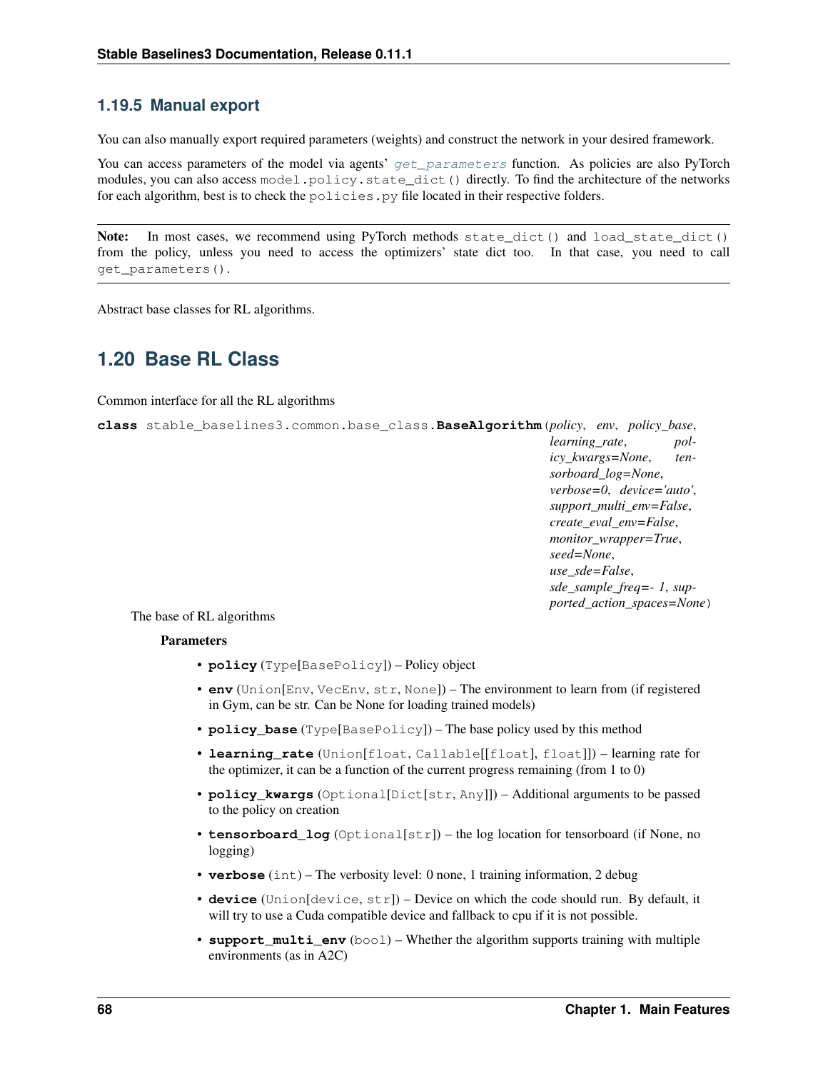### 1.19.5 Manual export

You can also manually export required parameters (weights) and construct the network in your desired framework.

You can access parameters of the model via agents' `get_parameters` function. As policies are also PyTorch modules, you can also access `model.policy.state_dict()` directly. To find the architecture of the networks for each algorithm, best is to check the `policies.py` file located in their respective folders.

**Note:** In most cases, we recommend using PyTorch methods `state_dict()` and `load_state_dict()` from the policy, unless you need to access the optimizers' state dict too. In that case, you need to call `get_parameters()`.

Abstract base classes for RL algorithms.

## 1.20 Base RL Class

Common interface for all the RL algorithms

**class** `stable_baselines3.common.base_class.`**`BaseAlgorithm`**(*policy*, *env*, *policy_base*, *learning_rate*, *policy_kwargs=None*, *tensorboard_log=None*, *verbose=0*, *device='auto'*, *support_multi_env=False*, *create_eval_env=False*, *monitor_wrapper=True*, *seed=None*, *use_sde=False*, *sde_sample_freq=- 1*, *supported_action_spaces=None*)

The base of RL algorithms

**Parameters**

- **policy** (`Type[BasePolicy]`) – Policy object
- **env** (`Union[Env, VecEnv, str, None]`) – The environment to learn from (if registered in Gym, can be str. Can be None for loading trained models)
- **policy_base** (`Type[BasePolicy]`) – The base policy used by this method
- **learning_rate** (`Union[float, Callable[[float], float]]`) – learning rate for the optimizer, it can be a function of the current progress remaining (from 1 to 0)
- **policy_kwargs** (`Optional[Dict[str, Any]]`) – Additional arguments to be passed to the policy on creation
- **tensorboard_log** (`Optional[str]`) – the log location for tensorboard (if None, no logging)
- **verbose** (`int`) – The verbosity level: 0 none, 1 training information, 2 debug
- **device** (`Union[device, str]`) – Device on which the code should run. By default, it will try to use a Cuda compatible device and fallback to cpu if it is not possible.
- **support_multi_env** (`bool`) – Whether the algorithm supports training with multiple environments (as in A2C)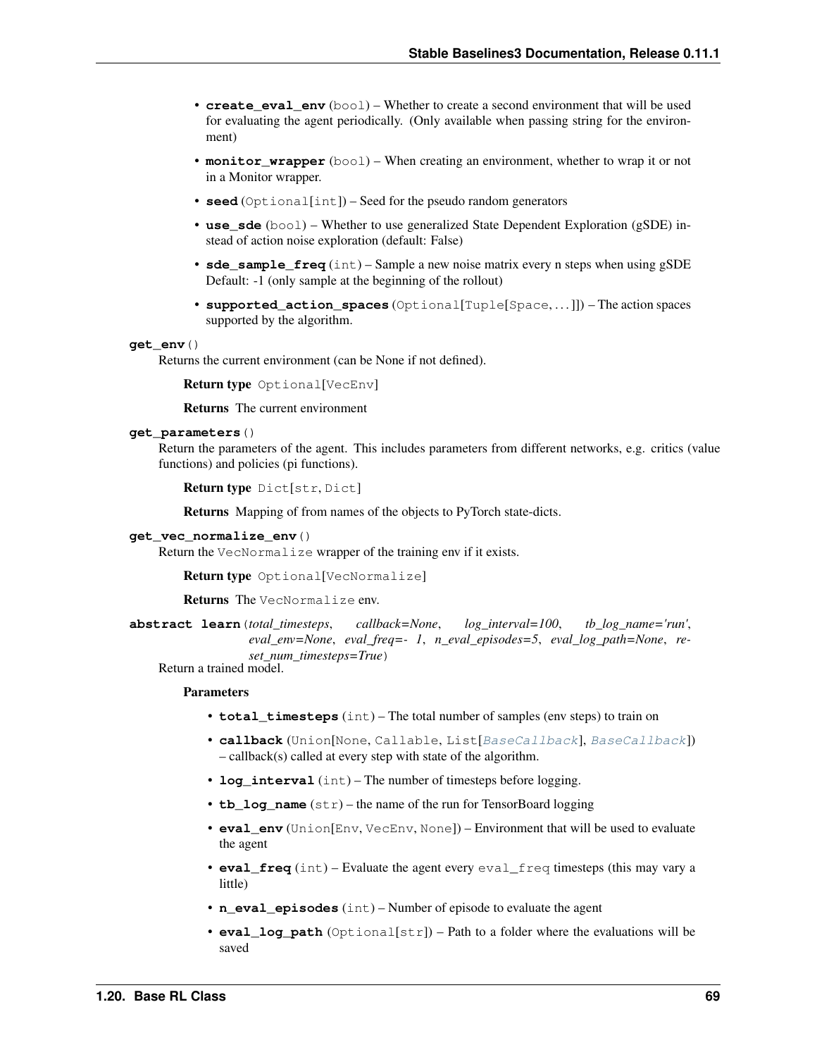- **create_eval_env** (bool) – Whether to create a second environment that will be used for evaluating the agent periodically. (Only available when passing string for the environment)
- **monitor_wrapper** (bool) – When creating an environment, whether to wrap it or not in a Monitor wrapper.
- **seed** (Optional[int]) – Seed for the pseudo random generators
- **use_sde** (bool) – Whether to use generalized State Dependent Exploration (gSDE) instead of action noise exploration (default: False)
- **sde_sample_freq** (int) – Sample a new noise matrix every n steps when using gSDE Default: -1 (only sample at the beginning of the rollout)
- **supported_action_spaces** (Optional[Tuple[Space, ...]]) – The action spaces supported by the algorithm.

**get_env**()

Returns the current environment (can be None if not defined).

**Return type** Optional[VecEnv]

**Returns** The current environment

**get_parameters**()

Return the parameters of the agent. This includes parameters from different networks, e.g. critics (value functions) and policies (pi functions).

**Return type** Dict[str, Dict]

**Returns** Mapping of from names of the objects to PyTorch state-dicts.

**get_vec_normalize_env**()

Return the VecNormalize wrapper of the training env if it exists.

**Return type** Optional[VecNormalize]

**Returns** The VecNormalize env.

**abstract learn**(*total_timesteps*, *callback=None*, *log_interval=100*, *tb_log_name='run'*, *eval_env=None*, *eval_freq=- 1*, *n_eval_episodes=5*, *eval_log_path=None*, *reset_num_timesteps=True*)

Return a trained model.

**Parameters**

- **total_timesteps** (int) – The total number of samples (env steps) to train on
- **callback** (Union[None, Callable, List[*BaseCallback*], *BaseCallback*]) – callback(s) called at every step with state of the algorithm.
- **log_interval** (int) – The number of timesteps before logging.
- **tb_log_name** (str) – the name of the run for TensorBoard logging
- **eval_env** (Union[Env, VecEnv, None]) – Environment that will be used to evaluate the agent
- **eval_freq** (int) – Evaluate the agent every eval_freq timesteps (this may vary a little)
- **n_eval_episodes** (int) – Number of episode to evaluate the agent
- **eval_log_path** (Optional[str]) – Path to a folder where the evaluations will be saved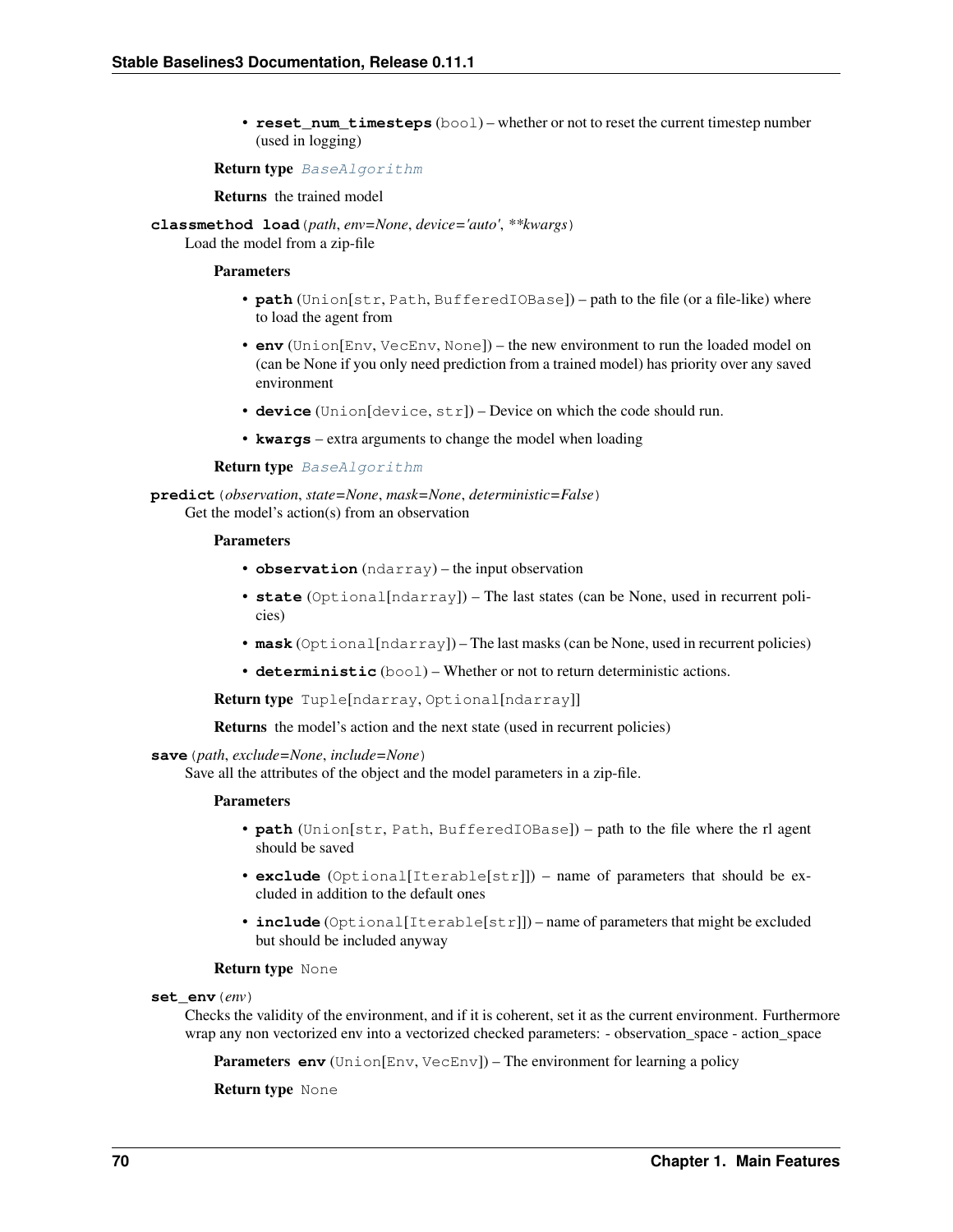- **reset_num_timesteps** (bool) – whether or not to reset the current timestep number (used in logging)

**Return type** BaseAlgorithm

**Returns** the trained model

**classmethod load**(*path*, *env=None*, *device='auto'*, *\*\*kwargs*)

Load the model from a zip-file

**Parameters**

- **path** (Union[str, Path, BufferedIOBase]) – path to the file (or a file-like) where to load the agent from
- **env** (Union[Env, VecEnv, None]) – the new environment to run the loaded model on (can be None if you only need prediction from a trained model) has priority over any saved environment
- **device** (Union[device, str]) – Device on which the code should run.
- **kwargs** – extra arguments to change the model when loading

**Return type** BaseAlgorithm

**predict**(*observation*, *state=None*, *mask=None*, *deterministic=False*)

Get the model's action(s) from an observation

**Parameters**

- **observation** (ndarray) – the input observation
- **state** (Optional[ndarray]) – The last states (can be None, used in recurrent policies)
- **mask** (Optional[ndarray]) – The last masks (can be None, used in recurrent policies)
- **deterministic** (bool) – Whether or not to return deterministic actions.

**Return type** Tuple[ndarray, Optional[ndarray]]

**Returns** the model's action and the next state (used in recurrent policies)

**save**(*path*, *exclude=None*, *include=None*)

Save all the attributes of the object and the model parameters in a zip-file.

**Parameters**

- **path** (Union[str, Path, BufferedIOBase]) – path to the file where the rl agent should be saved
- **exclude** (Optional[Iterable[str]]) – name of parameters that should be excluded in addition to the default ones
- **include** (Optional[Iterable[str]]) – name of parameters that might be excluded but should be included anyway

**Return type** None

**set_env**(*env*)

Checks the validity of the environment, and if it is coherent, set it as the current environment. Furthermore wrap any non vectorized env into a vectorized checked parameters: - observation_space - action_space

**Parameters** **env** (Union[Env, VecEnv]) – The environment for learning a policy

**Return type** None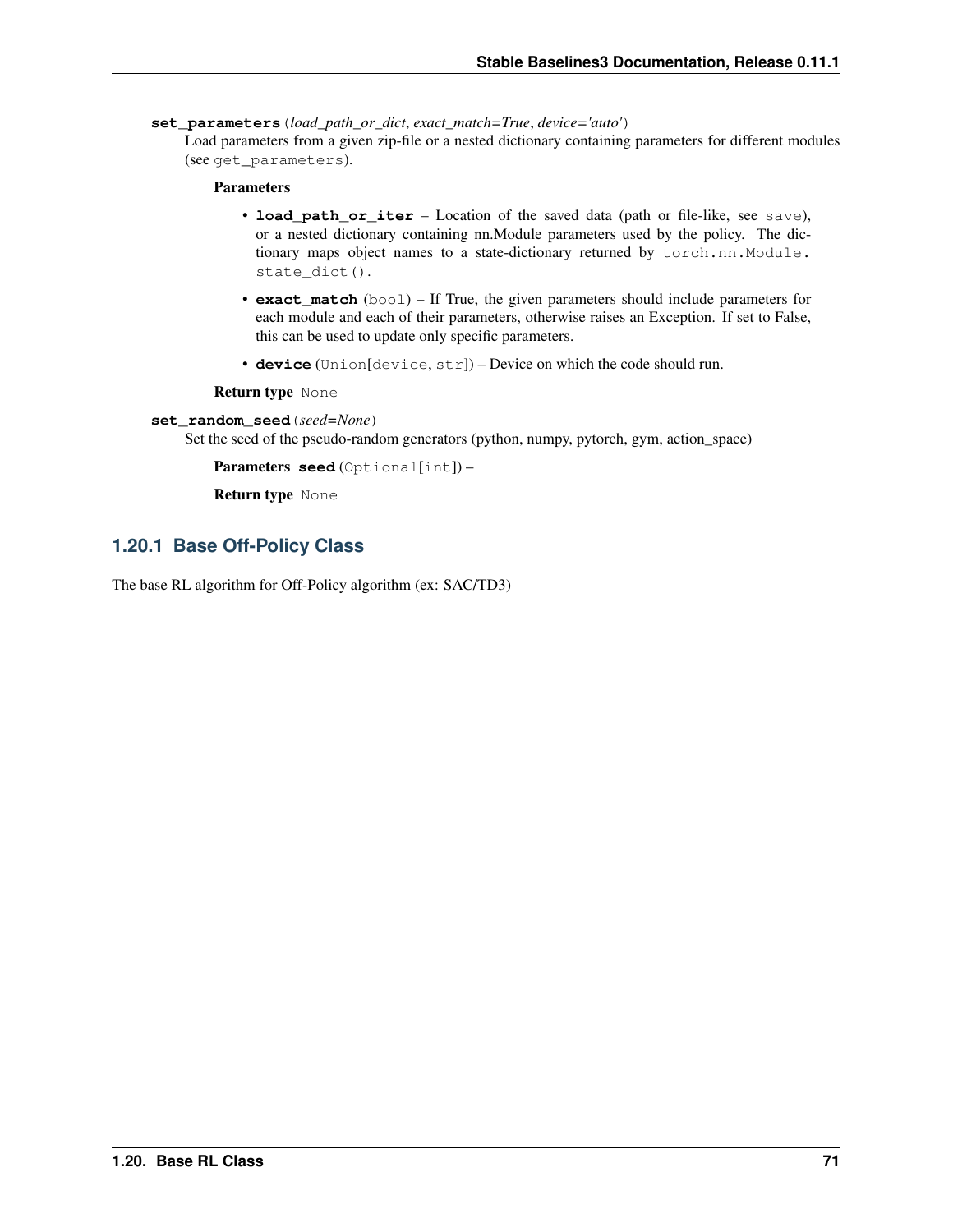**set_parameters**(*load_path_or_dict*, *exact_match=True*, *device='auto'*)

Load parameters from a given zip-file or a nested dictionary containing parameters for different modules (see `get_parameters`).

**Parameters**

- **load_path_or_iter** – Location of the saved data (path or file-like, see `save`), or a nested dictionary containing nn.Module parameters used by the policy. The dictionary maps object names to a state-dictionary returned by `torch.nn.Module.state_dict()`.
- **exact_match** (`bool`) – If True, the given parameters should include parameters for each module and each of their parameters, otherwise raises an Exception. If set to False, this can be used to update only specific parameters.
- **device** (`Union[device, str]`) – Device on which the code should run.

**Return type** `None`

**set_random_seed**(*seed=None*)

Set the seed of the pseudo-random generators (python, numpy, pytorch, gym, action_space)

**Parameters** **seed** (`Optional[int]`) –

**Return type** `None`

### 1.20.1 Base Off-Policy Class

The base RL algorithm for Off-Policy algorithm (ex: SAC/TD3)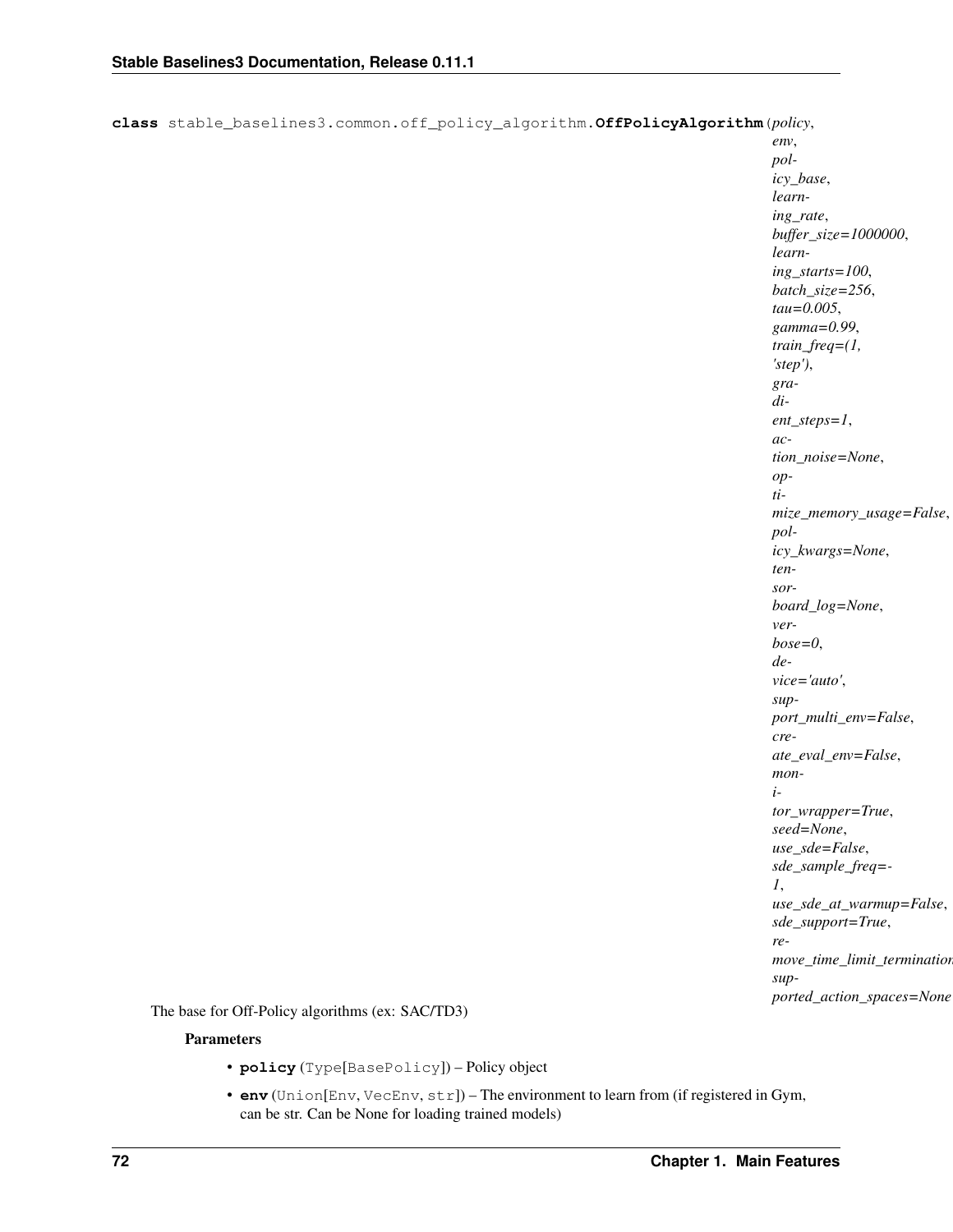**class** stable_baselines3.common.off_policy_algorithm.**OffPolicyAlgorithm**(*policy*, *env*, *policy_base*, *learning_rate*, *buffer_size=1000000*, *learning_starts=100*, *batch_size=256*, *tau=0.005*, *gamma=0.99*, *train_freq=(1, 'step')*, *gradient_steps=1*, *action_noise=None*, *optimize_memory_usage=False*, *policy_kwargs=None*, *tensorboard_log=None*, *verbose=0*, *device='auto'*, *support_multi_env=False*, *create_eval_env=False*, *monitor_wrapper=True*, *seed=None*, *use_sde=False*, *sde_sample_freq=-1*, *use_sde_at_warmup=False*, *sde_support=True*, *remove_time_limit_termination*, *supported_action_spaces=None*)

The base for Off-Policy algorithms (ex: SAC/TD3)

**Parameters**

- **policy** (Type[BasePolicy]) – Policy object
- **env** (Union[Env, VecEnv, str]) – The environment to learn from (if registered in Gym, can be str. Can be None for loading trained models)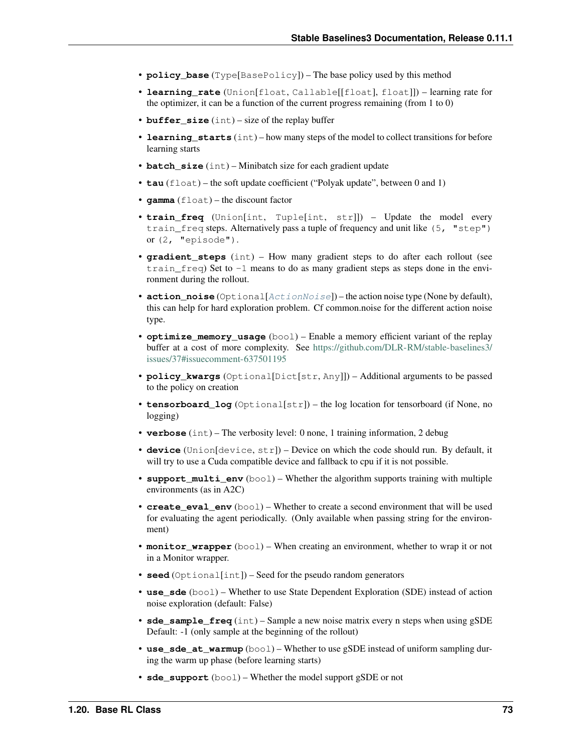- **policy_base** (Type[BasePolicy]) – The base policy used by this method
- **learning_rate** (Union[float, Callable[[float], float]]) – learning rate for the optimizer, it can be a function of the current progress remaining (from 1 to 0)
- **buffer_size** (int) – size of the replay buffer
- **learning_starts** (int) – how many steps of the model to collect transitions for before learning starts
- **batch_size** (int) – Minibatch size for each gradient update
- **tau** (float) – the soft update coefficient ("Polyak update", between 0 and 1)
- **gamma** (float) – the discount factor
- **train_freq** (Union[int, Tuple[int, str]]) – Update the model every `train_freq` steps. Alternatively pass a tuple of frequency and unit like `(5, "step")` or `(2, "episode")`.
- **gradient_steps** (int) – How many gradient steps to do after each rollout (see `train_freq`) Set to `-1` means to do as many gradient steps as steps done in the environment during the rollout.
- **action_noise** (Optional[*ActionNoise*]) – the action noise type (None by default), this can help for hard exploration problem. Cf common.noise for the different action noise type.
- **optimize_memory_usage** (bool) – Enable a memory efficient variant of the replay buffer at a cost of more complexity. See https://github.com/DLR-RM/stable-baselines3/issues/37#issuecomment-637501195
- **policy_kwargs** (Optional[Dict[str, Any]]) – Additional arguments to be passed to the policy on creation
- **tensorboard_log** (Optional[str]) – the log location for tensorboard (if None, no logging)
- **verbose** (int) – The verbosity level: 0 none, 1 training information, 2 debug
- **device** (Union[device, str]) – Device on which the code should run. By default, it will try to use a Cuda compatible device and fallback to cpu if it is not possible.
- **support_multi_env** (bool) – Whether the algorithm supports training with multiple environments (as in A2C)
- **create_eval_env** (bool) – Whether to create a second environment that will be used for evaluating the agent periodically. (Only available when passing string for the environment)
- **monitor_wrapper** (bool) – When creating an environment, whether to wrap it or not in a Monitor wrapper.
- **seed** (Optional[int]) – Seed for the pseudo random generators
- **use_sde** (bool) – Whether to use State Dependent Exploration (SDE) instead of action noise exploration (default: False)
- **sde_sample_freq** (int) – Sample a new noise matrix every n steps when using gSDE Default: -1 (only sample at the beginning of the rollout)
- **use_sde_at_warmup** (bool) – Whether to use gSDE instead of uniform sampling during the warm up phase (before learning starts)
- **sde_support** (bool) – Whether the model support gSDE or not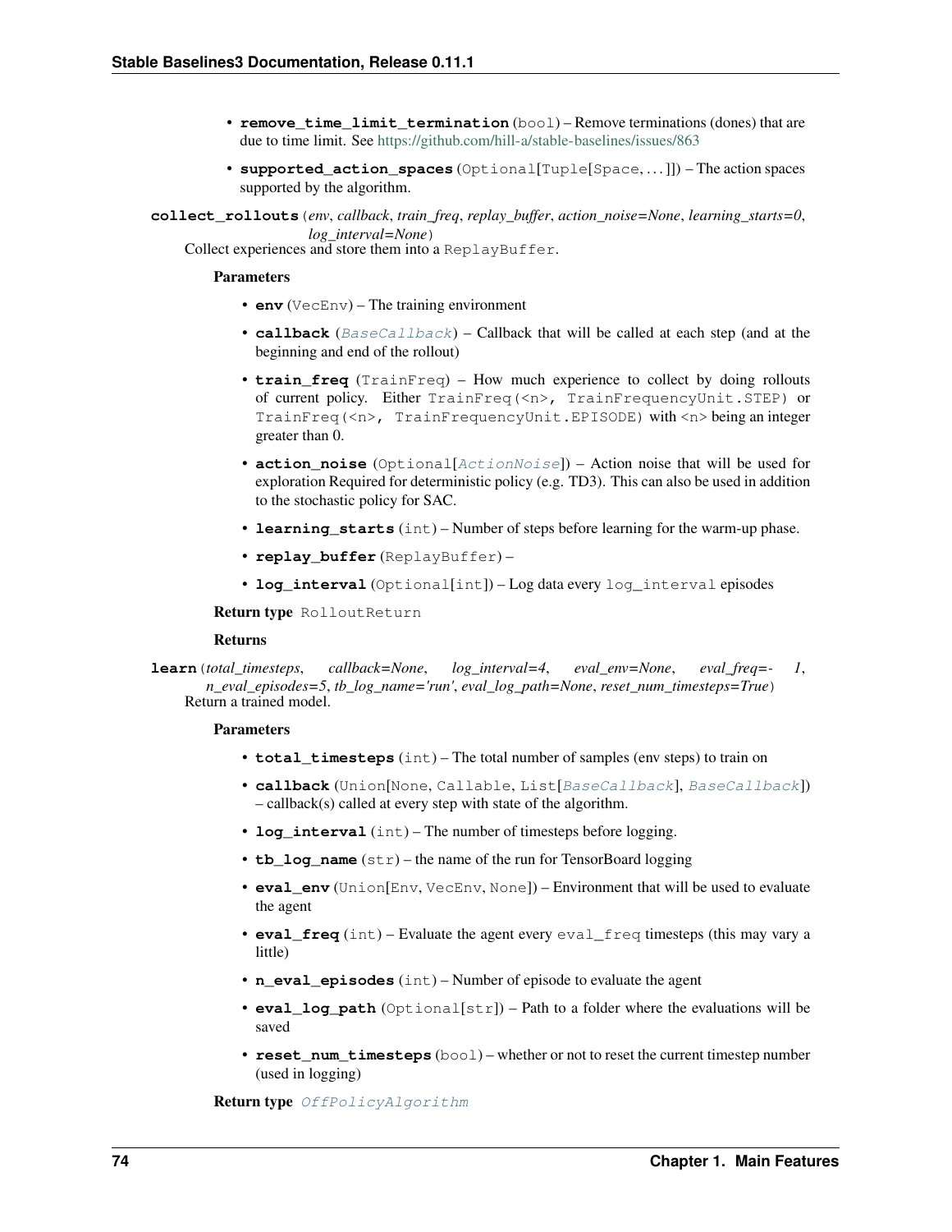- **remove_time_limit_termination** (bool) – Remove terminations (dones) that are due to time limit. See https://github.com/hill-a/stable-baselines/issues/863
- **supported_action_spaces** (Optional[Tuple[Space, ...]]) – The action spaces supported by the algorithm.

**collect_rollouts**(*env, callback, train_freq, replay_buffer, action_noise=None, learning_starts=0, log_interval=None*)

Collect experiences and store them into a ReplayBuffer.

**Parameters**

- **env** (VecEnv) – The training environment
- **callback** (*BaseCallback*) – Callback that will be called at each step (and at the beginning and end of the rollout)
- **train_freq** (TrainFreq) – How much experience to collect by doing rollouts of current policy. Either TrainFreq(<n>, TrainFrequencyUnit.STEP) or TrainFreq(<n>, TrainFrequencyUnit.EPISODE) with <n> being an integer greater than 0.
- **action_noise** (Optional[*ActionNoise*]) – Action noise that will be used for exploration Required for deterministic policy (e.g. TD3). This can also be used in addition to the stochastic policy for SAC.
- **learning_starts** (int) – Number of steps before learning for the warm-up phase.
- **replay_buffer** (ReplayBuffer) –
- **log_interval** (Optional[int]) – Log data every log_interval episodes

**Return type** RolloutReturn

**Returns**

**learn**(*total_timesteps, callback=None, log_interval=4, eval_env=None, eval_freq=- 1, n_eval_episodes=5, tb_log_name='run', eval_log_path=None, reset_num_timesteps=True*)

Return a trained model.

**Parameters**

- **total_timesteps** (int) – The total number of samples (env steps) to train on
- **callback** (Union[None, Callable, List[*BaseCallback*], *BaseCallback*]) – callback(s) called at every step with state of the algorithm.
- **log_interval** (int) – The number of timesteps before logging.
- **tb_log_name** (str) – the name of the run for TensorBoard logging
- **eval_env** (Union[Env, VecEnv, None]) – Environment that will be used to evaluate the agent
- **eval_freq** (int) – Evaluate the agent every eval_freq timesteps (this may vary a little)
- **n_eval_episodes** (int) – Number of episode to evaluate the agent
- **eval_log_path** (Optional[str]) – Path to a folder where the evaluations will be saved
- **reset_num_timesteps** (bool) – whether or not to reset the current timestep number (used in logging)

**Return type** *OffPolicyAlgorithm*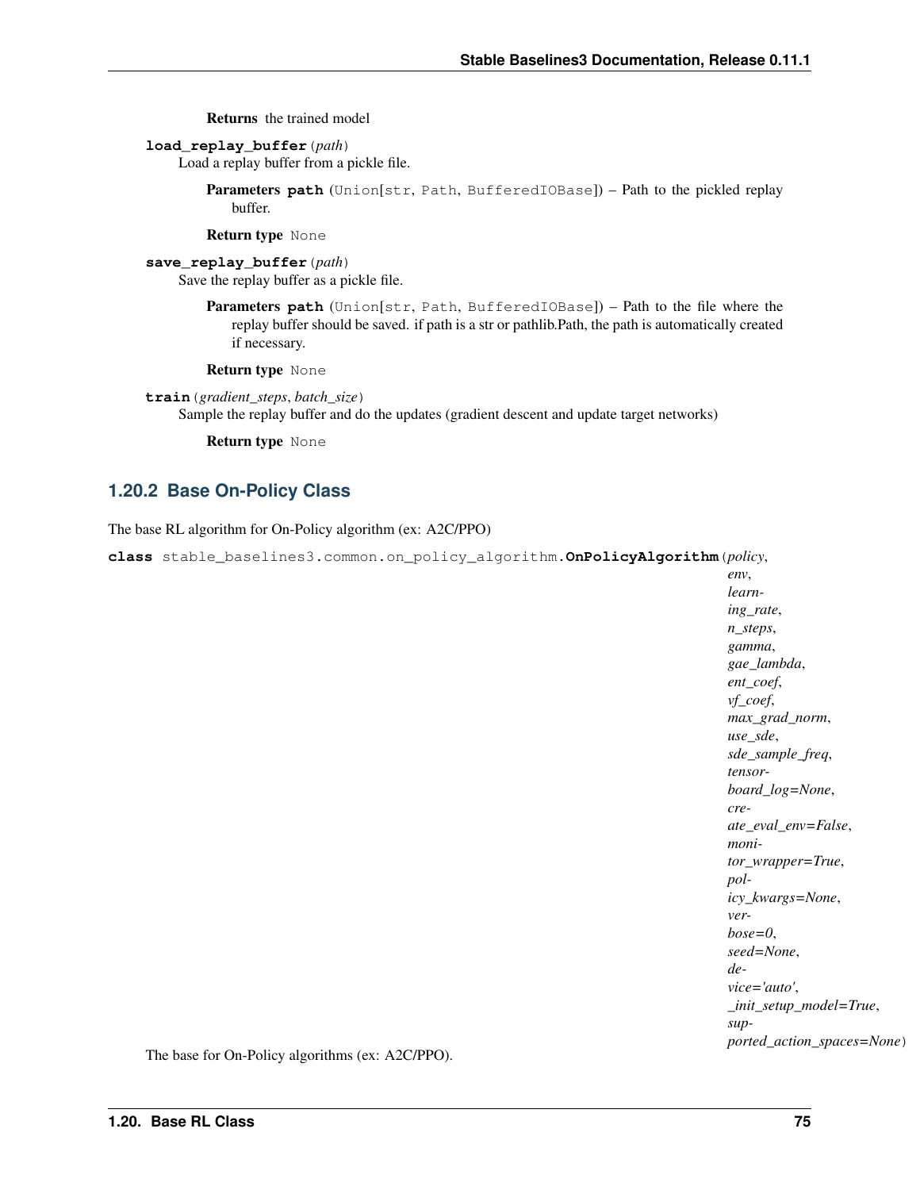**Returns** the trained model

**load_replay_buffer**(*path*)

Load a replay buffer from a pickle file.

**Parameters** **path** (Union[str, Path, BufferedIOBase]) – Path to the pickled replay buffer.

**Return type** None

**save_replay_buffer**(*path*)

Save the replay buffer as a pickle file.

**Parameters** **path** (Union[str, Path, BufferedIOBase]) – Path to the file where the replay buffer should be saved. if path is a str or pathlib.Path, the path is automatically created if necessary.

**Return type** None

**train**(*gradient_steps*, *batch_size*)

Sample the replay buffer and do the updates (gradient descent and update target networks)

**Return type** None

### 1.20.2 Base On-Policy Class

The base RL algorithm for On-Policy algorithm (ex: A2C/PPO)

**class** stable_baselines3.common.on_policy_algorithm.**OnPolicyAlgorithm**(*policy*, *env*, *learning_rate*, *n_steps*, *gamma*, *gae_lambda*, *ent_coef*, *vf_coef*, *max_grad_norm*, *use_sde*, *sde_sample_freq*, *tensorboard_log=None*, *create_eval_env=False*, *monitor_wrapper=True*, *policy_kwargs=None*, *verbose=0*, *seed=None*, *device='auto'*, *_init_setup_model=True*, *supported_action_spaces=None*)

The base for On-Policy algorithms (ex: A2C/PPO).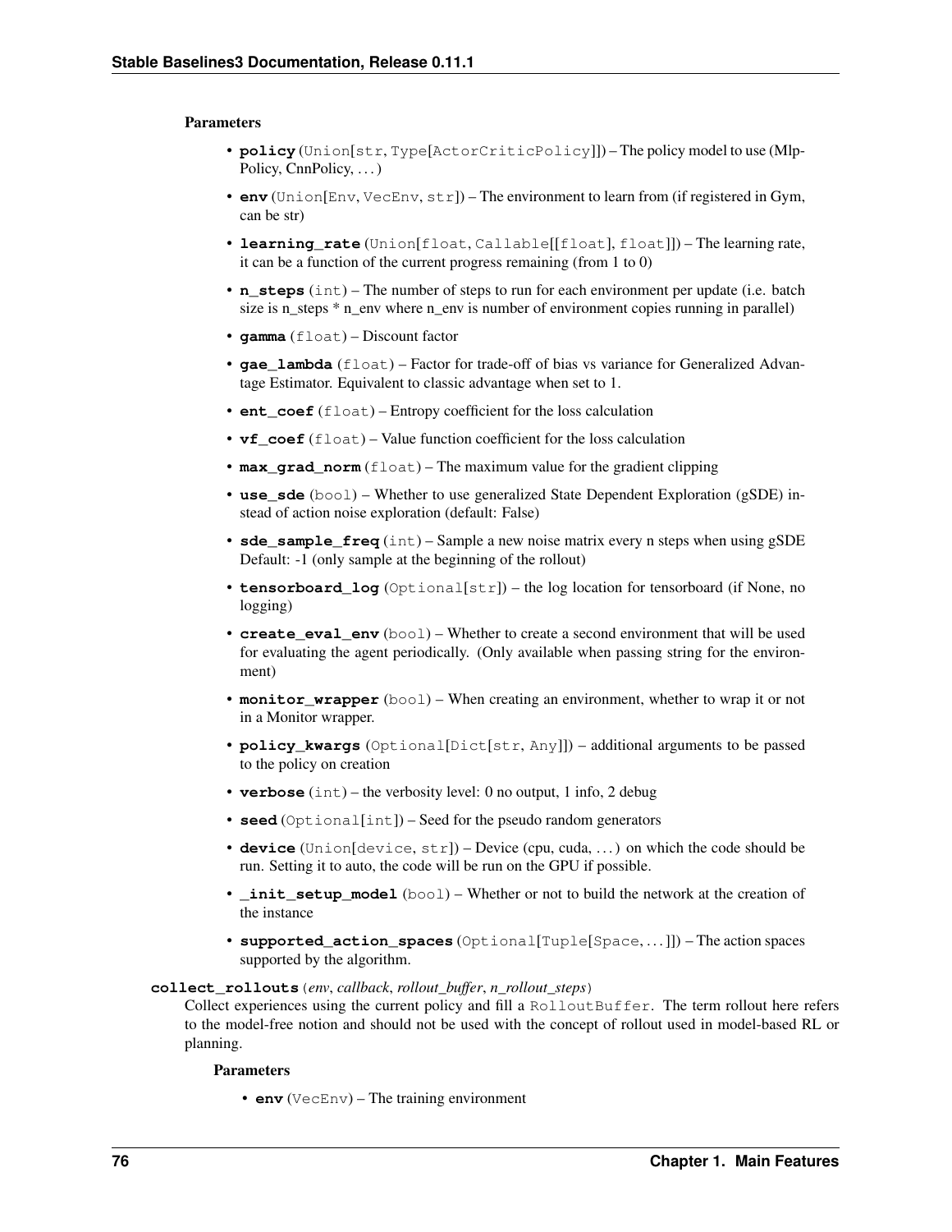**Parameters**

- **policy** (Union[str, Type[ActorCriticPolicy]]) – The policy model to use (MlpPolicy, CnnPolicy, ...)
- **env** (Union[Env, VecEnv, str]) – The environment to learn from (if registered in Gym, can be str)
- **learning_rate** (Union[float, Callable[[float], float]]) – The learning rate, it can be a function of the current progress remaining (from 1 to 0)
- **n_steps** (int) – The number of steps to run for each environment per update (i.e. batch size is n_steps * n_env where n_env is number of environment copies running in parallel)
- **gamma** (float) – Discount factor
- **gae_lambda** (float) – Factor for trade-off of bias vs variance for Generalized Advantage Estimator. Equivalent to classic advantage when set to 1.
- **ent_coef** (float) – Entropy coefficient for the loss calculation
- **vf_coef** (float) – Value function coefficient for the loss calculation
- **max_grad_norm** (float) – The maximum value for the gradient clipping
- **use_sde** (bool) – Whether to use generalized State Dependent Exploration (gSDE) instead of action noise exploration (default: False)
- **sde_sample_freq** (int) – Sample a new noise matrix every n steps when using gSDE Default: -1 (only sample at the beginning of the rollout)
- **tensorboard_log** (Optional[str]) – the log location for tensorboard (if None, no logging)
- **create_eval_env** (bool) – Whether to create a second environment that will be used for evaluating the agent periodically. (Only available when passing string for the environment)
- **monitor_wrapper** (bool) – When creating an environment, whether to wrap it or not in a Monitor wrapper.
- **policy_kwargs** (Optional[Dict[str, Any]]) – additional arguments to be passed to the policy on creation
- **verbose** (int) – the verbosity level: 0 no output, 1 info, 2 debug
- **seed** (Optional[int]) – Seed for the pseudo random generators
- **device** (Union[device, str]) – Device (cpu, cuda, ...) on which the code should be run. Setting it to auto, the code will be run on the GPU if possible.
- **_init_setup_model** (bool) – Whether or not to build the network at the creation of the instance
- **supported_action_spaces** (Optional[Tuple[Space, ...]]) – The action spaces supported by the algorithm.

**collect_rollouts**(*env*, *callback*, *rollout_buffer*, *n_rollout_steps*)

Collect experiences using the current policy and fill a `RolloutBuffer`. The term rollout here refers to the model-free notion and should not be used with the concept of rollout used in model-based RL or planning.

**Parameters**

- **env** (VecEnv) – The training environment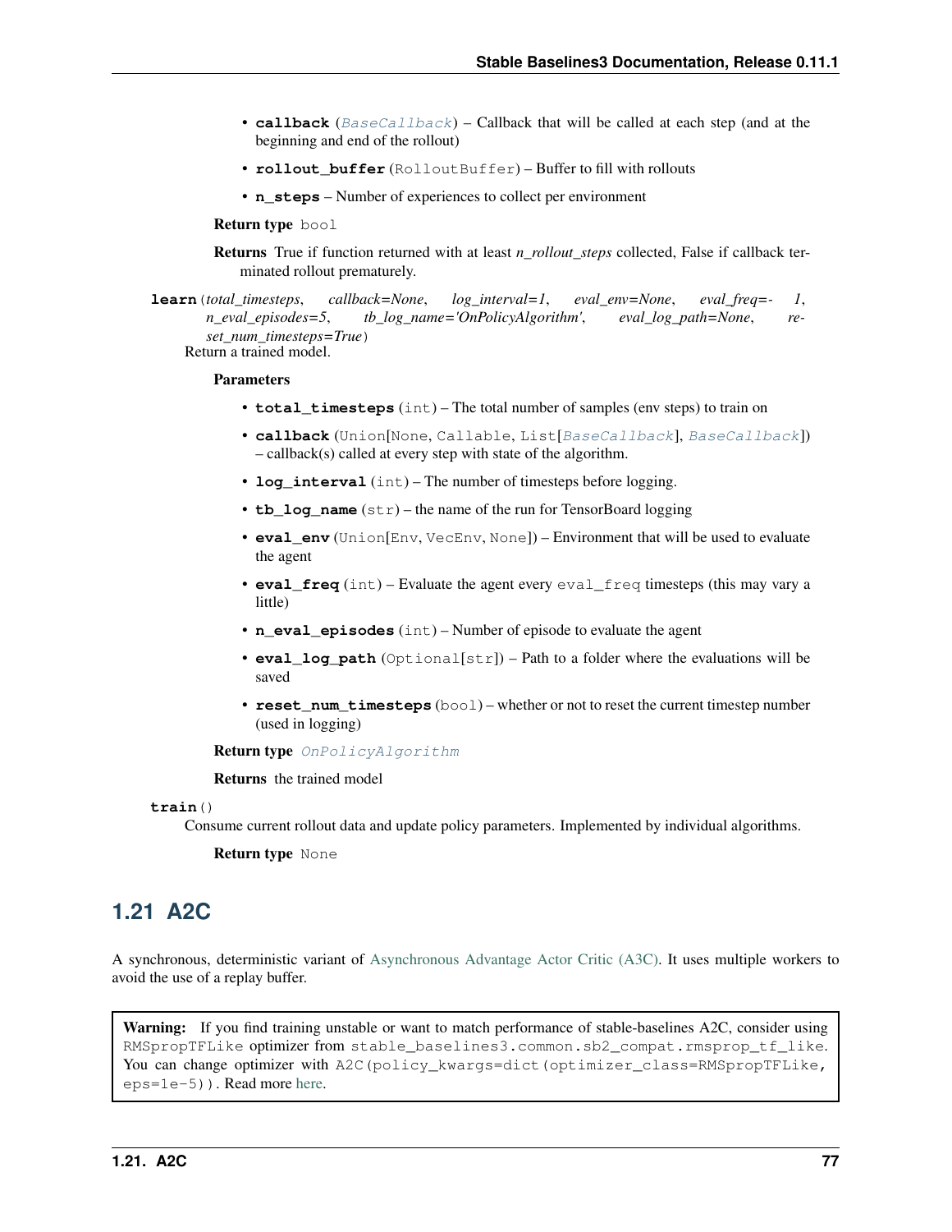- **callback** (*BaseCallback*) – Callback that will be called at each step (and at the beginning and end of the rollout)
- **rollout_buffer** (RolloutBuffer) – Buffer to fill with rollouts
- **n_steps** – Number of experiences to collect per environment

**Return type** bool

**Returns** True if function returned with at least *n_rollout_steps* collected, False if callback terminated rollout prematurely.

**learn**(*total_timesteps*, *callback=None*, *log_interval=1*, *eval_env=None*, *eval_freq=-1*, *n_eval_episodes=5*, *tb_log_name='OnPolicyAlgorithm'*, *eval_log_path=None*, *reset_num_timesteps=True*)

Return a trained model.

**Parameters**

- **total_timesteps** (int) – The total number of samples (env steps) to train on
- **callback** (Union[None, Callable, List[*BaseCallback*], *BaseCallback*]) – callback(s) called at every step with state of the algorithm.
- **log_interval** (int) – The number of timesteps before logging.
- **tb_log_name** (str) – the name of the run for TensorBoard logging
- **eval_env** (Union[Env, VecEnv, None]) – Environment that will be used to evaluate the agent
- **eval_freq** (int) – Evaluate the agent every eval_freq timesteps (this may vary a little)
- **n_eval_episodes** (int) – Number of episode to evaluate the agent
- **eval_log_path** (Optional[str]) – Path to a folder where the evaluations will be saved
- **reset_num_timesteps** (bool) – whether or not to reset the current timestep number (used in logging)

**Return type** *OnPolicyAlgorithm*

**Returns** the trained model

**train**()

Consume current rollout data and update policy parameters. Implemented by individual algorithms.

**Return type** None

## 1.21 A2C

A synchronous, deterministic variant of Asynchronous Advantage Actor Critic (A3C). It uses multiple workers to avoid the use of a replay buffer.

> **Warning:** If you find training unstable or want to match performance of stable-baselines A2C, consider using `RMSpropTFLike` optimizer from `stable_baselines3.common.sb2_compat.rmsprop_tf_like`. You can change optimizer with `A2C(policy_kwargs=dict(optimizer_class=RMSpropTFLike, eps=1e-5))`. Read more here.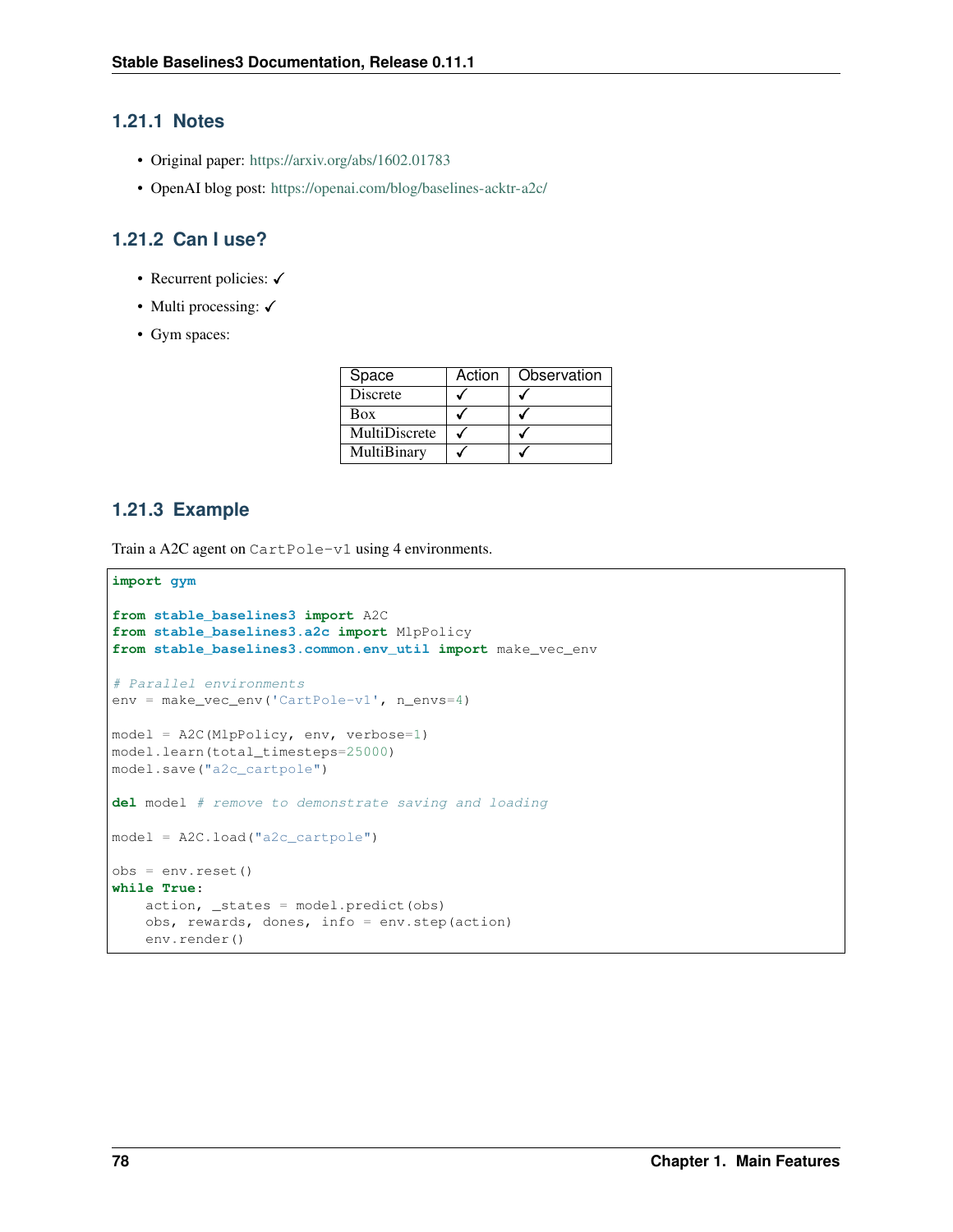### 1.21.1 Notes

- Original paper: https://arxiv.org/abs/1602.01783
- OpenAI blog post: https://openai.com/blog/baselines-acktr-a2c/

### 1.21.2 Can I use?

- Recurrent policies: ✓
- Multi processing: ✓
- Gym spaces:

| Space | Action | Observation |
|---|---|---|
| Discrete | ✓ | ✓ |
| Box | ✓ | ✓ |
| MultiDiscrete | ✓ | ✓ |
| MultiBinary | ✓ | ✓ |

### 1.21.3 Example

Train a A2C agent on `CartPole-v1` using 4 environments.

```
import gym

from stable_baselines3 import A2C
from stable_baselines3.a2c import MlpPolicy
from stable_baselines3.common.env_util import make_vec_env

# Parallel environments
env = make_vec_env('CartPole-v1', n_envs=4)

model = A2C(MlpPolicy, env, verbose=1)
model.learn(total_timesteps=25000)
model.save("a2c_cartpole")

del model # remove to demonstrate saving and loading

model = A2C.load("a2c_cartpole")

obs = env.reset()
while True:
    action, _states = model.predict(obs)
    obs, rewards, dones, info = env.step(action)
    env.render()
```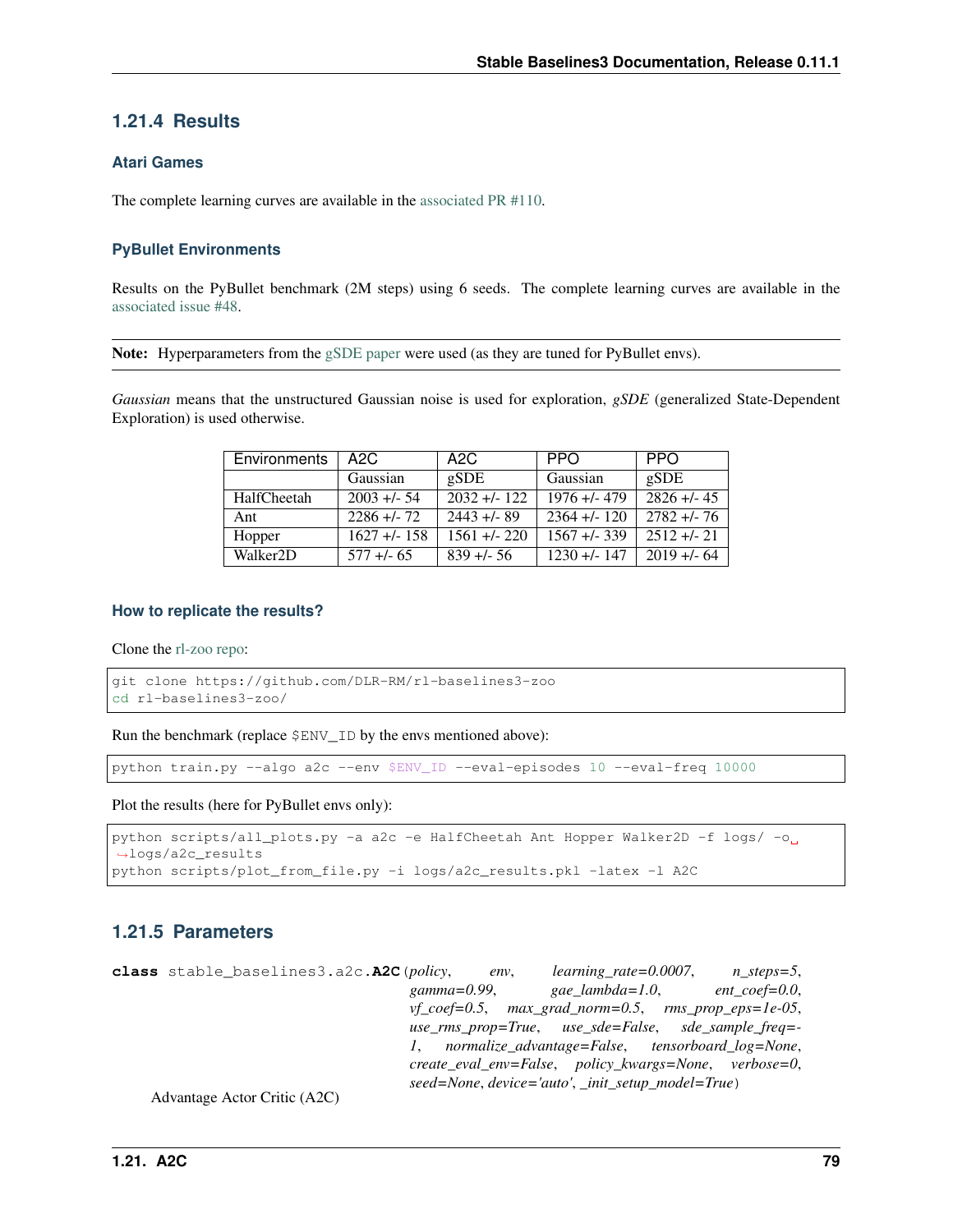### 1.21.4 Results

#### Atari Games

The complete learning curves are available in the associated PR #110.

#### PyBullet Environments

Results on the PyBullet benchmark (2M steps) using 6 seeds. The complete learning curves are available in the associated issue #48.

**Note:** Hyperparameters from the gSDE paper were used (as they are tuned for PyBullet envs).

*Gaussian* means that the unstructured Gaussian noise is used for exploration, *gSDE* (generalized State-Dependent Exploration) is used otherwise.

| Environments | A2C | A2C | PPO | PPO |
|---|---|---|---|---|
| | Gaussian | gSDE | Gaussian | gSDE |
| HalfCheetah | 2003 +/- 54 | 2032 +/- 122 | 1976 +/- 479 | 2826 +/- 45 |
| Ant | 2286 +/- 72 | 2443 +/- 89 | 2364 +/- 120 | 2782 +/- 76 |
| Hopper | 1627 +/- 158 | 1561 +/- 220 | 1567 +/- 339 | 2512 +/- 21 |
| Walker2D | 577 +/- 65 | 839 +/- 56 | 1230 +/- 147 | 2019 +/- 64 |

#### How to replicate the results?

Clone the rl-zoo repo:

```
git clone https://github.com/DLR-RM/rl-baselines3-zoo
cd rl-baselines3-zoo/
```

Run the benchmark (replace `$ENV_ID` by the envs mentioned above):

```
python train.py --algo a2c --env $ENV_ID --eval-episodes 10 --eval-freq 10000
```

Plot the results (here for PyBullet envs only):

```
python scripts/all_plots.py -a a2c -e HalfCheetah Ant Hopper Walker2D -f logs/ -o logs/a2c_results
python scripts/plot_from_file.py -i logs/a2c_results.pkl -latex -l A2C
```

### 1.21.5 Parameters

**class** stable_baselines3.a2c.**A2C**(*policy*, *env*, *learning_rate=0.0007*, *n_steps=5*, *gamma=0.99*, *gae_lambda=1.0*, *ent_coef=0.0*, *vf_coef=0.5*, *max_grad_norm=0.5*, *rms_prop_eps=1e-05*, *use_rms_prop=True*, *use_sde=False*, *sde_sample_freq=-1*, *normalize_advantage=False*, *tensorboard_log=None*, *create_eval_env=False*, *policy_kwargs=None*, *verbose=0*, *seed=None*, *device='auto'*, *_init_setup_model=True*)

Advantage Actor Critic (A2C)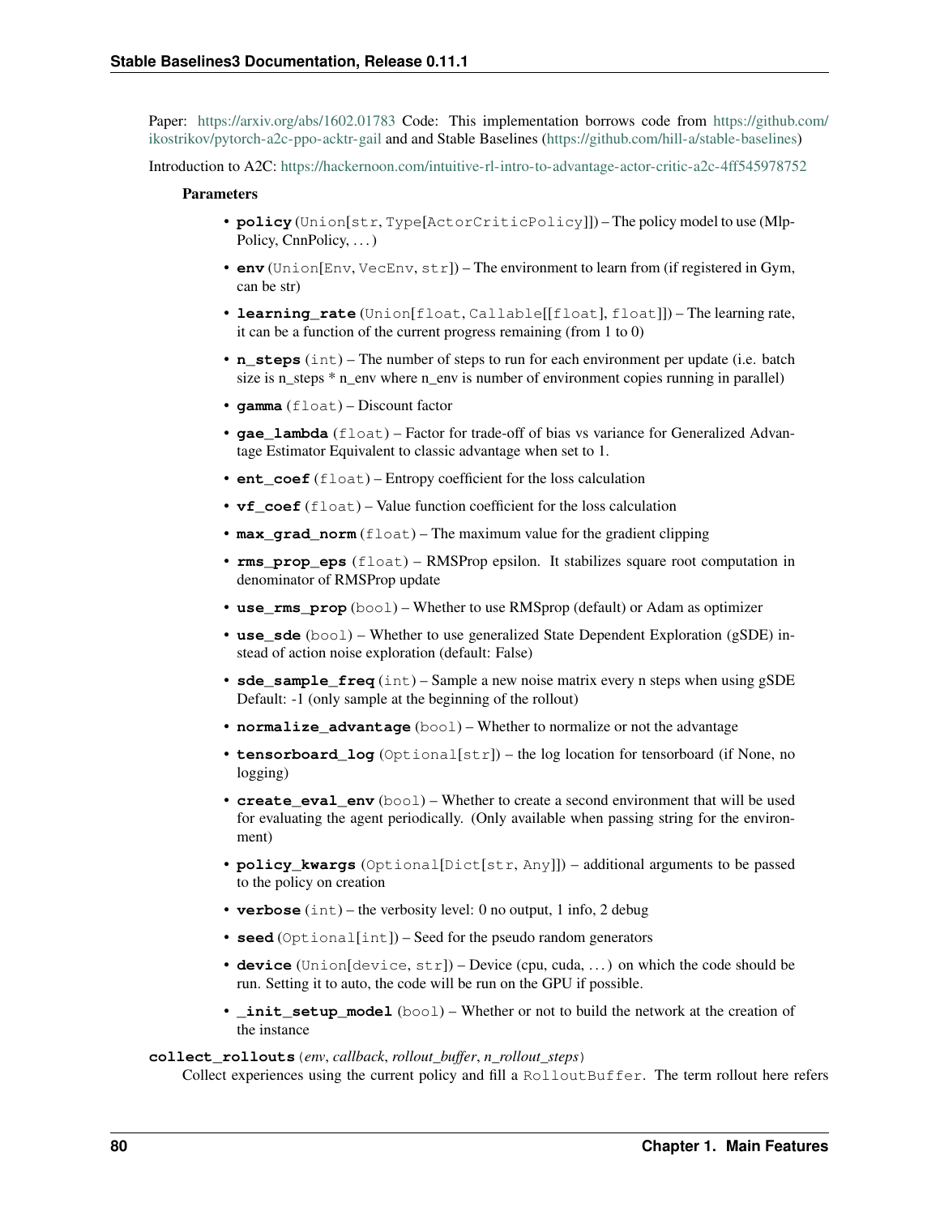Paper: https://arxiv.org/abs/1602.01783 Code: This implementation borrows code from https://github.com/ikostrikov/pytorch-a2c-ppo-acktr-gail and and Stable Baselines (https://github.com/hill-a/stable-baselines)

Introduction to A2C: https://hackernoon.com/intuitive-rl-intro-to-advantage-actor-critic-a2c-4ff545978752

**Parameters**

- **policy** (`Union[str, Type[ActorCriticPolicy]]`) – The policy model to use (MlpPolicy, CnnPolicy, . . . )
- **env** (`Union[Env, VecEnv, str]`) – The environment to learn from (if registered in Gym, can be str)
- **learning_rate** (`Union[float, Callable[[float], float]]`) – The learning rate, it can be a function of the current progress remaining (from 1 to 0)
- **n_steps** (`int`) – The number of steps to run for each environment per update (i.e. batch size is n_steps * n_env where n_env is number of environment copies running in parallel)
- **gamma** (`float`) – Discount factor
- **gae_lambda** (`float`) – Factor for trade-off of bias vs variance for Generalized Advantage Estimator Equivalent to classic advantage when set to 1.
- **ent_coef** (`float`) – Entropy coefficient for the loss calculation
- **vf_coef** (`float`) – Value function coefficient for the loss calculation
- **max_grad_norm** (`float`) – The maximum value for the gradient clipping
- **rms_prop_eps** (`float`) – RMSProp epsilon. It stabilizes square root computation in denominator of RMSProp update
- **use_rms_prop** (`bool`) – Whether to use RMSprop (default) or Adam as optimizer
- **use_sde** (`bool`) – Whether to use generalized State Dependent Exploration (gSDE) instead of action noise exploration (default: False)
- **sde_sample_freq** (`int`) – Sample a new noise matrix every n steps when using gSDE Default: -1 (only sample at the beginning of the rollout)
- **normalize_advantage** (`bool`) – Whether to normalize or not the advantage
- **tensorboard_log** (`Optional[str]`) – the log location for tensorboard (if None, no logging)
- **create_eval_env** (`bool`) – Whether to create a second environment that will be used for evaluating the agent periodically. (Only available when passing string for the environment)
- **policy_kwargs** (`Optional[Dict[str, Any]]`) – additional arguments to be passed to the policy on creation
- **verbose** (`int`) – the verbosity level: 0 no output, 1 info, 2 debug
- **seed** (`Optional[int]`) – Seed for the pseudo random generators
- **device** (`Union[device, str]`) – Device (cpu, cuda, . . . ) on which the code should be run. Setting it to auto, the code will be run on the GPU if possible.
- **_init_setup_model** (`bool`) – Whether or not to build the network at the creation of the instance

**collect_rollouts**(*env*, *callback*, *rollout_buffer*, *n_rollout_steps*)

Collect experiences using the current policy and fill a `RolloutBuffer`. The term rollout here refers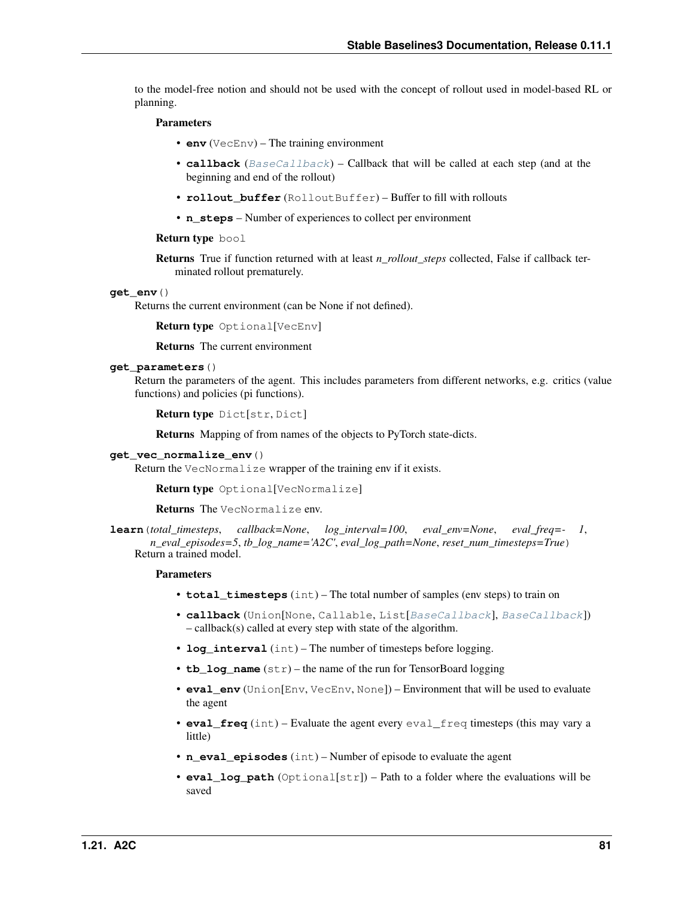to the model-free notion and should not be used with the concept of rollout used in model-based RL or planning.

**Parameters**

- **env** (VecEnv) – The training environment
- **callback** (*BaseCallback*) – Callback that will be called at each step (and at the beginning and end of the rollout)
- **rollout_buffer** (RolloutBuffer) – Buffer to fill with rollouts
- **n_steps** – Number of experiences to collect per environment

**Return type** bool

**Returns** True if function returned with at least *n_rollout_steps* collected, False if callback terminated rollout prematurely.

**get_env**()

Returns the current environment (can be None if not defined).

**Return type** Optional[VecEnv]

**Returns** The current environment

**get_parameters**()

Return the parameters of the agent. This includes parameters from different networks, e.g. critics (value functions) and policies (pi functions).

**Return type** Dict[str, Dict]

**Returns** Mapping of from names of the objects to PyTorch state-dicts.

**get_vec_normalize_env**()

Return the VecNormalize wrapper of the training env if it exists.

**Return type** Optional[VecNormalize]

**Returns** The VecNormalize env.

**learn**(*total_timesteps*, *callback=None*, *log_interval=100*, *eval_env=None*, *eval_freq=- 1*, *n_eval_episodes=5*, *tb_log_name='A2C'*, *eval_log_path=None*, *reset_num_timesteps=True*)

Return a trained model.

**Parameters**

- **total_timesteps** (int) – The total number of samples (env steps) to train on
- **callback** (Union[None, Callable, List[*BaseCallback*], *BaseCallback*]) – callback(s) called at every step with state of the algorithm.
- **log_interval** (int) – The number of timesteps before logging.
- **tb_log_name** (str) – the name of the run for TensorBoard logging
- **eval_env** (Union[Env, VecEnv, None]) – Environment that will be used to evaluate the agent
- **eval_freq** (int) – Evaluate the agent every eval_freq timesteps (this may vary a little)
- **n_eval_episodes** (int) – Number of episode to evaluate the agent
- **eval_log_path** (Optional[str]) – Path to a folder where the evaluations will be saved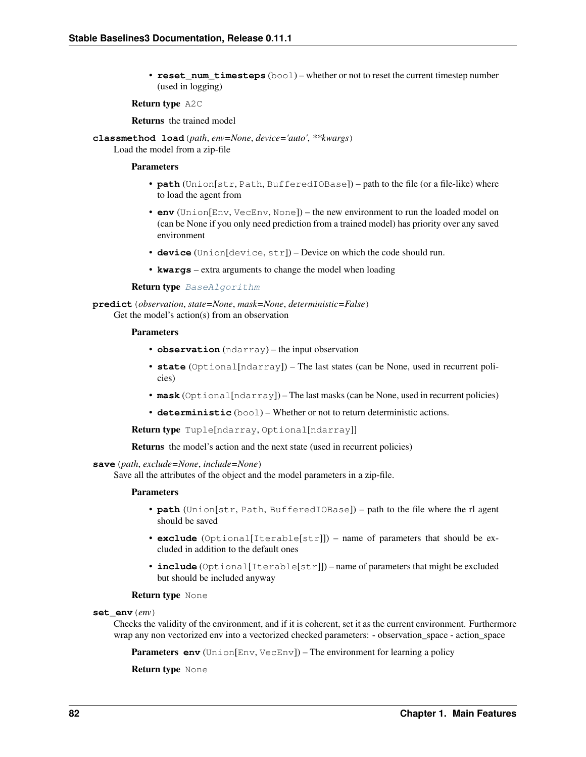- **reset_num_timesteps** (bool) – whether or not to reset the current timestep number (used in logging)

**Return type** A2C

**Returns** the trained model

**classmethod load**(*path*, *env=None*, *device='auto'*, *\*\*kwargs*)
Load the model from a zip-file

**Parameters**

- **path** (Union[str, Path, BufferedIOBase]) – path to the file (or a file-like) where to load the agent from
- **env** (Union[Env, VecEnv, None]) – the new environment to run the loaded model on (can be None if you only need prediction from a trained model) has priority over any saved environment
- **device** (Union[device, str]) – Device on which the code should run.
- **kwargs** – extra arguments to change the model when loading

**Return type** BaseAlgorithm

**predict**(*observation*, *state=None*, *mask=None*, *deterministic=False*)
Get the model's action(s) from an observation

**Parameters**

- **observation** (ndarray) – the input observation
- **state** (Optional[ndarray]) – The last states (can be None, used in recurrent policies)
- **mask** (Optional[ndarray]) – The last masks (can be None, used in recurrent policies)
- **deterministic** (bool) – Whether or not to return deterministic actions.

**Return type** Tuple[ndarray, Optional[ndarray]]

**Returns** the model's action and the next state (used in recurrent policies)

**save**(*path*, *exclude=None*, *include=None*)
Save all the attributes of the object and the model parameters in a zip-file.

**Parameters**

- **path** (Union[str, Path, BufferedIOBase]) – path to the file where the rl agent should be saved
- **exclude** (Optional[Iterable[str]]) – name of parameters that should be excluded in addition to the default ones
- **include** (Optional[Iterable[str]]) – name of parameters that might be excluded but should be included anyway

**Return type** None

**set_env**(*env*)
Checks the validity of the environment, and if it is coherent, set it as the current environment. Furthermore wrap any non vectorized env into a vectorized checked parameters: - observation_space - action_space

**Parameters** **env** (Union[Env, VecEnv]) – The environment for learning a policy

**Return type** None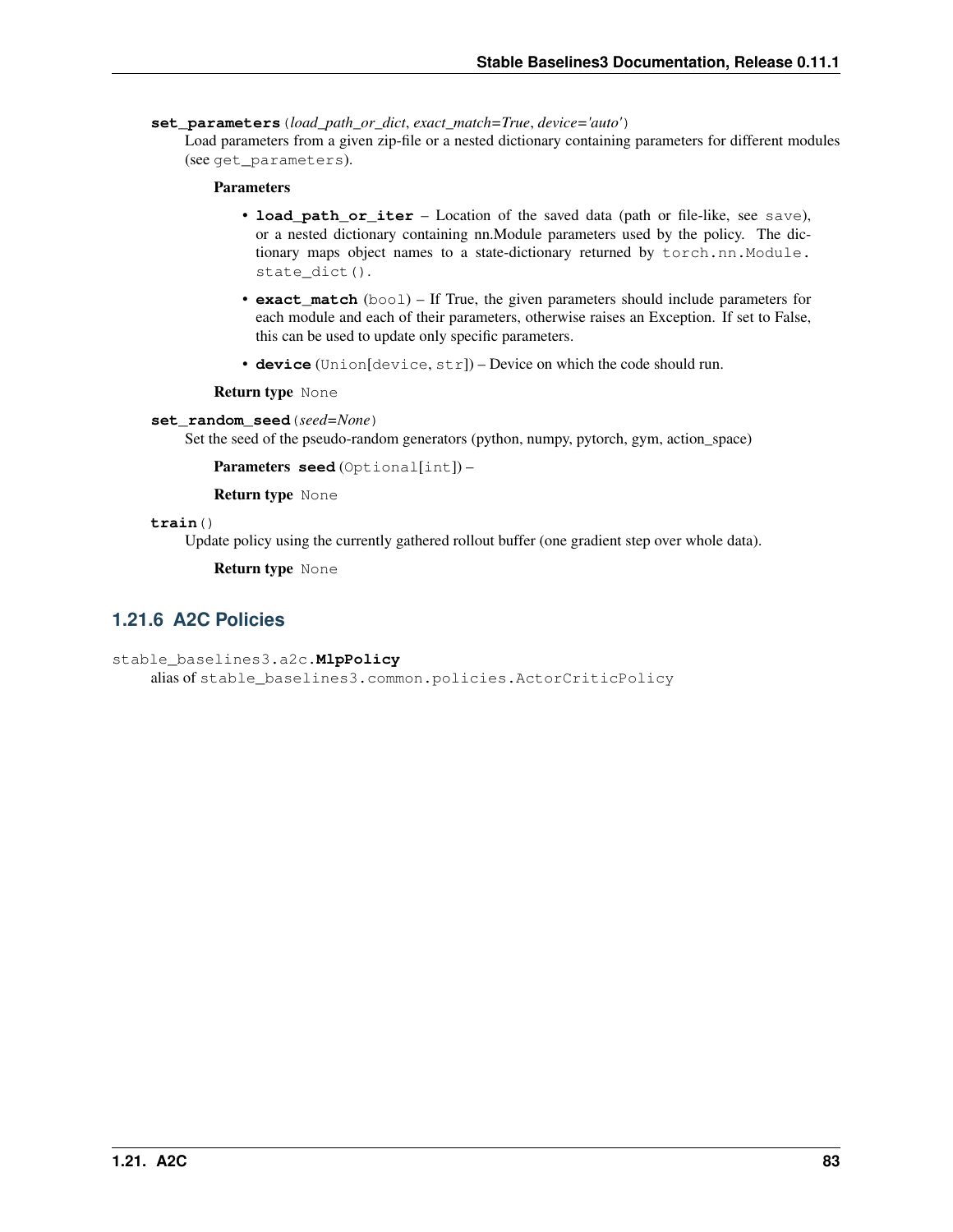**set_parameters**(*load_path_or_dict*, *exact_match=True*, *device='auto'*)

Load parameters from a given zip-file or a nested dictionary containing parameters for different modules (see `get_parameters`).

**Parameters**

- **load_path_or_iter** – Location of the saved data (path or file-like, see `save`), or a nested dictionary containing nn.Module parameters used by the policy. The dictionary maps object names to a state-dictionary returned by `torch.nn.Module.state_dict()`.
- **exact_match** (`bool`) – If True, the given parameters should include parameters for each module and each of their parameters, otherwise raises an Exception. If set to False, this can be used to update only specific parameters.
- **device** (`Union[device, str]`) – Device on which the code should run.

**Return type** `None`

**set_random_seed**(*seed=None*)

Set the seed of the pseudo-random generators (python, numpy, pytorch, gym, action_space)

**Parameters** **seed** (`Optional[int]`) –

**Return type** `None`

**train**()

Update policy using the currently gathered rollout buffer (one gradient step over whole data).

**Return type** `None`

### 1.21.6 A2C Policies

`stable_baselines3.a2c.`**MlpPolicy**

alias of `stable_baselines3.common.policies.ActorCriticPolicy`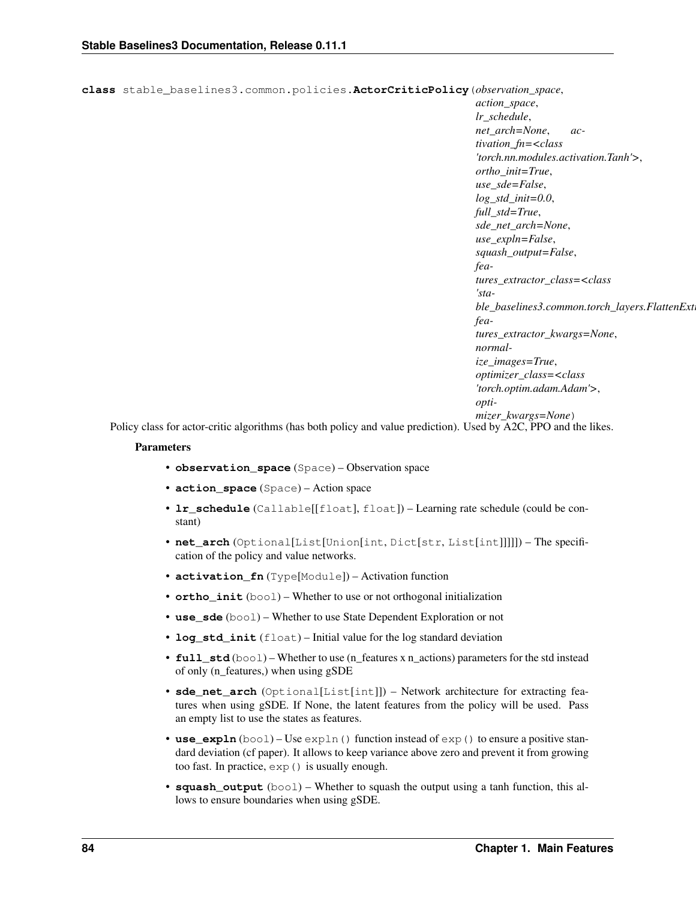**class** stable_baselines3.common.policies.**ActorCriticPolicy**(*observation_space*, *action_space*, *lr_schedule*, *net_arch=None*, *activation_fn=<class 'torch.nn.modules.activation.Tanh'>*, *ortho_init=True*, *use_sde=False*, *log_std_init=0.0*, *full_std=True*, *sde_net_arch=None*, *use_expln=False*, *squash_output=False*, *features_extractor_class=<class 'stable_baselines3.common.torch_layers.FlattenExtr*, *features_extractor_kwargs=None*, *normalize_images=True*, *optimizer_class=<class 'torch.optim.adam.Adam'>*, *optimizer_kwargs=None*)

Policy class for actor-critic algorithms (has both policy and value prediction). Used by A2C, PPO and the likes.

**Parameters**

- **observation_space** (Space) – Observation space
- **action_space** (Space) – Action space
- **lr_schedule** (Callable[[float], float]) – Learning rate schedule (could be constant)
- **net_arch** (Optional[List[Union[int, Dict[str, List[int]]]]]) – The specification of the policy and value networks.
- **activation_fn** (Type[Module]) – Activation function
- **ortho_init** (bool) – Whether to use or not orthogonal initialization
- **use_sde** (bool) – Whether to use State Dependent Exploration or not
- **log_std_init** (float) – Initial value for the log standard deviation
- **full_std** (bool) – Whether to use (n_features x n_actions) parameters for the std instead of only (n_features,) when using gSDE
- **sde_net_arch** (Optional[List[int]]) – Network architecture for extracting features when using gSDE. If None, the latent features from the policy will be used. Pass an empty list to use the states as features.
- **use_expln** (bool) – Use `expln()` function instead of `exp()` to ensure a positive standard deviation (cf paper). It allows to keep variance above zero and prevent it from growing too fast. In practice, `exp()` is usually enough.
- **squash_output** (bool) – Whether to squash the output using a tanh function, this allows to ensure boundaries when using gSDE.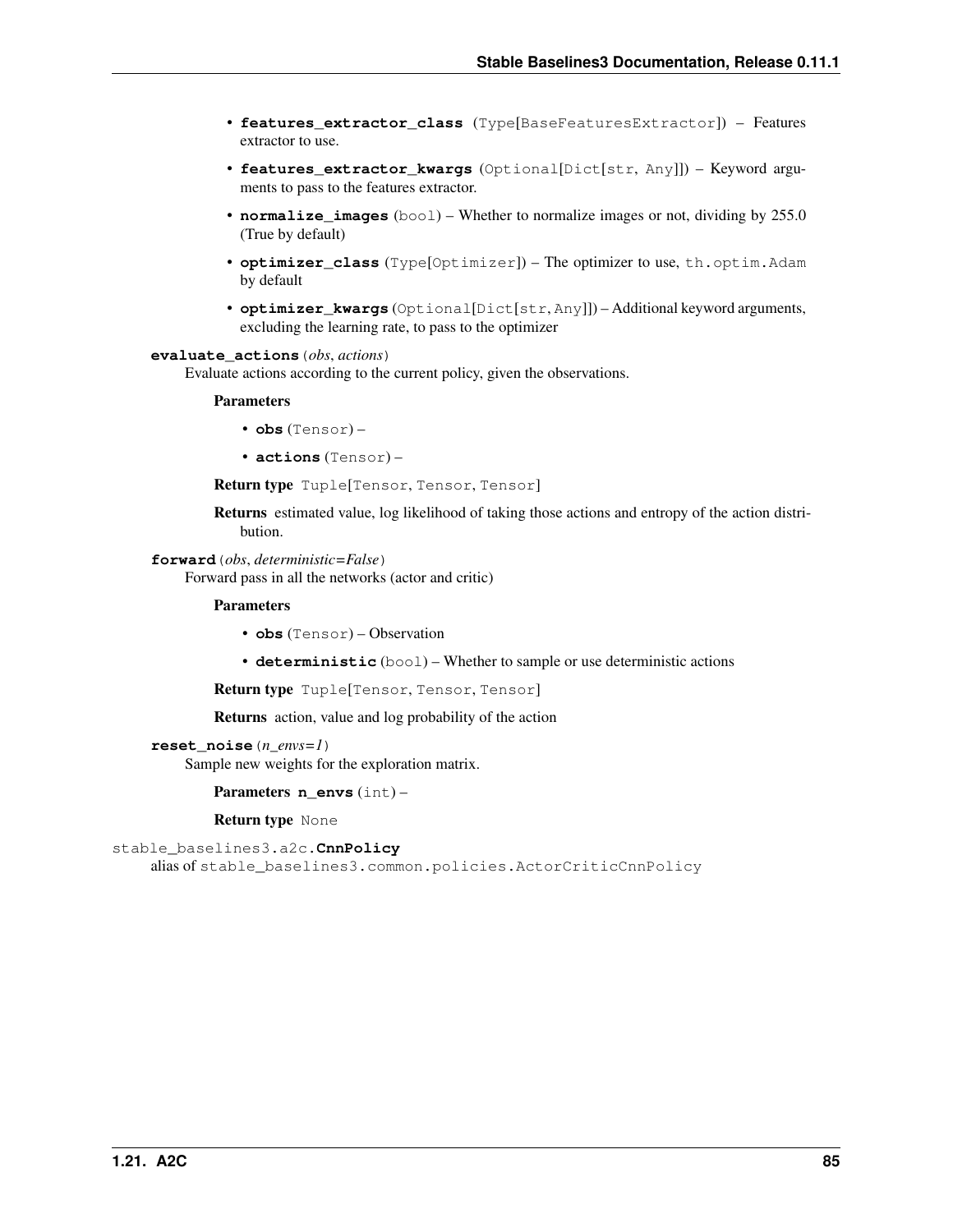- **features_extractor_class** (Type[BaseFeaturesExtractor]) – Features extractor to use.
- **features_extractor_kwargs** (Optional[Dict[str, Any]]) – Keyword arguments to pass to the features extractor.
- **normalize_images** (bool) – Whether to normalize images or not, dividing by 255.0 (True by default)
- **optimizer_class** (Type[Optimizer]) – The optimizer to use, `th.optim.Adam` by default
- **optimizer_kwargs** (Optional[Dict[str, Any]]) – Additional keyword arguments, excluding the learning rate, to pass to the optimizer

**evaluate_actions**(*obs*, *actions*)

Evaluate actions according to the current policy, given the observations.

**Parameters**

- **obs** (Tensor) –
- **actions** (Tensor) –

**Return type** Tuple[Tensor, Tensor, Tensor]

**Returns** estimated value, log likelihood of taking those actions and entropy of the action distribution.

**forward**(*obs*, *deterministic=False*)

Forward pass in all the networks (actor and critic)

**Parameters**

- **obs** (Tensor) – Observation
- **deterministic** (bool) – Whether to sample or use deterministic actions

**Return type** Tuple[Tensor, Tensor, Tensor]

**Returns** action, value and log probability of the action

**reset_noise**(*n_envs=1*)

Sample new weights for the exploration matrix.

**Parameters** **n_envs** (int) –

**Return type** None

stable_baselines3.a2c.**CnnPolicy**

alias of `stable_baselines3.common.policies.ActorCriticCnnPolicy`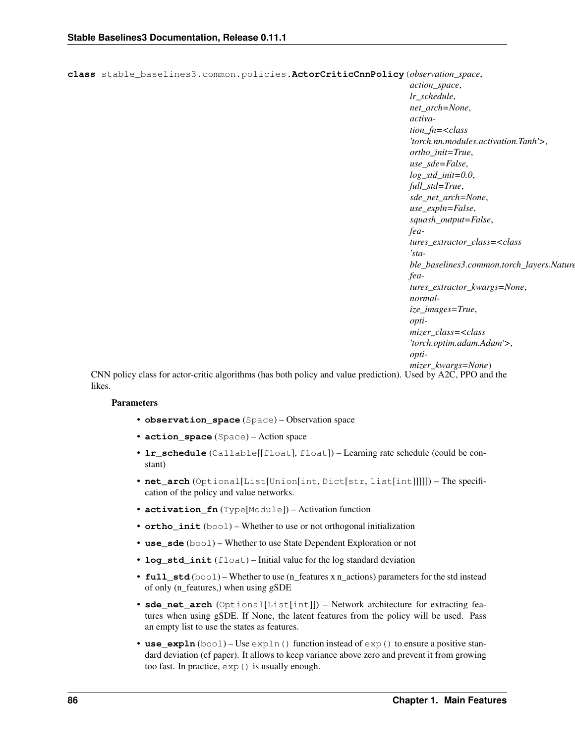**class** stable_baselines3.common.policies.**ActorCriticCnnPolicy**(*observation_space*, *action_space*, *lr_schedule*, *net_arch=None*, *activation_fn=<class 'torch.nn.modules.activation.Tanh'>*, *ortho_init=True*, *use_sde=False*, *log_std_init=0.0*, *full_std=True*, *sde_net_arch=None*, *use_expln=False*, *squash_output=False*, *features_extractor_class=<class 'stable_baselines3.common.torch_layers.Nature*, *features_extractor_kwargs=None*, *normalize_images=True*, *optimizer_class=<class 'torch.optim.adam.Adam'>*, *optimizer_kwargs=None*)

CNN policy class for actor-critic algorithms (has both policy and value prediction). Used by A2C, PPO and the likes.

**Parameters**

- **observation_space** (`Space`) – Observation space
- **action_space** (`Space`) – Action space
- **lr_schedule** (`Callable[[float], float]`) – Learning rate schedule (could be constant)
- **net_arch** (`Optional[List[Union[int, Dict[str, List[int]]]]]`) – The specification of the policy and value networks.
- **activation_fn** (`Type[Module]`) – Activation function
- **ortho_init** (`bool`) – Whether to use or not orthogonal initialization
- **use_sde** (`bool`) – Whether to use State Dependent Exploration or not
- **log_std_init** (`float`) – Initial value for the log standard deviation
- **full_std** (`bool`) – Whether to use (n_features x n_actions) parameters for the std instead of only (n_features,) when using gSDE
- **sde_net_arch** (`Optional[List[int]]`) – Network architecture for extracting features when using gSDE. If None, the latent features from the policy will be used. Pass an empty list to use the states as features.
- **use_expln** (`bool`) – Use `expln()` function instead of `exp()` to ensure a positive standard deviation (cf paper). It allows to keep variance above zero and prevent it from growing too fast. In practice, `exp()` is usually enough.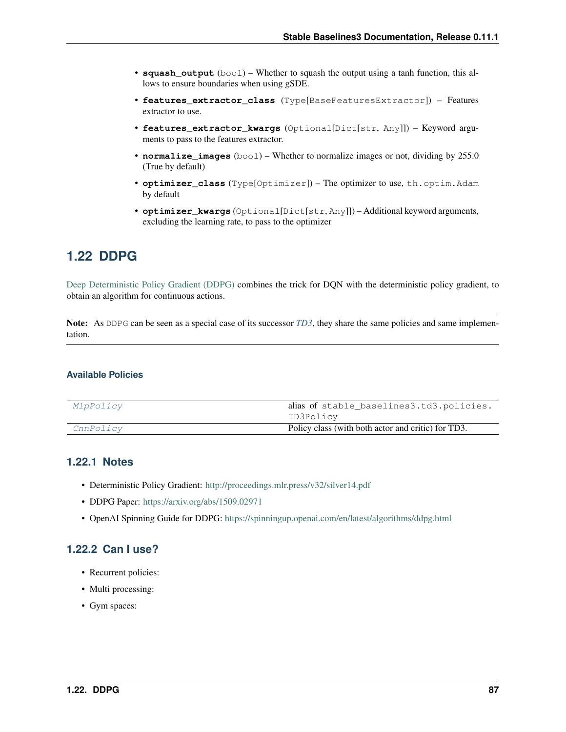- **squash_output** (bool) – Whether to squash the output using a tanh function, this allows to ensure boundaries when using gSDE.
- **features_extractor_class** (Type[BaseFeaturesExtractor]) – Features extractor to use.
- **features_extractor_kwargs** (Optional[Dict[str, Any]]) – Keyword arguments to pass to the features extractor.
- **normalize_images** (bool) – Whether to normalize images or not, dividing by 255.0 (True by default)
- **optimizer_class** (Type[Optimizer]) – The optimizer to use, `th.optim.Adam` by default
- **optimizer_kwargs** (Optional[Dict[str, Any]]) – Additional keyword arguments, excluding the learning rate, to pass to the optimizer

## 1.22 DDPG

Deep Deterministic Policy Gradient (DDPG) combines the trick for DQN with the deterministic policy gradient, to obtain an algorithm for continuous actions.

**Note:** As `DDPG` can be seen as a special case of its successor *TD3*, they share the same policies and same implementation.

#### Available Policies

| | |
|---|---|
| *MlpPolicy* | alias of `stable_baselines3.td3.policies.TD3Policy` |
| *CnnPolicy* | Policy class (with both actor and critic) for TD3. |

### 1.22.1 Notes

- Deterministic Policy Gradient: http://proceedings.mlr.press/v32/silver14.pdf
- DDPG Paper: https://arxiv.org/abs/1509.02971
- OpenAI Spinning Guide for DDPG: https://spinningup.openai.com/en/latest/algorithms/ddpg.html

### 1.22.2 Can I use?

- Recurrent policies:
- Multi processing:
- Gym spaces: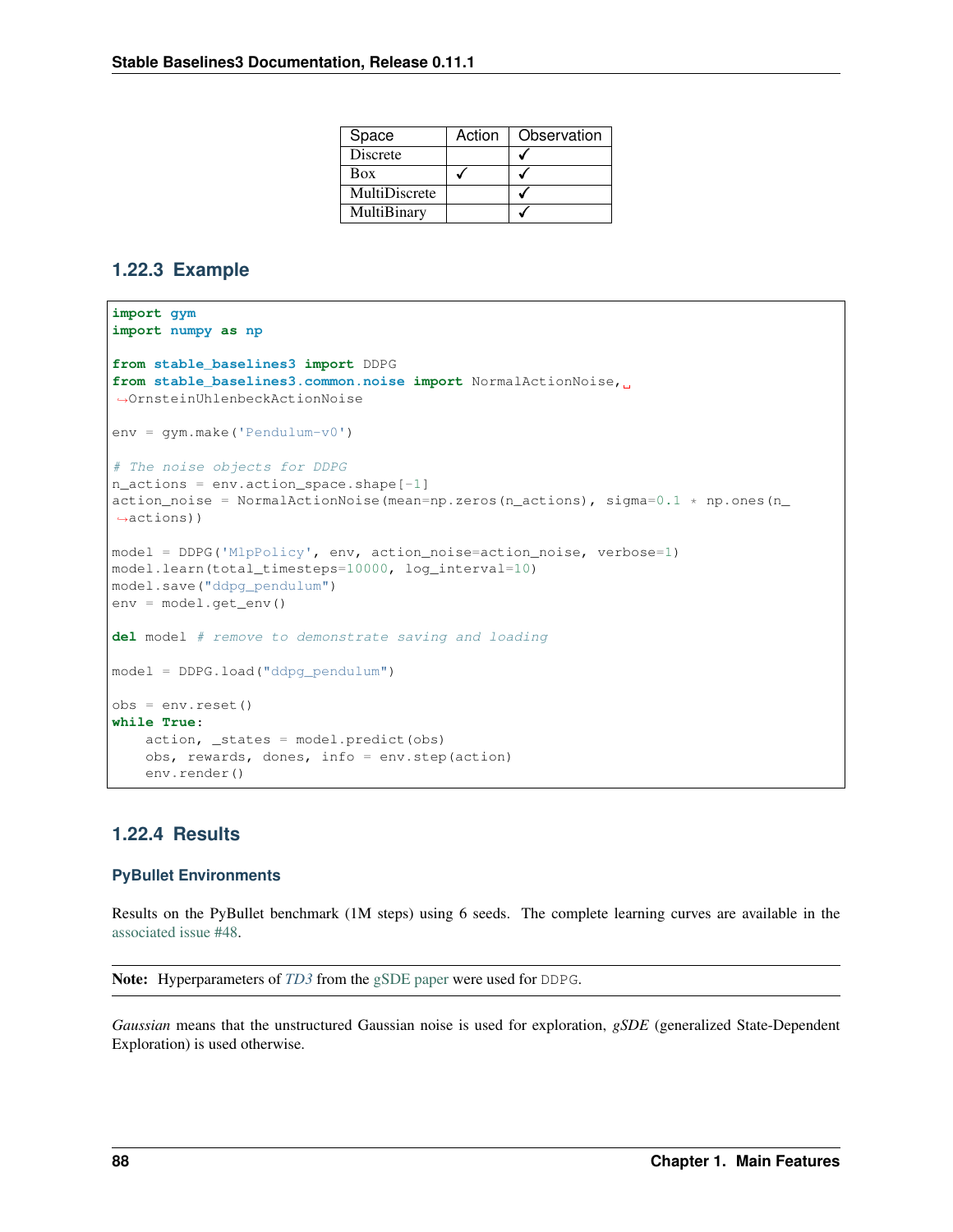| Space | Action | Observation |
|---|---|---|
| Discrete | | ✓ |
| Box | ✓ | ✓ |
| MultiDiscrete | | ✓ |
| MultiBinary | | ✓ |

### 1.22.3 Example

```python
import gym
import numpy as np

from stable_baselines3 import DDPG
from stable_baselines3.common.noise import NormalActionNoise, OrnsteinUhlenbeckActionNoise

env = gym.make('Pendulum-v0')

# The noise objects for DDPG
n_actions = env.action_space.shape[-1]
action_noise = NormalActionNoise(mean=np.zeros(n_actions), sigma=0.1 * np.ones(n_actions))

model = DDPG('MlpPolicy', env, action_noise=action_noise, verbose=1)
model.learn(total_timesteps=10000, log_interval=10)
model.save("ddpg_pendulum")
env = model.get_env()

del model # remove to demonstrate saving and loading

model = DDPG.load("ddpg_pendulum")

obs = env.reset()
while True:
    action, _states = model.predict(obs)
    obs, rewards, dones, info = env.step(action)
    env.render()
```

### 1.22.4 Results

#### PyBullet Environments

Results on the PyBullet benchmark (1M steps) using 6 seeds. The complete learning curves are available in the associated issue #48.

**Note:** Hyperparameters of *TD3* from the gSDE paper were used for DDPG.

*Gaussian* means that the unstructured Gaussian noise is used for exploration, *gSDE* (generalized State-Dependent Exploration) is used otherwise.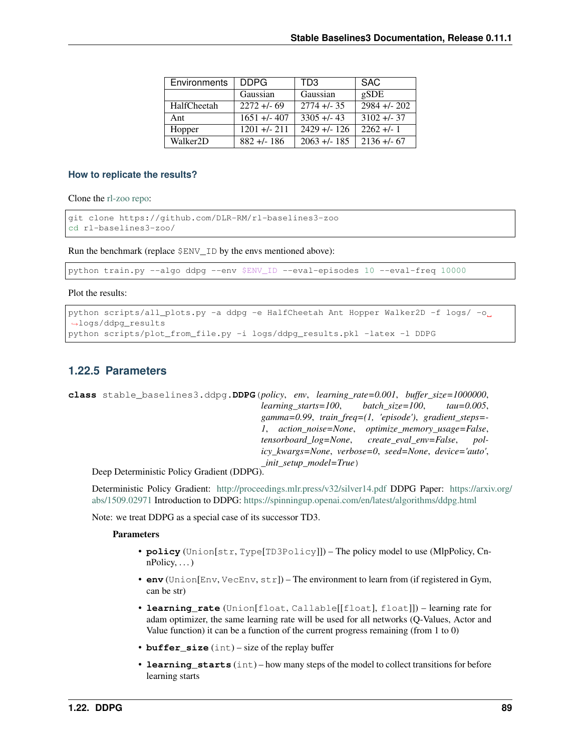| Environments | DDPG | TD3 | SAC |
|---|---|---|---|
| | Gaussian | Gaussian | gSDE |
| HalfCheetah | 2272 +/- 69 | 2774 +/- 35 | 2984 +/- 202 |
| Ant | 1651 +/- 407 | 3305 +/- 43 | 3102 +/- 37 |
| Hopper | 1201 +/- 211 | 2429 +/- 126 | 2262 +/- 1 |
| Walker2D | 882 +/- 186 | 2063 +/- 185 | 2136 +/- 67 |

### How to replicate the results?

Clone the rl-zoo repo:

```
git clone https://github.com/DLR-RM/rl-baselines3-zoo
cd rl-baselines3-zoo/
```

Run the benchmark (replace `$ENV_ID` by the envs mentioned above):

```
python train.py --algo ddpg --env $ENV_ID --eval-episodes 10 --eval-freq 10000
```

Plot the results:

```
python scripts/all_plots.py -a ddpg -e HalfCheetah Ant Hopper Walker2D -f logs/ -o logs/ddpg_results
python scripts/plot_from_file.py -i logs/ddpg_results.pkl -latex -l DDPG
```

## 1.22.5 Parameters

**class** stable_baselines3.ddpg.**DDPG**(*policy*, *env*, *learning_rate=0.001*, *buffer_size=1000000*, *learning_starts=100*, *batch_size=100*, *tau=0.005*, *gamma=0.99*, *train_freq=(1, 'episode')*, *gradient_steps=-1*, *action_noise=None*, *optimize_memory_usage=False*, *tensorboard_log=None*, *create_eval_env=False*, *policy_kwargs=None*, *verbose=0*, *seed=None*, *device='auto'*, *_init_setup_model=True*)

Deep Deterministic Policy Gradient (DDPG).

Deterministic Policy Gradient: http://proceedings.mlr.press/v32/silver14.pdf DDPG Paper: https://arxiv.org/abs/1509.02971 Introduction to DDPG: https://spinningup.openai.com/en/latest/algorithms/ddpg.html

Note: we treat DDPG as a special case of its successor TD3.

**Parameters**

- **policy** (`Union[str, Type[TD3Policy]]`) – The policy model to use (MlpPolicy, CnnPolicy, . . . )
- **env** (`Union[Env, VecEnv, str]`) – The environment to learn from (if registered in Gym, can be str)
- **learning_rate** (`Union[float, Callable[[float], float]]`) – learning rate for adam optimizer, the same learning rate will be used for all networks (Q-Values, Actor and Value function) it can be a function of the current progress remaining (from 1 to 0)
- **buffer_size** (`int`) – size of the replay buffer
- **learning_starts** (`int`) – how many steps of the model to collect transitions for before learning starts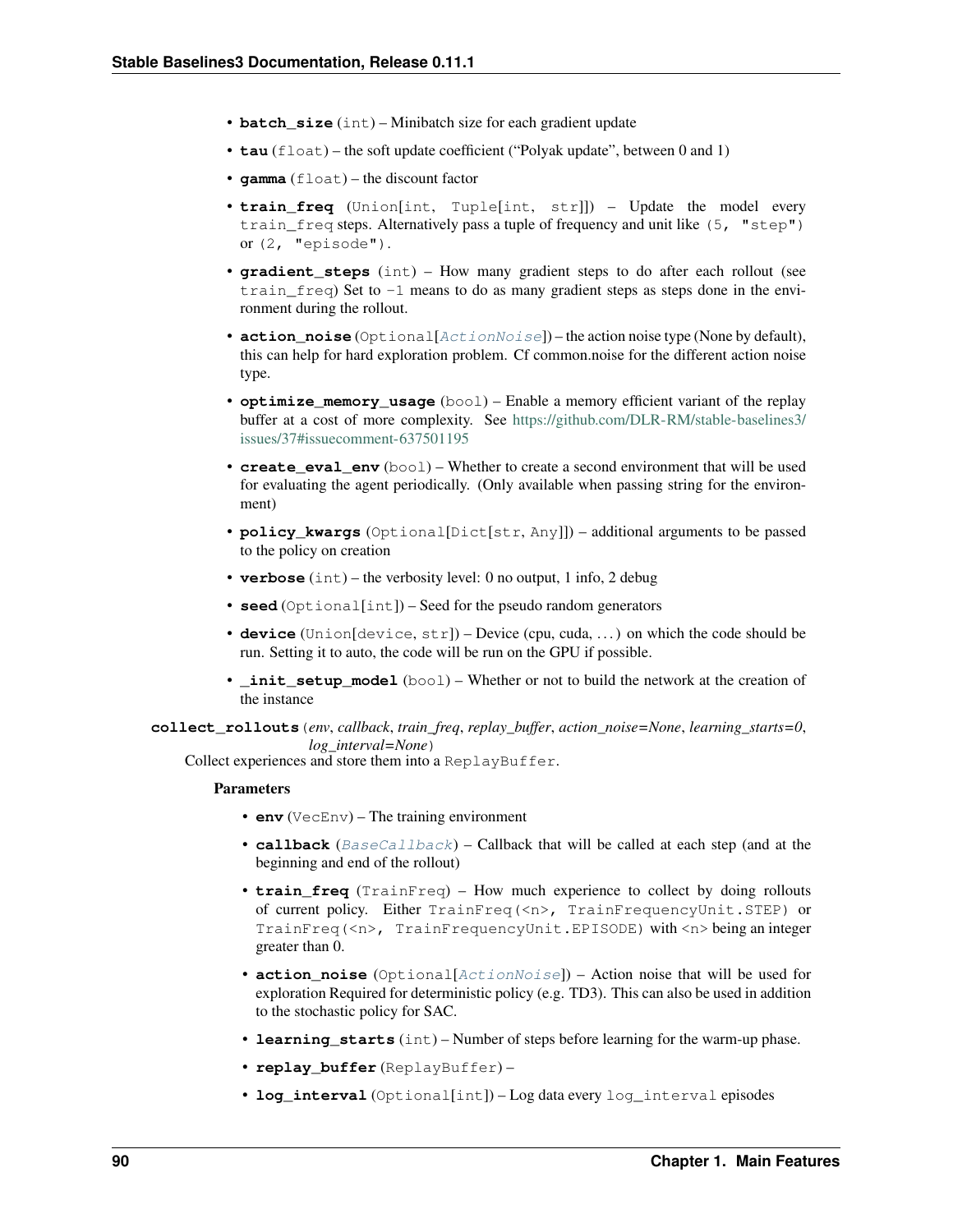- **batch_size** (int) – Minibatch size for each gradient update
- **tau** (float) – the soft update coefficient ("Polyak update", between 0 and 1)
- **gamma** (float) – the discount factor
- **train_freq** (Union[int, Tuple[int, str]]) – Update the model every train_freq steps. Alternatively pass a tuple of frequency and unit like (5, "step") or (2, "episode").
- **gradient_steps** (int) – How many gradient steps to do after each rollout (see train_freq) Set to -1 means to do as many gradient steps as steps done in the environment during the rollout.
- **action_noise** (Optional[*ActionNoise*]) – the action noise type (None by default), this can help for hard exploration problem. Cf common.noise for the different action noise type.
- **optimize_memory_usage** (bool) – Enable a memory efficient variant of the replay buffer at a cost of more complexity. See https://github.com/DLR-RM/stable-baselines3/issues/37#issuecomment-637501195
- **create_eval_env** (bool) – Whether to create a second environment that will be used for evaluating the agent periodically. (Only available when passing string for the environment)
- **policy_kwargs** (Optional[Dict[str, Any]]) – additional arguments to be passed to the policy on creation
- **verbose** (int) – the verbosity level: 0 no output, 1 info, 2 debug
- **seed** (Optional[int]) – Seed for the pseudo random generators
- **device** (Union[device, str]) – Device (cpu, cuda, …) on which the code should be run. Setting it to auto, the code will be run on the GPU if possible.
- **_init_setup_model** (bool) – Whether or not to build the network at the creation of the instance

**collect_rollouts**(*env*, *callback*, *train_freq*, *replay_buffer*, *action_noise=None*, *learning_starts=0*, *log_interval=None*)

Collect experiences and store them into a ReplayBuffer.

**Parameters**

- **env** (VecEnv) – The training environment
- **callback** (*BaseCallback*) – Callback that will be called at each step (and at the beginning and end of the rollout)
- **train_freq** (TrainFreq) – How much experience to collect by doing rollouts of current policy. Either TrainFreq(<n>, TrainFrequencyUnit.STEP) or TrainFreq(<n>, TrainFrequencyUnit.EPISODE) with <n> being an integer greater than 0.
- **action_noise** (Optional[*ActionNoise*]) – Action noise that will be used for exploration Required for deterministic policy (e.g. TD3). This can also be used in addition to the stochastic policy for SAC.
- **learning_starts** (int) – Number of steps before learning for the warm-up phase.
- **replay_buffer** (ReplayBuffer) –
- **log_interval** (Optional[int]) – Log data every log_interval episodes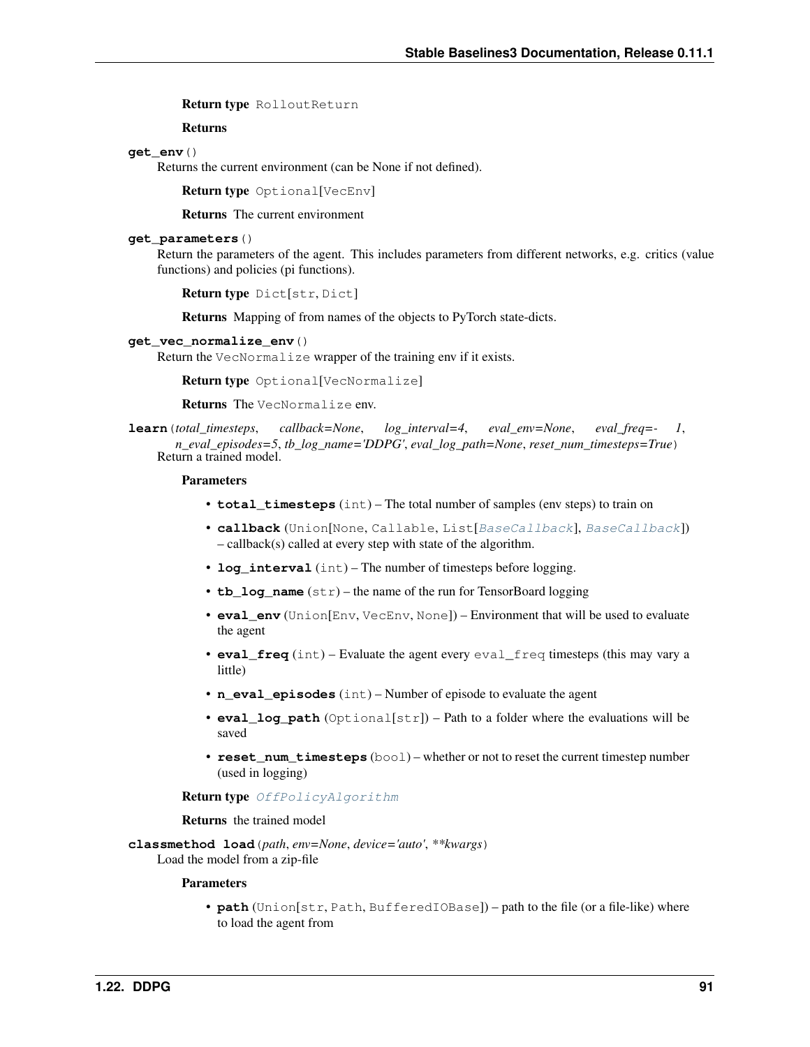**Return type** RolloutReturn

**Returns**

**get_env**()

Returns the current environment (can be None if not defined).

**Return type** Optional[VecEnv]

**Returns** The current environment

**get_parameters**()

Return the parameters of the agent. This includes parameters from different networks, e.g. critics (value functions) and policies (pi functions).

**Return type** Dict[str, Dict]

**Returns** Mapping of from names of the objects to PyTorch state-dicts.

**get_vec_normalize_env**()

Return the VecNormalize wrapper of the training env if it exists.

**Return type** Optional[VecNormalize]

**Returns** The VecNormalize env.

**learn**(*total_timesteps*, *callback=None*, *log_interval=4*, *eval_env=None*, *eval_freq=- 1*, *n_eval_episodes=5*, *tb_log_name='DDPG'*, *eval_log_path=None*, *reset_num_timesteps=True*)

Return a trained model.

**Parameters**

- **total_timesteps** (int) – The total number of samples (env steps) to train on
- **callback** (Union[None, Callable, List[*BaseCallback*], *BaseCallback*]) – callback(s) called at every step with state of the algorithm.
- **log_interval** (int) – The number of timesteps before logging.
- **tb_log_name** (str) – the name of the run for TensorBoard logging
- **eval_env** (Union[Env, VecEnv, None]) – Environment that will be used to evaluate the agent
- **eval_freq** (int) – Evaluate the agent every eval_freq timesteps (this may vary a little)
- **n_eval_episodes** (int) – Number of episode to evaluate the agent
- **eval_log_path** (Optional[str]) – Path to a folder where the evaluations will be saved
- **reset_num_timesteps** (bool) – whether or not to reset the current timestep number (used in logging)

**Return type** *OffPolicyAlgorithm*

**Returns** the trained model

**classmethod load**(*path*, *env=None*, *device='auto'*, ***kwargs*)

Load the model from a zip-file

**Parameters**

- **path** (Union[str, Path, BufferedIOBase]) – path to the file (or a file-like) where to load the agent from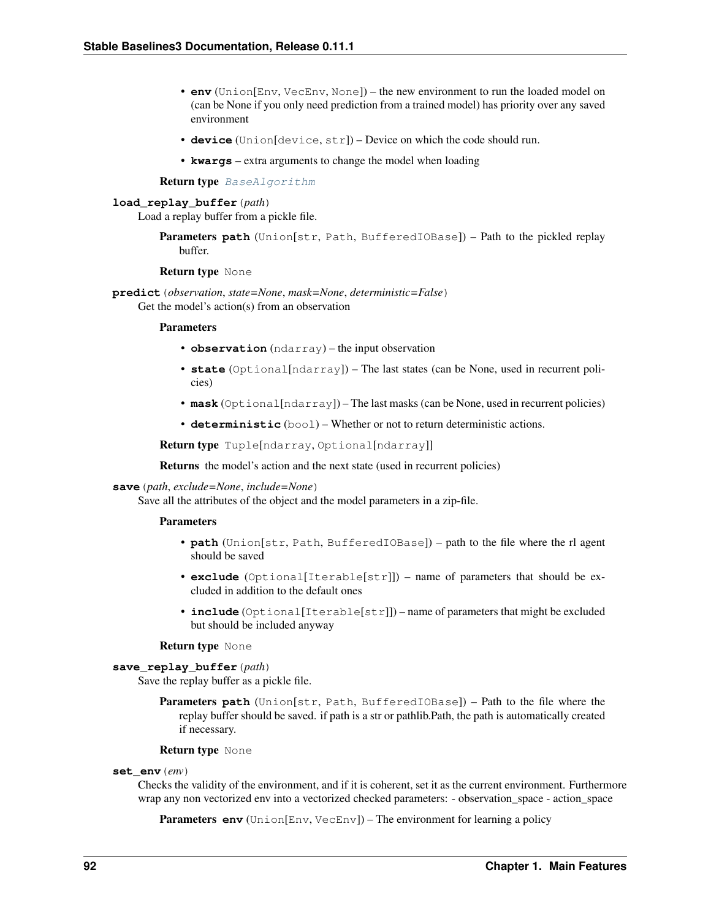- **env** (Union[Env, VecEnv, None]) – the new environment to run the loaded model on (can be None if you only need prediction from a trained model) has priority over any saved environment
- **device** (Union[device, str]) – Device on which the code should run.
- **kwargs** – extra arguments to change the model when loading

**Return type** *BaseAlgorithm*

**load_replay_buffer**(*path*)

Load a replay buffer from a pickle file.

**Parameters path** (Union[str, Path, BufferedIOBase]) – Path to the pickled replay buffer.

**Return type** None

**predict**(*observation*, *state=None*, *mask=None*, *deterministic=False*)

Get the model's action(s) from an observation

**Parameters**

- **observation** (ndarray) – the input observation
- **state** (Optional[ndarray]) – The last states (can be None, used in recurrent policies)
- **mask** (Optional[ndarray]) – The last masks (can be None, used in recurrent policies)
- **deterministic** (bool) – Whether or not to return deterministic actions.

**Return type** Tuple[ndarray, Optional[ndarray]]

**Returns** the model's action and the next state (used in recurrent policies)

**save**(*path*, *exclude=None*, *include=None*)

Save all the attributes of the object and the model parameters in a zip-file.

**Parameters**

- **path** (Union[str, Path, BufferedIOBase]) – path to the file where the rl agent should be saved
- **exclude** (Optional[Iterable[str]]) – name of parameters that should be excluded in addition to the default ones
- **include** (Optional[Iterable[str]]) – name of parameters that might be excluded but should be included anyway

**Return type** None

**save_replay_buffer**(*path*)

Save the replay buffer as a pickle file.

**Parameters path** (Union[str, Path, BufferedIOBase]) – Path to the file where the replay buffer should be saved. if path is a str or pathlib.Path, the path is automatically created if necessary.

**Return type** None

**set_env**(*env*)

Checks the validity of the environment, and if it is coherent, set it as the current environment. Furthermore wrap any non vectorized env into a vectorized checked parameters: - observation_space - action_space

**Parameters env** (Union[Env, VecEnv]) – The environment for learning a policy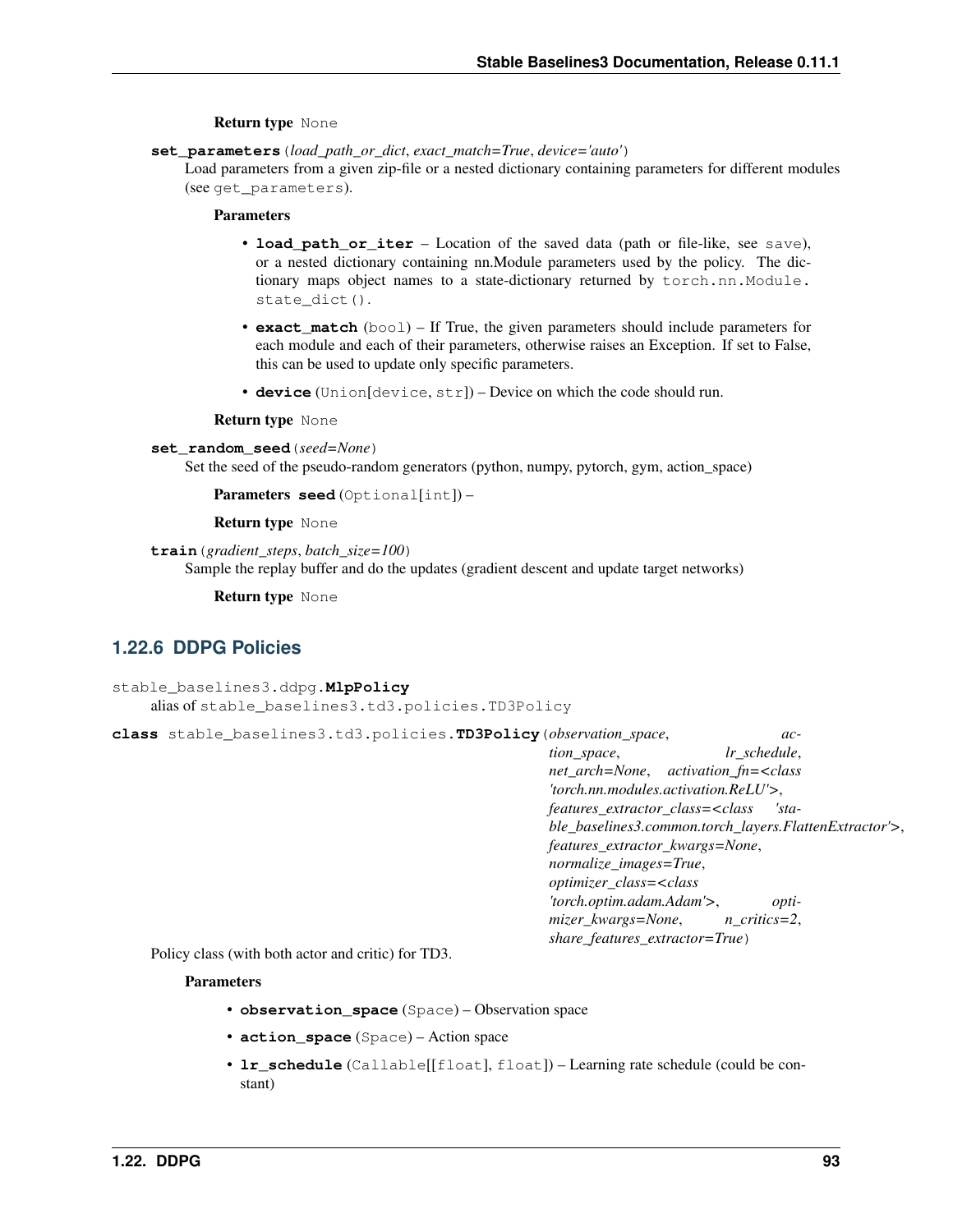**Return type** None

**set_parameters**(*load_path_or_dict*, *exact_match=True*, *device='auto'*)

Load parameters from a given zip-file or a nested dictionary containing parameters for different modules (see `get_parameters`).

**Parameters**

- **load_path_or_iter** – Location of the saved data (path or file-like, see `save`), or a nested dictionary containing nn.Module parameters used by the policy. The dictionary maps object names to a state-dictionary returned by `torch.nn.Module.state_dict()`.
- **exact_match** (`bool`) – If True, the given parameters should include parameters for each module and each of their parameters, otherwise raises an Exception. If set to False, this can be used to update only specific parameters.
- **device** (`Union[device, str]`) – Device on which the code should run.

**Return type** None

**set_random_seed**(*seed=None*)

Set the seed of the pseudo-random generators (python, numpy, pytorch, gym, action_space)

**Parameters** **seed** (`Optional[int]`) –

**Return type** None

**train**(*gradient_steps*, *batch_size=100*)

Sample the replay buffer and do the updates (gradient descent and update target networks)

**Return type** None

## 1.22.6 DDPG Policies

stable_baselines3.ddpg.**MlpPolicy**

alias of `stable_baselines3.td3.policies.TD3Policy`

**class** stable_baselines3.td3.policies.**TD3Policy**(*observation_space*, *action_space*, *lr_schedule*, *net_arch=None*, *activation_fn=<class 'torch.nn.modules.activation.ReLU'>*, *features_extractor_class=<class 'stable_baselines3.common.torch_layers.FlattenExtractor'>*, *features_extractor_kwargs=None*, *normalize_images=True*, *optimizer_class=<class 'torch.optim.adam.Adam'>*, *optimizer_kwargs=None*, *n_critics=2*, *share_features_extractor=True*)

Policy class (with both actor and critic) for TD3.

**Parameters**

- **observation_space** (`Space`) – Observation space
- **action_space** (`Space`) – Action space
- **lr_schedule** (`Callable[[float], float]`) – Learning rate schedule (could be constant)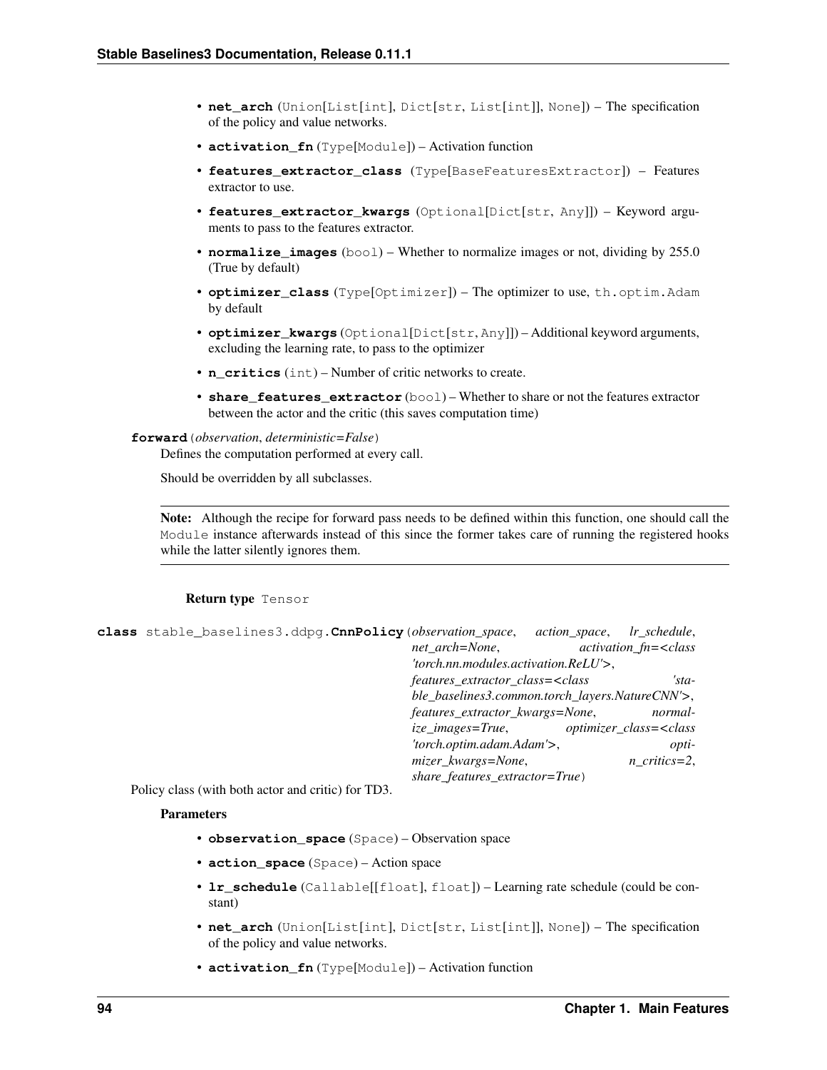- **net_arch** (Union[List[int], Dict[str, List[int]], None]) – The specification of the policy and value networks.
- **activation_fn** (Type[Module]) – Activation function
- **features_extractor_class** (Type[BaseFeaturesExtractor]) – Features extractor to use.
- **features_extractor_kwargs** (Optional[Dict[str, Any]]) – Keyword arguments to pass to the features extractor.
- **normalize_images** (bool) – Whether to normalize images or not, dividing by 255.0 (True by default)
- **optimizer_class** (Type[Optimizer]) – The optimizer to use, th.optim.Adam by default
- **optimizer_kwargs** (Optional[Dict[str, Any]]) – Additional keyword arguments, excluding the learning rate, to pass to the optimizer
- **n_critics** (int) – Number of critic networks to create.
- **share_features_extractor** (bool) – Whether to share or not the features extractor between the actor and the critic (this saves computation time)

**forward**(*observation*, *deterministic=False*)

Defines the computation performed at every call.

Should be overridden by all subclasses.

**Note:** Although the recipe for forward pass needs to be defined within this function, one should call the Module instance afterwards instead of this since the former takes care of running the registered hooks while the latter silently ignores them.

**Return type** Tensor

**class** stable_baselines3.ddpg.**CnnPolicy**(*observation_space*, *action_space*, *lr_schedule*, *net_arch=None*, *activation_fn=<class 'torch.nn.modules.activation.ReLU'>*, *features_extractor_class=<class 'stable_baselines3.common.torch_layers.NatureCNN'>*, *features_extractor_kwargs=None*, *normalize_images=True*, *optimizer_class=<class 'torch.optim.adam.Adam'>*, *optimizer_kwargs=None*, *n_critics=2*, *share_features_extractor=True*)

Policy class (with both actor and critic) for TD3.

**Parameters**

- **observation_space** (Space) – Observation space
- **action_space** (Space) – Action space
- **lr_schedule** (Callable[[float], float]) – Learning rate schedule (could be constant)
- **net_arch** (Union[List[int], Dict[str, List[int]], None]) – The specification of the policy and value networks.
- **activation_fn** (Type[Module]) – Activation function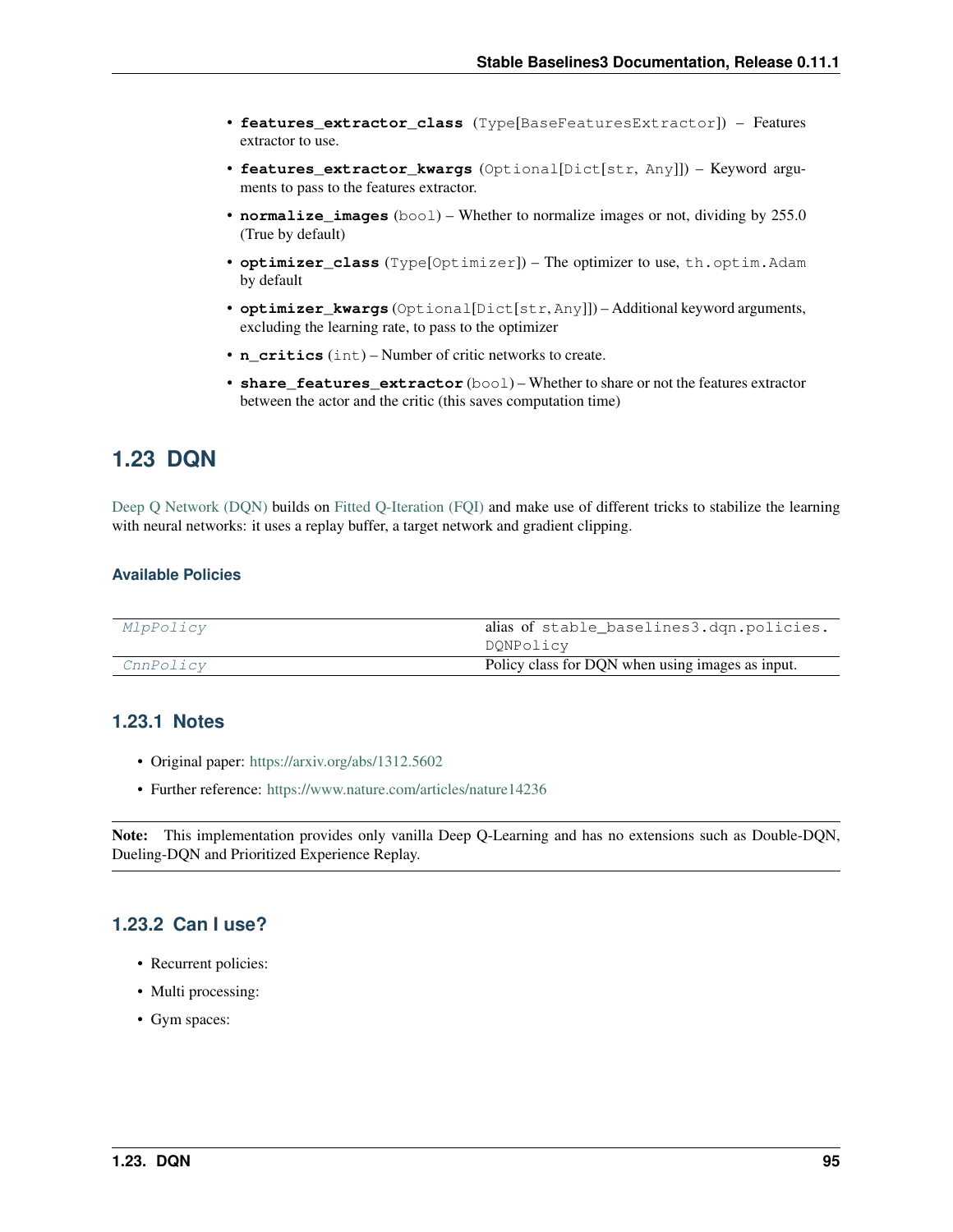- **features_extractor_class** (Type[BaseFeaturesExtractor]) – Features extractor to use.
- **features_extractor_kwargs** (Optional[Dict[str, Any]]) – Keyword arguments to pass to the features extractor.
- **normalize_images** (bool) – Whether to normalize images or not, dividing by 255.0 (True by default)
- **optimizer_class** (Type[Optimizer]) – The optimizer to use, `th.optim.Adam` by default
- **optimizer_kwargs** (Optional[Dict[str, Any]]) – Additional keyword arguments, excluding the learning rate, to pass to the optimizer
- **n_critics** (int) – Number of critic networks to create.
- **share_features_extractor** (bool) – Whether to share or not the features extractor between the actor and the critic (this saves computation time)

## 1.23 DQN

Deep Q Network (DQN) builds on Fitted Q-Iteration (FQI) and make use of different tricks to stabilize the learning with neural networks: it uses a replay buffer, a target network and gradient clipping.

#### Available Policies

| | |
|---|---|
| *MlpPolicy* | alias of `stable_baselines3.dqn.policies.DQNPolicy` |
| *CnnPolicy* | Policy class for DQN when using images as input. |

### 1.23.1 Notes

- Original paper: https://arxiv.org/abs/1312.5602
- Further reference: https://www.nature.com/articles/nature14236

**Note:** This implementation provides only vanilla Deep Q-Learning and has no extensions such as Double-DQN, Dueling-DQN and Prioritized Experience Replay.

### 1.23.2 Can I use?

- Recurrent policies:
- Multi processing:
- Gym spaces: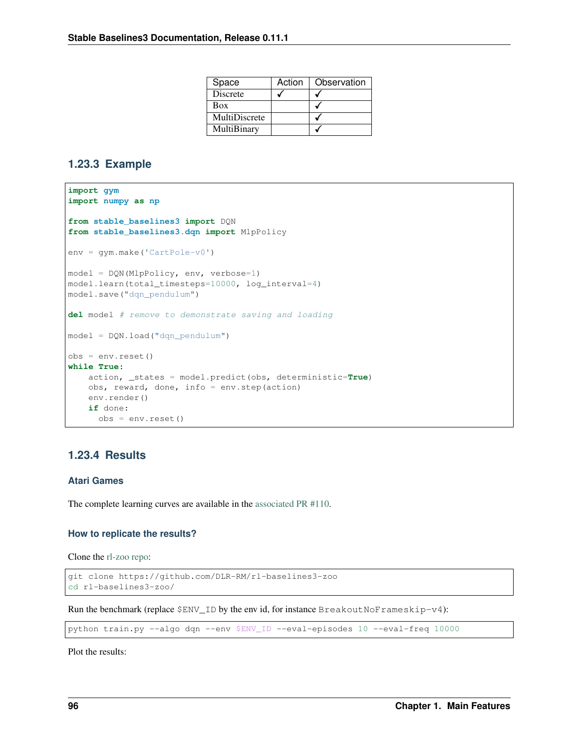| Space | Action | Observation |
| --- | --- | --- |
| Discrete | ✓ | ✓ |
| Box | | ✓ |
| MultiDiscrete | | ✓ |
| MultiBinary | | ✓ |

### 1.23.3 Example

```
import gym
import numpy as np

from stable_baselines3 import DQN
from stable_baselines3.dqn import MlpPolicy

env = gym.make('CartPole-v0')

model = DQN(MlpPolicy, env, verbose=1)
model.learn(total_timesteps=10000, log_interval=4)
model.save("dqn_pendulum")

del model # remove to demonstrate saving and loading

model = DQN.load("dqn_pendulum")

obs = env.reset()
while True:
    action, _states = model.predict(obs, deterministic=True)
    obs, reward, done, info = env.step(action)
    env.render()
    if done:
      obs = env.reset()
```

### 1.23.4 Results

#### Atari Games

The complete learning curves are available in the associated PR #110.

#### How to replicate the results?

Clone the rl-zoo repo:

```
git clone https://github.com/DLR-RM/rl-baselines3-zoo
cd rl-baselines3-zoo/
```

Run the benchmark (replace `$ENV_ID` by the env id, for instance `BreakoutNoFrameskip-v4`):

```
python train.py --algo dqn --env $ENV_ID --eval-episodes 10 --eval-freq 10000
```

Plot the results: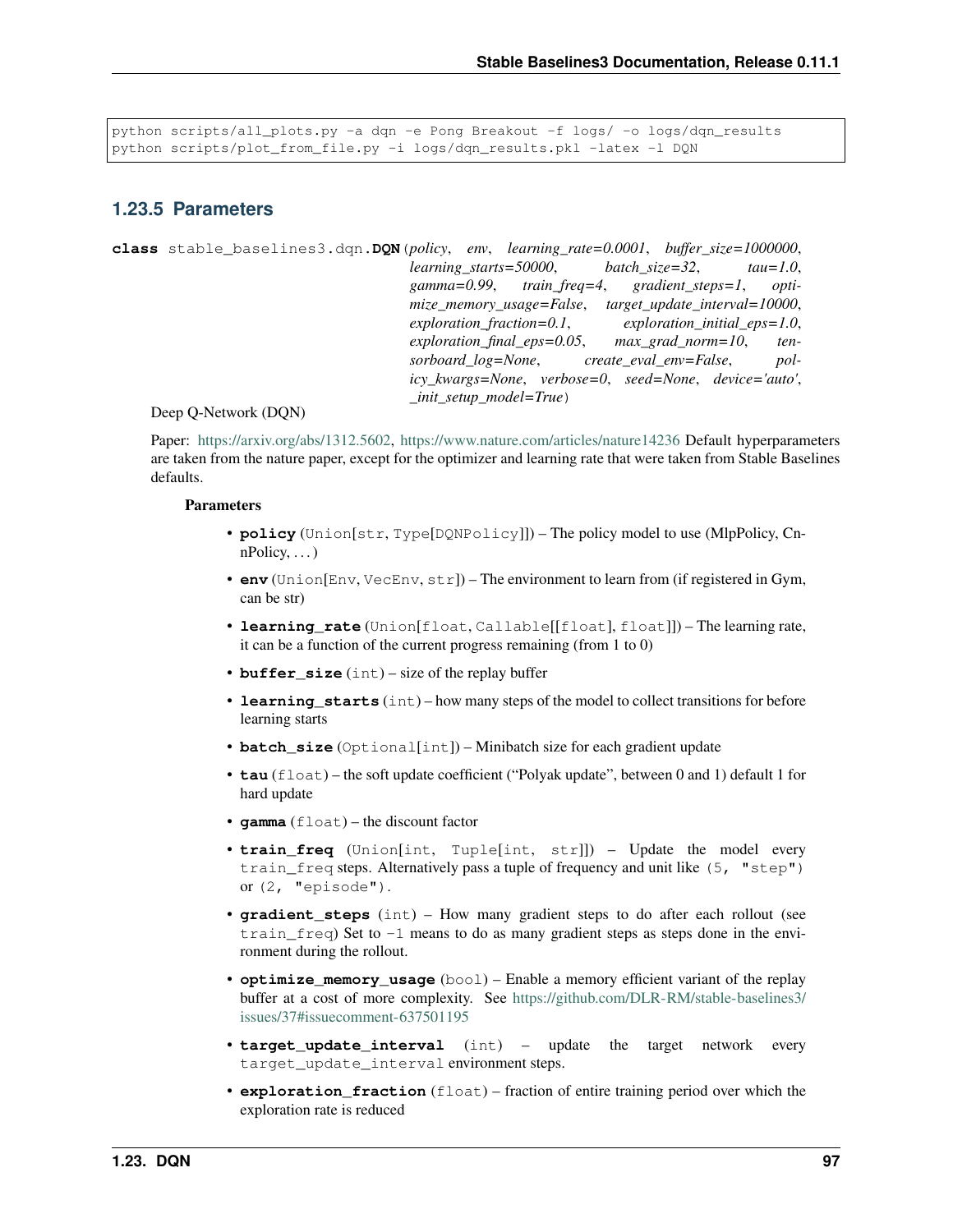```
python scripts/all_plots.py -a dqn -e Pong Breakout -f logs/ -o logs/dqn_results
python scripts/plot_from_file.py -i logs/dqn_results.pkl -latex -l DQN
```

### 1.23.5 Parameters

**class** stable_baselines3.dqn.**DQN**(*policy, env, learning_rate=0.0001, buffer_size=1000000, learning_starts=50000, batch_size=32, tau=1.0, gamma=0.99, train_freq=4, gradient_steps=1, optimize_memory_usage=False, target_update_interval=10000, exploration_fraction=0.1, exploration_initial_eps=1.0, exploration_final_eps=0.05, max_grad_norm=10, tensorboard_log=None, create_eval_env=False, policy_kwargs=None, verbose=0, seed=None, device='auto', _init_setup_model=True*)

Deep Q-Network (DQN)

Paper: https://arxiv.org/abs/1312.5602, https://www.nature.com/articles/nature14236 Default hyperparameters are taken from the nature paper, except for the optimizer and learning rate that were taken from Stable Baselines defaults.

**Parameters**

- **policy** (Union[str, Type[DQNPolicy]]) – The policy model to use (MlpPolicy, CnnPolicy, . . . )
- **env** (Union[Env, VecEnv, str]) – The environment to learn from (if registered in Gym, can be str)
- **learning_rate** (Union[float, Callable[[float], float]]) – The learning rate, it can be a function of the current progress remaining (from 1 to 0)
- **buffer_size** (int) – size of the replay buffer
- **learning_starts** (int) – how many steps of the model to collect transitions for before learning starts
- **batch_size** (Optional[int]) – Minibatch size for each gradient update
- **tau** (float) – the soft update coefficient ("Polyak update", between 0 and 1) default 1 for hard update
- **gamma** (float) – the discount factor
- **train_freq** (Union[int, Tuple[int, str]]) – Update the model every train_freq steps. Alternatively pass a tuple of frequency and unit like (5, "step") or (2, "episode").
- **gradient_steps** (int) – How many gradient steps to do after each rollout (see train_freq) Set to -1 means to do as many gradient steps as steps done in the environment during the rollout.
- **optimize_memory_usage** (bool) – Enable a memory efficient variant of the replay buffer at a cost of more complexity. See https://github.com/DLR-RM/stable-baselines3/issues/37#issuecomment-637501195
- **target_update_interval** (int) – update the target network every target_update_interval environment steps.
- **exploration_fraction** (float) – fraction of entire training period over which the exploration rate is reduced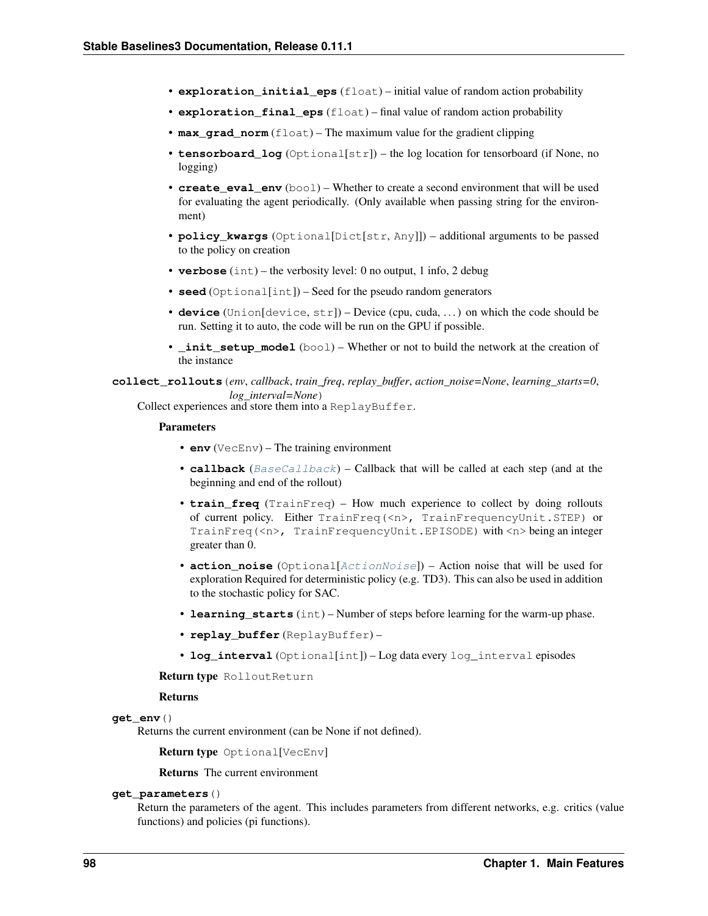- **exploration_initial_eps** (float) – initial value of random action probability
- **exploration_final_eps** (float) – final value of random action probability
- **max_grad_norm** (float) – The maximum value for the gradient clipping
- **tensorboard_log** (Optional[str]) – the log location for tensorboard (if None, no logging)
- **create_eval_env** (bool) – Whether to create a second environment that will be used for evaluating the agent periodically. (Only available when passing string for the environment)
- **policy_kwargs** (Optional[Dict[str, Any]]) – additional arguments to be passed to the policy on creation
- **verbose** (int) – the verbosity level: 0 no output, 1 info, 2 debug
- **seed** (Optional[int]) – Seed for the pseudo random generators
- **device** (Union[device, str]) – Device (cpu, cuda, ...) on which the code should be run. Setting it to auto, the code will be run on the GPU if possible.
- **_init_setup_model** (bool) – Whether or not to build the network at the creation of the instance

**collect_rollouts**(*env, callback, train_freq, replay_buffer, action_noise=None, learning_starts=0, log_interval=None*)

Collect experiences and store them into a ReplayBuffer.

**Parameters**

- **env** (VecEnv) – The training environment
- **callback** (*BaseCallback*) – Callback that will be called at each step (and at the beginning and end of the rollout)
- **train_freq** (TrainFreq) – How much experience to collect by doing rollouts of current policy. Either `TrainFreq(<n>, TrainFrequencyUnit.STEP)` or `TrainFreq(<n>, TrainFrequencyUnit.EPISODE)` with `<n>` being an integer greater than 0.
- **action_noise** (Optional[*ActionNoise*]) – Action noise that will be used for exploration Required for deterministic policy (e.g. TD3). This can also be used in addition to the stochastic policy for SAC.
- **learning_starts** (int) – Number of steps before learning for the warm-up phase.
- **replay_buffer** (ReplayBuffer) –
- **log_interval** (Optional[int]) – Log data every `log_interval` episodes

**Return type** RolloutReturn

**Returns**

**get_env**()

Returns the current environment (can be None if not defined).

**Return type** Optional[VecEnv]

**Returns** The current environment

**get_parameters**()

Return the parameters of the agent. This includes parameters from different networks, e.g. critics (value functions) and policies (pi functions).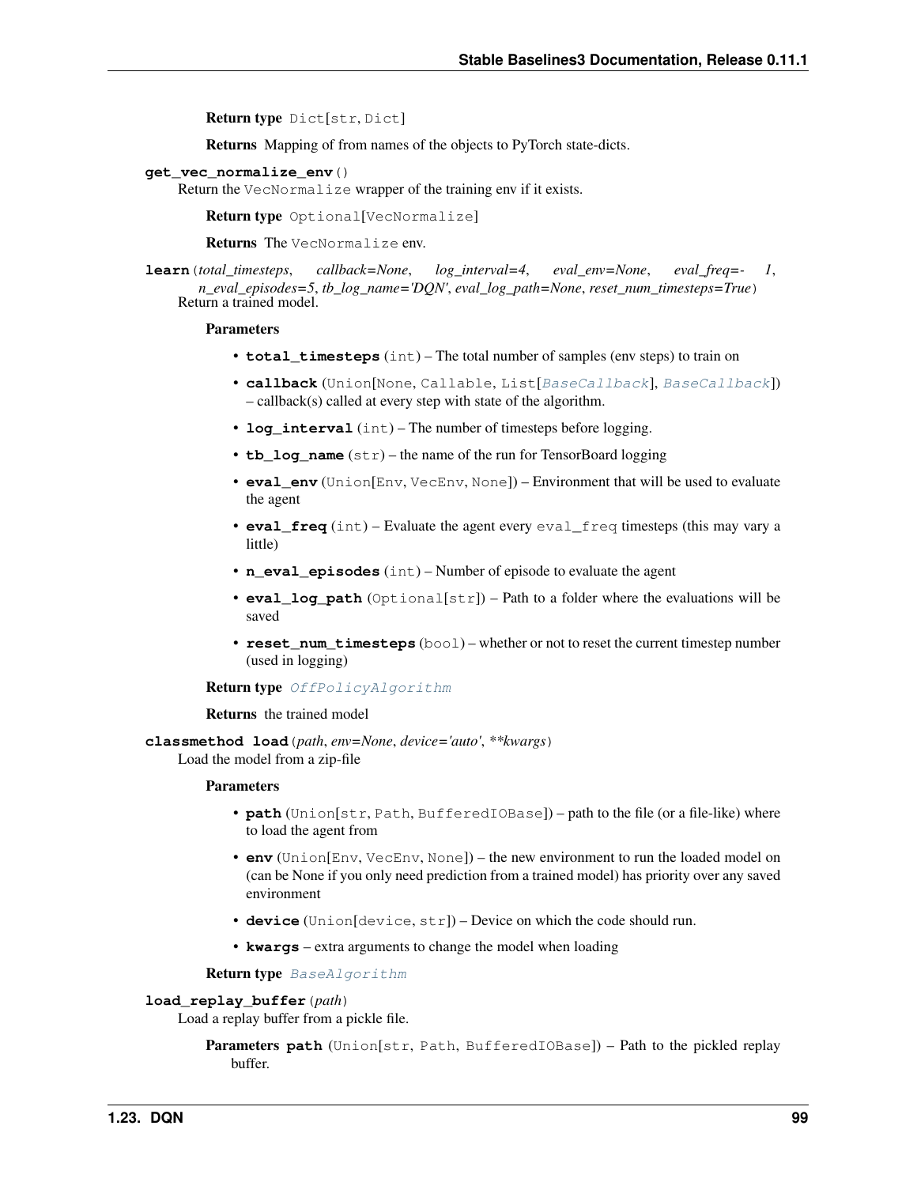**Return type** `Dict[str, Dict]`

**Returns** Mapping of from names of the objects to PyTorch state-dicts.

**get_vec_normalize_env**()

Return the `VecNormalize` wrapper of the training env if it exists.

**Return type** `Optional[VecNormalize]`

**Returns** The `VecNormalize` env.

**learn**(*total_timesteps*, *callback=None*, *log_interval=4*, *eval_env=None*, *eval_freq=-1*, *n_eval_episodes=5*, *tb_log_name='DQN'*, *eval_log_path=None*, *reset_num_timesteps=True*)

Return a trained model.

**Parameters**

- **total_timesteps** (`int`) – The total number of samples (env steps) to train on
- **callback** (`Union[None, Callable, List[BaseCallback], BaseCallback]`) – callback(s) called at every step with state of the algorithm.
- **log_interval** (`int`) – The number of timesteps before logging.
- **tb_log_name** (`str`) – the name of the run for TensorBoard logging
- **eval_env** (`Union[Env, VecEnv, None]`) – Environment that will be used to evaluate the agent
- **eval_freq** (`int`) – Evaluate the agent every `eval_freq` timesteps (this may vary a little)
- **n_eval_episodes** (`int`) – Number of episode to evaluate the agent
- **eval_log_path** (`Optional[str]`) – Path to a folder where the evaluations will be saved
- **reset_num_timesteps** (`bool`) – whether or not to reset the current timestep number (used in logging)

**Return type** `OffPolicyAlgorithm`

**Returns** the trained model

**classmethod load**(*path*, *env=None*, *device='auto'*, ***kwargs*)

Load the model from a zip-file

**Parameters**

- **path** (`Union[str, Path, BufferedIOBase]`) – path to the file (or a file-like) where to load the agent from
- **env** (`Union[Env, VecEnv, None]`) – the new environment to run the loaded model on (can be None if you only need prediction from a trained model) has priority over any saved environment
- **device** (`Union[device, str]`) – Device on which the code should run.
- **kwargs** – extra arguments to change the model when loading

**Return type** `BaseAlgorithm`

**load_replay_buffer**(*path*)

Load a replay buffer from a pickle file.

**Parameters** **path** (`Union[str, Path, BufferedIOBase]`) – Path to the pickled replay buffer.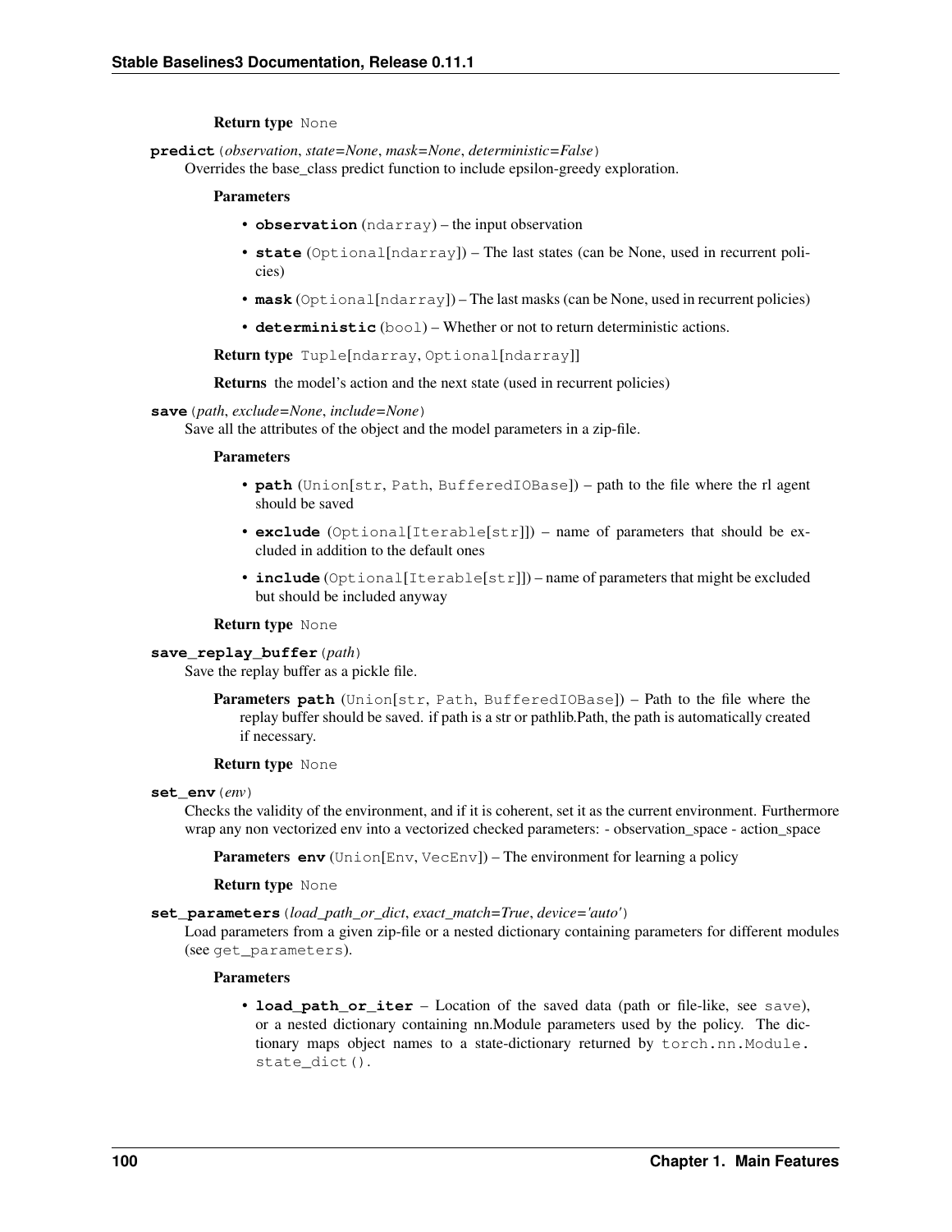**Return type** None

**predict**(*observation*, *state=None*, *mask=None*, *deterministic=False*)

Overrides the base_class predict function to include epsilon-greedy exploration.

**Parameters**

- **observation** (ndarray) – the input observation
- **state** (Optional[ndarray]) – The last states (can be None, used in recurrent policies)
- **mask** (Optional[ndarray]) – The last masks (can be None, used in recurrent policies)
- **deterministic** (bool) – Whether or not to return deterministic actions.

**Return type** Tuple[ndarray, Optional[ndarray]]

**Returns** the model's action and the next state (used in recurrent policies)

**save**(*path*, *exclude=None*, *include=None*)

Save all the attributes of the object and the model parameters in a zip-file.

**Parameters**

- **path** (Union[str, Path, BufferedIOBase]) – path to the file where the rl agent should be saved
- **exclude** (Optional[Iterable[str]]) – name of parameters that should be excluded in addition to the default ones
- **include** (Optional[Iterable[str]]) – name of parameters that might be excluded but should be included anyway

**Return type** None

**save_replay_buffer**(*path*)

Save the replay buffer as a pickle file.

**Parameters** **path** (Union[str, Path, BufferedIOBase]) – Path to the file where the replay buffer should be saved. if path is a str or pathlib.Path, the path is automatically created if necessary.

**Return type** None

**set_env**(*env*)

Checks the validity of the environment, and if it is coherent, set it as the current environment. Furthermore wrap any non vectorized env into a vectorized checked parameters: - observation_space - action_space

**Parameters** **env** (Union[Env, VecEnv]) – The environment for learning a policy

**Return type** None

**set_parameters**(*load_path_or_dict*, *exact_match=True*, *device='auto'*)

Load parameters from a given zip-file or a nested dictionary containing parameters for different modules (see get_parameters).

**Parameters**

- **load_path_or_iter** – Location of the saved data (path or file-like, see save), or a nested dictionary containing nn.Module parameters used by the policy. The dictionary maps object names to a state-dictionary returned by torch.nn.Module.state_dict().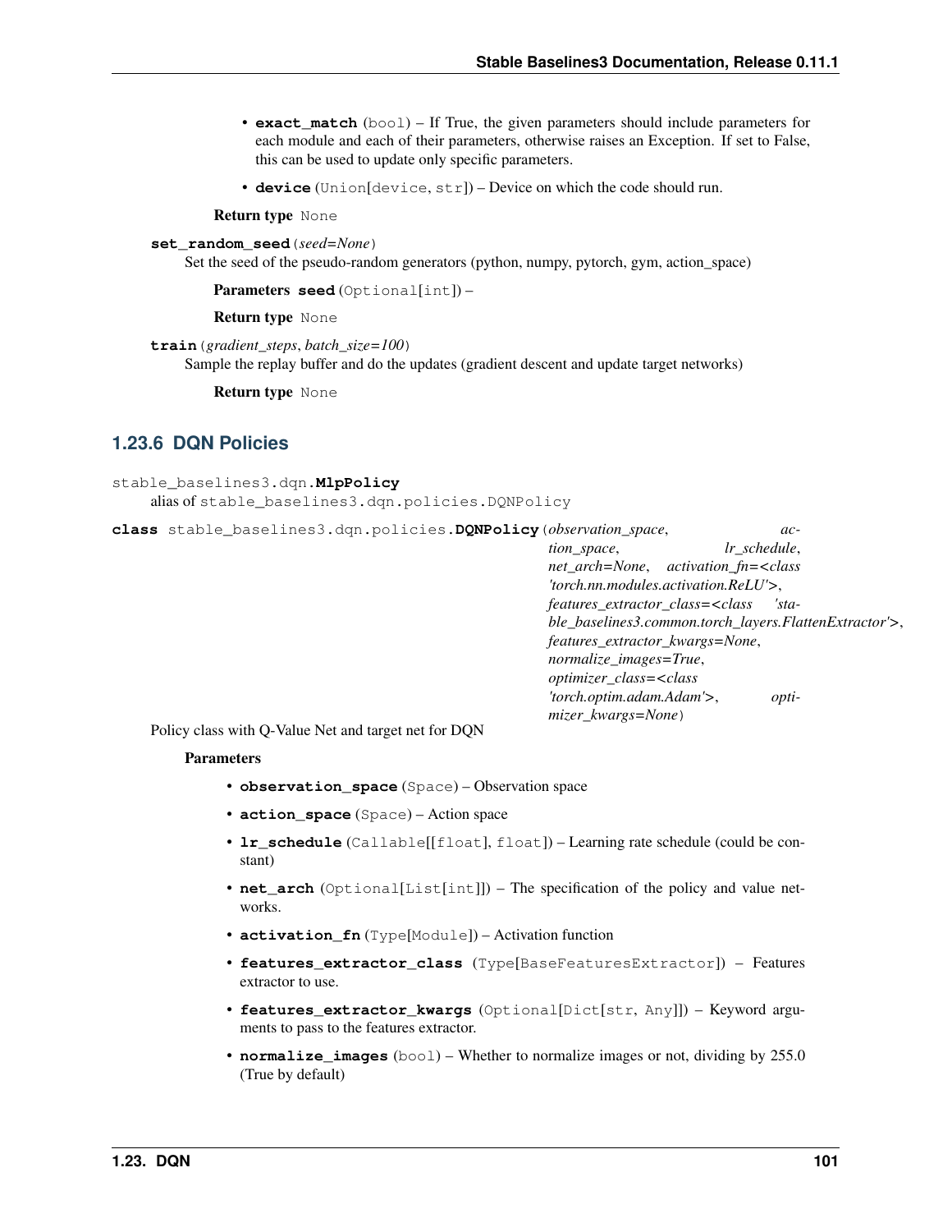- **exact_match** (bool) – If True, the given parameters should include parameters for each module and each of their parameters, otherwise raises an Exception. If set to False, this can be used to update only specific parameters.
- **device** (Union[device, str]) – Device on which the code should run.

**Return type** None

**set_random_seed**(*seed=None*)
Set the seed of the pseudo-random generators (python, numpy, pytorch, gym, action_space)

**Parameters** **seed** (Optional[int]) –

**Return type** None

**train**(*gradient_steps*, *batch_size=100*)
Sample the replay buffer and do the updates (gradient descent and update target networks)

**Return type** None

### 1.23.6 DQN Policies

stable_baselines3.dqn.**MlpPolicy**
alias of stable_baselines3.dqn.policies.DQNPolicy

**class** stable_baselines3.dqn.policies.**DQNPolicy**(*observation_space*, *action_space*, *lr_schedule*, *net_arch=None*, *activation_fn=<class 'torch.nn.modules.activation.ReLU'>*, *features_extractor_class=<class 'stable_baselines3.common.torch_layers.FlattenExtractor'>*, *features_extractor_kwargs=None*, *normalize_images=True*, *optimizer_class=<class 'torch.optim.adam.Adam'>*, *optimizer_kwargs=None*)

Policy class with Q-Value Net and target net for DQN

**Parameters**

- **observation_space** (Space) – Observation space
- **action_space** (Space) – Action space
- **lr_schedule** (Callable[[float], float]) – Learning rate schedule (could be constant)
- **net_arch** (Optional[List[int]]) – The specification of the policy and value networks.
- **activation_fn** (Type[Module]) – Activation function
- **features_extractor_class** (Type[BaseFeaturesExtractor]) – Features extractor to use.
- **features_extractor_kwargs** (Optional[Dict[str, Any]]) – Keyword arguments to pass to the features extractor.
- **normalize_images** (bool) – Whether to normalize images or not, dividing by 255.0 (True by default)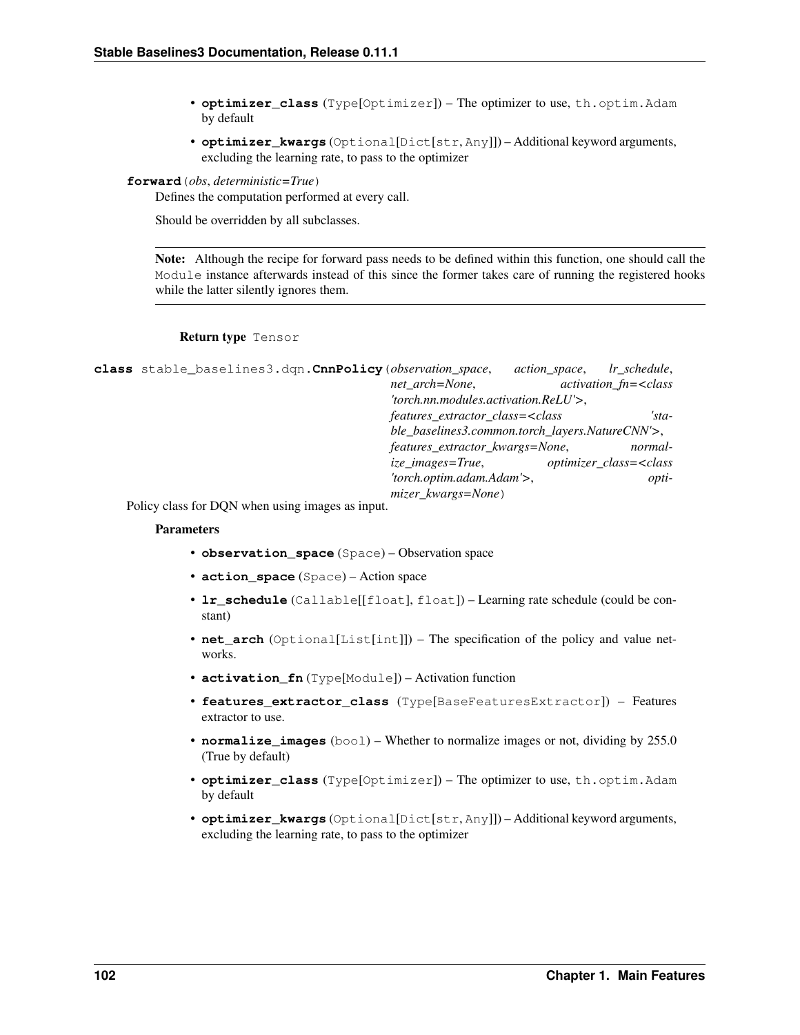- **optimizer_class** (Type[Optimizer]) – The optimizer to use, th.optim.Adam by default
- **optimizer_kwargs** (Optional[Dict[str, Any]]) – Additional keyword arguments, excluding the learning rate, to pass to the optimizer

**forward**(*obs*, *deterministic=True*)

Defines the computation performed at every call.

Should be overridden by all subclasses.

---

**Note:** Although the recipe for forward pass needs to be defined within this function, one should call the Module instance afterwards instead of this since the former takes care of running the registered hooks while the latter silently ignores them.

---

**Return type** Tensor

**class** stable_baselines3.dqn.**CnnPolicy**(*observation_space*, *action_space*, *lr_schedule*, *net_arch=None*, *activation_fn=<class 'torch.nn.modules.activation.ReLU'>*, *features_extractor_class=<class 'stable_baselines3.common.torch_layers.NatureCNN'>*, *features_extractor_kwargs=None*, *normalize_images=True*, *optimizer_class=<class 'torch.optim.adam.Adam'>*, *optimizer_kwargs=None*)

Policy class for DQN when using images as input.

**Parameters**

- **observation_space** (Space) – Observation space
- **action_space** (Space) – Action space
- **lr_schedule** (Callable[[float], float]) – Learning rate schedule (could be constant)
- **net_arch** (Optional[List[int]]) – The specification of the policy and value networks.
- **activation_fn** (Type[Module]) – Activation function
- **features_extractor_class** (Type[BaseFeaturesExtractor]) – Features extractor to use.
- **normalize_images** (bool) – Whether to normalize images or not, dividing by 255.0 (True by default)
- **optimizer_class** (Type[Optimizer]) – The optimizer to use, th.optim.Adam by default
- **optimizer_kwargs** (Optional[Dict[str, Any]]) – Additional keyword arguments, excluding the learning rate, to pass to the optimizer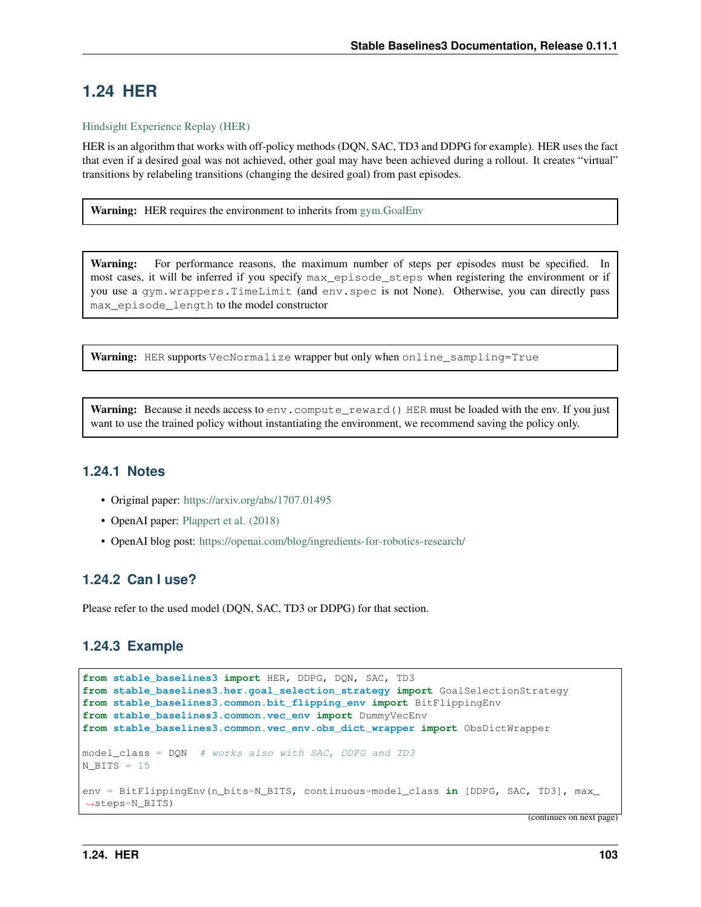## 1.24 HER

Hindsight Experience Replay (HER)

HER is an algorithm that works with off-policy methods (DQN, SAC, TD3 and DDPG for example). HER uses the fact that even if a desired goal was not achieved, other goal may have been achieved during a rollout. It creates "virtual" transitions by relabeling transitions (changing the desired goal) from past episodes.

> **Warning:** HER requires the environment to inherits from gym.GoalEnv

> **Warning:** For performance reasons, the maximum number of steps per episodes must be specified. In most cases, it will be inferred if you specify `max_episode_steps` when registering the environment or if you use a `gym.wrappers.TimeLimit` (and `env.spec` is not None). Otherwise, you can directly pass `max_episode_length` to the model constructor

> **Warning:** `HER` supports `VecNormalize` wrapper but only when `online_sampling=True`

> **Warning:** Because it needs access to `env.compute_reward()` `HER` must be loaded with the env. If you just want to use the trained policy without instantiating the environment, we recommend saving the policy only.

### 1.24.1 Notes

- Original paper: https://arxiv.org/abs/1707.01495
- OpenAI paper: Plappert et al. (2018)
- OpenAI blog post: https://openai.com/blog/ingredients-for-robotics-research/

### 1.24.2 Can I use?

Please refer to the used model (DQN, SAC, TD3 or DDPG) for that section.

### 1.24.3 Example

```python
from stable_baselines3 import HER, DDPG, DQN, SAC, TD3
from stable_baselines3.her.goal_selection_strategy import GoalSelectionStrategy
from stable_baselines3.common.bit_flipping_env import BitFlippingEnv
from stable_baselines3.common.vec_env import DummyVecEnv
from stable_baselines3.common.vec_env.obs_dict_wrapper import ObsDictWrapper

model_class = DQN  # works also with SAC, DDPG and TD3
N_BITS = 15

env = BitFlippingEnv(n_bits=N_BITS, continuous=model_class in [DDPG, SAC, TD3], max_steps=N_BITS)
```

(continues on next page)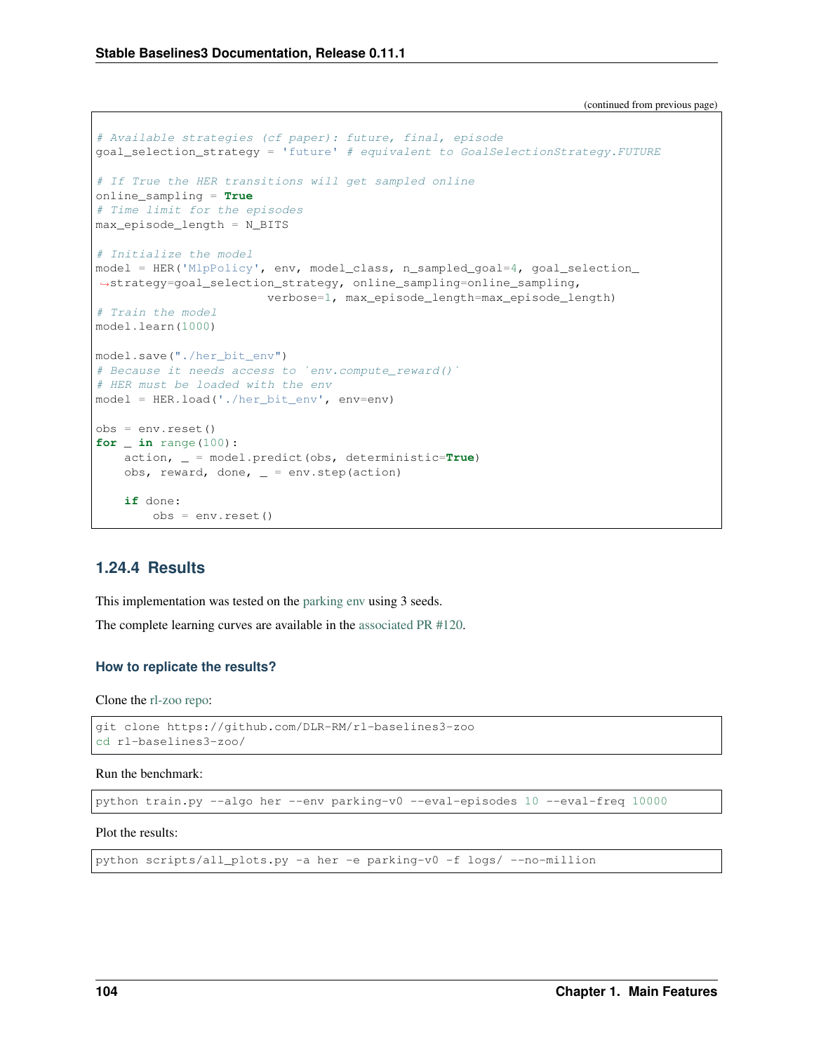(continued from previous page)

```python
# Available strategies (cf paper): future, final, episode
goal_selection_strategy = 'future' # equivalent to GoalSelectionStrategy.FUTURE

# If True the HER transitions will get sampled online
online_sampling = True
# Time limit for the episodes
max_episode_length = N_BITS

# Initialize the model
model = HER('MlpPolicy', env, model_class, n_sampled_goal=4, goal_selection_
↪strategy=goal_selection_strategy, online_sampling=online_sampling,
                        verbose=1, max_episode_length=max_episode_length)
# Train the model
model.learn(1000)

model.save("./her_bit_env")
# Because it needs access to `env.compute_reward()`
# HER must be loaded with the env
model = HER.load('./her_bit_env', env=env)

obs = env.reset()
for _ in range(100):
    action, _ = model.predict(obs, deterministic=True)
    obs, reward, done, _ = env.step(action)

    if done:
        obs = env.reset()
```

### 1.24.4 Results

This implementation was tested on the parking env using 3 seeds.

The complete learning curves are available in the associated PR #120.

#### How to replicate the results?

Clone the rl-zoo repo:

```
git clone https://github.com/DLR-RM/rl-baselines3-zoo
cd rl-baselines3-zoo/
```

Run the benchmark:

```
python train.py --algo her --env parking-v0 --eval-episodes 10 --eval-freq 10000
```

Plot the results:

```
python scripts/all_plots.py -a her -e parking-v0 -f logs/ --no-million
```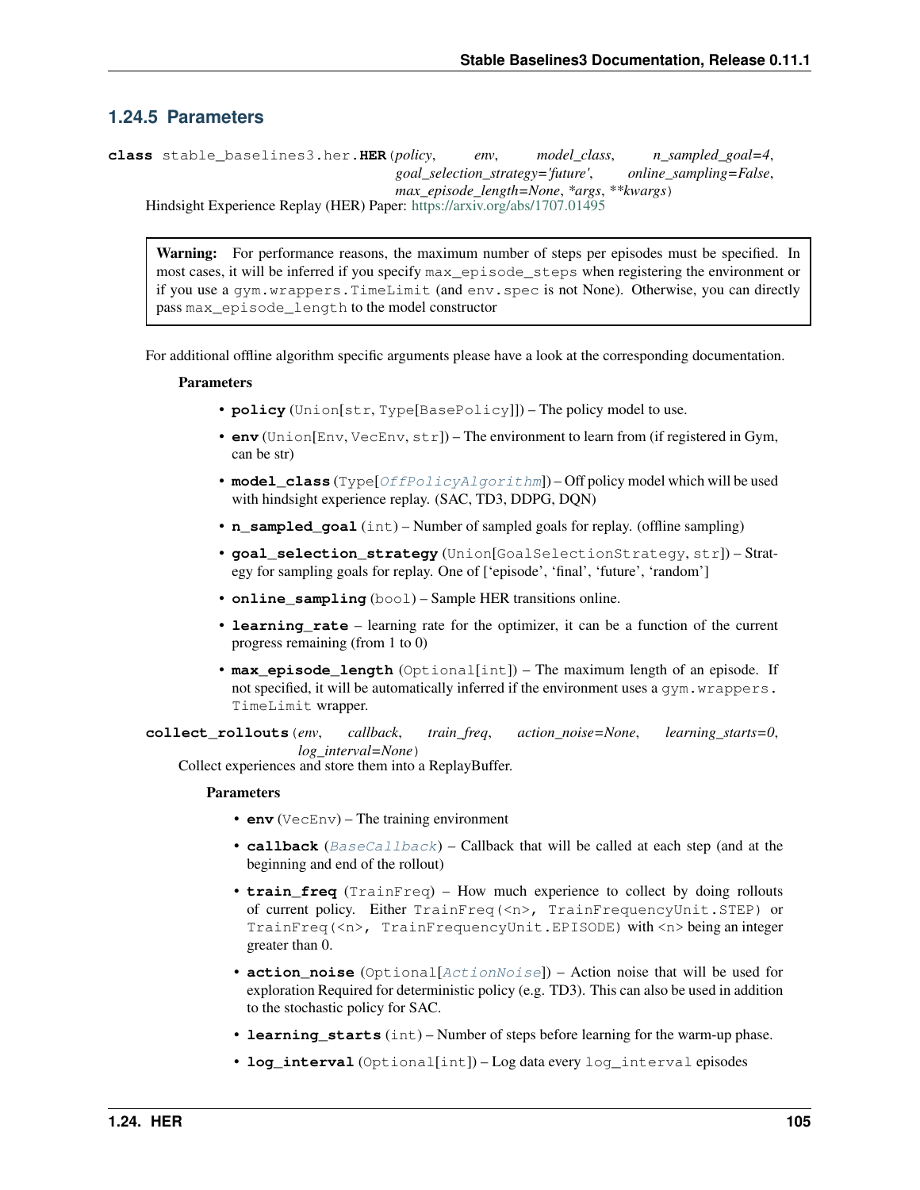### 1.24.5 Parameters

**class** stable_baselines3.her.**HER**(*policy*, *env*, *model_class*, *n_sampled_goal=4*, *goal_selection_strategy='future'*, *online_sampling=False*, *max_episode_length=None*, *\*args*, *\*\*kwargs*)

Hindsight Experience Replay (HER) Paper: https://arxiv.org/abs/1707.01495

> **Warning:** For performance reasons, the maximum number of steps per episodes must be specified. In most cases, it will be inferred if you specify `max_episode_steps` when registering the environment or if you use a `gym.wrappers.TimeLimit` (and `env.spec` is not None). Otherwise, you can directly pass `max_episode_length` to the model constructor

For additional offline algorithm specific arguments please have a look at the corresponding documentation.

**Parameters**

- **policy** (`Union[str, Type[BasePolicy]]`) – The policy model to use.
- **env** (`Union[Env, VecEnv, str]`) – The environment to learn from (if registered in Gym, can be str)
- **model_class** (`Type[OffPolicyAlgorithm]`) – Off policy model which will be used with hindsight experience replay. (SAC, TD3, DDPG, DQN)
- **n_sampled_goal** (`int`) – Number of sampled goals for replay. (offline sampling)
- **goal_selection_strategy** (`Union[GoalSelectionStrategy, str]`) – Strategy for sampling goals for replay. One of ['episode', 'final', 'future', 'random']
- **online_sampling** (`bool`) – Sample HER transitions online.
- **learning_rate** – learning rate for the optimizer, it can be a function of the current progress remaining (from 1 to 0)
- **max_episode_length** (`Optional[int]`) – The maximum length of an episode. If not specified, it will be automatically inferred if the environment uses a `gym.wrappers.TimeLimit` wrapper.

**collect_rollouts**(*env*, *callback*, *train_freq*, *action_noise=None*, *learning_starts=0*, *log_interval=None*)

Collect experiences and store them into a ReplayBuffer.

**Parameters**

- **env** (`VecEnv`) – The training environment
- **callback** (`BaseCallback`) – Callback that will be called at each step (and at the beginning and end of the rollout)
- **train_freq** (`TrainFreq`) – How much experience to collect by doing rollouts of current policy. Either `TrainFreq(<n>, TrainFrequencyUnit.STEP)` or `TrainFreq(<n>, TrainFrequencyUnit.EPISODE)` with `<n>` being an integer greater than 0.
- **action_noise** (`Optional[ActionNoise]`) – Action noise that will be used for exploration Required for deterministic policy (e.g. TD3). This can also be used in addition to the stochastic policy for SAC.
- **learning_starts** (`int`) – Number of steps before learning for the warm-up phase.
- **log_interval** (`Optional[int]`) – Log data every `log_interval` episodes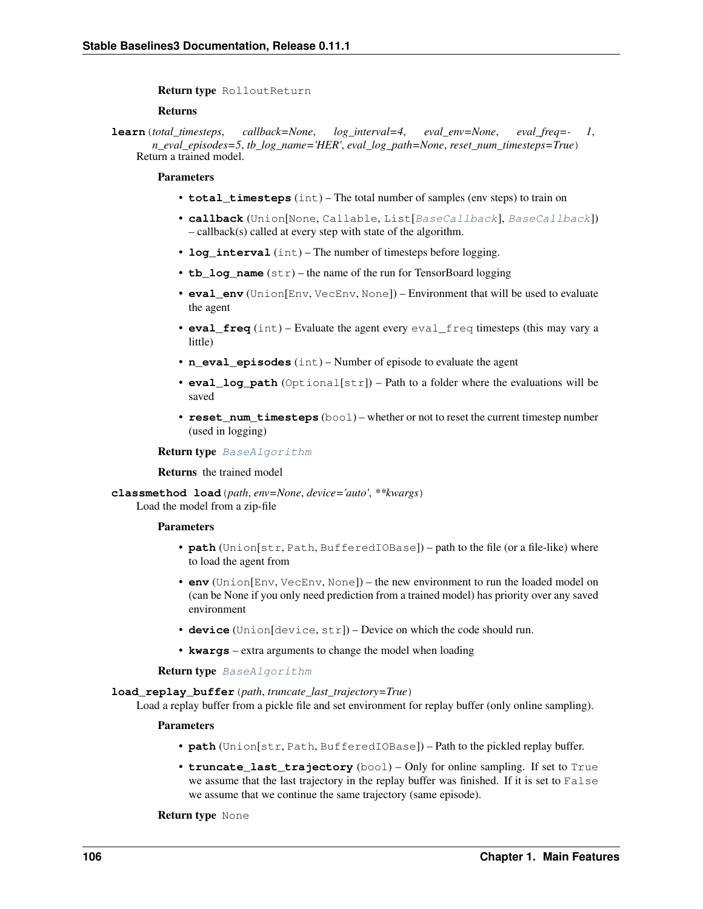**Return type** RolloutReturn

**Returns**

**learn**(*total_timesteps*, *callback=None*, *log_interval=4*, *eval_env=None*, *eval_freq=- 1*, *n_eval_episodes=5*, *tb_log_name='HER'*, *eval_log_path=None*, *reset_num_timesteps=True*)

Return a trained model.

**Parameters**

- **total_timesteps** (int) – The total number of samples (env steps) to train on
- **callback** (Union[None, Callable, List[BaseCallback], BaseCallback]) – callback(s) called at every step with state of the algorithm.
- **log_interval** (int) – The number of timesteps before logging.
- **tb_log_name** (str) – the name of the run for TensorBoard logging
- **eval_env** (Union[Env, VecEnv, None]) – Environment that will be used to evaluate the agent
- **eval_freq** (int) – Evaluate the agent every eval_freq timesteps (this may vary a little)
- **n_eval_episodes** (int) – Number of episode to evaluate the agent
- **eval_log_path** (Optional[str]) – Path to a folder where the evaluations will be saved
- **reset_num_timesteps** (bool) – whether or not to reset the current timestep number (used in logging)

**Return type** BaseAlgorithm

**Returns** the trained model

**classmethod load**(*path*, *env=None*, *device='auto'*, *\*\*kwargs*)

Load the model from a zip-file

**Parameters**

- **path** (Union[str, Path, BufferedIOBase]) – path to the file (or a file-like) where to load the agent from
- **env** (Union[Env, VecEnv, None]) – the new environment to run the loaded model on (can be None if you only need prediction from a trained model) has priority over any saved environment
- **device** (Union[device, str]) – Device on which the code should run.
- **kwargs** – extra arguments to change the model when loading

**Return type** BaseAlgorithm

**load_replay_buffer**(*path*, *truncate_last_trajectory=True*)

Load a replay buffer from a pickle file and set environment for replay buffer (only online sampling).

**Parameters**

- **path** (Union[str, Path, BufferedIOBase]) – Path to the pickled replay buffer.
- **truncate_last_trajectory** (bool) – Only for online sampling. If set to True we assume that the last trajectory in the replay buffer was finished. If it is set to False we assume that we continue the same trajectory (same episode).

**Return type** None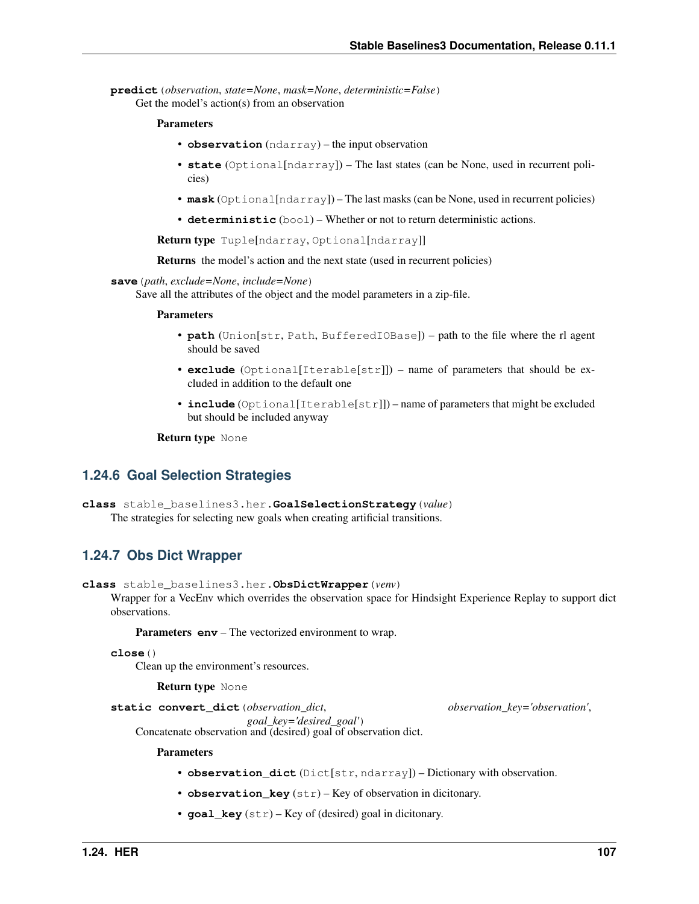**predict**(*observation*, *state=None*, *mask=None*, *deterministic=False*)
Get the model's action(s) from an observation

**Parameters**

- **observation** (ndarray) – the input observation
- **state** (Optional[ndarray]) – The last states (can be None, used in recurrent policies)
- **mask** (Optional[ndarray]) – The last masks (can be None, used in recurrent policies)
- **deterministic** (bool) – Whether or not to return deterministic actions.

**Return type** Tuple[ndarray, Optional[ndarray]]

**Returns** the model's action and the next state (used in recurrent policies)

**save**(*path*, *exclude=None*, *include=None*)
Save all the attributes of the object and the model parameters in a zip-file.

**Parameters**

- **path** (Union[str, Path, BufferedIOBase]) – path to the file where the rl agent should be saved
- **exclude** (Optional[Iterable[str]]) – name of parameters that should be excluded in addition to the default one
- **include** (Optional[Iterable[str]]) – name of parameters that might be excluded but should be included anyway

**Return type** None

### 1.24.6 Goal Selection Strategies

**class** stable_baselines3.her.**GoalSelectionStrategy**(*value*)
The strategies for selecting new goals when creating artificial transitions.

### 1.24.7 Obs Dict Wrapper

**class** stable_baselines3.her.**ObsDictWrapper**(*venv*)
Wrapper for a VecEnv which overrides the observation space for Hindsight Experience Replay to support dict observations.

**Parameters** **env** – The vectorized environment to wrap.

**close**()
Clean up the environment's resources.

**Return type** None

**static convert_dict**(*observation_dict*, *observation_key='observation'*, *goal_key='desired_goal'*)
Concatenate observation and (desired) goal of observation dict.

**Parameters**

- **observation_dict** (Dict[str, ndarray]) – Dictionary with observation.
- **observation_key** (str) – Key of observation in dicitonary.
- **goal_key** (str) – Key of (desired) goal in dicitonary.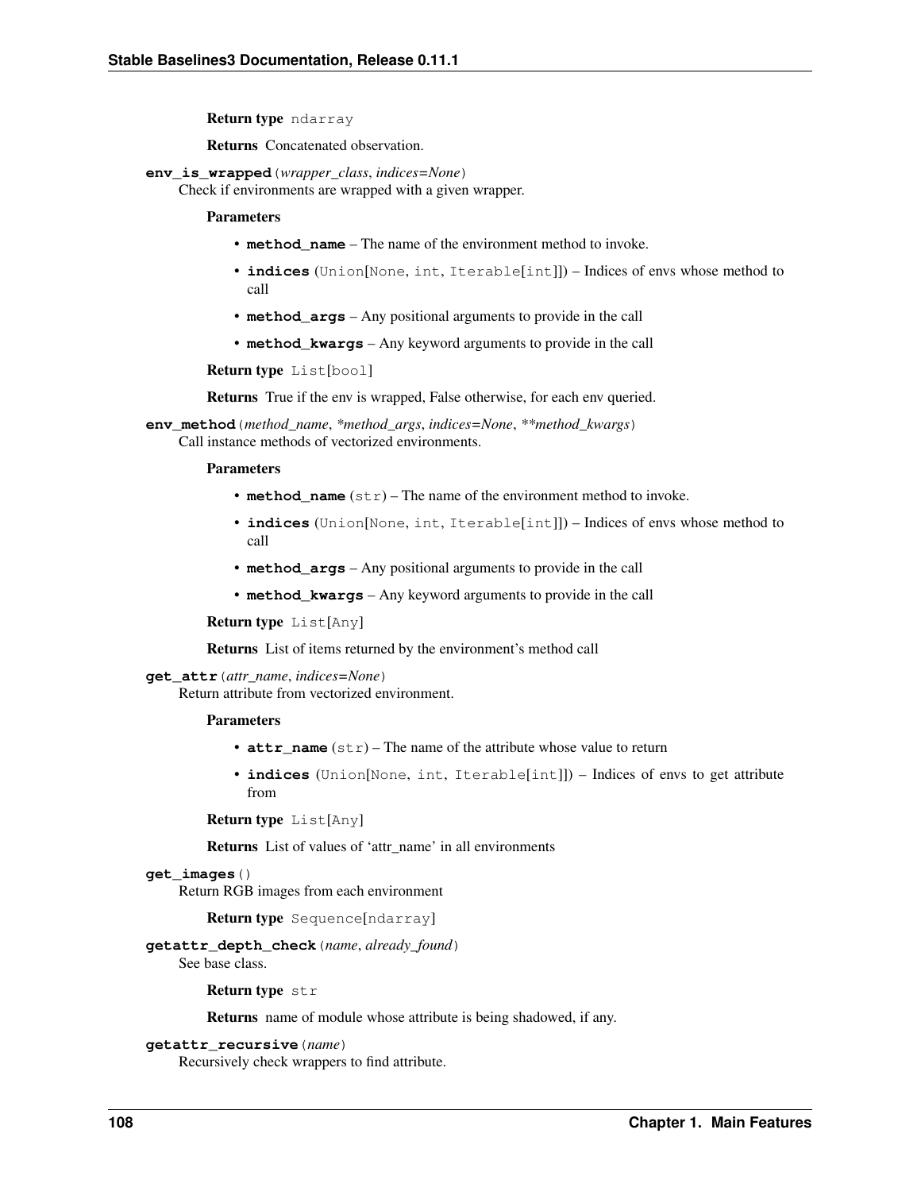**Return type** `ndarray`

**Returns** Concatenated observation.

**env_is_wrapped**(*wrapper_class*, *indices=None*)

Check if environments are wrapped with a given wrapper.

**Parameters**

- **method_name** – The name of the environment method to invoke.
- **indices** (`Union[None, int, Iterable[int]]`) – Indices of envs whose method to call
- **method_args** – Any positional arguments to provide in the call
- **method_kwargs** – Any keyword arguments to provide in the call

**Return type** `List[bool]`

**Returns** True if the env is wrapped, False otherwise, for each env queried.

**env_method**(*method_name*, **method_args*, *indices=None*, ***method_kwargs*)

Call instance methods of vectorized environments.

**Parameters**

- **method_name** (`str`) – The name of the environment method to invoke.
- **indices** (`Union[None, int, Iterable[int]]`) – Indices of envs whose method to call
- **method_args** – Any positional arguments to provide in the call
- **method_kwargs** – Any keyword arguments to provide in the call

**Return type** `List[Any]`

**Returns** List of items returned by the environment's method call

**get_attr**(*attr_name*, *indices=None*)

Return attribute from vectorized environment.

**Parameters**

- **attr_name** (`str`) – The name of the attribute whose value to return
- **indices** (`Union[None, int, Iterable[int]]`) – Indices of envs to get attribute from

**Return type** `List[Any]`

**Returns** List of values of 'attr_name' in all environments

**get_images**()

Return RGB images from each environment

**Return type** `Sequence[ndarray]`

**getattr_depth_check**(*name*, *already_found*)

See base class.

**Return type** `str`

**Returns** name of module whose attribute is being shadowed, if any.

**getattr_recursive**(*name*)

Recursively check wrappers to find attribute.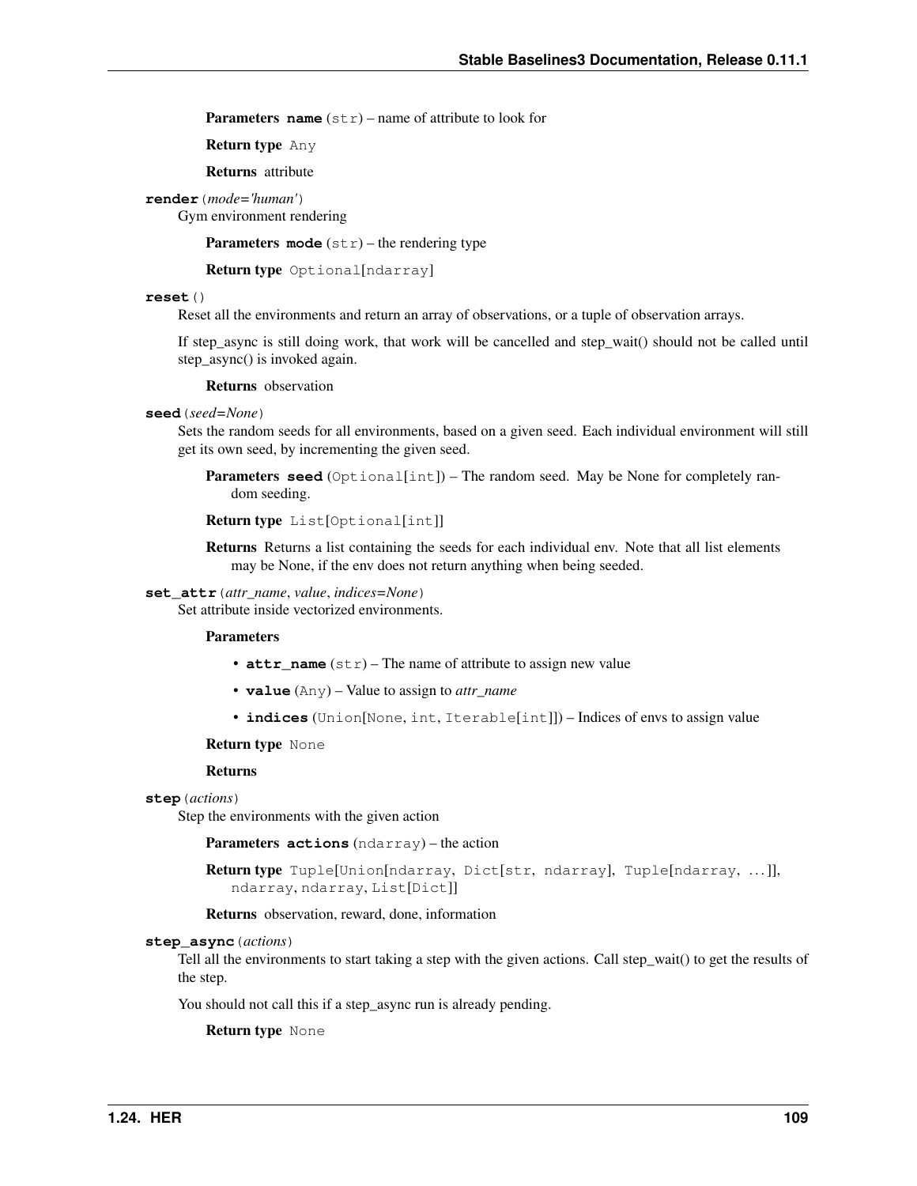**Parameters** **name** (str) – name of attribute to look for

**Return type** Any

**Returns** attribute

**render**(*mode='human'*)

Gym environment rendering

**Parameters** **mode** (str) – the rendering type

**Return type** Optional[ndarray]

**reset**()

Reset all the environments and return an array of observations, or a tuple of observation arrays.

If step_async is still doing work, that work will be cancelled and step_wait() should not be called until step_async() is invoked again.

**Returns** observation

**seed**(*seed=None*)

Sets the random seeds for all environments, based on a given seed. Each individual environment will still get its own seed, by incrementing the given seed.

**Parameters** **seed** (Optional[int]) – The random seed. May be None for completely random seeding.

**Return type** List[Optional[int]]

**Returns** Returns a list containing the seeds for each individual env. Note that all list elements may be None, if the env does not return anything when being seeded.

**set_attr**(*attr_name*, *value*, *indices=None*)

Set attribute inside vectorized environments.

**Parameters**

- **attr_name** (str) – The name of attribute to assign new value
- **value** (Any) – Value to assign to *attr_name*
- **indices** (Union[None, int, Iterable[int]]) – Indices of envs to assign value

**Return type** None

**Returns**

**step**(*actions*)

Step the environments with the given action

**Parameters** **actions** (ndarray) – the action

**Return type** Tuple[Union[ndarray, Dict[str, ndarray], Tuple[ndarray, ...]], ndarray, ndarray, List[Dict]]

**Returns** observation, reward, done, information

**step_async**(*actions*)

Tell all the environments to start taking a step with the given actions. Call step_wait() to get the results of the step.

You should not call this if a step_async run is already pending.

**Return type** None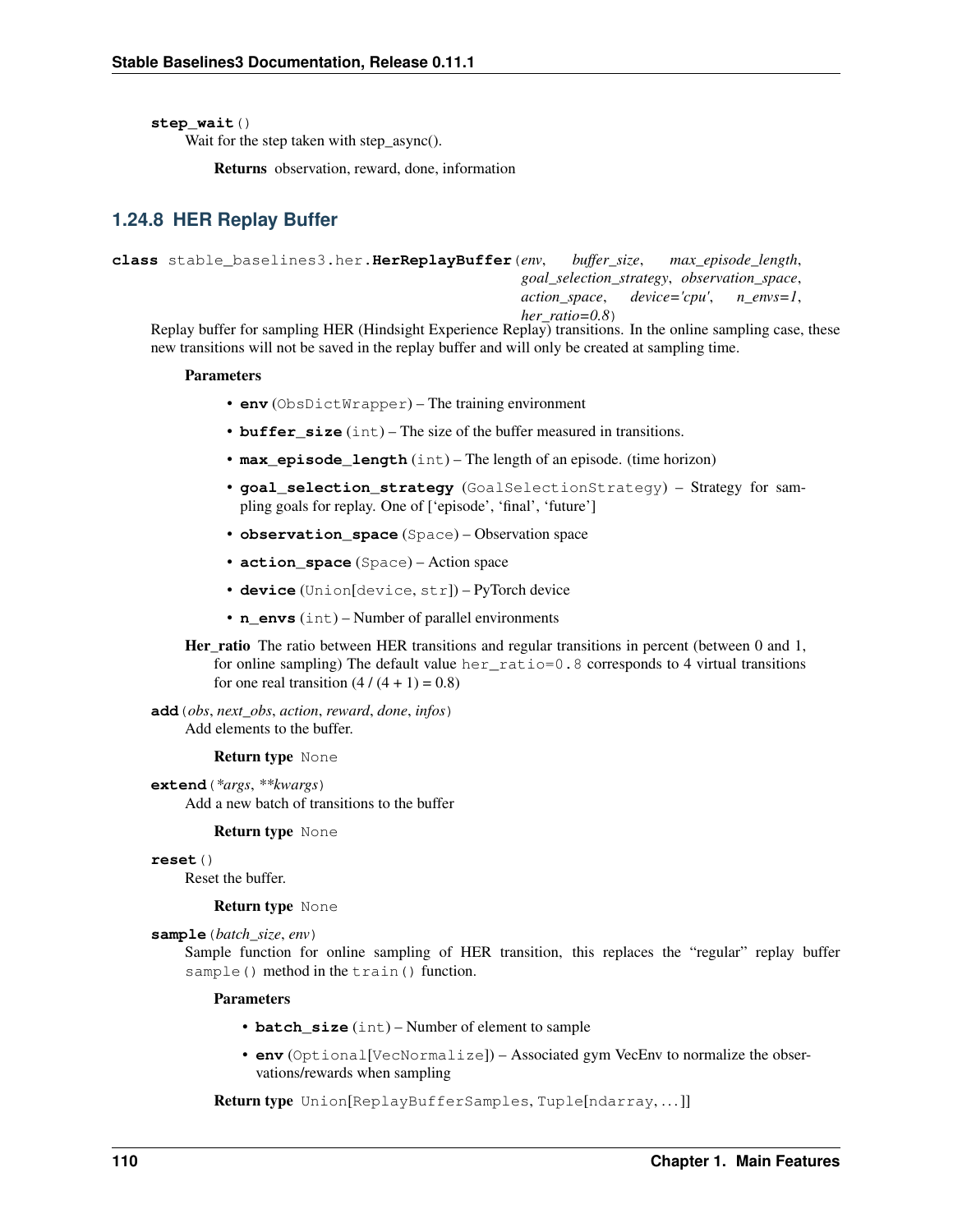**step_wait**()

Wait for the step taken with step_async().

**Returns** observation, reward, done, information

### 1.24.8 HER Replay Buffer

**class** stable_baselines3.her.**HerReplayBuffer**(*env*, *buffer_size*, *max_episode_length*, *goal_selection_strategy*, *observation_space*, *action_space*, *device='cpu'*, *n_envs=1*, *her_ratio=0.8*)

Replay buffer for sampling HER (Hindsight Experience Replay) transitions. In the online sampling case, these new transitions will not be saved in the replay buffer and will only be created at sampling time.

**Parameters**

- **env** (ObsDictWrapper) – The training environment
- **buffer_size** (int) – The size of the buffer measured in transitions.
- **max_episode_length** (int) – The length of an episode. (time horizon)
- **goal_selection_strategy** (GoalSelectionStrategy) – Strategy for sampling goals for replay. One of ['episode', 'final', 'future']
- **observation_space** (Space) – Observation space
- **action_space** (Space) – Action space
- **device** (Union[device, str]) – PyTorch device
- **n_envs** (int) – Number of parallel environments

**Her_ratio** The ratio between HER transitions and regular transitions in percent (between 0 and 1, for online sampling) The default value `her_ratio=0.8` corresponds to 4 virtual transitions for one real transition (4 / (4 + 1) = 0.8)

**add**(*obs*, *next_obs*, *action*, *reward*, *done*, *infos*)

Add elements to the buffer.

**Return type** None

**extend**(**args*, ***kwargs*)

Add a new batch of transitions to the buffer

**Return type** None

**reset**()

Reset the buffer.

**Return type** None

**sample**(*batch_size*, *env*)

Sample function for online sampling of HER transition, this replaces the "regular" replay buffer `sample()` method in the `train()` function.

**Parameters**

- **batch_size** (int) – Number of element to sample
- **env** (Optional[VecNormalize]) – Associated gym VecEnv to normalize the observations/rewards when sampling

**Return type** Union[ReplayBufferSamples, Tuple[ndarray, ...]]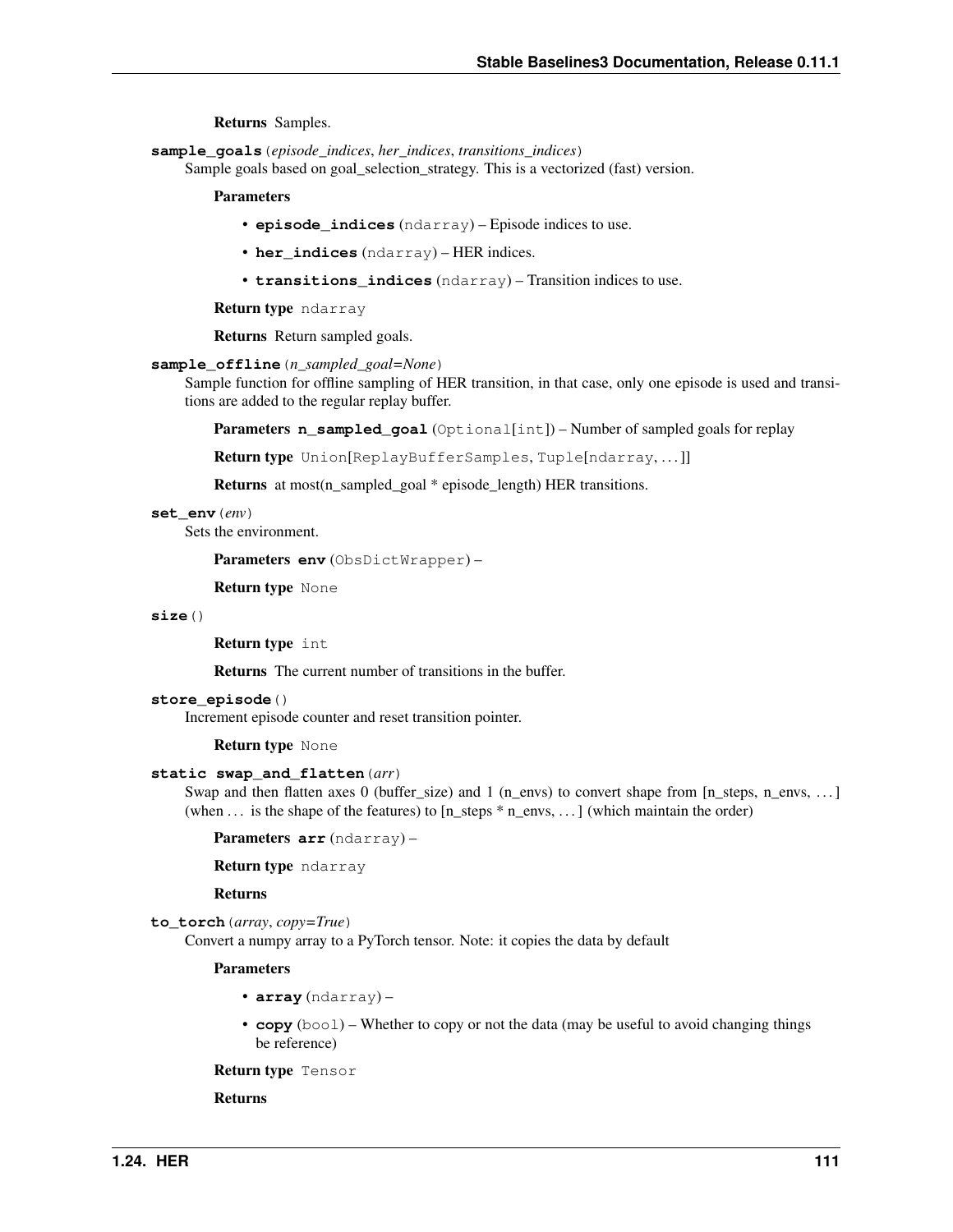**Returns** Samples.

**sample_goals**(*episode_indices*, *her_indices*, *transitions_indices*)
Sample goals based on goal_selection_strategy. This is a vectorized (fast) version.

**Parameters**

- **episode_indices** (ndarray) – Episode indices to use.
- **her_indices** (ndarray) – HER indices.
- **transitions_indices** (ndarray) – Transition indices to use.

**Return type** ndarray

**Returns** Return sampled goals.

**sample_offline**(*n_sampled_goal=None*)
Sample function for offline sampling of HER transition, in that case, only one episode is used and transitions are added to the regular replay buffer.

**Parameters** **n_sampled_goal** (Optional[int]) – Number of sampled goals for replay

**Return type** Union[ReplayBufferSamples, Tuple[ndarray, ...]]

**Returns** at most(n_sampled_goal * episode_length) HER transitions.

**set_env**(*env*)
Sets the environment.

**Parameters** **env** (ObsDictWrapper) –

**Return type** None

**size**()

**Return type** int

**Returns** The current number of transitions in the buffer.

**store_episode**()
Increment episode counter and reset transition pointer.

**Return type** None

**static swap_and_flatten**(*arr*)
Swap and then flatten axes 0 (buffer_size) and 1 (n_envs) to convert shape from [n_steps, n_envs, ...] (when ... is the shape of the features) to [n_steps * n_envs, ...] (which maintain the order)

**Parameters** **arr** (ndarray) –

**Return type** ndarray

**Returns**

**to_torch**(*array*, *copy=True*)
Convert a numpy array to a PyTorch tensor. Note: it copies the data by default

**Parameters**

- **array** (ndarray) –
- **copy** (bool) – Whether to copy or not the data (may be useful to avoid changing things be reference)

**Return type** Tensor

**Returns**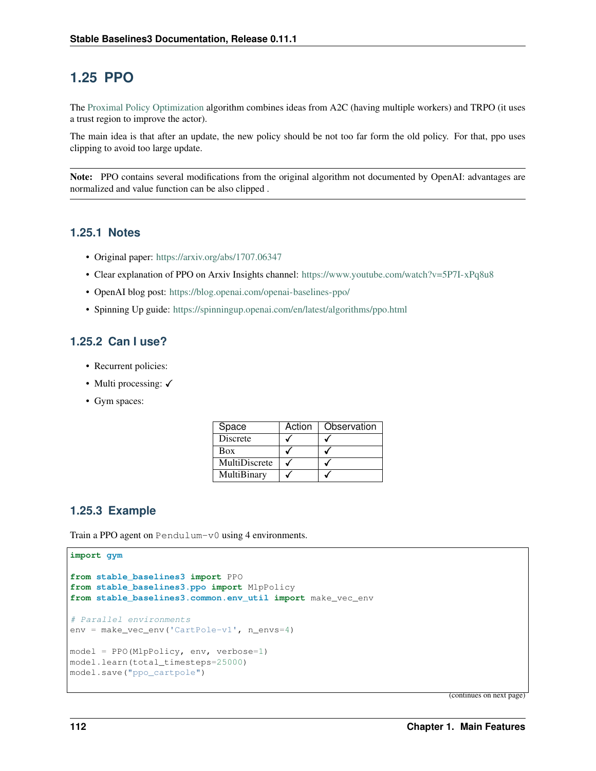## 1.25 PPO

The Proximal Policy Optimization algorithm combines ideas from A2C (having multiple workers) and TRPO (it uses a trust region to improve the actor).

The main idea is that after an update, the new policy should be not too far form the old policy. For that, ppo uses clipping to avoid too large update.

**Note:** PPO contains several modifications from the original algorithm not documented by OpenAI: advantages are normalized and value function can be also clipped .

### 1.25.1 Notes

- Original paper: https://arxiv.org/abs/1707.06347
- Clear explanation of PPO on Arxiv Insights channel: https://www.youtube.com/watch?v=5P7I-xPq8u8
- OpenAI blog post: https://blog.openai.com/openai-baselines-ppo/
- Spinning Up guide: https://spinningup.openai.com/en/latest/algorithms/ppo.html

### 1.25.2 Can I use?

- Recurrent policies:
- Multi processing: ✓
- Gym spaces:

| Space | Action | Observation |
|---|---|---|
| Discrete | ✓ | ✓ |
| Box | ✓ | ✓ |
| MultiDiscrete | ✓ | ✓ |
| MultiBinary | ✓ | ✓ |

### 1.25.3 Example

Train a PPO agent on `Pendulum-v0` using 4 environments.

```
import gym

from stable_baselines3 import PPO
from stable_baselines3.ppo import MlpPolicy
from stable_baselines3.common.env_util import make_vec_env

# Parallel environments
env = make_vec_env('CartPole-v1', n_envs=4)

model = PPO(MlpPolicy, env, verbose=1)
model.learn(total_timesteps=25000)
model.save("ppo_cartpole")
```

(continues on next page)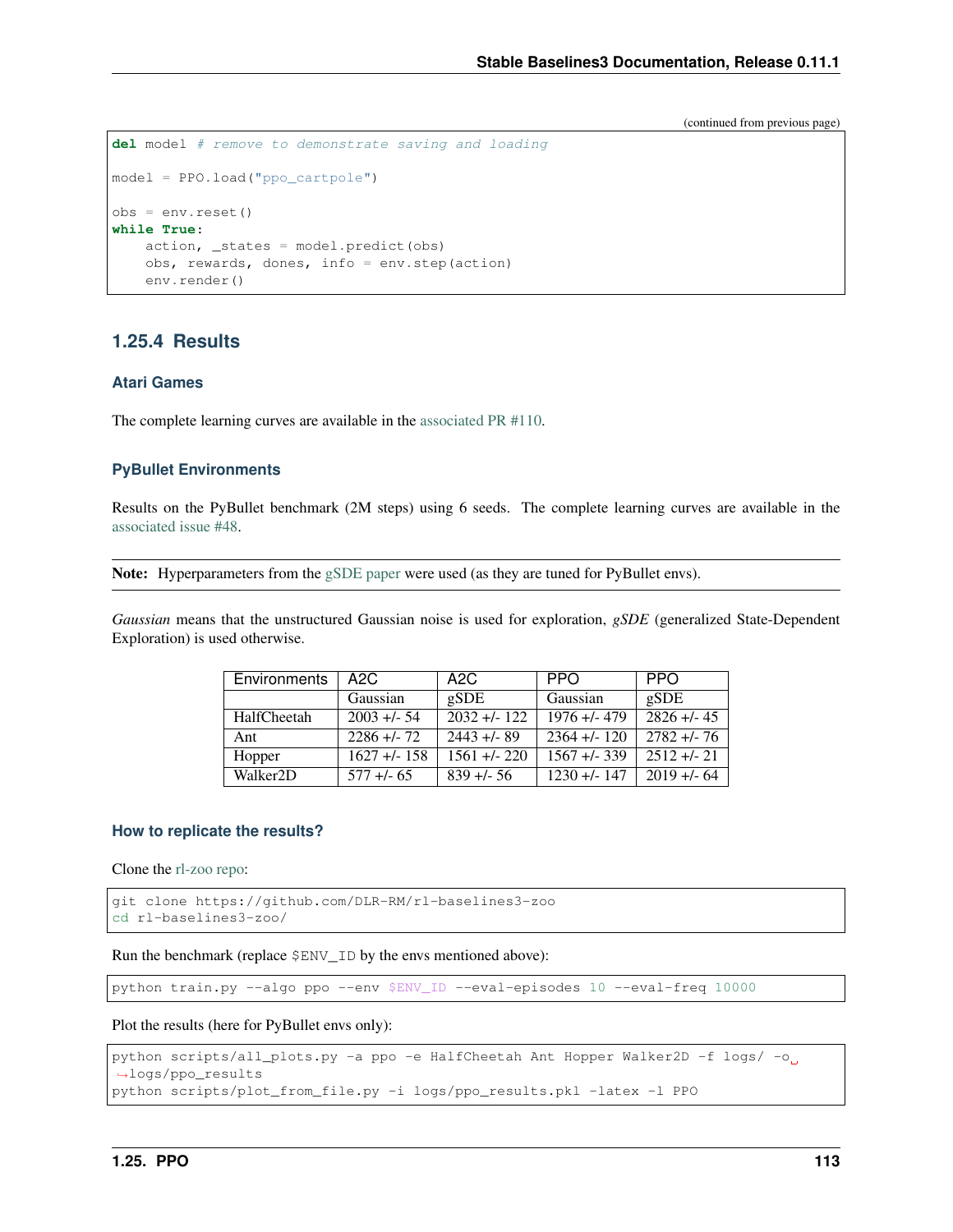(continued from previous page)

```python
del model # remove to demonstrate saving and loading

model = PPO.load("ppo_cartpole")

obs = env.reset()
while True:
    action, _states = model.predict(obs)
    obs, rewards, dones, info = env.step(action)
    env.render()
```

### 1.25.4 Results

#### Atari Games

The complete learning curves are available in the associated PR #110.

#### PyBullet Environments

Results on the PyBullet benchmark (2M steps) using 6 seeds. The complete learning curves are available in the associated issue #48.

**Note:** Hyperparameters from the gSDE paper were used (as they are tuned for PyBullet envs).

*Gaussian* means that the unstructured Gaussian noise is used for exploration, *gSDE* (generalized State-Dependent Exploration) is used otherwise.

| Environments | A2C | A2C | PPO | PPO |
|---|---|---|---|---|
| | Gaussian | gSDE | Gaussian | gSDE |
| HalfCheetah | 2003 +/- 54 | 2032 +/- 122 | 1976 +/- 479 | 2826 +/- 45 |
| Ant | 2286 +/- 72 | 2443 +/- 89 | 2364 +/- 120 | 2782 +/- 76 |
| Hopper | 1627 +/- 158 | 1561 +/- 220 | 1567 +/- 339 | 2512 +/- 21 |
| Walker2D | 577 +/- 65 | 839 +/- 56 | 1230 +/- 147 | 2019 +/- 64 |

#### How to replicate the results?

Clone the rl-zoo repo:

```
git clone https://github.com/DLR-RM/rl-baselines3-zoo
cd rl-baselines3-zoo/
```

Run the benchmark (replace `$ENV_ID` by the envs mentioned above):

```
python train.py --algo ppo --env $ENV_ID --eval-episodes 10 --eval-freq 10000
```

Plot the results (here for PyBullet envs only):

```
python scripts/all_plots.py -a ppo -e HalfCheetah Ant Hopper Walker2D -f logs/ -o logs/ppo_results
python scripts/plot_from_file.py -i logs/ppo_results.pkl -latex -l PPO
```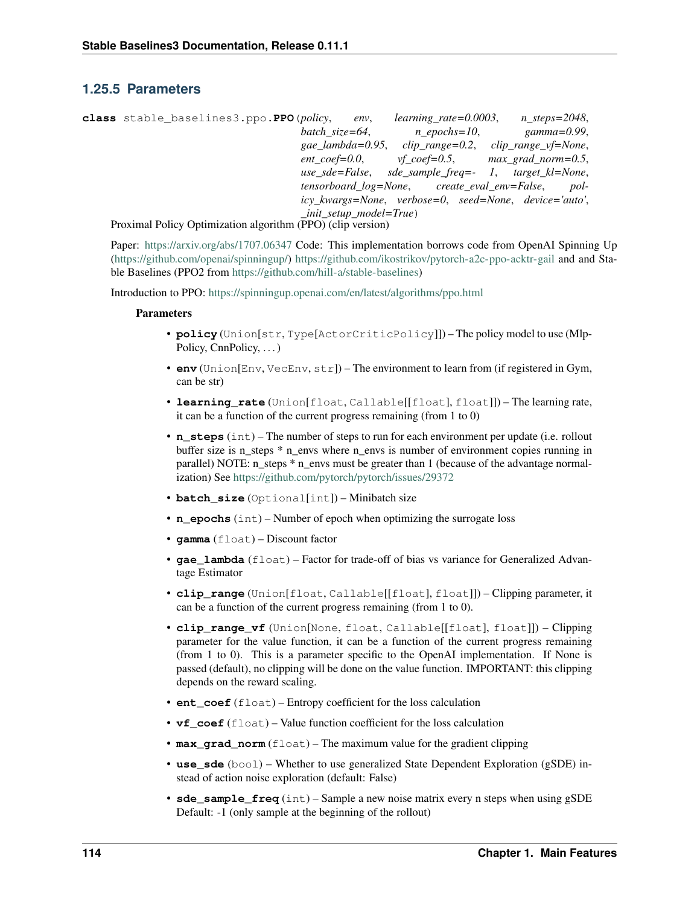### 1.25.5 Parameters

```
class stable_baselines3.ppo.PPO(policy, env, learning_rate=0.0003, n_steps=2048, batch_size=64, n_epochs=10, gamma=0.99, gae_lambda=0.95, clip_range=0.2, clip_range_vf=None, ent_coef=0.0, vf_coef=0.5, max_grad_norm=0.5, use_sde=False, sde_sample_freq=- 1, target_kl=None, tensorboard_log=None, create_eval_env=False, policy_kwargs=None, verbose=0, seed=None, device='auto', _init_setup_model=True)
```

Proximal Policy Optimization algorithm (PPO) (clip version)

Paper: https://arxiv.org/abs/1707.06347 Code: This implementation borrows code from OpenAI Spinning Up (https://github.com/openai/spinningup/) https://github.com/ikostrikov/pytorch-a2c-ppo-acktr-gail and and Stable Baselines (PPO2 from https://github.com/hill-a/stable-baselines)

Introduction to PPO: https://spinningup.openai.com/en/latest/algorithms/ppo.html

**Parameters**

- **policy** (Union[str, Type[ActorCriticPolicy]]) – The policy model to use (MlpPolicy, CnnPolicy, . . . )
- **env** (Union[Env, VecEnv, str]) – The environment to learn from (if registered in Gym, can be str)
- **learning_rate** (Union[float, Callable[[float], float]]) – The learning rate, it can be a function of the current progress remaining (from 1 to 0)
- **n_steps** (int) – The number of steps to run for each environment per update (i.e. rollout buffer size is n_steps * n_envs where n_envs is number of environment copies running in parallel) NOTE: n_steps * n_envs must be greater than 1 (because of the advantage normalization) See https://github.com/pytorch/pytorch/issues/29372
- **batch_size** (Optional[int]) – Minibatch size
- **n_epochs** (int) – Number of epoch when optimizing the surrogate loss
- **gamma** (float) – Discount factor
- **gae_lambda** (float) – Factor for trade-off of bias vs variance for Generalized Advantage Estimator
- **clip_range** (Union[float, Callable[[float], float]]) – Clipping parameter, it can be a function of the current progress remaining (from 1 to 0).
- **clip_range_vf** (Union[None, float, Callable[[float], float]]) – Clipping parameter for the value function, it can be a function of the current progress remaining (from 1 to 0). This is a parameter specific to the OpenAI implementation. If None is passed (default), no clipping will be done on the value function. IMPORTANT: this clipping depends on the reward scaling.
- **ent_coef** (float) – Entropy coefficient for the loss calculation
- **vf_coef** (float) – Value function coefficient for the loss calculation
- **max_grad_norm** (float) – The maximum value for the gradient clipping
- **use_sde** (bool) – Whether to use generalized State Dependent Exploration (gSDE) instead of action noise exploration (default: False)
- **sde_sample_freq** (int) – Sample a new noise matrix every n steps when using gSDE Default: -1 (only sample at the beginning of the rollout)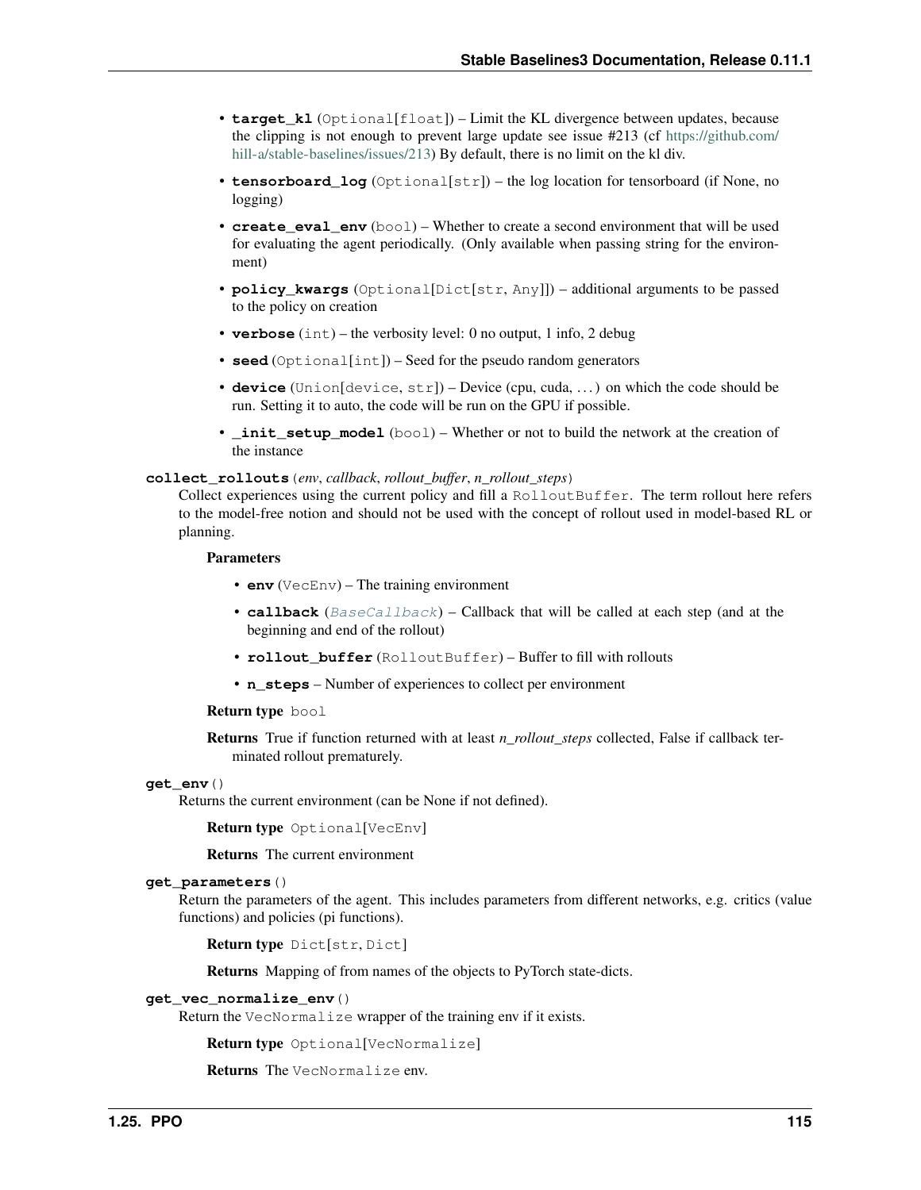- **target_kl** (Optional[float]) – Limit the KL divergence between updates, because the clipping is not enough to prevent large update see issue #213 (cf https://github.com/hill-a/stable-baselines/issues/213) By default, there is no limit on the kl div.
- **tensorboard_log** (Optional[str]) – the log location for tensorboard (if None, no logging)
- **create_eval_env** (bool) – Whether to create a second environment that will be used for evaluating the agent periodically. (Only available when passing string for the environment)
- **policy_kwargs** (Optional[Dict[str, Any]]) – additional arguments to be passed to the policy on creation
- **verbose** (int) – the verbosity level: 0 no output, 1 info, 2 debug
- **seed** (Optional[int]) – Seed for the pseudo random generators
- **device** (Union[device, str]) – Device (cpu, cuda, …) on which the code should be run. Setting it to auto, the code will be run on the GPU if possible.
- **_init_setup_model** (bool) – Whether or not to build the network at the creation of the instance

**collect_rollouts**(*env*, *callback*, *rollout_buffer*, *n_rollout_steps*)

Collect experiences using the current policy and fill a RolloutBuffer. The term rollout here refers to the model-free notion and should not be used with the concept of rollout used in model-based RL or planning.

**Parameters**

- **env** (VecEnv) – The training environment
- **callback** (*BaseCallback*) – Callback that will be called at each step (and at the beginning and end of the rollout)
- **rollout_buffer** (RolloutBuffer) – Buffer to fill with rollouts
- **n_steps** – Number of experiences to collect per environment

**Return type** bool

**Returns** True if function returned with at least *n_rollout_steps* collected, False if callback terminated rollout prematurely.

**get_env**()

Returns the current environment (can be None if not defined).

**Return type** Optional[VecEnv]

**Returns** The current environment

**get_parameters**()

Return the parameters of the agent. This includes parameters from different networks, e.g. critics (value functions) and policies (pi functions).

**Return type** Dict[str, Dict]

**Returns** Mapping of from names of the objects to PyTorch state-dicts.

**get_vec_normalize_env**()

Return the VecNormalize wrapper of the training env if it exists.

**Return type** Optional[VecNormalize]

**Returns** The VecNormalize env.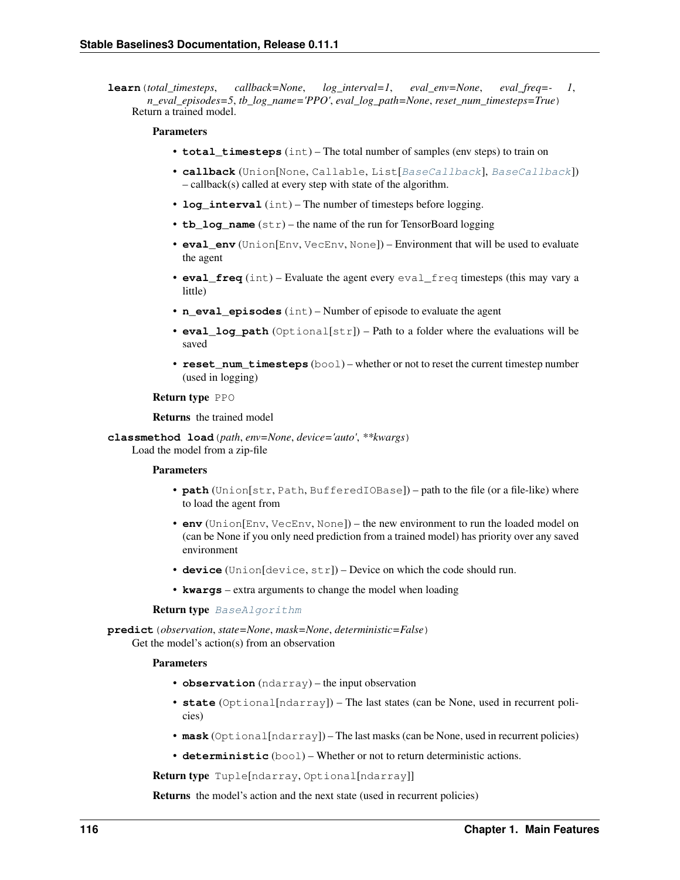**learn**(*total_timesteps*, *callback=None*, *log_interval=1*, *eval_env=None*, *eval_freq=-1*, *n_eval_episodes=5*, *tb_log_name='PPO'*, *eval_log_path=None*, *reset_num_timesteps=True*)

Return a trained model.

**Parameters**

- **total_timesteps** (int) – The total number of samples (env steps) to train on
- **callback** (Union[None, Callable, List[BaseCallback], BaseCallback]) – callback(s) called at every step with state of the algorithm.
- **log_interval** (int) – The number of timesteps before logging.
- **tb_log_name** (str) – the name of the run for TensorBoard logging
- **eval_env** (Union[Env, VecEnv, None]) – Environment that will be used to evaluate the agent
- **eval_freq** (int) – Evaluate the agent every eval_freq timesteps (this may vary a little)
- **n_eval_episodes** (int) – Number of episode to evaluate the agent
- **eval_log_path** (Optional[str]) – Path to a folder where the evaluations will be saved
- **reset_num_timesteps** (bool) – whether or not to reset the current timestep number (used in logging)

**Return type** PPO

**Returns** the trained model

**classmethod load**(*path*, *env=None*, *device='auto'*, *\*\*kwargs*)

Load the model from a zip-file

**Parameters**

- **path** (Union[str, Path, BufferedIOBase]) – path to the file (or a file-like) where to load the agent from
- **env** (Union[Env, VecEnv, None]) – the new environment to run the loaded model on (can be None if you only need prediction from a trained model) has priority over any saved environment
- **device** (Union[device, str]) – Device on which the code should run.
- **kwargs** – extra arguments to change the model when loading

**Return type** BaseAlgorithm

**predict**(*observation*, *state=None*, *mask=None*, *deterministic=False*)

Get the model's action(s) from an observation

**Parameters**

- **observation** (ndarray) – the input observation
- **state** (Optional[ndarray]) – The last states (can be None, used in recurrent policies)
- **mask** (Optional[ndarray]) – The last masks (can be None, used in recurrent policies)
- **deterministic** (bool) – Whether or not to return deterministic actions.

**Return type** Tuple[ndarray, Optional[ndarray]]

**Returns** the model's action and the next state (used in recurrent policies)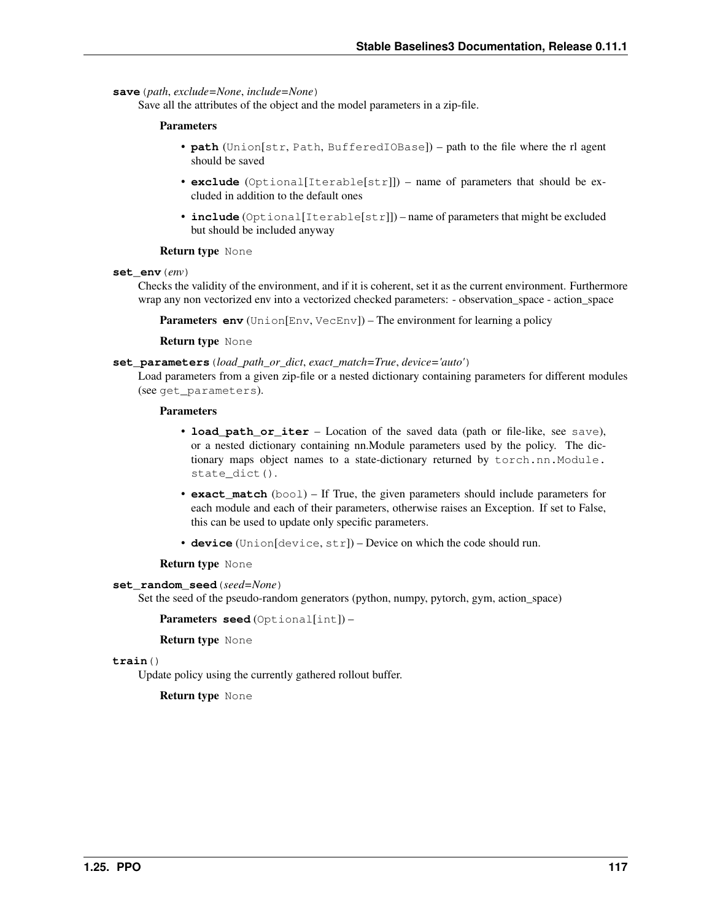**save**(*path*, *exclude=None*, *include=None*)

Save all the attributes of the object and the model parameters in a zip-file.

**Parameters**

- **path** (`Union[str, Path, BufferedIOBase]`) – path to the file where the rl agent should be saved
- **exclude** (`Optional[Iterable[str]]`) – name of parameters that should be excluded in addition to the default ones
- **include** (`Optional[Iterable[str]]`) – name of parameters that might be excluded but should be included anyway

**Return type** `None`

**set_env**(*env*)

Checks the validity of the environment, and if it is coherent, set it as the current environment. Furthermore wrap any non vectorized env into a vectorized checked parameters: - observation_space - action_space

**Parameters** **env** (`Union[Env, VecEnv]`) – The environment for learning a policy

**Return type** `None`

**set_parameters**(*load_path_or_dict*, *exact_match=True*, *device='auto'*)

Load parameters from a given zip-file or a nested dictionary containing parameters for different modules (see `get_parameters`).

**Parameters**

- **load_path_or_iter** – Location of the saved data (path or file-like, see `save`), or a nested dictionary containing nn.Module parameters used by the policy. The dictionary maps object names to a state-dictionary returned by `torch.nn.Module.state_dict()`.
- **exact_match** (`bool`) – If True, the given parameters should include parameters for each module and each of their parameters, otherwise raises an Exception. If set to False, this can be used to update only specific parameters.
- **device** (`Union[device, str]`) – Device on which the code should run.

**Return type** `None`

**set_random_seed**(*seed=None*)

Set the seed of the pseudo-random generators (python, numpy, pytorch, gym, action_space)

**Parameters** **seed** (`Optional[int]`) –

**Return type** `None`

**train**()

Update policy using the currently gathered rollout buffer.

**Return type** `None`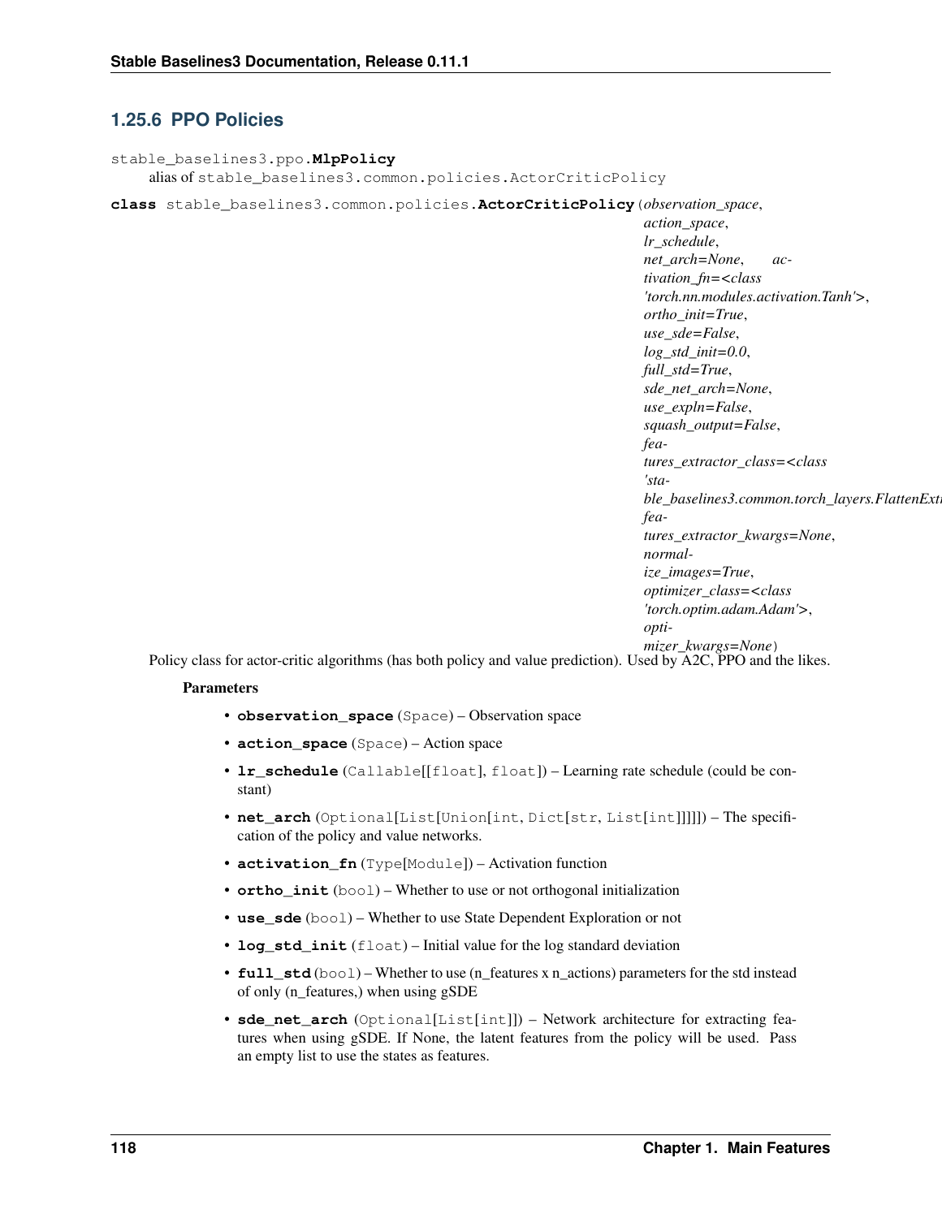### 1.25.6 PPO Policies

`stable_baselines3.ppo.MlpPolicy`

alias of `stable_baselines3.common.policies.ActorCriticPolicy`

**class** `stable_baselines3.common.policies.ActorCriticPolicy`(*observation_space*, *action_space*, *lr_schedule*, *net_arch=None*, *activation_fn=<class 'torch.nn.modules.activation.Tanh'>*, *ortho_init=True*, *use_sde=False*, *log_std_init=0.0*, *full_std=True*, *sde_net_arch=None*, *use_expln=False*, *squash_output=False*, *features_extractor_class=<class 'stable_baselines3.common.torch_layers.FlattenExtr*, *features_extractor_kwargs=None*, *normalize_images=True*, *optimizer_class=<class 'torch.optim.adam.Adam'>*, *optimizer_kwargs=None*)

Policy class for actor-critic algorithms (has both policy and value prediction). Used by A2C, PPO and the likes.

**Parameters**

- **observation_space** (`Space`) – Observation space
- **action_space** (`Space`) – Action space
- **lr_schedule** (`Callable`[[`float`], `float`]) – Learning rate schedule (could be constant)
- **net_arch** (`Optional`[`List`[`Union`[`int`, `Dict`[`str`, `List`[`int`]]]]]) – The specification of the policy and value networks.
- **activation_fn** (`Type`[`Module`]) – Activation function
- **ortho_init** (`bool`) – Whether to use or not orthogonal initialization
- **use_sde** (`bool`) – Whether to use State Dependent Exploration or not
- **log_std_init** (`float`) – Initial value for the log standard deviation
- **full_std** (`bool`) – Whether to use (n_features x n_actions) parameters for the std instead of only (n_features,) when using gSDE
- **sde_net_arch** (`Optional`[`List`[`int`]]) – Network architecture for extracting features when using gSDE. If None, the latent features from the policy will be used. Pass an empty list to use the states as features.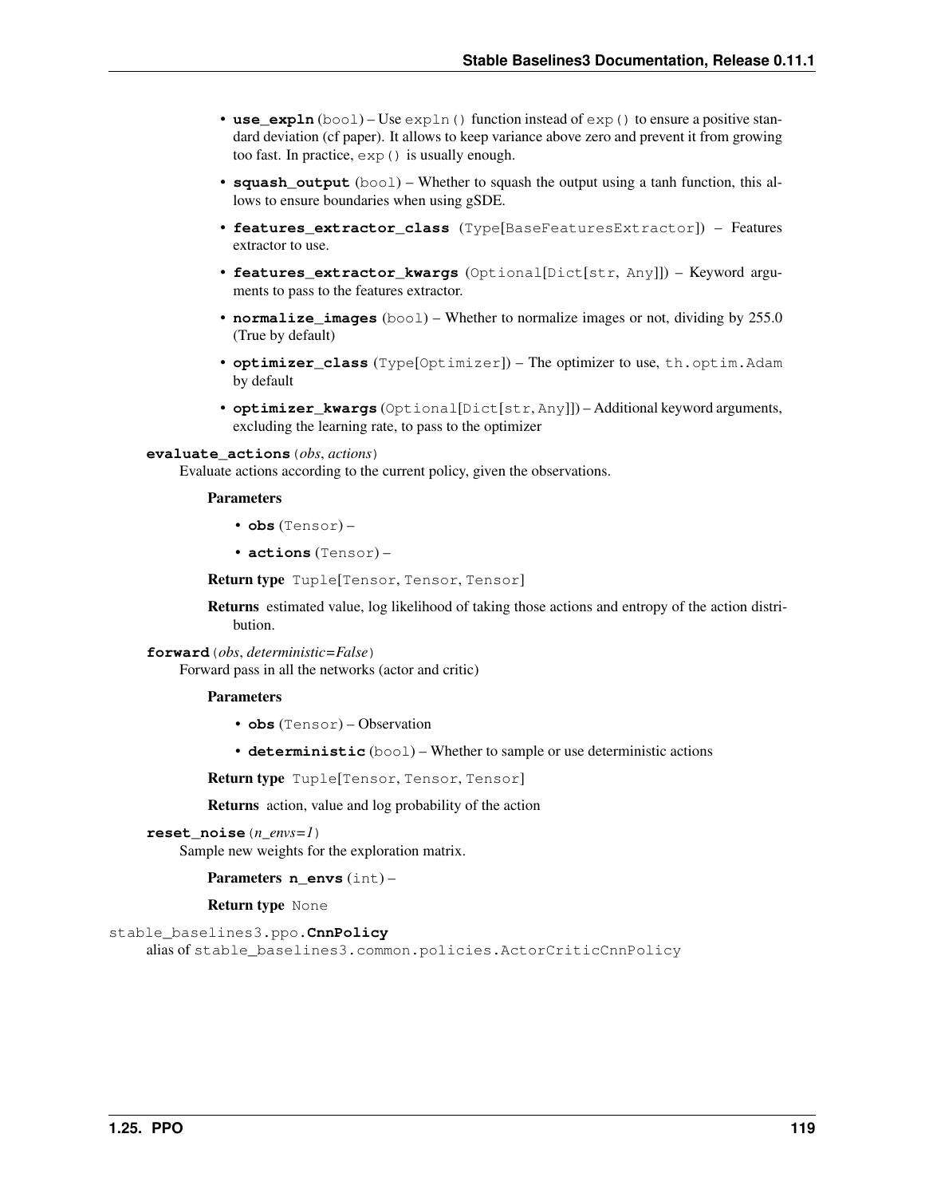- **use_expln** (bool) – Use expln() function instead of exp() to ensure a positive standard deviation (cf paper). It allows to keep variance above zero and prevent it from growing too fast. In practice, exp() is usually enough.
- **squash_output** (bool) – Whether to squash the output using a tanh function, this allows to ensure boundaries when using gSDE.
- **features_extractor_class** (Type[BaseFeaturesExtractor]) – Features extractor to use.
- **features_extractor_kwargs** (Optional[Dict[str, Any]]) – Keyword arguments to pass to the features extractor.
- **normalize_images** (bool) – Whether to normalize images or not, dividing by 255.0 (True by default)
- **optimizer_class** (Type[Optimizer]) – The optimizer to use, th.optim.Adam by default
- **optimizer_kwargs** (Optional[Dict[str, Any]]) – Additional keyword arguments, excluding the learning rate, to pass to the optimizer

**evaluate_actions**(*obs*, *actions*)
Evaluate actions according to the current policy, given the observations.

**Parameters**

- **obs** (Tensor) –
- **actions** (Tensor) –

**Return type** Tuple[Tensor, Tensor, Tensor]

**Returns** estimated value, log likelihood of taking those actions and entropy of the action distribution.

**forward**(*obs*, *deterministic=False*)
Forward pass in all the networks (actor and critic)

**Parameters**

- **obs** (Tensor) – Observation
- **deterministic** (bool) – Whether to sample or use deterministic actions

**Return type** Tuple[Tensor, Tensor, Tensor]

**Returns** action, value and log probability of the action

**reset_noise**(*n_envs=1*)
Sample new weights for the exploration matrix.

**Parameters** **n_envs** (int) –

**Return type** None

stable_baselines3.ppo.**CnnPolicy**
alias of stable_baselines3.common.policies.ActorCriticCnnPolicy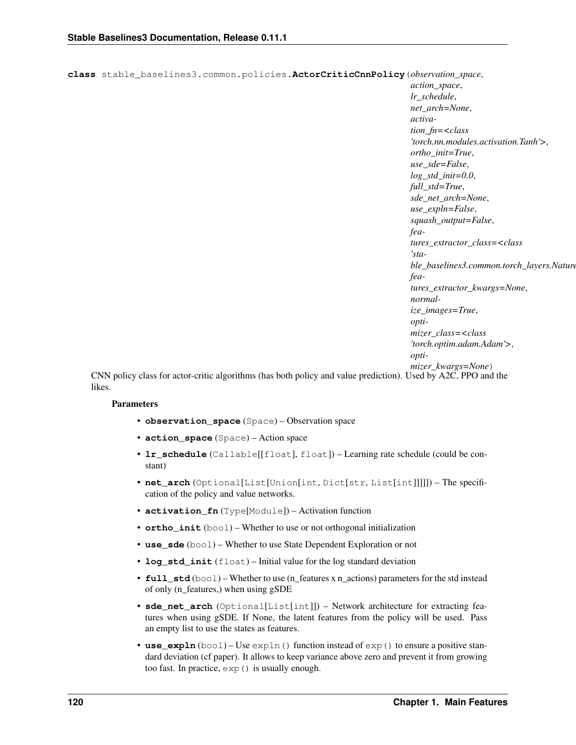```
class stable_baselines3.common.policies.ActorCriticCnnPolicy(observation_space,
    action_space,
    lr_schedule,
    net_arch=None,
    activation_fn=<class 'torch.nn.modules.activation.Tanh'>,
    ortho_init=True,
    use_sde=False,
    log_std_init=0.0,
    full_std=True,
    sde_net_arch=None,
    use_expln=False,
    squash_output=False,
    features_extractor_class=<class 'stable_baselines3.common.torch_layers.Nature
    features_extractor_kwargs=None,
    normalize_images=True,
    optimizer_class=<class 'torch.optim.adam.Adam'>,
    optimizer_kwargs=None)
```

CNN policy class for actor-critic algorithms (has both policy and value prediction). Used by A2C, PPO and the likes.

**Parameters**

- **observation_space** (`Space`) – Observation space
- **action_space** (`Space`) – Action space
- **lr_schedule** (`Callable[[float], float]`) – Learning rate schedule (could be constant)
- **net_arch** (`Optional[List[Union[int, Dict[str, List[int]]]]]`) – The specification of the policy and value networks.
- **activation_fn** (`Type[Module]`) – Activation function
- **ortho_init** (`bool`) – Whether to use or not orthogonal initialization
- **use_sde** (`bool`) – Whether to use State Dependent Exploration or not
- **log_std_init** (`float`) – Initial value for the log standard deviation
- **full_std** (`bool`) – Whether to use (n_features x n_actions) parameters for the std instead of only (n_features,) when using gSDE
- **sde_net_arch** (`Optional[List[int]]`) – Network architecture for extracting features when using gSDE. If None, the latent features from the policy will be used. Pass an empty list to use the states as features.
- **use_expln** (`bool`) – Use `expln()` function instead of `exp()` to ensure a positive standard deviation (cf paper). It allows to keep variance above zero and prevent it from growing too fast. In practice, `exp()` is usually enough.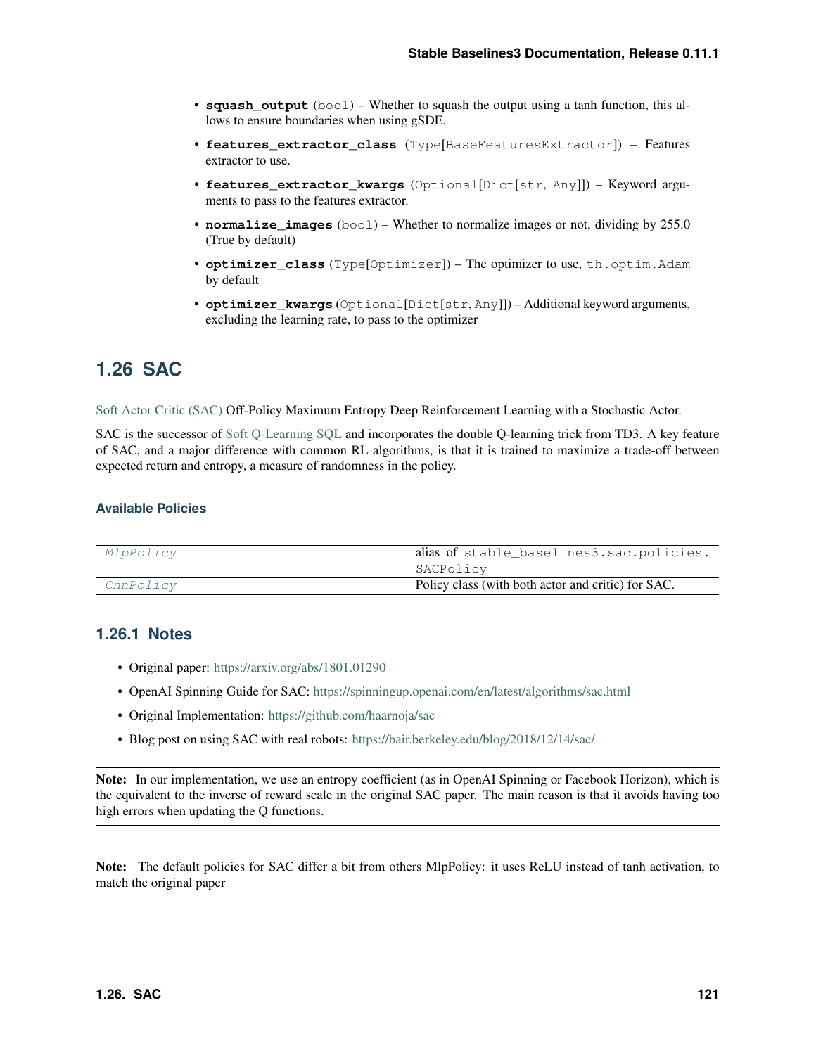- **squash_output** (bool) – Whether to squash the output using a tanh function, this allows to ensure boundaries when using gSDE.
- **features_extractor_class** (Type[BaseFeaturesExtractor]) – Features extractor to use.
- **features_extractor_kwargs** (Optional[Dict[str, Any]]) – Keyword arguments to pass to the features extractor.
- **normalize_images** (bool) – Whether to normalize images or not, dividing by 255.0 (True by default)
- **optimizer_class** (Type[Optimizer]) – The optimizer to use, `th.optim.Adam` by default
- **optimizer_kwargs** (Optional[Dict[str, Any]]) – Additional keyword arguments, excluding the learning rate, to pass to the optimizer

## 1.26 SAC

Soft Actor Critic (SAC) Off-Policy Maximum Entropy Deep Reinforcement Learning with a Stochastic Actor.

SAC is the successor of Soft Q-Learning SQL and incorporates the double Q-learning trick from TD3. A key feature of SAC, and a major difference with common RL algorithms, is that it is trained to maximize a trade-off between expected return and entropy, a measure of randomness in the policy.

#### Available Policies

| | |
|---|---|
| *MlpPolicy* | alias of `stable_baselines3.sac.policies.SACPolicy` |
| *CnnPolicy* | Policy class (with both actor and critic) for SAC. |

### 1.26.1 Notes

- Original paper: https://arxiv.org/abs/1801.01290
- OpenAI Spinning Guide for SAC: https://spinningup.openai.com/en/latest/algorithms/sac.html
- Original Implementation: https://github.com/haarnoja/sac
- Blog post on using SAC with real robots: https://bair.berkeley.edu/blog/2018/12/14/sac/

**Note:** In our implementation, we use an entropy coefficient (as in OpenAI Spinning or Facebook Horizon), which is the equivalent to the inverse of reward scale in the original SAC paper. The main reason is that it avoids having too high errors when updating the Q functions.

**Note:** The default policies for SAC differ a bit from others MlpPolicy: it uses ReLU instead of tanh activation, to match the original paper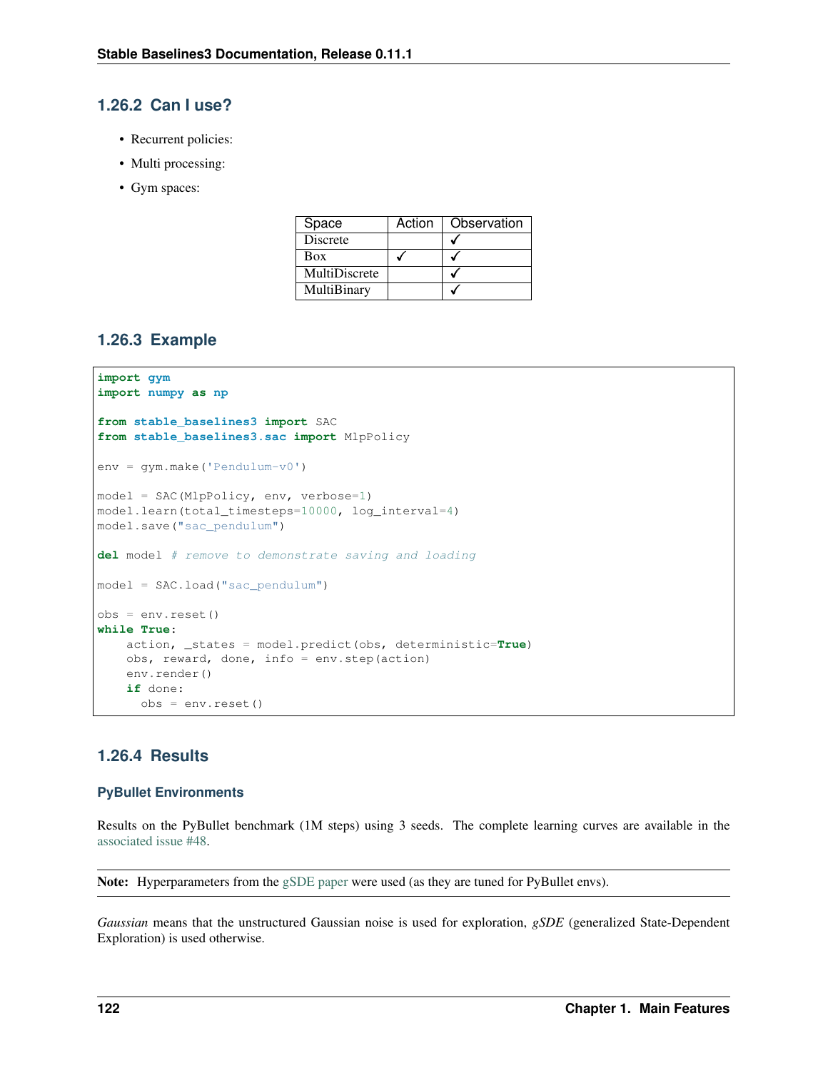### 1.26.2 Can I use?

- Recurrent policies:
- Multi processing:
- Gym spaces:

| Space | Action | Observation |
|---|---|---|
| Discrete | | ✓ |
| Box | ✓ | ✓ |
| MultiDiscrete | | ✓ |
| MultiBinary | | ✓ |

### 1.26.3 Example

```
import gym
import numpy as np

from stable_baselines3 import SAC
from stable_baselines3.sac import MlpPolicy

env = gym.make('Pendulum-v0')

model = SAC(MlpPolicy, env, verbose=1)
model.learn(total_timesteps=10000, log_interval=4)
model.save("sac_pendulum")

del model # remove to demonstrate saving and loading

model = SAC.load("sac_pendulum")

obs = env.reset()
while True:
    action, _states = model.predict(obs, deterministic=True)
    obs, reward, done, info = env.step(action)
    env.render()
    if done:
      obs = env.reset()
```

### 1.26.4 Results

#### PyBullet Environments

Results on the PyBullet benchmark (1M steps) using 3 seeds. The complete learning curves are available in the associated issue #48.

**Note:** Hyperparameters from the gSDE paper were used (as they are tuned for PyBullet envs).

*Gaussian* means that the unstructured Gaussian noise is used for exploration, *gSDE* (generalized State-Dependent Exploration) is used otherwise.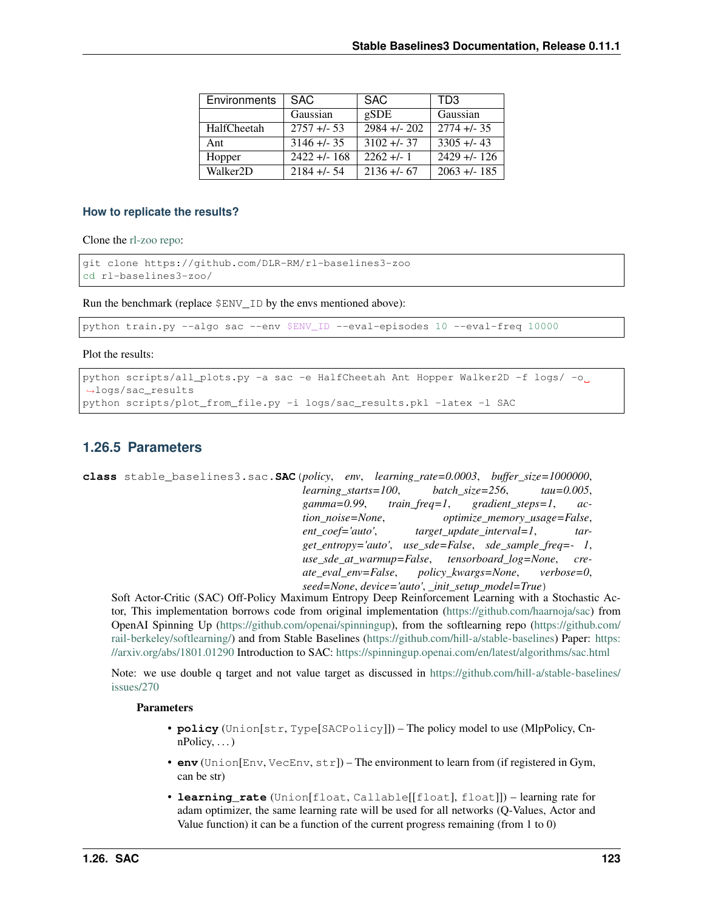| Environments | SAC | SAC | TD3 |
| --- | --- | --- | --- |
| | Gaussian | gSDE | Gaussian |
| HalfCheetah | 2757 +/- 53 | 2984 +/- 202 | 2774 +/- 35 |
| Ant | 3146 +/- 35 | 3102 +/- 37 | 3305 +/- 43 |
| Hopper | 2422 +/- 168 | 2262 +/- 1 | 2429 +/- 126 |
| Walker2D | 2184 +/- 54 | 2136 +/- 67 | 2063 +/- 185 |

### How to replicate the results?

Clone the rl-zoo repo:

```
git clone https://github.com/DLR-RM/rl-baselines3-zoo
cd rl-baselines3-zoo/
```

Run the benchmark (replace `$ENV_ID` by the envs mentioned above):

```
python train.py --algo sac --env $ENV_ID --eval-episodes 10 --eval-freq 10000
```

Plot the results:

```
python scripts/all_plots.py -a sac -e HalfCheetah Ant Hopper Walker2D -f logs/ -o logs/sac_results
python scripts/plot_from_file.py -i logs/sac_results.pkl -latex -l SAC
```

## 1.26.5 Parameters

**class** stable_baselines3.sac.**SAC**(*policy*, *env*, *learning_rate=0.0003*, *buffer_size=1000000*, *learning_starts=100*, *batch_size=256*, *tau=0.005*, *gamma=0.99*, *train_freq=1*, *gradient_steps=1*, *action_noise=None*, *optimize_memory_usage=False*, *ent_coef='auto'*, *target_update_interval=1*, *target_entropy='auto'*, *use_sde=False*, *sde_sample_freq=- 1*, *use_sde_at_warmup=False*, *tensorboard_log=None*, *create_eval_env=False*, *policy_kwargs=None*, *verbose=0*, *seed=None*, *device='auto'*, *_init_setup_model=True*)

Soft Actor-Critic (SAC) Off-Policy Maximum Entropy Deep Reinforcement Learning with a Stochastic Actor, This implementation borrows code from original implementation (https://github.com/haarnoja/sac) from OpenAI Spinning Up (https://github.com/openai/spinningup), from the softlearning repo (https://github.com/rail-berkeley/softlearning/) and from Stable Baselines (https://github.com/hill-a/stable-baselines) Paper: https://arxiv.org/abs/1801.01290 Introduction to SAC: https://spinningup.openai.com/en/latest/algorithms/sac.html

Note: we use double q target and not value target as discussed in https://github.com/hill-a/stable-baselines/issues/270

**Parameters**

- **policy** (`Union[str, Type[SACPolicy]]`) – The policy model to use (MlpPolicy, CnnPolicy, . . . )
- **env** (`Union[Env, VecEnv, str]`) – The environment to learn from (if registered in Gym, can be str)
- **learning_rate** (`Union[float, Callable[[float], float]]`) – learning rate for adam optimizer, the same learning rate will be used for all networks (Q-Values, Actor and Value function) it can be a function of the current progress remaining (from 1 to 0)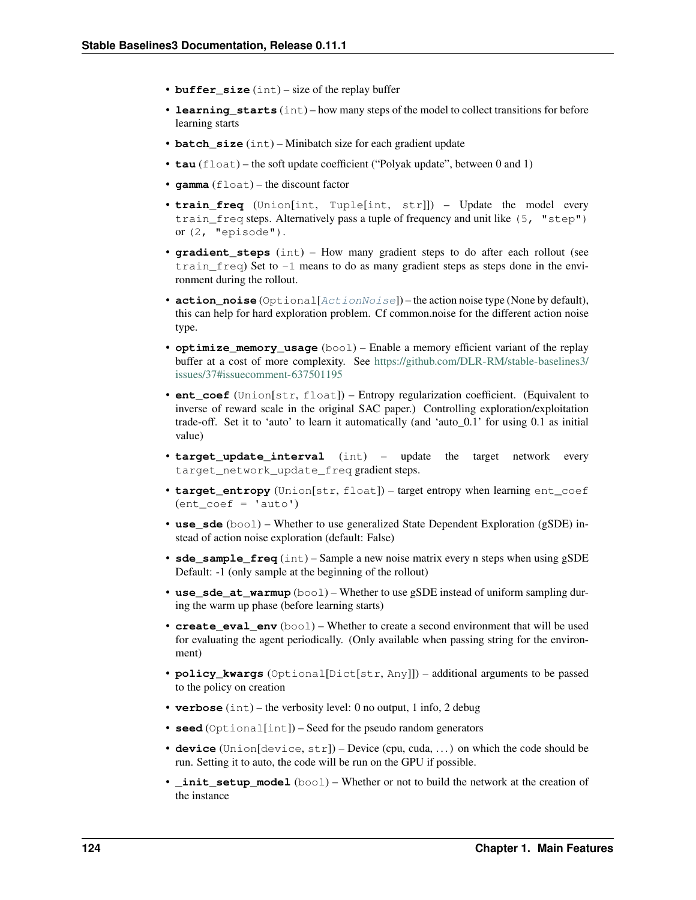- **buffer_size** (int) – size of the replay buffer
- **learning_starts** (int) – how many steps of the model to collect transitions for before learning starts
- **batch_size** (int) – Minibatch size for each gradient update
- **tau** (float) – the soft update coefficient ("Polyak update", between 0 and 1)
- **gamma** (float) – the discount factor
- **train_freq** (Union[int, Tuple[int, str]]) – Update the model every `train_freq` steps. Alternatively pass a tuple of frequency and unit like `(5, "step")` or `(2, "episode")`.
- **gradient_steps** (int) – How many gradient steps to do after each rollout (see `train_freq`) Set to `-1` means to do as many gradient steps as steps done in the environment during the rollout.
- **action_noise** (Optional[*ActionNoise*]) – the action noise type (None by default), this can help for hard exploration problem. Cf common.noise for the different action noise type.
- **optimize_memory_usage** (bool) – Enable a memory efficient variant of the replay buffer at a cost of more complexity. See https://github.com/DLR-RM/stable-baselines3/issues/37#issuecomment-637501195
- **ent_coef** (Union[str, float]) – Entropy regularization coefficient. (Equivalent to inverse of reward scale in the original SAC paper.) Controlling exploration/exploitation trade-off. Set it to 'auto' to learn it automatically (and 'auto_0.1' for using 0.1 as initial value)
- **target_update_interval** (int) – update the target network every `target_network_update_freq` gradient steps.
- **target_entropy** (Union[str, float]) – target entropy when learning `ent_coef` (`ent_coef = 'auto'`)
- **use_sde** (bool) – Whether to use generalized State Dependent Exploration (gSDE) instead of action noise exploration (default: False)
- **sde_sample_freq** (int) – Sample a new noise matrix every n steps when using gSDE Default: -1 (only sample at the beginning of the rollout)
- **use_sde_at_warmup** (bool) – Whether to use gSDE instead of uniform sampling during the warm up phase (before learning starts)
- **create_eval_env** (bool) – Whether to create a second environment that will be used for evaluating the agent periodically. (Only available when passing string for the environment)
- **policy_kwargs** (Optional[Dict[str, Any]]) – additional arguments to be passed to the policy on creation
- **verbose** (int) – the verbosity level: 0 no output, 1 info, 2 debug
- **seed** (Optional[int]) – Seed for the pseudo random generators
- **device** (Union[device, str]) – Device (cpu, cuda, ...) on which the code should be run. Setting it to auto, the code will be run on the GPU if possible.
- **_init_setup_model** (bool) – Whether or not to build the network at the creation of the instance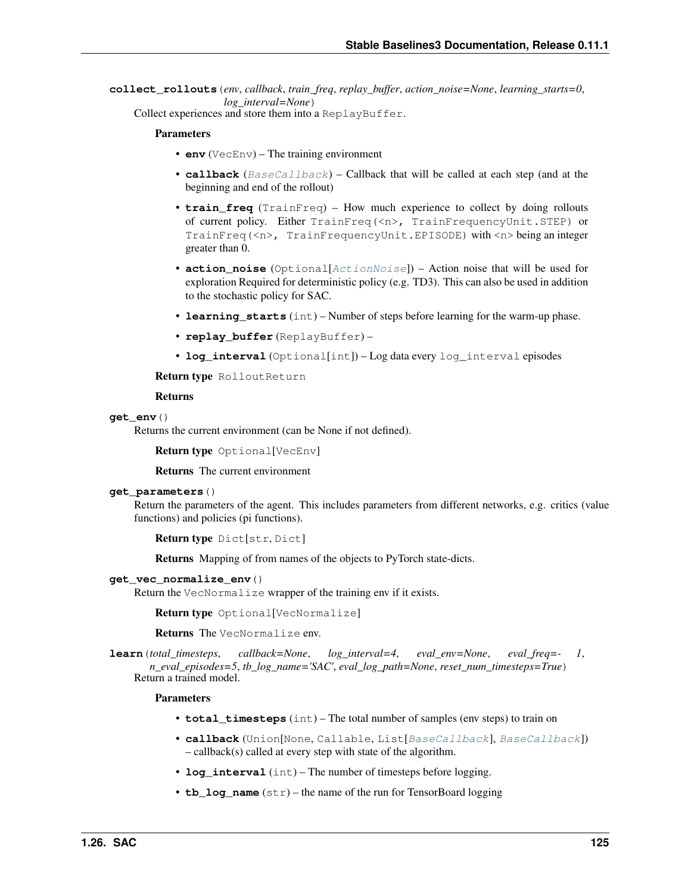**collect_rollouts**(*env*, *callback*, *train_freq*, *replay_buffer*, *action_noise=None*, *learning_starts=0*, *log_interval=None*)

Collect experiences and store them into a `ReplayBuffer`.

**Parameters**

- **env** (`VecEnv`) – The training environment
- **callback** (`BaseCallback`) – Callback that will be called at each step (and at the beginning and end of the rollout)
- **train_freq** (`TrainFreq`) – How much experience to collect by doing rollouts of current policy. Either `TrainFreq(<n>, TrainFrequencyUnit.STEP)` or `TrainFreq(<n>, TrainFrequencyUnit.EPISODE)` with `<n>` being an integer greater than 0.
- **action_noise** (`Optional[ActionNoise]`) – Action noise that will be used for exploration Required for deterministic policy (e.g. TD3). This can also be used in addition to the stochastic policy for SAC.
- **learning_starts** (`int`) – Number of steps before learning for the warm-up phase.
- **replay_buffer** (`ReplayBuffer`) –
- **log_interval** (`Optional[int]`) – Log data every `log_interval` episodes

**Return type** `RolloutReturn`

**Returns**

**get_env**()

Returns the current environment (can be None if not defined).

**Return type** `Optional[VecEnv]`

**Returns** The current environment

**get_parameters**()

Return the parameters of the agent. This includes parameters from different networks, e.g. critics (value functions) and policies (pi functions).

**Return type** `Dict[str, Dict]`

**Returns** Mapping of from names of the objects to PyTorch state-dicts.

**get_vec_normalize_env**()

Return the `VecNormalize` wrapper of the training env if it exists.

**Return type** `Optional[VecNormalize]`

**Returns** The `VecNormalize` env.

**learn**(*total_timesteps*, *callback=None*, *log_interval=4*, *eval_env=None*, *eval_freq=-1*, *n_eval_episodes=5*, *tb_log_name='SAC'*, *eval_log_path=None*, *reset_num_timesteps=True*)

Return a trained model.

**Parameters**

- **total_timesteps** (`int`) – The total number of samples (env steps) to train on
- **callback** (`Union[None, Callable, List[BaseCallback], BaseCallback]`) – callback(s) called at every step with state of the algorithm.
- **log_interval** (`int`) – The number of timesteps before logging.
- **tb_log_name** (`str`) – the name of the run for TensorBoard logging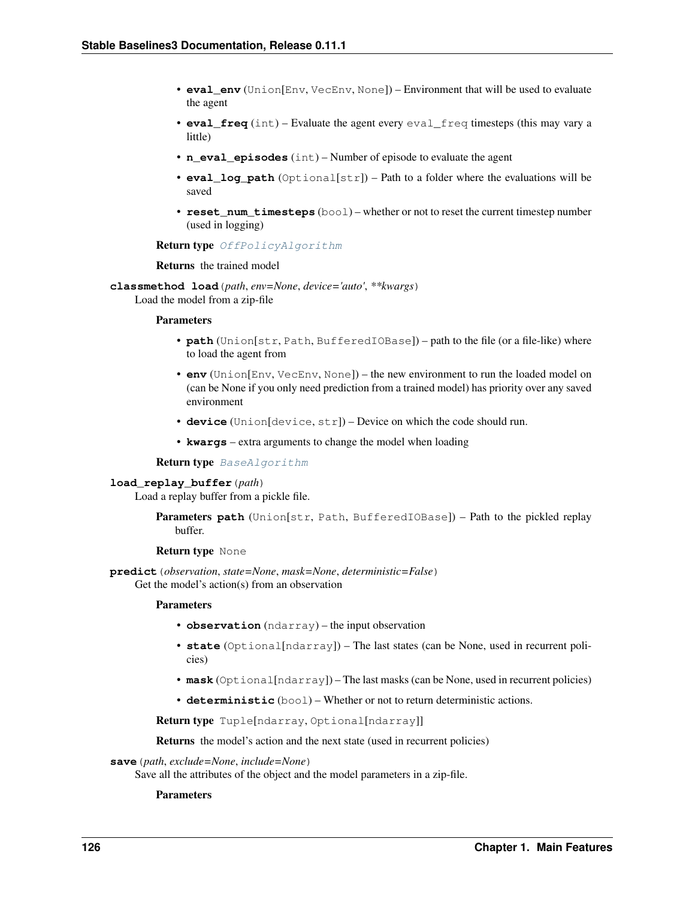- **eval_env** (Union[Env, VecEnv, None]) – Environment that will be used to evaluate the agent
- **eval_freq** (int) – Evaluate the agent every eval_freq timesteps (this may vary a little)
- **n_eval_episodes** (int) – Number of episode to evaluate the agent
- **eval_log_path** (Optional[str]) – Path to a folder where the evaluations will be saved
- **reset_num_timesteps** (bool) – whether or not to reset the current timestep number (used in logging)

**Return type** *OffPolicyAlgorithm*

**Returns** the trained model

**classmethod load**(*path*, *env=None*, *device='auto'*, *\*\*kwargs*)

Load the model from a zip-file

**Parameters**

- **path** (Union[str, Path, BufferedIOBase]) – path to the file (or a file-like) where to load the agent from
- **env** (Union[Env, VecEnv, None]) – the new environment to run the loaded model on (can be None if you only need prediction from a trained model) has priority over any saved environment
- **device** (Union[device, str]) – Device on which the code should run.
- **kwargs** – extra arguments to change the model when loading

**Return type** *BaseAlgorithm*

**load_replay_buffer**(*path*)

Load a replay buffer from a pickle file.

**Parameters path** (Union[str, Path, BufferedIOBase]) – Path to the pickled replay buffer.

**Return type** None

**predict**(*observation*, *state=None*, *mask=None*, *deterministic=False*)

Get the model's action(s) from an observation

**Parameters**

- **observation** (ndarray) – the input observation
- **state** (Optional[ndarray]) – The last states (can be None, used in recurrent policies)
- **mask** (Optional[ndarray]) – The last masks (can be None, used in recurrent policies)
- **deterministic** (bool) – Whether or not to return deterministic actions.

**Return type** Tuple[ndarray, Optional[ndarray]]

**Returns** the model's action and the next state (used in recurrent policies)

**save**(*path*, *exclude=None*, *include=None*)

Save all the attributes of the object and the model parameters in a zip-file.

**Parameters**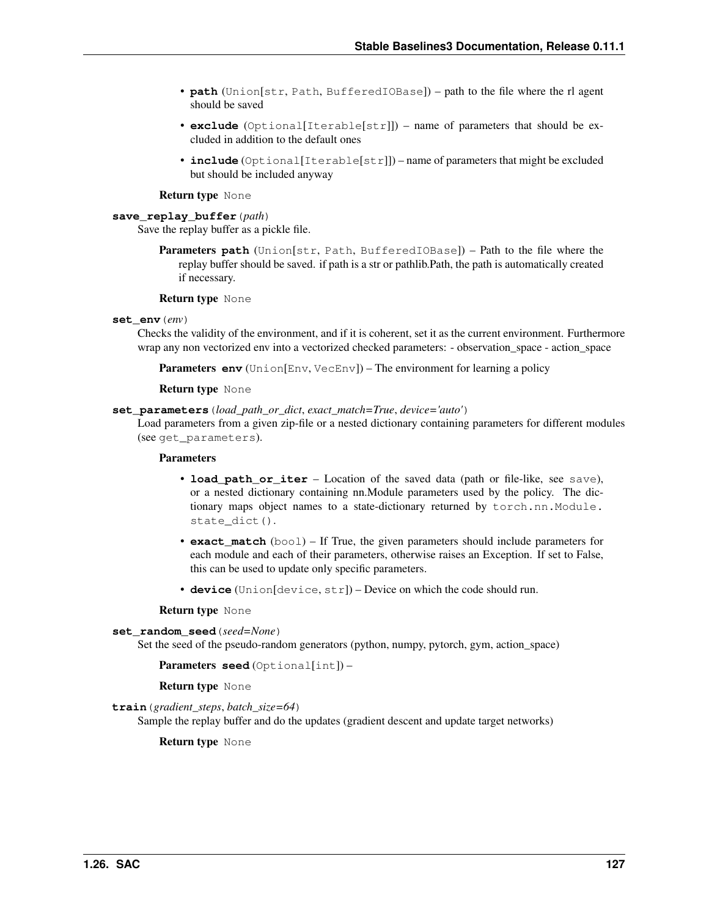- **path** (Union[str, Path, BufferedIOBase]) – path to the file where the rl agent should be saved
- **exclude** (Optional[Iterable[str]]) – name of parameters that should be excluded in addition to the default ones
- **include** (Optional[Iterable[str]]) – name of parameters that might be excluded but should be included anyway

**Return type** None

**save_replay_buffer**(*path*)

Save the replay buffer as a pickle file.

**Parameters path** (Union[str, Path, BufferedIOBase]) – Path to the file where the replay buffer should be saved. if path is a str or pathlib.Path, the path is automatically created if necessary.

**Return type** None

**set_env**(*env*)

Checks the validity of the environment, and if it is coherent, set it as the current environment. Furthermore wrap any non vectorized env into a vectorized checked parameters: - observation_space - action_space

**Parameters env** (Union[Env, VecEnv]) – The environment for learning a policy

**Return type** None

**set_parameters**(*load_path_or_dict*, *exact_match=True*, *device='auto'*)

Load parameters from a given zip-file or a nested dictionary containing parameters for different modules (see `get_parameters`).

**Parameters**

- **load_path_or_iter** – Location of the saved data (path or file-like, see `save`), or a nested dictionary containing nn.Module parameters used by the policy. The dictionary maps object names to a state-dictionary returned by `torch.nn.Module.state_dict()`.
- **exact_match** (bool) – If True, the given parameters should include parameters for each module and each of their parameters, otherwise raises an Exception. If set to False, this can be used to update only specific parameters.
- **device** (Union[device, str]) – Device on which the code should run.

**Return type** None

**set_random_seed**(*seed=None*)

Set the seed of the pseudo-random generators (python, numpy, pytorch, gym, action_space)

**Parameters seed** (Optional[int]) –

**Return type** None

**train**(*gradient_steps*, *batch_size=64*)

Sample the replay buffer and do the updates (gradient descent and update target networks)

**Return type** None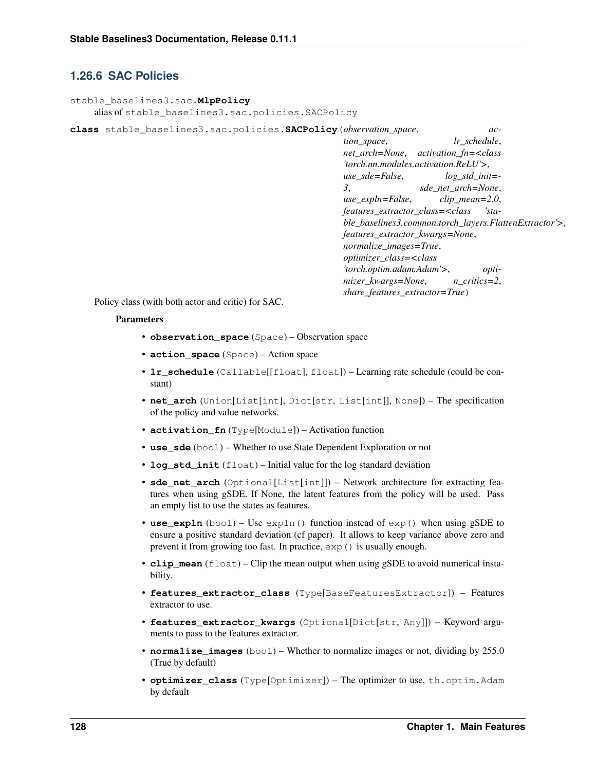### 1.26.6 SAC Policies

`stable_baselines3.sac.MlpPolicy`
alias of `stable_baselines3.sac.policies.SACPolicy`

**class** `stable_baselines3.sac.policies.SACPolicy`(*observation_space*, *action_space*, *lr_schedule*, *net_arch=None*, *activation_fn=<class 'torch.nn.modules.activation.ReLU'>*, *use_sde=False*, *log_std_init=-3*, *sde_net_arch=None*, *use_expln=False*, *clip_mean=2.0*, *features_extractor_class=<class 'stable_baselines3.common.torch_layers.FlattenExtractor'>*, *features_extractor_kwargs=None*, *normalize_images=True*, *optimizer_class=<class 'torch.optim.adam.Adam'>*, *optimizer_kwargs=None*, *n_critics=2*, *share_features_extractor=True*)

Policy class (with both actor and critic) for SAC.

**Parameters**

- **observation_space** (`Space`) – Observation space
- **action_space** (`Space`) – Action space
- **lr_schedule** (`Callable`[[`float`], `float`]) – Learning rate schedule (could be constant)
- **net_arch** (`Union`[`List`[`int`], `Dict`[`str`, `List`[`int`]], `None`]) – The specification of the policy and value networks.
- **activation_fn** (`Type`[`Module`]) – Activation function
- **use_sde** (`bool`) – Whether to use State Dependent Exploration or not
- **log_std_init** (`float`) – Initial value for the log standard deviation
- **sde_net_arch** (`Optional`[`List`[`int`]]) – Network architecture for extracting features when using gSDE. If None, the latent features from the policy will be used. Pass an empty list to use the states as features.
- **use_expln** (`bool`) – Use `expln()` function instead of `exp()` when using gSDE to ensure a positive standard deviation (cf paper). It allows to keep variance above zero and prevent it from growing too fast. In practice, `exp()` is usually enough.
- **clip_mean** (`float`) – Clip the mean output when using gSDE to avoid numerical instability.
- **features_extractor_class** (`Type`[`BaseFeaturesExtractor`]) – Features extractor to use.
- **features_extractor_kwargs** (`Optional`[`Dict`[`str`, `Any`]]) – Keyword arguments to pass to the features extractor.
- **normalize_images** (`bool`) – Whether to normalize images or not, dividing by 255.0 (True by default)
- **optimizer_class** (`Type`[`Optimizer`]) – The optimizer to use, `th.optim.Adam` by default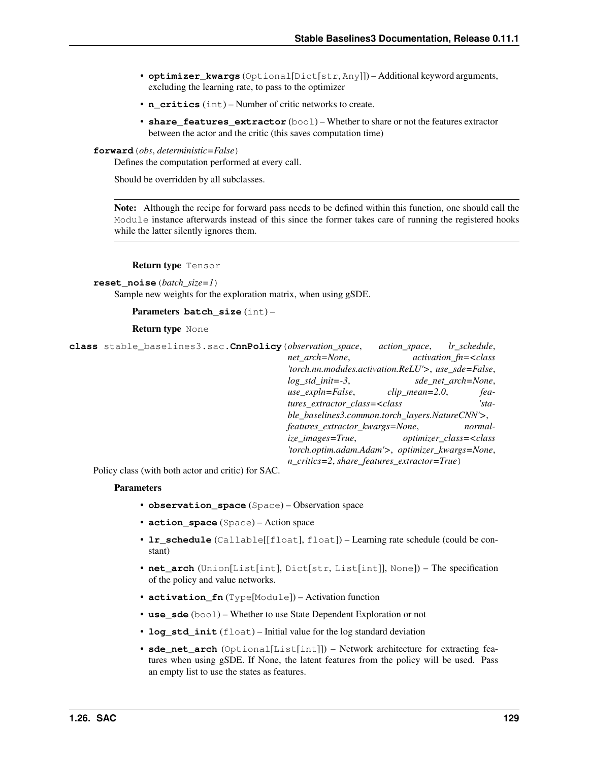- **optimizer_kwargs** (Optional[Dict[str, Any]]) – Additional keyword arguments, excluding the learning rate, to pass to the optimizer
- **n_critics** (int) – Number of critic networks to create.
- **share_features_extractor** (bool) – Whether to share or not the features extractor between the actor and the critic (this saves computation time)

**forward**(*obs*, *deterministic=False*)

Defines the computation performed at every call.

Should be overridden by all subclasses.

> **Note:** Although the recipe for forward pass needs to be defined within this function, one should call the `Module` instance afterwards instead of this since the former takes care of running the registered hooks while the latter silently ignores them.

**Return type** Tensor

**reset_noise**(*batch_size=1*)

Sample new weights for the exploration matrix, when using gSDE.

**Parameters** **batch_size** (int) –

**Return type** None

**class** stable_baselines3.sac.**CnnPolicy**(*observation_space*, *action_space*, *lr_schedule*, *net_arch=None*, *activation_fn=<class 'torch.nn.modules.activation.ReLU'>*, *use_sde=False*, *log_std_init=-3*, *sde_net_arch=None*, *use_expln=False*, *clip_mean=2.0*, *features_extractor_class=<class 'stable_baselines3.common.torch_layers.NatureCNN'>*, *features_extractor_kwargs=None*, *normalize_images=True*, *optimizer_class=<class 'torch.optim.adam.Adam'>*, *optimizer_kwargs=None*, *n_critics=2*, *share_features_extractor=True*)

Policy class (with both actor and critic) for SAC.

**Parameters**

- **observation_space** (Space) – Observation space
- **action_space** (Space) – Action space
- **lr_schedule** (Callable[[float], float]) – Learning rate schedule (could be constant)
- **net_arch** (Union[List[int], Dict[str, List[int]], None]) – The specification of the policy and value networks.
- **activation_fn** (Type[Module]) – Activation function
- **use_sde** (bool) – Whether to use State Dependent Exploration or not
- **log_std_init** (float) – Initial value for the log standard deviation
- **sde_net_arch** (Optional[List[int]]) – Network architecture for extracting features when using gSDE. If None, the latent features from the policy will be used. Pass an empty list to use the states as features.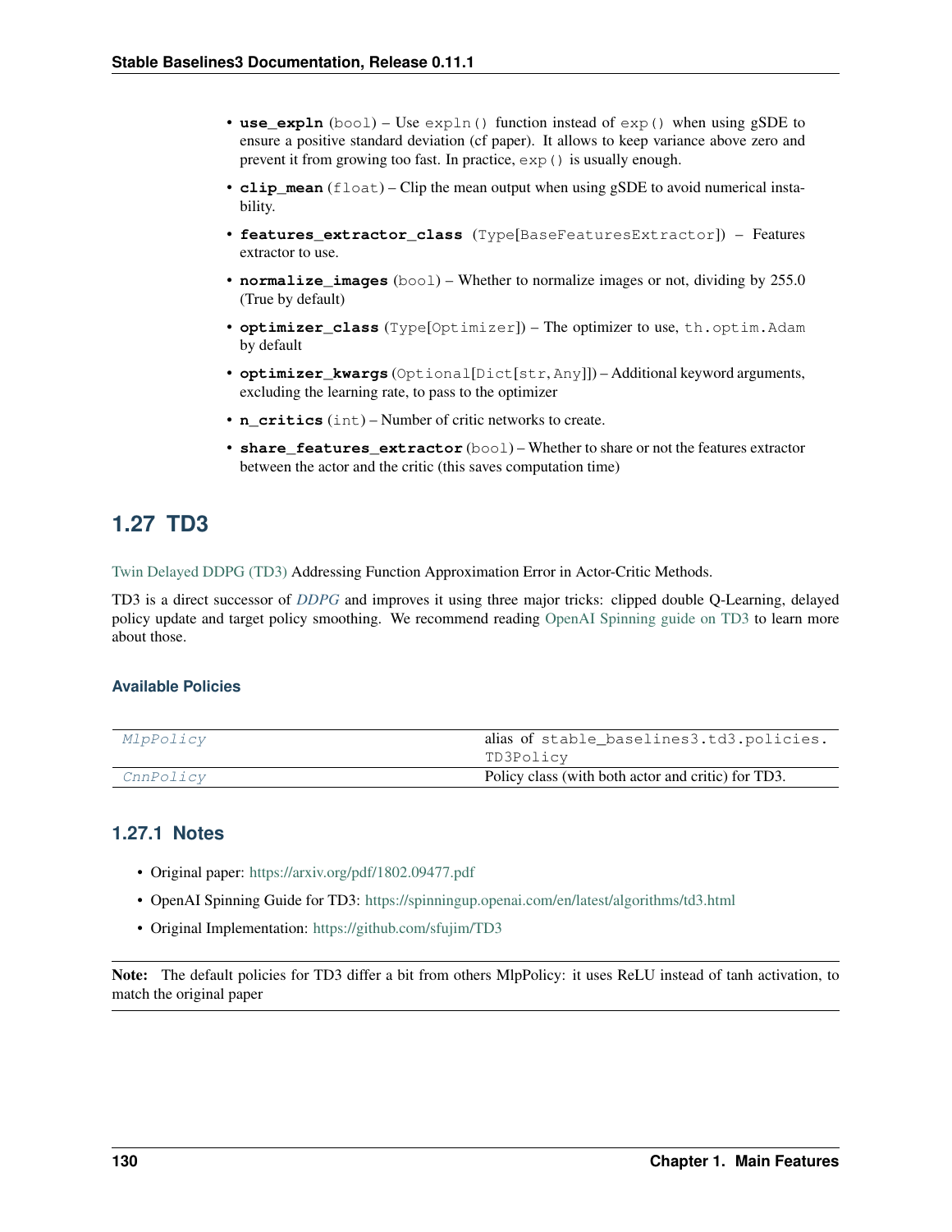- **use_expln** (bool) – Use `expln()` function instead of `exp()` when using gSDE to ensure a positive standard deviation (cf paper). It allows to keep variance above zero and prevent it from growing too fast. In practice, `exp()` is usually enough.
- **clip_mean** (float) – Clip the mean output when using gSDE to avoid numerical instability.
- **features_extractor_class** (Type[BaseFeaturesExtractor]) – Features extractor to use.
- **normalize_images** (bool) – Whether to normalize images or not, dividing by 255.0 (True by default)
- **optimizer_class** (Type[Optimizer]) – The optimizer to use, `th.optim.Adam` by default
- **optimizer_kwargs** (Optional[Dict[str, Any]]) – Additional keyword arguments, excluding the learning rate, to pass to the optimizer
- **n_critics** (int) – Number of critic networks to create.
- **share_features_extractor** (bool) – Whether to share or not the features extractor between the actor and the critic (this saves computation time)

## 1.27 TD3

Twin Delayed DDPG (TD3) Addressing Function Approximation Error in Actor-Critic Methods.

TD3 is a direct successor of *DDPG* and improves it using three major tricks: clipped double Q-Learning, delayed policy update and target policy smoothing. We recommend reading OpenAI Spinning guide on TD3 to learn more about those.

#### Available Policies

| | |
|---|---|
| *MlpPolicy* | alias of `stable_baselines3.td3.policies.TD3Policy` |
| *CnnPolicy* | Policy class (with both actor and critic) for TD3. |

### 1.27.1 Notes

- Original paper: https://arxiv.org/pdf/1802.09477.pdf
- OpenAI Spinning Guide for TD3: https://spinningup.openai.com/en/latest/algorithms/td3.html
- Original Implementation: https://github.com/sfujim/TD3

**Note:** The default policies for TD3 differ a bit from others MlpPolicy: it uses ReLU instead of tanh activation, to match the original paper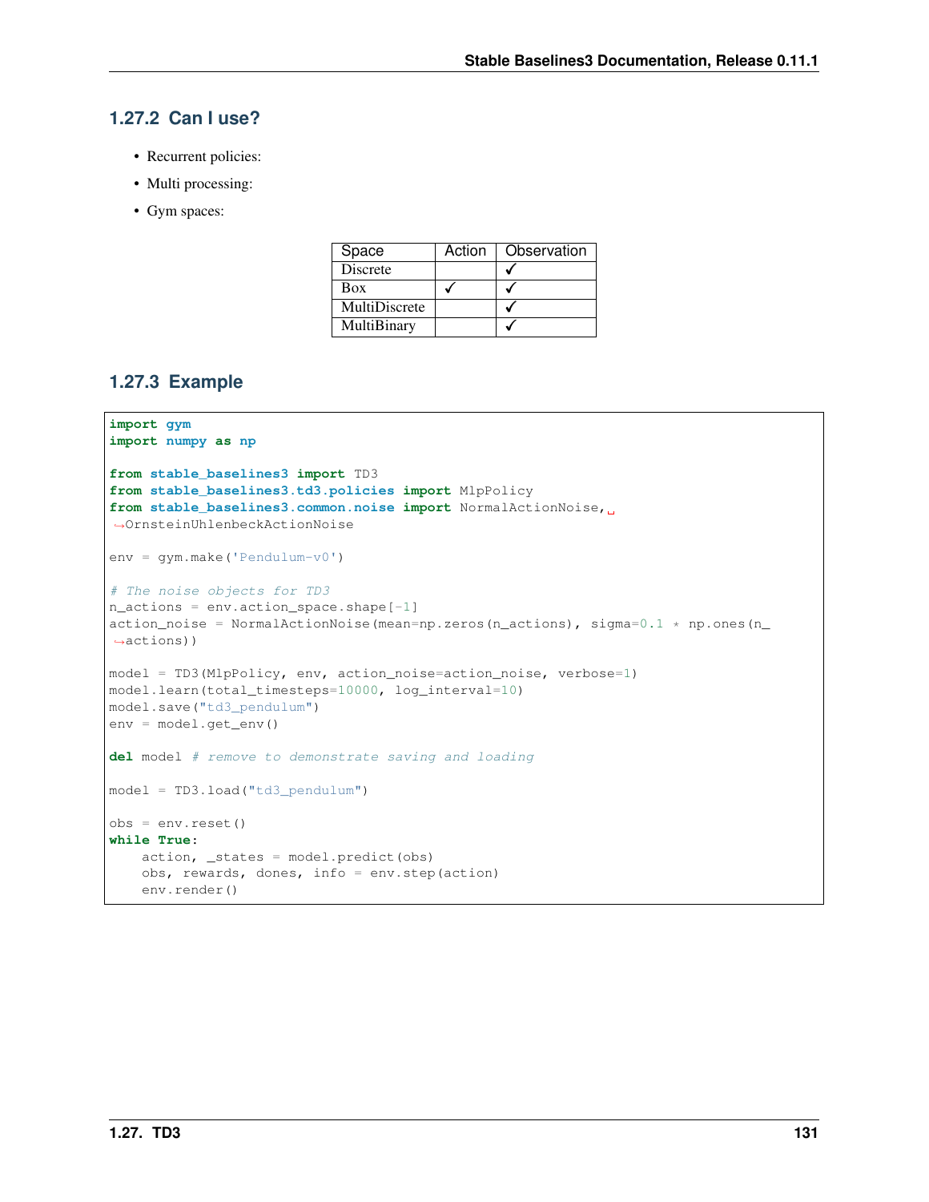### 1.27.2 Can I use?

- Recurrent policies:
- Multi processing:
- Gym spaces:

| Space | Action | Observation |
|---|---|---|
| Discrete | | ✓ |
| Box | ✓ | ✓ |
| MultiDiscrete | | ✓ |
| MultiBinary | | ✓ |

### 1.27.3 Example

```
import gym
import numpy as np

from stable_baselines3 import TD3
from stable_baselines3.td3.policies import MlpPolicy
from stable_baselines3.common.noise import NormalActionNoise, OrnsteinUhlenbeckActionNoise

env = gym.make('Pendulum-v0')

# The noise objects for TD3
n_actions = env.action_space.shape[-1]
action_noise = NormalActionNoise(mean=np.zeros(n_actions), sigma=0.1 * np.ones(n_actions))

model = TD3(MlpPolicy, env, action_noise=action_noise, verbose=1)
model.learn(total_timesteps=10000, log_interval=10)
model.save("td3_pendulum")
env = model.get_env()

del model # remove to demonstrate saving and loading

model = TD3.load("td3_pendulum")

obs = env.reset()
while True:
    action, _states = model.predict(obs)
    obs, rewards, dones, info = env.step(action)
    env.render()
```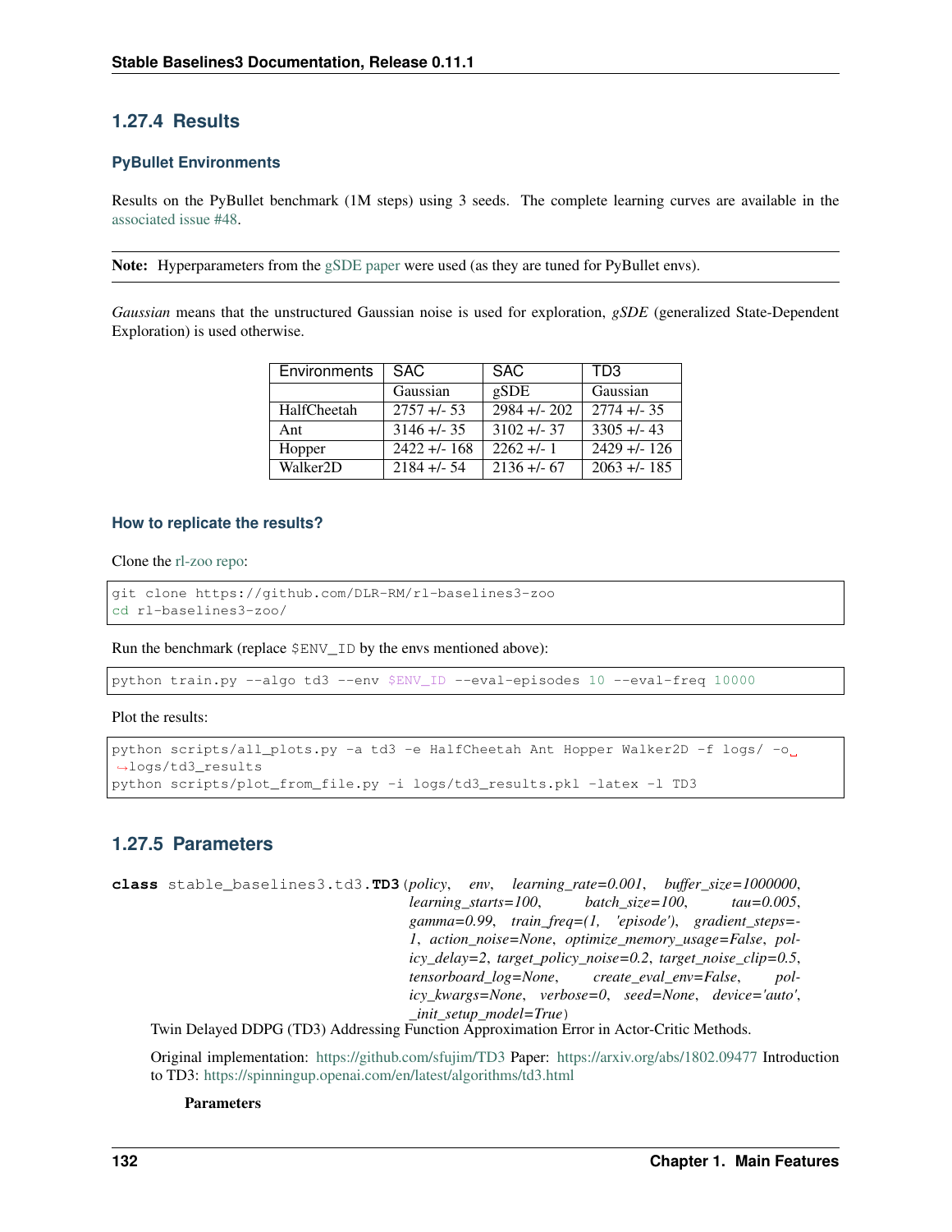## 1.27.4 Results

### PyBullet Environments

Results on the PyBullet benchmark (1M steps) using 3 seeds. The complete learning curves are available in the associated issue #48.

**Note:** Hyperparameters from the gSDE paper were used (as they are tuned for PyBullet envs).

*Gaussian* means that the unstructured Gaussian noise is used for exploration, *gSDE* (generalized State-Dependent Exploration) is used otherwise.

| Environments | SAC | SAC | TD3 |
|---|---|---|---|
| | Gaussian | gSDE | Gaussian |
| HalfCheetah | 2757 +/- 53 | 2984 +/- 202 | 2774 +/- 35 |
| Ant | 3146 +/- 35 | 3102 +/- 37 | 3305 +/- 43 |
| Hopper | 2422 +/- 168 | 2262 +/- 1 | 2429 +/- 126 |
| Walker2D | 2184 +/- 54 | 2136 +/- 67 | 2063 +/- 185 |

### How to replicate the results?

Clone the rl-zoo repo:

```
git clone https://github.com/DLR-RM/rl-baselines3-zoo
cd rl-baselines3-zoo/
```

Run the benchmark (replace `$ENV_ID` by the envs mentioned above):

```
python train.py --algo td3 --env $ENV_ID --eval-episodes 10 --eval-freq 10000
```

Plot the results:

```
python scripts/all_plots.py -a td3 -e HalfCheetah Ant Hopper Walker2D -f logs/ -o logs/td3_results
python scripts/plot_from_file.py -i logs/td3_results.pkl -latex -l TD3
```

## 1.27.5 Parameters

**class** stable_baselines3.td3.**TD3**(*policy, env, learning_rate=0.001, buffer_size=1000000, learning_starts=100, batch_size=100, tau=0.005, gamma=0.99, train_freq=(1, 'episode'), gradient_steps=-1, action_noise=None, optimize_memory_usage=False, policy_delay=2, target_policy_noise=0.2, target_noise_clip=0.5, tensorboard_log=None, create_eval_env=False, policy_kwargs=None, verbose=0, seed=None, device='auto', _init_setup_model=True*)

Twin Delayed DDPG (TD3) Addressing Function Approximation Error in Actor-Critic Methods.

Original implementation: https://github.com/sfujim/TD3 Paper: https://arxiv.org/abs/1802.09477 Introduction to TD3: https://spinningup.openai.com/en/latest/algorithms/td3.html

**Parameters**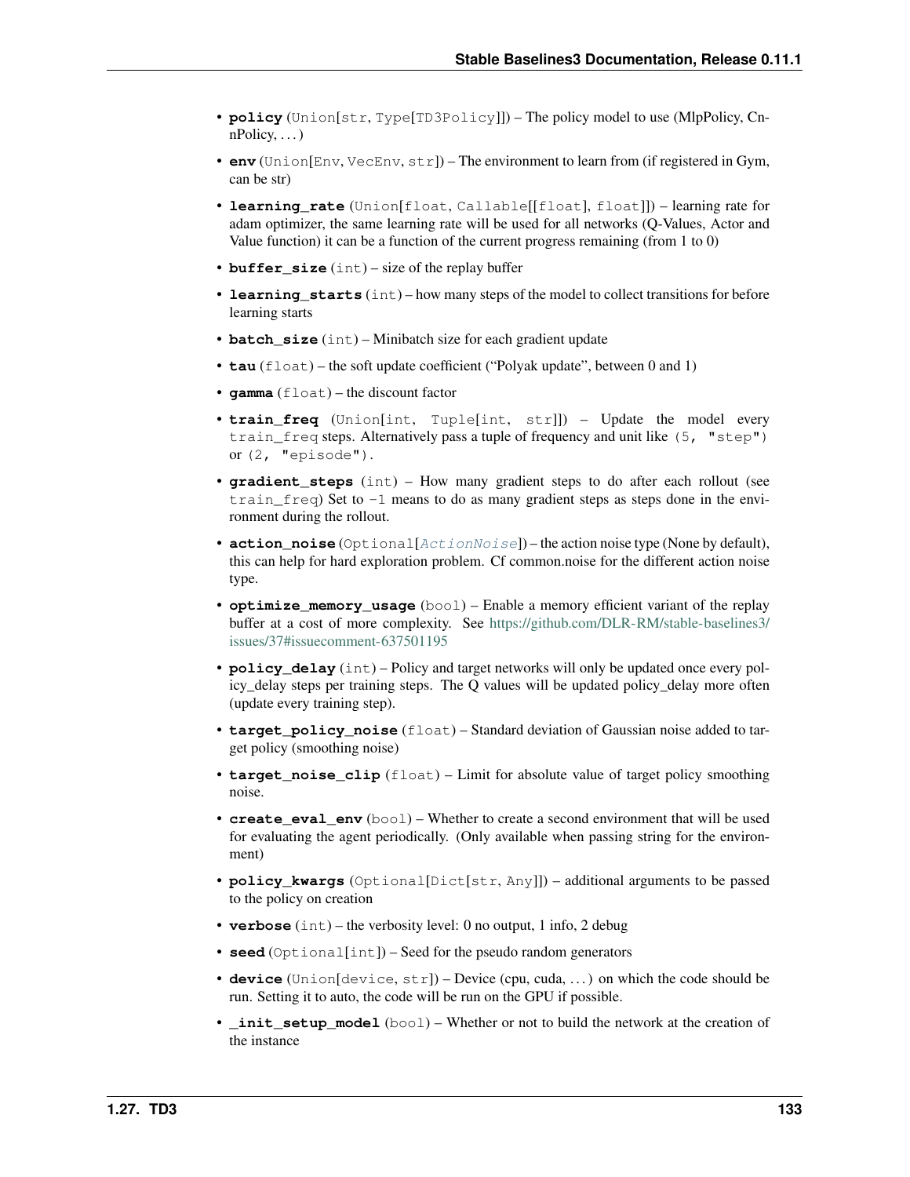- **policy** (Union[str, Type[TD3Policy]]) – The policy model to use (MlpPolicy, CnnPolicy, ...)
- **env** (Union[Env, VecEnv, str]) – The environment to learn from (if registered in Gym, can be str)
- **learning_rate** (Union[float, Callable[[float], float]]) – learning rate for adam optimizer, the same learning rate will be used for all networks (Q-Values, Actor and Value function) it can be a function of the current progress remaining (from 1 to 0)
- **buffer_size** (int) – size of the replay buffer
- **learning_starts** (int) – how many steps of the model to collect transitions for before learning starts
- **batch_size** (int) – Minibatch size for each gradient update
- **tau** (float) – the soft update coefficient ("Polyak update", between 0 and 1)
- **gamma** (float) – the discount factor
- **train_freq** (Union[int, Tuple[int, str]]) – Update the model every train_freq steps. Alternatively pass a tuple of frequency and unit like (5, "step") or (2, "episode").
- **gradient_steps** (int) – How many gradient steps to do after each rollout (see train_freq) Set to -1 means to do as many gradient steps as steps done in the environment during the rollout.
- **action_noise** (Optional[*ActionNoise*]) – the action noise type (None by default), this can help for hard exploration problem. Cf common.noise for the different action noise type.
- **optimize_memory_usage** (bool) – Enable a memory efficient variant of the replay buffer at a cost of more complexity. See https://github.com/DLR-RM/stable-baselines3/issues/37#issuecomment-637501195
- **policy_delay** (int) – Policy and target networks will only be updated once every policy_delay steps per training steps. The Q values will be updated policy_delay more often (update every training step).
- **target_policy_noise** (float) – Standard deviation of Gaussian noise added to target policy (smoothing noise)
- **target_noise_clip** (float) – Limit for absolute value of target policy smoothing noise.
- **create_eval_env** (bool) – Whether to create a second environment that will be used for evaluating the agent periodically. (Only available when passing string for the environment)
- **policy_kwargs** (Optional[Dict[str, Any]]) – additional arguments to be passed to the policy on creation
- **verbose** (int) – the verbosity level: 0 no output, 1 info, 2 debug
- **seed** (Optional[int]) – Seed for the pseudo random generators
- **device** (Union[device, str]) – Device (cpu, cuda, ...) on which the code should be run. Setting it to auto, the code will be run on the GPU if possible.
- **_init_setup_model** (bool) – Whether or not to build the network at the creation of the instance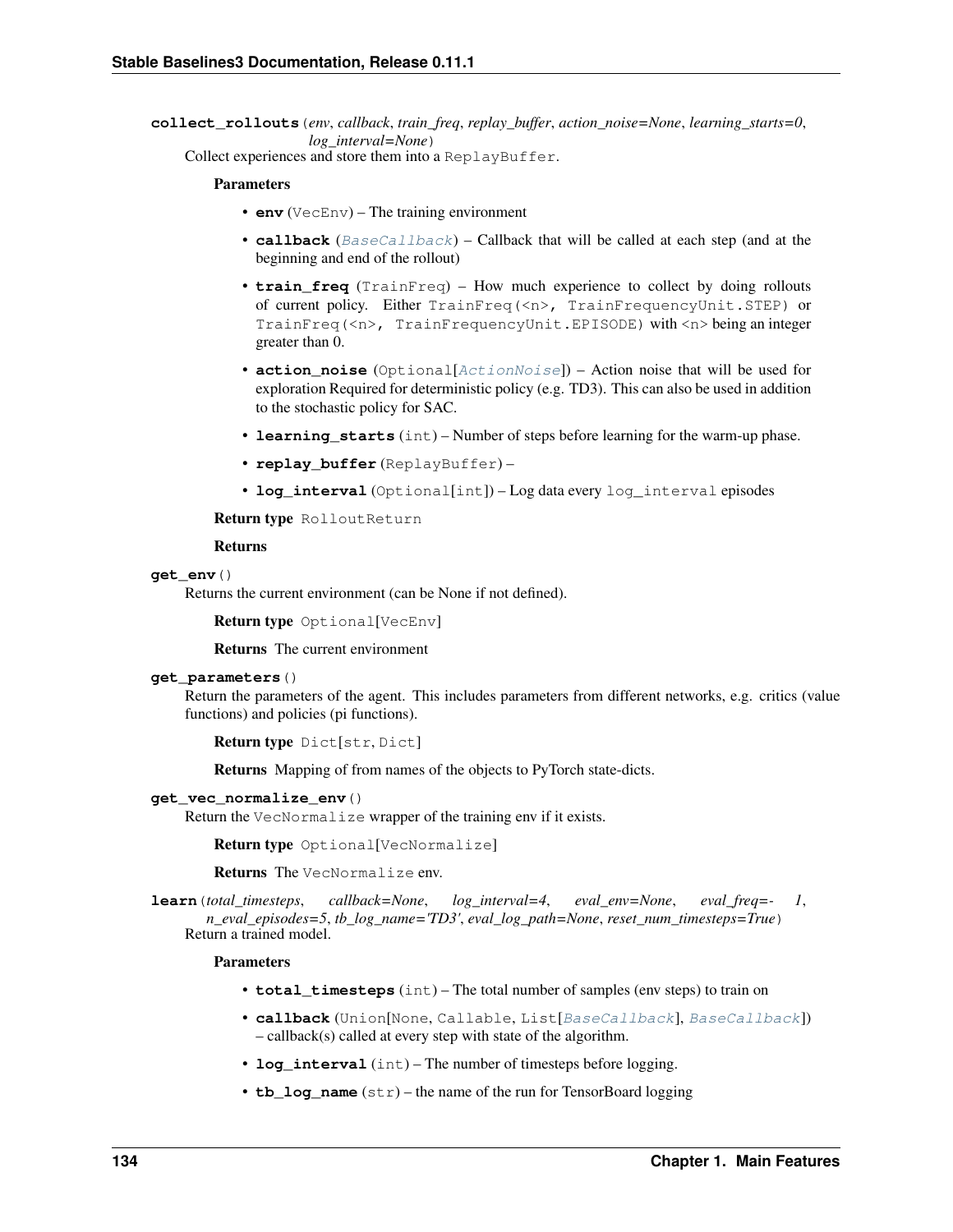**collect_rollouts**(*env*, *callback*, *train_freq*, *replay_buffer*, *action_noise=None*, *learning_starts=0*, *log_interval=None*)

Collect experiences and store them into a `ReplayBuffer`.

**Parameters**

- **env** (`VecEnv`) – The training environment
- **callback** (`BaseCallback`) – Callback that will be called at each step (and at the beginning and end of the rollout)
- **train_freq** (`TrainFreq`) – How much experience to collect by doing rollouts of current policy. Either `TrainFreq(<n>, TrainFrequencyUnit.STEP)` or `TrainFreq(<n>, TrainFrequencyUnit.EPISODE)` with `<n>` being an integer greater than 0.
- **action_noise** (`Optional[ActionNoise]`) – Action noise that will be used for exploration Required for deterministic policy (e.g. TD3). This can also be used in addition to the stochastic policy for SAC.
- **learning_starts** (`int`) – Number of steps before learning for the warm-up phase.
- **replay_buffer** (`ReplayBuffer`) –
- **log_interval** (`Optional[int]`) – Log data every `log_interval` episodes

**Return type** `RolloutReturn`

**Returns**

**get_env**()

Returns the current environment (can be None if not defined).

**Return type** `Optional[VecEnv]`

**Returns** The current environment

**get_parameters**()

Return the parameters of the agent. This includes parameters from different networks, e.g. critics (value functions) and policies (pi functions).

**Return type** `Dict[str, Dict]`

**Returns** Mapping of from names of the objects to PyTorch state-dicts.

**get_vec_normalize_env**()

Return the `VecNormalize` wrapper of the training env if it exists.

**Return type** `Optional[VecNormalize]`

**Returns** The `VecNormalize` env.

**learn**(*total_timesteps*, *callback=None*, *log_interval=4*, *eval_env=None*, *eval_freq=- 1*, *n_eval_episodes=5*, *tb_log_name='TD3'*, *eval_log_path=None*, *reset_num_timesteps=True*)

Return a trained model.

**Parameters**

- **total_timesteps** (`int`) – The total number of samples (env steps) to train on
- **callback** (`Union[None, Callable, List[BaseCallback], BaseCallback]`) – callback(s) called at every step with state of the algorithm.
- **log_interval** (`int`) – The number of timesteps before logging.
- **tb_log_name** (`str`) – the name of the run for TensorBoard logging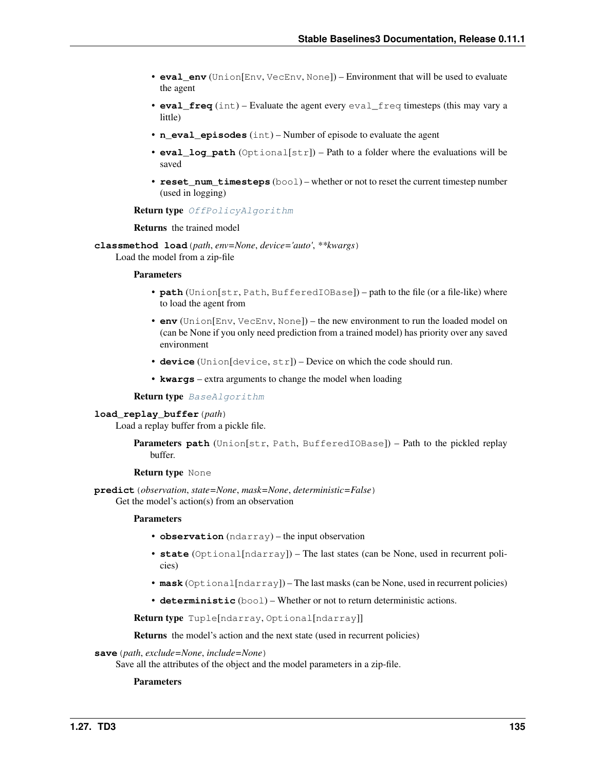- **eval_env** (Union[Env, VecEnv, None]) – Environment that will be used to evaluate the agent
- **eval_freq** (int) – Evaluate the agent every eval_freq timesteps (this may vary a little)
- **n_eval_episodes** (int) – Number of episode to evaluate the agent
- **eval_log_path** (Optional[str]) – Path to a folder where the evaluations will be saved
- **reset_num_timesteps** (bool) – whether or not to reset the current timestep number (used in logging)

**Return type** *OffPolicyAlgorithm*

**Returns** the trained model

**classmethod load**(*path*, *env=None*, *device='auto'*, *\*\*kwargs*)

Load the model from a zip-file

**Parameters**

- **path** (Union[str, Path, BufferedIOBase]) – path to the file (or a file-like) where to load the agent from
- **env** (Union[Env, VecEnv, None]) – the new environment to run the loaded model on (can be None if you only need prediction from a trained model) has priority over any saved environment
- **device** (Union[device, str]) – Device on which the code should run.
- **kwargs** – extra arguments to change the model when loading

**Return type** *BaseAlgorithm*

**load_replay_buffer**(*path*)

Load a replay buffer from a pickle file.

**Parameters path** (Union[str, Path, BufferedIOBase]) – Path to the pickled replay buffer.

**Return type** None

**predict**(*observation*, *state=None*, *mask=None*, *deterministic=False*)

Get the model's action(s) from an observation

**Parameters**

- **observation** (ndarray) – the input observation
- **state** (Optional[ndarray]) – The last states (can be None, used in recurrent policies)
- **mask** (Optional[ndarray]) – The last masks (can be None, used in recurrent policies)
- **deterministic** (bool) – Whether or not to return deterministic actions.

**Return type** Tuple[ndarray, Optional[ndarray]]

**Returns** the model's action and the next state (used in recurrent policies)

**save**(*path*, *exclude=None*, *include=None*)

Save all the attributes of the object and the model parameters in a zip-file.

**Parameters**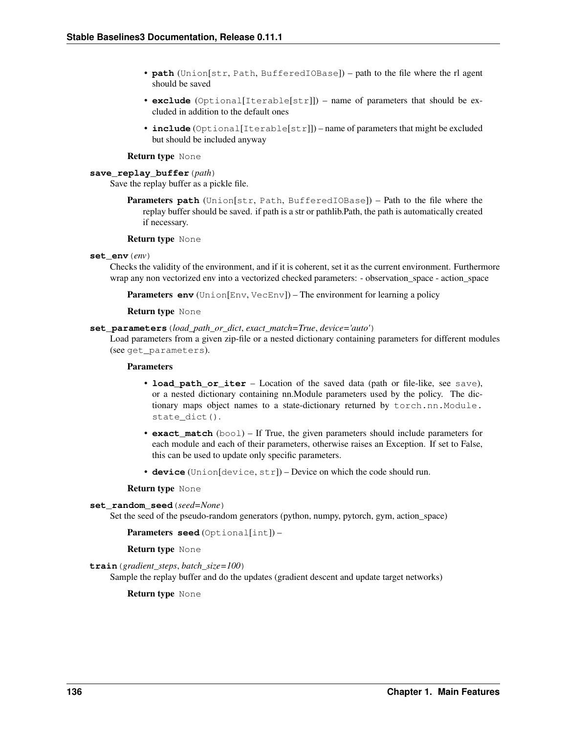- **path** (Union[str, Path, BufferedIOBase]) – path to the file where the rl agent should be saved
- **exclude** (Optional[Iterable[str]]) – name of parameters that should be excluded in addition to the default ones
- **include** (Optional[Iterable[str]]) – name of parameters that might be excluded but should be included anyway

**Return type** None

**save_replay_buffer**(*path*)

Save the replay buffer as a pickle file.

**Parameters** **path** (Union[str, Path, BufferedIOBase]) – Path to the file where the replay buffer should be saved. if path is a str or pathlib.Path, the path is automatically created if necessary.

**Return type** None

**set_env**(*env*)

Checks the validity of the environment, and if it is coherent, set it as the current environment. Furthermore wrap any non vectorized env into a vectorized checked parameters: - observation_space - action_space

**Parameters** **env** (Union[Env, VecEnv]) – The environment for learning a policy

**Return type** None

**set_parameters**(*load_path_or_dict*, *exact_match=True*, *device='auto'*)

Load parameters from a given zip-file or a nested dictionary containing parameters for different modules (see `get_parameters`).

**Parameters**

- **load_path_or_iter** – Location of the saved data (path or file-like, see `save`), or a nested dictionary containing nn.Module parameters used by the policy. The dictionary maps object names to a state-dictionary returned by `torch.nn.Module.state_dict()`.
- **exact_match** (bool) – If True, the given parameters should include parameters for each module and each of their parameters, otherwise raises an Exception. If set to False, this can be used to update only specific parameters.
- **device** (Union[device, str]) – Device on which the code should run.

**Return type** None

**set_random_seed**(*seed=None*)

Set the seed of the pseudo-random generators (python, numpy, pytorch, gym, action_space)

**Parameters** **seed** (Optional[int]) –

**Return type** None

**train**(*gradient_steps*, *batch_size=100*)

Sample the replay buffer and do the updates (gradient descent and update target networks)

**Return type** None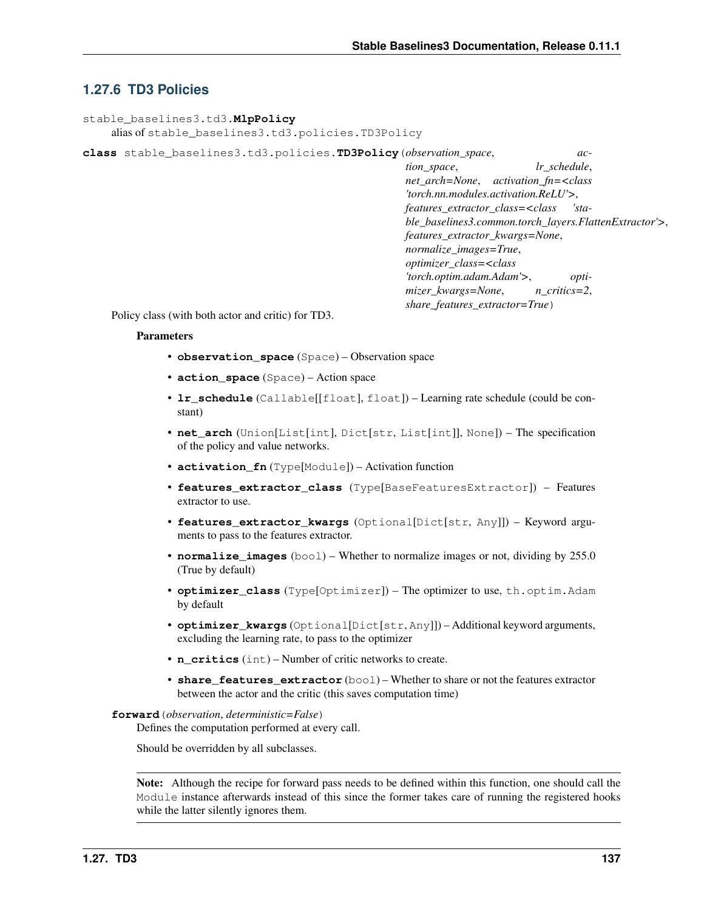### 1.27.6 TD3 Policies

`stable_baselines3.td3.MlpPolicy`

alias of `stable_baselines3.td3.policies.TD3Policy`

**class** `stable_baselines3.td3.policies.TD3Policy`(*observation_space*, *action_space*, *lr_schedule*, *net_arch=None*, *activation_fn=<class 'torch.nn.modules.activation.ReLU'>*, *features_extractor_class=<class 'stable_baselines3.common.torch_layers.FlattenExtractor'>*, *features_extractor_kwargs=None*, *normalize_images=True*, *optimizer_class=<class 'torch.optim.adam.Adam'>*, *optimizer_kwargs=None*, *n_critics=2*, *share_features_extractor=True*)

Policy class (with both actor and critic) for TD3.

**Parameters**

- **observation_space** (`Space`) – Observation space
- **action_space** (`Space`) – Action space
- **lr_schedule** (`Callable[[float], float]`) – Learning rate schedule (could be constant)
- **net_arch** (`Union[List[int], Dict[str, List[int]], None]`) – The specification of the policy and value networks.
- **activation_fn** (`Type[Module]`) – Activation function
- **features_extractor_class** (`Type[BaseFeaturesExtractor]`) – Features extractor to use.
- **features_extractor_kwargs** (`Optional[Dict[str, Any]]`) – Keyword arguments to pass to the features extractor.
- **normalize_images** (`bool`) – Whether to normalize images or not, dividing by 255.0 (True by default)
- **optimizer_class** (`Type[Optimizer]`) – The optimizer to use, `th.optim.Adam` by default
- **optimizer_kwargs** (`Optional[Dict[str, Any]]`) – Additional keyword arguments, excluding the learning rate, to pass to the optimizer
- **n_critics** (`int`) – Number of critic networks to create.
- **share_features_extractor** (`bool`) – Whether to share or not the features extractor between the actor and the critic (this saves computation time)

**forward**(*observation*, *deterministic=False*)

Defines the computation performed at every call.

Should be overridden by all subclasses.

**Note:** Although the recipe for forward pass needs to be defined within this function, one should call the `Module` instance afterwards instead of this since the former takes care of running the registered hooks while the latter silently ignores them.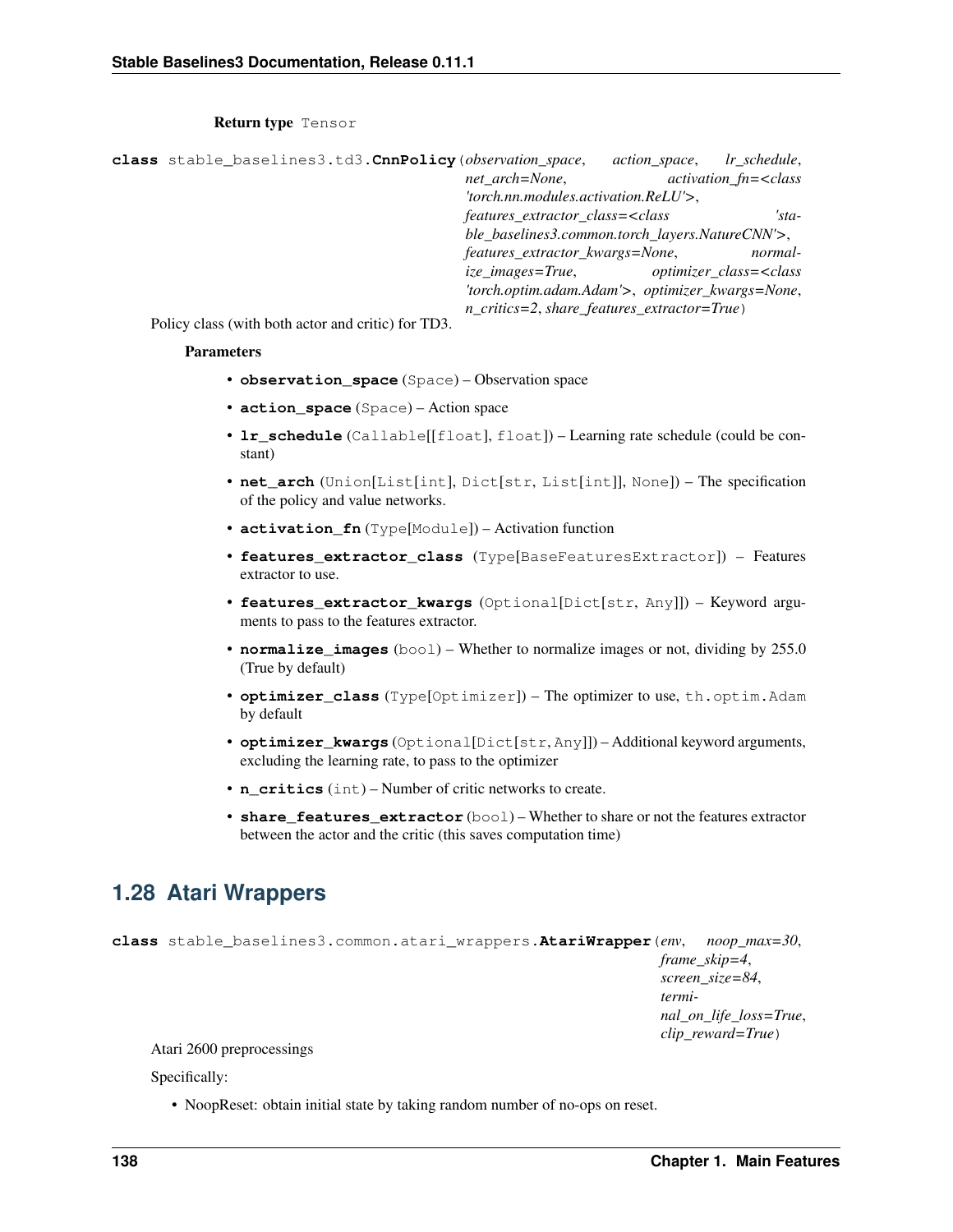**Return type** `Tensor`

```
class stable_baselines3.td3.CnnPolicy(observation_space, action_space, lr_schedule, net_arch=None, activation_fn=<class 'torch.nn.modules.activation.ReLU'>, features_extractor_class=<class 'stable_baselines3.common.torch_layers.NatureCNN'>, features_extractor_kwargs=None, normalize_images=True, optimizer_class=<class 'torch.optim.adam.Adam'>, optimizer_kwargs=None, n_critics=2, share_features_extractor=True)
```

Policy class (with both actor and critic) for TD3.

**Parameters**

- **observation_space** (`Space`) – Observation space
- **action_space** (`Space`) – Action space
- **lr_schedule** (`Callable[[float], float]`) – Learning rate schedule (could be constant)
- **net_arch** (`Union[List[int], Dict[str, List[int]], None]`) – The specification of the policy and value networks.
- **activation_fn** (`Type[Module]`) – Activation function
- **features_extractor_class** (`Type[BaseFeaturesExtractor]`) – Features extractor to use.
- **features_extractor_kwargs** (`Optional[Dict[str, Any]]`) – Keyword arguments to pass to the features extractor.
- **normalize_images** (`bool`) – Whether to normalize images or not, dividing by 255.0 (True by default)
- **optimizer_class** (`Type[Optimizer]`) – The optimizer to use, `th.optim.Adam` by default
- **optimizer_kwargs** (`Optional[Dict[str, Any]]`) – Additional keyword arguments, excluding the learning rate, to pass to the optimizer
- **n_critics** (`int`) – Number of critic networks to create.
- **share_features_extractor** (`bool`) – Whether to share or not the features extractor between the actor and the critic (this saves computation time)

## 1.28 Atari Wrappers

```
class stable_baselines3.common.atari_wrappers.AtariWrapper(env, noop_max=30, frame_skip=4, screen_size=84, terminal_on_life_loss=True, clip_reward=True)
```

Atari 2600 preprocessings

Specifically:

- NoopReset: obtain initial state by taking random number of no-ops on reset.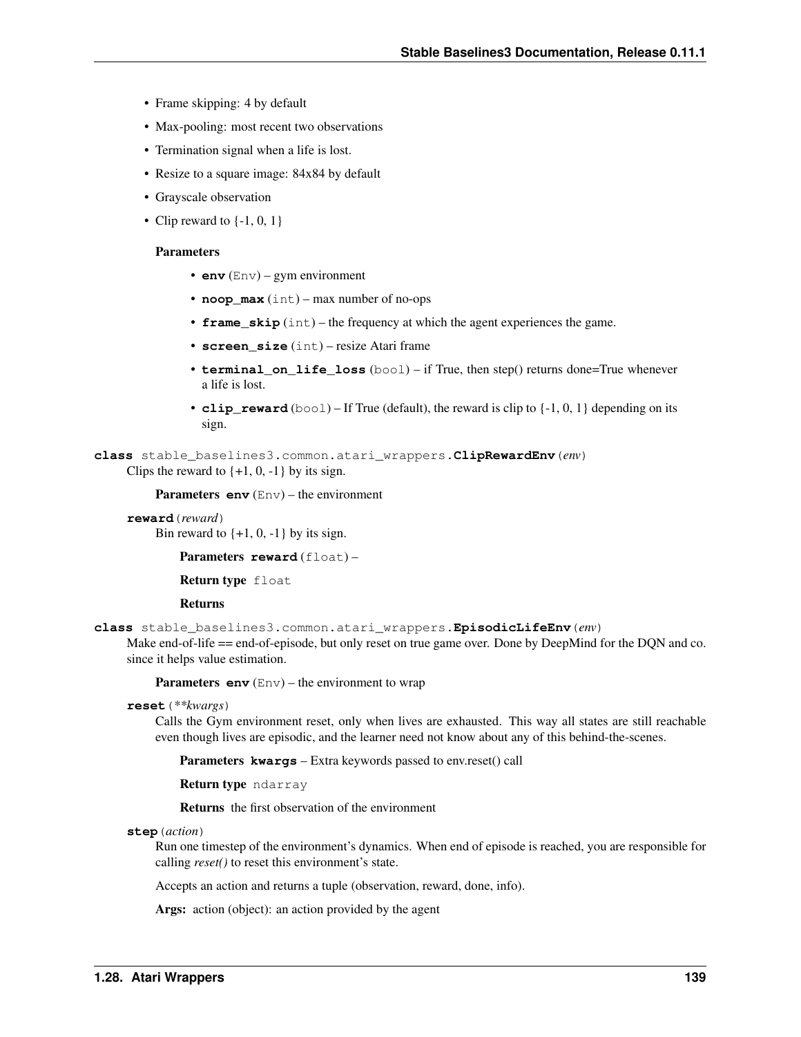- Frame skipping: 4 by default
- Max-pooling: most recent two observations
- Termination signal when a life is lost.
- Resize to a square image: 84x84 by default
- Grayscale observation
- Clip reward to {-1, 0, 1}

**Parameters**

- **env** (Env) – gym environment
- **noop_max** (int) – max number of no-ops
- **frame_skip** (int) – the frequency at which the agent experiences the game.
- **screen_size** (int) – resize Atari frame
- **terminal_on_life_loss** (bool) – if True, then step() returns done=True whenever a life is lost.
- **clip_reward** (bool) – If True (default), the reward is clip to {-1, 0, 1} depending on its sign.

**class** stable_baselines3.common.atari_wrappers.**ClipRewardEnv**(*env*)

Clips the reward to {+1, 0, -1} by its sign.

**Parameters** **env** (Env) – the environment

**reward**(*reward*)

Bin reward to {+1, 0, -1} by its sign.

**Parameters** **reward** (float) –

**Return type** float

**Returns**

**class** stable_baselines3.common.atari_wrappers.**EpisodicLifeEnv**(*env*)

Make end-of-life == end-of-episode, but only reset on true game over. Done by DeepMind for the DQN and co. since it helps value estimation.

**Parameters** **env** (Env) – the environment to wrap

**reset**(*\*\*kwargs*)

Calls the Gym environment reset, only when lives are exhausted. This way all states are still reachable even though lives are episodic, and the learner need not know about any of this behind-the-scenes.

**Parameters** **kwargs** – Extra keywords passed to env.reset() call

**Return type** ndarray

**Returns** the first observation of the environment

**step**(*action*)

Run one timestep of the environment's dynamics. When end of episode is reached, you are responsible for calling *reset()* to reset this environment's state.

Accepts an action and returns a tuple (observation, reward, done, info).

**Args:** action (object): an action provided by the agent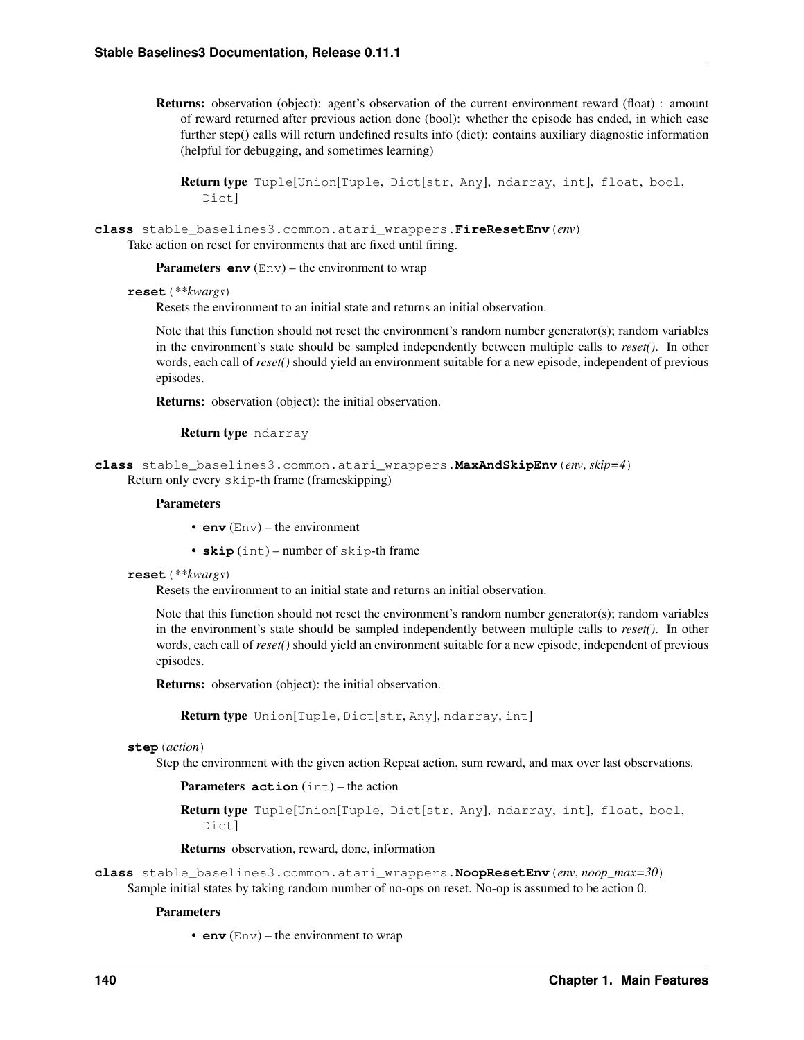**Returns:** observation (object): agent's observation of the current environment reward (float) : amount of reward returned after previous action done (bool): whether the episode has ended, in which case further step() calls will return undefined results info (dict): contains auxiliary diagnostic information (helpful for debugging, and sometimes learning)

**Return type** `Tuple[Union[Tuple, Dict[str, Any], ndarray, int], float, bool, Dict]`

**class** stable_baselines3.common.atari_wrappers.**FireResetEnv**(*env*)

Take action on reset for environments that are fixed until firing.

**Parameters** **env** (`Env`) – the environment to wrap

**reset**(*\*\*kwargs*)

Resets the environment to an initial state and returns an initial observation.

Note that this function should not reset the environment's random number generator(s); random variables in the environment's state should be sampled independently between multiple calls to *reset()*. In other words, each call of *reset()* should yield an environment suitable for a new episode, independent of previous episodes.

**Returns:** observation (object): the initial observation.

**Return type** `ndarray`

**class** stable_baselines3.common.atari_wrappers.**MaxAndSkipEnv**(*env*, *skip=4*)

Return only every `skip`-th frame (frameskipping)

**Parameters**

- **env** (`Env`) – the environment
- **skip** (`int`) – number of `skip`-th frame

**reset**(*\*\*kwargs*)

Resets the environment to an initial state and returns an initial observation.

Note that this function should not reset the environment's random number generator(s); random variables in the environment's state should be sampled independently between multiple calls to *reset()*. In other words, each call of *reset()* should yield an environment suitable for a new episode, independent of previous episodes.

**Returns:** observation (object): the initial observation.

**Return type** `Union[Tuple, Dict[str, Any], ndarray, int]`

**step**(*action*)

Step the environment with the given action Repeat action, sum reward, and max over last observations.

**Parameters** **action** (`int`) – the action

**Return type** `Tuple[Union[Tuple, Dict[str, Any], ndarray, int], float, bool, Dict]`

**Returns** observation, reward, done, information

**class** stable_baselines3.common.atari_wrappers.**NoopResetEnv**(*env*, *noop_max=30*)

Sample initial states by taking random number of no-ops on reset. No-op is assumed to be action 0.

**Parameters**

- **env** (`Env`) – the environment to wrap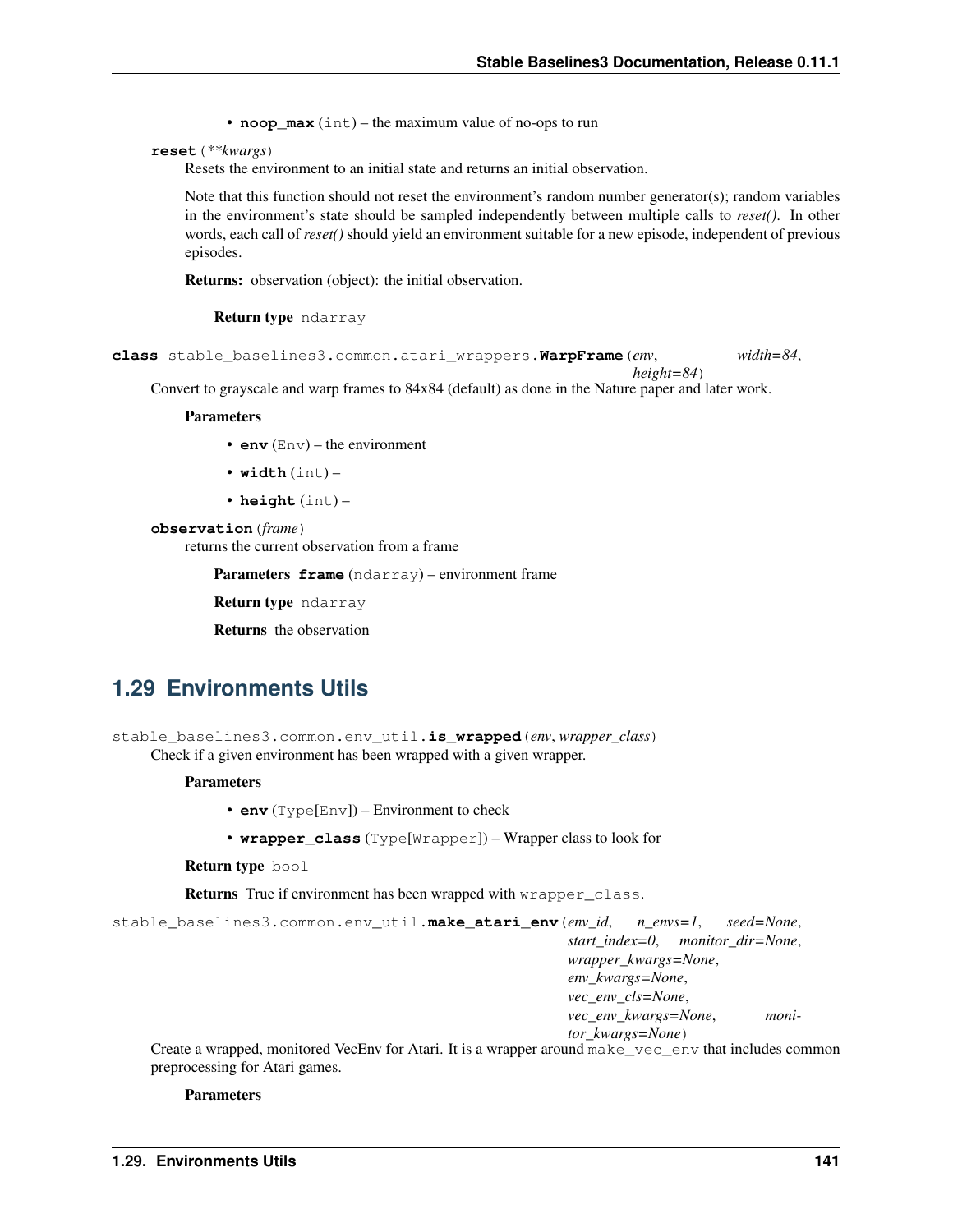- **noop_max** (int) – the maximum value of no-ops to run

**reset**(*\*\*kwargs*)

Resets the environment to an initial state and returns an initial observation.

Note that this function should not reset the environment's random number generator(s); random variables in the environment's state should be sampled independently between multiple calls to *reset()*. In other words, each call of *reset()* should yield an environment suitable for a new episode, independent of previous episodes.

**Returns:** observation (object): the initial observation.

**Return type** ndarray

**class** stable_baselines3.common.atari_wrappers.**WarpFrame**(*env*, *width=84*, *height=84*)

Convert to grayscale and warp frames to 84x84 (default) as done in the Nature paper and later work.

**Parameters**

- **env** (Env) – the environment
- **width** (int) –
- **height** (int) –

**observation**(*frame*)

returns the current observation from a frame

**Parameters** **frame** (ndarray) – environment frame

**Return type** ndarray

**Returns** the observation

## 1.29 Environments Utils

stable_baselines3.common.env_util.**is_wrapped**(*env*, *wrapper_class*)

Check if a given environment has been wrapped with a given wrapper.

**Parameters**

- **env** (Type[Env]) – Environment to check
- **wrapper_class** (Type[Wrapper]) – Wrapper class to look for

**Return type** bool

**Returns** True if environment has been wrapped with `wrapper_class`.

stable_baselines3.common.env_util.**make_atari_env**(*env_id*, *n_envs=1*, *seed=None*, *start_index=0*, *monitor_dir=None*, *wrapper_kwargs=None*, *env_kwargs=None*, *vec_env_cls=None*, *vec_env_kwargs=None*, *monitor_kwargs=None*)

Create a wrapped, monitored VecEnv for Atari. It is a wrapper around `make_vec_env` that includes common preprocessing for Atari games.

**Parameters**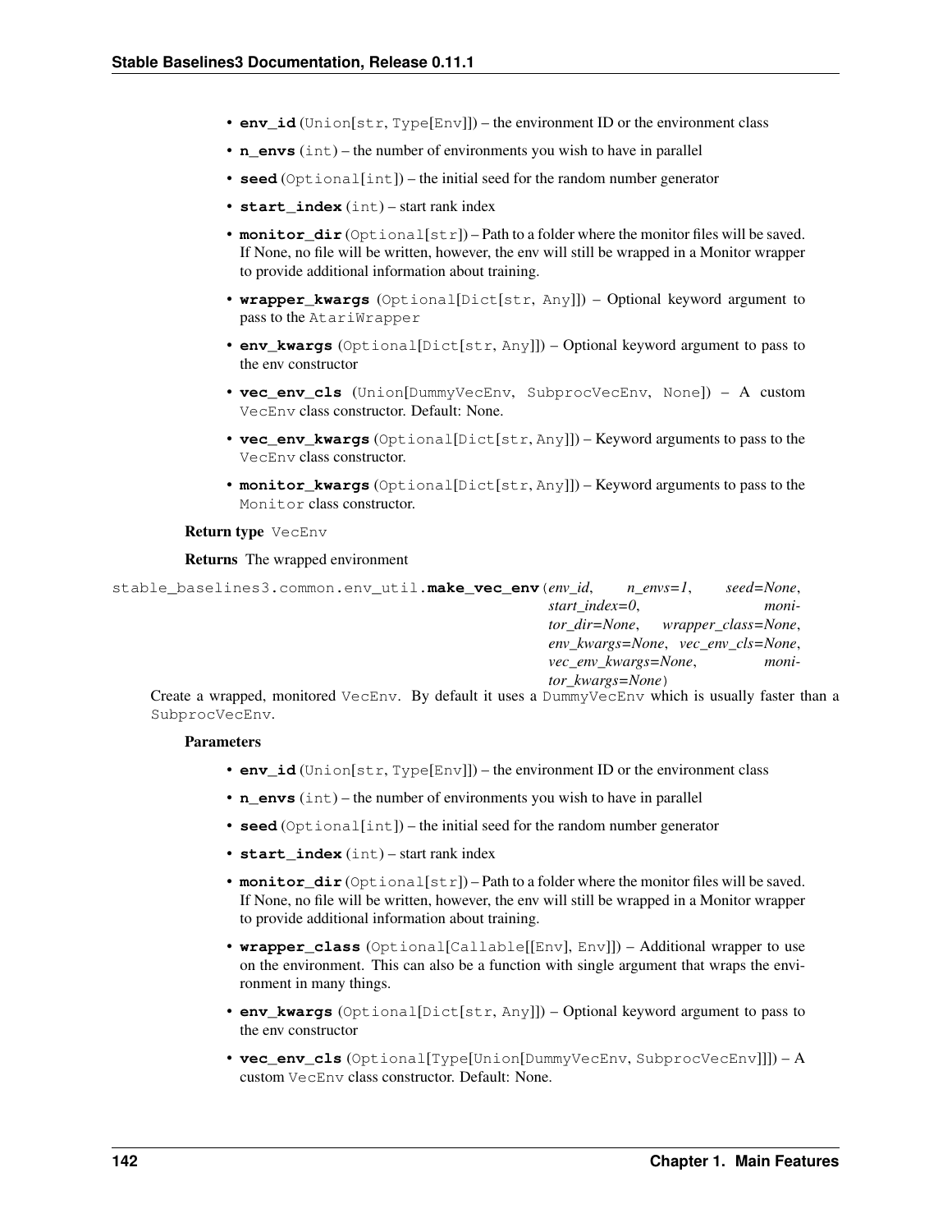- **env_id** (Union[str, Type[Env]]) – the environment ID or the environment class
- **n_envs** (int) – the number of environments you wish to have in parallel
- **seed** (Optional[int]) – the initial seed for the random number generator
- **start_index** (int) – start rank index
- **monitor_dir** (Optional[str]) – Path to a folder where the monitor files will be saved. If None, no file will be written, however, the env will still be wrapped in a Monitor wrapper to provide additional information about training.
- **wrapper_kwargs** (Optional[Dict[str, Any]]) – Optional keyword argument to pass to the AtariWrapper
- **env_kwargs** (Optional[Dict[str, Any]]) – Optional keyword argument to pass to the env constructor
- **vec_env_cls** (Union[DummyVecEnv, SubprocVecEnv, None]) – A custom VecEnv class constructor. Default: None.
- **vec_env_kwargs** (Optional[Dict[str, Any]]) – Keyword arguments to pass to the VecEnv class constructor.
- **monitor_kwargs** (Optional[Dict[str, Any]]) – Keyword arguments to pass to the Monitor class constructor.

**Return type** VecEnv

**Returns** The wrapped environment

stable_baselines3.common.env_util.**make_vec_env**(*env_id*, *n_envs=1*, *seed=None*, *start_index=0*, *monitor_dir=None*, *wrapper_class=None*, *env_kwargs=None*, *vec_env_cls=None*, *vec_env_kwargs=None*, *monitor_kwargs=None*)

Create a wrapped, monitored VecEnv. By default it uses a DummyVecEnv which is usually faster than a SubprocVecEnv.

**Parameters**

- **env_id** (Union[str, Type[Env]]) – the environment ID or the environment class
- **n_envs** (int) – the number of environments you wish to have in parallel
- **seed** (Optional[int]) – the initial seed for the random number generator
- **start_index** (int) – start rank index
- **monitor_dir** (Optional[str]) – Path to a folder where the monitor files will be saved. If None, no file will be written, however, the env will still be wrapped in a Monitor wrapper to provide additional information about training.
- **wrapper_class** (Optional[Callable[[Env], Env]]) – Additional wrapper to use on the environment. This can also be a function with single argument that wraps the environment in many things.
- **env_kwargs** (Optional[Dict[str, Any]]) – Optional keyword argument to pass to the env constructor
- **vec_env_cls** (Optional[Type[Union[DummyVecEnv, SubprocVecEnv]]]) – A custom VecEnv class constructor. Default: None.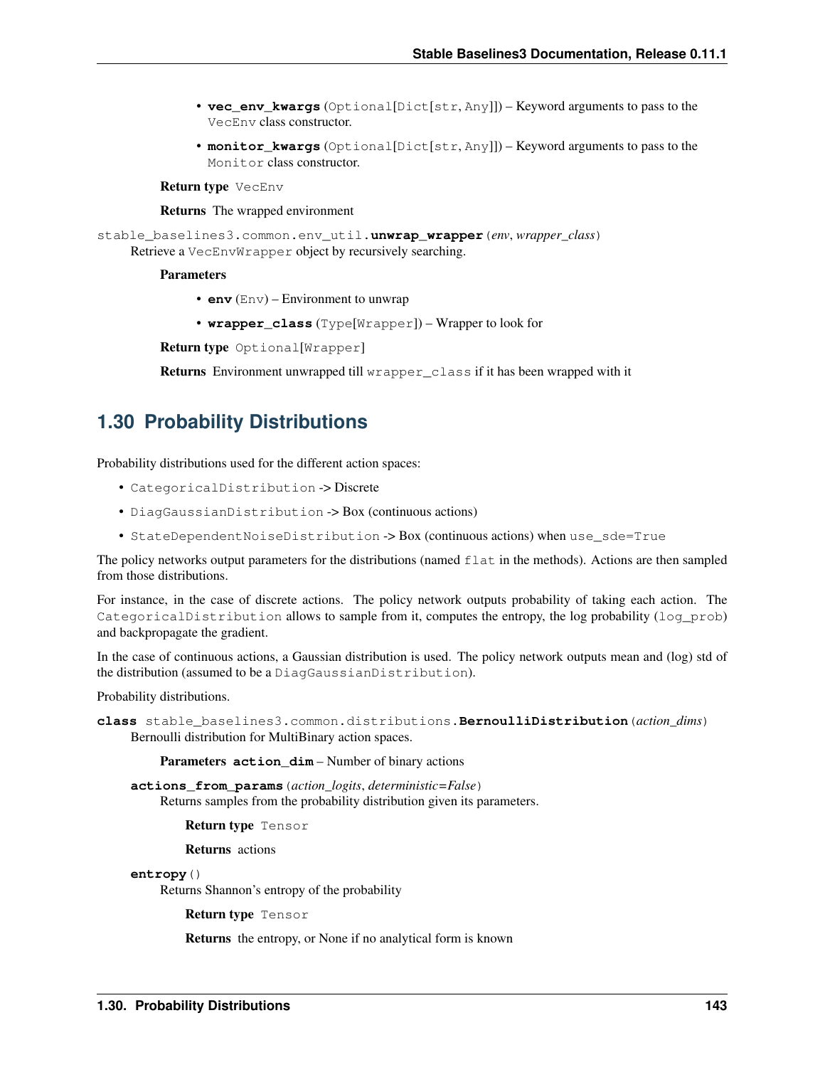- **vec_env_kwargs** (Optional[Dict[str, Any]]) – Keyword arguments to pass to the VecEnv class constructor.
- **monitor_kwargs** (Optional[Dict[str, Any]]) – Keyword arguments to pass to the Monitor class constructor.

**Return type** VecEnv

**Returns** The wrapped environment

stable_baselines3.common.env_util.**unwrap_wrapper**(*env*, *wrapper_class*)

Retrieve a VecEnvWrapper object by recursively searching.

**Parameters**

- **env** (Env) – Environment to unwrap
- **wrapper_class** (Type[Wrapper]) – Wrapper to look for

**Return type** Optional[Wrapper]

**Returns** Environment unwrapped till wrapper_class if it has been wrapped with it

## 1.30 Probability Distributions

Probability distributions used for the different action spaces:

- CategoricalDistribution -> Discrete
- DiagGaussianDistribution -> Box (continuous actions)
- StateDependentNoiseDistribution -> Box (continuous actions) when use_sde=True

The policy networks output parameters for the distributions (named flat in the methods). Actions are then sampled from those distributions.

For instance, in the case of discrete actions. The policy network outputs probability of taking each action. The CategoricalDistribution allows to sample from it, computes the entropy, the log probability (log_prob) and backpropagate the gradient.

In the case of continuous actions, a Gaussian distribution is used. The policy network outputs mean and (log) std of the distribution (assumed to be a DiagGaussianDistribution).

Probability distributions.

**class** stable_baselines3.common.distributions.**BernoulliDistribution**(*action_dims*)

Bernoulli distribution for MultiBinary action spaces.

**Parameters** **action_dim** – Number of binary actions

**actions_from_params**(*action_logits*, *deterministic=False*)

Returns samples from the probability distribution given its parameters.

**Return type** Tensor

**Returns** actions

**entropy**()

Returns Shannon's entropy of the probability

**Return type** Tensor

**Returns** the entropy, or None if no analytical form is known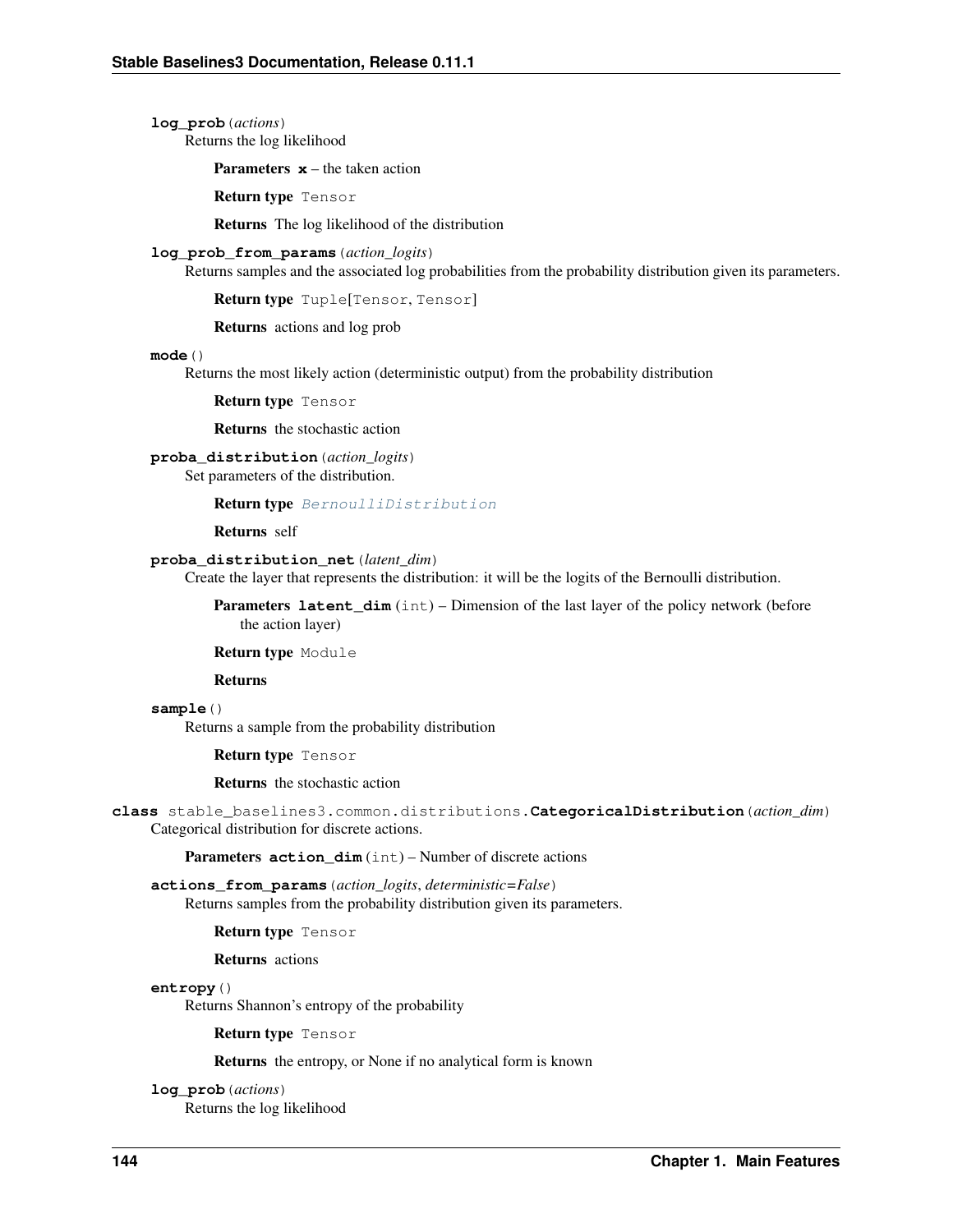**log_prob**(*actions*)
Returns the log likelihood

**Parameters** **x** – the taken action

**Return type** `Tensor`

**Returns** The log likelihood of the distribution

**log_prob_from_params**(*action_logits*)
Returns samples and the associated log probabilities from the probability distribution given its parameters.

**Return type** `Tuple[Tensor, Tensor]`

**Returns** actions and log prob

**mode**()
Returns the most likely action (deterministic output) from the probability distribution

**Return type** `Tensor`

**Returns** the stochastic action

**proba_distribution**(*action_logits*)
Set parameters of the distribution.

**Return type** *BernoulliDistribution*

**Returns** self

**proba_distribution_net**(*latent_dim*)
Create the layer that represents the distribution: it will be the logits of the Bernoulli distribution.

**Parameters** **latent_dim** (`int`) – Dimension of the last layer of the policy network (before the action layer)

**Return type** `Module`

**Returns**

**sample**()
Returns a sample from the probability distribution

**Return type** `Tensor`

**Returns** the stochastic action

**class** stable_baselines3.common.distributions.**CategoricalDistribution**(*action_dim*)
Categorical distribution for discrete actions.

**Parameters** **action_dim** (`int`) – Number of discrete actions

**actions_from_params**(*action_logits*, *deterministic=False*)
Returns samples from the probability distribution given its parameters.

**Return type** `Tensor`

**Returns** actions

**entropy**()
Returns Shannon's entropy of the probability

**Return type** `Tensor`

**Returns** the entropy, or None if no analytical form is known

**log_prob**(*actions*)
Returns the log likelihood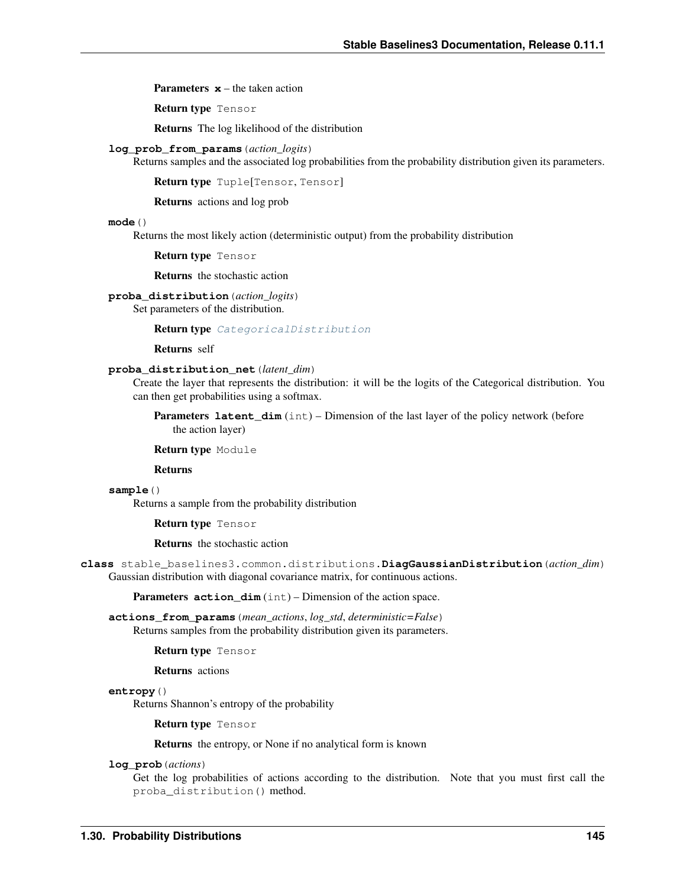**Parameters** `x` – the taken action

**Return type** `Tensor`

**Returns** The log likelihood of the distribution

**log_prob_from_params**(*action_logits*)

Returns samples and the associated log probabilities from the probability distribution given its parameters.

**Return type** `Tuple[Tensor, Tensor]`

**Returns** actions and log prob

**mode**()

Returns the most likely action (deterministic output) from the probability distribution

**Return type** `Tensor`

**Returns** the stochastic action

**proba_distribution**(*action_logits*)

Set parameters of the distribution.

**Return type** `CategoricalDistribution`

**Returns** self

**proba_distribution_net**(*latent_dim*)

Create the layer that represents the distribution: it will be the logits of the Categorical distribution. You can then get probabilities using a softmax.

**Parameters** **latent_dim** (`int`) – Dimension of the last layer of the policy network (before the action layer)

**Return type** `Module`

**Returns**

**sample**()

Returns a sample from the probability distribution

**Return type** `Tensor`

**Returns** the stochastic action

**class** stable_baselines3.common.distributions.**DiagGaussianDistribution**(*action_dim*)

Gaussian distribution with diagonal covariance matrix, for continuous actions.

**Parameters** **action_dim** (`int`) – Dimension of the action space.

**actions_from_params**(*mean_actions*, *log_std*, *deterministic=False*)

Returns samples from the probability distribution given its parameters.

**Return type** `Tensor`

**Returns** actions

**entropy**()

Returns Shannon's entropy of the probability

**Return type** `Tensor`

**Returns** the entropy, or None if no analytical form is known

**log_prob**(*actions*)

Get the log probabilities of actions according to the distribution. Note that you must first call the `proba_distribution()` method.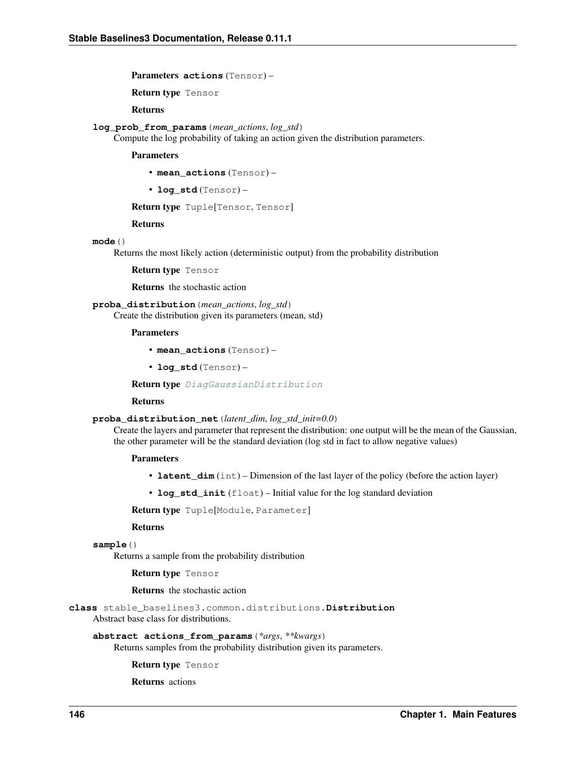**Parameters** **actions** (Tensor) –

**Return type** Tensor

**Returns**

**log_prob_from_params**(*mean_actions*, *log_std*)

Compute the log probability of taking an action given the distribution parameters.

**Parameters**

- **mean_actions** (Tensor) –
- **log_std** (Tensor) –

**Return type** Tuple[Tensor, Tensor]

**Returns**

**mode**()

Returns the most likely action (deterministic output) from the probability distribution

**Return type** Tensor

**Returns** the stochastic action

**proba_distribution**(*mean_actions*, *log_std*)

Create the distribution given its parameters (mean, std)

**Parameters**

- **mean_actions** (Tensor) –
- **log_std** (Tensor) –

**Return type** *DiagGaussianDistribution*

**Returns**

**proba_distribution_net**(*latent_dim*, *log_std_init=0.0*)

Create the layers and parameter that represent the distribution: one output will be the mean of the Gaussian, the other parameter will be the standard deviation (log std in fact to allow negative values)

**Parameters**

- **latent_dim** (int) – Dimension of the last layer of the policy (before the action layer)
- **log_std_init** (float) – Initial value for the log standard deviation

**Return type** Tuple[Module, Parameter]

**Returns**

**sample**()

Returns a sample from the probability distribution

**Return type** Tensor

**Returns** the stochastic action

**class** stable_baselines3.common.distributions.**Distribution**

Abstract base class for distributions.

**abstract actions_from_params**(*\*args*, *\*\*kwargs*)

Returns samples from the probability distribution given its parameters.

**Return type** Tensor

**Returns** actions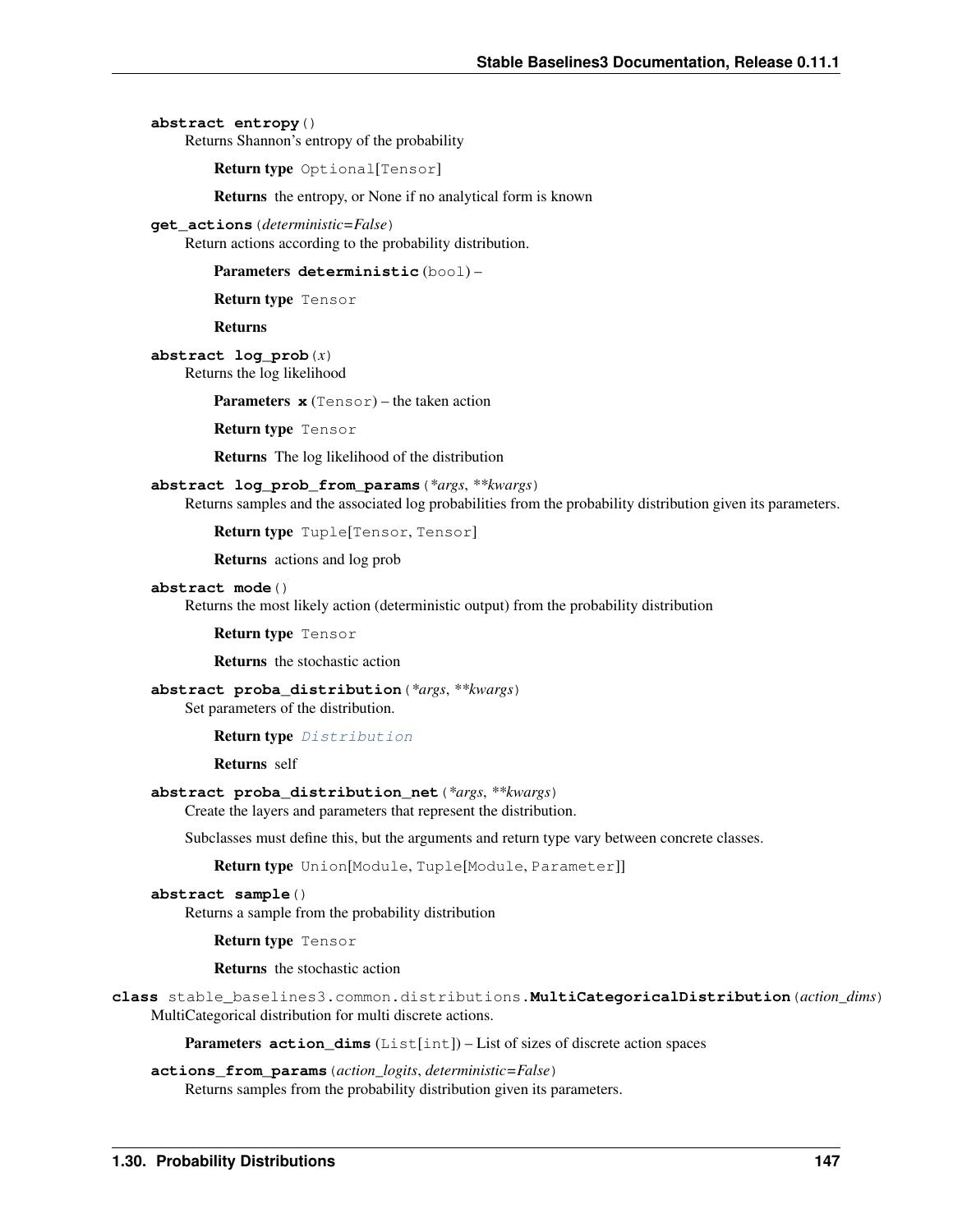**abstract entropy()**

Returns Shannon's entropy of the probability

**Return type** `Optional[Tensor]`

**Returns** the entropy, or None if no analytical form is known

**get_actions**(*deterministic=False*)

Return actions according to the probability distribution.

**Parameters** **deterministic** (`bool`) –

**Return type** `Tensor`

**Returns**

**abstract log_prob**(*x*)

Returns the log likelihood

**Parameters** **x** (`Tensor`) – the taken action

**Return type** `Tensor`

**Returns** The log likelihood of the distribution

**abstract log_prob_from_params**(*\*args*, *\*\*kwargs*)

Returns samples and the associated log probabilities from the probability distribution given its parameters.

**Return type** `Tuple[Tensor, Tensor]`

**Returns** actions and log prob

**abstract mode()**

Returns the most likely action (deterministic output) from the probability distribution

**Return type** `Tensor`

**Returns** the stochastic action

**abstract proba_distribution**(*\*args*, *\*\*kwargs*)

Set parameters of the distribution.

**Return type** `Distribution`

**Returns** self

**abstract proba_distribution_net**(*\*args*, *\*\*kwargs*)

Create the layers and parameters that represent the distribution.

Subclasses must define this, but the arguments and return type vary between concrete classes.

**Return type** `Union[Module, Tuple[Module, Parameter]]`

**abstract sample()**

Returns a sample from the probability distribution

**Return type** `Tensor`

**Returns** the stochastic action

**class** stable_baselines3.common.distributions.**MultiCategoricalDistribution**(*action_dims*)

MultiCategorical distribution for multi discrete actions.

**Parameters** **action_dims** (`List[int]`) – List of sizes of discrete action spaces

**actions_from_params**(*action_logits*, *deterministic=False*)

Returns samples from the probability distribution given its parameters.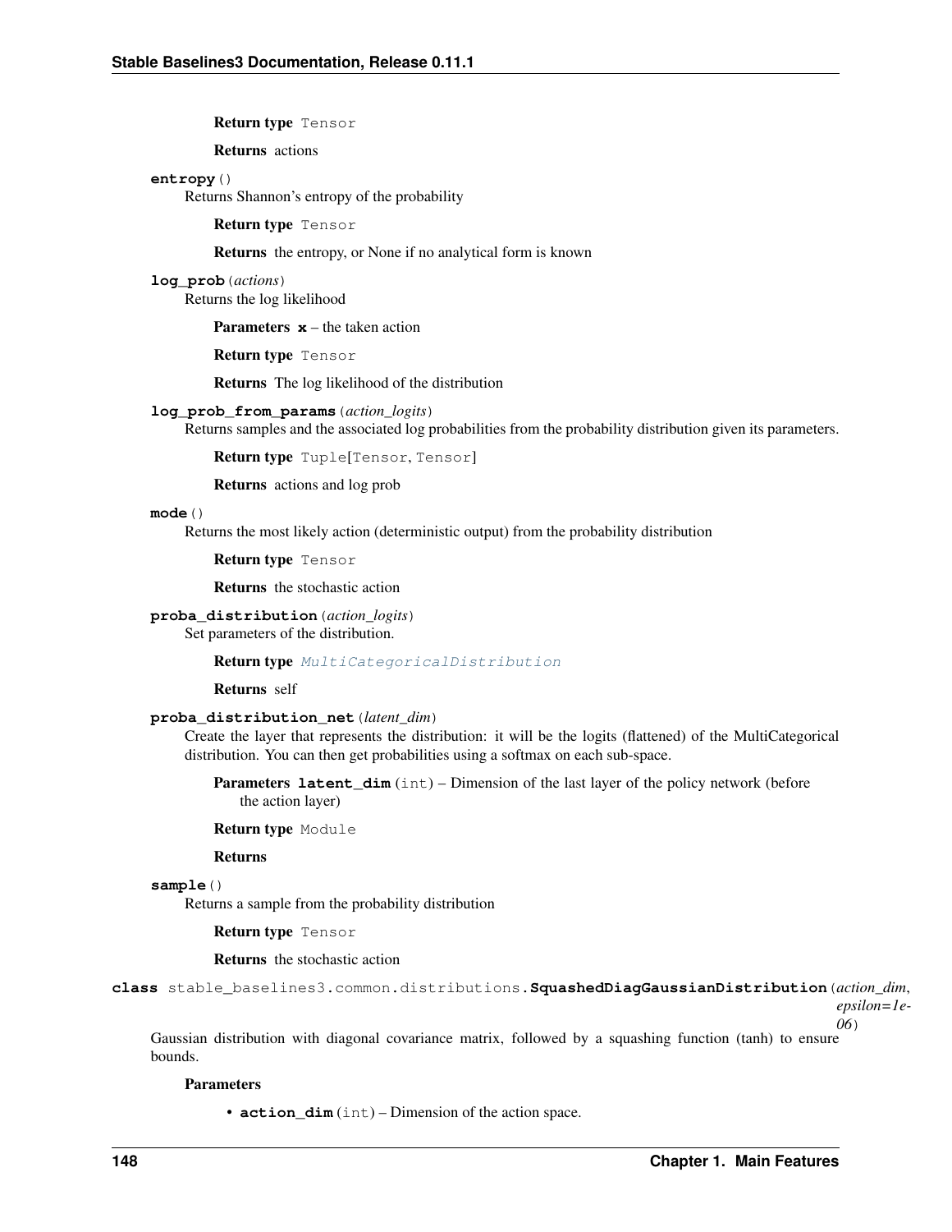**Return type** `Tensor`

**Returns** actions

**entropy**()

Returns Shannon's entropy of the probability

**Return type** `Tensor`

**Returns** the entropy, or None if no analytical form is known

**log_prob**(*actions*)

Returns the log likelihood

**Parameters** **x** – the taken action

**Return type** `Tensor`

**Returns** The log likelihood of the distribution

**log_prob_from_params**(*action_logits*)

Returns samples and the associated log probabilities from the probability distribution given its parameters.

**Return type** `Tuple[Tensor, Tensor]`

**Returns** actions and log prob

**mode**()

Returns the most likely action (deterministic output) from the probability distribution

**Return type** `Tensor`

**Returns** the stochastic action

**proba_distribution**(*action_logits*)

Set parameters of the distribution.

**Return type** *MultiCategoricalDistribution*

**Returns** self

**proba_distribution_net**(*latent_dim*)

Create the layer that represents the distribution: it will be the logits (flattened) of the MultiCategorical distribution. You can then get probabilities using a softmax on each sub-space.

**Parameters** **latent_dim** (`int`) – Dimension of the last layer of the policy network (before the action layer)

**Return type** `Module`

**Returns**

**sample**()

Returns a sample from the probability distribution

**Return type** `Tensor`

**Returns** the stochastic action

**class** stable_baselines3.common.distributions.**SquashedDiagGaussianDistribution**(*action_dim*, *epsilon=1e-06*)

Gaussian distribution with diagonal covariance matrix, followed by a squashing function (tanh) to ensure bounds.

**Parameters**

- **action_dim** (`int`) – Dimension of the action space.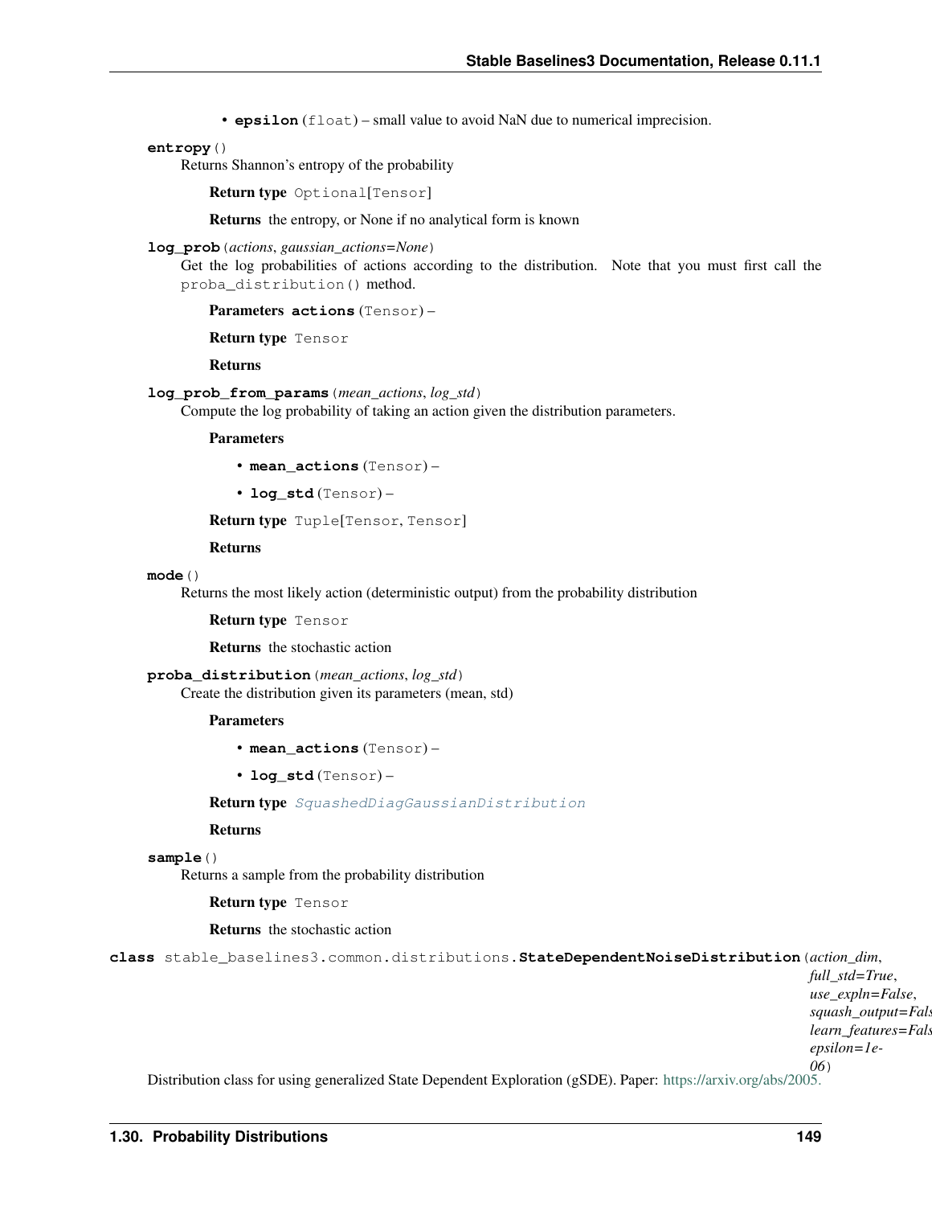- **epsilon** (float) – small value to avoid NaN due to numerical imprecision.

**entropy**()

Returns Shannon's entropy of the probability

**Return type** Optional[Tensor]

**Returns** the entropy, or None if no analytical form is known

**log_prob**(*actions*, *gaussian_actions=None*)

Get the log probabilities of actions according to the distribution. Note that you must first call the `proba_distribution()` method.

**Parameters** **actions** (Tensor) –

**Return type** Tensor

**Returns**

**log_prob_from_params**(*mean_actions*, *log_std*)

Compute the log probability of taking an action given the distribution parameters.

**Parameters**

- **mean_actions** (Tensor) –
- **log_std** (Tensor) –

**Return type** Tuple[Tensor, Tensor]

**Returns**

**mode**()

Returns the most likely action (deterministic output) from the probability distribution

**Return type** Tensor

**Returns** the stochastic action

**proba_distribution**(*mean_actions*, *log_std*)

Create the distribution given its parameters (mean, std)

**Parameters**

- **mean_actions** (Tensor) –
- **log_std** (Tensor) –

**Return type** SquashedDiagGaussianDistribution

**Returns**

**sample**()

Returns a sample from the probability distribution

**Return type** Tensor

**Returns** the stochastic action

**class** stable_baselines3.common.distributions.**StateDependentNoiseDistribution**(*action_dim*, *full_std=True*, *use_expln=False*, *squash_output=Fals* *learn_features=Fals* *epsilon=1e-06*)

Distribution class for using generalized State Dependent Exploration (gSDE). Paper: https://arxiv.org/abs/2005.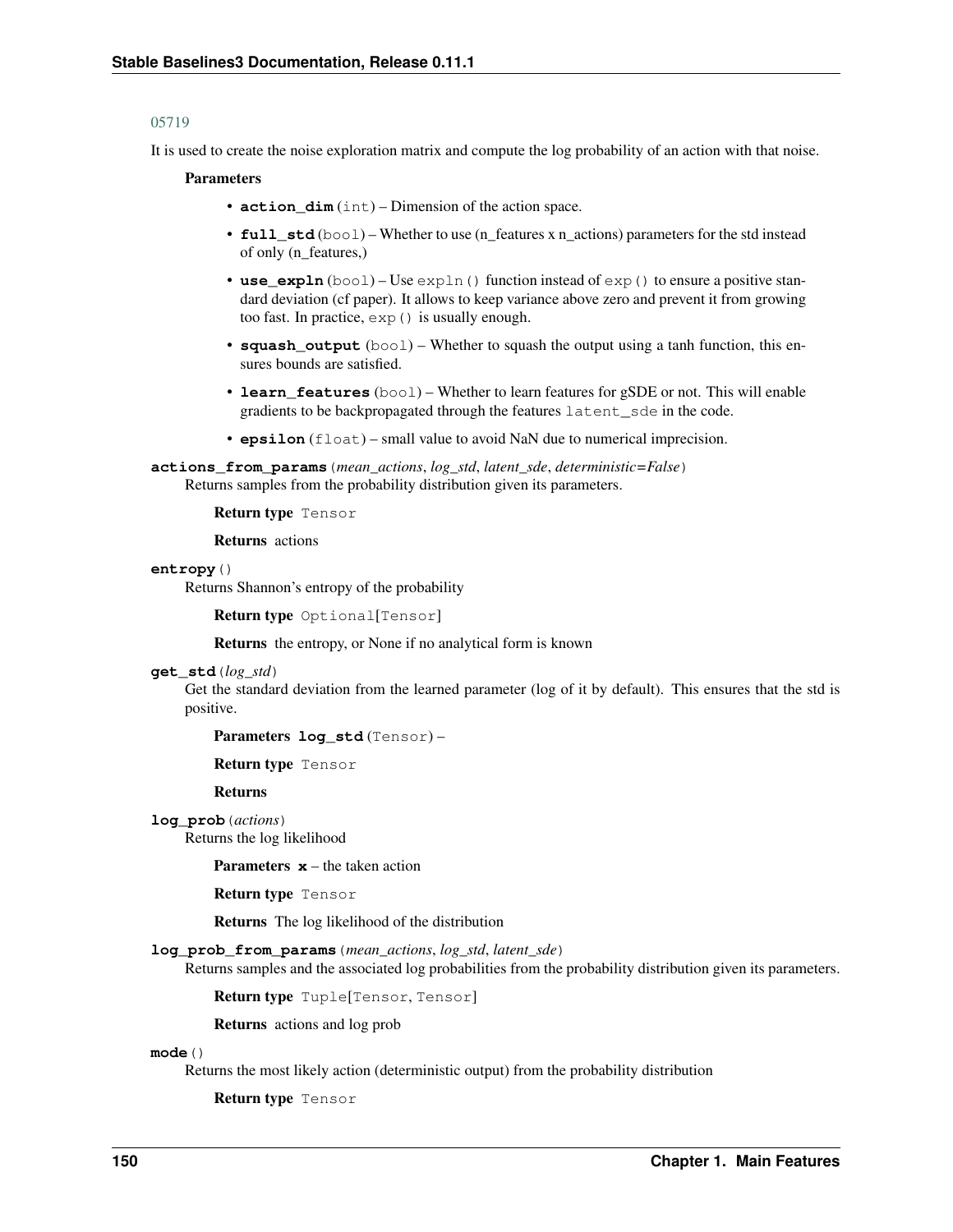05719

It is used to create the noise exploration matrix and compute the log probability of an action with that noise.

**Parameters**

- **action_dim** (int) – Dimension of the action space.
- **full_std** (bool) – Whether to use (n_features x n_actions) parameters for the std instead of only (n_features,)
- **use_expln** (bool) – Use `expln()` function instead of `exp()` to ensure a positive standard deviation (cf paper). It allows to keep variance above zero and prevent it from growing too fast. In practice, `exp()` is usually enough.
- **squash_output** (bool) – Whether to squash the output using a tanh function, this ensures bounds are satisfied.
- **learn_features** (bool) – Whether to learn features for gSDE or not. This will enable gradients to be backpropagated through the features `latent_sde` in the code.
- **epsilon** (float) – small value to avoid NaN due to numerical imprecision.

**actions_from_params**(*mean_actions*, *log_std*, *latent_sde*, *deterministic=False*)
Returns samples from the probability distribution given its parameters.

**Return type** Tensor

**Returns** actions

**entropy**()
Returns Shannon's entropy of the probability

**Return type** Optional[Tensor]

**Returns** the entropy, or None if no analytical form is known

**get_std**(*log_std*)
Get the standard deviation from the learned parameter (log of it by default). This ensures that the std is positive.

**Parameters** **log_std** (Tensor) –

**Return type** Tensor

**Returns**

**log_prob**(*actions*)
Returns the log likelihood

**Parameters** **x** – the taken action

**Return type** Tensor

**Returns** The log likelihood of the distribution

**log_prob_from_params**(*mean_actions*, *log_std*, *latent_sde*)
Returns samples and the associated log probabilities from the probability distribution given its parameters.

**Return type** Tuple[Tensor, Tensor]

**Returns** actions and log prob

**mode**()
Returns the most likely action (deterministic output) from the probability distribution

**Return type** Tensor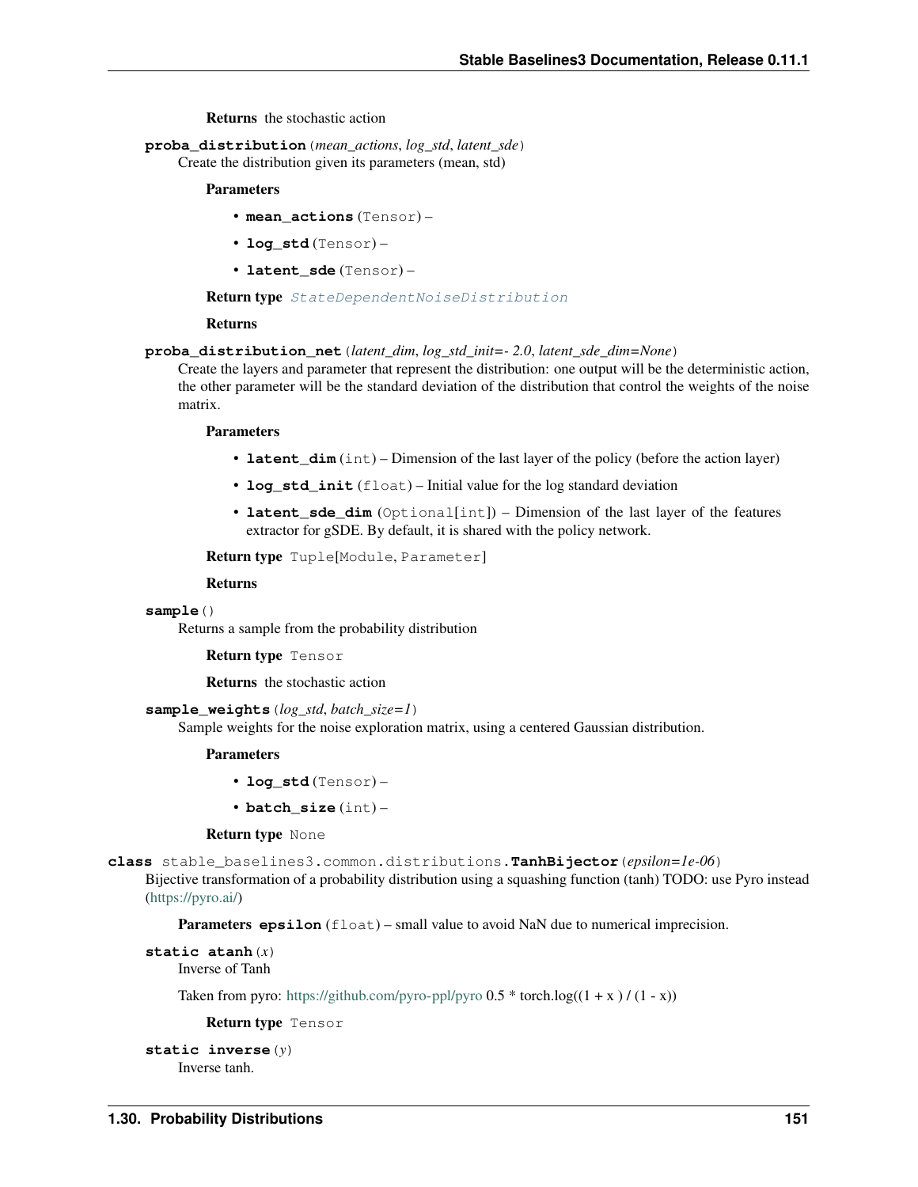**Returns** the stochastic action

**proba_distribution**(*mean_actions*, *log_std*, *latent_sde*)

Create the distribution given its parameters (mean, std)

**Parameters**

- **mean_actions** (Tensor) –
- **log_std** (Tensor) –
- **latent_sde** (Tensor) –

**Return type** *StateDependentNoiseDistribution*

**Returns**

**proba_distribution_net**(*latent_dim*, *log_std_init=- 2.0*, *latent_sde_dim=None*)

Create the layers and parameter that represent the distribution: one output will be the deterministic action, the other parameter will be the standard deviation of the distribution that control the weights of the noise matrix.

**Parameters**

- **latent_dim** (int) – Dimension of the last layer of the policy (before the action layer)
- **log_std_init** (float) – Initial value for the log standard deviation
- **latent_sde_dim** (Optional[int]) – Dimension of the last layer of the features extractor for gSDE. By default, it is shared with the policy network.

**Return type** Tuple[Module, Parameter]

**Returns**

**sample**()

Returns a sample from the probability distribution

**Return type** Tensor

**Returns** the stochastic action

**sample_weights**(*log_std*, *batch_size=1*)

Sample weights for the noise exploration matrix, using a centered Gaussian distribution.

**Parameters**

- **log_std** (Tensor) –
- **batch_size** (int) –

**Return type** None

**class** stable_baselines3.common.distributions.**TanhBijector**(*epsilon=1e-06*)

Bijective transformation of a probability distribution using a squashing function (tanh) TODO: use Pyro instead (https://pyro.ai/)

**Parameters** **epsilon** (float) – small value to avoid NaN due to numerical imprecision.

**static atanh**(*x*)

Inverse of Tanh

Taken from pyro: https://github.com/pyro-ppl/pyro 0.5 * torch.log((1 + x ) / (1 - x))

**Return type** Tensor

**static inverse**(*y*)

Inverse tanh.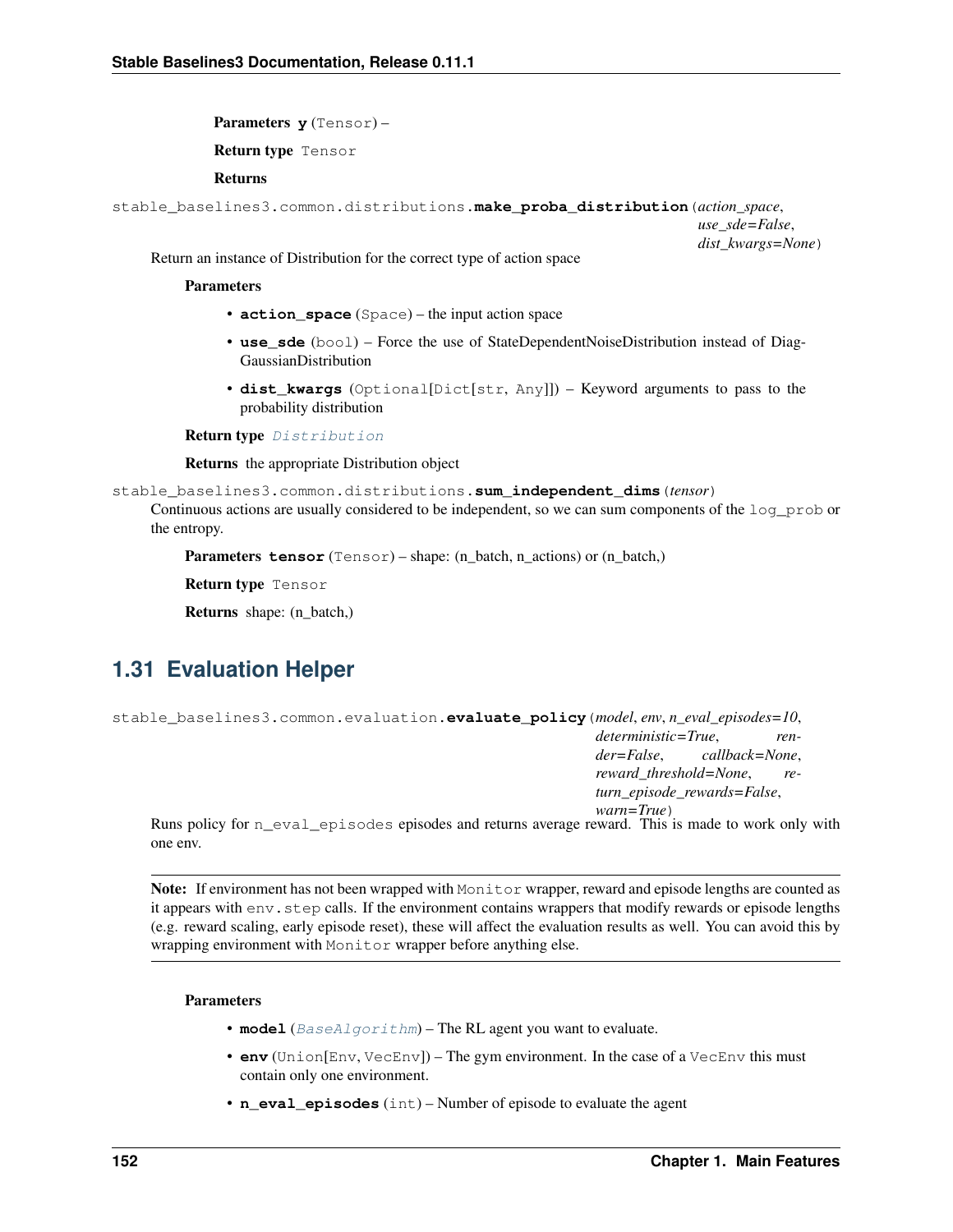**Parameters** **y** (Tensor) –

**Return type** Tensor

**Returns**

stable_baselines3.common.distributions.**make_proba_distribution**(*action_space*, *use_sde=False*, *dist_kwargs=None*)

Return an instance of Distribution for the correct type of action space

**Parameters**

- **action_space** (Space) – the input action space
- **use_sde** (bool) – Force the use of StateDependentNoiseDistribution instead of DiagGaussianDistribution
- **dist_kwargs** (Optional[Dict[str, Any]]) – Keyword arguments to pass to the probability distribution

**Return type** *Distribution*

**Returns** the appropriate Distribution object

stable_baselines3.common.distributions.**sum_independent_dims**(*tensor*)

Continuous actions are usually considered to be independent, so we can sum components of the `log_prob` or the entropy.

**Parameters** **tensor** (Tensor) – shape: (n_batch, n_actions) or (n_batch,)

**Return type** Tensor

**Returns** shape: (n_batch,)

## 1.31 Evaluation Helper

stable_baselines3.common.evaluation.**evaluate_policy**(*model*, *env*, *n_eval_episodes=10*, *deterministic=True*, *render=False*, *callback=None*, *reward_threshold=None*, *return_episode_rewards=False*, *warn=True*)

Runs policy for `n_eval_episodes` episodes and returns average reward. This is made to work only with one env.

---

**Note:** If environment has not been wrapped with `Monitor` wrapper, reward and episode lengths are counted as it appears with `env.step` calls. If the environment contains wrappers that modify rewards or episode lengths (e.g. reward scaling, early episode reset), these will affect the evaluation results as well. You can avoid this by wrapping environment with `Monitor` wrapper before anything else.

---

**Parameters**

- **model** (*BaseAlgorithm*) – The RL agent you want to evaluate.
- **env** (Union[Env, VecEnv]) – The gym environment. In the case of a `VecEnv` this must contain only one environment.
- **n_eval_episodes** (int) – Number of episode to evaluate the agent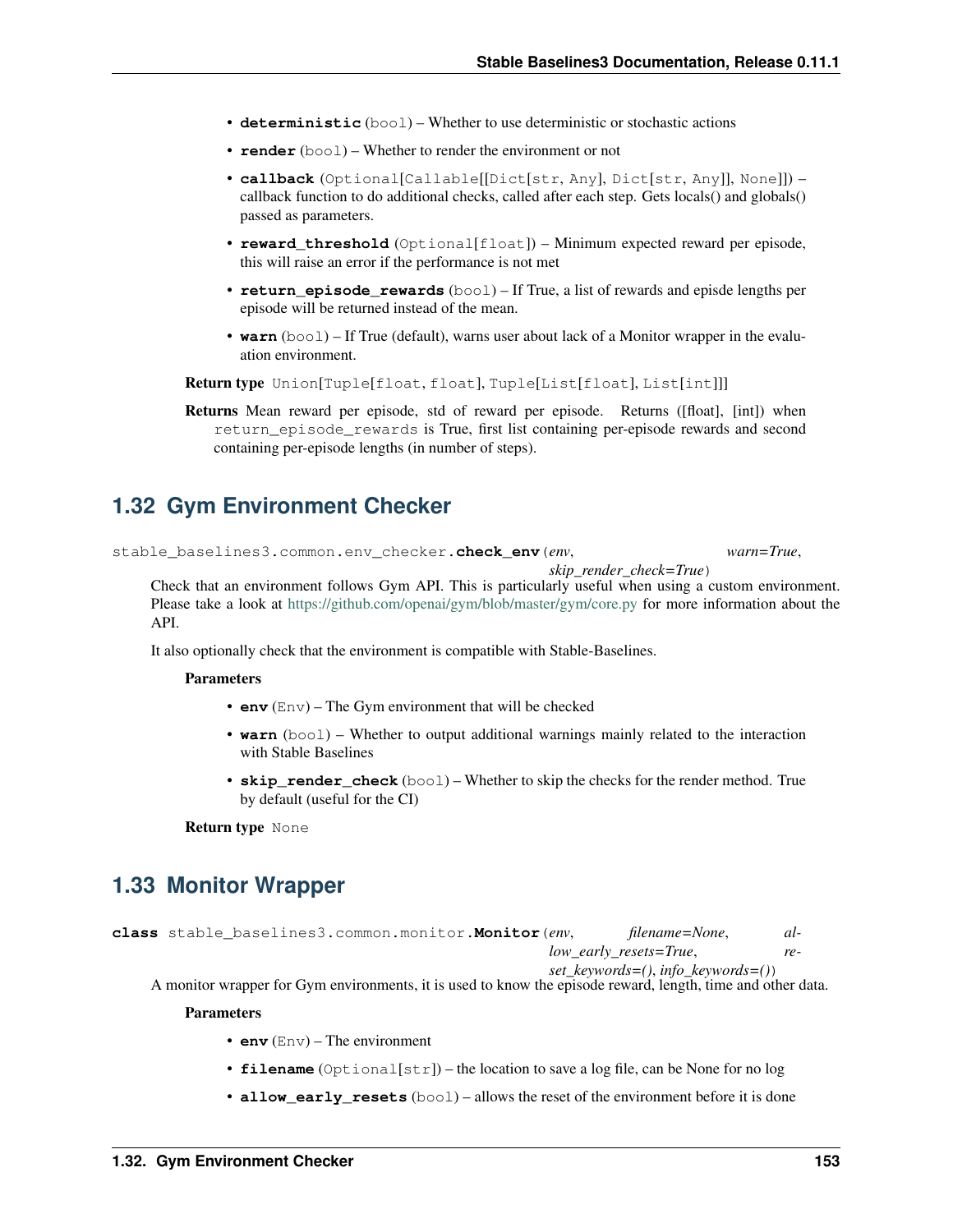- **deterministic** (bool) – Whether to use deterministic or stochastic actions
- **render** (bool) – Whether to render the environment or not
- **callback** (Optional[Callable[[Dict[str, Any], Dict[str, Any]], None]]) – callback function to do additional checks, called after each step. Gets locals() and globals() passed as parameters.
- **reward_threshold** (Optional[float]) – Minimum expected reward per episode, this will raise an error if the performance is not met
- **return_episode_rewards** (bool) – If True, a list of rewards and episde lengths per episode will be returned instead of the mean.
- **warn** (bool) – If True (default), warns user about lack of a Monitor wrapper in the evaluation environment.

**Return type** Union[Tuple[float, float], Tuple[List[float], List[int]]]

**Returns** Mean reward per episode, std of reward per episode. Returns ([float], [int]) when `return_episode_rewards` is True, first list containing per-episode rewards and second containing per-episode lengths (in number of steps).

## 1.32 Gym Environment Checker

`stable_baselines3.common.env_checker.`**`check_env`**(*env*, *warn=True*, *skip_render_check=True*)

Check that an environment follows Gym API. This is particularly useful when using a custom environment. Please take a look at https://github.com/openai/gym/blob/master/gym/core.py for more information about the API.

It also optionally check that the environment is compatible with Stable-Baselines.

**Parameters**

- **env** (Env) – The Gym environment that will be checked
- **warn** (bool) – Whether to output additional warnings mainly related to the interaction with Stable Baselines
- **skip_render_check** (bool) – Whether to skip the checks for the render method. True by default (useful for the CI)

**Return type** None

## 1.33 Monitor Wrapper

**class** `stable_baselines3.common.monitor.`**`Monitor`**(*env*, *filename=None*, *allow_early_resets=True*, *reset_keywords=()*, *info_keywords=()*)

A monitor wrapper for Gym environments, it is used to know the episode reward, length, time and other data.

**Parameters**

- **env** (Env) – The environment
- **filename** (Optional[str]) – the location to save a log file, can be None for no log
- **allow_early_resets** (bool) – allows the reset of the environment before it is done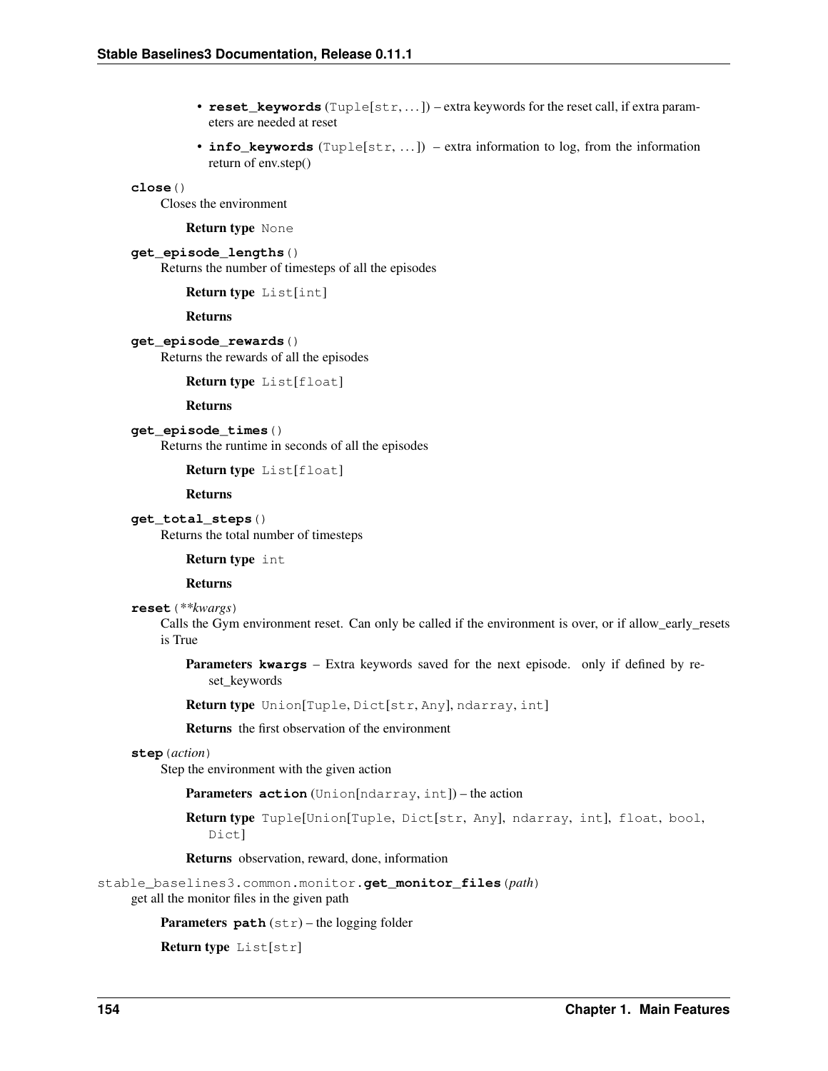- **reset_keywords** (Tuple[str, …]) – extra keywords for the reset call, if extra parameters are needed at reset
- **info_keywords** (Tuple[str, …]) – extra information to log, from the information return of env.step()

**close**()

Closes the environment

**Return type** None

**get_episode_lengths**()

Returns the number of timesteps of all the episodes

**Return type** List[int]

**Returns**

**get_episode_rewards**()

Returns the rewards of all the episodes

**Return type** List[float]

**Returns**

**get_episode_times**()

Returns the runtime in seconds of all the episodes

**Return type** List[float]

**Returns**

**get_total_steps**()

Returns the total number of timesteps

**Return type** int

**Returns**

**reset**(*\*\*kwargs*)

Calls the Gym environment reset. Can only be called if the environment is over, or if allow_early_resets is True

**Parameters kwargs** – Extra keywords saved for the next episode. only if defined by reset_keywords

**Return type** Union[Tuple, Dict[str, Any], ndarray, int]

**Returns** the first observation of the environment

**step**(*action*)

Step the environment with the given action

**Parameters action** (Union[ndarray, int]) – the action

**Return type** Tuple[Union[Tuple, Dict[str, Any], ndarray, int], float, bool, Dict]

**Returns** observation, reward, done, information

stable_baselines3.common.monitor.**get_monitor_files**(*path*)

get all the monitor files in the given path

**Parameters path** (str) – the logging folder

**Return type** List[str]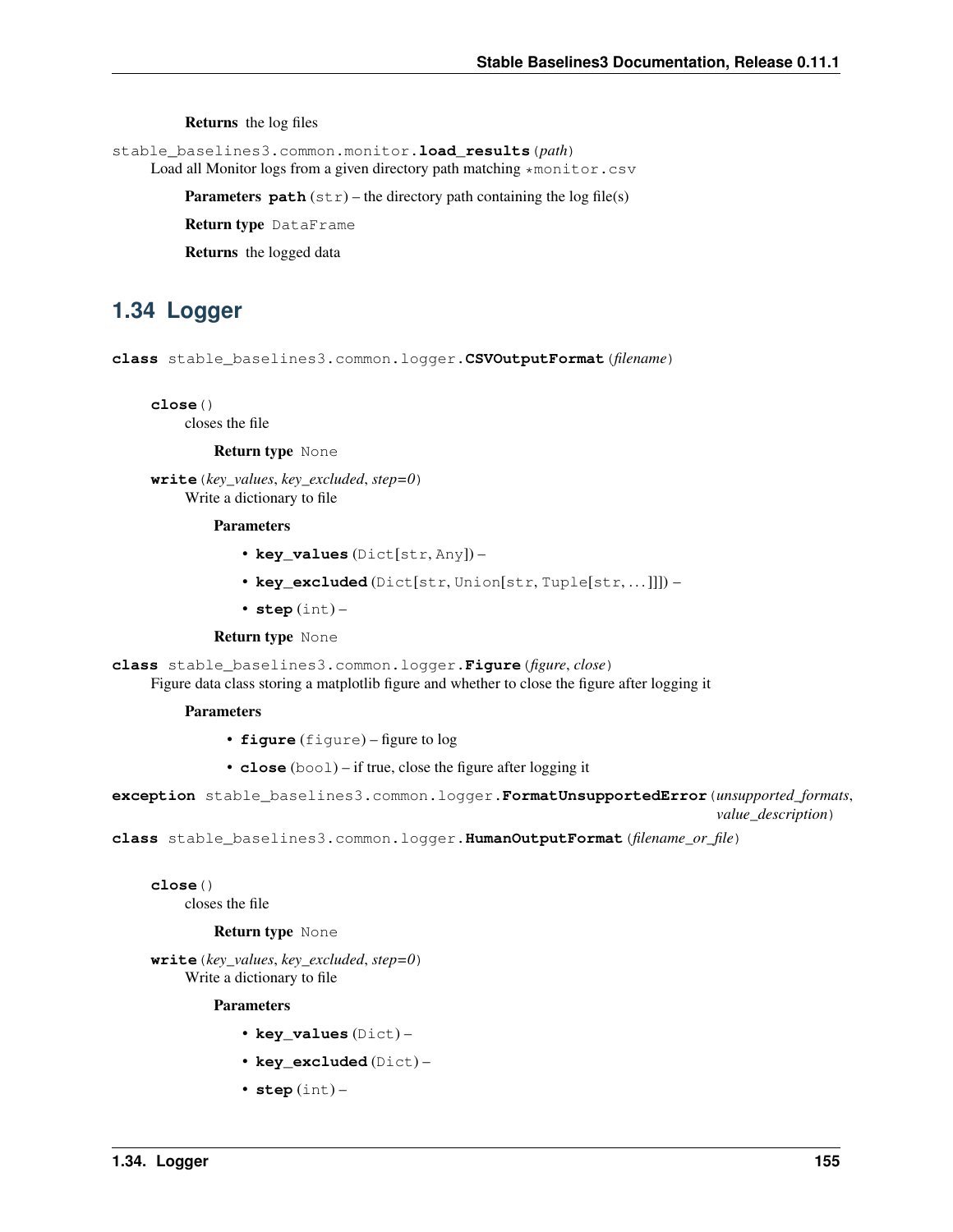**Returns** the log files

`stable_baselines3.common.monitor.load_results(path)`

Load all Monitor logs from a given directory path matching *monitor.csv

**Parameters** **path** (str) – the directory path containing the log file(s)

**Return type** DataFrame

**Returns** the logged data

## 1.34 Logger

**class** `stable_baselines3.common.logger.CSVOutputFormat(filename)`

**close()**

closes the file

**Return type** None

**write(key_values, key_excluded, step=0)**

Write a dictionary to file

**Parameters**

- **key_values** (Dict[str, Any]) –
- **key_excluded** (Dict[str, Union[str, Tuple[str, ...]]]) –
- **step** (int) –

**Return type** None

**class** `stable_baselines3.common.logger.Figure(figure, close)`

Figure data class storing a matplotlib figure and whether to close the figure after logging it

**Parameters**

- **figure** (figure) – figure to log
- **close** (bool) – if true, close the figure after logging it

**exception** `stable_baselines3.common.logger.FormatUnsupportedError(unsupported_formats, value_description)`

**class** `stable_baselines3.common.logger.HumanOutputFormat(filename_or_file)`

**close()**

closes the file

**Return type** None

**write(key_values, key_excluded, step=0)**

Write a dictionary to file

**Parameters**

- **key_values** (Dict) –
- **key_excluded** (Dict) –
- **step** (int) –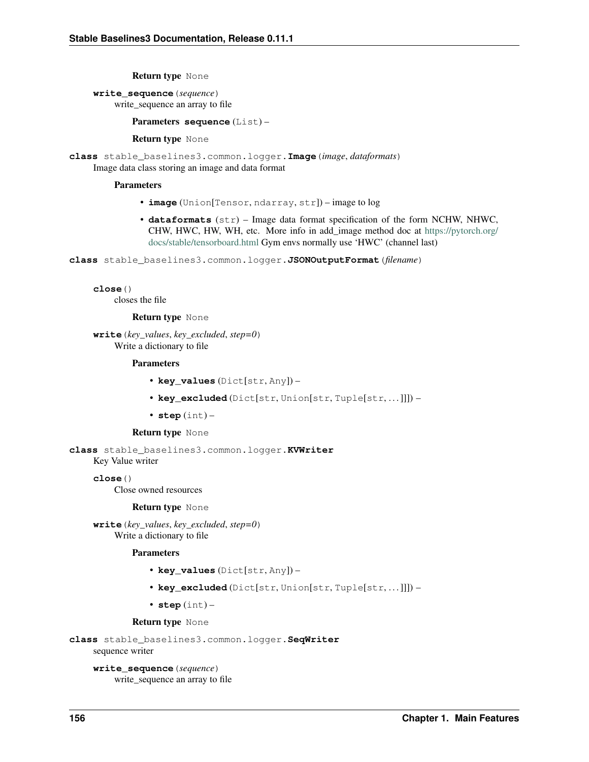**Return type** None

**write_sequence**(*sequence*)
write_sequence an array to file

**Parameters** **sequence** (List) –

**Return type** None

**class** stable_baselines3.common.logger.**Image**(*image*, *dataformats*)
Image data class storing an image and data format

**Parameters**

- **image** (Union[Tensor, ndarray, str]) – image to log
- **dataformats** (str) – Image data format specification of the form NCHW, NHWC, CHW, HWC, HW, WH, etc. More info in add_image method doc at https://pytorch.org/docs/stable/tensorboard.html Gym envs normally use 'HWC' (channel last)

**class** stable_baselines3.common.logger.**JSONOutputFormat**(*filename*)

**close**()
closes the file

**Return type** None

**write**(*key_values*, *key_excluded*, *step=0*)
Write a dictionary to file

**Parameters**

- **key_values** (Dict[str, Any]) –
- **key_excluded** (Dict[str, Union[str, Tuple[str, ...]]]) –
- **step** (int) –

**Return type** None

**class** stable_baselines3.common.logger.**KVWriter**
Key Value writer

**close**()
Close owned resources

**Return type** None

**write**(*key_values*, *key_excluded*, *step=0*)
Write a dictionary to file

**Parameters**

- **key_values** (Dict[str, Any]) –
- **key_excluded** (Dict[str, Union[str, Tuple[str, ...]]]) –
- **step** (int) –

**Return type** None

**class** stable_baselines3.common.logger.**SeqWriter**
sequence writer

**write_sequence**(*sequence*)
write_sequence an array to file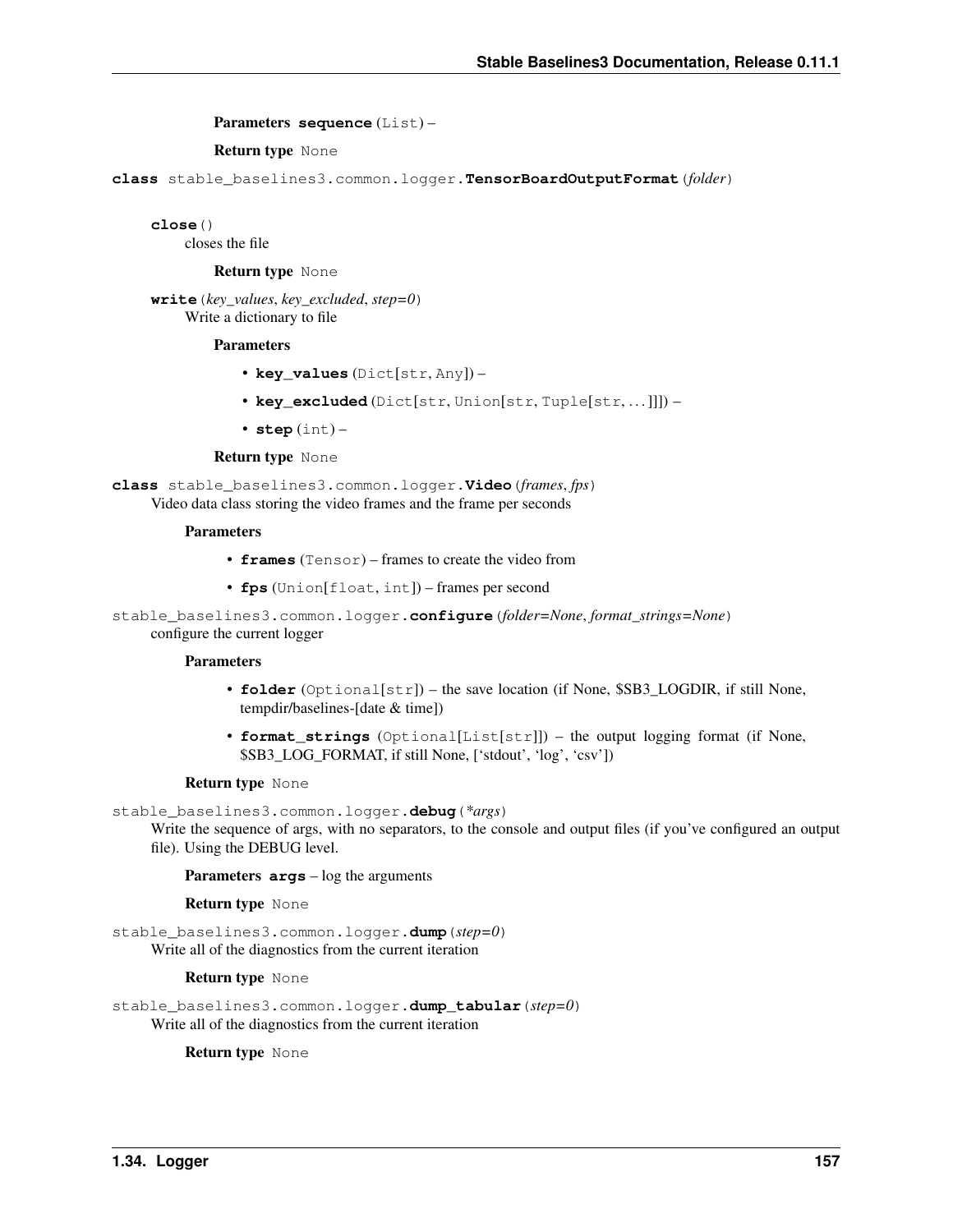**Parameters** **sequence** (List) –

**Return type** None

**class** stable_baselines3.common.logger.**TensorBoardOutputFormat**(*folder*)

**close**()

closes the file

**Return type** None

**write**(*key_values*, *key_excluded*, *step=0*)

Write a dictionary to file

**Parameters**

- **key_values** (Dict[str, Any]) –
- **key_excluded** (Dict[str, Union[str, Tuple[str, …]]]) –
- **step** (int) –

**Return type** None

**class** stable_baselines3.common.logger.**Video**(*frames*, *fps*)

Video data class storing the video frames and the frame per seconds

**Parameters**

- **frames** (Tensor) – frames to create the video from
- **fps** (Union[float, int]) – frames per second

stable_baselines3.common.logger.**configure**(*folder=None*, *format_strings=None*)

configure the current logger

**Parameters**

- **folder** (Optional[str]) – the save location (if None, $SB3_LOGDIR, if still None, tempdir/baselines-[date & time])
- **format_strings** (Optional[List[str]]) – the output logging format (if None, $SB3_LOG_FORMAT, if still None, ['stdout', 'log', 'csv'])

**Return type** None

stable_baselines3.common.logger.**debug**(*\*args*)

Write the sequence of args, with no separators, to the console and output files (if you've configured an output file). Using the DEBUG level.

**Parameters** **args** – log the arguments

**Return type** None

stable_baselines3.common.logger.**dump**(*step=0*)

Write all of the diagnostics from the current iteration

**Return type** None

stable_baselines3.common.logger.**dump_tabular**(*step=0*)

Write all of the diagnostics from the current iteration

**Return type** None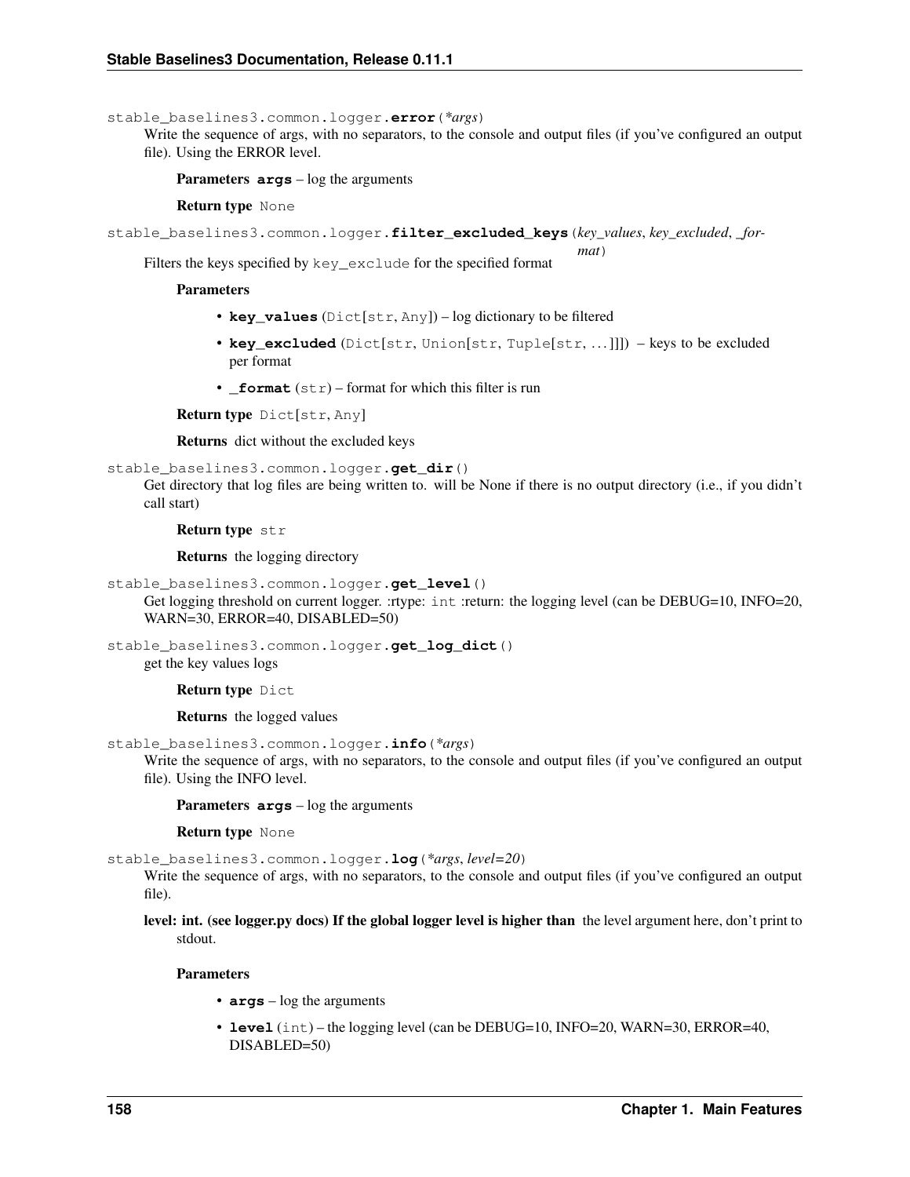`stable_baselines3.common.logger.error(*args)`

Write the sequence of args, with no separators, to the console and output files (if you've configured an output file). Using the ERROR level.

**Parameters** **args** – log the arguments

**Return type** None

`stable_baselines3.common.logger.filter_excluded_keys(key_values, key_excluded, _format)`

Filters the keys specified by `key_exclude` for the specified format

**Parameters**

- **key_values** (Dict[str, Any]) – log dictionary to be filtered
- **key_excluded** (Dict[str, Union[str, Tuple[str, ...]]]) – keys to be excluded per format
- **_format** (str) – format for which this filter is run

**Return type** Dict[str, Any]

**Returns** dict without the excluded keys

`stable_baselines3.common.logger.get_dir()`

Get directory that log files are being written to. will be None if there is no output directory (i.e., if you didn't call start)

**Return type** str

**Returns** the logging directory

`stable_baselines3.common.logger.get_level()`

Get logging threshold on current logger. :rtype: `int` :return: the logging level (can be DEBUG=10, INFO=20, WARN=30, ERROR=40, DISABLED=50)

`stable_baselines3.common.logger.get_log_dict()`

get the key values logs

**Return type** Dict

**Returns** the logged values

`stable_baselines3.common.logger.info(*args)`

Write the sequence of args, with no separators, to the console and output files (if you've configured an output file). Using the INFO level.

**Parameters** **args** – log the arguments

**Return type** None

`stable_baselines3.common.logger.log(*args, level=20)`

Write the sequence of args, with no separators, to the console and output files (if you've configured an output file).

**level: int. (see logger.py docs) If the global logger level is higher than** the level argument here, don't print to stdout.

**Parameters**

- **args** – log the arguments
- **level** (int) – the logging level (can be DEBUG=10, INFO=20, WARN=30, ERROR=40, DISABLED=50)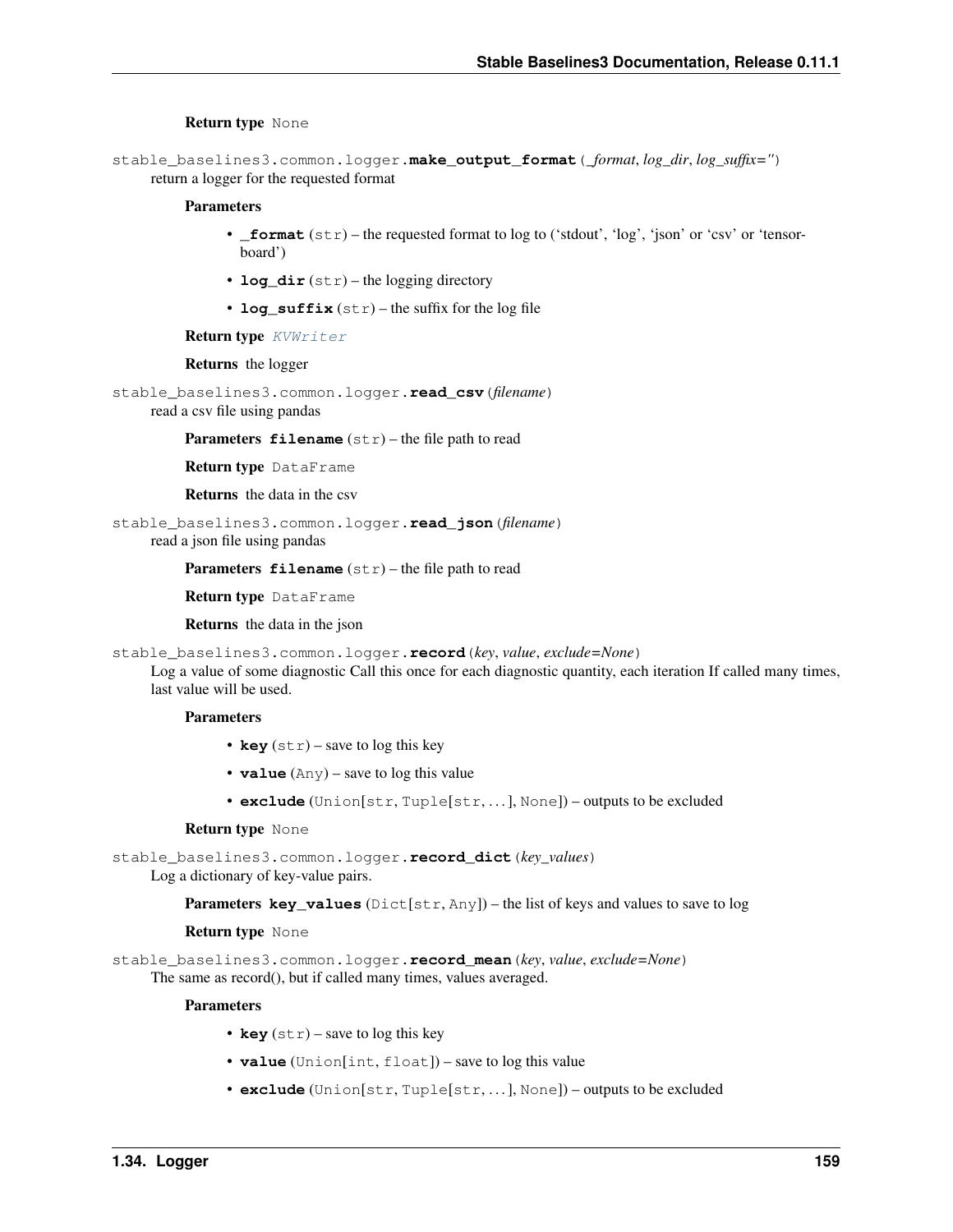**Return type** None

`stable_baselines3.common.logger.`**make_output_format**(*_format*, *log_dir*, *log_suffix=''*)

return a logger for the requested format

**Parameters**

- **_format** (str) – the requested format to log to ('stdout', 'log', 'json' or 'csv' or 'tensorboard')
- **log_dir** (str) – the logging directory
- **log_suffix** (str) – the suffix for the log file

**Return type** KVWriter

**Returns** the logger

`stable_baselines3.common.logger.`**read_csv**(*filename*)

read a csv file using pandas

**Parameters** **filename** (str) – the file path to read

**Return type** DataFrame

**Returns** the data in the csv

`stable_baselines3.common.logger.`**read_json**(*filename*)

read a json file using pandas

**Parameters** **filename** (str) – the file path to read

**Return type** DataFrame

**Returns** the data in the json

`stable_baselines3.common.logger.`**record**(*key*, *value*, *exclude=None*)

Log a value of some diagnostic Call this once for each diagnostic quantity, each iteration If called many times, last value will be used.

**Parameters**

- **key** (str) – save to log this key
- **value** (Any) – save to log this value
- **exclude** (Union[str, Tuple[str, ...], None]) – outputs to be excluded

**Return type** None

`stable_baselines3.common.logger.`**record_dict**(*key_values*)

Log a dictionary of key-value pairs.

**Parameters** **key_values** (Dict[str, Any]) – the list of keys and values to save to log

**Return type** None

`stable_baselines3.common.logger.`**record_mean**(*key*, *value*, *exclude=None*)

The same as record(), but if called many times, values averaged.

**Parameters**

- **key** (str) – save to log this key
- **value** (Union[int, float]) – save to log this value
- **exclude** (Union[str, Tuple[str, ...], None]) – outputs to be excluded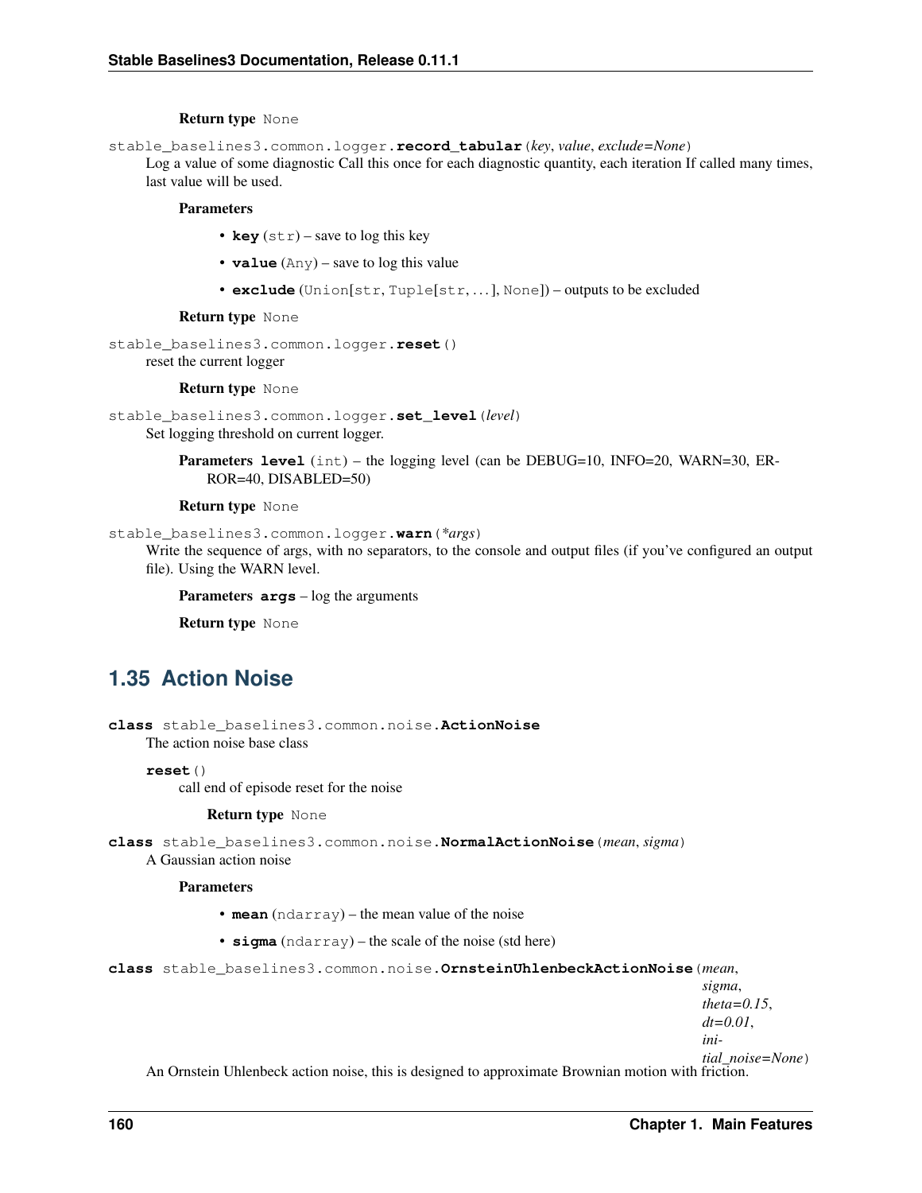**Return type** None

`stable_baselines3.common.logger.record_tabular(key, value, exclude=None)`

Log a value of some diagnostic Call this once for each diagnostic quantity, each iteration If called many times, last value will be used.

**Parameters**

- **key** (str) – save to log this key
- **value** (Any) – save to log this value
- **exclude** (Union[str, Tuple[str, …], None]) – outputs to be excluded

**Return type** None

`stable_baselines3.common.logger.reset()`

reset the current logger

**Return type** None

`stable_baselines3.common.logger.set_level(level)`

Set logging threshold on current logger.

**Parameters** **level** (int) – the logging level (can be DEBUG=10, INFO=20, WARN=30, ERROR=40, DISABLED=50)

**Return type** None

`stable_baselines3.common.logger.warn(*args)`

Write the sequence of args, with no separators, to the console and output files (if you've configured an output file). Using the WARN level.

**Parameters** **args** – log the arguments

**Return type** None

## 1.35 Action Noise

**class** `stable_baselines3.common.noise.ActionNoise`

The action noise base class

`reset()`

call end of episode reset for the noise

**Return type** None

**class** `stable_baselines3.common.noise.NormalActionNoise(mean, sigma)`

A Gaussian action noise

**Parameters**

- **mean** (ndarray) – the mean value of the noise
- **sigma** (ndarray) – the scale of the noise (std here)

**class** `stable_baselines3.common.noise.OrnsteinUhlenbeckActionNoise(mean, sigma, theta=0.15, dt=0.01, initial_noise=None)`

An Ornstein Uhlenbeck action noise, this is designed to approximate Brownian motion with friction.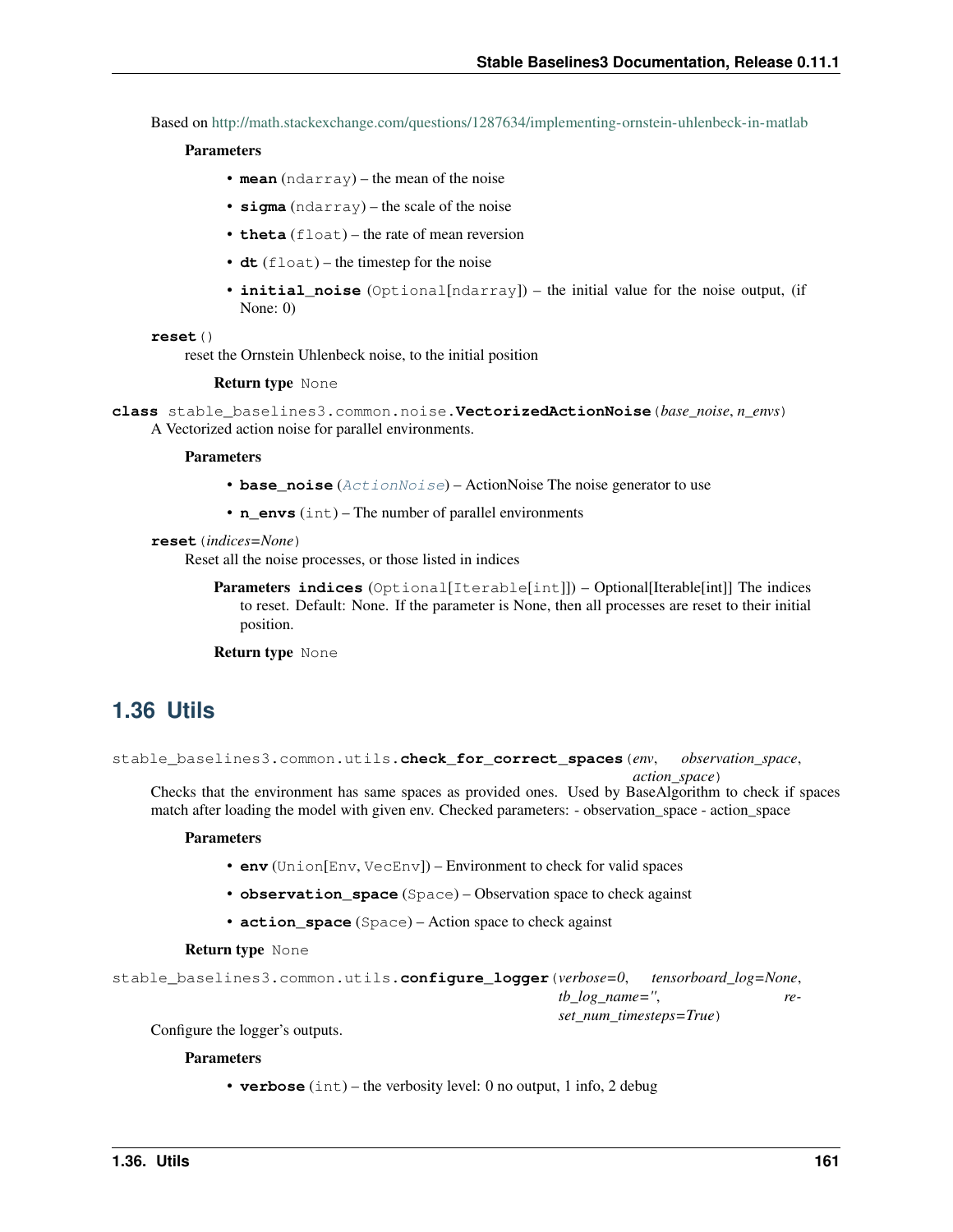Based on http://math.stackexchange.com/questions/1287634/implementing-ornstein-uhlenbeck-in-matlab

**Parameters**

- **mean** (ndarray) – the mean of the noise
- **sigma** (ndarray) – the scale of the noise
- **theta** (float) – the rate of mean reversion
- **dt** (float) – the timestep for the noise
- **initial_noise** (Optional[ndarray]) – the initial value for the noise output, (if None: 0)

**reset**()

reset the Ornstein Uhlenbeck noise, to the initial position

**Return type** None

**class** stable_baselines3.common.noise.**VectorizedActionNoise**(*base_noise*, *n_envs*)

A Vectorized action noise for parallel environments.

**Parameters**

- **base_noise** (*ActionNoise*) – ActionNoise The noise generator to use
- **n_envs** (int) – The number of parallel environments

**reset**(*indices=None*)

Reset all the noise processes, or those listed in indices

**Parameters** **indices** (Optional[Iterable[int]]) – Optional[Iterable[int]] The indices to reset. Default: None. If the parameter is None, then all processes are reset to their initial position.

**Return type** None

## 1.36 Utils

stable_baselines3.common.utils.**check_for_correct_spaces**(*env*, *observation_space*, *action_space*)

Checks that the environment has same spaces as provided ones. Used by BaseAlgorithm to check if spaces match after loading the model with given env. Checked parameters: - observation_space - action_space

**Parameters**

- **env** (Union[Env, VecEnv]) – Environment to check for valid spaces
- **observation_space** (Space) – Observation space to check against
- **action_space** (Space) – Action space to check against

**Return type** None

stable_baselines3.common.utils.**configure_logger**(*verbose=0*, *tensorboard_log=None*, *tb_log_name=''*, *reset_num_timesteps=True*)

Configure the logger's outputs.

**Parameters**

- **verbose** (int) – the verbosity level: 0 no output, 1 info, 2 debug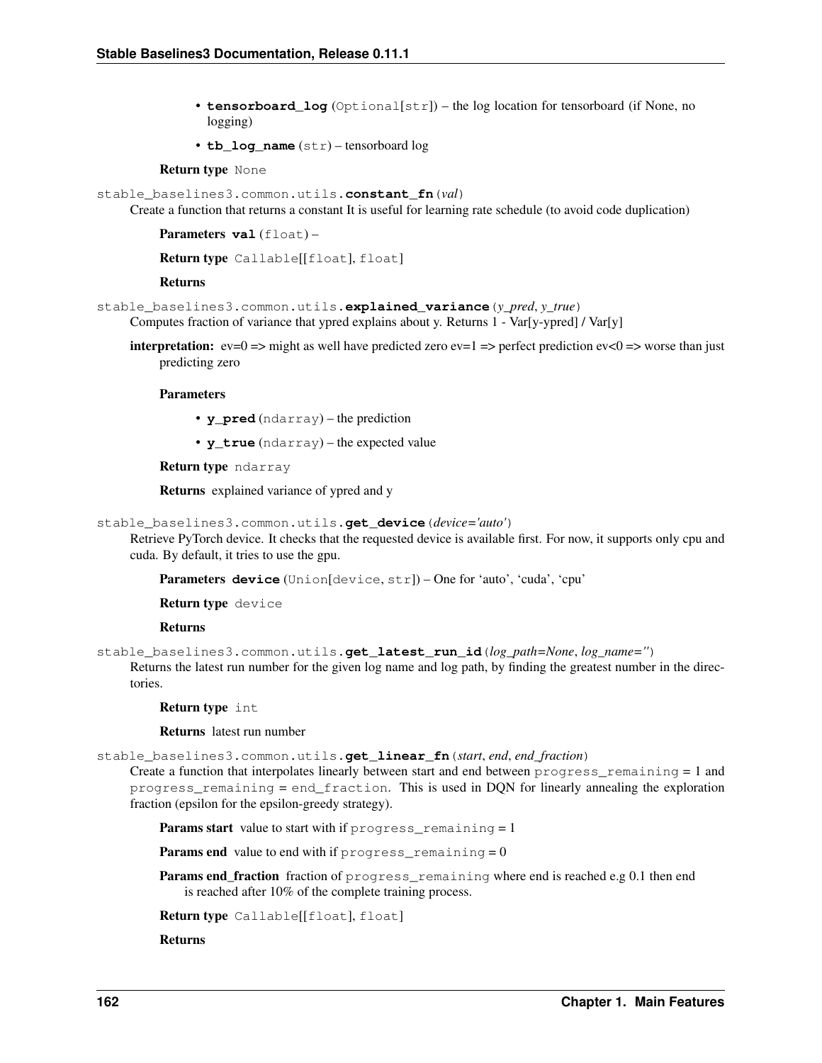- **tensorboard_log** (Optional[str]) – the log location for tensorboard (if None, no logging)
- **tb_log_name** (str) – tensorboard log

**Return type** None

stable_baselines3.common.utils.**constant_fn**(*val*)

Create a function that returns a constant It is useful for learning rate schedule (to avoid code duplication)

**Parameters** **val** (float) –

**Return type** Callable[[float], float]

**Returns**

stable_baselines3.common.utils.**explained_variance**(*y_pred*, *y_true*)

Computes fraction of variance that ypred explains about y. Returns 1 - Var[y-ypred] / Var[y]

**interpretation:** ev=0 => might as well have predicted zero ev=1 => perfect prediction ev<0 => worse than just predicting zero

**Parameters**

- **y_pred** (ndarray) – the prediction
- **y_true** (ndarray) – the expected value

**Return type** ndarray

**Returns** explained variance of ypred and y

stable_baselines3.common.utils.**get_device**(*device='auto'*)

Retrieve PyTorch device. It checks that the requested device is available first. For now, it supports only cpu and cuda. By default, it tries to use the gpu.

**Parameters** **device** (Union[device, str]) – One for 'auto', 'cuda', 'cpu'

**Return type** device

**Returns**

stable_baselines3.common.utils.**get_latest_run_id**(*log_path=None*, *log_name=''*)

Returns the latest run number for the given log name and log path, by finding the greatest number in the directories.

**Return type** int

**Returns** latest run number

stable_baselines3.common.utils.**get_linear_fn**(*start*, *end*, *end_fraction*)

Create a function that interpolates linearly between start and end between `progress_remaining` = 1 and `progress_remaining` = `end_fraction`. This is used in DQN for linearly annealing the exploration fraction (epsilon for the epsilon-greedy strategy).

**Params start** value to start with if `progress_remaining` = 1

**Params end** value to end with if `progress_remaining` = 0

**Params end_fraction** fraction of `progress_remaining` where end is reached e.g 0.1 then end is reached after 10% of the complete training process.

**Return type** Callable[[float], float]

**Returns**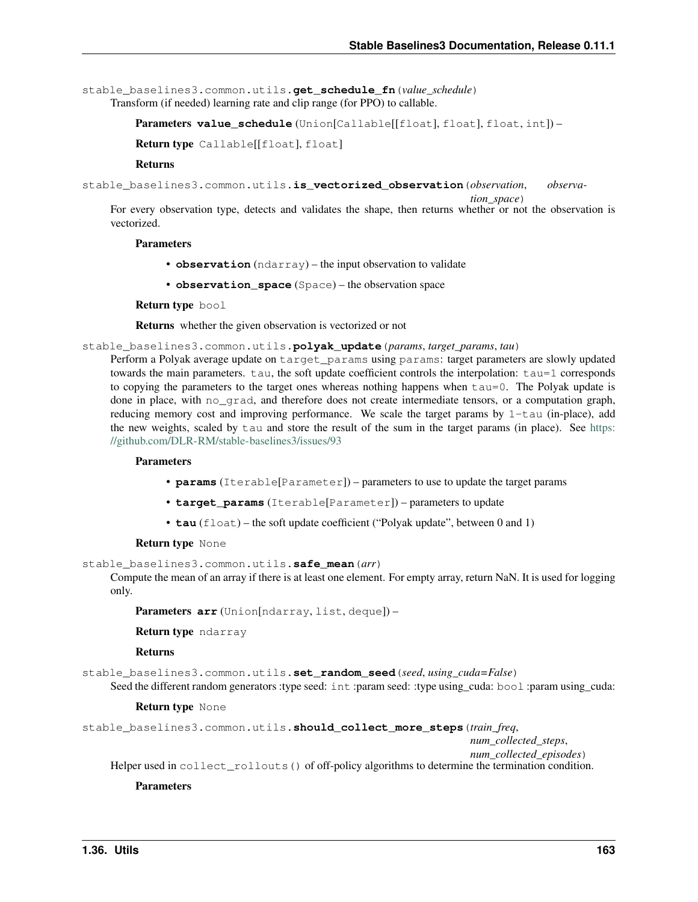`stable_baselines3.common.utils.`**`get_schedule_fn`**`(`*value_schedule*`)`

Transform (if needed) learning rate and clip range (for PPO) to callable.

**Parameters** **`value_schedule`** (`Union[Callable[[float], float], float, int]`) –

**Return type** `Callable[[float], float]`

**Returns**

`stable_baselines3.common.utils.`**`is_vectorized_observation`**`(`*observation*, *observation_space*`)`

For every observation type, detects and validates the shape, then returns whether or not the observation is vectorized.

**Parameters**

- **`observation`** (`ndarray`) – the input observation to validate
- **`observation_space`** (`Space`) – the observation space

**Return type** `bool`

**Returns** whether the given observation is vectorized or not

`stable_baselines3.common.utils.`**`polyak_update`**`(`*params*, *target_params*, *tau*`)`

Perform a Polyak average update on `target_params` using `params`: target parameters are slowly updated towards the main parameters. `tau`, the soft update coefficient controls the interpolation: `tau=1` corresponds to copying the parameters to the target ones whereas nothing happens when `tau=0`. The Polyak update is done in place, with `no_grad`, and therefore does not create intermediate tensors, or a computation graph, reducing memory cost and improving performance. We scale the target params by `1-tau` (in-place), add the new weights, scaled by `tau` and store the result of the sum in the target params (in place). See https://github.com/DLR-RM/stable-baselines3/issues/93

**Parameters**

- **`params`** (`Iterable[Parameter]`) – parameters to use to update the target params
- **`target_params`** (`Iterable[Parameter]`) – parameters to update
- **`tau`** (`float`) – the soft update coefficient ("Polyak update", between 0 and 1)

**Return type** `None`

`stable_baselines3.common.utils.`**`safe_mean`**`(`*arr*`)`

Compute the mean of an array if there is at least one element. For empty array, return NaN. It is used for logging only.

**Parameters** **`arr`** (`Union[ndarray, list, deque]`) –

**Return type** `ndarray`

**Returns**

`stable_baselines3.common.utils.`**`set_random_seed`**`(`*seed*, *using_cuda=False*`)`

Seed the different random generators :type seed: `int` :param seed: :type using_cuda: `bool` :param using_cuda:

**Return type** `None`

`stable_baselines3.common.utils.`**`should_collect_more_steps`**`(`*train_freq*, *num_collected_steps*, *num_collected_episodes*`)`

Helper used in `collect_rollouts()` of off-policy algorithms to determine the termination condition.

**Parameters**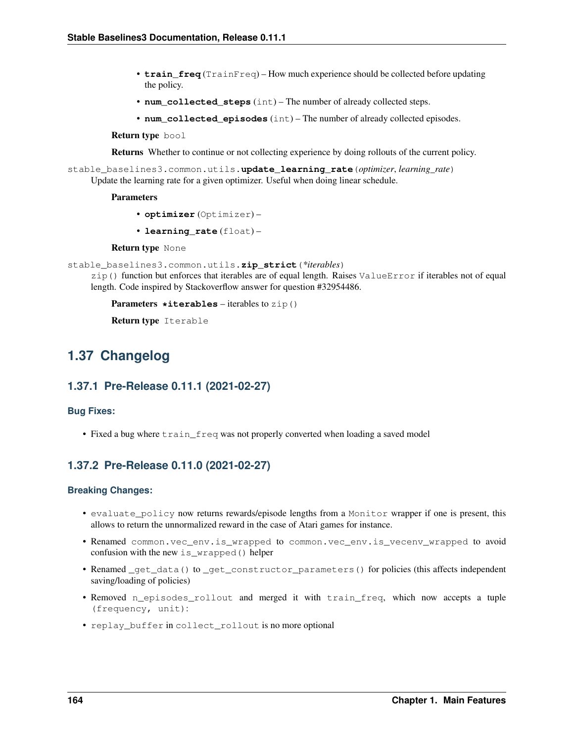- **train_freq** (TrainFreq) – How much experience should be collected before updating the policy.
- **num_collected_steps** (int) – The number of already collected steps.
- **num_collected_episodes** (int) – The number of already collected episodes.

**Return type** bool

**Returns** Whether to continue or not collecting experience by doing rollouts of the current policy.

stable_baselines3.common.utils.**update_learning_rate**(*optimizer*, *learning_rate*)

Update the learning rate for a given optimizer. Useful when doing linear schedule.

**Parameters**

- **optimizer** (Optimizer) –
- **learning_rate** (float) –

**Return type** None

stable_baselines3.common.utils.**zip_strict**(*\*iterables*)

`zip()` function but enforces that iterables are of equal length. Raises `ValueError` if iterables not of equal length. Code inspired by Stackoverflow answer for question #32954486.

**Parameters** **\*iterables** – iterables to `zip()`

**Return type** Iterable

## 1.37 Changelog

### 1.37.1 Pre-Release 0.11.1 (2021-02-27)

#### Bug Fixes:

- Fixed a bug where `train_freq` was not properly converted when loading a saved model

### 1.37.2 Pre-Release 0.11.0 (2021-02-27)

#### Breaking Changes:

- `evaluate_policy` now returns rewards/episode lengths from a `Monitor` wrapper if one is present, this allows to return the unnormalized reward in the case of Atari games for instance.
- Renamed `common.vec_env.is_wrapped` to `common.vec_env.is_vecenv_wrapped` to avoid confusion with the new `is_wrapped()` helper
- Renamed `_get_data()` to `_get_constructor_parameters()` for policies (this affects independent saving/loading of policies)
- Removed `n_episodes_rollout` and merged it with `train_freq`, which now accepts a tuple `(frequency, unit)`:
- `replay_buffer` in `collect_rollout` is no more optional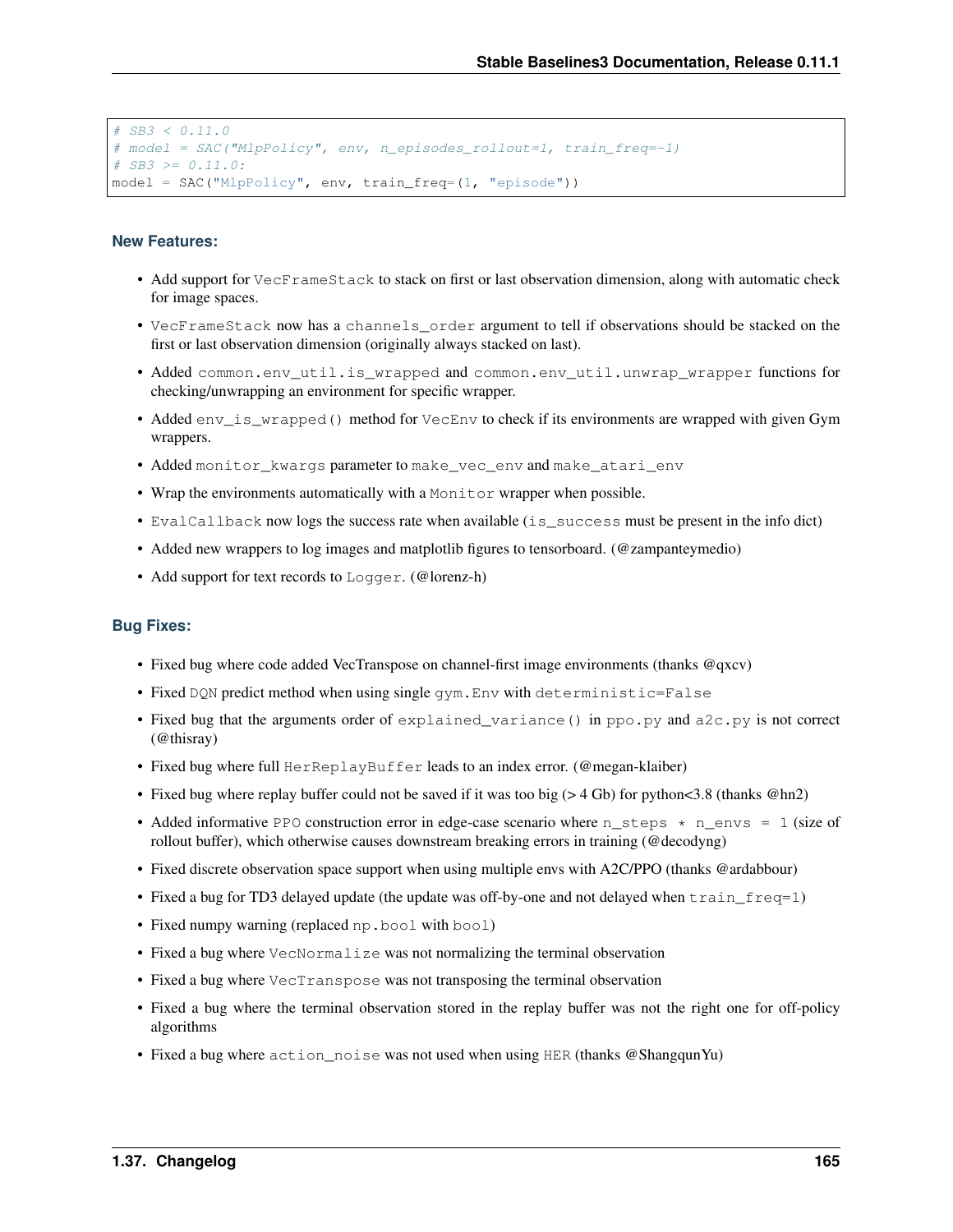```python
# SB3 < 0.11.0
# model = SAC("MlpPolicy", env, n_episodes_rollout=1, train_freq=-1)
# SB3 >= 0.11.0:
model = SAC("MlpPolicy", env, train_freq=(1, "episode"))
```

### New Features:

- Add support for `VecFrameStack` to stack on first or last observation dimension, along with automatic check for image spaces.
- `VecFrameStack` now has a `channels_order` argument to tell if observations should be stacked on the first or last observation dimension (originally always stacked on last).
- Added `common.env_util.is_wrapped` and `common.env_util.unwrap_wrapper` functions for checking/unwrapping an environment for specific wrapper.
- Added `env_is_wrapped()` method for `VecEnv` to check if its environments are wrapped with given Gym wrappers.
- Added `monitor_kwargs` parameter to `make_vec_env` and `make_atari_env`
- Wrap the environments automatically with a `Monitor` wrapper when possible.
- `EvalCallback` now logs the success rate when available (`is_success` must be present in the info dict)
- Added new wrappers to log images and matplotlib figures to tensorboard. (@zampanteymedio)
- Add support for text records to `Logger`. (@lorenz-h)

### Bug Fixes:

- Fixed bug where code added VecTranspose on channel-first image environments (thanks @qxcv)
- Fixed `DQN` predict method when using single `gym.Env` with `deterministic=False`
- Fixed bug that the arguments order of `explained_variance()` in `ppo.py` and `a2c.py` is not correct (@thisray)
- Fixed bug where full `HerReplayBuffer` leads to an index error. (@megan-klaiber)
- Fixed bug where replay buffer could not be saved if it was too big (> 4 Gb) for python<3.8 (thanks @hn2)
- Added informative `PPO` construction error in edge-case scenario where `n_steps * n_envs = 1` (size of rollout buffer), which otherwise causes downstream breaking errors in training (@decodyng)
- Fixed discrete observation space support when using multiple envs with A2C/PPO (thanks @ardabbour)
- Fixed a bug for TD3 delayed update (the update was off-by-one and not delayed when `train_freq=1`)
- Fixed numpy warning (replaced `np.bool` with `bool`)
- Fixed a bug where `VecNormalize` was not normalizing the terminal observation
- Fixed a bug where `VecTranspose` was not transposing the terminal observation
- Fixed a bug where the terminal observation stored in the replay buffer was not the right one for off-policy algorithms
- Fixed a bug where `action_noise` was not used when using `HER` (thanks @ShangqunYu)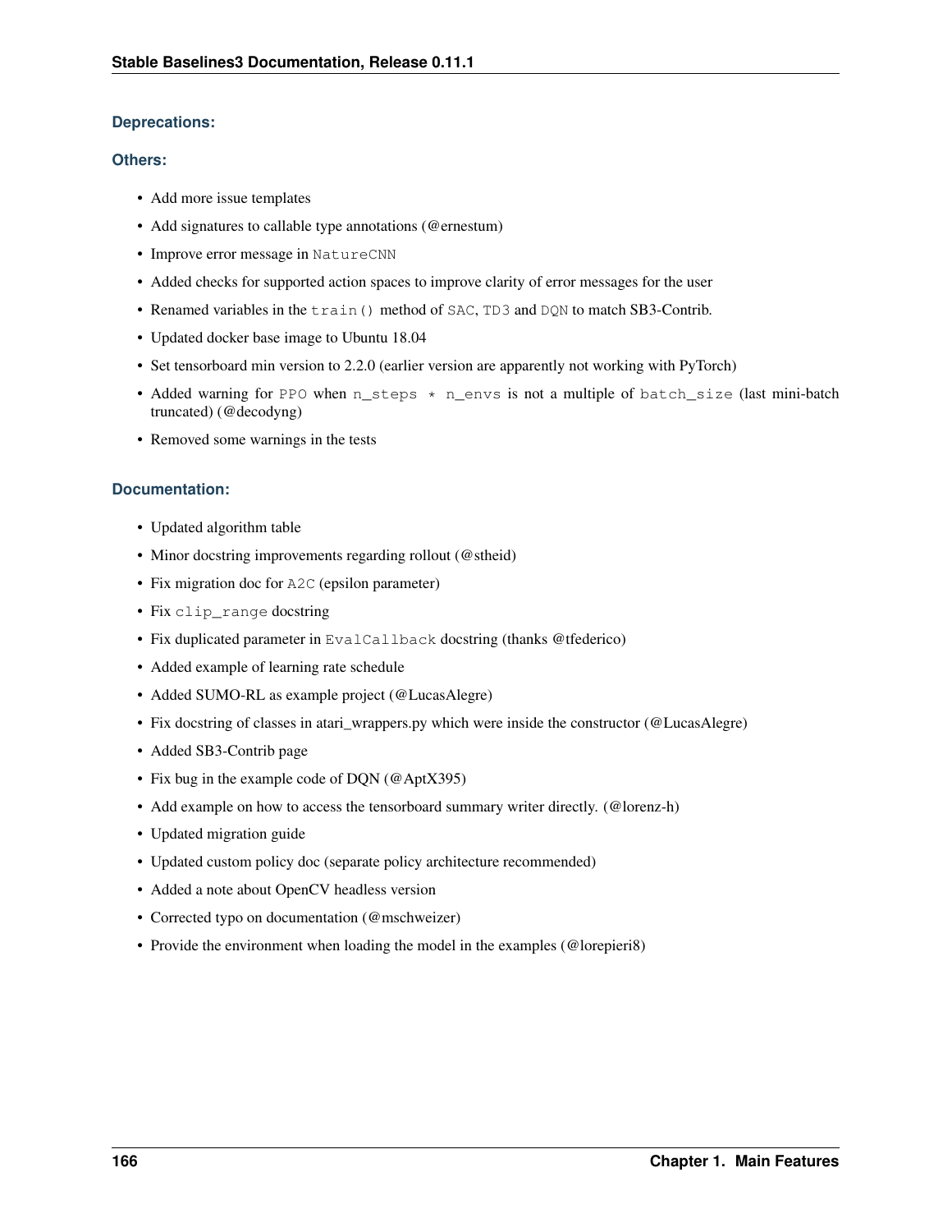### Deprecations:

### Others:

- Add more issue templates
- Add signatures to callable type annotations (@ernestum)
- Improve error message in `NatureCNN`
- Added checks for supported action spaces to improve clarity of error messages for the user
- Renamed variables in the `train()` method of `SAC`, `TD3` and `DQN` to match SB3-Contrib.
- Updated docker base image to Ubuntu 18.04
- Set tensorboard min version to 2.2.0 (earlier version are apparently not working with PyTorch)
- Added warning for `PPO` when `n_steps * n_envs` is not a multiple of `batch_size` (last mini-batch truncated) (@decodyng)
- Removed some warnings in the tests

### Documentation:

- Updated algorithm table
- Minor docstring improvements regarding rollout (@stheid)
- Fix migration doc for `A2C` (epsilon parameter)
- Fix `clip_range` docstring
- Fix duplicated parameter in `EvalCallback` docstring (thanks @tfederico)
- Added example of learning rate schedule
- Added SUMO-RL as example project (@LucasAlegre)
- Fix docstring of classes in atari_wrappers.py which were inside the constructor (@LucasAlegre)
- Added SB3-Contrib page
- Fix bug in the example code of DQN (@AptX395)
- Add example on how to access the tensorboard summary writer directly. (@lorenz-h)
- Updated migration guide
- Updated custom policy doc (separate policy architecture recommended)
- Added a note about OpenCV headless version
- Corrected typo on documentation (@mschweizer)
- Provide the environment when loading the model in the examples (@lorepieri8)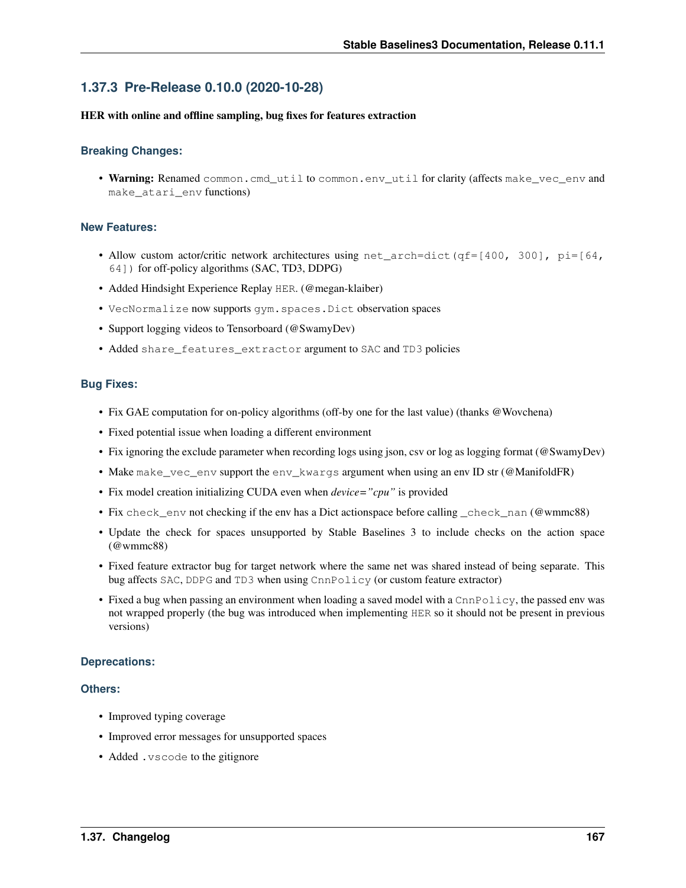### 1.37.3 Pre-Release 0.10.0 (2020-10-28)

**HER with online and offline sampling, bug fixes for features extraction**

#### Breaking Changes:

- **Warning:** Renamed `common.cmd_util` to `common.env_util` for clarity (affects `make_vec_env` and `make_atari_env` functions)

#### New Features:

- Allow custom actor/critic network architectures using `net_arch=dict(qf=[400, 300], pi=[64, 64])` for off-policy algorithms (SAC, TD3, DDPG)
- Added Hindsight Experience Replay `HER`. (@megan-klaiber)
- `VecNormalize` now supports `gym.spaces.Dict` observation spaces
- Support logging videos to Tensorboard (@SwamyDev)
- Added `share_features_extractor` argument to `SAC` and `TD3` policies

#### Bug Fixes:

- Fix GAE computation for on-policy algorithms (off-by one for the last value) (thanks @Wovchena)
- Fixed potential issue when loading a different environment
- Fix ignoring the exclude parameter when recording logs using json, csv or log as logging format (@SwamyDev)
- Make `make_vec_env` support the `env_kwargs` argument when using an env ID str (@ManifoldFR)
- Fix model creation initializing CUDA even when *device="cpu"* is provided
- Fix `check_env` not checking if the env has a Dict actionspace before calling `_check_nan` (@wmmc88)
- Update the check for spaces unsupported by Stable Baselines 3 to include checks on the action space (@wmmc88)
- Fixed feature extractor bug for target network where the same net was shared instead of being separate. This bug affects `SAC`, `DDPG` and `TD3` when using `CnnPolicy` (or custom feature extractor)
- Fixed a bug when passing an environment when loading a saved model with a `CnnPolicy`, the passed env was not wrapped properly (the bug was introduced when implementing `HER` so it should not be present in previous versions)

#### Deprecations:

#### Others:

- Improved typing coverage
- Improved error messages for unsupported spaces
- Added `.vscode` to the gitignore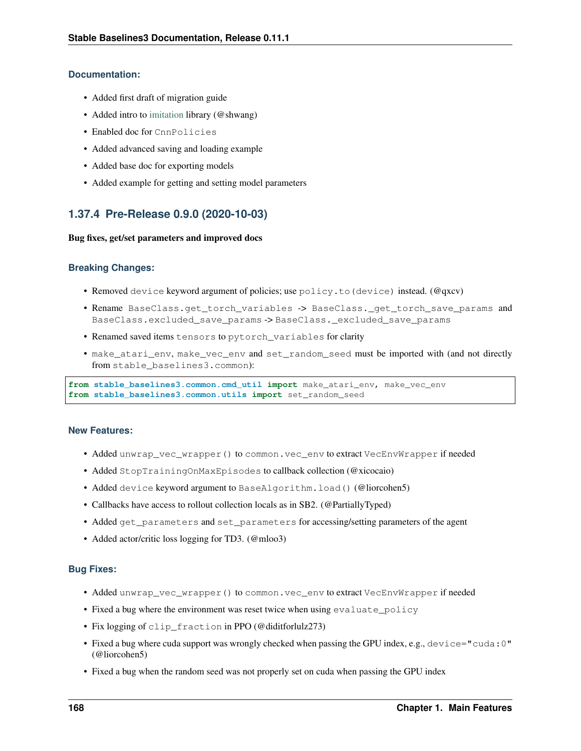### Documentation:

- Added first draft of migration guide
- Added intro to imitation library (@shwang)
- Enabled doc for `CnnPolicies`
- Added advanced saving and loading example
- Added base doc for exporting models
- Added example for getting and setting model parameters

## 1.37.4 Pre-Release 0.9.0 (2020-10-03)

**Bug fixes, get/set parameters and improved docs**

### Breaking Changes:

- Removed `device` keyword argument of policies; use `policy.to(device)` instead. (@qxcv)
- Rename `BaseClass.get_torch_variables` -> `BaseClass._get_torch_save_params` and `BaseClass.excluded_save_params` -> `BaseClass._excluded_save_params`
- Renamed saved items `tensors` to `pytorch_variables` for clarity
- `make_atari_env`, `make_vec_env` and `set_random_seed` must be imported with (and not directly from `stable_baselines3.common`):

```
from stable_baselines3.common.cmd_util import make_atari_env, make_vec_env
from stable_baselines3.common.utils import set_random_seed
```

### New Features:

- Added `unwrap_vec_wrapper()` to `common.vec_env` to extract `VecEnvWrapper` if needed
- Added `StopTrainingOnMaxEpisodes` to callback collection (@xicocaio)
- Added `device` keyword argument to `BaseAlgorithm.load()` (@liorcohen5)
- Callbacks have access to rollout collection locals as in SB2. (@PartiallyTyped)
- Added `get_parameters` and `set_parameters` for accessing/setting parameters of the agent
- Added actor/critic loss logging for TD3. (@mloo3)

### Bug Fixes:

- Added `unwrap_vec_wrapper()` to `common.vec_env` to extract `VecEnvWrapper` if needed
- Fixed a bug where the environment was reset twice when using `evaluate_policy`
- Fix logging of `clip_fraction` in PPO (@diditforlulz273)
- Fixed a bug where cuda support was wrongly checked when passing the GPU index, e.g., `device="cuda:0"` (@liorcohen5)
- Fixed a bug when the random seed was not properly set on cuda when passing the GPU index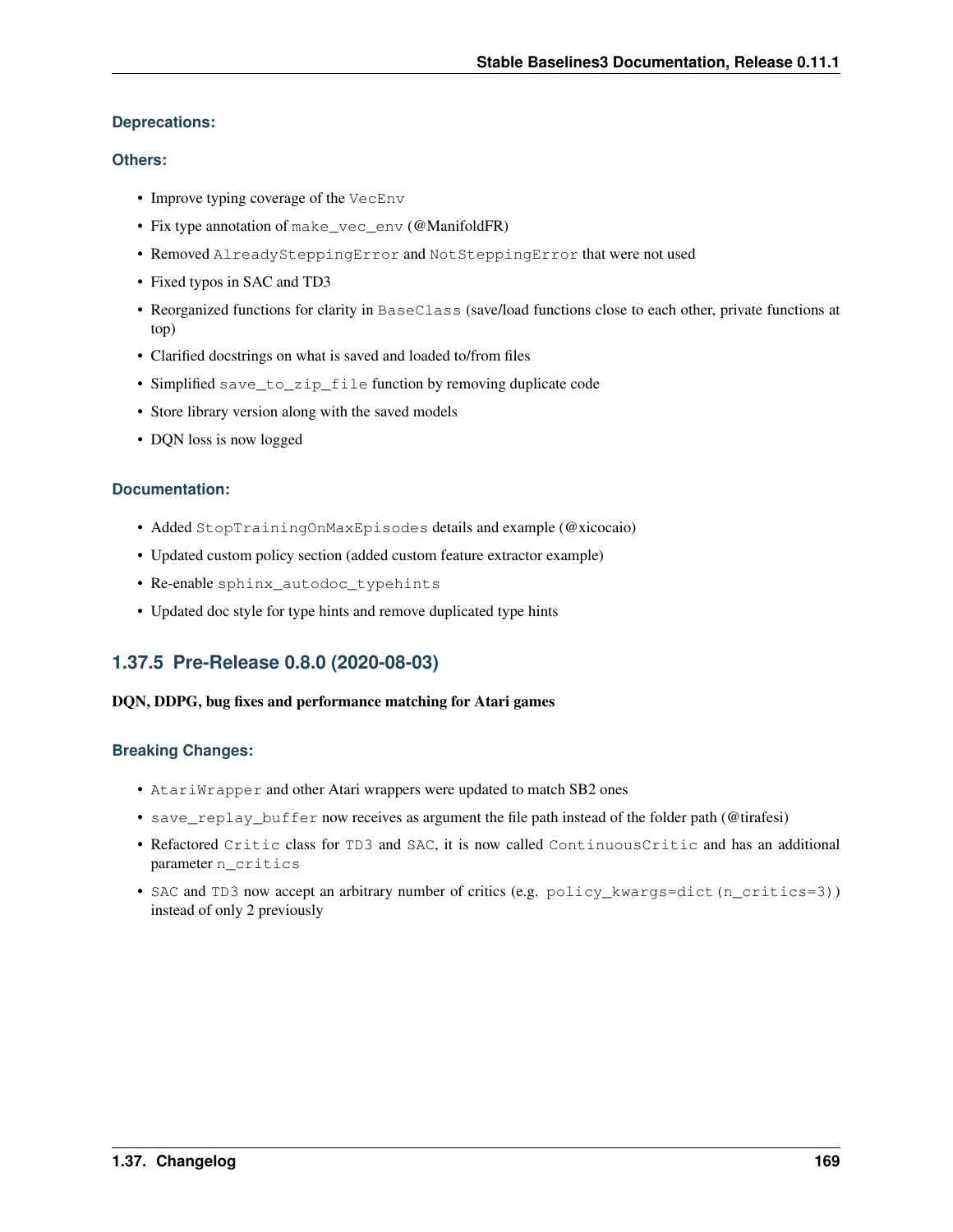#### Deprecations:

#### Others:

- Improve typing coverage of the `VecEnv`
- Fix type annotation of `make_vec_env` (@ManifoldFR)
- Removed `AlreadySteppingError` and `NotSteppingError` that were not used
- Fixed typos in SAC and TD3
- Reorganized functions for clarity in `BaseClass` (save/load functions close to each other, private functions at top)
- Clarified docstrings on what is saved and loaded to/from files
- Simplified `save_to_zip_file` function by removing duplicate code
- Store library version along with the saved models
- DQN loss is now logged

#### Documentation:

- Added `StopTrainingOnMaxEpisodes` details and example (@xicocaio)
- Updated custom policy section (added custom feature extractor example)
- Re-enable `sphinx_autodoc_typehints`
- Updated doc style for type hints and remove duplicated type hints

### 1.37.5 Pre-Release 0.8.0 (2020-08-03)

**DQN, DDPG, bug fixes and performance matching for Atari games**

#### Breaking Changes:

- `AtariWrapper` and other Atari wrappers were updated to match SB2 ones
- `save_replay_buffer` now receives as argument the file path instead of the folder path (@tirafesi)
- Refactored `Critic` class for `TD3` and `SAC`, it is now called `ContinuousCritic` and has an additional parameter `n_critics`
- `SAC` and `TD3` now accept an arbitrary number of critics (e.g. `policy_kwargs=dict(n_critics=3)`) instead of only 2 previously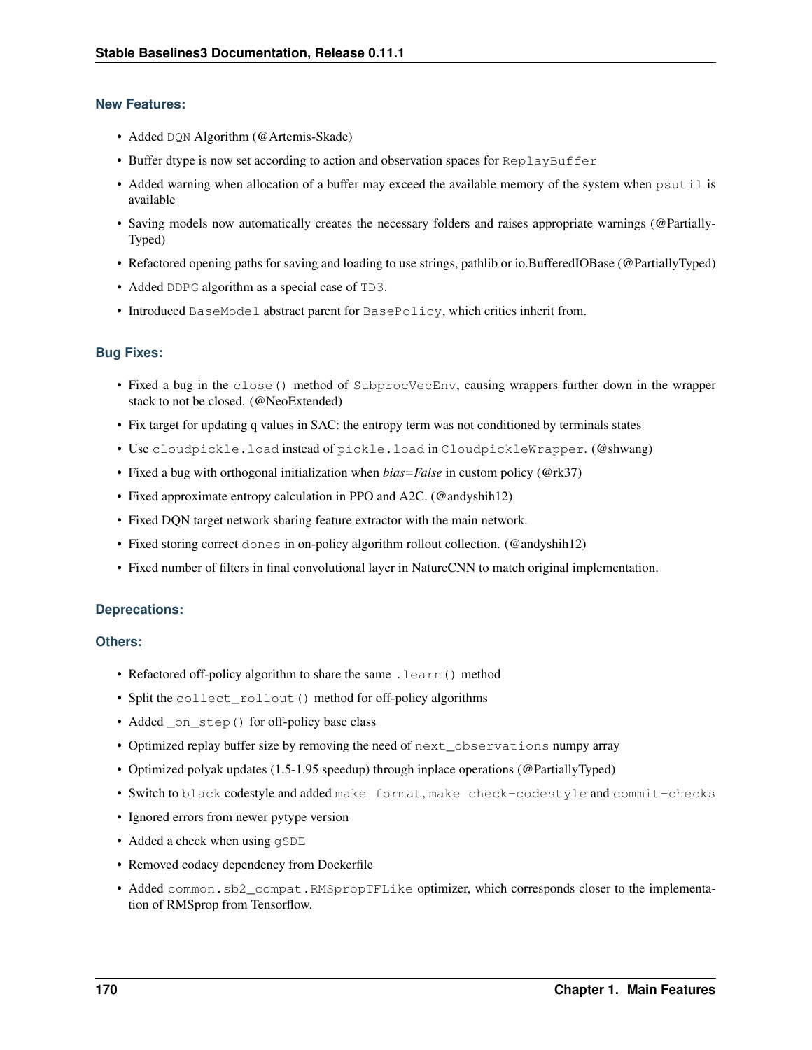#### New Features:

- Added `DQN` Algorithm (@Artemis-Skade)
- Buffer dtype is now set according to action and observation spaces for `ReplayBuffer`
- Added warning when allocation of a buffer may exceed the available memory of the system when `psutil` is available
- Saving models now automatically creates the necessary folders and raises appropriate warnings (@PartiallyTyped)
- Refactored opening paths for saving and loading to use strings, pathlib or io.BufferedIOBase (@PartiallyTyped)
- Added `DDPG` algorithm as a special case of `TD3`.
- Introduced `BaseModel` abstract parent for `BasePolicy`, which critics inherit from.

#### Bug Fixes:

- Fixed a bug in the `close()` method of `SubprocVecEnv`, causing wrappers further down in the wrapper stack to not be closed. (@NeoExtended)
- Fix target for updating q values in SAC: the entropy term was not conditioned by terminals states
- Use `cloudpickle.load` instead of `pickle.load` in `CloudpickleWrapper`. (@shwang)
- Fixed a bug with orthogonal initialization when *bias=False* in custom policy (@rk37)
- Fixed approximate entropy calculation in PPO and A2C. (@andyshih12)
- Fixed DQN target network sharing feature extractor with the main network.
- Fixed storing correct `dones` in on-policy algorithm rollout collection. (@andyshih12)
- Fixed number of filters in final convolutional layer in NatureCNN to match original implementation.

#### Deprecations:

#### Others:

- Refactored off-policy algorithm to share the same `.learn()` method
- Split the `collect_rollout()` method for off-policy algorithms
- Added `_on_step()` for off-policy base class
- Optimized replay buffer size by removing the need of `next_observations` numpy array
- Optimized polyak updates (1.5-1.95 speedup) through inplace operations (@PartiallyTyped)
- Switch to `black` codestyle and added `make format`, `make check-codestyle` and `commit-checks`
- Ignored errors from newer pytype version
- Added a check when using `gSDE`
- Removed codacy dependency from Dockerfile
- Added `common.sb2_compat.RMSpropTFLike` optimizer, which corresponds closer to the implementation of RMSprop from Tensorflow.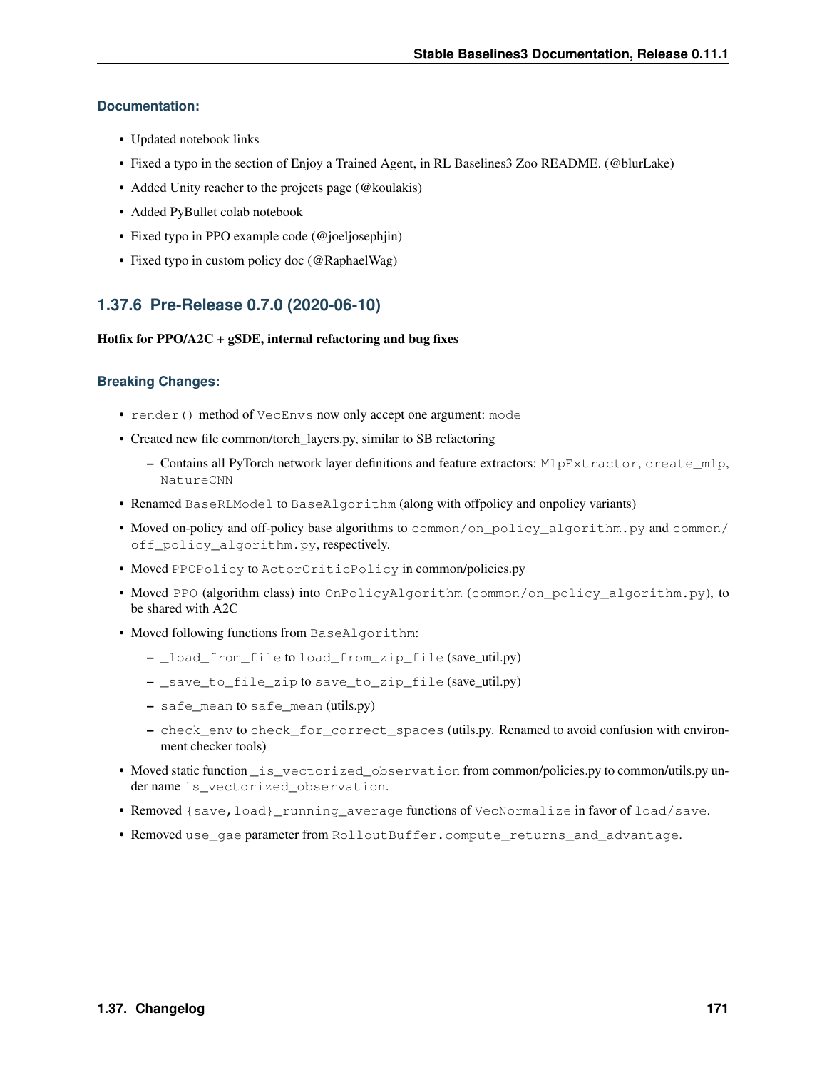### Documentation:

- Updated notebook links
- Fixed a typo in the section of Enjoy a Trained Agent, in RL Baselines3 Zoo README. (@blurLake)
- Added Unity reacher to the projects page (@koulakis)
- Added PyBullet colab notebook
- Fixed typo in PPO example code (@joeljosephjin)
- Fixed typo in custom policy doc (@RaphaelWag)

## 1.37.6 Pre-Release 0.7.0 (2020-06-10)

**Hotfix for PPO/A2C + gSDE, internal refactoring and bug fixes**

### Breaking Changes:

- `render()` method of `VecEnvs` now only accept one argument: `mode`
- Created new file common/torch_layers.py, similar to SB refactoring
  - Contains all PyTorch network layer definitions and feature extractors: `MlpExtractor`, `create_mlp`, `NatureCNN`
- Renamed `BaseRLModel` to `BaseAlgorithm` (along with offpolicy and onpolicy variants)
- Moved on-policy and off-policy base algorithms to `common/on_policy_algorithm.py` and `common/off_policy_algorithm.py`, respectively.
- Moved `PPOPolicy` to `ActorCriticPolicy` in common/policies.py
- Moved `PPO` (algorithm class) into `OnPolicyAlgorithm` (`common/on_policy_algorithm.py`), to be shared with A2C
- Moved following functions from `BaseAlgorithm`:
  - `_load_from_file` to `load_from_zip_file` (save_util.py)
  - `_save_to_file_zip` to `save_to_zip_file` (save_util.py)
  - `safe_mean` to `safe_mean` (utils.py)
  - `check_env` to `check_for_correct_spaces` (utils.py. Renamed to avoid confusion with environment checker tools)
- Moved static function `_is_vectorized_observation` from common/policies.py to common/utils.py under name `is_vectorized_observation`.
- Removed `{save,load}_running_average` functions of `VecNormalize` in favor of `load/save`.
- Removed `use_gae` parameter from `RolloutBuffer.compute_returns_and_advantage`.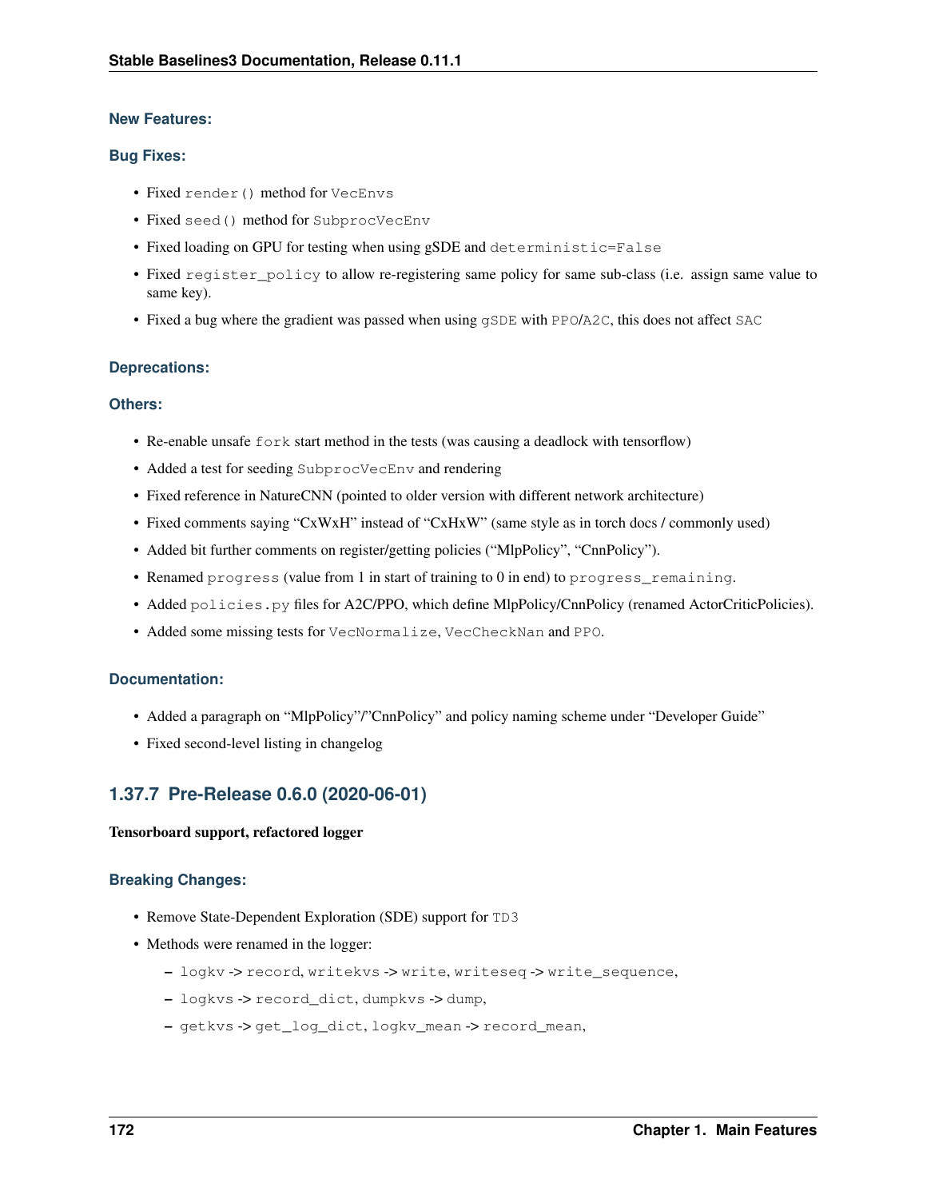### New Features:

### Bug Fixes:

- Fixed `render()` method for `VecEnvs`
- Fixed `seed()` method for `SubprocVecEnv`
- Fixed loading on GPU for testing when using gSDE and `deterministic=False`
- Fixed `register_policy` to allow re-registering same policy for same sub-class (i.e. assign same value to same key).
- Fixed a bug where the gradient was passed when using `gSDE` with `PPO`/`A2C`, this does not affect `SAC`

### Deprecations:

### Others:

- Re-enable unsafe `fork` start method in the tests (was causing a deadlock with tensorflow)
- Added a test for seeding `SubprocVecEnv` and rendering
- Fixed reference in NatureCNN (pointed to older version with different network architecture)
- Fixed comments saying "CxWxH" instead of "CxHxW" (same style as in torch docs / commonly used)
- Added bit further comments on register/getting policies ("MlpPolicy", "CnnPolicy").
- Renamed `progress` (value from 1 in start of training to 0 in end) to `progress_remaining`.
- Added `policies.py` files for A2C/PPO, which define MlpPolicy/CnnPolicy (renamed ActorCriticPolicies).
- Added some missing tests for `VecNormalize`, `VecCheckNan` and `PPO`.

### Documentation:

- Added a paragraph on "MlpPolicy"/"CnnPolicy" and policy naming scheme under "Developer Guide"
- Fixed second-level listing in changelog

## 1.37.7 Pre-Release 0.6.0 (2020-06-01)

**Tensorboard support, refactored logger**

### Breaking Changes:

- Remove State-Dependent Exploration (SDE) support for `TD3`
- Methods were renamed in the logger:
  - `logkv` -> `record`, `writekvs` -> `write`, `writeseq` -> `write_sequence`,
  - `logkvs` -> `record_dict`, `dumpkvs` -> `dump`,
  - `getkvs` -> `get_log_dict`, `logkv_mean` -> `record_mean`,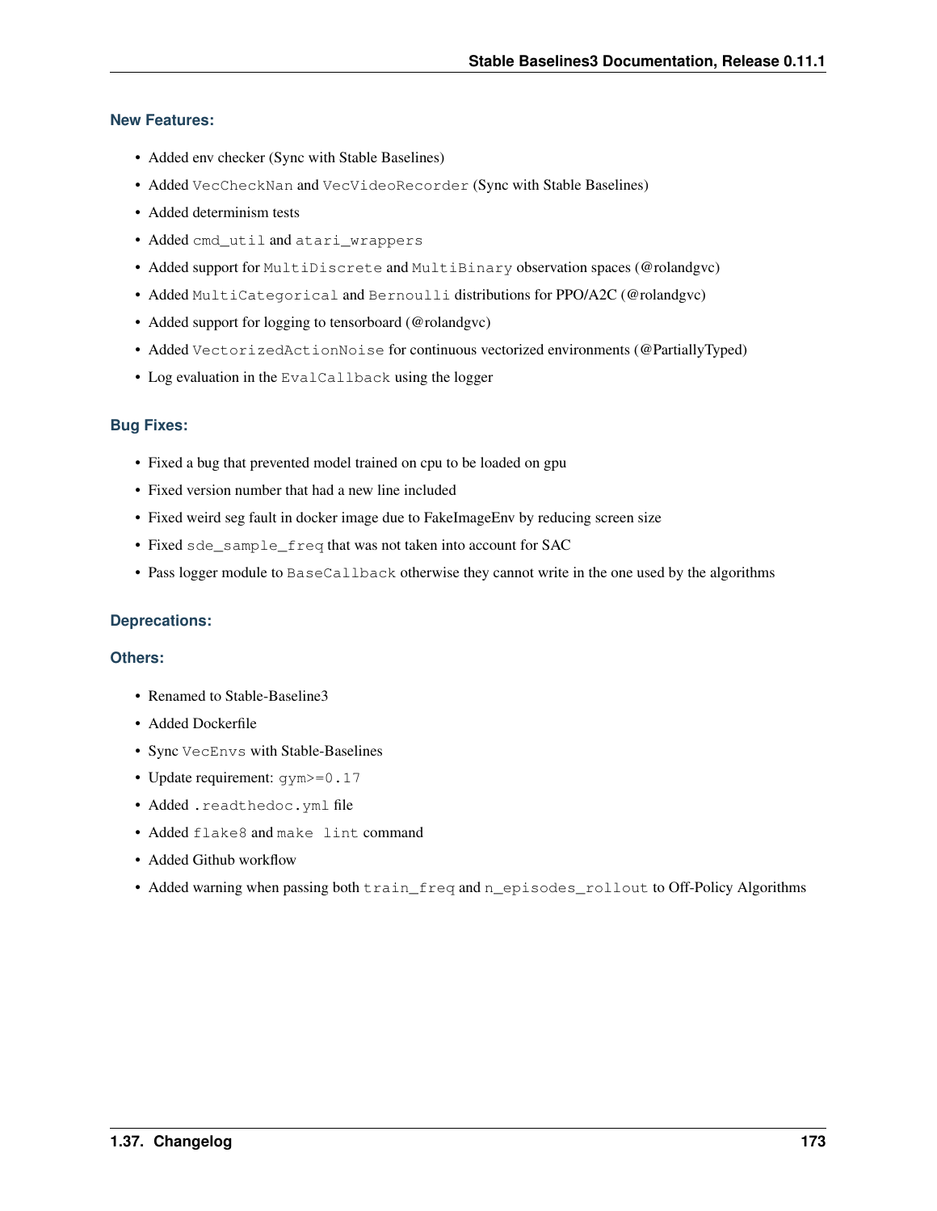### New Features:

- Added env checker (Sync with Stable Baselines)
- Added `VecCheckNan` and `VecVideoRecorder` (Sync with Stable Baselines)
- Added determinism tests
- Added `cmd_util` and `atari_wrappers`
- Added support for `MultiDiscrete` and `MultiBinary` observation spaces (@rolandgvc)
- Added `MultiCategorical` and `Bernoulli` distributions for PPO/A2C (@rolandgvc)
- Added support for logging to tensorboard (@rolandgvc)
- Added `VectorizedActionNoise` for continuous vectorized environments (@PartiallyTyped)
- Log evaluation in the `EvalCallback` using the logger

### Bug Fixes:

- Fixed a bug that prevented model trained on cpu to be loaded on gpu
- Fixed version number that had a new line included
- Fixed weird seg fault in docker image due to FakeImageEnv by reducing screen size
- Fixed `sde_sample_freq` that was not taken into account for SAC
- Pass logger module to `BaseCallback` otherwise they cannot write in the one used by the algorithms

### Deprecations:

### Others:

- Renamed to Stable-Baseline3
- Added Dockerfile
- Sync `VecEnvs` with Stable-Baselines
- Update requirement: `gym>=0.17`
- Added `.readthedoc.yml` file
- Added `flake8` and `make lint` command
- Added Github workflow
- Added warning when passing both `train_freq` and `n_episodes_rollout` to Off-Policy Algorithms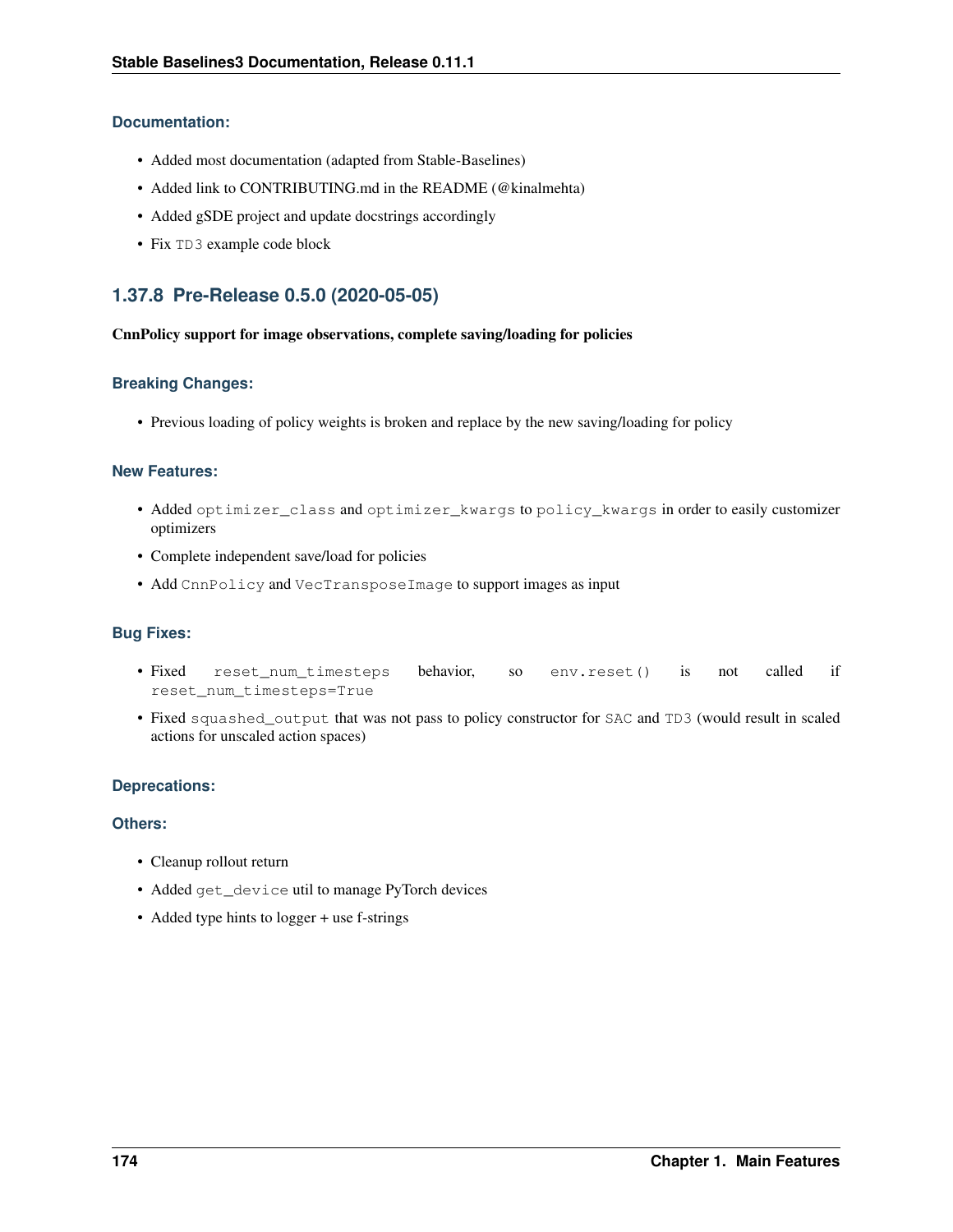#### Documentation:

- Added most documentation (adapted from Stable-Baselines)
- Added link to CONTRIBUTING.md in the README (@kinalmehta)
- Added gSDE project and update docstrings accordingly
- Fix `TD3` example code block

### 1.37.8 Pre-Release 0.5.0 (2020-05-05)

**CnnPolicy support for image observations, complete saving/loading for policies**

#### Breaking Changes:

- Previous loading of policy weights is broken and replace by the new saving/loading for policy

#### New Features:

- Added `optimizer_class` and `optimizer_kwargs` to `policy_kwargs` in order to easily customizer optimizers
- Complete independent save/load for policies
- Add `CnnPolicy` and `VecTransposeImage` to support images as input

#### Bug Fixes:

- Fixed `reset_num_timesteps` behavior, so `env.reset()` is not called if `reset_num_timesteps=True`
- Fixed `squashed_output` that was not pass to policy constructor for `SAC` and `TD3` (would result in scaled actions for unscaled action spaces)

#### Deprecations:

#### Others:

- Cleanup rollout return
- Added `get_device` util to manage PyTorch devices
- Added type hints to logger + use f-strings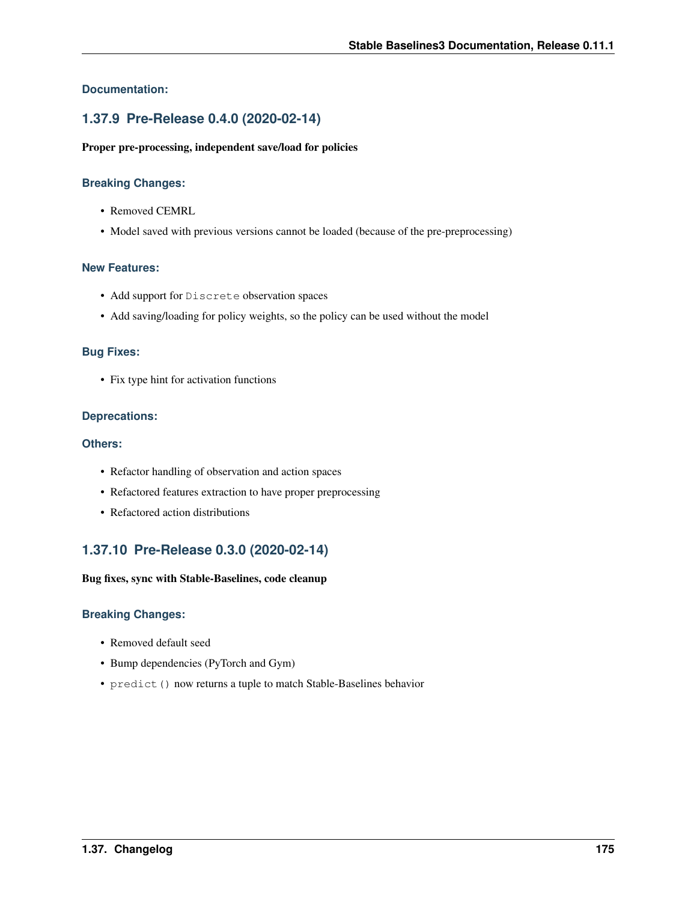#### Documentation:

### 1.37.9 Pre-Release 0.4.0 (2020-02-14)

**Proper pre-processing, independent save/load for policies**

#### Breaking Changes:

- Removed CEMRL
- Model saved with previous versions cannot be loaded (because of the pre-preprocessing)

#### New Features:

- Add support for `Discrete` observation spaces
- Add saving/loading for policy weights, so the policy can be used without the model

#### Bug Fixes:

- Fix type hint for activation functions

#### Deprecations:

#### Others:

- Refactor handling of observation and action spaces
- Refactored features extraction to have proper preprocessing
- Refactored action distributions

### 1.37.10 Pre-Release 0.3.0 (2020-02-14)

**Bug fixes, sync with Stable-Baselines, code cleanup**

#### Breaking Changes:

- Removed default seed
- Bump dependencies (PyTorch and Gym)
- `predict()` now returns a tuple to match Stable-Baselines behavior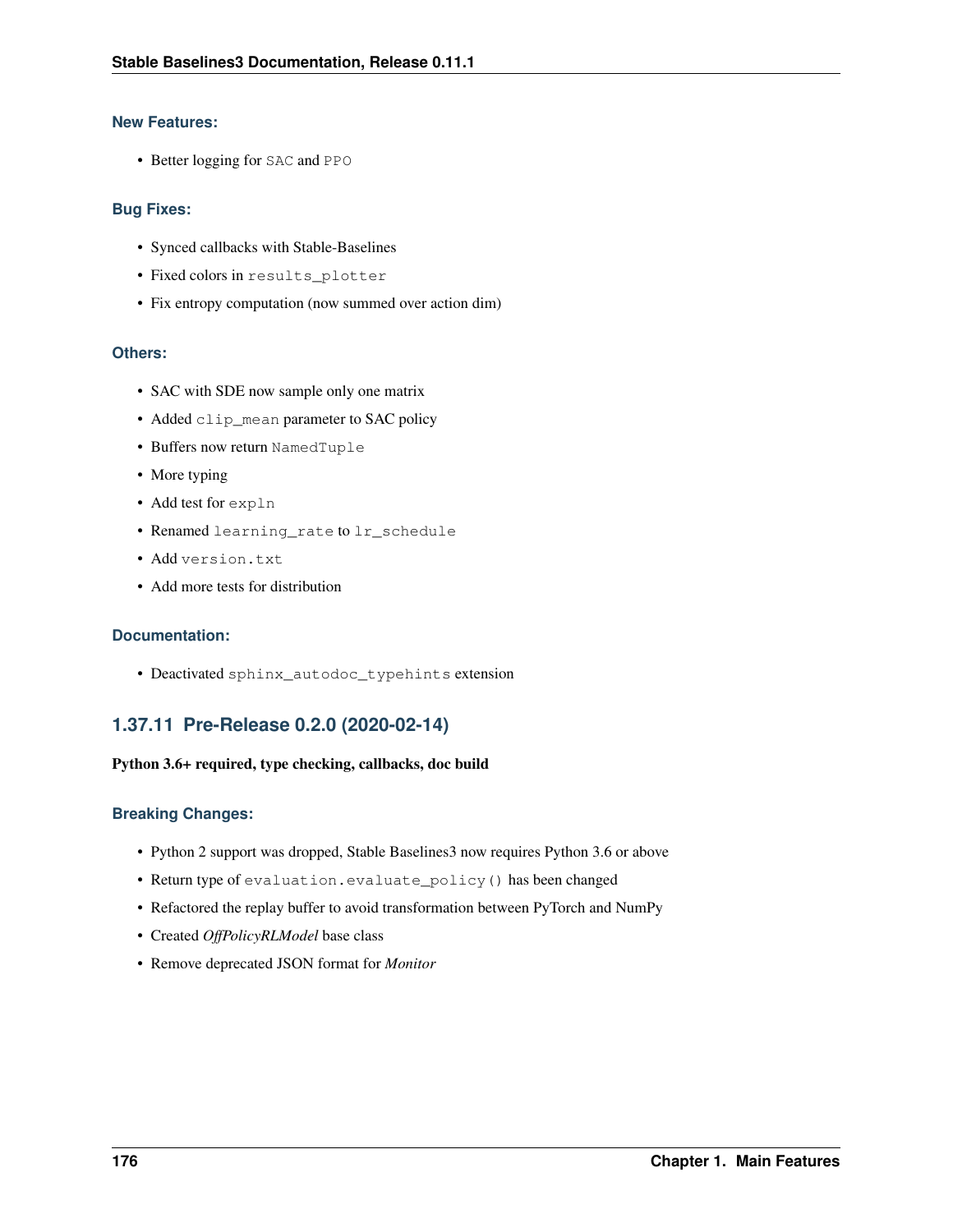#### New Features:

- Better logging for `SAC` and `PPO`

#### Bug Fixes:

- Synced callbacks with Stable-Baselines
- Fixed colors in `results_plotter`
- Fix entropy computation (now summed over action dim)

#### Others:

- SAC with SDE now sample only one matrix
- Added `clip_mean` parameter to SAC policy
- Buffers now return `NamedTuple`
- More typing
- Add test for `expln`
- Renamed `learning_rate` to `lr_schedule`
- Add `version.txt`
- Add more tests for distribution

#### Documentation:

- Deactivated `sphinx_autodoc_typehints` extension

### 1.37.11 Pre-Release 0.2.0 (2020-02-14)

**Python 3.6+ required, type checking, callbacks, doc build**

#### Breaking Changes:

- Python 2 support was dropped, Stable Baselines3 now requires Python 3.6 or above
- Return type of `evaluation.evaluate_policy()` has been changed
- Refactored the replay buffer to avoid transformation between PyTorch and NumPy
- Created *OffPolicyRLModel* base class
- Remove deprecated JSON format for *Monitor*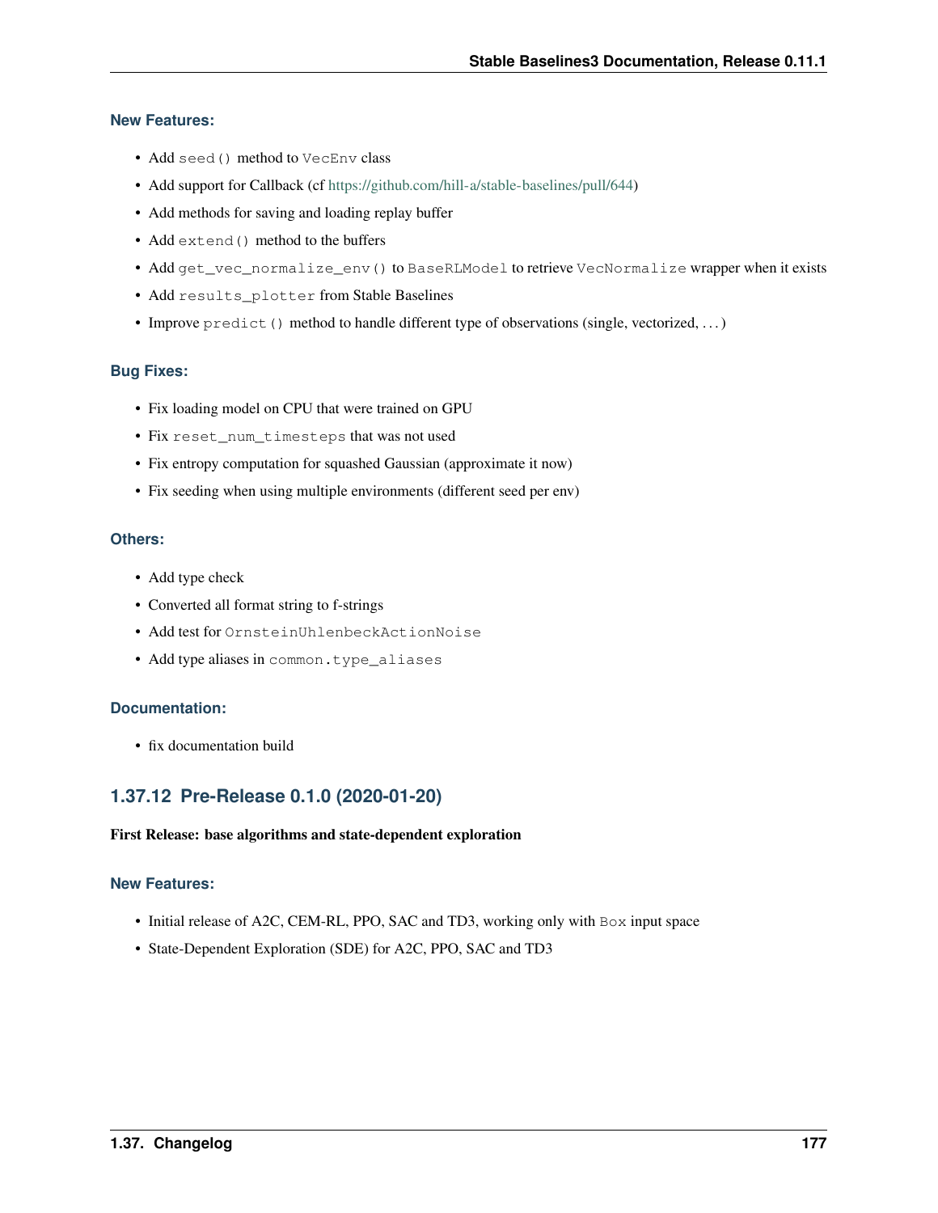#### New Features:

- Add `seed()` method to `VecEnv` class
- Add support for Callback (cf https://github.com/hill-a/stable-baselines/pull/644)
- Add methods for saving and loading replay buffer
- Add `extend()` method to the buffers
- Add `get_vec_normalize_env()` to `BaseRLModel` to retrieve `VecNormalize` wrapper when it exists
- Add `results_plotter` from Stable Baselines
- Improve `predict()` method to handle different type of observations (single, vectorized, . . . )

#### Bug Fixes:

- Fix loading model on CPU that were trained on GPU
- Fix `reset_num_timesteps` that was not used
- Fix entropy computation for squashed Gaussian (approximate it now)
- Fix seeding when using multiple environments (different seed per env)

#### Others:

- Add type check
- Converted all format string to f-strings
- Add test for `OrnsteinUhlenbeckActionNoise`
- Add type aliases in `common.type_aliases`

#### Documentation:

- fix documentation build

### 1.37.12 Pre-Release 0.1.0 (2020-01-20)

**First Release: base algorithms and state-dependent exploration**

#### New Features:

- Initial release of A2C, CEM-RL, PPO, SAC and TD3, working only with `Box` input space
- State-Dependent Exploration (SDE) for A2C, PPO, SAC and TD3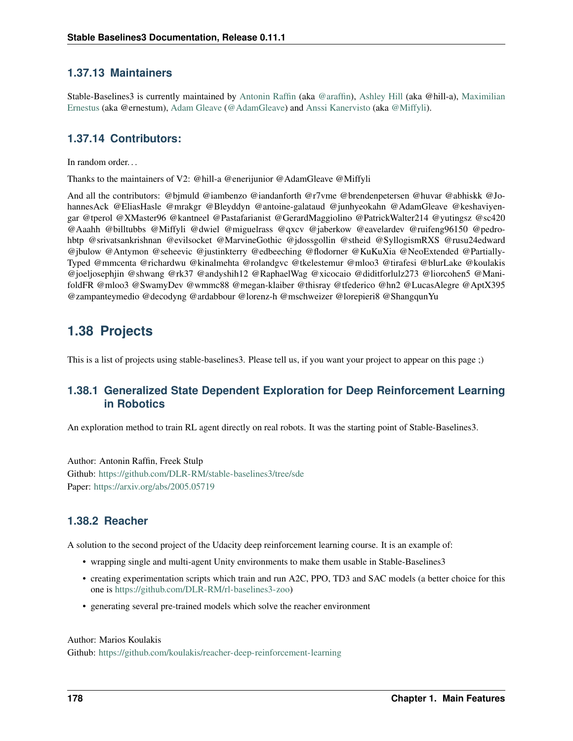### 1.37.13 Maintainers

Stable-Baselines3 is currently maintained by Antonin Raffin (aka @araffin), Ashley Hill (aka @hill-a), Maximilian Ernestus (aka @ernestum), Adam Gleave (@AdamGleave) and Anssi Kanervisto (aka @Miffyli).

### 1.37.14 Contributors:

In random order...

Thanks to the maintainers of V2: @hill-a @enerijunior @AdamGleave @Miffyli

And all the contributors: @bjmuld @iambenzo @iandanforth @r7vme @brendenpetersen @huvar @abhiskk @JohannesAck @EliasHasle @mrakgr @Bleyddyn @antoine-galataud @junhyeokahn @AdamGleave @keshaviyengar @tperol @XMaster96 @kantneel @Pastafarianist @GerardMaggiolino @PatrickWalter214 @yutingsz @sc420 @Aaahh @billtubbs @Miffyli @dwiel @miguelrass @qxcv @jaberkow @eavelardev @ruifeng96150 @pedrohbtp @srivatsankrishnan @evilsocket @MarvineGothic @jdossgollin @stheid @SyllogismRXS @rusu24edward @jbulow @Antymon @seheevic @justinkterry @edbeeching @flodorner @KuKuXia @NeoExtended @PartiallyTyped @mmcenta @richardwu @kinalmehta @rolandgvc @tkelestemur @mloo3 @tirafesi @blurLake @koulakis @joeljosephjin @shwang @rk37 @andyshih12 @RaphaelWag @xicocaio @diditforlulz273 @liorcohen5 @ManifoldFR @mloo3 @SwamyDev @wmmc88 @megan-klaiber @thisray @tfederico @hn2 @LucasAlegre @AptX395 @zampanteymedio @decodyng @ardabbour @lorenz-h @mschweizer @lorepieri8 @ShangqunYu

## 1.38 Projects

This is a list of projects using stable-baselines3. Please tell us, if you want your project to appear on this page ;)

### 1.38.1 Generalized State Dependent Exploration for Deep Reinforcement Learning in Robotics

An exploration method to train RL agent directly on real robots. It was the starting point of Stable-Baselines3.

Author: Antonin Raffin, Freek Stulp
Github: https://github.com/DLR-RM/stable-baselines3/tree/sde
Paper: https://arxiv.org/abs/2005.05719

### 1.38.2 Reacher

A solution to the second project of the Udacity deep reinforcement learning course. It is an example of:

- wrapping single and multi-agent Unity environments to make them usable in Stable-Baselines3
- creating experimentation scripts which train and run A2C, PPO, TD3 and SAC models (a better choice for this one is https://github.com/DLR-RM/rl-baselines3-zoo)
- generating several pre-trained models which solve the reacher environment

Author: Marios Koulakis
Github: https://github.com/koulakis/reacher-deep-reinforcement-learning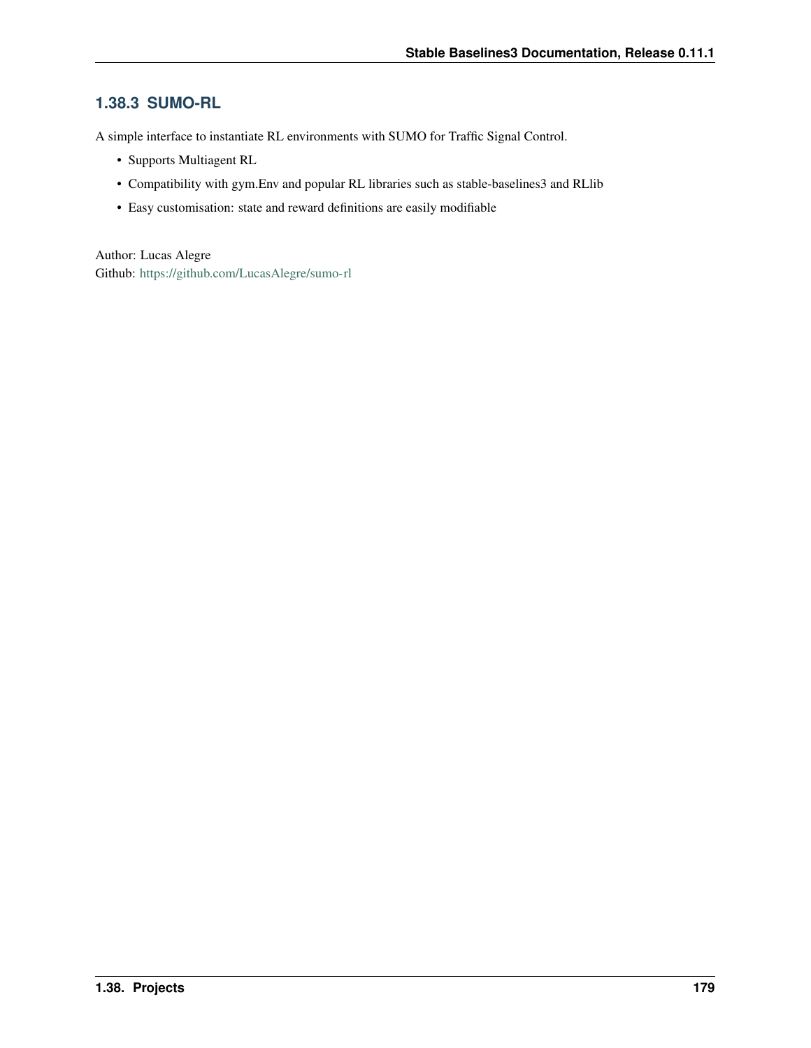### 1.38.3 SUMO-RL

A simple interface to instantiate RL environments with SUMO for Traffic Signal Control.

- Supports Multiagent RL
- Compatibility with gym.Env and popular RL libraries such as stable-baselines3 and RLlib
- Easy customisation: state and reward definitions are easily modifiable

Author: Lucas Alegre
Github: https://github.com/LucasAlegre/sumo-rl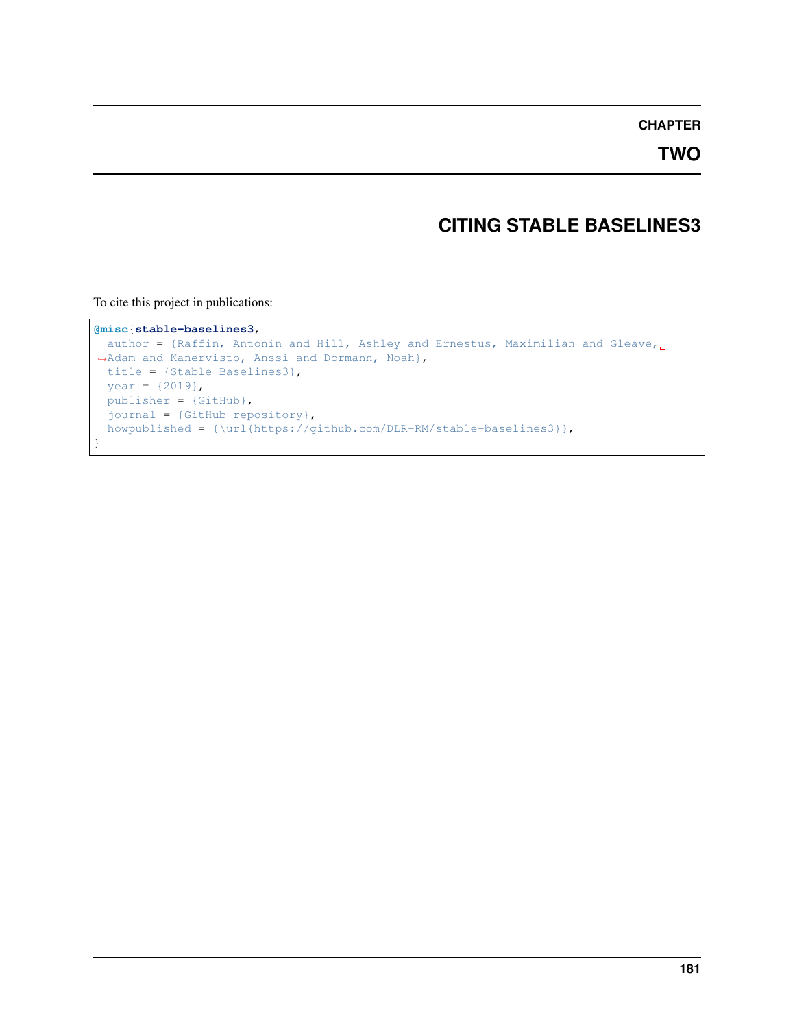# CHAPTER TWO

# CITING STABLE BASELINES3

To cite this project in publications:

```
@misc{stable-baselines3,
  author = {Raffin, Antonin and Hill, Ashley and Ernestus, Maximilian and Gleave, Adam and Kanervisto, Anssi and Dormann, Noah},
  title = {Stable Baselines3},
  year = {2019},
  publisher = {GitHub},
  journal = {GitHub repository},
  howpublished = {\url{https://github.com/DLR-RM/stable-baselines3}},
}
```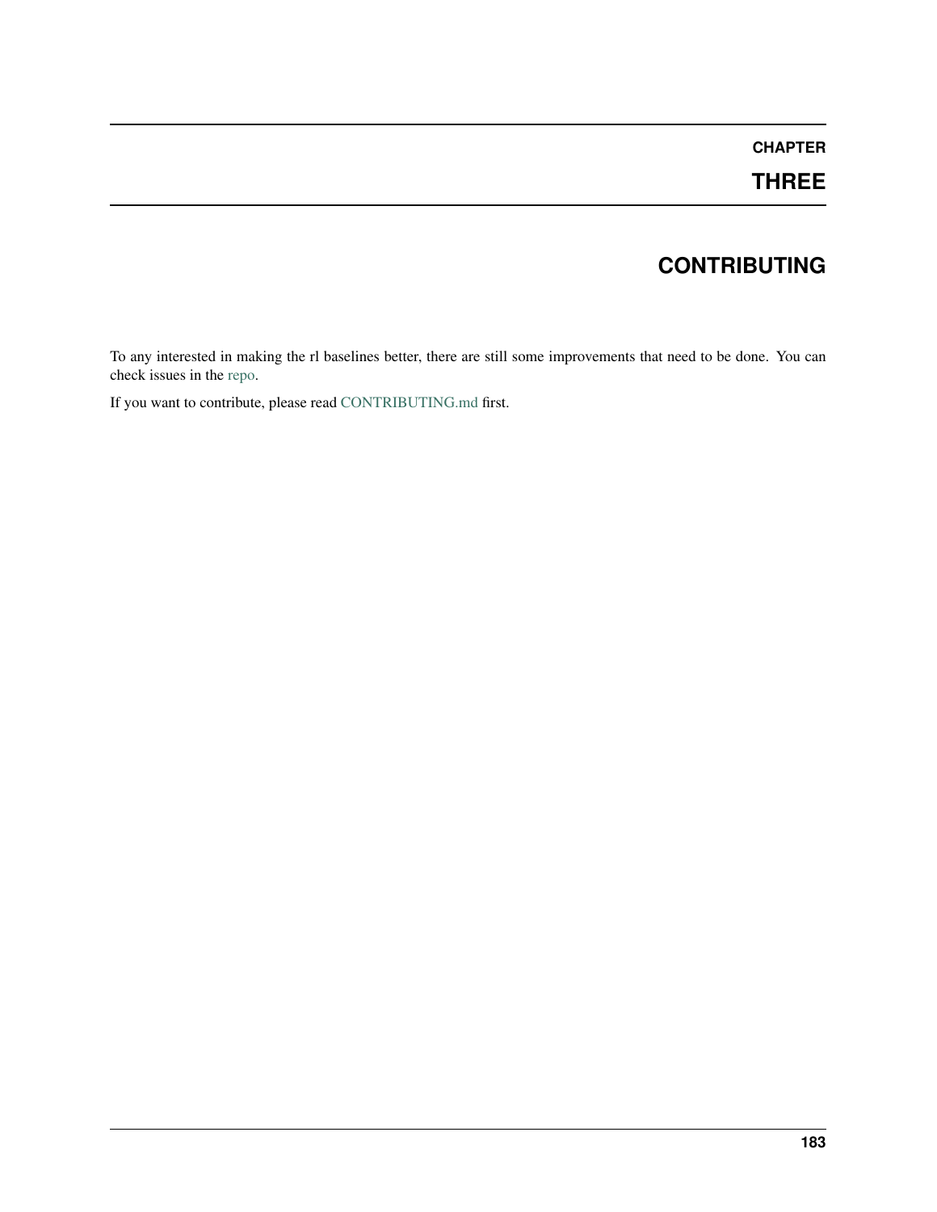# CHAPTER THREE

# CONTRIBUTING

To any interested in making the rl baselines better, there are still some improvements that need to be done. You can check issues in the repo.

If you want to contribute, please read CONTRIBUTING.md first.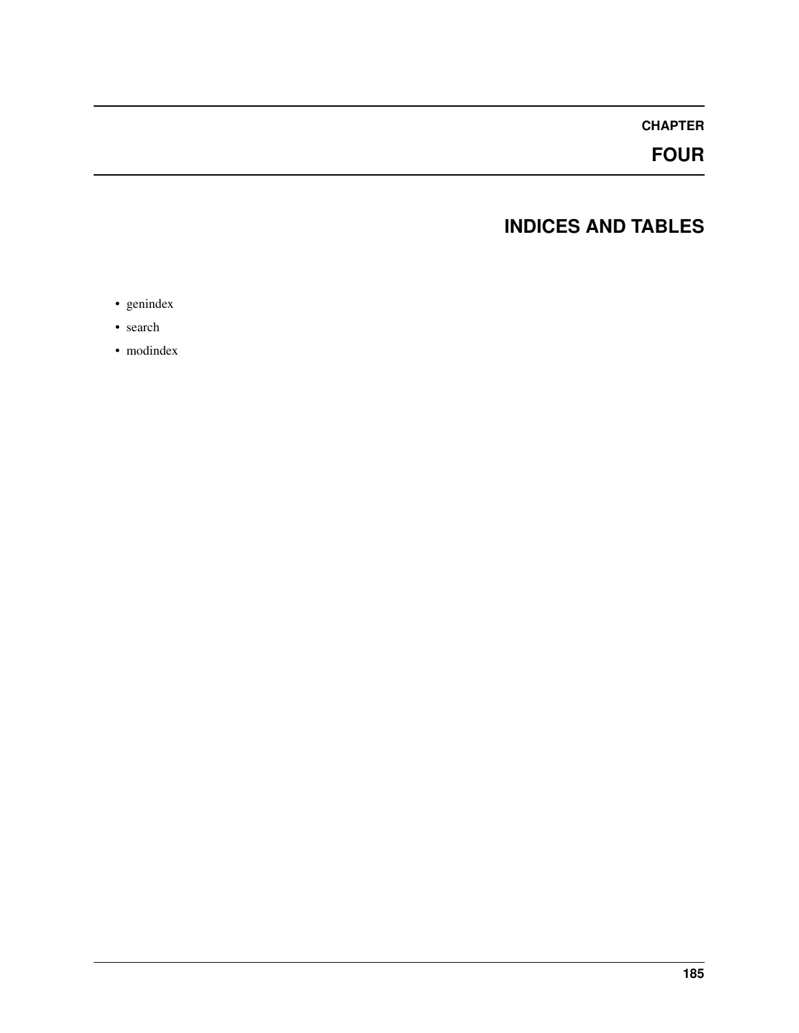# CHAPTER FOUR

# INDICES AND TABLES

- genindex
- search
- modindex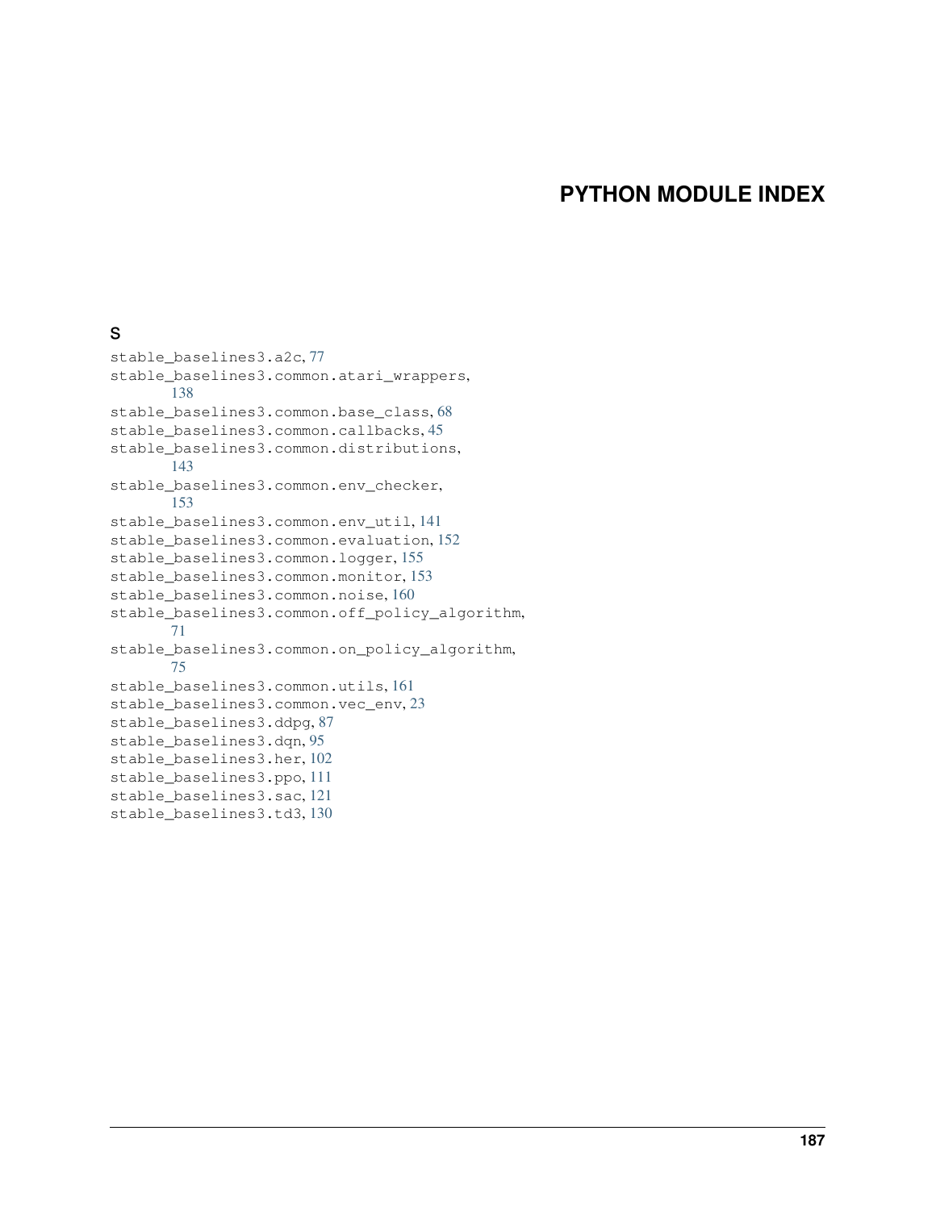# PYTHON MODULE INDEX

## S

stable_baselines3.a2c, 77
stable_baselines3.common.atari_wrappers, 138
stable_baselines3.common.base_class, 68
stable_baselines3.common.callbacks, 45
stable_baselines3.common.distributions, 143
stable_baselines3.common.env_checker, 153
stable_baselines3.common.env_util, 141
stable_baselines3.common.evaluation, 152
stable_baselines3.common.logger, 155
stable_baselines3.common.monitor, 153
stable_baselines3.common.noise, 160
stable_baselines3.common.off_policy_algorithm, 71
stable_baselines3.common.on_policy_algorithm, 75
stable_baselines3.common.utils, 161
stable_baselines3.common.vec_env, 23
stable_baselines3.ddpg, 87
stable_baselines3.dqn, 95
stable_baselines3.her, 102
stable_baselines3.ppo, 111
stable_baselines3.sac, 121
stable_baselines3.td3, 130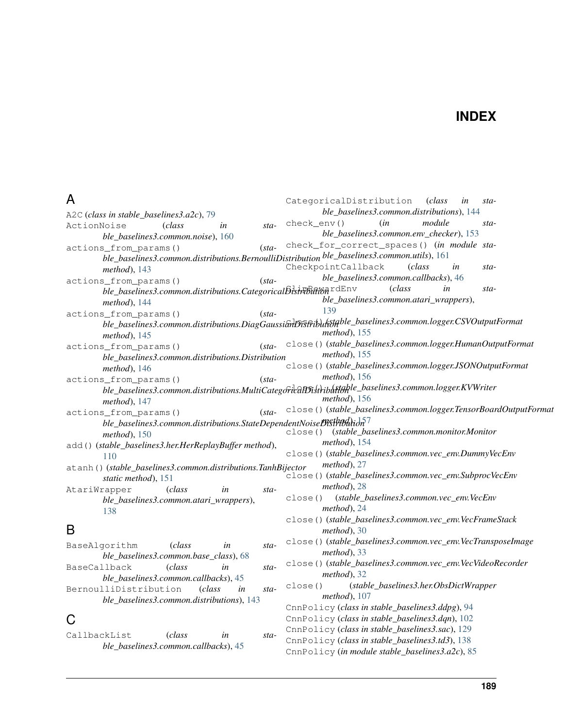# INDEX

## A

A2C (*class in stable_baselines3.a2c*), 79

ActionNoise (*class in stable_baselines3.common.noise*), 160

actions_from_params() (*stable_baselines3.common.distributions.BernoulliDistribution method*), 143

actions_from_params() (*stable_baselines3.common.distributions.CategoricalDistribution method*), 144

actions_from_params() (*stable_baselines3.common.distributions.DiagGaussianDistribution method*), 145

actions_from_params() (*stable_baselines3.common.distributions.Distribution method*), 146

actions_from_params() (*stable_baselines3.common.distributions.MultiCategoricalDistribution method*), 147

actions_from_params() (*stable_baselines3.common.distributions.StateDependentNoiseDistribution method*), 150

add() (*stable_baselines3.her.HerReplayBuffer method*), 110

atanh() (*stable_baselines3.common.distributions.TanhBijector static method*), 151

AtariWrapper (*class in stable_baselines3.common.atari_wrappers*), 138

## B

BaseAlgorithm (*class in stable_baselines3.common.base_class*), 68

BaseCallback (*class in stable_baselines3.common.callbacks*), 45

BernoulliDistribution (*class in stable_baselines3.common.distributions*), 143

## C

CallbackList (*class in stable_baselines3.common.callbacks*), 45

CategoricalDistribution (*class in stable_baselines3.common.distributions*), 144

check_env() (*in module stable_baselines3.common.env_checker*), 153

check_for_correct_spaces() (*in module stable_baselines3.common.utils*), 161

CheckpointCallback (*class in stable_baselines3.common.callbacks*), 46

ClipRewardEnv (*class in stable_baselines3.common.atari_wrappers*), 139

close() (*stable_baselines3.common.logger.CSVOutputFormat method*), 155

close() (*stable_baselines3.common.logger.HumanOutputFormat method*), 155

close() (*stable_baselines3.common.logger.JSONOutputFormat method*), 156

close() (*stable_baselines3.common.logger.KVWriter method*), 156

close() (*stable_baselines3.common.logger.TensorBoardOutputFormat method*), 157

close() (*stable_baselines3.common.monitor.Monitor method*), 154

close() (*stable_baselines3.common.vec_env.DummyVecEnv method*), 27

close() (*stable_baselines3.common.vec_env.SubprocVecEnv method*), 28

close() (*stable_baselines3.common.vec_env.VecEnv method*), 24

close() (*stable_baselines3.common.vec_env.VecFrameStack method*), 30

close() (*stable_baselines3.common.vec_env.VecTransposeImage method*), 33

close() (*stable_baselines3.common.vec_env.VecVideoRecorder method*), 32

close() (*stable_baselines3.her.ObsDictWrapper method*), 107

CnnPolicy (*class in stable_baselines3.ddpg*), 94

CnnPolicy (*class in stable_baselines3.dqn*), 102

CnnPolicy (*class in stable_baselines3.sac*), 129

CnnPolicy (*class in stable_baselines3.td3*), 138

CnnPolicy (*in module stable_baselines3.a2c*), 85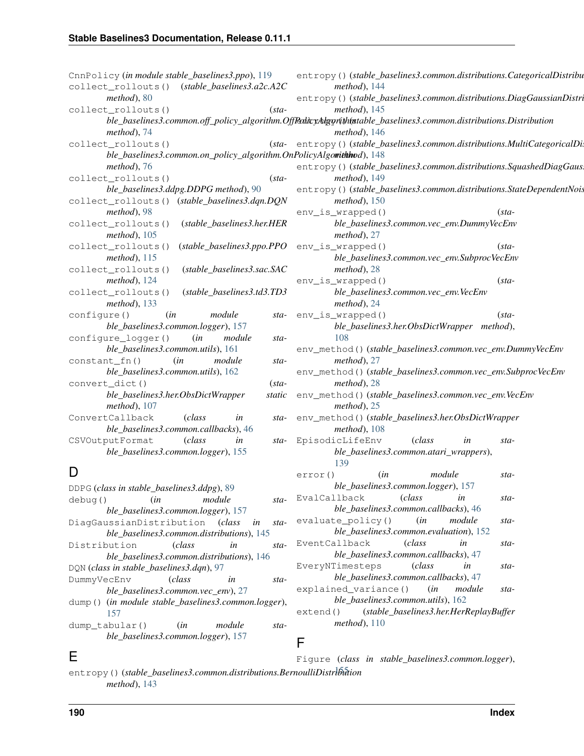CnnPolicy (*in module stable_baselines3.ppo*), 119
collect_rollouts() (*stable_baselines3.a2c.A2C method*), 80
collect_rollouts() (*stable_baselines3.common.off_policy_algorithm.OffPolicyAlgorithm method*), 74
collect_rollouts() (*stable_baselines3.common.on_policy_algorithm.OnPolicyAlgorithm method*), 76
collect_rollouts() (*stable_baselines3.ddpg.DDPG method*), 90
collect_rollouts() (*stable_baselines3.dqn.DQN method*), 98
collect_rollouts() (*stable_baselines3.her.HER method*), 105
collect_rollouts() (*stable_baselines3.ppo.PPO method*), 115
collect_rollouts() (*stable_baselines3.sac.SAC method*), 124
collect_rollouts() (*stable_baselines3.td3.TD3 method*), 133
configure() (*in module stable_baselines3.common.logger*), 157
configure_logger() (*in module stable_baselines3.common.utils*), 161
constant_fn() (*in module stable_baselines3.common.utils*), 162
convert_dict() (*stable_baselines3.her.ObsDictWrapper static method*), 107
ConvertCallback (*class in stable_baselines3.common.callbacks*), 46
CSVOutputFormat (*class in stable_baselines3.common.logger*), 155

# D

DDPG (*class in stable_baselines3.ddpg*), 89
debug() (*in module stable_baselines3.common.logger*), 157
DiagGaussianDistribution (*class in stable_baselines3.common.distributions*), 145
Distribution (*class in stable_baselines3.common.distributions*), 146
DQN (*class in stable_baselines3.dqn*), 97
DummyVecEnv (*class in stable_baselines3.common.vec_env*), 27
dump() (*in module stable_baselines3.common.logger*), 157
dump_tabular() (*in module stable_baselines3.common.logger*), 157

# E

entropy() (*stable_baselines3.common.distributions.BernoulliDistribution method*), 143
entropy() (*stable_baselines3.common.distributions.CategoricalDistribution method*), 144
entropy() (*stable_baselines3.common.distributions.DiagGaussianDistribution method*), 145
entropy() (*stable_baselines3.common.distributions.Distribution method*), 146
entropy() (*stable_baselines3.common.distributions.MultiCategoricalDistribution method*), 148
entropy() (*stable_baselines3.common.distributions.SquashedDiagGaussianDistribution method*), 149
entropy() (*stable_baselines3.common.distributions.StateDependentNoiseDistribution method*), 150
env_is_wrapped() (*stable_baselines3.common.vec_env.DummyVecEnv method*), 27
env_is_wrapped() (*stable_baselines3.common.vec_env.SubprocVecEnv method*), 28
env_is_wrapped() (*stable_baselines3.common.vec_env.VecEnv method*), 24
env_is_wrapped() (*stable_baselines3.her.ObsDictWrapper method*), 108
env_method() (*stable_baselines3.common.vec_env.DummyVecEnv method*), 27
env_method() (*stable_baselines3.common.vec_env.SubprocVecEnv method*), 28
env_method() (*stable_baselines3.common.vec_env.VecEnv method*), 25
env_method() (*stable_baselines3.her.ObsDictWrapper method*), 108
EpisodicLifeEnv (*class in stable_baselines3.common.atari_wrappers*), 139
error() (*in module stable_baselines3.common.logger*), 157
EvalCallback (*class in stable_baselines3.common.callbacks*), 46
evaluate_policy() (*in module stable_baselines3.common.evaluation*), 152
EventCallback (*class in stable_baselines3.common.callbacks*), 47
EveryNTimesteps (*class in stable_baselines3.common.callbacks*), 47
explained_variance() (*in module stable_baselines3.common.utils*), 162
extend() (*stable_baselines3.her.HerReplayBuffer method*), 110

# F

Figure (*class in stable_baselines3.common.logger*), 155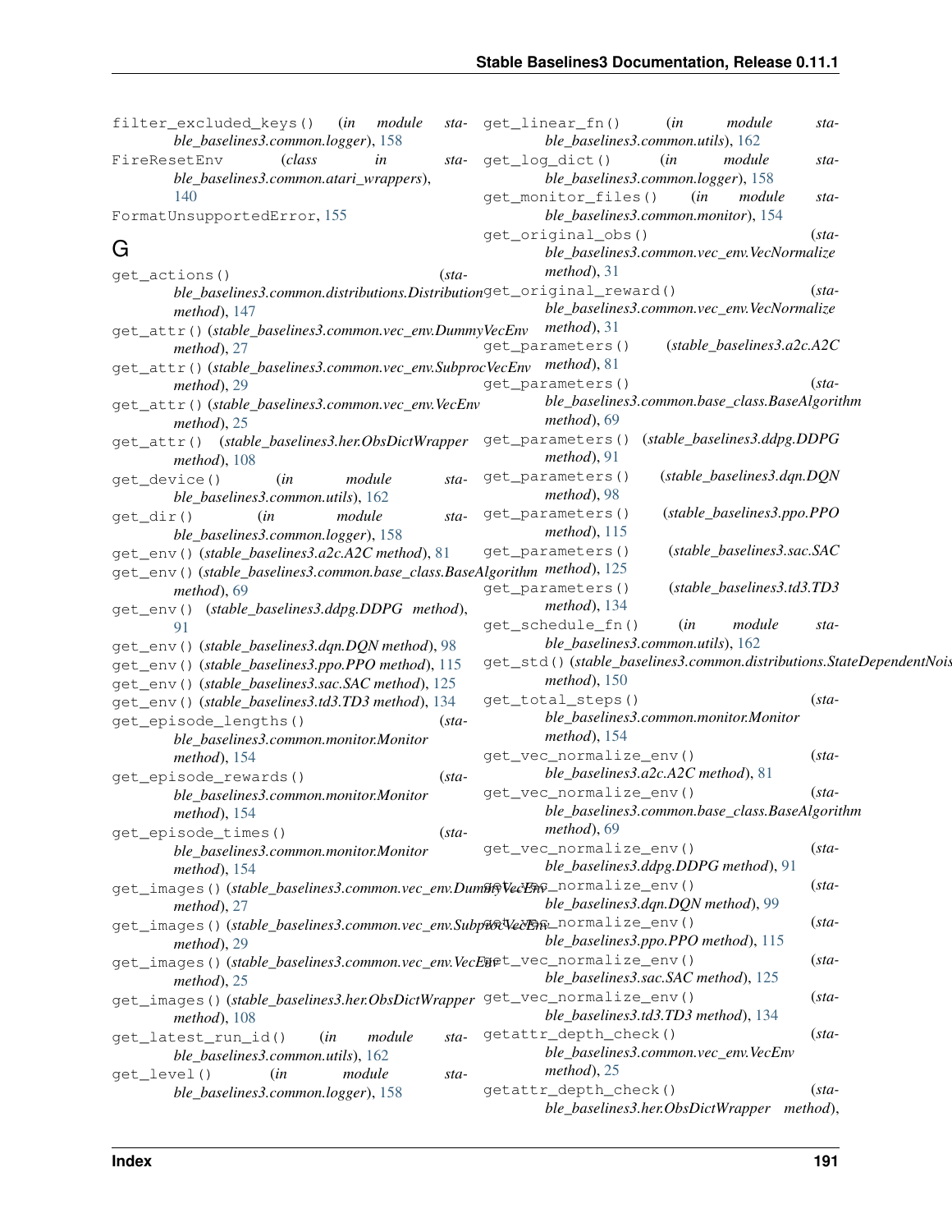filter_excluded_keys() (*in module stable_baselines3.common.logger*), 158
FireResetEnv (*class in stable_baselines3.common.atari_wrappers*), 140
FormatUnsupportedError, 155

## G

get_actions() (*stable_baselines3.common.distributions.Distribution method*), 147
get_attr() (*stable_baselines3.common.vec_env.DummyVecEnv method*), 27
get_attr() (*stable_baselines3.common.vec_env.SubprocVecEnv method*), 29
get_attr() (*stable_baselines3.common.vec_env.VecEnv method*), 25
get_attr() (*stable_baselines3.her.ObsDictWrapper method*), 108
get_device() (*in module stable_baselines3.common.utils*), 162
get_dir() (*in module stable_baselines3.common.logger*), 158
get_env() (*stable_baselines3.a2c.A2C method*), 81
get_env() (*stable_baselines3.common.base_class.BaseAlgorithm method*), 69
get_env() (*stable_baselines3.ddpg.DDPG method*), 91
get_env() (*stable_baselines3.dqn.DQN method*), 98
get_env() (*stable_baselines3.ppo.PPO method*), 115
get_env() (*stable_baselines3.sac.SAC method*), 125
get_env() (*stable_baselines3.td3.TD3 method*), 134
get_episode_lengths() (*stable_baselines3.common.monitor.Monitor method*), 154
get_episode_rewards() (*stable_baselines3.common.monitor.Monitor method*), 154
get_episode_times() (*stable_baselines3.common.monitor.Monitor method*), 154
get_images() (*stable_baselines3.common.vec_env.DummyVecEnv method*), 27
get_images() (*stable_baselines3.common.vec_env.SubprocVecEnv method*), 29
get_images() (*stable_baselines3.common.vec_env.VecEnv method*), 25
get_images() (*stable_baselines3.her.ObsDictWrapper method*), 108
get_latest_run_id() (*in module stable_baselines3.common.utils*), 162
get_level() (*in module stable_baselines3.common.logger*), 158
get_linear_fn() (*in module stable_baselines3.common.utils*), 162
get_log_dict() (*in module stable_baselines3.common.logger*), 158
get_monitor_files() (*in module stable_baselines3.common.monitor*), 154
get_original_obs() (*stable_baselines3.common.vec_env.VecNormalize method*), 31
get_original_reward() (*stable_baselines3.common.vec_env.VecNormalize method*), 31
get_parameters() (*stable_baselines3.a2c.A2C method*), 81
get_parameters() (*stable_baselines3.common.base_class.BaseAlgorithm method*), 69
get_parameters() (*stable_baselines3.ddpg.DDPG method*), 91
get_parameters() (*stable_baselines3.dqn.DQN method*), 98
get_parameters() (*stable_baselines3.ppo.PPO method*), 115
get_parameters() (*stable_baselines3.sac.SAC method*), 125
get_parameters() (*stable_baselines3.td3.TD3 method*), 134
get_schedule_fn() (*in module stable_baselines3.common.utils*), 162
get_std() (*stable_baselines3.common.distributions.StateDependentNoiseDistribution method*), 150
get_total_steps() (*stable_baselines3.common.monitor.Monitor method*), 154
get_vec_normalize_env() (*stable_baselines3.a2c.A2C method*), 81
get_vec_normalize_env() (*stable_baselines3.common.base_class.BaseAlgorithm method*), 69
get_vec_normalize_env() (*stable_baselines3.ddpg.DDPG method*), 91
get_vec_normalize_env() (*stable_baselines3.dqn.DQN method*), 99
get_vec_normalize_env() (*stable_baselines3.ppo.PPO method*), 115
get_vec_normalize_env() (*stable_baselines3.sac.SAC method*), 125
get_vec_normalize_env() (*stable_baselines3.td3.TD3 method*), 134
getattr_depth_check() (*stable_baselines3.common.vec_env.VecEnv method*), 25
getattr_depth_check() (*stable_baselines3.her.ObsDictWrapper method*),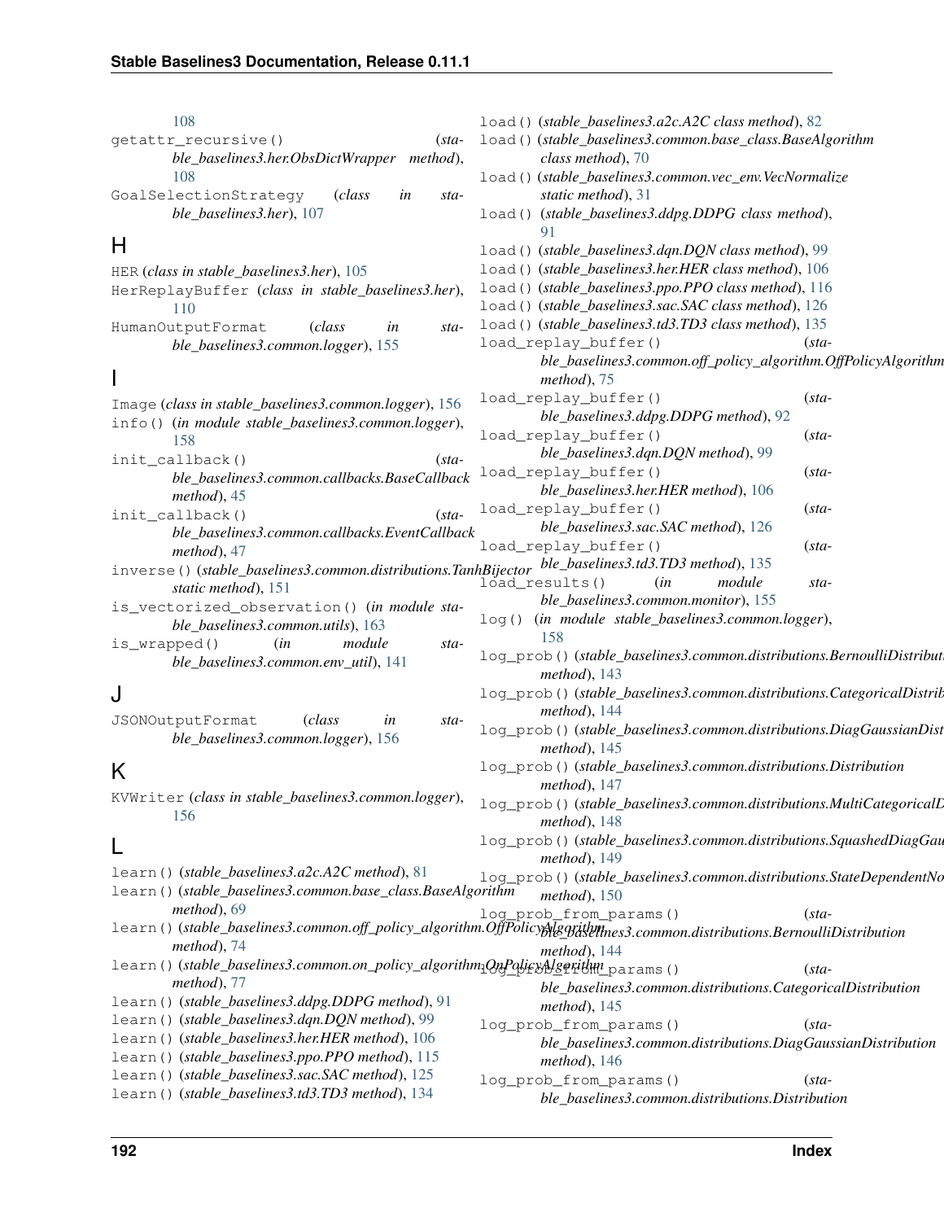108

getattr_recursive() (*stable_baselines3.her.ObsDictWrapper method*), 108

GoalSelectionStrategy (*class in stable_baselines3.her*), 107

## H

HER (*class in stable_baselines3.her*), 105

HerReplayBuffer (*class in stable_baselines3.her*), 110

HumanOutputFormat (*class in stable_baselines3.common.logger*), 155

## I

Image (*class in stable_baselines3.common.logger*), 156

info() (*in module stable_baselines3.common.logger*), 158

init_callback() (*stable_baselines3.common.callbacks.BaseCallback method*), 45

init_callback() (*stable_baselines3.common.callbacks.EventCallback method*), 47

inverse() (*stable_baselines3.common.distributions.TanhBijector static method*), 151

is_vectorized_observation() (*in module stable_baselines3.common.utils*), 163

is_wrapped() (*in module stable_baselines3.common.env_util*), 141

## J

JSONOutputFormat (*class in stable_baselines3.common.logger*), 156

## K

KVWriter (*class in stable_baselines3.common.logger*), 156

## L

learn() (*stable_baselines3.a2c.A2C method*), 81

learn() (*stable_baselines3.common.base_class.BaseAlgorithm method*), 69

learn() (*stable_baselines3.common.off_policy_algorithm.OffPolicyAlgorithm method*), 74

learn() (*stable_baselines3.common.on_policy_algorithm.OnPolicyAlgorithm method*), 77

learn() (*stable_baselines3.ddpg.DDPG method*), 91

learn() (*stable_baselines3.dqn.DQN method*), 99

learn() (*stable_baselines3.her.HER method*), 106

learn() (*stable_baselines3.ppo.PPO method*), 115

learn() (*stable_baselines3.sac.SAC method*), 125

learn() (*stable_baselines3.td3.TD3 method*), 134

load() (*stable_baselines3.a2c.A2C class method*), 82

load() (*stable_baselines3.common.base_class.BaseAlgorithm class method*), 70

load() (*stable_baselines3.common.vec_env.VecNormalize static method*), 31

load() (*stable_baselines3.ddpg.DDPG class method*), 91

load() (*stable_baselines3.dqn.DQN class method*), 99

load() (*stable_baselines3.her.HER class method*), 106

load() (*stable_baselines3.ppo.PPO class method*), 116

load() (*stable_baselines3.sac.SAC class method*), 126

load() (*stable_baselines3.td3.TD3 class method*), 135

load_replay_buffer() (*stable_baselines3.common.off_policy_algorithm.OffPolicyAlgorithm method*), 75

load_replay_buffer() (*stable_baselines3.ddpg.DDPG method*), 92

load_replay_buffer() (*stable_baselines3.dqn.DQN method*), 99

load_replay_buffer() (*stable_baselines3.her.HER method*), 106

load_replay_buffer() (*stable_baselines3.sac.SAC method*), 126

load_replay_buffer() (*stable_baselines3.td3.TD3 method*), 135

load_results() (*in module stable_baselines3.common.monitor*), 155

log() (*in module stable_baselines3.common.logger*), 158

log_prob() (*stable_baselines3.common.distributions.BernoulliDistribution method*), 143

log_prob() (*stable_baselines3.common.distributions.CategoricalDistribution method*), 144

log_prob() (*stable_baselines3.common.distributions.DiagGaussianDistribution method*), 145

log_prob() (*stable_baselines3.common.distributions.Distribution method*), 147

log_prob() (*stable_baselines3.common.distributions.MultiCategoricalDistribution method*), 148

log_prob() (*stable_baselines3.common.distributions.SquashedDiagGaussianDistribution method*), 149

log_prob() (*stable_baselines3.common.distributions.StateDependentNoiseDistribution method*), 150

log_prob_from_params() (*stable_baselines3.common.distributions.BernoulliDistribution method*), 144

log_prob_from_params() (*stable_baselines3.common.distributions.CategoricalDistribution method*), 145

log_prob_from_params() (*stable_baselines3.common.distributions.DiagGaussianDistribution method*), 146

log_prob_from_params() (*stable_baselines3.common.distributions.Distribution*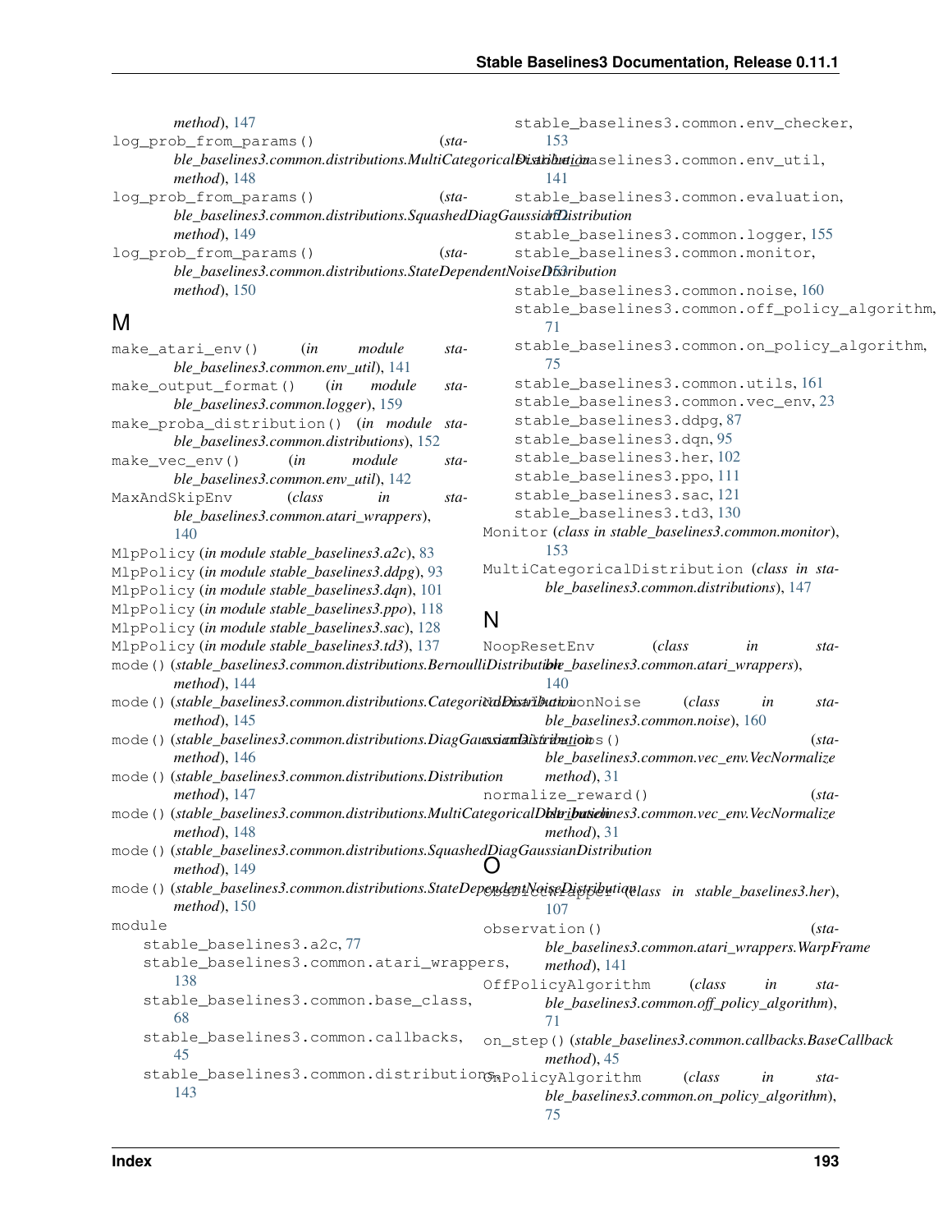*method*), 147

log_prob_from_params() (*stable_baselines3.common.distributions.MultiCategoricalDistribution method*), 148

log_prob_from_params() (*stable_baselines3.common.distributions.SquashedDiagGaussianDistribution method*), 149

log_prob_from_params() (*stable_baselines3.common.distributions.StateDependentNoiseDistribution method*), 150

## M

make_atari_env() (*in module stable_baselines3.common.env_util*), 141

make_output_format() (*in module stable_baselines3.common.logger*), 159

make_proba_distribution() (*in module stable_baselines3.common.distributions*), 152

make_vec_env() (*in module stable_baselines3.common.env_util*), 142

MaxAndSkipEnv (*class in stable_baselines3.common.atari_wrappers*), 140

MlpPolicy (*in module stable_baselines3.a2c*), 83

MlpPolicy (*in module stable_baselines3.ddpg*), 93

MlpPolicy (*in module stable_baselines3.dqn*), 101

MlpPolicy (*in module stable_baselines3.ppo*), 118

MlpPolicy (*in module stable_baselines3.sac*), 128

MlpPolicy (*in module stable_baselines3.td3*), 137

mode() (*stable_baselines3.common.distributions.BernoulliDistribution method*), 144

mode() (*stable_baselines3.common.distributions.CategoricalDistribution method*), 145

mode() (*stable_baselines3.common.distributions.DiagGaussianDistribution method*), 146

mode() (*stable_baselines3.common.distributions.Distribution method*), 147

mode() (*stable_baselines3.common.distributions.MultiCategoricalDistribution method*), 148

mode() (*stable_baselines3.common.distributions.SquashedDiagGaussianDistribution method*), 149

mode() (*stable_baselines3.common.distributions.StateDependentNoiseDistribution method*), 150

module
- stable_baselines3.a2c, 77
- stable_baselines3.common.atari_wrappers, 138
- stable_baselines3.common.base_class, 68
- stable_baselines3.common.callbacks, 45
- stable_baselines3.common.distributions, 143
- stable_baselines3.common.env_checker, 153
- stable_baselines3.common.env_util, 141
- stable_baselines3.common.evaluation, 152
- stable_baselines3.common.logger, 155
- stable_baselines3.common.monitor, 153
- stable_baselines3.common.noise, 160
- stable_baselines3.common.off_policy_algorithm, 71
- stable_baselines3.common.on_policy_algorithm, 75
- stable_baselines3.common.utils, 161
- stable_baselines3.common.vec_env, 23
- stable_baselines3.ddpg, 87
- stable_baselines3.dqn, 95
- stable_baselines3.her, 102
- stable_baselines3.ppo, 111
- stable_baselines3.sac, 121
- stable_baselines3.td3, 130

Monitor (*class in stable_baselines3.common.monitor*), 153

MultiCategoricalDistribution (*class in stable_baselines3.common.distributions*), 147

## N

NoopResetEnv (*class in stable_baselines3.common.atari_wrappers*), 140

NormalActionNoise (*class in stable_baselines3.common.noise*), 160

normalize_obs() (*stable_baselines3.common.vec_env.VecNormalize method*), 31

normalize_reward() (*stable_baselines3.common.vec_env.VecNormalize method*), 31

## O

ObsDictWrapper (*class in stable_baselines3.her*), 107

observation() (*stable_baselines3.common.atari_wrappers.WarpFrame method*), 141

OffPolicyAlgorithm (*class in stable_baselines3.common.off_policy_algorithm*), 71

on_step() (*stable_baselines3.common.callbacks.BaseCallback method*), 45

OnPolicyAlgorithm (*class in stable_baselines3.common.on_policy_algorithm*), 75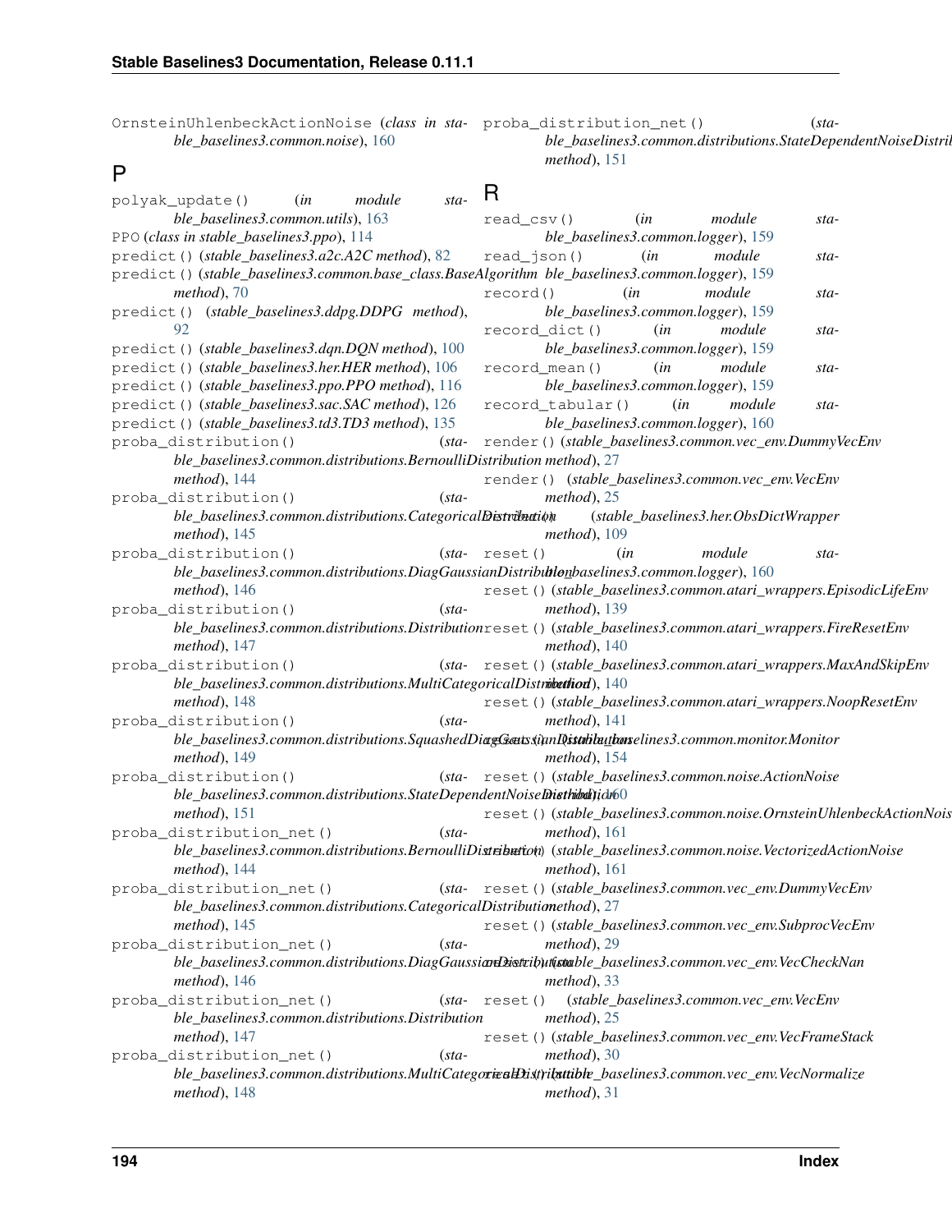OrnsteinUhlenbeckActionNoise (*class in stable_baselines3.common.noise*), 160

## P

polyak_update() (*in module stable_baselines3.common.utils*), 163

PPO (*class in stable_baselines3.ppo*), 114

predict() (*stable_baselines3.a2c.A2C method*), 82

predict() (*stable_baselines3.common.base_class.BaseAlgorithm method*), 70

predict() (*stable_baselines3.ddpg.DDPG method*), 92

predict() (*stable_baselines3.dqn.DQN method*), 100

predict() (*stable_baselines3.her.HER method*), 106

predict() (*stable_baselines3.ppo.PPO method*), 116

predict() (*stable_baselines3.sac.SAC method*), 126

predict() (*stable_baselines3.td3.TD3 method*), 135

proba_distribution() (*stable_baselines3.common.distributions.BernoulliDistribution method*), 144

proba_distribution() (*stable_baselines3.common.distributions.CategoricalDistribution method*), 145

proba_distribution() (*stable_baselines3.common.distributions.DiagGaussianDistribution method*), 146

proba_distribution() (*stable_baselines3.common.distributions.Distribution method*), 147

proba_distribution() (*stable_baselines3.common.distributions.MultiCategoricalDistribution method*), 148

proba_distribution() (*stable_baselines3.common.distributions.SquashedDiagGaussianDistribution method*), 149

proba_distribution() (*stable_baselines3.common.distributions.StateDependentNoiseDistribution method*), 151

proba_distribution_net() (*stable_baselines3.common.distributions.BernoulliDistribution method*), 144

proba_distribution_net() (*stable_baselines3.common.distributions.CategoricalDistribution method*), 145

proba_distribution_net() (*stable_baselines3.common.distributions.DiagGaussianDistribution method*), 146

proba_distribution_net() (*stable_baselines3.common.distributions.Distribution method*), 147

proba_distribution_net() (*stable_baselines3.common.distributions.MultiCategoricalDistribution method*), 148

proba_distribution_net() (*stable_baselines3.common.distributions.StateDependentNoiseDistribution method*), 151

## R

read_csv() (*in module stable_baselines3.common.logger*), 159

read_json() (*in module stable_baselines3.common.logger*), 159

record() (*in module stable_baselines3.common.logger*), 159

record_dict() (*in module stable_baselines3.common.logger*), 159

record_mean() (*in module stable_baselines3.common.logger*), 159

record_tabular() (*in module stable_baselines3.common.logger*), 160

render() (*stable_baselines3.common.vec_env.DummyVecEnv method*), 27

render() (*stable_baselines3.common.vec_env.VecEnv method*), 25

reset() (*stable_baselines3.her.ObsDictWrapper method*), 109

reset() (*in module stable_baselines3.common.logger*), 160

reset() (*stable_baselines3.common.atari_wrappers.EpisodicLifeEnv method*), 139

reset() (*stable_baselines3.common.atari_wrappers.FireResetEnv method*), 140

reset() (*stable_baselines3.common.atari_wrappers.MaxAndSkipEnv method*), 140

reset() (*stable_baselines3.common.atari_wrappers.NoopResetEnv method*), 141

reset() (*stable_baselines3.common.monitor.Monitor method*), 154

reset() (*stable_baselines3.common.noise.ActionNoise method*), 160

reset() (*stable_baselines3.common.noise.OrnsteinUhlenbeckActionNoise method*), 161

reset() (*stable_baselines3.common.noise.VectorizedActionNoise method*), 161

reset() (*stable_baselines3.common.vec_env.DummyVecEnv method*), 27

reset() (*stable_baselines3.common.vec_env.SubprocVecEnv method*), 29

reset() (*stable_baselines3.common.vec_env.VecCheckNan method*), 33

reset() (*stable_baselines3.common.vec_env.VecEnv method*), 25

reset() (*stable_baselines3.common.vec_env.VecFrameStack method*), 30

reset() (*stable_baselines3.common.vec_env.VecNormalize method*), 31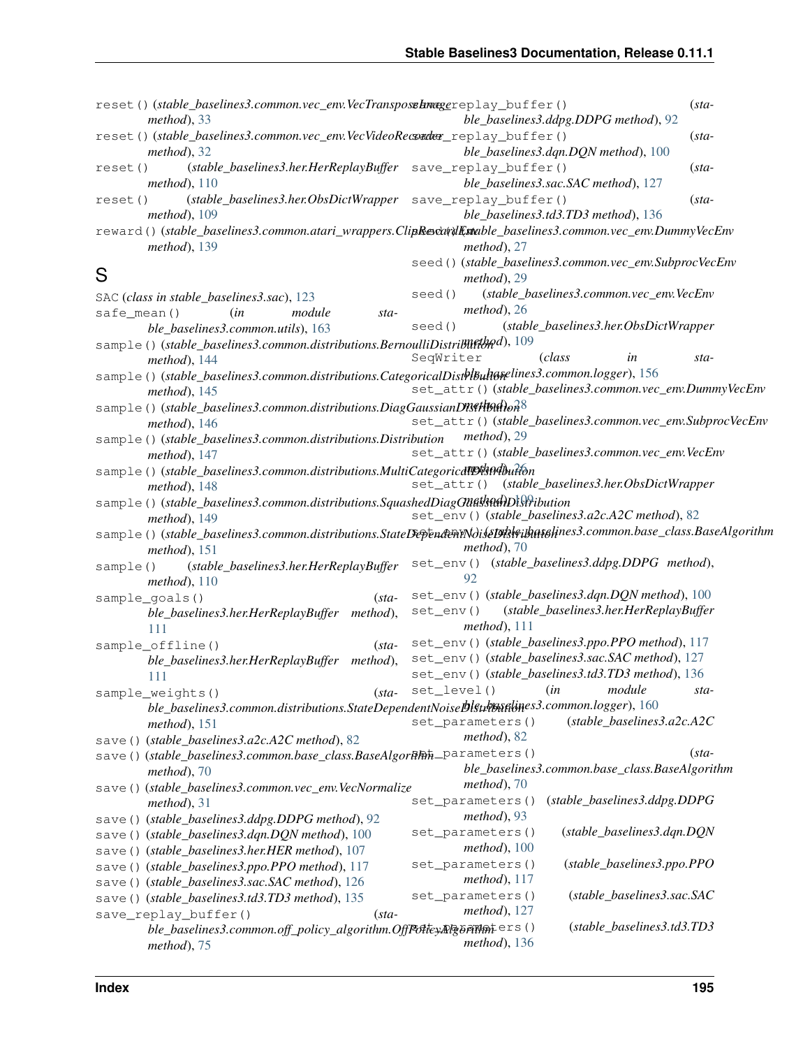reset() (*stable_baselines3.common.vec_env.VecTransposeImage method*), 33
reset() (*stable_baselines3.common.vec_env.VecVideoRecorder method*), 32
reset() (*stable_baselines3.her.HerReplayBuffer method*), 110
reset() (*stable_baselines3.her.ObsDictWrapper method*), 109
reward() (*stable_baselines3.common.atari_wrappers.ClipRewardEnv method*), 139

## S

SAC (*class in stable_baselines3.sac*), 123
safe_mean() (*in module stable_baselines3.common.utils*), 163
sample() (*stable_baselines3.common.distributions.BernoulliDistribution method*), 144
sample() (*stable_baselines3.common.distributions.CategoricalDistribution method*), 145
sample() (*stable_baselines3.common.distributions.DiagGaussianDistribution method*), 146
sample() (*stable_baselines3.common.distributions.Distribution method*), 147
sample() (*stable_baselines3.common.distributions.MultiCategoricalDistribution method*), 148
sample() (*stable_baselines3.common.distributions.SquashedDiagGaussianDistribution method*), 149
sample() (*stable_baselines3.common.distributions.StateDependentNoiseDistribution method*), 151
sample() (*stable_baselines3.her.HerReplayBuffer method*), 110
sample_goals() (*stable_baselines3.her.HerReplayBuffer method*), 111
sample_offline() (*stable_baselines3.her.HerReplayBuffer method*), 111
sample_weights() (*stable_baselines3.common.distributions.StateDependentNoiseDistribution method*), 151
save() (*stable_baselines3.a2c.A2C method*), 82
save() (*stable_baselines3.common.base_class.BaseAlgorithm method*), 70
save() (*stable_baselines3.common.vec_env.VecNormalize method*), 31
save() (*stable_baselines3.ddpg.DDPG method*), 92
save() (*stable_baselines3.dqn.DQN method*), 100
save() (*stable_baselines3.her.HER method*), 107
save() (*stable_baselines3.ppo.PPO method*), 117
save() (*stable_baselines3.sac.SAC method*), 126
save() (*stable_baselines3.td3.TD3 method*), 135
save_replay_buffer() (*stable_baselines3.common.off_policy_algorithm.OffPolicyAlgorithm method*), 75
save_replay_buffer() (*stable_baselines3.ddpg.DDPG method*), 92
save_replay_buffer() (*stable_baselines3.dqn.DQN method*), 100
save_replay_buffer() (*stable_baselines3.sac.SAC method*), 127
save_replay_buffer() (*stable_baselines3.td3.TD3 method*), 136
seed() (*stable_baselines3.common.vec_env.DummyVecEnv method*), 27
seed() (*stable_baselines3.common.vec_env.SubprocVecEnv method*), 29
seed() (*stable_baselines3.common.vec_env.VecEnv method*), 26
seed() (*stable_baselines3.her.ObsDictWrapper method*), 109
SeqWriter (*class in stable_baselines3.common.logger*), 156
set_attr() (*stable_baselines3.common.vec_env.DummyVecEnv method*), 28
set_attr() (*stable_baselines3.common.vec_env.SubprocVecEnv method*), 29
set_attr() (*stable_baselines3.common.vec_env.VecEnv method*), 26
set_attr() (*stable_baselines3.her.ObsDictWrapper method*), 109
set_env() (*stable_baselines3.a2c.A2C method*), 82
set_env() (*stable_baselines3.common.base_class.BaseAlgorithm method*), 70
set_env() (*stable_baselines3.ddpg.DDPG method*), 92
set_env() (*stable_baselines3.dqn.DQN method*), 100
set_env() (*stable_baselines3.her.HerReplayBuffer method*), 111
set_env() (*stable_baselines3.ppo.PPO method*), 117
set_env() (*stable_baselines3.sac.SAC method*), 127
set_env() (*stable_baselines3.td3.TD3 method*), 136
set_level() (*in module stable_baselines3.common.logger*), 160
set_parameters() (*stable_baselines3.a2c.A2C method*), 82
set_parameters() (*stable_baselines3.common.base_class.BaseAlgorithm method*), 70
set_parameters() (*stable_baselines3.ddpg.DDPG method*), 93
set_parameters() (*stable_baselines3.dqn.DQN method*), 100
set_parameters() (*stable_baselines3.ppo.PPO method*), 117
set_parameters() (*stable_baselines3.sac.SAC method*), 127
set_parameters() (*stable_baselines3.td3.TD3 method*), 136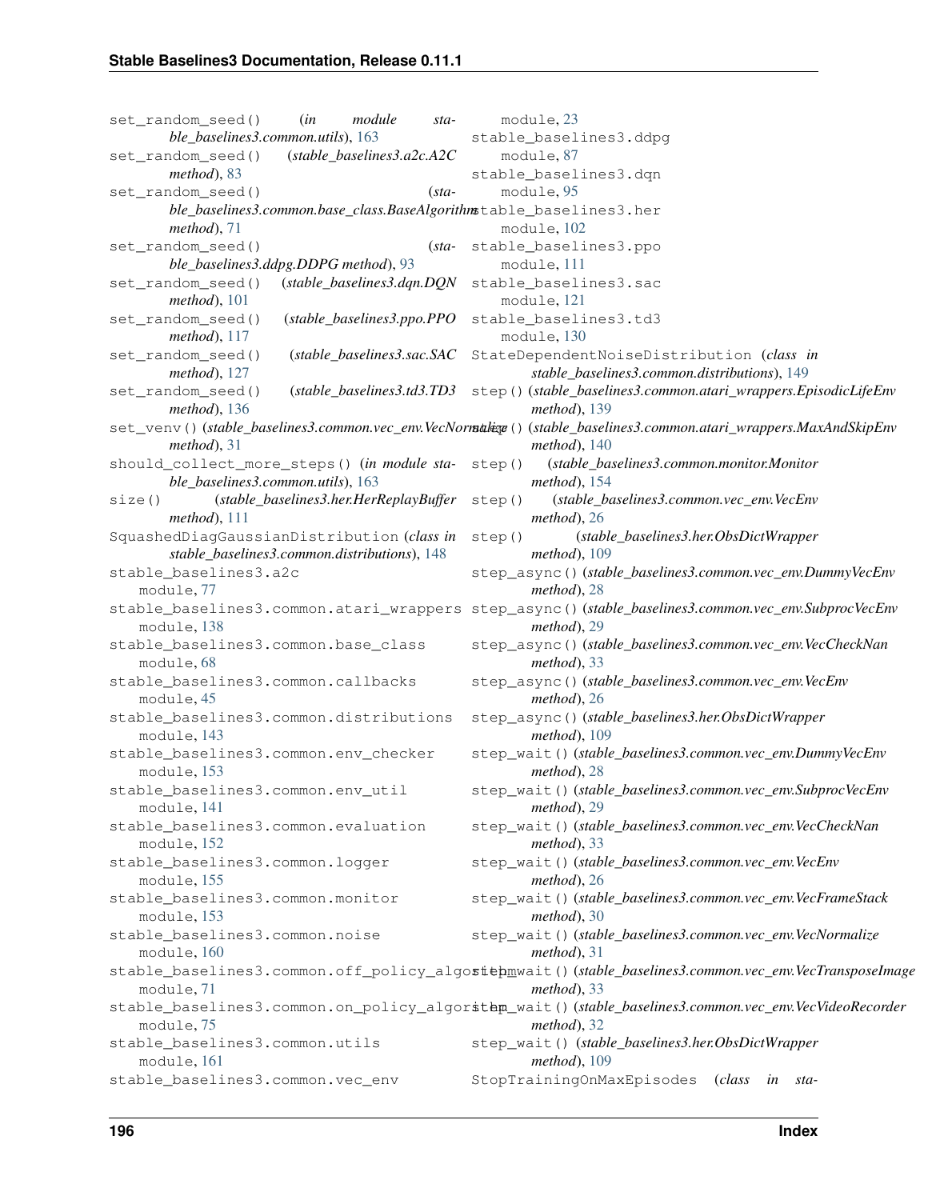set_random_seed() (*in module stable_baselines3.common.utils*), 163
set_random_seed() (*stable_baselines3.a2c.A2C method*), 83
set_random_seed() (*stable_baselines3.common.base_class.BaseAlgorithm method*), 71
set_random_seed() (*stable_baselines3.ddpg.DDPG method*), 93
set_random_seed() (*stable_baselines3.dqn.DQN method*), 101
set_random_seed() (*stable_baselines3.ppo.PPO method*), 117
set_random_seed() (*stable_baselines3.sac.SAC method*), 127
set_random_seed() (*stable_baselines3.td3.TD3 method*), 136
set_venv() (*stable_baselines3.common.vec_env.VecNormalize method*), 31
should_collect_more_steps() (*in module stable_baselines3.common.utils*), 163
size() (*stable_baselines3.her.HerReplayBuffer method*), 111
SquashedDiagGaussianDistribution (*class in stable_baselines3.common.distributions*), 148
stable_baselines3.a2c
    module, 77
stable_baselines3.common.atari_wrappers
    module, 138
stable_baselines3.common.base_class
    module, 68
stable_baselines3.common.callbacks
    module, 45
stable_baselines3.common.distributions
    module, 143
stable_baselines3.common.env_checker
    module, 153
stable_baselines3.common.env_util
    module, 141
stable_baselines3.common.evaluation
    module, 152
stable_baselines3.common.logger
    module, 155
stable_baselines3.common.monitor
    module, 153
stable_baselines3.common.noise
    module, 160
stable_baselines3.common.off_policy_algorithm
    module, 71
stable_baselines3.common.on_policy_algorithm
    module, 75
stable_baselines3.common.utils
    module, 161
stable_baselines3.common.vec_env
    module, 23
stable_baselines3.ddpg
    module, 87
stable_baselines3.dqn
    module, 95
stable_baselines3.her
    module, 102
stable_baselines3.ppo
    module, 111
stable_baselines3.sac
    module, 121
stable_baselines3.td3
    module, 130
StateDependentNoiseDistribution (*class in stable_baselines3.common.distributions*), 149
step() (*stable_baselines3.common.atari_wrappers.EpisodicLifeEnv method*), 139
step() (*stable_baselines3.common.atari_wrappers.MaxAndSkipEnv method*), 140
step() (*stable_baselines3.common.monitor.Monitor method*), 154
step() (*stable_baselines3.common.vec_env.VecEnv method*), 26
step() (*stable_baselines3.her.ObsDictWrapper method*), 109
step_async() (*stable_baselines3.common.vec_env.DummyVecEnv method*), 28
step_async() (*stable_baselines3.common.vec_env.SubprocVecEnv method*), 29
step_async() (*stable_baselines3.common.vec_env.VecCheckNan method*), 33
step_async() (*stable_baselines3.common.vec_env.VecEnv method*), 26
step_async() (*stable_baselines3.her.ObsDictWrapper method*), 109
step_wait() (*stable_baselines3.common.vec_env.DummyVecEnv method*), 28
step_wait() (*stable_baselines3.common.vec_env.SubprocVecEnv method*), 29
step_wait() (*stable_baselines3.common.vec_env.VecCheckNan method*), 33
step_wait() (*stable_baselines3.common.vec_env.VecEnv method*), 26
step_wait() (*stable_baselines3.common.vec_env.VecFrameStack method*), 30
step_wait() (*stable_baselines3.common.vec_env.VecNormalize method*), 31
step_wait() (*stable_baselines3.common.vec_env.VecTransposeImage method*), 33
step_wait() (*stable_baselines3.common.vec_env.VecVideoRecorder method*), 32
step_wait() (*stable_baselines3.her.ObsDictWrapper method*), 109
StopTrainingOnMaxEpisodes (*class in sta-*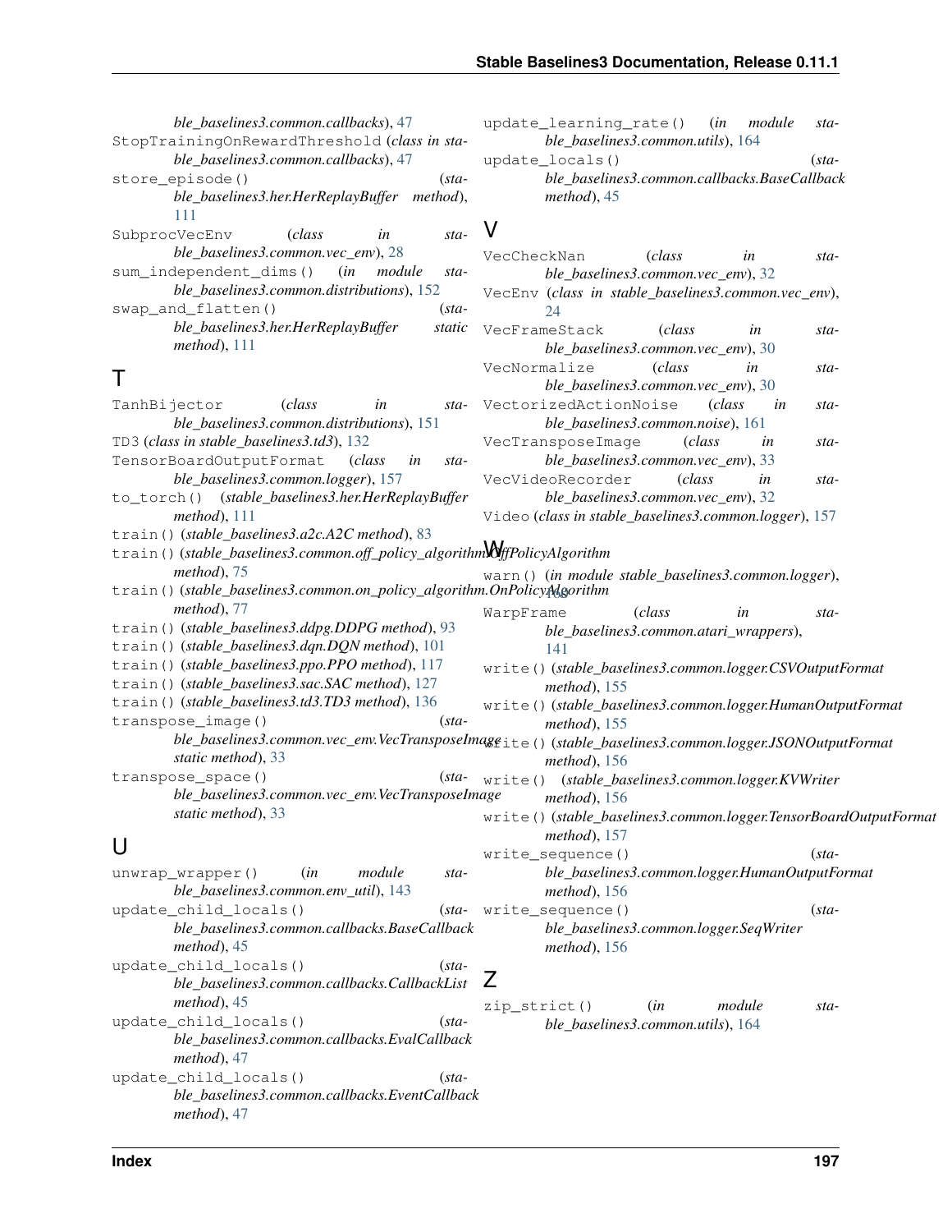ble_baselines3.common.callbacks), 47

StopTrainingOnRewardThreshold (class in stable_baselines3.common.callbacks), 47

store_episode() (stable_baselines3.her.HerReplayBuffer method), 111

SubprocVecEnv (class in stable_baselines3.common.vec_env), 28

sum_independent_dims() (in module stable_baselines3.common.distributions), 152

swap_and_flatten() (stable_baselines3.her.HerReplayBuffer static method), 111

## T

TanhBijector (class in stable_baselines3.common.distributions), 151

TD3 (class in stable_baselines3.td3), 132

TensorBoardOutputFormat (class in stable_baselines3.common.logger), 157

to_torch() (stable_baselines3.her.HerReplayBuffer method), 111

train() (stable_baselines3.a2c.A2C method), 83

train() (stable_baselines3.common.off_policy_algorithm.OffPolicyAlgorithm method), 75

train() (stable_baselines3.common.on_policy_algorithm.OnPolicyAlgorithm method), 77

train() (stable_baselines3.ddpg.DDPG method), 93

train() (stable_baselines3.dqn.DQN method), 101

train() (stable_baselines3.ppo.PPO method), 117

train() (stable_baselines3.sac.SAC method), 127

train() (stable_baselines3.td3.TD3 method), 136

transpose_image() (stable_baselines3.common.vec_env.VecTransposeImage static method), 33

transpose_space() (stable_baselines3.common.vec_env.VecTransposeImage static method), 33

## U

unwrap_wrapper() (in module stable_baselines3.common.env_util), 143

update_child_locals() (stable_baselines3.common.callbacks.BaseCallback method), 45

update_child_locals() (stable_baselines3.common.callbacks.CallbackList method), 45

update_child_locals() (stable_baselines3.common.callbacks.EvalCallback method), 47

update_child_locals() (stable_baselines3.common.callbacks.EventCallback method), 47

update_learning_rate() (in module stable_baselines3.common.utils), 164

update_locals() (stable_baselines3.common.callbacks.BaseCallback method), 45

## V

VecCheckNan (class in stable_baselines3.common.vec_env), 32

VecEnv (class in stable_baselines3.common.vec_env), 24

VecFrameStack (class in stable_baselines3.common.vec_env), 30

VecNormalize (class in stable_baselines3.common.vec_env), 30

VectorizedActionNoise (class in stable_baselines3.common.noise), 161

VecTransposeImage (class in stable_baselines3.common.vec_env), 33

VecVideoRecorder (class in stable_baselines3.common.vec_env), 32

Video (class in stable_baselines3.common.logger), 157

## W

warn() (in module stable_baselines3.common.logger), 155

WarpFrame (class in stable_baselines3.common.atari_wrappers), 141

write() (stable_baselines3.common.logger.CSVOutputFormat method), 155

write() (stable_baselines3.common.logger.HumanOutputFormat method), 155

write() (stable_baselines3.common.logger.JSONOutputFormat method), 156

write() (stable_baselines3.common.logger.KVWriter method), 156

write() (stable_baselines3.common.logger.TensorBoardOutputFormat method), 157

write_sequence() (stable_baselines3.common.logger.HumanOutputFormat method), 156

write_sequence() (stable_baselines3.common.logger.SeqWriter method), 156

## Z

zip_strict() (in module stable_baselines3.common.utils), 164